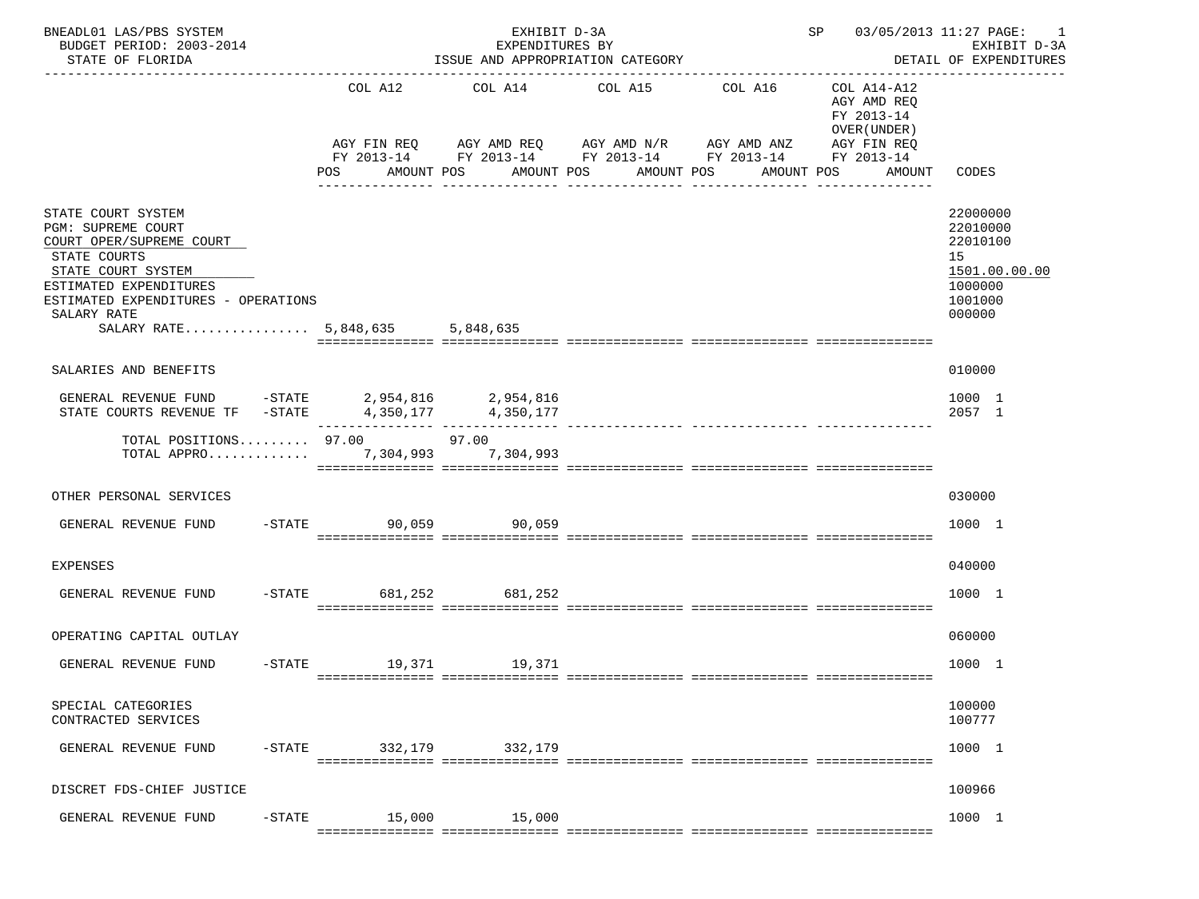BNEADL01 LAS/PBS SYSTEM — EXHIBIT D-3A — SP 03/05/2013 11:27 PAGE: 1
BUDGET PERIOD: 2003-2014 — EXPENDITURES BY — EXHIBIT D-3A
STATE OF FLORIDA — ISSUE AND APPROPRIATION CATEGORY — DETAIL OF EXPENDITURES

| | COL A12 AGY FIN REQ FY 2013-14 POS AMOUNT | COL A14 AGY AMD REQ FY 2013-14 POS AMOUNT | COL A15 AGY AMD N/R FY 2013-14 POS AMOUNT | COL A16 AGY AMD ANZ FY 2013-14 POS AMOUNT | COL A14-A12 AGY AMD REQ FY 2013-14 OVER(UNDER) AGY FIN REQ FY 2013-14 POS AMOUNT | CODES |
|---|---|---|---|---|---|---|
| STATE COURT SYSTEM | | | | | | 22000000 |
| PGM: SUPREME COURT | | | | | | 22010000 |
| COURT OPER/SUPREME COURT | | | | | | 22010100 |
| STATE COURTS | | | | | | 15 |
| STATE COURT SYSTEM | | | | | | 1501.00.00.00 |
| ESTIMATED EXPENDITURES | | | | | | 1000000 |
| ESTIMATED EXPENDITURES - OPERATIONS | | | | | | 1001000 |
| SALARY RATE | | | | | | 000000 |
| SALARY RATE................ | 5,848,635 | 5,848,635 | | | | |
| SALARIES AND BENEFITS | | | | | | 010000 |
| GENERAL REVENUE FUND -STATE | 2,954,816 | 2,954,816 | | | | 1000 1 |
| STATE COURTS REVENUE TF -STATE | 4,350,177 | 4,350,177 | | | | 2057 1 |
| TOTAL POSITIONS......... | 97.00 | 97.00 | | | | |
| TOTAL APPRO............. | 7,304,993 | 7,304,993 | | | | |
| OTHER PERSONAL SERVICES | | | | | | 030000 |
| GENERAL REVENUE FUND -STATE | 90,059 | 90,059 | | | | 1000 1 |
| EXPENSES | | | | | | 040000 |
| GENERAL REVENUE FUND -STATE | 681,252 | 681,252 | | | | 1000 1 |
| OPERATING CAPITAL OUTLAY | | | | | | 060000 |
| GENERAL REVENUE FUND -STATE | 19,371 | 19,371 | | | | 1000 1 |
| SPECIAL CATEGORIES | | | | | | 100000 |
| CONTRACTED SERVICES | | | | | | 100777 |
| GENERAL REVENUE FUND -STATE | 332,179 | 332,179 | | | | 1000 1 |
| DISCRET FDS-CHIEF JUSTICE | | | | | | 100966 |
| GENERAL REVENUE FUND -STATE | 15,000 | 15,000 | | | | 1000 1 |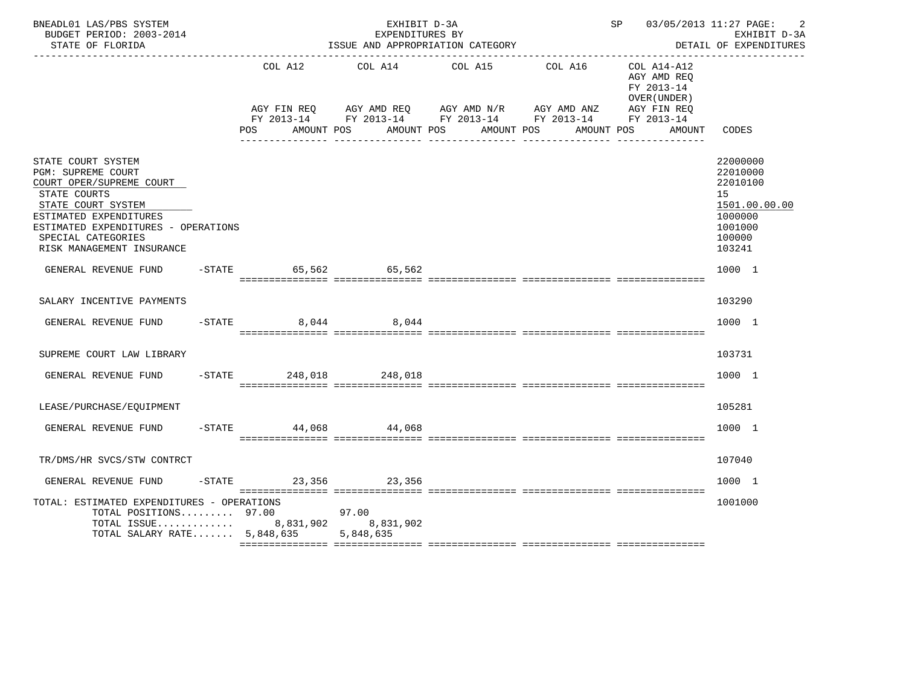BNEADL01 LAS/PBS SYSTEM — EXHIBIT D-3A — EXPENDITURES BY ISSUE AND APPROPRIATION CATEGORY — SP 03/05/2013 11:27

BUDGET PERIOD: 2003-2014 — STATE OF FLORIDA — EXHIBIT D-3A — DETAIL OF EXPENDITURES

| | COL A12 AGY FIN REQ FY 2013-14 POS AMOUNT | COL A14 AGY AMD REQ FY 2013-14 POS AMOUNT | COL A15 AGY AMD N/R FY 2013-14 POS AMOUNT | COL A16 AGY AMD ANZ FY 2013-14 POS AMOUNT | COL A14-A12 AGY AMD REQ FY 2013-14 OVER(UNDER) AGY FIN REQ FY 2013-14 POS AMOUNT | CODES |
|---|---|---|---|---|---|---|
| STATE COURT SYSTEM | | | | | | 22000000 |
| PGM: SUPREME COURT | | | | | | 22010000 |
| COURT OPER/SUPREME COURT | | | | | | 22010100 |
| STATE COURTS | | | | | | 15 |
| STATE COURT SYSTEM | | | | | | 1501.00.00.00 |
| ESTIMATED EXPENDITURES | | | | | | 1000000 |
| ESTIMATED EXPENDITURES - OPERATIONS | | | | | | 1001000 |
| SPECIAL CATEGORIES | | | | | | 100000 |
| RISK MANAGEMENT INSURANCE | | | | | | 103241 |
| GENERAL REVENUE FUND -STATE | 65,562 | 65,562 | | | | 1000 1 |
| SALARY INCENTIVE PAYMENTS | | | | | | 103290 |
| GENERAL REVENUE FUND -STATE | 8,044 | 8,044 | | | | 1000 1 |
| SUPREME COURT LAW LIBRARY | | | | | | 103731 |
| GENERAL REVENUE FUND -STATE | 248,018 | 248,018 | | | | 1000 1 |
| LEASE/PURCHASE/EQUIPMENT | | | | | | 105281 |
| GENERAL REVENUE FUND -STATE | 44,068 | 44,068 | | | | 1000 1 |
| TR/DMS/HR SVCS/STW CONTRCT | | | | | | 107040 |
| GENERAL REVENUE FUND -STATE | 23,356 | 23,356 | | | | 1000 1 |
| TOTAL: ESTIMATED EXPENDITURES - OPERATIONS | | | | | | 1001000 |
| TOTAL POSITIONS......... | 97.00 | 97.00 | | | | |
| TOTAL ISSUE............. | 8,831,902 | 8,831,902 | | | | |
| TOTAL SALARY RATE....... | 5,848,635 | 5,848,635 | | | | |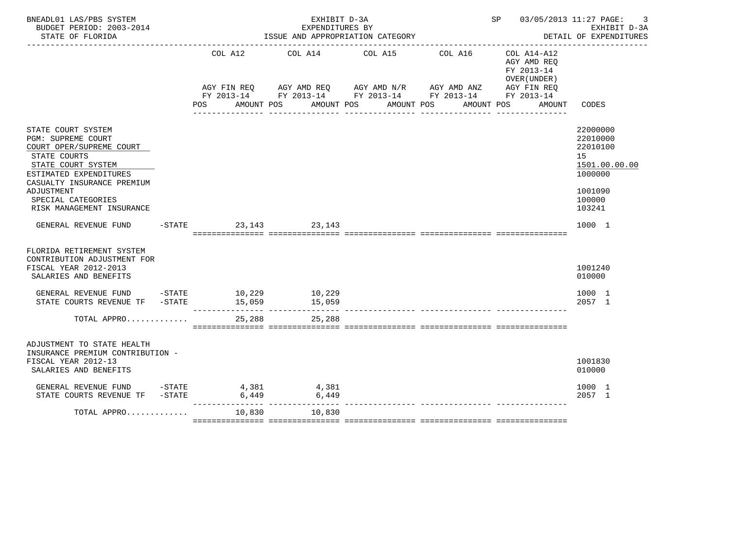BNEADL01 LAS/PBS SYSTEM — EXHIBIT D-3A — EXPENDITURES BY ISSUE AND APPROPRIATION CATEGORY — DETAIL OF EXPENDITURES

BUDGET PERIOD: 2003-2014 — STATE OF FLORIDA — SP 03/05/2013 11:27

| | COL A12 AGY FIN REQ FY 2013-14 POS AMOUNT | COL A14 AGY AMD REQ FY 2013-14 POS AMOUNT | COL A15 AGY AMD N/R FY 2013-14 POS AMOUNT | COL A16 AGY AMD ANZ FY 2013-14 POS AMOUNT | COL A14-A12 AGY AMD REQ FY 2013-14 OVER(UNDER) AGY FIN REQ FY 2013-14 POS AMOUNT | CODES |
|---|---|---|---|---|---|---|
| STATE COURT SYSTEM | | | | | | 22000000 |
| PGM: SUPREME COURT | | | | | | 22010000 |
| COURT OPER/SUPREME COURT | | | | | | 22010100 |
| STATE COURTS | | | | | | 15 |
| STATE COURT SYSTEM | | | | | | 1501.00.00.00 |
| ESTIMATED EXPENDITURES | | | | | | 1000000 |
| CASUALTY INSURANCE PREMIUM ADJUSTMENT | | | | | | 1001090 |
| SPECIAL CATEGORIES | | | | | | 100000 |
| RISK MANAGEMENT INSURANCE | | | | | | 103241 |
| GENERAL REVENUE FUND -STATE | 23,143 | 23,143 | | | | 1000 1 |
| FLORIDA RETIREMENT SYSTEM CONTRIBUTION ADJUSTMENT FOR FISCAL YEAR 2012-2013 | | | | | | 1001240 |
| SALARIES AND BENEFITS | | | | | | 010000 |
| GENERAL REVENUE FUND -STATE | 10,229 | 10,229 | | | | 1000 1 |
| STATE COURTS REVENUE TF -STATE | 15,059 | 15,059 | | | | 2057 1 |
| TOTAL APPRO............ | 25,288 | 25,288 | | | | |
| ADJUSTMENT TO STATE HEALTH INSURANCE PREMIUM CONTRIBUTION - FISCAL YEAR 2012-13 | | | | | | 1001830 |
| SALARIES AND BENEFITS | | | | | | 010000 |
| GENERAL REVENUE FUND -STATE | 4,381 | 4,381 | | | | 1000 1 |
| STATE COURTS REVENUE TF -STATE | 6,449 | 6,449 | | | | 2057 1 |
| TOTAL APPRO............ | 10,830 | 10,830 | | | | |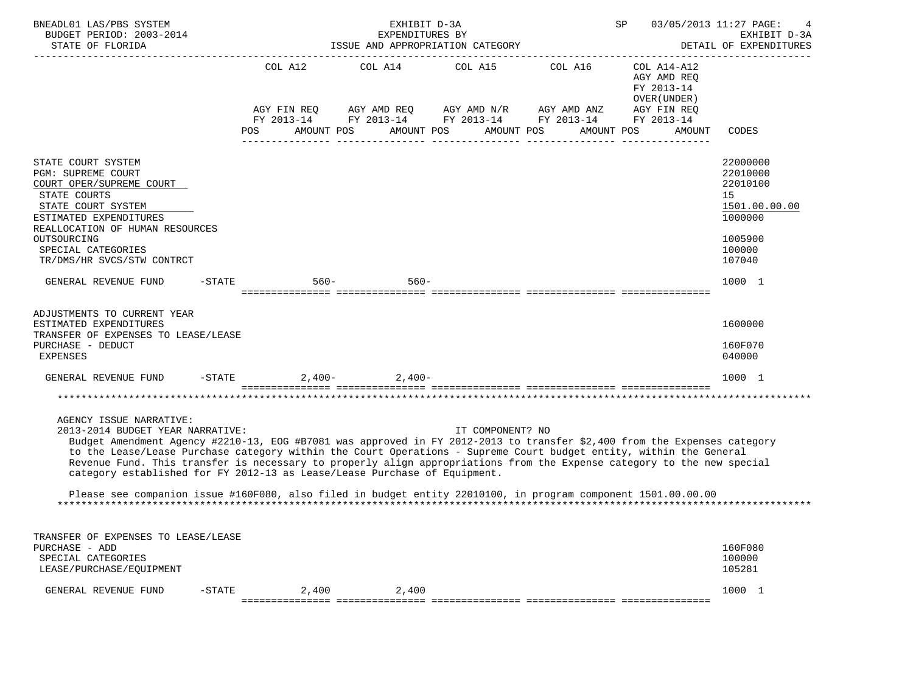BNEADL01 LAS/PBS SYSTEM — EXHIBIT D-3A — EXPENDITURES BY ISSUE AND APPROPRIATION CATEGORY
BUDGET PERIOD: 2003-2014 — STATE OF FLORIDA — SP 03/05/2013 11:27 — EXHIBIT D-3A DETAIL OF EXPENDITURES

| | COL A12 AGY FIN REQ FY 2013-14 POS AMOUNT | COL A14 AGY AMD REQ FY 2013-14 POS AMOUNT | COL A15 AGY AMD N/R FY 2013-14 POS AMOUNT | COL A16 AGY AMD ANZ FY 2013-14 POS AMOUNT | COL A14-A12 AGY AMD REQ FY 2013-14 OVER(UNDER) AGY FIN REQ FY 2013-14 POS AMOUNT | CODES |
|---|---|---|---|---|---|---|
| STATE COURT SYSTEM | | | | | | 22000000 |
| PGM: SUPREME COURT | | | | | | 22010000 |
| COURT OPER/SUPREME COURT | | | | | | 22010100 |
| STATE COURTS | | | | | | 15 |
| STATE COURT SYSTEM | | | | | | 1501.00.00.00 |
| ESTIMATED EXPENDITURES | | | | | | 1000000 |
| REALLOCATION OF HUMAN RESOURCES OUTSOURCING | | | | | | 1005900 |
| SPECIAL CATEGORIES | | | | | | 100000 |
| TR/DMS/HR SVCS/STW CONTRCT | | | | | | 107040 |
| GENERAL REVENUE FUND -STATE | 560- | 560- | | | | 1000 1 |
| ADJUSTMENTS TO CURRENT YEAR ESTIMATED EXPENDITURES | | | | | | 1600000 |
| TRANSFER OF EXPENSES TO LEASE/LEASE PURCHASE - DEDUCT | | | | | | 160F070 |
| EXPENSES | | | | | | 040000 |
| GENERAL REVENUE FUND -STATE | 2,400- | 2,400- | | | | 1000 1 |

AGENCY ISSUE NARRATIVE:

2013-2014 BUDGET YEAR NARRATIVE: IT COMPONENT? NO

Budget Amendment Agency #2210-13, EOG #B7081 was approved in FY 2012-2013 to transfer $2,400 from the Expenses category to the Lease/Lease Purchase category within the Court Operations - Supreme Court budget entity, within the General Revenue Fund. This transfer is necessary to properly align appropriations from the Expense category to the new special category established for FY 2012-13 as Lease/Lease Purchase of Equipment.

Please see companion issue #160F080, also filed in budget entity 22010100, in program component 1501.00.00.00

| | COL A12 | COL A14 | COL A15 | COL A16 | COL A14-A12 | CODES |
|---|---|---|---|---|---|---|
| TRANSFER OF EXPENSES TO LEASE/LEASE PURCHASE - ADD | | | | | | 160F080 |
| SPECIAL CATEGORIES | | | | | | 100000 |
| LEASE/PURCHASE/EQUIPMENT | | | | | | 105281 |
| GENERAL REVENUE FUND -STATE | 2,400 | 2,400 | | | | 1000 1 |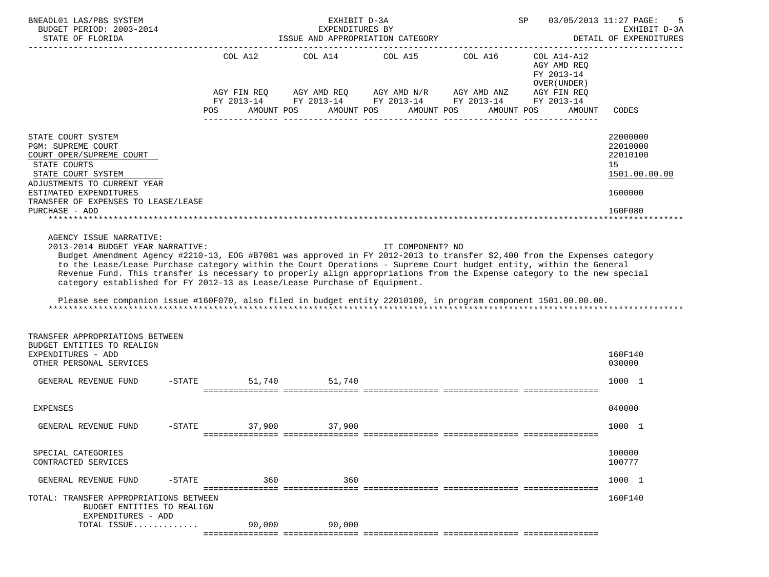| | COL A12 | COL A14 | COL A15 | COL A16 | COL A14-A12 AGY AMD REQ FY 2013-14 OVER(UNDER) | |
|---|---|---|---|---|---|---|
| | AGY FIN REQ FY 2013-14 | AGY AMD REQ FY 2013-14 | AGY AMD N/R FY 2013-14 | AGY AMD ANZ FY 2013-14 | AGY FIN REQ FY 2013-14 | |
| | POS AMOUNT | POS AMOUNT | POS AMOUNT | POS AMOUNT | POS AMOUNT | CODES |

STATE COURT SYSTEM — 22000000
PGM: SUPREME COURT — 22010000
COURT OPER/SUPREME COURT — 22010100
STATE COURTS — 15
STATE COURT SYSTEM — 1501.00.00.00
ADJUSTMENTS TO CURRENT YEAR ESTIMATED EXPENDITURES — 1600000
TRANSFER OF EXPENSES TO LEASE/LEASE PURCHASE - ADD — 160F080

AGENCY ISSUE NARRATIVE:

2013-2014 BUDGET YEAR NARRATIVE: IT COMPONENT? NO

Budget Amendment Agency #2210-13, EOG #B7081 was approved in FY 2012-2013 to transfer $2,400 from the Expenses category to the Lease/Lease Purchase category within the Court Operations - Supreme Court budget entity, within the General Revenue Fund. This transfer is necessary to properly align appropriations from the Expense category to the new special category established for FY 2012-13 as Lease/Lease Purchase of Equipment.

Please see companion issue #160F070, also filed in budget entity 22010100, in program component 1501.00.00.00.

| | COL A12 | COL A14 | COL A15 | COL A16 | COL A14-A12 | CODES |
|---|---|---|---|---|---|---|
| TRANSFER APPROPRIATIONS BETWEEN BUDGET ENTITIES TO REALIGN EXPENDITURES - ADD | | | | | | 160F140 |
| OTHER PERSONAL SERVICES | | | | | | 030000 |
| GENERAL REVENUE FUND -STATE | 51,740 | 51,740 | | | | 1000 1 |
| EXPENSES | | | | | | 040000 |
| GENERAL REVENUE FUND -STATE | 37,900 | 37,900 | | | | 1000 1 |
| SPECIAL CATEGORIES | | | | | | 100000 |
| CONTRACTED SERVICES | | | | | | 100777 |
| GENERAL REVENUE FUND -STATE | 360 | 360 | | | | 1000 1 |
| TOTAL: TRANSFER APPROPRIATIONS BETWEEN BUDGET ENTITIES TO REALIGN EXPENDITURES - ADD | | | | | | 160F140 |
| TOTAL ISSUE............ | 90,000 | 90,000 | | | | |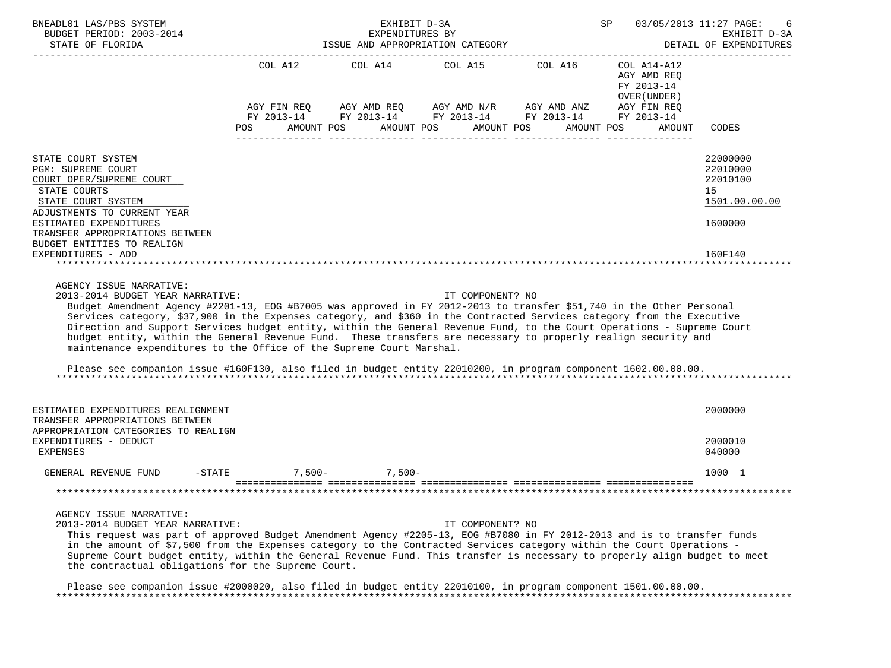BNEADL01 LAS/PBS SYSTEM — EXHIBIT D-3A — EXPENDITURES BY ISSUE AND APPROPRIATION CATEGORY — DETAIL OF EXPENDITURES

BUDGET PERIOD: 2003-2014 — STATE OF FLORIDA — SP 03/05/2013 11:27

| | COL A12 AGY FIN REQ FY 2013-14 POS AMOUNT | COL A14 AGY AMD REQ FY 2013-14 POS AMOUNT | COL A15 AGY AMD N/R FY 2013-14 POS AMOUNT | COL A16 AGY AMD ANZ FY 2013-14 POS AMOUNT | COL A14-A12 AGY AMD REQ FY 2013-14 OVER(UNDER) AGY FIN REQ FY 2013-14 POS AMOUNT | CODES |
|---|---|---|---|---|---|---|
| STATE COURT SYSTEM | | | | | | 22000000 |
| PGM: SUPREME COURT | | | | | | 22010000 |
| COURT OPER/SUPREME COURT | | | | | | 22010100 |
| STATE COURTS | | | | | | 15 |
| STATE COURT SYSTEM | | | | | | 1501.00.00.00 |
| ADJUSTMENTS TO CURRENT YEAR ESTIMATED EXPENDITURES | | | | | | 1600000 |
| TRANSFER APPROPRIATIONS BETWEEN BUDGET ENTITIES TO REALIGN EXPENDITURES - ADD | | | | | | 160F140 |

AGENCY ISSUE NARRATIVE:

2013-2014 BUDGET YEAR NARRATIVE: IT COMPONENT? NO

Budget Amendment Agency #2201-13, EOG #B7005 was approved in FY 2012-2013 to transfer $51,740 in the Other Personal Services category, $37,900 in the Expenses category, and $360 in the Contracted Services category from the Executive Direction and Support Services budget entity, within the General Revenue Fund, to the Court Operations - Supreme Court budget entity, within the General Revenue Fund. These transfers are necessary to properly realign security and maintenance expenditures to the Office of the Supreme Court Marshal.

Please see companion issue #160F130, also filed in budget entity 22010200, in program component 1602.00.00.00.

| | COL A12 | COL A14 | COL A15 | COL A16 | COL A14-A12 | CODES |
|---|---|---|---|---|---|---|
| ESTIMATED EXPENDITURES REALIGNMENT | | | | | | 2000000 |
| TRANSFER APPROPRIATIONS BETWEEN APPROPRIATION CATEGORIES TO REALIGN EXPENDITURES - DEDUCT | | | | | | 2000010 |
| EXPENSES | | | | | | 040000 |
| GENERAL REVENUE FUND -STATE | 7,500- | 7,500- | | | | 1000 1 |

AGENCY ISSUE NARRATIVE:

2013-2014 BUDGET YEAR NARRATIVE: IT COMPONENT? NO

This request was part of approved Budget Amendment Agency #2205-13, EOG #B7080 in FY 2012-2013 and is to transfer funds in the amount of $7,500 from the Expenses category to the Contracted Services category within the Court Operations - Supreme Court budget entity, within the General Revenue Fund. This transfer is necessary to properly align budget to meet the contractual obligations for the Supreme Court.

Please see companion issue #2000020, also filed in budget entity 22010100, in program component 1501.00.00.00.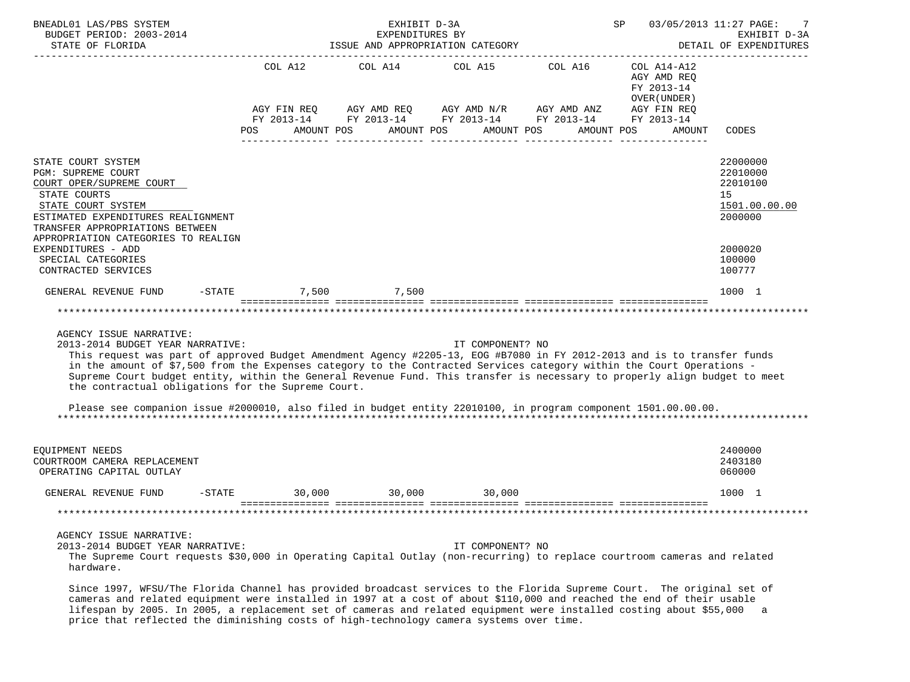| | COL A12 AGY FIN REQ FY 2013-14 POS AMOUNT | COL A14 AGY AMD REQ FY 2013-14 POS AMOUNT | COL A15 AGY AMD N/R FY 2013-14 POS AMOUNT | COL A16 AGY AMD ANZ FY 2013-14 POS AMOUNT | COL A14-A12 AGY AMD REQ FY 2013-14 OVER(UNDER) AGY FIN REQ FY 2013-14 POS AMOUNT | CODES |
|---|---|---|---|---|---|---|
| STATE COURT SYSTEM | | | | | | 22000000 |
| PGM: SUPREME COURT | | | | | | 22010000 |
| COURT OPER/SUPREME COURT | | | | | | 22010100 |
| STATE COURTS | | | | | | 15 |
| STATE COURT SYSTEM | | | | | | 1501.00.00.00 |
| ESTIMATED EXPENDITURES REALIGNMENT | | | | | | 2000000 |
| TRANSFER APPROPRIATIONS BETWEEN APPROPRIATION CATEGORIES TO REALIGN EXPENDITURES - ADD | | | | | | 2000020 |
| SPECIAL CATEGORIES | | | | | | 100000 |
| CONTRACTED SERVICES | | | | | | 100777 |
| GENERAL REVENUE FUND -STATE | 7,500 | 7,500 | | | | 1000 1 |

AGENCY ISSUE NARRATIVE:

2013-2014 BUDGET YEAR NARRATIVE: IT COMPONENT? NO

This request was part of approved Budget Amendment Agency #2205-13, EOG #B7080 in FY 2012-2013 and is to transfer funds in the amount of $7,500 from the Expenses category to the Contracted Services category within the Court Operations - Supreme Court budget entity, within the General Revenue Fund. This transfer is necessary to properly align budget to meet the contractual obligations for the Supreme Court.

Please see companion issue #2000010, also filed in budget entity 22010100, in program component 1501.00.00.00.

| | COL A12 | COL A14 | COL A15 | COL A16 | COL A14-A12 | CODES |
|---|---|---|---|---|---|---|
| EQUIPMENT NEEDS | | | | | | 2400000 |
| COURTROOM CAMERA REPLACEMENT | | | | | | 2403180 |
| OPERATING CAPITAL OUTLAY | | | | | | 060000 |
| GENERAL REVENUE FUND -STATE | 30,000 | 30,000 | 30,000 | | | 1000 1 |

AGENCY ISSUE NARRATIVE:

2013-2014 BUDGET YEAR NARRATIVE: IT COMPONENT? NO

The Supreme Court requests $30,000 in Operating Capital Outlay (non-recurring) to replace courtroom cameras and related hardware.

Since 1997, WFSU/The Florida Channel has provided broadcast services to the Florida Supreme Court. The original set of cameras and related equipment were installed in 1997 at a cost of about $110,000 and reached the end of their usable lifespan by 2005. In 2005, a replacement set of cameras and related equipment were installed costing about $55,000 a price that reflected the diminishing costs of high-technology camera systems over time.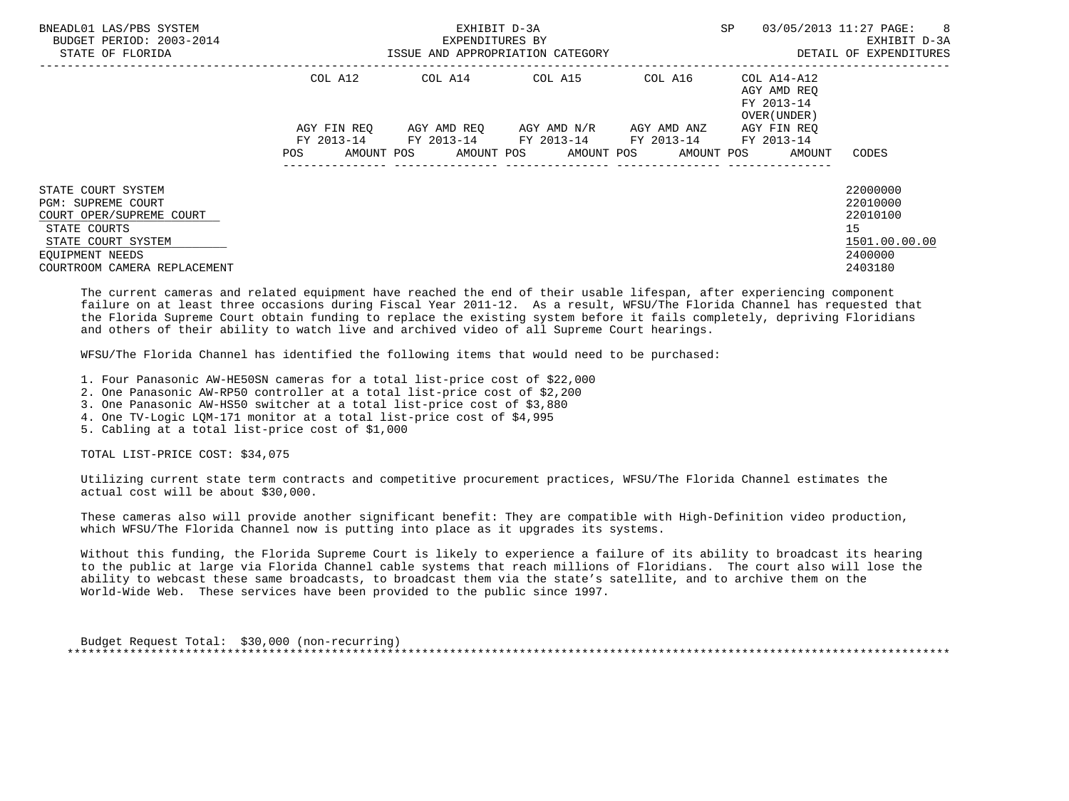| | COL A12 | COL A14 | COL A15 | COL A16 | COL A14-A12 AGY AMD REQ FY 2013-14 OVER(UNDER) | |
|---|---|---|---|---|---|---|
| | AGY FIN REQ FY 2013-14 | AGY AMD REQ FY 2013-14 | AGY AMD N/R FY 2013-14 | AGY AMD ANZ FY 2013-14 | AGY FIN REQ FY 2013-14 | |
| | POS AMOUNT | POS AMOUNT | POS AMOUNT | POS AMOUNT | POS AMOUNT | CODES |
| STATE COURT SYSTEM | | | | | | 22000000 |
| PGM: SUPREME COURT | | | | | | 22010000 |
| COURT OPER/SUPREME COURT | | | | | | 22010100 |
| STATE COURTS | | | | | | 15 |
| STATE COURT SYSTEM | | | | | | 1501.00.00.00 |
| EQUIPMENT NEEDS | | | | | | 2400000 |
| COURTROOM CAMERA REPLACEMENT | | | | | | 2403180 |

The current cameras and related equipment have reached the end of their usable lifespan, after experiencing component failure on at least three occasions during Fiscal Year 2011-12. As a result, WFSU/The Florida Channel has requested that the Florida Supreme Court obtain funding to replace the existing system before it fails completely, depriving Floridians and others of their ability to watch live and archived video of all Supreme Court hearings.

WFSU/The Florida Channel has identified the following items that would need to be purchased:

1. Four Panasonic AW-HE50SN cameras for a total list-price cost of $22,000
2. One Panasonic AW-RP50 controller at a total list-price cost of $2,200
3. One Panasonic AW-HS50 switcher at a total list-price cost of $3,880
4. One TV-Logic LQM-171 monitor at a total list-price cost of $4,995
5. Cabling at a total list-price cost of $1,000

TOTAL LIST-PRICE COST: $34,075

Utilizing current state term contracts and competitive procurement practices, WFSU/The Florida Channel estimates the actual cost will be about $30,000.

These cameras also will provide another significant benefit: They are compatible with High-Definition video production, which WFSU/The Florida Channel now is putting into place as it upgrades its systems.

Without this funding, the Florida Supreme Court is likely to experience a failure of its ability to broadcast its hearing to the public at large via Florida Channel cable systems that reach millions of Floridians. The court also will lose the ability to webcast these same broadcasts, to broadcast them via the state's satellite, and to archive them on the World-Wide Web. These services have been provided to the public since 1997.

Budget Request Total: $30,000 (non-recurring)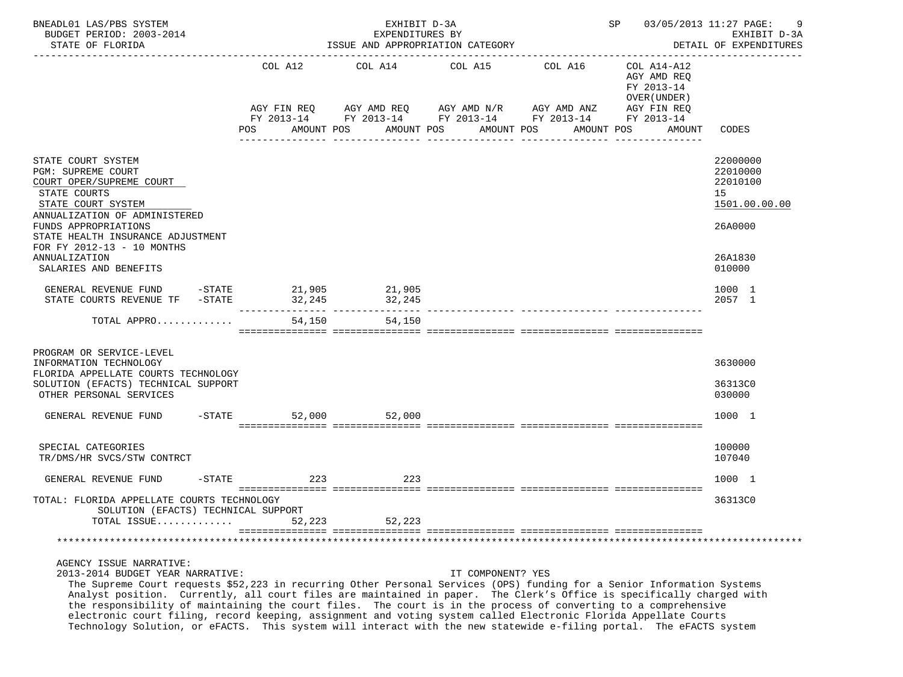BNEADL01 LAS/PBS SYSTEM — EXHIBIT D-3A — SP 03/05/2013 11:27 PAGE: 9
BUDGET PERIOD: 2003-2014 — EXPENDITURES BY — EXHIBIT D-3A
STATE OF FLORIDA — ISSUE AND APPROPRIATION CATEGORY — DETAIL OF EXPENDITURES

| | COL A12 AGY FIN REQ FY 2013-14 POS AMOUNT | COL A14 AGY AMD REQ FY 2013-14 POS AMOUNT | COL A15 AGY AMD N/R FY 2013-14 POS AMOUNT | COL A16 AGY AMD ANZ FY 2013-14 POS AMOUNT | COL A14-A12 AGY AMD REQ FY 2013-14 OVER(UNDER) AGY FIN REQ FY 2013-14 POS AMOUNT | CODES |
|---|---|---|---|---|---|---|
| STATE COURT SYSTEM | | | | | | 22000000 |
| PGM: SUPREME COURT | | | | | | 22010000 |
| COURT OPER/SUPREME COURT | | | | | | 22010100 |
| STATE COURTS | | | | | | 15 |
| STATE COURT SYSTEM | | | | | | 1501.00.00.00 |
| ANNUALIZATION OF ADMINISTERED FUNDS APPROPRIATIONS | | | | | | 26A0000 |
| STATE HEALTH INSURANCE ADJUSTMENT FOR FY 2012-13 - 10 MONTHS ANNUALIZATION | | | | | | 26A1830 |
| SALARIES AND BENEFITS | | | | | | 010000 |
| GENERAL REVENUE FUND -STATE | 21,905 | 21,905 | | | | 1000 1 |
| STATE COURTS REVENUE TF -STATE | 32,245 | 32,245 | | | | 2057 1 |
| TOTAL APPRO............ | 54,150 | 54,150 | | | | |
| PROGRAM OR SERVICE-LEVEL INFORMATION TECHNOLOGY | | | | | | 3630000 |
| FLORIDA APPELLATE COURTS TECHNOLOGY SOLUTION (EFACTS) TECHNICAL SUPPORT | | | | | | 36313C0 |
| OTHER PERSONAL SERVICES | | | | | | 030000 |
| GENERAL REVENUE FUND -STATE | 52,000 | 52,000 | | | | 1000 1 |
| SPECIAL CATEGORIES | | | | | | 100000 |
| TR/DMS/HR SVCS/STW CONTRCT | | | | | | 107040 |
| GENERAL REVENUE FUND -STATE | 223 | 223 | | | | 1000 1 |
| TOTAL: FLORIDA APPELLATE COURTS TECHNOLOGY SOLUTION (EFACTS) TECHNICAL SUPPORT | | | | | | 36313C0 |
| TOTAL ISSUE............ | 52,223 | 52,223 | | | | |

AGENCY ISSUE NARRATIVE:
2013-2014 BUDGET YEAR NARRATIVE: IT COMPONENT? YES

The Supreme Court requests $52,223 in recurring Other Personal Services (OPS) funding for a Senior Information Systems Analyst position. Currently, all court files are maintained in paper. The Clerk's Office is specifically charged with the responsibility of maintaining the court files. The court is in the process of converting to a comprehensive electronic court filing, record keeping, assignment and voting system called Electronic Florida Appellate Courts Technology Solution, or eFACTS. This system will interact with the new statewide e-filing portal. The eFACTS system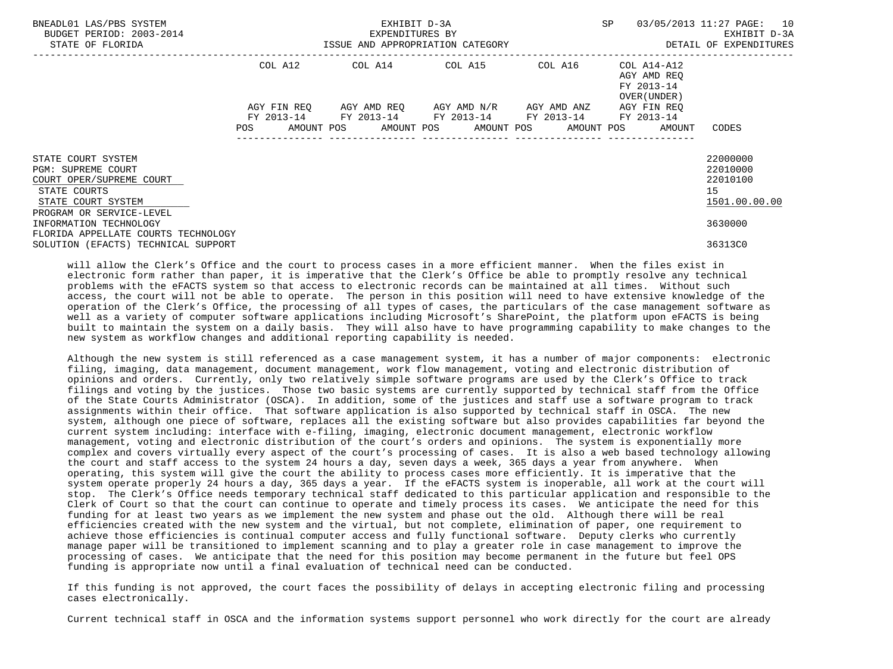| | COL A12 | COL A14 | COL A15 | COL A16 | COL A14-A12 AGY AMD REQ FY 2013-14 OVER(UNDER) | |
|---|---|---|---|---|---|---|
| | AGY FIN REQ FY 2013-14 | AGY AMD REQ FY 2013-14 | AGY AMD N/R FY 2013-14 | AGY AMD ANZ FY 2013-14 | AGY FIN REQ FY 2013-14 | |
| | POS AMOUNT | POS AMOUNT | POS AMOUNT | POS AMOUNT | POS AMOUNT | CODES |
| STATE COURT SYSTEM | | | | | | 22000000 |
| PGM: SUPREME COURT | | | | | | 22010000 |
| COURT OPER/SUPREME COURT | | | | | | 22010100 |
| STATE COURTS | | | | | | 15 |
| STATE COURT SYSTEM | | | | | | 1501.00.00.00 |
| PROGRAM OR SERVICE-LEVEL | | | | | | |
| INFORMATION TECHNOLOGY | | | | | | 3630000 |
| FLORIDA APPELLATE COURTS TECHNOLOGY SOLUTION (EFACTS) TECHNICAL SUPPORT | | | | | | 36313C0 |

will allow the Clerk's Office and the court to process cases in a more efficient manner. When the files exist in electronic form rather than paper, it is imperative that the Clerk's Office be able to promptly resolve any technical problems with the eFACTS system so that access to electronic records can be maintained at all times. Without such access, the court will not be able to operate. The person in this position will need to have extensive knowledge of the operation of the Clerk's Office, the processing of all types of cases, the particulars of the case management software as well as a variety of computer software applications including Microsoft's SharePoint, the platform upon eFACTS is being built to maintain the system on a daily basis. They will also have to have programming capability to make changes to the new system as workflow changes and additional reporting capability is needed.

Although the new system is still referenced as a case management system, it has a number of major components: electronic filing, imaging, data management, document management, work flow management, voting and electronic distribution of opinions and orders. Currently, only two relatively simple software programs are used by the Clerk's Office to track filings and voting by the justices. Those two basic systems are currently supported by technical staff from the Office of the State Courts Administrator (OSCA). In addition, some of the justices and staff use a software program to track assignments within their office. That software application is also supported by technical staff in OSCA. The new system, although one piece of software, replaces all the existing software but also provides capabilities far beyond the current system including: interface with e-filing, imaging, electronic document management, electronic workflow management, voting and electronic distribution of the court's orders and opinions. The system is exponentially more complex and covers virtually every aspect of the court's processing of cases. It is also a web based technology allowing the court and staff access to the system 24 hours a day, seven days a week, 365 days a year from anywhere. When operating, this system will give the court the ability to process cases more efficiently. It is imperative that the system operate properly 24 hours a day, 365 days a year. If the eFACTS system is inoperable, all work at the court will stop. The Clerk's Office needs temporary technical staff dedicated to this particular application and responsible to the Clerk of Court so that the court can continue to operate and timely process its cases. We anticipate the need for this funding for at least two years as we implement the new system and phase out the old. Although there will be real efficiencies created with the new system and the virtual, but not complete, elimination of paper, one requirement to achieve those efficiencies is continual computer access and fully functional software. Deputy clerks who currently manage paper will be transitioned to implement scanning and to play a greater role in case management to improve the processing of cases. We anticipate that the need for this position may become permanent in the future but feel OPS funding is appropriate now until a final evaluation of technical need can be conducted.

If this funding is not approved, the court faces the possibility of delays in accepting electronic filing and processing cases electronically.

Current technical staff in OSCA and the information systems support personnel who work directly for the court are already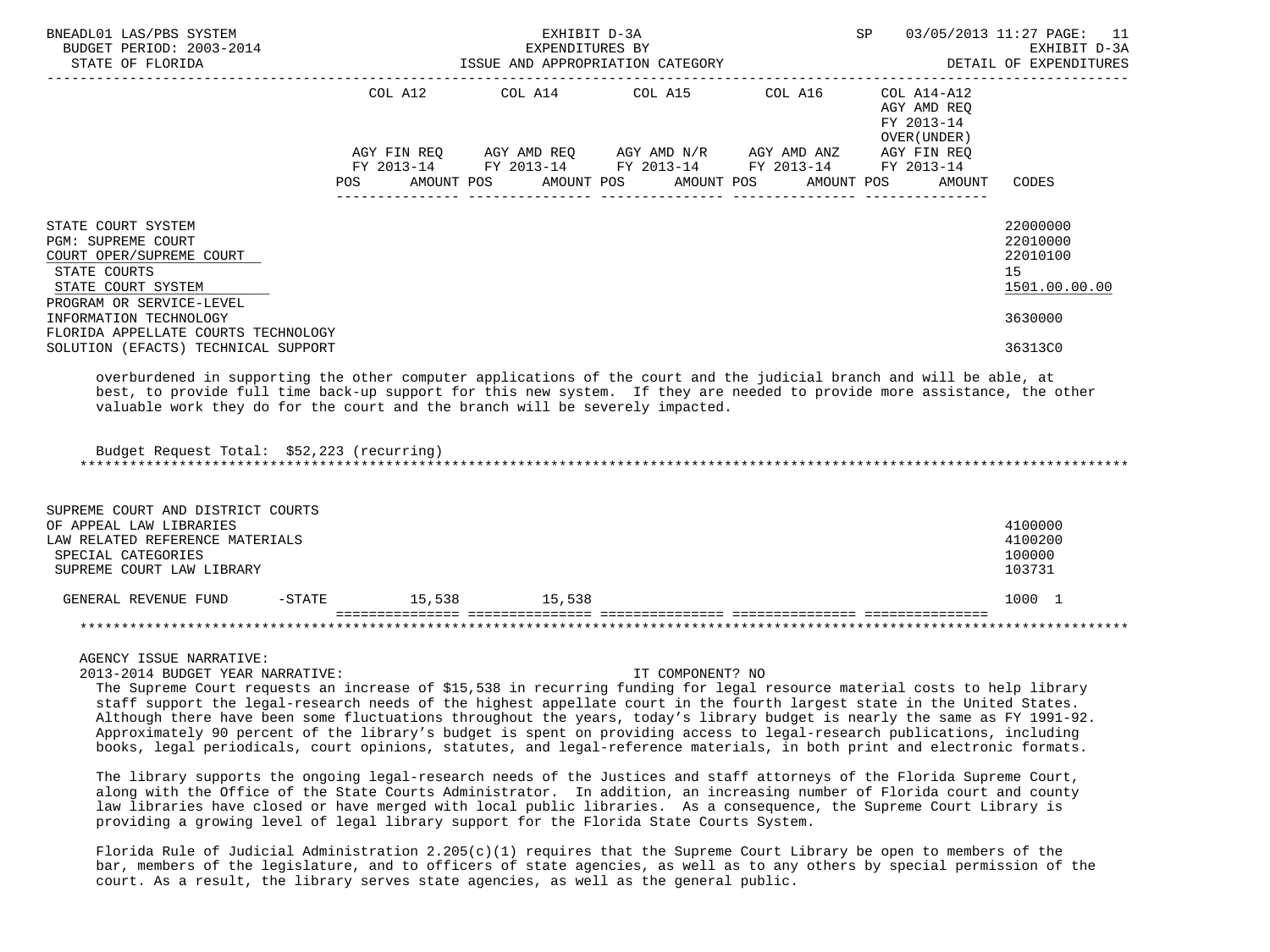| | COL A12 | | COL A14 | | COL A15 | | COL A16 | | COL A14-A12 AGY AMD REQ FY 2013-14 OVER(UNDER) | |
|---|---|---|---|---|---|---|---|---|---|---|
| | AGY FIN REQ FY 2013-14 | | AGY AMD REQ FY 2013-14 | | AGY AMD N/R FY 2013-14 | | AGY AMD ANZ FY 2013-14 | | AGY FIN REQ FY 2013-14 | |
| | POS | AMOUNT | POS | AMOUNT | POS | AMOUNT | POS | AMOUNT | POS | AMOUNT | CODES |

STATE COURT SYSTEM — 22000000
PGM: SUPREME COURT — 22010000
COURT OPER/SUPREME COURT — 22010100
STATE COURTS — 15
STATE COURT SYSTEM — 1501.00.00.00
PROGRAM OR SERVICE-LEVEL
INFORMATION TECHNOLOGY — 3630000
FLORIDA APPELLATE COURTS TECHNOLOGY
SOLUTION (EFACTS) TECHNICAL SUPPORT — 36313C0

overburdened in supporting the other computer applications of the court and the judicial branch and will be able, at best, to provide full time back-up support for this new system. If they are needed to provide more assistance, the other valuable work they do for the court and the branch will be severely impacted.

Budget Request Total: $52,223 (recurring)

SUPREME COURT AND DISTRICT COURTS OF APPEAL LAW LIBRARIES — 4100000
LAW RELATED REFERENCE MATERIALS — 4100200
SPECIAL CATEGORIES — 100000
SUPREME COURT LAW LIBRARY — 103731

| | COL A12 AMOUNT | COL A14 AMOUNT | COL A15 AMOUNT | COL A16 AMOUNT | COL A14-A12 AMOUNT | CODES |
|---|---|---|---|---|---|---|
| GENERAL REVENUE FUND -STATE | 15,538 | 15,538 | | | | 1000 1 |

AGENCY ISSUE NARRATIVE:

2013-2014 BUDGET YEAR NARRATIVE: IT COMPONENT? NO

The Supreme Court requests an increase of $15,538 in recurring funding for legal resource material costs to help library staff support the legal-research needs of the highest appellate court in the fourth largest state in the United States. Although there have been some fluctuations throughout the years, today's library budget is nearly the same as FY 1991-92. Approximately 90 percent of the library's budget is spent on providing access to legal-research publications, including books, legal periodicals, court opinions, statutes, and legal-reference materials, in both print and electronic formats.

The library supports the ongoing legal-research needs of the Justices and staff attorneys of the Florida Supreme Court, along with the Office of the State Courts Administrator. In addition, an increasing number of Florida court and county law libraries have closed or have merged with local public libraries. As a consequence, the Supreme Court Library is providing a growing level of legal library support for the Florida State Courts System.

Florida Rule of Judicial Administration 2.205(c)(1) requires that the Supreme Court Library be open to members of the bar, members of the legislature, and to officers of state agencies, as well as to any others by special permission of the court. As a result, the library serves state agencies, as well as the general public.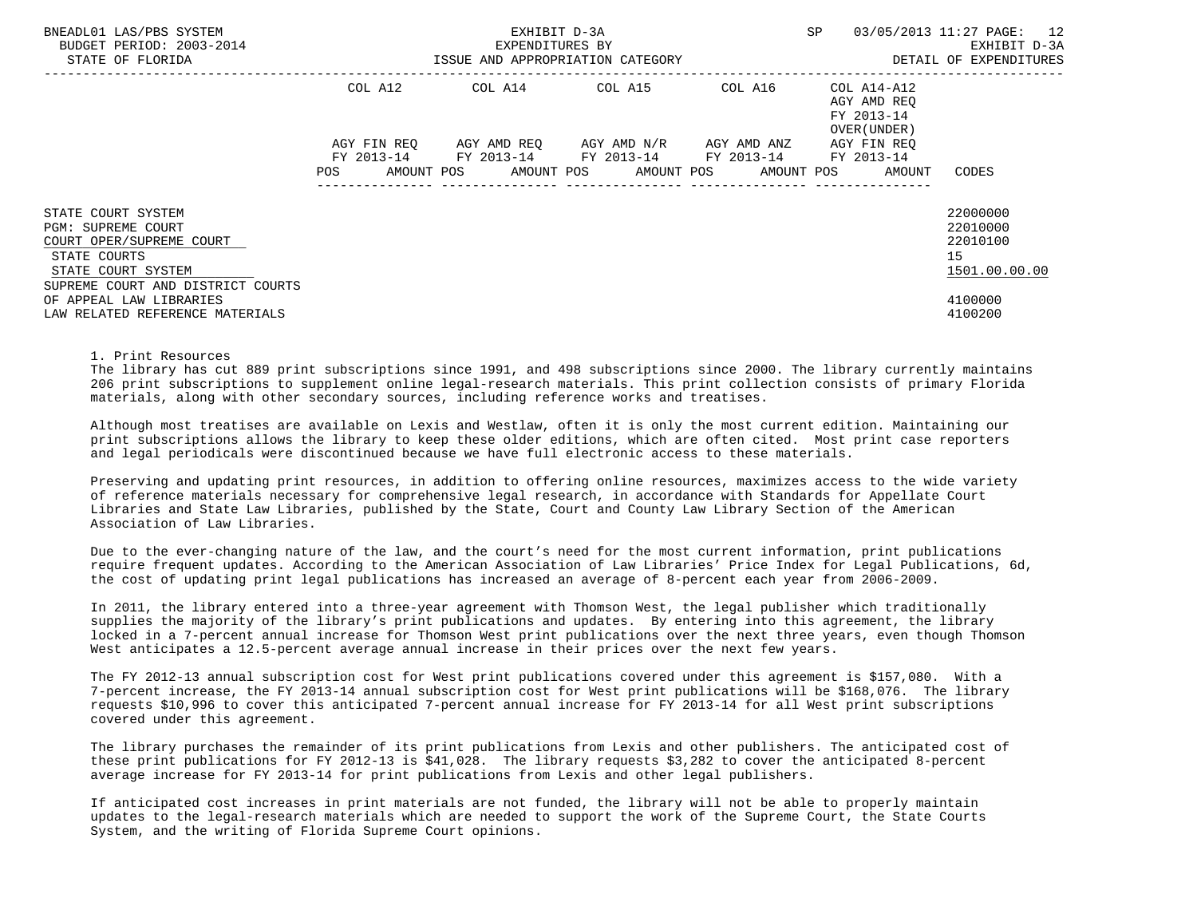| | COL A12 | COL A14 | COL A15 | COL A16 | COL A14-A12 AGY AMD REQ FY 2013-14 OVER(UNDER) | |
|---|---|---|---|---|---|---|
| | AGY FIN REQ FY 2013-14 | AGY AMD REQ FY 2013-14 | AGY AMD N/R FY 2013-14 | AGY AMD ANZ FY 2013-14 | AGY FIN REQ FY 2013-14 | |
| | POS AMOUNT | POS AMOUNT | POS AMOUNT | POS AMOUNT | POS AMOUNT | CODES |
| STATE COURT SYSTEM | | | | | | 22000000 |
| PGM: SUPREME COURT | | | | | | 22010000 |
| COURT OPER/SUPREME COURT | | | | | | 22010100 |
| STATE COURTS | | | | | | 15 |
| STATE COURT SYSTEM | | | | | | 1501.00.00.00 |
| SUPREME COURT AND DISTRICT COURTS OF APPEAL LAW LIBRARIES | | | | | | 4100000 |
| LAW RELATED REFERENCE MATERIALS | | | | | | 4100200 |

1. Print Resources

The library has cut 889 print subscriptions since 1991, and 498 subscriptions since 2000. The library currently maintains 206 print subscriptions to supplement online legal-research materials. This print collection consists of primary Florida materials, along with other secondary sources, including reference works and treatises.

Although most treatises are available on Lexis and Westlaw, often it is only the most current edition. Maintaining our print subscriptions allows the library to keep these older editions, which are often cited. Most print case reporters and legal periodicals were discontinued because we have full electronic access to these materials.

Preserving and updating print resources, in addition to offering online resources, maximizes access to the wide variety of reference materials necessary for comprehensive legal research, in accordance with Standards for Appellate Court Libraries and State Law Libraries, published by the State, Court and County Law Library Section of the American Association of Law Libraries.

Due to the ever-changing nature of the law, and the court's need for the most current information, print publications require frequent updates. According to the American Association of Law Libraries' Price Index for Legal Publications, 6d, the cost of updating print legal publications has increased an average of 8-percent each year from 2006-2009.

In 2011, the library entered into a three-year agreement with Thomson West, the legal publisher which traditionally supplies the majority of the library's print publications and updates. By entering into this agreement, the library locked in a 7-percent annual increase for Thomson West print publications over the next three years, even though Thomson West anticipates a 12.5-percent average annual increase in their prices over the next few years.

The FY 2012-13 annual subscription cost for West print publications covered under this agreement is $157,080. With a 7-percent increase, the FY 2013-14 annual subscription cost for West print publications will be $168,076. The library requests $10,996 to cover this anticipated 7-percent annual increase for FY 2013-14 for all West print subscriptions covered under this agreement.

The library purchases the remainder of its print publications from Lexis and other publishers. The anticipated cost of these print publications for FY 2012-13 is $41,028. The library requests $3,282 to cover the anticipated 8-percent average increase for FY 2013-14 for print publications from Lexis and other legal publishers.

If anticipated cost increases in print materials are not funded, the library will not be able to properly maintain updates to the legal-research materials which are needed to support the work of the Supreme Court, the State Courts System, and the writing of Florida Supreme Court opinions.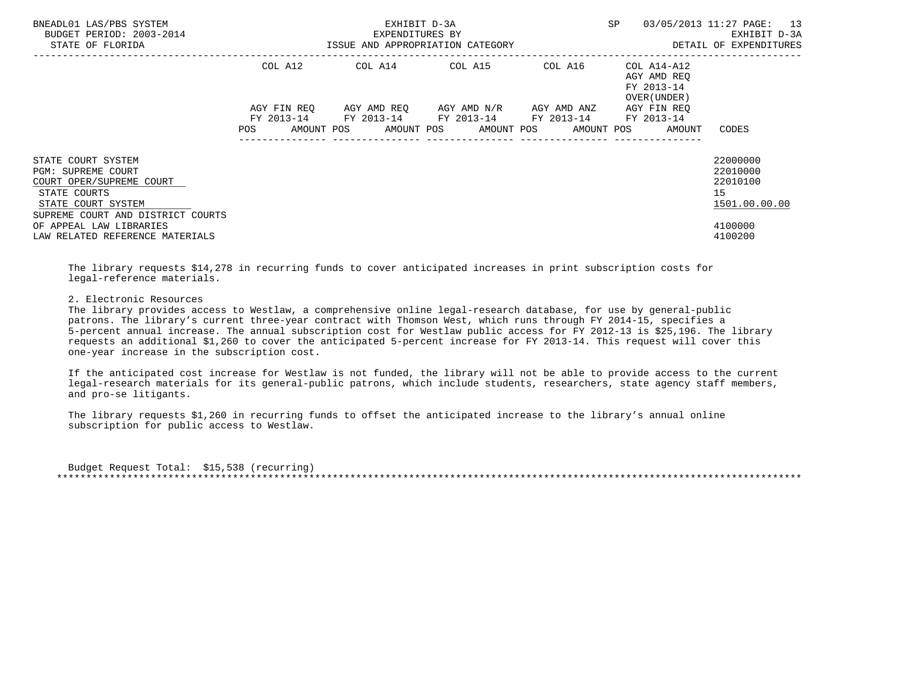| | COL A12 | | COL A14 | | COL A15 | | COL A16 | | COL A14-A12 AGY AMD REQ FY 2013-14 OVER(UNDER) | | |
|---|---|---|---|---|---|---|---|---|---|---|---|
| | AGY FIN REQ FY 2013-14 | | AGY AMD REQ FY 2013-14 | | AGY AMD N/R FY 2013-14 | | AGY AMD ANZ FY 2013-14 | | AGY FIN REQ FY 2013-14 | | |
| | POS | AMOUNT | POS | AMOUNT | POS | AMOUNT | POS | AMOUNT | POS | AMOUNT | CODES |
| STATE COURT SYSTEM | | | | | | | | | | | 22000000 |
| PGM: SUPREME COURT | | | | | | | | | | | 22010000 |
| COURT OPER/SUPREME COURT | | | | | | | | | | | 22010100 |
| STATE COURTS | | | | | | | | | | | 15 |
| STATE COURT SYSTEM | | | | | | | | | | | 1501.00.00.00 |
| SUPREME COURT AND DISTRICT COURTS OF APPEAL LAW LIBRARIES | | | | | | | | | | | 4100000 |
| LAW RELATED REFERENCE MATERIALS | | | | | | | | | | | 4100200 |

The library requests $14,278 in recurring funds to cover anticipated increases in print subscription costs for legal-reference materials.

2. Electronic Resources

The library provides access to Westlaw, a comprehensive online legal-research database, for use by general-public patrons. The library's current three-year contract with Thomson West, which runs through FY 2014-15, specifies a 5-percent annual increase. The annual subscription cost for Westlaw public access for FY 2012-13 is $25,196. The library requests an additional $1,260 to cover the anticipated 5-percent increase for FY 2013-14. This request will cover this one-year increase in the subscription cost.

If the anticipated cost increase for Westlaw is not funded, the library will not be able to provide access to the current legal-research materials for its general-public patrons, which include students, researchers, state agency staff members, and pro-se litigants.

The library requests $1,260 in recurring funds to offset the anticipated increase to the library's annual online subscription for public access to Westlaw.

Budget Request Total: $15,538 (recurring)

*******************************************************************************************************************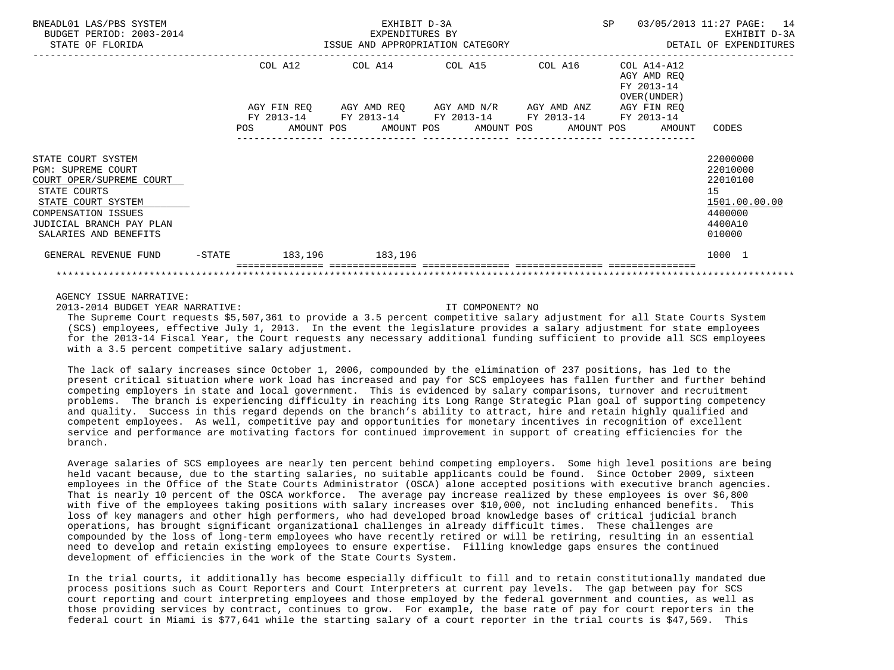| | | COL A12 | COL A14 | COL A15 | COL A16 | COL A14-A12 AGY AMD REQ FY 2013-14 OVER(UNDER) | |
|---|---|---|---|---|---|---|---|
| | | AGY FIN REQ FY 2013-14 | AGY AMD REQ FY 2013-14 | AGY AMD N/R FY 2013-14 | AGY AMD ANZ FY 2013-14 | AGY FIN REQ FY 2013-14 | |
| | | POS AMOUNT | POS AMOUNT | POS AMOUNT | POS AMOUNT | POS AMOUNT | CODES |
| STATE COURT SYSTEM | | | | | | | 22000000 |
| PGM: SUPREME COURT | | | | | | | 22010000 |
| COURT OPER/SUPREME COURT | | | | | | | 22010100 |
| STATE COURTS | | | | | | | 15 |
| STATE COURT SYSTEM | | | | | | | 1501.00.00.00 |
| COMPENSATION ISSUES | | | | | | | 4400000 |
| JUDICIAL BRANCH PAY PLAN | | | | | | | 4400A10 |
| SALARIES AND BENEFITS | | | | | | | 010000 |
| GENERAL REVENUE FUND | -STATE | 183,196 | 183,196 | | | | 1000 1 |

AGENCY ISSUE NARRATIVE:

2013-2014 BUDGET YEAR NARRATIVE: IT COMPONENT? NO

The Supreme Court requests $5,507,361 to provide a 3.5 percent competitive salary adjustment for all State Courts System (SCS) employees, effective July 1, 2013. In the event the legislature provides a salary adjustment for state employees for the 2013-14 Fiscal Year, the Court requests any necessary additional funding sufficient to provide all SCS employees with a 3.5 percent competitive salary adjustment.

The lack of salary increases since October 1, 2006, compounded by the elimination of 237 positions, has led to the present critical situation where work load has increased and pay for SCS employees has fallen further and further behind competing employers in state and local government. This is evidenced by salary comparisons, turnover and recruitment problems. The branch is experiencing difficulty in reaching its Long Range Strategic Plan goal of supporting competency and quality. Success in this regard depends on the branch's ability to attract, hire and retain highly qualified and competent employees. As well, competitive pay and opportunities for monetary incentives in recognition of excellent service and performance are motivating factors for continued improvement in support of creating efficiencies for the branch.

Average salaries of SCS employees are nearly ten percent behind competing employers. Some high level positions are being held vacant because, due to the starting salaries, no suitable applicants could be found. Since October 2009, sixteen employees in the Office of the State Courts Administrator (OSCA) alone accepted positions with executive branch agencies. That is nearly 10 percent of the OSCA workforce. The average pay increase realized by these employees is over $6,800 with five of the employees taking positions with salary increases over $10,000, not including enhanced benefits. This loss of key managers and other high performers, who had developed broad knowledge bases of critical judicial branch operations, has brought significant organizational challenges in already difficult times. These challenges are compounded by the loss of long-term employees who have recently retired or will be retiring, resulting in an essential need to develop and retain existing employees to ensure expertise. Filling knowledge gaps ensures the continued development of efficiencies in the work of the State Courts System.

In the trial courts, it additionally has become especially difficult to fill and to retain constitutionally mandated due process positions such as Court Reporters and Court Interpreters at current pay levels. The gap between pay for SCS court reporting and court interpreting employees and those employed by the federal government and counties, as well as those providing services by contract, continues to grow. For example, the base rate of pay for court reporters in the federal court in Miami is $77,641 while the starting salary of a court reporter in the trial courts is $47,569. This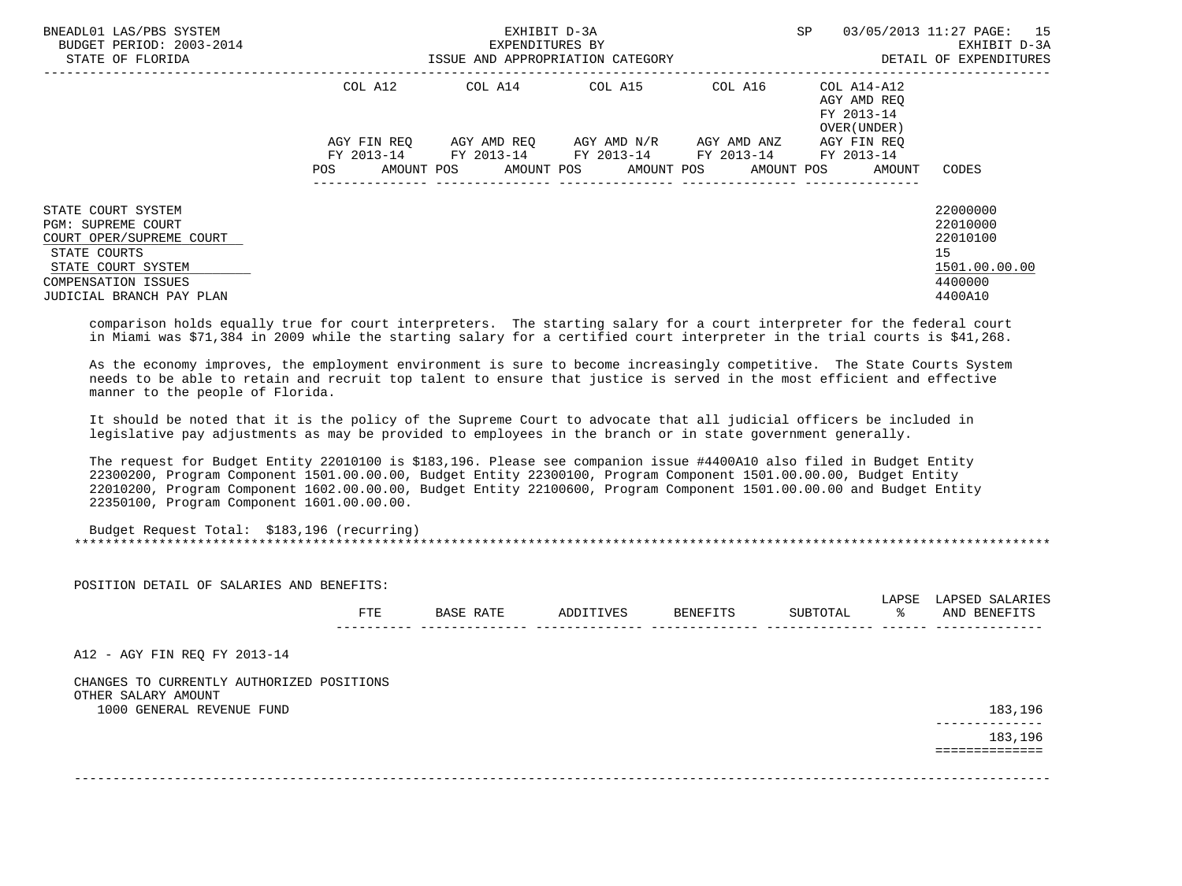| | COL A12 | | COL A14 | | COL A15 | | COL A16 | | COL A14-A12 AGY AMD REQ FY 2013-14 OVER(UNDER) | | |
|---|---|---|---|---|---|---|---|---|---|---|---|
| | AGY FIN REQ FY 2013-14 | | AGY AMD REQ FY 2013-14 | | AGY AMD N/R FY 2013-14 | | AGY AMD ANZ FY 2013-14 | | AGY FIN REQ FY 2013-14 | | |
| | POS | AMOUNT | POS | AMOUNT | POS | AMOUNT | POS | AMOUNT | POS | AMOUNT | CODES |
| STATE COURT SYSTEM | | | | | | | | | | | 22000000 |
| PGM: SUPREME COURT | | | | | | | | | | | 22010000 |
| COURT OPER/SUPREME COURT | | | | | | | | | | | 22010100 |
| STATE COURTS | | | | | | | | | | | 15 |
| STATE COURT SYSTEM | | | | | | | | | | | 1501.00.00.00 |
| COMPENSATION ISSUES | | | | | | | | | | | 4400000 |
| JUDICIAL BRANCH PAY PLAN | | | | | | | | | | | 4400A10 |

comparison holds equally true for court interpreters. The starting salary for a court interpreter for the federal court in Miami was $71,384 in 2009 while the starting salary for a certified court interpreter in the trial courts is $41,268.

As the economy improves, the employment environment is sure to become increasingly competitive. The State Courts System needs to be able to retain and recruit top talent to ensure that justice is served in the most efficient and effective manner to the people of Florida.

It should be noted that it is the policy of the Supreme Court to advocate that all judicial officers be included in legislative pay adjustments as may be provided to employees in the branch or in state government generally.

The request for Budget Entity 22010100 is $183,196. Please see companion issue #4400A10 also filed in Budget Entity 22300200, Program Component 1501.00.00.00, Budget Entity 22300100, Program Component 1501.00.00.00, Budget Entity 22010200, Program Component 1602.00.00.00, Budget Entity 22100600, Program Component 1501.00.00.00 and Budget Entity 22350100, Program Component 1601.00.00.00.

Budget Request Total: $183,196 (recurring)

******************************************************************************************************************************

POSITION DETAIL OF SALARIES AND BENEFITS:

| | FTE | BASE RATE | ADDITIVES | BENEFITS | SUBTOTAL | LAPSE % | LAPSED SALARIES AND BENEFITS |
|---|---|---|---|---|---|---|---|
| A12 - AGY FIN REQ FY 2013-14 | | | | | | | |
| CHANGES TO CURRENTLY AUTHORIZED POSITIONS | | | | | | | |
| OTHER SALARY AMOUNT | | | | | | | |
| 1000 GENERAL REVENUE FUND | | | | | | | 183,196 |
| | | | | | | | 183,196 |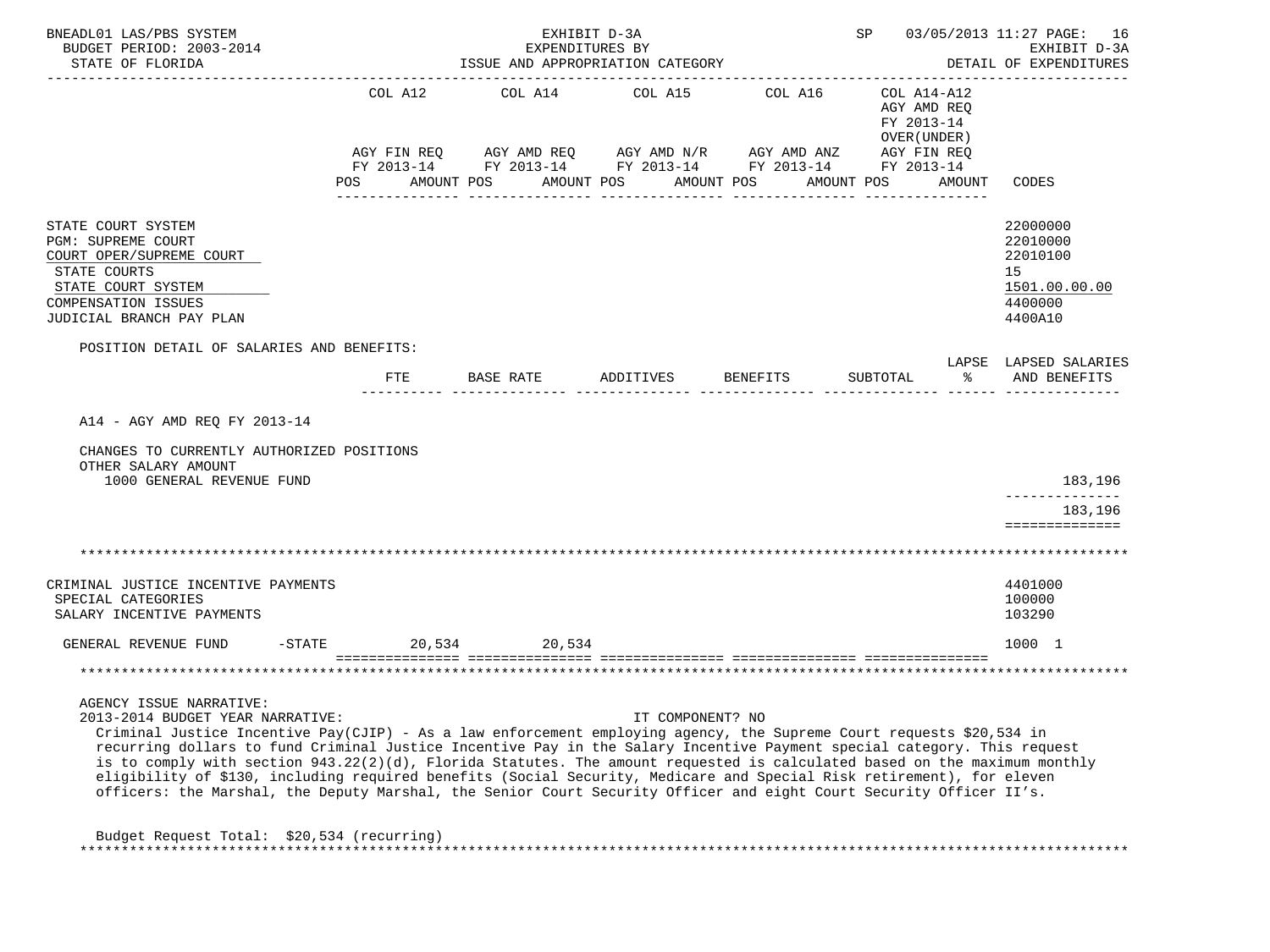BNEADL01 LAS/PBS SYSTEM — EXHIBIT D-3A — SP 03/05/2013 11:27

BUDGET PERIOD: 2003-2014 — EXPENDITURES BY ISSUE AND APPROPRIATION CATEGORY — EXHIBIT D-3A

STATE OF FLORIDA — DETAIL OF EXPENDITURES

| | COL A12 AGY FIN REQ FY 2013-14 POS AMOUNT | COL A14 AGY AMD REQ FY 2013-14 POS AMOUNT | COL A15 AGY AMD N/R FY 2013-14 POS AMOUNT | COL A16 AGY AMD ANZ FY 2013-14 POS AMOUNT | COL A14-A12 AGY AMD REQ FY 2013-14 OVER(UNDER) AGY FIN REQ FY 2013-14 POS AMOUNT | CODES |
|---|---|---|---|---|---|---|
| STATE COURT SYSTEM | | | | | | 22000000 |
| PGM: SUPREME COURT | | | | | | 22010000 |
| COURT OPER/SUPREME COURT | | | | | | 22010100 |
| STATE COURTS | | | | | | 15 |
| STATE COURT SYSTEM | | | | | | 1501.00.00.00 |
| COMPENSATION ISSUES | | | | | | 4400000 |
| JUDICIAL BRANCH PAY PLAN | | | | | | 4400A10 |

POSITION DETAIL OF SALARIES AND BENEFITS:

| | FTE | BASE RATE | ADDITIVES | BENEFITS | SUBTOTAL | LAPSE % | LAPSED SALARIES AND BENEFITS |
|---|---|---|---|---|---|---|---|
| A14 - AGY AMD REQ FY 2013-14 | | | | | | | |
| CHANGES TO CURRENTLY AUTHORIZED POSITIONS | | | | | | | |
| OTHER SALARY AMOUNT | | | | | | | |
| 1000 GENERAL REVENUE FUND | | | | | | | 183,196 |
| | | | | | | | 183,196 |

| | COL A12 | COL A14 | COL A15 | COL A16 | COL A14-A12 | CODES |
|---|---|---|---|---|---|---|
| CRIMINAL JUSTICE INCENTIVE PAYMENTS | | | | | | 4401000 |
| SPECIAL CATEGORIES | | | | | | 100000 |
| SALARY INCENTIVE PAYMENTS | | | | | | 103290 |
| GENERAL REVENUE FUND -STATE | 20,534 | 20,534 | | | | 1000 1 |

AGENCY ISSUE NARRATIVE:

2013-2014 BUDGET YEAR NARRATIVE: IT COMPONENT? NO

Criminal Justice Incentive Pay(CJIP) - As a law enforcement employing agency, the Supreme Court requests $20,534 in recurring dollars to fund Criminal Justice Incentive Pay in the Salary Incentive Payment special category. This request is to comply with section 943.22(2)(d), Florida Statutes. The amount requested is calculated based on the maximum monthly eligibility of $130, including required benefits (Social Security, Medicare and Special Risk retirement), for eleven officers: the Marshal, the Deputy Marshal, the Senior Court Security Officer and eight Court Security Officer II's.

Budget Request Total: $20,534 (recurring)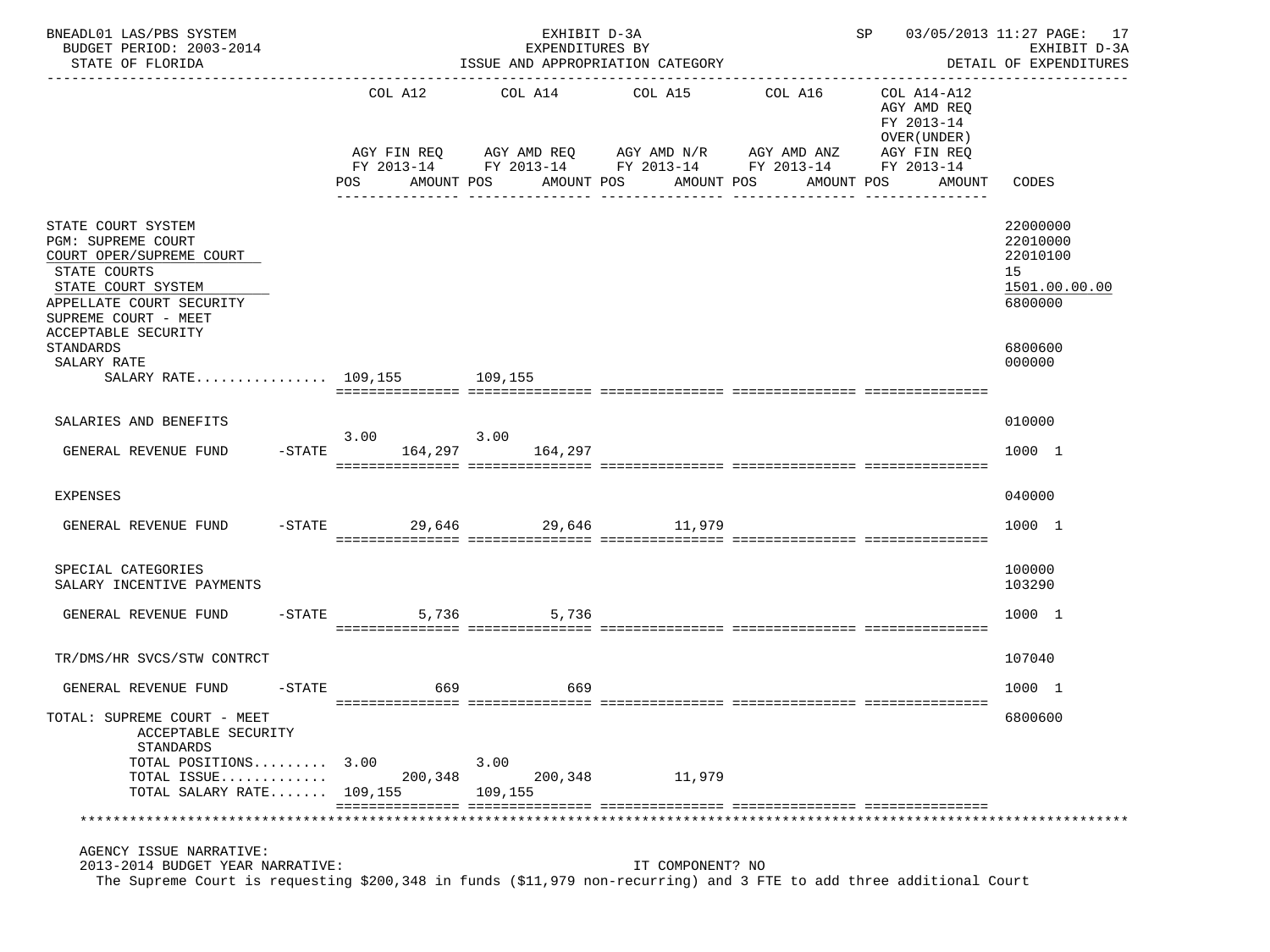BNEADL01 LAS/PBS SYSTEM | EXHIBIT D-3A | SP 03/05/2013 11:27
BUDGET PERIOD: 2003-2014 | EXPENDITURES BY | EXHIBIT D-3A
STATE OF FLORIDA | ISSUE AND APPROPRIATION CATEGORY | DETAIL OF EXPENDITURES

| | COL A12 AGY FIN REQ FY 2013-14 POS AMOUNT | COL A14 AGY AMD REQ FY 2013-14 POS AMOUNT | COL A15 AGY AMD N/R FY 2013-14 POS AMOUNT | COL A16 AGY AMD ANZ FY 2013-14 POS AMOUNT | COL A14-A12 AGY AMD REQ FY 2013-14 OVER(UNDER) AGY FIN REQ FY 2013-14 POS AMOUNT | CODES |
|---|---|---|---|---|---|---|
| STATE COURT SYSTEM | | | | | | 22000000 |
| PGM: SUPREME COURT | | | | | | 22010000 |
| COURT OPER/SUPREME COURT | | | | | | 22010100 |
| STATE COURTS | | | | | | 15 |
| STATE COURT SYSTEM | | | | | | 1501.00.00.00 |
| APPELLATE COURT SECURITY | | | | | | 6800000 |
| SUPREME COURT - MEET ACCEPTABLE SECURITY STANDARDS | | | | | | 6800600 |
| SALARY RATE | | | | | | 000000 |
| SALARY RATE................ | 109,155 | 109,155 | | | | |
| SALARIES AND BENEFITS | | | | | | 010000 |
| GENERAL REVENUE FUND -STATE | 3.00 164,297 | 3.00 164,297 | | | | 1000 1 |
| EXPENSES | | | | | | 040000 |
| GENERAL REVENUE FUND -STATE | 29,646 | 29,646 | 11,979 | | | 1000 1 |
| SPECIAL CATEGORIES | | | | | | 100000 |
| SALARY INCENTIVE PAYMENTS | | | | | | 103290 |
| GENERAL REVENUE FUND -STATE | 5,736 | 5,736 | | | | 1000 1 |
| TR/DMS/HR SVCS/STW CONTRCT | | | | | | 107040 |
| GENERAL REVENUE FUND -STATE | 669 | 669 | | | | 1000 1 |
| TOTAL: SUPREME COURT - MEET ACCEPTABLE SECURITY STANDARDS | | | | | | 6800600 |
| TOTAL POSITIONS......... | 3.00 | 3.00 | | | | |
| TOTAL ISSUE............. | 200,348 | 200,348 | 11,979 | | | |
| TOTAL SALARY RATE....... | 109,155 | 109,155 | | | | |

AGENCY ISSUE NARRATIVE:
2013-2014 BUDGET YEAR NARRATIVE: IT COMPONENT? NO
The Supreme Court is requesting $200,348 in funds ($11,979 non-recurring) and 3 FTE to add three additional Court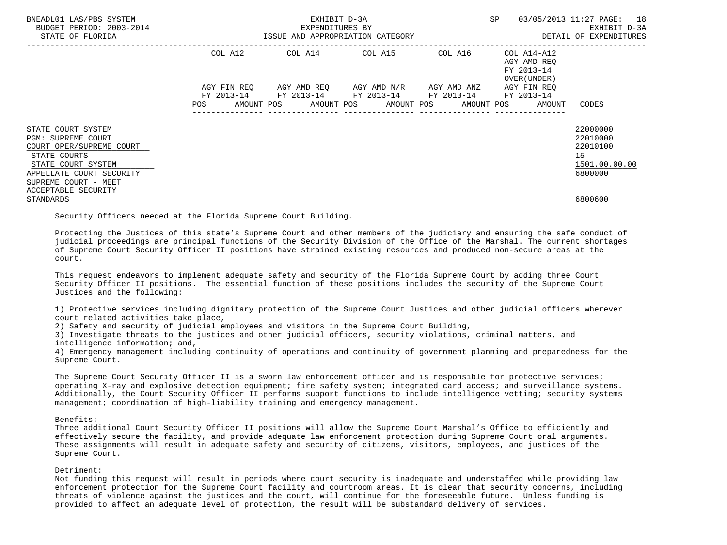| | COL A12 | COL A14 | COL A15 | COL A16 | COL A14-A12 AGY AMD REQ FY 2013-14 OVER(UNDER) | |
|---|---|---|---|---|---|---|
| | AGY FIN REQ FY 2013-14 | AGY AMD REQ FY 2013-14 | AGY AMD N/R FY 2013-14 | AGY AMD ANZ FY 2013-14 | AGY FIN REQ FY 2013-14 | |
| | POS AMOUNT | POS AMOUNT | POS AMOUNT | POS AMOUNT | POS AMOUNT | CODES |
| STATE COURT SYSTEM | | | | | | 22000000 |
| PGM: SUPREME COURT | | | | | | 22010000 |
| COURT OPER/SUPREME COURT | | | | | | 22010100 |
| STATE COURTS | | | | | | 15 |
| STATE COURT SYSTEM | | | | | | 1501.00.00.00 |
| APPELLATE COURT SECURITY | | | | | | 6800000 |
| SUPREME COURT - MEET ACCEPTABLE SECURITY STANDARDS | | | | | | 6800600 |

Security Officers needed at the Florida Supreme Court Building.

Protecting the Justices of this state's Supreme Court and other members of the judiciary and ensuring the safe conduct of judicial proceedings are principal functions of the Security Division of the Office of the Marshal. The current shortages of Supreme Court Security Officer II positions have strained existing resources and produced non-secure areas at the court.

This request endeavors to implement adequate safety and security of the Florida Supreme Court by adding three Court Security Officer II positions. The essential function of these positions includes the security of the Supreme Court Justices and the following:

1) Protective services including dignitary protection of the Supreme Court Justices and other judicial officers wherever court related activities take place,
2) Safety and security of judicial employees and visitors in the Supreme Court Building,
3) Investigate threats to the justices and other judicial officers, security violations, criminal matters, and intelligence information; and,
4) Emergency management including continuity of operations and continuity of government planning and preparedness for the Supreme Court.

The Supreme Court Security Officer II is a sworn law enforcement officer and is responsible for protective services; operating X-ray and explosive detection equipment; fire safety system; integrated card access; and surveillance systems. Additionally, the Court Security Officer II performs support functions to include intelligence vetting; security systems management; coordination of high-liability training and emergency management.

Benefits:
Three additional Court Security Officer II positions will allow the Supreme Court Marshal's Office to efficiently and effectively secure the facility, and provide adequate law enforcement protection during Supreme Court oral arguments. These assignments will result in adequate safety and security of citizens, visitors, employees, and justices of the Supreme Court.

Detriment:
Not funding this request will result in periods where court security is inadequate and understaffed while providing law enforcement protection for the Supreme Court facility and courtroom areas. It is clear that security concerns, including threats of violence against the justices and the court, will continue for the foreseeable future. Unless funding is provided to affect an adequate level of protection, the result will be substandard delivery of services.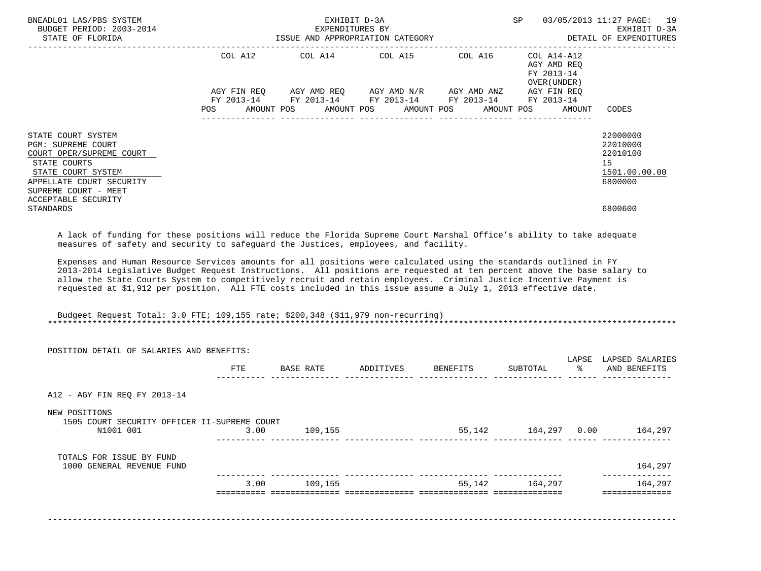| | COL A12 | COL A14 | COL A15 | COL A16 | COL A14-A12 AGY AMD REQ FY 2013-14 OVER(UNDER) | |
|---|---|---|---|---|---|---|
| | AGY FIN REQ FY 2013-14 | AGY AMD REQ FY 2013-14 | AGY AMD N/R FY 2013-14 | AGY AMD ANZ FY 2013-14 | AGY FIN REQ FY 2013-14 | |
| | POS AMOUNT | POS AMOUNT | POS AMOUNT | POS AMOUNT | POS AMOUNT | CODES |
| STATE COURT SYSTEM | | | | | | 22000000 |
| PGM: SUPREME COURT | | | | | | 22010000 |
| COURT OPER/SUPREME COURT | | | | | | 22010100 |
| STATE COURTS | | | | | | 15 |
| STATE COURT SYSTEM | | | | | | 1501.00.00.00 |
| APPELLATE COURT SECURITY | | | | | | 6800000 |
| SUPREME COURT - MEET ACCEPTABLE SECURITY STANDARDS | | | | | | 6800600 |

A lack of funding for these positions will reduce the Florida Supreme Court Marshal Office's ability to take adequate measures of safety and security to safeguard the Justices, employees, and facility.

Expenses and Human Resource Services amounts for all positions were calculated using the standards outlined in FY 2013-2014 Legislative Budget Request Instructions. All positions are requested at ten percent above the base salary to allow the State Courts System to competitively recruit and retain employees. Criminal Justice Incentive Payment is requested at $1,912 per position. All FTE costs included in this issue assume a July 1, 2013 effective date.

Budgeet Request Total: 3.0 FTE; 109,155 rate; $200,348 ($11,979 non-recurring)

*****************************************************************************************************************************

POSITION DETAIL OF SALARIES AND BENEFITS:

| | FTE | BASE RATE | ADDITIVES | BENEFITS | SUBTOTAL | LAPSE % | LAPSED SALARIES AND BENEFITS |
|---|---|---|---|---|---|---|---|
| A12 - AGY FIN REQ FY 2013-14 | | | | | | | |
| NEW POSITIONS | | | | | | | |
| 1505 COURT SECURITY OFFICER II-SUPREME COURT N1001 001 | 3.00 | 109,155 | | 55,142 | 164,297 | 0.00 | 164,297 |
| TOTALS FOR ISSUE BY FUND | | | | | | | |
| 1000 GENERAL REVENUE FUND | | | | | | | 164,297 |
| | 3.00 | 109,155 | | 55,142 | 164,297 | | 164,297 |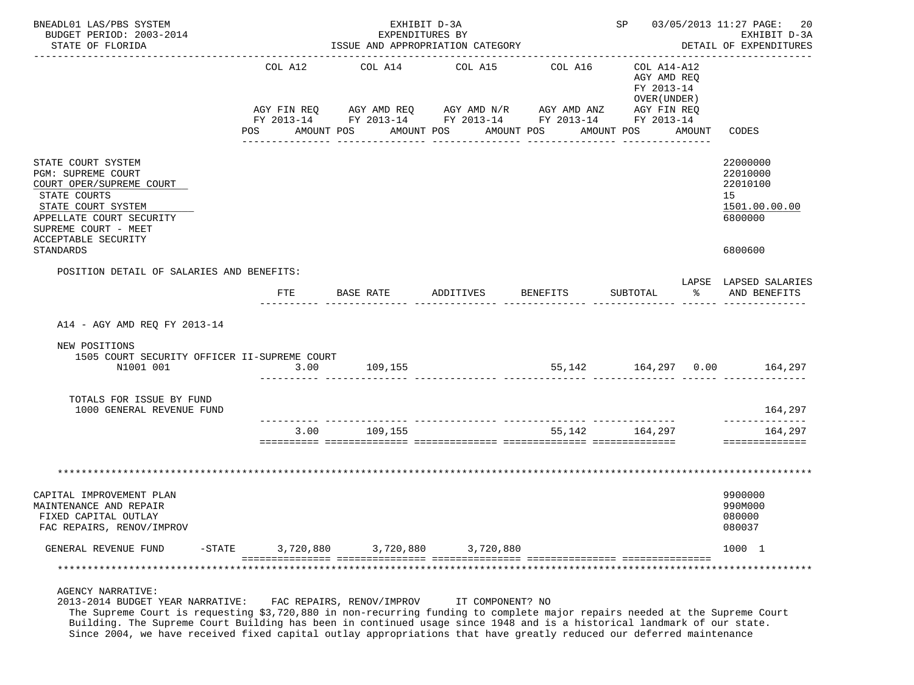EXHIBIT D-3A
EXPENDITURES BY
ISSUE AND APPROPRIATION CATEGORY

DETAIL OF EXPENDITURES

| | COL A12 AGY FIN REQ FY 2013-14 POS AMOUNT | COL A14 AGY AMD REQ FY 2013-14 POS AMOUNT | COL A15 AGY AMD N/R FY 2013-14 POS AMOUNT | COL A16 AGY AMD ANZ FY 2013-14 POS AMOUNT | COL A14-A12 AGY AMD REQ FY 2013-14 OVER(UNDER) AGY FIN REQ FY 2013-14 POS AMOUNT | CODES |
|---|---|---|---|---|---|---|
| STATE COURT SYSTEM | | | | | | 22000000 |
| PGM: SUPREME COURT | | | | | | 22010000 |
| COURT OPER/SUPREME COURT | | | | | | 22010100 |
| STATE COURTS | | | | | | 15 |
| STATE COURT SYSTEM | | | | | | 1501.00.00.00 |
| APPELLATE COURT SECURITY | | | | | | 6800000 |
| SUPREME COURT - MEET ACCEPTABLE SECURITY STANDARDS | | | | | | 6800600 |

POSITION DETAIL OF SALARIES AND BENEFITS:

| | FTE | BASE RATE | ADDITIVES | BENEFITS | SUBTOTAL | LAPSE % | LAPSED SALARIES AND BENEFITS |
|---|---|---|---|---|---|---|---|
| A14 - AGY AMD REQ FY 2013-14 | | | | | | | |
| NEW POSITIONS | | | | | | | |
| 1505 COURT SECURITY OFFICER II-SUPREME COURT N1001 001 | 3.00 | 109,155 | | 55,142 | 164,297 | 0.00 | 164,297 |
| TOTALS FOR ISSUE BY FUND | | | | | | | |
| 1000 GENERAL REVENUE FUND | | | | | | | 164,297 |
| | 3.00 | 109,155 | | 55,142 | 164,297 | | 164,297 |

| | COL A12 | COL A14 | COL A15 | COL A16 | COL A14-A12 | CODES |
|---|---|---|---|---|---|---|
| CAPITAL IMPROVEMENT PLAN | | | | | | 9900000 |
| MAINTENANCE AND REPAIR | | | | | | 990M000 |
| FIXED CAPITAL OUTLAY | | | | | | 080000 |
| FAC REPAIRS, RENOV/IMPROV | | | | | | 080037 |
| GENERAL REVENUE FUND -STATE | 3,720,880 | 3,720,880 | 3,720,880 | | | 1000 1 |

AGENCY NARRATIVE:
2013-2014 BUDGET YEAR NARRATIVE: FAC REPAIRS, RENOV/IMPROV IT COMPONENT? NO
The Supreme Court is requesting $3,720,880 in non-recurring funding to complete major repairs needed at the Supreme Court Building. The Supreme Court Building has been in continued usage since 1948 and is a historical landmark of our state. Since 2004, we have received fixed capital outlay appropriations that have greatly reduced our deferred maintenance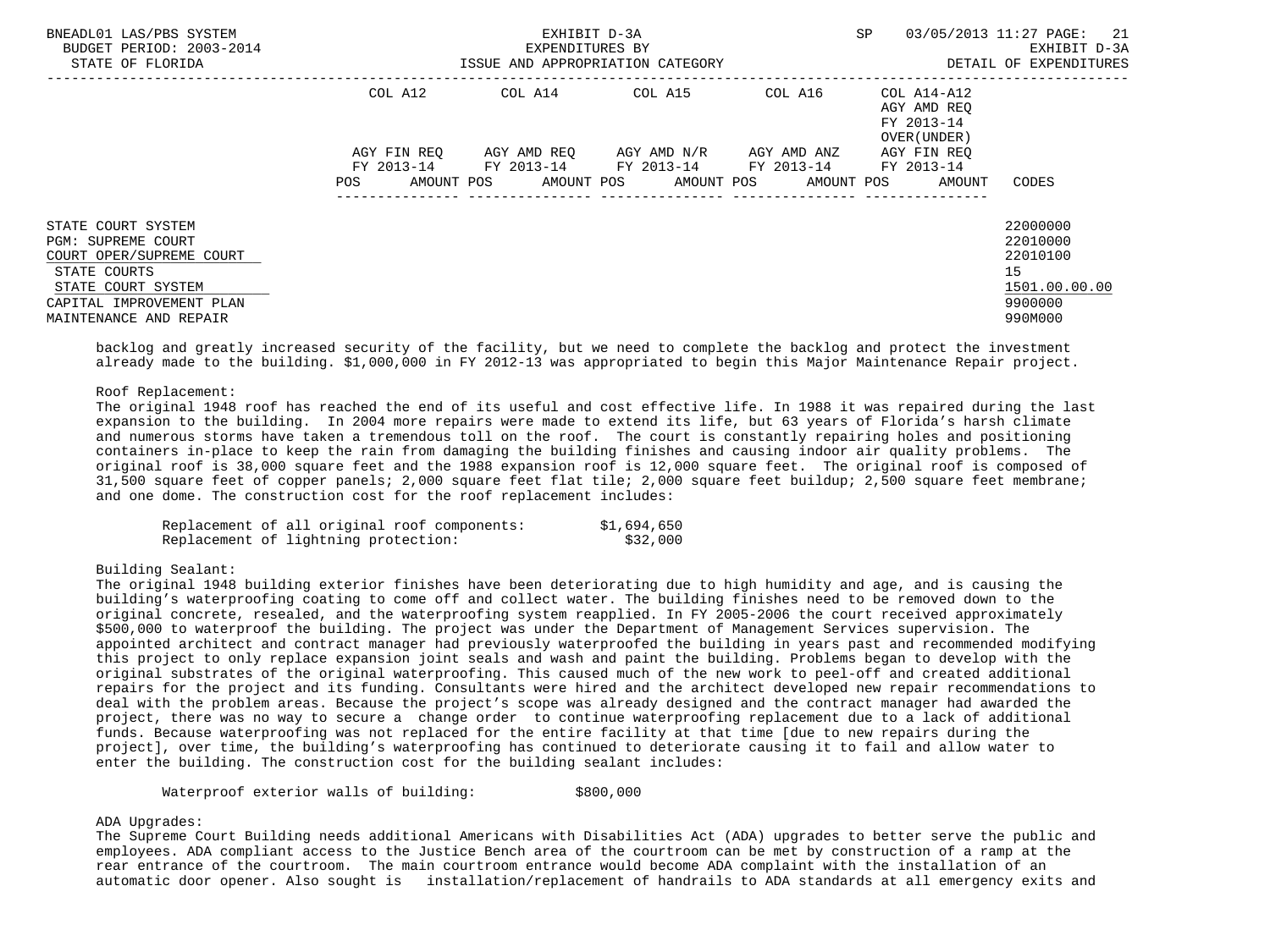| | COL A12 | COL A14 | COL A15 | COL A16 | COL A14-A12 AGY AMD REQ FY 2013-14 OVER(UNDER) | |
|---|---|---|---|---|---|---|
| | AGY FIN REQ FY 2013-14 | AGY AMD REQ FY 2013-14 | AGY AMD N/R FY 2013-14 | AGY AMD ANZ FY 2013-14 | AGY FIN REQ FY 2013-14 | |
| | POS AMOUNT | POS AMOUNT | POS AMOUNT | POS AMOUNT | POS AMOUNT | CODES |
| STATE COURT SYSTEM | | | | | | 22000000 |
| PGM: SUPREME COURT | | | | | | 22010000 |
| COURT OPER/SUPREME COURT | | | | | | 22010100 |
| STATE COURTS | | | | | | 15 |
| STATE COURT SYSTEM | | | | | | 1501.00.00.00 |
| CAPITAL IMPROVEMENT PLAN | | | | | | 9900000 |
| MAINTENANCE AND REPAIR | | | | | | 990M000 |

backlog and greatly increased security of the facility, but we need to complete the backlog and protect the investment already made to the building. $1,000,000 in FY 2012-13 was appropriated to begin this Major Maintenance Repair project.

Roof Replacement:
The original 1948 roof has reached the end of its useful and cost effective life. In 1988 it was repaired during the last expansion to the building. In 2004 more repairs were made to extend its life, but 63 years of Florida's harsh climate and numerous storms have taken a tremendous toll on the roof. The court is constantly repairing holes and positioning containers in-place to keep the rain from damaging the building finishes and causing indoor air quality problems. The original roof is 38,000 square feet and the 1988 expansion roof is 12,000 square feet. The original roof is composed of 31,500 square feet of copper panels; 2,000 square feet flat tile; 2,000 square feet buildup; 2,500 square feet membrane; and one dome. The construction cost for the roof replacement includes:

| | |
|---|---|
| Replacement of all original roof components: | $1,694,650 |
| Replacement of lightning protection: | $32,000 |

Building Sealant:
The original 1948 building exterior finishes have been deteriorating due to high humidity and age, and is causing the building's waterproofing coating to come off and collect water. The building finishes need to be removed down to the original concrete, resealed, and the waterproofing system reapplied. In FY 2005-2006 the court received approximately $500,000 to waterproof the building. The project was under the Department of Management Services supervision. The appointed architect and contract manager had previously waterproofed the building in years past and recommended modifying this project to only replace expansion joint seals and wash and paint the building. Problems began to develop with the original substrates of the original waterproofing. This caused much of the new work to peel-off and created additional repairs for the project and its funding. Consultants were hired and the architect developed new repair recommendations to deal with the problem areas. Because the project's scope was already designed and the contract manager had awarded the project, there was no way to secure a change order to continue waterproofing replacement due to a lack of additional funds. Because waterproofing was not replaced for the entire facility at that time [due to new repairs during the project], over time, the building's waterproofing has continued to deteriorate causing it to fail and allow water to enter the building. The construction cost for the building sealant includes:

| | |
|---|---|
| Waterproof exterior walls of building: | $800,000 |

ADA Upgrades:
The Supreme Court Building needs additional Americans with Disabilities Act (ADA) upgrades to better serve the public and employees. ADA compliant access to the Justice Bench area of the courtroom can be met by construction of a ramp at the rear entrance of the courtroom. The main courtroom entrance would become ADA complaint with the installation of an automatic door opener. Also sought is installation/replacement of handrails to ADA standards at all emergency exits and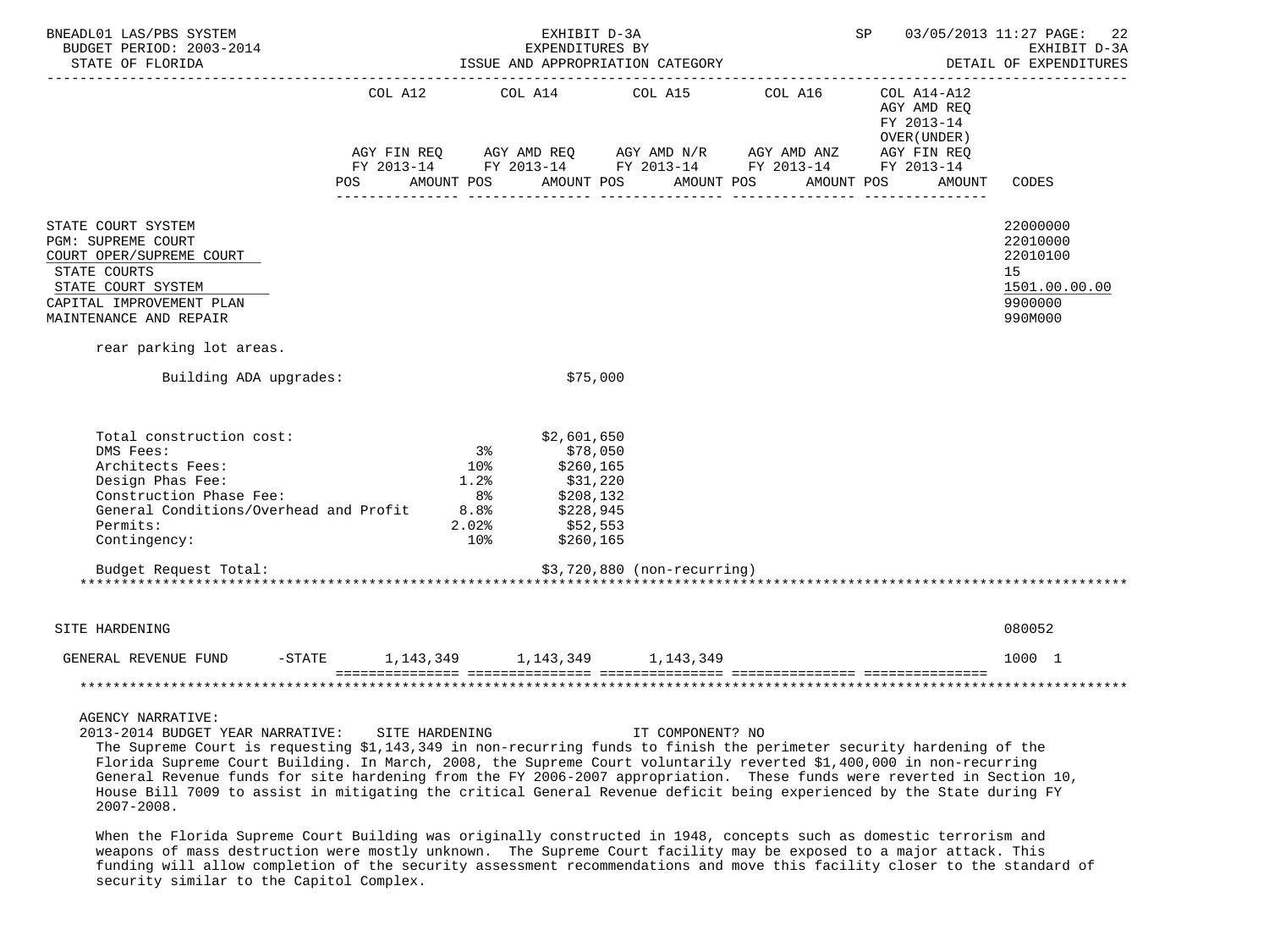| | COL A12 AGY FIN REQ FY 2013-14 POS AMOUNT | COL A14 AGY AMD REQ FY 2013-14 POS AMOUNT | COL A15 AGY AMD N/R FY 2013-14 POS AMOUNT | COL A16 AGY AMD ANZ FY 2013-14 POS AMOUNT | COL A14-A12 AGY AMD REQ FY 2013-14 OVER(UNDER) AGY FIN REQ FY 2013-14 POS AMOUNT | CODES |
|---|---|---|---|---|---|---|

STATE COURT SYSTEM — 22000000
PGM: SUPREME COURT — 22010000
COURT OPER/SUPREME COURT — 22010100
STATE COURTS — 15
STATE COURT SYSTEM — 1501.00.00.00
CAPITAL IMPROVEMENT PLAN — 9900000
MAINTENANCE AND REPAIR — 990M000

rear parking lot areas.

| | | |
|---|---|---|
| Building ADA upgrades: | | $75,000 |
| | | |
| Total construction cost: | | $2,601,650 |
| DMS Fees: | 3% | $78,050 |
| Architects Fees: | 10% | $260,165 |
| Design Phas Fee: | 1.2% | $31,220 |
| Construction Phase Fee: | 8% | $208,132 |
| General Conditions/Overhead and Profit | 8.8% | $228,945 |
| Permits: | 2.02% | $52,553 |
| Contingency: | 10% | $260,165 |
| | | |
| Budget Request Total: | | $3,720,880 (non-recurring) |

*******************************************************************************************************************

SITE HARDENING — 080052

| | COL A12 | COL A14 | COL A15 | COL A16 | COL A14-A12 | CODES |
|---|---|---|---|---|---|---|
| GENERAL REVENUE FUND -STATE | 1,143,349 | 1,143,349 | 1,143,349 | | | 1000 1 |

*******************************************************************************************************************

AGENCY NARRATIVE:
2013-2014 BUDGET YEAR NARRATIVE: SITE HARDENING IT COMPONENT? NO

The Supreme Court is requesting $1,143,349 in non-recurring funds to finish the perimeter security hardening of the Florida Supreme Court Building. In March, 2008, the Supreme Court voluntarily reverted $1,400,000 in non-recurring General Revenue funds for site hardening from the FY 2006-2007 appropriation. These funds were reverted in Section 10, House Bill 7009 to assist in mitigating the critical General Revenue deficit being experienced by the State during FY 2007-2008.

When the Florida Supreme Court Building was originally constructed in 1948, concepts such as domestic terrorism and weapons of mass destruction were mostly unknown. The Supreme Court facility may be exposed to a major attack. This funding will allow completion of the security assessment recommendations and move this facility closer to the standard of security similar to the Capitol Complex.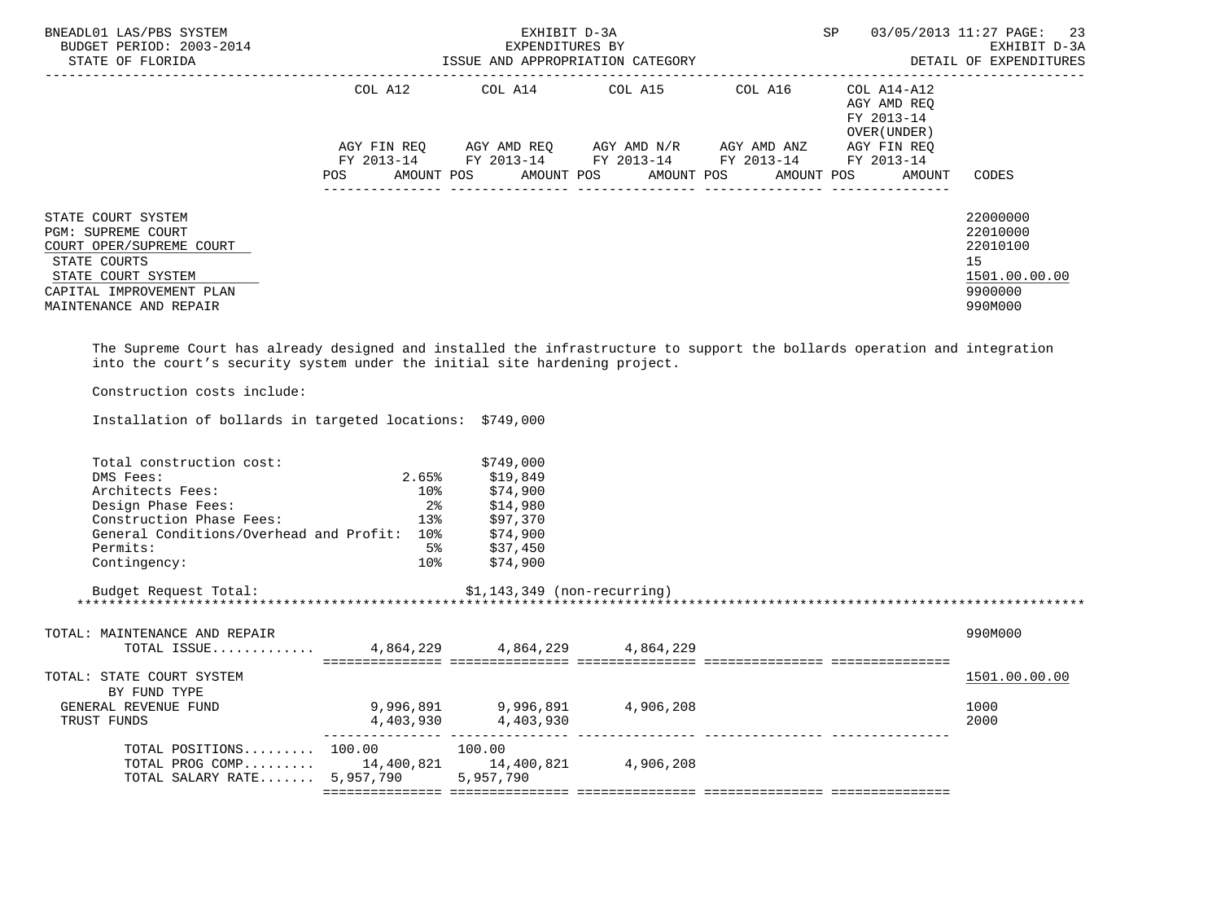| | COL A12 | | COL A14 | | COL A15 | | COL A16 | | COL A14-A12 AGY AMD REQ FY 2013-14 OVER(UNDER) | | |
|---|---|---|---|---|---|---|---|---|---|---|---|
| | AGY FIN REQ FY 2013-14 | | AGY AMD REQ FY 2013-14 | | AGY AMD N/R FY 2013-14 | | AGY AMD ANZ FY 2013-14 | | AGY FIN REQ FY 2013-14 | | |
| | POS | AMOUNT | POS | AMOUNT | POS | AMOUNT | POS | AMOUNT | POS | AMOUNT | CODES |
| STATE COURT SYSTEM | | | | | | | | | | | 22000000 |
| PGM: SUPREME COURT | | | | | | | | | | | 22010000 |
| COURT OPER/SUPREME COURT | | | | | | | | | | | 22010100 |
| STATE COURTS | | | | | | | | | | | 15 |
| STATE COURT SYSTEM | | | | | | | | | | | 1501.00.00.00 |
| CAPITAL IMPROVEMENT PLAN | | | | | | | | | | | 9900000 |
| MAINTENANCE AND REPAIR | | | | | | | | | | | 990M000 |

The Supreme Court has already designed and installed the infrastructure to support the bollards operation and integration into the court's security system under the initial site hardening project.

Construction costs include:

Installation of bollards in targeted locations: $749,000

| | | |
|---|---|---|
| Total construction cost: | | $749,000 |
| DMS Fees: | 2.65% | $19,849 |
| Architects Fees: | 10% | $74,900 |
| Design Phase Fees: | 2% | $14,980 |
| Construction Phase Fees: | 13% | $97,370 |
| General Conditions/Overhead and Profit: | 10% | $74,900 |
| Permits: | 5% | $37,450 |
| Contingency: | 10% | $74,900 |

Budget Request Total: $1,143,349 (non-recurring)

*****************************************************************************************************************************

| | COL A12 | | COL A14 | | COL A15 | | COL A16 | | COL A14-A12 | | CODES |
|---|---|---|---|---|---|---|---|---|---|---|---|
| | POS | AMOUNT | POS | AMOUNT | POS | AMOUNT | POS | AMOUNT | POS | AMOUNT | |
| TOTAL: MAINTENANCE AND REPAIR | | | | | | | | | | | 990M000 |
| TOTAL ISSUE............. | | 4,864,229 | | 4,864,229 | | 4,864,229 | | | | | |
| TOTAL: STATE COURT SYSTEM | | | | | | | | | | | 1501.00.00.00 |
| BY FUND TYPE | | | | | | | | | | | |
| GENERAL REVENUE FUND | | 9,996,891 | | 9,996,891 | | 4,906,208 | | | | | 1000 |
| TRUST FUNDS | | 4,403,930 | | 4,403,930 | | | | | | | 2000 |
| TOTAL POSITIONS......... | 100.00 | | 100.00 | | | | | | | | |
| TOTAL PROG COMP......... | | 14,400,821 | | 14,400,821 | | 4,906,208 | | | | | |
| TOTAL SALARY RATE....... | | 5,957,790 | | 5,957,790 | | | | | | | |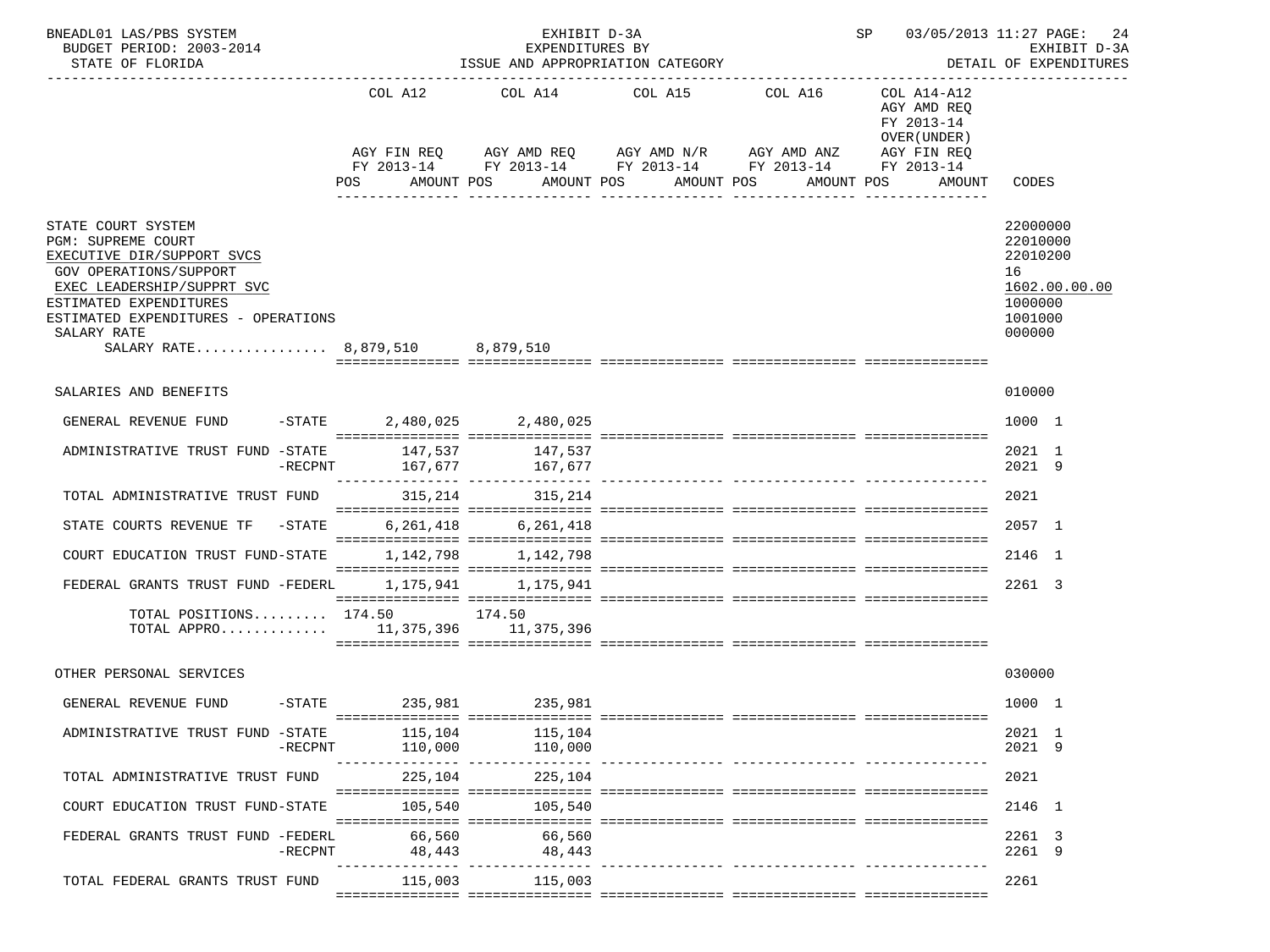BNEADL01 LAS/PBS SYSTEM — EXHIBIT D-3A — EXPENDITURES BY ISSUE AND APPROPRIATION CATEGORY — SP 03/05/2013 11:27 — EXHIBIT D-3A DETAIL OF EXPENDITURES

BUDGET PERIOD: 2003-2014

STATE OF FLORIDA

| | COL A12 AGY FIN REQ FY 2013-14 POS AMOUNT | COL A14 AGY AMD REQ FY 2013-14 POS AMOUNT | COL A15 AGY AMD N/R FY 2013-14 POS AMOUNT | COL A16 AGY AMD ANZ FY 2013-14 POS AMOUNT | COL A14-A12 AGY AMD REQ FY 2013-14 OVER(UNDER) AGY FIN REQ FY 2013-14 POS AMOUNT | CODES |
|---|---|---|---|---|---|---|
| STATE COURT SYSTEM | | | | | | 22000000 |
| PGM: SUPREME COURT | | | | | | 22010000 |
| EXECUTIVE DIR/SUPPORT SVCS | | | | | | 22010200 |
| GOV OPERATIONS/SUPPORT | | | | | | 16 |
| EXEC LEADERSHIP/SUPPRT SVC | | | | | | 1602.00.00.00 |
| ESTIMATED EXPENDITURES | | | | | | 1000000 |
| ESTIMATED EXPENDITURES - OPERATIONS | | | | | | 1001000 |
| SALARY RATE | | | | | | 000000 |
| SALARY RATE................ | 8,879,510 | 8,879,510 | | | | |
| SALARIES AND BENEFITS | | | | | | 010000 |
| GENERAL REVENUE FUND -STATE | 2,480,025 | 2,480,025 | | | | 1000 1 |
| ADMINISTRATIVE TRUST FUND -STATE | 147,537 | 147,537 | | | | 2021 1 |
| -RECPNT | 167,677 | 167,677 | | | | 2021 9 |
| TOTAL ADMINISTRATIVE TRUST FUND | 315,214 | 315,214 | | | | 2021 |
| STATE COURTS REVENUE TF -STATE | 6,261,418 | 6,261,418 | | | | 2057 1 |
| COURT EDUCATION TRUST FUND-STATE | 1,142,798 | 1,142,798 | | | | 2146 1 |
| FEDERAL GRANTS TRUST FUND -FEDERL | 1,175,941 | 1,175,941 | | | | 2261 3 |
| TOTAL POSITIONS......... | 174.50 | 174.50 | | | | |
| TOTAL APPRO............ | 11,375,396 | 11,375,396 | | | | |
| OTHER PERSONAL SERVICES | | | | | | 030000 |
| GENERAL REVENUE FUND -STATE | 235,981 | 235,981 | | | | 1000 1 |
| ADMINISTRATIVE TRUST FUND -STATE | 115,104 | 115,104 | | | | 2021 1 |
| -RECPNT | 110,000 | 110,000 | | | | 2021 9 |
| TOTAL ADMINISTRATIVE TRUST FUND | 225,104 | 225,104 | | | | 2021 |
| COURT EDUCATION TRUST FUND-STATE | 105,540 | 105,540 | | | | 2146 1 |
| FEDERAL GRANTS TRUST FUND -FEDERL | 66,560 | 66,560 | | | | 2261 3 |
| -RECPNT | 48,443 | 48,443 | | | | 2261 9 |
| TOTAL FEDERAL GRANTS TRUST FUND | 115,003 | 115,003 | | | | 2261 |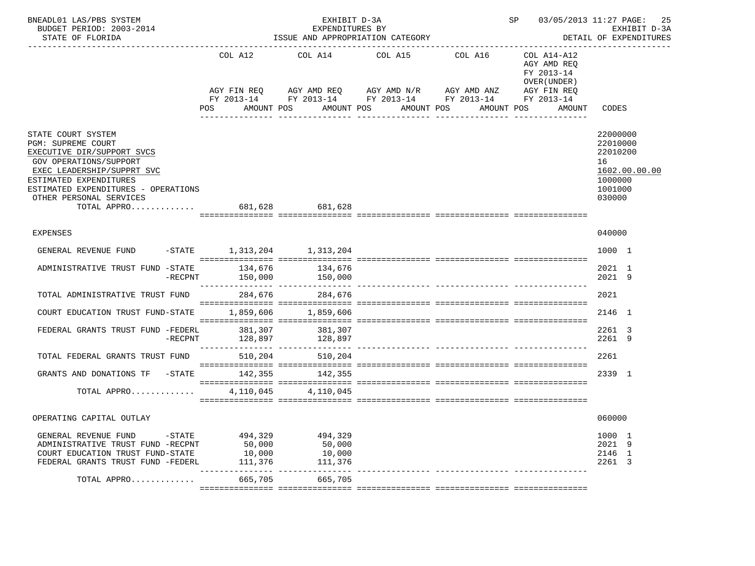BNEADL01 LAS/PBS SYSTEM | EXHIBIT D-3A | SP 03/05/2013 11:27

BUDGET PERIOD: 2003-2014 | EXPENDITURES BY | EXHIBIT D-3A

STATE OF FLORIDA | ISSUE AND APPROPRIATION CATEGORY | DETAIL OF EXPENDITURES

| | COL A12 AGY FIN REQ FY 2013-14 POS AMOUNT | COL A14 AGY AMD REQ FY 2013-14 POS AMOUNT | COL A15 AGY AMD N/R FY 2013-14 POS AMOUNT | COL A16 AGY AMD ANZ FY 2013-14 POS AMOUNT | COL A14-A12 AGY AMD REQ FY 2013-14 OVER(UNDER) AGY FIN REQ FY 2013-14 POS AMOUNT | CODES |
|---|---|---|---|---|---|---|
| STATE COURT SYSTEM | | | | | | 22000000 |
| PGM: SUPREME COURT | | | | | | 22010000 |
| EXECUTIVE DIR/SUPPORT SVCS | | | | | | 22010200 |
| GOV OPERATIONS/SUPPORT | | | | | | 16 |
| EXEC LEADERSHIP/SUPPRT SVC | | | | | | 1602.00.00.00 |
| ESTIMATED EXPENDITURES | | | | | | 1000000 |
| ESTIMATED EXPENDITURES - OPERATIONS | | | | | | 1001000 |
| OTHER PERSONAL SERVICES | | | | | | 030000 |
| TOTAL APPRO............ | 681,628 | 681,628 | | | | |
| EXPENSES | | | | | | 040000 |
| GENERAL REVENUE FUND -STATE | 1,313,204 | 1,313,204 | | | | 1000 1 |
| ADMINISTRATIVE TRUST FUND -STATE | 134,676 | 134,676 | | | | 2021 1 |
| -RECPNT | 150,000 | 150,000 | | | | 2021 9 |
| TOTAL ADMINISTRATIVE TRUST FUND | 284,676 | 284,676 | | | | 2021 |
| COURT EDUCATION TRUST FUND-STATE | 1,859,606 | 1,859,606 | | | | 2146 1 |
| FEDERAL GRANTS TRUST FUND -FEDERL | 381,307 | 381,307 | | | | 2261 3 |
| -RECPNT | 128,897 | 128,897 | | | | 2261 9 |
| TOTAL FEDERAL GRANTS TRUST FUND | 510,204 | 510,204 | | | | 2261 |
| GRANTS AND DONATIONS TF -STATE | 142,355 | 142,355 | | | | 2339 1 |
| TOTAL APPRO............ | 4,110,045 | 4,110,045 | | | | |
| OPERATING CAPITAL OUTLAY | | | | | | 060000 |
| GENERAL REVENUE FUND -STATE | 494,329 | 494,329 | | | | 1000 1 |
| ADMINISTRATIVE TRUST FUND -RECPNT | 50,000 | 50,000 | | | | 2021 9 |
| COURT EDUCATION TRUST FUND-STATE | 10,000 | 10,000 | | | | 2146 1 |
| FEDERAL GRANTS TRUST FUND -FEDERL | 111,376 | 111,376 | | | | 2261 3 |
| TOTAL APPRO............ | 665,705 | 665,705 | | | | |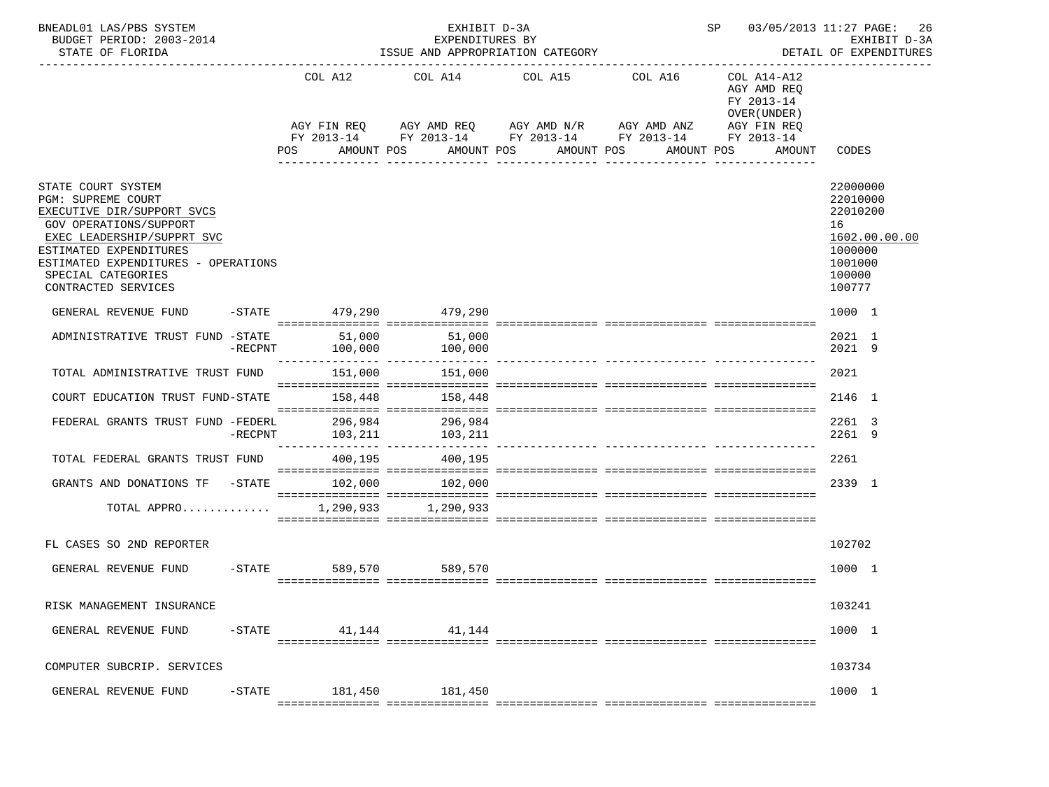BNEADL01 LAS/PBS SYSTEM — EXHIBIT D-3A — SP 03/05/2013 11:27

BUDGET PERIOD: 2003-2014 — EXPENDITURES BY — EXHIBIT D-3A

STATE OF FLORIDA — ISSUE AND APPROPRIATION CATEGORY — DETAIL OF EXPENDITURES

| | COL A12 AGY FIN REQ FY 2013-14 POS AMOUNT | COL A14 AGY AMD REQ FY 2013-14 POS AMOUNT | COL A15 AGY AMD N/R FY 2013-14 POS AMOUNT | COL A16 AGY AMD ANZ FY 2013-14 POS AMOUNT | COL A14-A12 AGY AMD REQ FY 2013-14 OVER(UNDER) AGY FIN REQ FY 2013-14 POS AMOUNT | CODES |
|---|---|---|---|---|---|---|
| STATE COURT SYSTEM | | | | | | 22000000 |
| PGM: SUPREME COURT | | | | | | 22010000 |
| EXECUTIVE DIR/SUPPORT SVCS | | | | | | 22010200 |
| GOV OPERATIONS/SUPPORT | | | | | | 16 |
| EXEC LEADERSHIP/SUPPRT SVC | | | | | | 1602.00.00.00 |
| ESTIMATED EXPENDITURES | | | | | | 1000000 |
| ESTIMATED EXPENDITURES - OPERATIONS | | | | | | 1001000 |
| SPECIAL CATEGORIES | | | | | | 100000 |
| CONTRACTED SERVICES | | | | | | 100777 |
| GENERAL REVENUE FUND -STATE | 479,290 | 479,290 | | | | 1000 1 |
| ADMINISTRATIVE TRUST FUND -STATE | 51,000 | 51,000 | | | | 2021 1 |
| -RECPNT | 100,000 | 100,000 | | | | 2021 9 |
| TOTAL ADMINISTRATIVE TRUST FUND | 151,000 | 151,000 | | | | 2021 |
| COURT EDUCATION TRUST FUND-STATE | 158,448 | 158,448 | | | | 2146 1 |
| FEDERAL GRANTS TRUST FUND -FEDERL | 296,984 | 296,984 | | | | 2261 3 |
| -RECPNT | 103,211 | 103,211 | | | | 2261 9 |
| TOTAL FEDERAL GRANTS TRUST FUND | 400,195 | 400,195 | | | | 2261 |
| GRANTS AND DONATIONS TF -STATE | 102,000 | 102,000 | | | | 2339 1 |
| TOTAL APPRO............ | 1,290,933 | 1,290,933 | | | | |
| FL CASES SO 2ND REPORTER | | | | | | 102702 |
| GENERAL REVENUE FUND -STATE | 589,570 | 589,570 | | | | 1000 1 |
| RISK MANAGEMENT INSURANCE | | | | | | 103241 |
| GENERAL REVENUE FUND -STATE | 41,144 | 41,144 | | | | 1000 1 |
| COMPUTER SUBCRIP. SERVICES | | | | | | 103734 |
| GENERAL REVENUE FUND -STATE | 181,450 | 181,450 | | | | 1000 1 |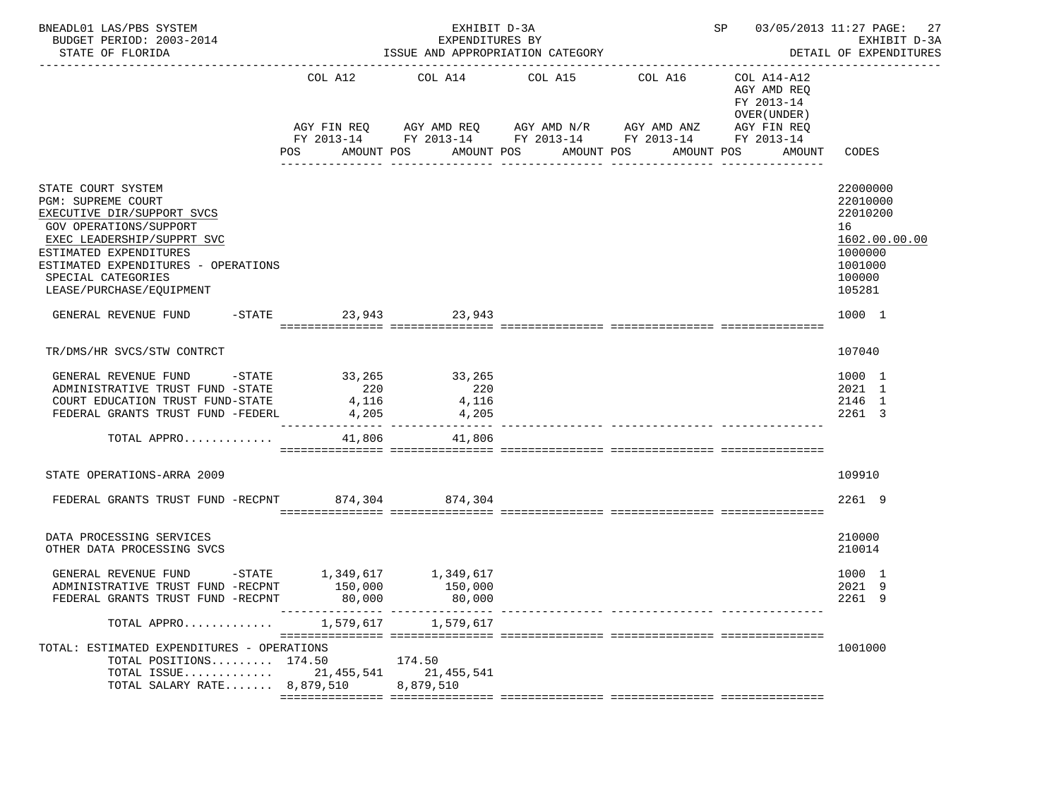BNEADL01 LAS/PBS SYSTEM — EXHIBIT D-3A — SP 03/05/2013 11:27

BUDGET PERIOD: 2003-2014 — EXPENDITURES BY — EXHIBIT D-3A

STATE OF FLORIDA — ISSUE AND APPROPRIATION CATEGORY — DETAIL OF EXPENDITURES

| | COL A12 AGY FIN REQ FY 2013-14 POS AMOUNT | COL A14 AGY AMD REQ FY 2013-14 POS AMOUNT | COL A15 AGY AMD N/R FY 2013-14 POS AMOUNT | COL A16 AGY AMD ANZ FY 2013-14 POS AMOUNT | COL A14-A12 AGY AMD REQ FY 2013-14 OVER(UNDER) AGY FIN REQ FY 2013-14 POS AMOUNT | CODES |
|---|---|---|---|---|---|---|
| STATE COURT SYSTEM | | | | | | 22000000 |
| PGM: SUPREME COURT | | | | | | 22010000 |
| EXECUTIVE DIR/SUPPORT SVCS | | | | | | 22010200 |
| GOV OPERATIONS/SUPPORT | | | | | | 16 |
| EXEC LEADERSHIP/SUPPRT SVC | | | | | | 1602.00.00.00 |
| ESTIMATED EXPENDITURES | | | | | | 1000000 |
| ESTIMATED EXPENDITURES - OPERATIONS | | | | | | 1001000 |
| SPECIAL CATEGORIES | | | | | | 100000 |
| LEASE/PURCHASE/EQUIPMENT | | | | | | 105281 |
| GENERAL REVENUE FUND -STATE | 23,943 | 23,943 | | | | 1000 1 |
| TR/DMS/HR SVCS/STW CONTRCT | | | | | | 107040 |
| GENERAL REVENUE FUND -STATE | 33,265 | 33,265 | | | | 1000 1 |
| ADMINISTRATIVE TRUST FUND -STATE | 220 | 220 | | | | 2021 1 |
| COURT EDUCATION TRUST FUND-STATE | 4,116 | 4,116 | | | | 2146 1 |
| FEDERAL GRANTS TRUST FUND -FEDERL | 4,205 | 4,205 | | | | 2261 3 |
| TOTAL APPRO............. | 41,806 | 41,806 | | | | |
| STATE OPERATIONS-ARRA 2009 | | | | | | 109910 |
| FEDERAL GRANTS TRUST FUND -RECPNT | 874,304 | 874,304 | | | | 2261 9 |
| DATA PROCESSING SERVICES | | | | | | 210000 |
| OTHER DATA PROCESSING SVCS | | | | | | 210014 |
| GENERAL REVENUE FUND -STATE | 1,349,617 | 1,349,617 | | | | 1000 1 |
| ADMINISTRATIVE TRUST FUND -RECPNT | 150,000 | 150,000 | | | | 2021 9 |
| FEDERAL GRANTS TRUST FUND -RECPNT | 80,000 | 80,000 | | | | 2261 9 |
| TOTAL APPRO............. | 1,579,617 | 1,579,617 | | | | |
| TOTAL: ESTIMATED EXPENDITURES - OPERATIONS | | | | | | 1001000 |
| TOTAL POSITIONS......... | 174.50 | 174.50 | | | | |
| TOTAL ISSUE............. | 21,455,541 | 21,455,541 | | | | |
| TOTAL SALARY RATE....... | 8,879,510 | 8,879,510 | | | | |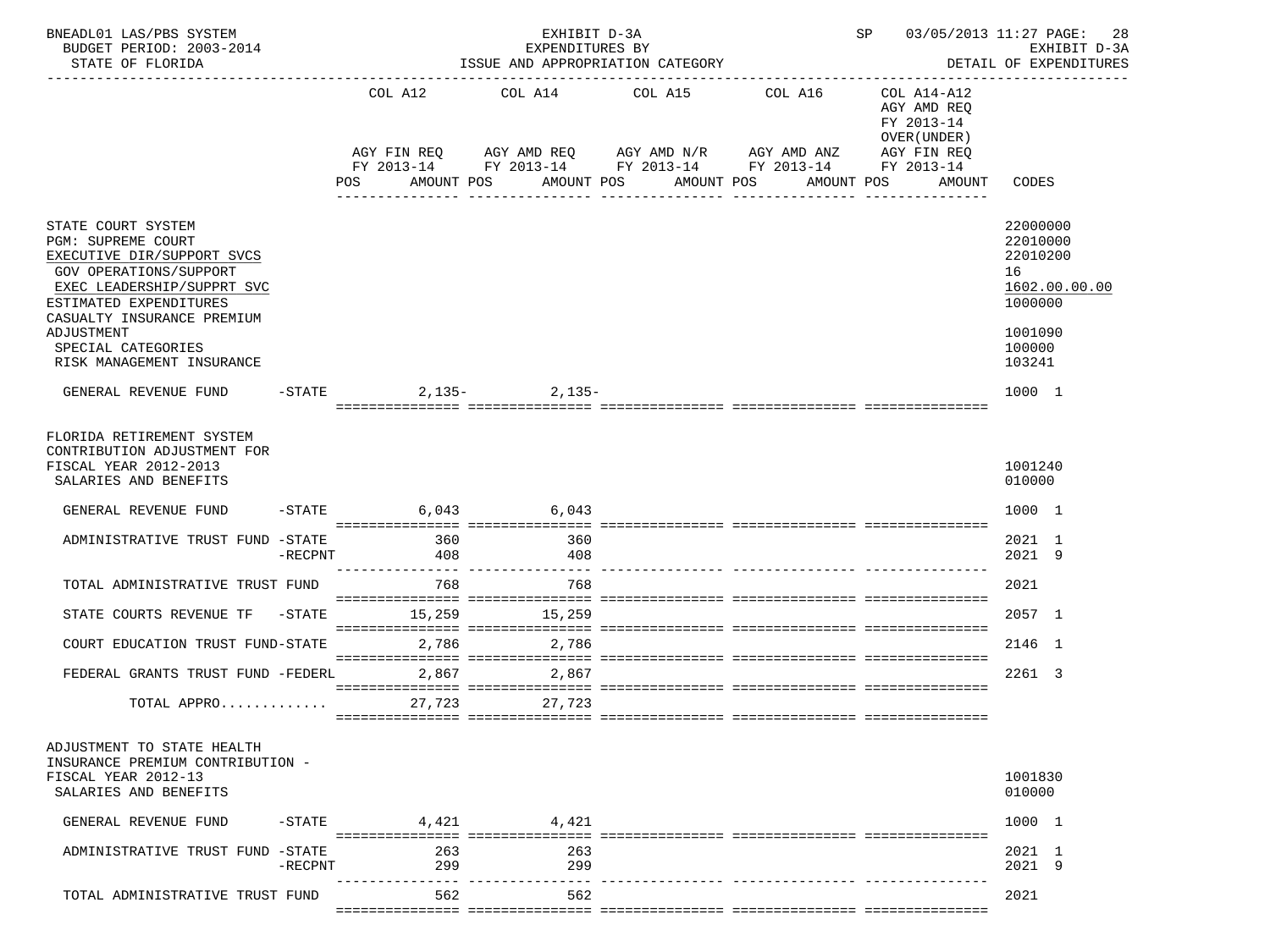BNEADL01 LAS/PBS SYSTEM — EXHIBIT D-3A — EXPENDITURES BY ISSUE AND APPROPRIATION CATEGORY — SP 03/05/2013 11:27
BUDGET PERIOD: 2003-2014 — STATE OF FLORIDA — EXHIBIT D-3A DETAIL OF EXPENDITURES

| | COL A12 AGY FIN REQ FY 2013-14 POS AMOUNT | COL A14 AGY AMD REQ FY 2013-14 POS AMOUNT | COL A15 AGY AMD N/R FY 2013-14 POS AMOUNT | COL A16 AGY AMD ANZ FY 2013-14 POS AMOUNT | COL A14-A12 AGY AMD REQ FY 2013-14 OVER(UNDER) AGY FIN REQ FY 2013-14 POS AMOUNT | CODES |
|---|---|---|---|---|---|---|
| STATE COURT SYSTEM | | | | | | 22000000 |
| PGM: SUPREME COURT | | | | | | 22010000 |
| EXECUTIVE DIR/SUPPORT SVCS | | | | | | 22010200 |
| GOV OPERATIONS/SUPPORT | | | | | | 16 |
| EXEC LEADERSHIP/SUPPRT SVC | | | | | | 1602.00.00.00 |
| ESTIMATED EXPENDITURES | | | | | | 1000000 |
| CASUALTY INSURANCE PREMIUM ADJUSTMENT | | | | | | 1001090 |
| SPECIAL CATEGORIES | | | | | | 100000 |
| RISK MANAGEMENT INSURANCE | | | | | | 103241 |
| GENERAL REVENUE FUND -STATE | 2,135- | 2,135- | | | | 1000 1 |
| FLORIDA RETIREMENT SYSTEM CONTRIBUTION ADJUSTMENT FOR FISCAL YEAR 2012-2013 | | | | | | 1001240 |
| SALARIES AND BENEFITS | | | | | | 010000 |
| GENERAL REVENUE FUND -STATE | 6,043 | 6,043 | | | | 1000 1 |
| ADMINISTRATIVE TRUST FUND -STATE | 360 | 360 | | | | 2021 1 |
| -RECPNT | 408 | 408 | | | | 2021 9 |
| TOTAL ADMINISTRATIVE TRUST FUND | 768 | 768 | | | | 2021 |
| STATE COURTS REVENUE TF -STATE | 15,259 | 15,259 | | | | 2057 1 |
| COURT EDUCATION TRUST FUND-STATE | 2,786 | 2,786 | | | | 2146 1 |
| FEDERAL GRANTS TRUST FUND -FEDERL | 2,867 | 2,867 | | | | 2261 3 |
| TOTAL APPRO............. | 27,723 | 27,723 | | | | |
| ADJUSTMENT TO STATE HEALTH INSURANCE PREMIUM CONTRIBUTION - FISCAL YEAR 2012-13 | | | | | | 1001830 |
| SALARIES AND BENEFITS | | | | | | 010000 |
| GENERAL REVENUE FUND -STATE | 4,421 | 4,421 | | | | 1000 1 |
| ADMINISTRATIVE TRUST FUND -STATE | 263 | 263 | | | | 2021 1 |
| -RECPNT | 299 | 299 | | | | 2021 9 |
| TOTAL ADMINISTRATIVE TRUST FUND | 562 | 562 | | | | 2021 |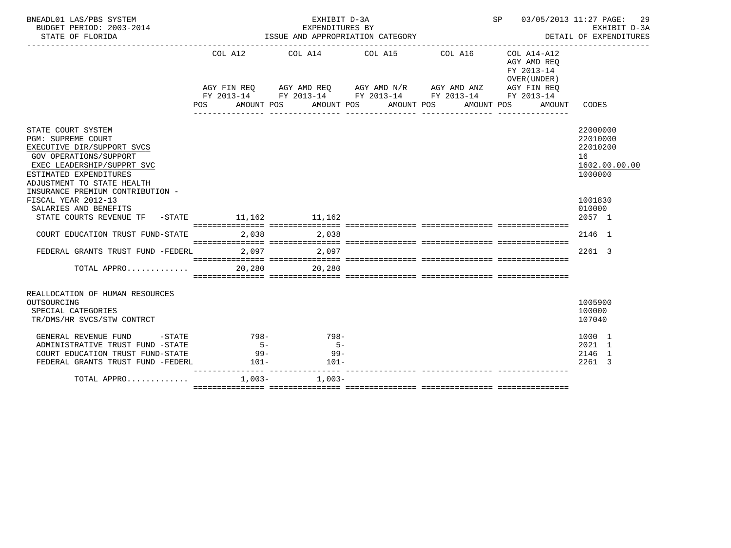BNEADL01 LAS/PBS SYSTEM — EXHIBIT D-3A — EXPENDITURES BY ISSUE AND APPROPRIATION CATEGORY

BUDGET PERIOD: 2003-2014 — STATE OF FLORIDA — SP 03/05/2013 11:27 — EXHIBIT D-3A DETAIL OF EXPENDITURES

| | COL A12 AGY FIN REQ FY 2013-14 POS AMOUNT | COL A14 AGY AMD REQ FY 2013-14 POS AMOUNT | COL A15 AGY AMD N/R FY 2013-14 POS AMOUNT | COL A16 AGY AMD ANZ FY 2013-14 POS AMOUNT | COL A14-A12 AGY AMD REQ FY 2013-14 OVER(UNDER) AGY FIN REQ FY 2013-14 POS AMOUNT | CODES |
|---|---|---|---|---|---|---|
| STATE COURT SYSTEM | | | | | | 22000000 |
| PGM: SUPREME COURT | | | | | | 22010000 |
| EXECUTIVE DIR/SUPPORT SVCS | | | | | | 22010200 |
| GOV OPERATIONS/SUPPORT | | | | | | 16 |
| EXEC LEADERSHIP/SUPPRT SVC | | | | | | 1602.00.00.00 |
| ESTIMATED EXPENDITURES | | | | | | 1000000 |
| ADJUSTMENT TO STATE HEALTH INSURANCE PREMIUM CONTRIBUTION - FISCAL YEAR 2012-13 | | | | | | 1001830 |
| SALARIES AND BENEFITS | | | | | | 010000 |
| STATE COURTS REVENUE TF -STATE | 11,162 | 11,162 | | | | 2057 1 |
| COURT EDUCATION TRUST FUND-STATE | 2,038 | 2,038 | | | | 2146 1 |
| FEDERAL GRANTS TRUST FUND -FEDERL | 2,097 | 2,097 | | | | 2261 3 |
| TOTAL APPRO............. | 20,280 | 20,280 | | | | |
| REALLOCATION OF HUMAN RESOURCES OUTSOURCING | | | | | | 1005900 |
| SPECIAL CATEGORIES | | | | | | 100000 |
| TR/DMS/HR SVCS/STW CONTRCT | | | | | | 107040 |
| GENERAL REVENUE FUND -STATE | 798- | 798- | | | | 1000 1 |
| ADMINISTRATIVE TRUST FUND -STATE | 5- | 5- | | | | 2021 1 |
| COURT EDUCATION TRUST FUND-STATE | 99- | 99- | | | | 2146 1 |
| FEDERAL GRANTS TRUST FUND -FEDERL | 101- | 101- | | | | 2261 3 |
| TOTAL APPRO............. | 1,003- | 1,003- | | | | |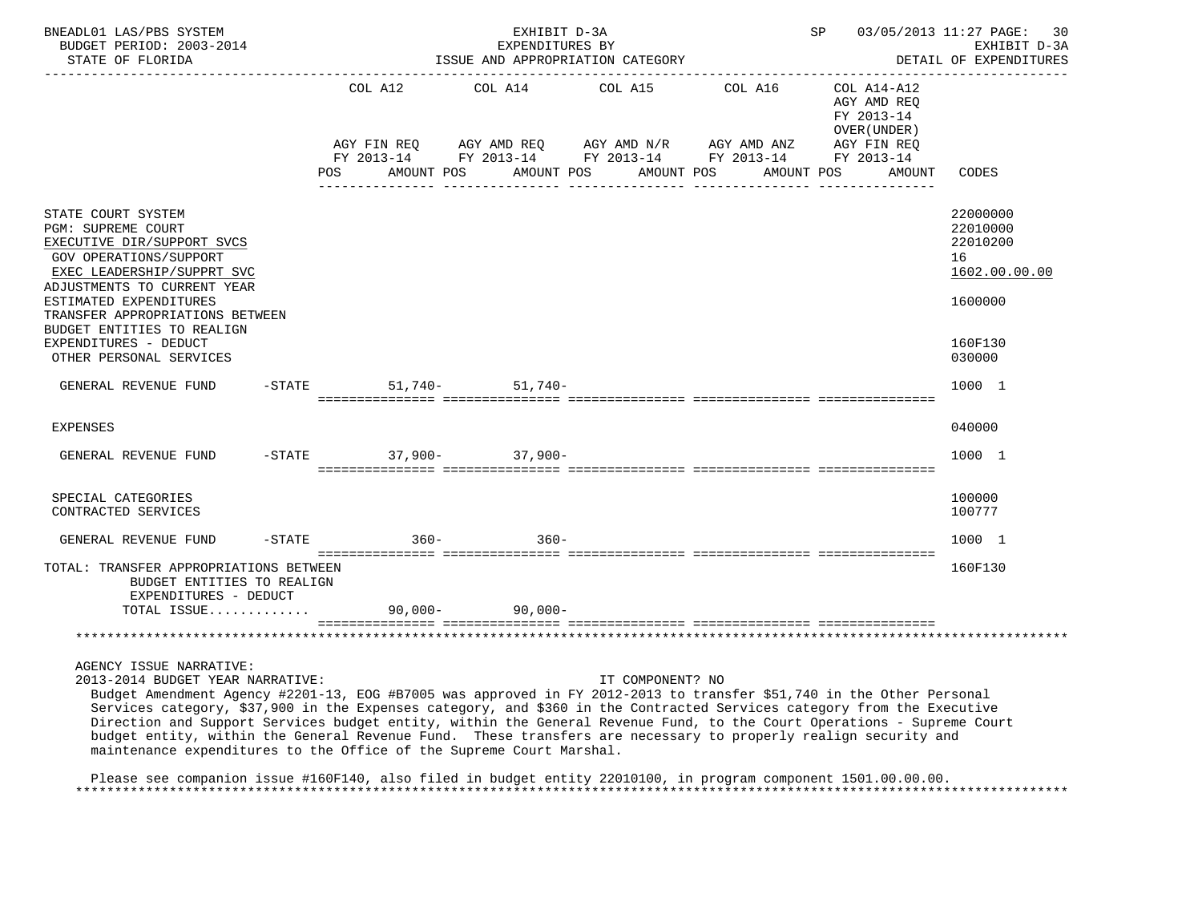EXHIBIT D-3A
EXPENDITURES BY
ISSUE AND APPROPRIATION CATEGORY

BNEADL01 LAS/PBS SYSTEM — BUDGET PERIOD: 2003-2014 — STATE OF FLORIDA — SP 03/05/2013 11:27 — EXHIBIT D-3A DETAIL OF EXPENDITURES

| | COL A12 AGY FIN REQ FY 2013-14 POS AMOUNT | COL A14 AGY AMD REQ FY 2013-14 POS AMOUNT | COL A15 AGY AMD N/R FY 2013-14 POS AMOUNT | COL A16 AGY AMD ANZ FY 2013-14 POS AMOUNT | COL A14-A12 AGY AMD REQ FY 2013-14 OVER(UNDER) AGY FIN REQ FY 2013-14 POS AMOUNT | CODES |
|---|---|---|---|---|---|---|
| STATE COURT SYSTEM | | | | | | 22000000 |
| PGM: SUPREME COURT | | | | | | 22010000 |
| EXECUTIVE DIR/SUPPORT SVCS | | | | | | 22010200 |
| GOV OPERATIONS/SUPPORT | | | | | | 16 |
| EXEC LEADERSHIP/SUPPRT SVC | | | | | | 1602.00.00.00 |
| ADJUSTMENTS TO CURRENT YEAR ESTIMATED EXPENDITURES | | | | | | 1600000 |
| TRANSFER APPROPRIATIONS BETWEEN BUDGET ENTITIES TO REALIGN EXPENDITURES - DEDUCT | | | | | | 160F130 |
| OTHER PERSONAL SERVICES | | | | | | 030000 |
| GENERAL REVENUE FUND -STATE | 51,740- | 51,740- | | | | 1000 1 |
| EXPENSES | | | | | | 040000 |
| GENERAL REVENUE FUND -STATE | 37,900- | 37,900- | | | | 1000 1 |
| SPECIAL CATEGORIES | | | | | | 100000 |
| CONTRACTED SERVICES | | | | | | 100777 |
| GENERAL REVENUE FUND -STATE | 360- | 360- | | | | 1000 1 |
| TOTAL: TRANSFER APPROPRIATIONS BETWEEN BUDGET ENTITIES TO REALIGN EXPENDITURES - DEDUCT | | | | | | 160F130 |
| TOTAL ISSUE............ | 90,000- | 90,000- | | | | |

AGENCY ISSUE NARRATIVE:

2013-2014 BUDGET YEAR NARRATIVE: IT COMPONENT? NO

Budget Amendment Agency #2201-13, EOG #B7005 was approved in FY 2012-2013 to transfer $51,740 in the Other Personal Services category, $37,900 in the Expenses category, and $360 in the Contracted Services category from the Executive Direction and Support Services budget entity, within the General Revenue Fund, to the Court Operations - Supreme Court budget entity, within the General Revenue Fund. These transfers are necessary to properly realign security and maintenance expenditures to the Office of the Supreme Court Marshal.

Please see companion issue #160F140, also filed in budget entity 22010100, in program component 1501.00.00.00.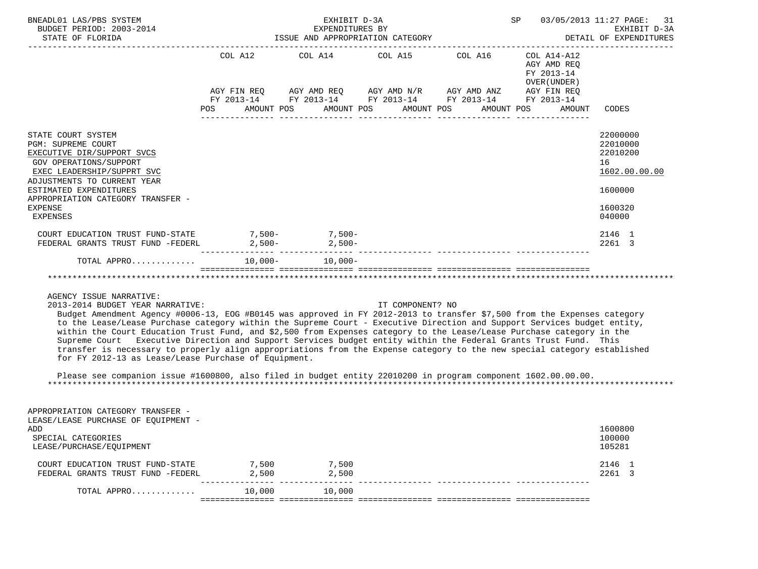BNEADL01 LAS/PBS SYSTEM — EXHIBIT D-3A — SP 03/05/2013 11:27
BUDGET PERIOD: 2003-2014 — EXPENDITURES BY — EXHIBIT D-3A
STATE OF FLORIDA — ISSUE AND APPROPRIATION CATEGORY — DETAIL OF EXPENDITURES

| | COL A12 AGY FIN REQ FY 2013-14 POS AMOUNT | COL A14 AGY AMD REQ FY 2013-14 POS AMOUNT | COL A15 AGY AMD N/R FY 2013-14 POS AMOUNT | COL A16 AGY AMD ANZ FY 2013-14 POS AMOUNT | COL A14-A12 AGY AMD REQ FY 2013-14 OVER(UNDER) AGY FIN REQ FY 2013-14 POS AMOUNT | CODES |
|---|---|---|---|---|---|---|
| STATE COURT SYSTEM | | | | | | 22000000 |
| PGM: SUPREME COURT | | | | | | 22010000 |
| EXECUTIVE DIR/SUPPORT SVCS | | | | | | 22010200 |
| GOV OPERATIONS/SUPPORT | | | | | | 16 |
| EXEC LEADERSHIP/SUPPRT SVC | | | | | | 1602.00.00.00 |
| ADJUSTMENTS TO CURRENT YEAR ESTIMATED EXPENDITURES | | | | | | 1600000 |
| APPROPRIATION CATEGORY TRANSFER - EXPENSE | | | | | | 1600320 |
| EXPENSES | | | | | | 040000 |
| COURT EDUCATION TRUST FUND-STATE | 7,500- | 7,500- | | | | 2146 1 |
| FEDERAL GRANTS TRUST FUND -FEDERL | 2,500- | 2,500- | | | | 2261 3 |
| TOTAL APPRO............ | 10,000- | 10,000- | | | | |

AGENCY ISSUE NARRATIVE:

2013-2014 BUDGET YEAR NARRATIVE: IT COMPONENT? NO

Budget Amendment Agency #0006-13, EOG #B0145 was approved in FY 2012-2013 to transfer $7,500 from the Expenses category to the Lease/Lease Purchase category within the Supreme Court - Executive Direction and Support Services budget entity, within the Court Education Trust Fund, and $2,500 from Expenses category to the Lease/Lease Purchase category in the Supreme Court Executive Direction and Support Services budget entity within the Federal Grants Trust Fund. This transfer is necessary to properly align appropriations from the Expense category to the new special category established for FY 2012-13 as Lease/Lease Purchase of Equipment.

Please see companion issue #1600800, also filed in budget entity 22010200 in program component 1602.00.00.00.

| | COL A12 | COL A14 | COL A15 | COL A16 | COL A14-A12 | CODES |
|---|---|---|---|---|---|---|
| APPROPRIATION CATEGORY TRANSFER - LEASE/LEASE PURCHASE OF EQUIPMENT - ADD | | | | | | 1600800 |
| SPECIAL CATEGORIES | | | | | | 100000 |
| LEASE/PURCHASE/EQUIPMENT | | | | | | 105281 |
| COURT EDUCATION TRUST FUND-STATE | 7,500 | 7,500 | | | | 2146 1 |
| FEDERAL GRANTS TRUST FUND -FEDERL | 2,500 | 2,500 | | | | 2261 3 |
| TOTAL APPRO............ | 10,000 | 10,000 | | | | |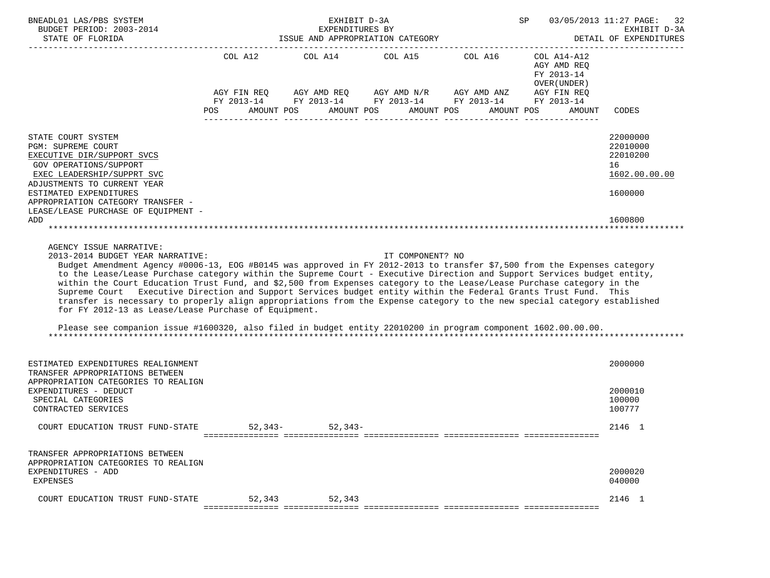| | COL A12 | COL A14 | COL A15 | COL A16 | COL A14-A12 AGY AMD REQ FY 2013-14 OVER(UNDER) | |
|---|---|---|---|---|---|---|
| | AGY FIN REQ FY 2013-14 | AGY AMD REQ FY 2013-14 | AGY AMD N/R FY 2013-14 | AGY AMD ANZ FY 2013-14 | AGY FIN REQ FY 2013-14 | |
| | POS AMOUNT | POS AMOUNT | POS AMOUNT | POS AMOUNT | POS AMOUNT | CODES |
| STATE COURT SYSTEM | | | | | | 22000000 |
| PGM: SUPREME COURT | | | | | | 22010000 |
| EXECUTIVE DIR/SUPPORT SVCS | | | | | | 22010200 |
| GOV OPERATIONS/SUPPORT | | | | | | 16 |
| EXEC LEADERSHIP/SUPPRT SVC | | | | | | 1602.00.00.00 |
| ADJUSTMENTS TO CURRENT YEAR ESTIMATED EXPENDITURES | | | | | | 1600000 |
| APPROPRIATION CATEGORY TRANSFER - LEASE/LEASE PURCHASE OF EQUIPMENT - ADD | | | | | | 1600800 |

AGENCY ISSUE NARRATIVE:

2013-2014 BUDGET YEAR NARRATIVE: IT COMPONENT? NO

Budget Amendment Agency #0006-13, EOG #B0145 was approved in FY 2012-2013 to transfer $7,500 from the Expenses category to the Lease/Lease Purchase category within the Supreme Court - Executive Direction and Support Services budget entity, within the Court Education Trust Fund, and $2,500 from Expenses category to the Lease/Lease Purchase category in the Supreme Court Executive Direction and Support Services budget entity within the Federal Grants Trust Fund. This transfer is necessary to properly align appropriations from the Expense category to the new special category established for FY 2012-13 as Lease/Lease Purchase of Equipment.

Please see companion issue #1600320, also filed in budget entity 22010200 in program component 1602.00.00.00.

| | COL A12 | COL A14 | COL A15 | COL A16 | COL A14-A12 | CODES |
|---|---|---|---|---|---|---|
| ESTIMATED EXPENDITURES REALIGNMENT | | | | | | 2000000 |
| TRANSFER APPROPRIATIONS BETWEEN APPROPRIATION CATEGORIES TO REALIGN EXPENDITURES - DEDUCT | | | | | | 2000010 |
| SPECIAL CATEGORIES | | | | | | 100000 |
| CONTRACTED SERVICES | | | | | | 100777 |
| COURT EDUCATION TRUST FUND-STATE | 52,343- | 52,343- | | | | 2146 1 |
| TRANSFER APPROPRIATIONS BETWEEN APPROPRIATION CATEGORIES TO REALIGN EXPENDITURES - ADD | | | | | | 2000020 |
| EXPENSES | | | | | | 040000 |
| COURT EDUCATION TRUST FUND-STATE | 52,343 | 52,343 | | | | 2146 1 |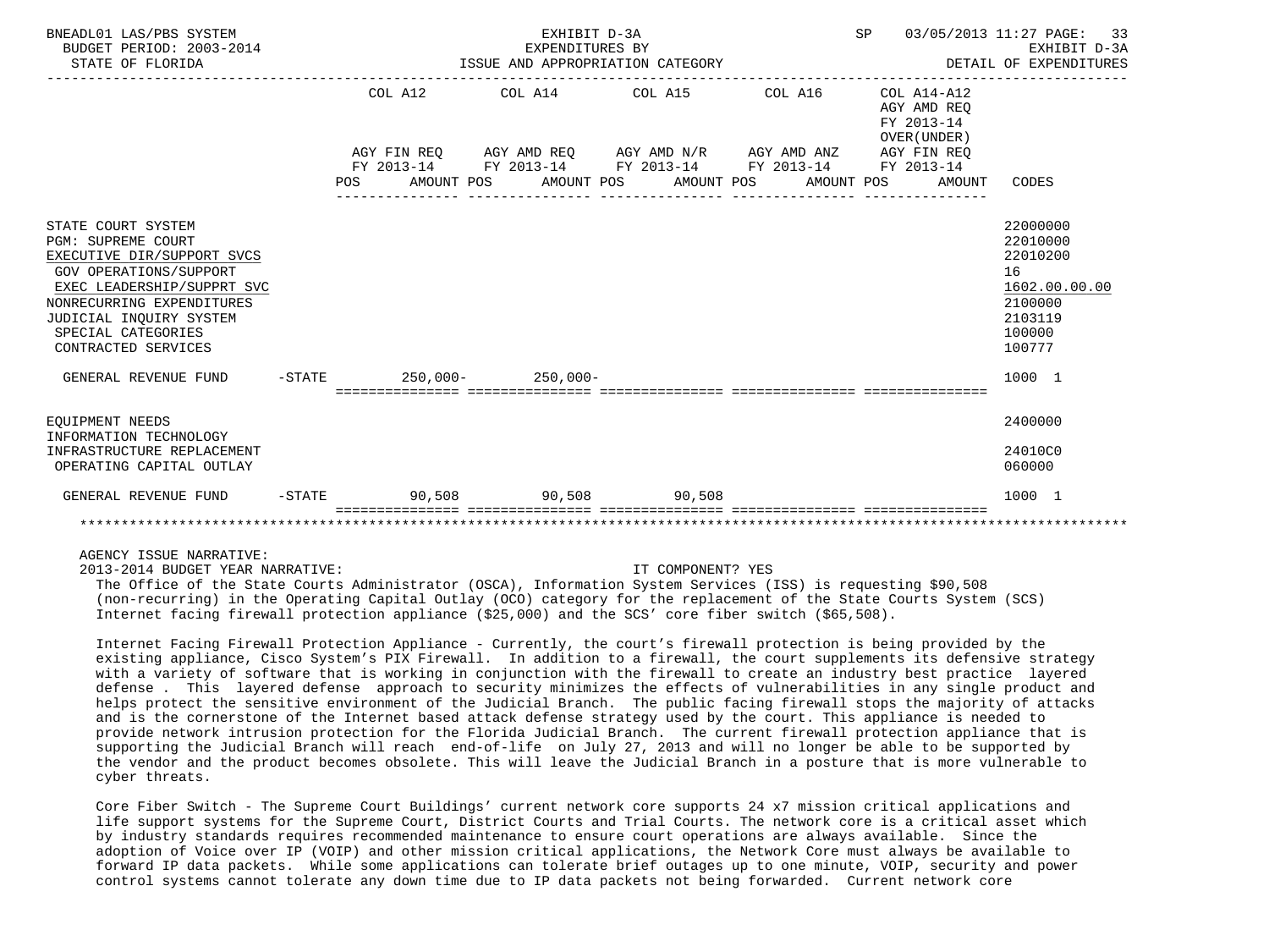EXHIBIT D-3A
EXPENDITURES BY
ISSUE AND APPROPRIATION CATEGORY

BNEADL01 LAS/PBS SYSTEM — BUDGET PERIOD: 2003-2014 — STATE OF FLORIDA — SP 03/05/2013 11:27 — EXHIBIT D-3A DETAIL OF EXPENDITURES

| | COL A12 AGY FIN REQ FY 2013-14 POS AMOUNT | COL A14 AGY AMD REQ FY 2013-14 POS AMOUNT | COL A15 AGY AMD N/R FY 2013-14 POS AMOUNT | COL A16 AGY AMD ANZ FY 2013-14 POS AMOUNT | COL A14-A12 AGY AMD REQ FY 2013-14 OVER(UNDER) AGY FIN REQ FY 2013-14 POS AMOUNT | CODES |
|---|---|---|---|---|---|---|
| STATE COURT SYSTEM | | | | | | 22000000 |
| PGM: SUPREME COURT | | | | | | 22010000 |
| EXECUTIVE DIR/SUPPORT SVCS | | | | | | 22010200 |
| GOV OPERATIONS/SUPPORT | | | | | | 16 |
| EXEC LEADERSHIP/SUPPRT SVC | | | | | | 1602.00.00.00 |
| NONRECURRING EXPENDITURES | | | | | | 2100000 |
| JUDICIAL INQUIRY SYSTEM | | | | | | 2103119 |
| SPECIAL CATEGORIES | | | | | | 100000 |
| CONTRACTED SERVICES | | | | | | 100777 |
| GENERAL REVENUE FUND -STATE | 250,000- | 250,000- | | | | 1000 1 |
| EQUIPMENT NEEDS | | | | | | 2400000 |
| INFORMATION TECHNOLOGY INFRASTRUCTURE REPLACEMENT | | | | | | 24010C0 |
| OPERATING CAPITAL OUTLAY | | | | | | 060000 |
| GENERAL REVENUE FUND -STATE | 90,508 | 90,508 | 90,508 | | | 1000 1 |

AGENCY ISSUE NARRATIVE:

2013-2014 BUDGET YEAR NARRATIVE: IT COMPONENT? YES

The Office of the State Courts Administrator (OSCA), Information System Services (ISS) is requesting $90,508 (non-recurring) in the Operating Capital Outlay (OCO) category for the replacement of the State Courts System (SCS) Internet facing firewall protection appliance ($25,000) and the SCS' core fiber switch ($65,508).

Internet Facing Firewall Protection Appliance - Currently, the court's firewall protection is being provided by the existing appliance, Cisco System's PIX Firewall. In addition to a firewall, the court supplements its defensive strategy with a variety of software that is working in conjunction with the firewall to create an industry best practice layered defense . This layered defense approach to security minimizes the effects of vulnerabilities in any single product and helps protect the sensitive environment of the Judicial Branch. The public facing firewall stops the majority of attacks and is the cornerstone of the Internet based attack defense strategy used by the court. This appliance is needed to provide network intrusion protection for the Florida Judicial Branch. The current firewall protection appliance that is supporting the Judicial Branch will reach end-of-life on July 27, 2013 and will no longer be able to be supported by the vendor and the product becomes obsolete. This will leave the Judicial Branch in a posture that is more vulnerable to cyber threats.

Core Fiber Switch - The Supreme Court Buildings' current network core supports 24 x7 mission critical applications and life support systems for the Supreme Court, District Courts and Trial Courts. The network core is a critical asset which by industry standards requires recommended maintenance to ensure court operations are always available. Since the adoption of Voice over IP (VOIP) and other mission critical applications, the Network Core must always be available to forward IP data packets. While some applications can tolerate brief outages up to one minute, VOIP, security and power control systems cannot tolerate any down time due to IP data packets not being forwarded. Current network core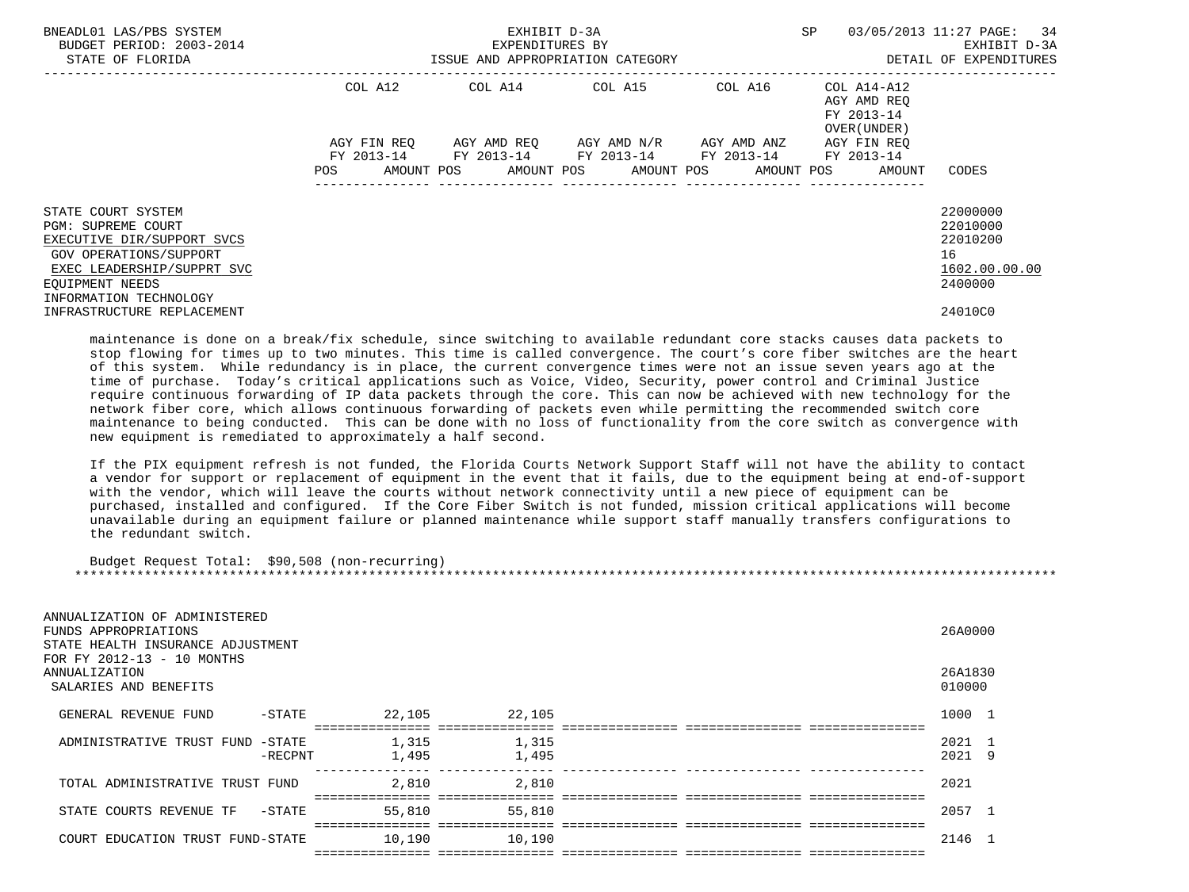| | COL A12 | COL A14 | COL A15 | COL A16 | COL A14-A12 | |
|---|---|---|---|---|---|---|
| | AGY FIN REQ FY 2013-14 | AGY AMD REQ FY 2013-14 | AGY AMD N/R FY 2013-14 | AGY AMD ANZ FY 2013-14 | AGY AMD REQ FY 2013-14 OVER(UNDER) AGY FIN REQ FY 2013-14 | |
| | POS AMOUNT | POS AMOUNT | POS AMOUNT | POS AMOUNT | POS AMOUNT | CODES |

STATE COURT SYSTEM 22000000
PGM: SUPREME COURT 22010000
EXECUTIVE DIR/SUPPORT SVCS 22010200
GOV OPERATIONS/SUPPORT 16
EXEC LEADERSHIP/SUPPRT SVC 1602.00.00.00
EQUIPMENT NEEDS 2400000
INFORMATION TECHNOLOGY
INFRASTRUCTURE REPLACEMENT 24010C0

maintenance is done on a break/fix schedule, since switching to available redundant core stacks causes data packets to stop flowing for times up to two minutes. This time is called convergence. The court's core fiber switches are the heart of this system. While redundancy is in place, the current convergence times were not an issue seven years ago at the time of purchase. Today's critical applications such as Voice, Video, Security, power control and Criminal Justice require continuous forwarding of IP data packets through the core. This can now be achieved with new technology for the network fiber core, which allows continuous forwarding of packets even while permitting the recommended switch core maintenance to being conducted. This can be done with no loss of functionality from the core switch as convergence with new equipment is remediated to approximately a half second.

If the PIX equipment refresh is not funded, the Florida Courts Network Support Staff will not have the ability to contact a vendor for support or replacement of equipment in the event that it fails, due to the equipment being at end-of-support with the vendor, which will leave the courts without network connectivity until a new piece of equipment can be purchased, installed and configured. If the Core Fiber Switch is not funded, mission critical applications will become unavailable during an equipment failure or planned maintenance while support staff manually transfers configurations to the redundant switch.

Budget Request Total: $90,508 (non-recurring)

ANNUALIZATION OF ADMINISTERED FUNDS APPROPRIATIONS 26A0000
STATE HEALTH INSURANCE ADJUSTMENT FOR FY 2012-13 - 10 MONTHS ANNUALIZATION 26A1830
SALARIES AND BENEFITS 010000

| | COL A12 | COL A14 | COL A15 | COL A16 | COL A14-A12 | CODES |
|---|---|---|---|---|---|---|
| GENERAL REVENUE FUND -STATE | 22,105 | 22,105 | | | | 1000 1 |
| ADMINISTRATIVE TRUST FUND -STATE | 1,315 | 1,315 | | | | 2021 1 |
| -RECPNT | 1,495 | 1,495 | | | | 2021 9 |
| TOTAL ADMINISTRATIVE TRUST FUND | 2,810 | 2,810 | | | | 2021 |
| STATE COURTS REVENUE TF -STATE | 55,810 | 55,810 | | | | 2057 1 |
| COURT EDUCATION TRUST FUND-STATE | 10,190 | 10,190 | | | | 2146 1 |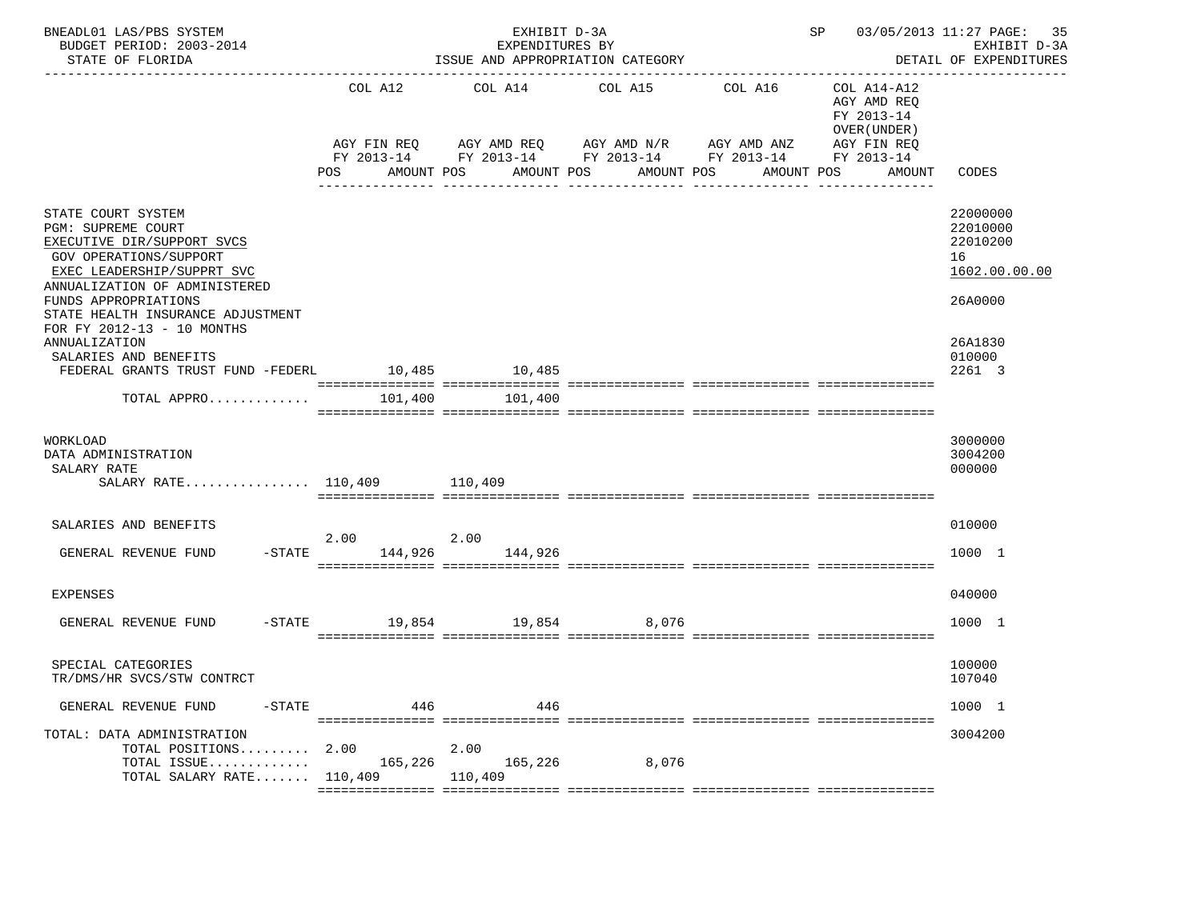BNEADL01 LAS/PBS SYSTEM — EXHIBIT D-3A — EXPENDITURES BY ISSUE AND APPROPRIATION CATEGORY
BUDGET PERIOD: 2003-2014 — STATE OF FLORIDA — SP 03/05/2013 11:27 — EXHIBIT D-3A DETAIL OF EXPENDITURES

| | COL A12 AGY FIN REQ FY 2013-14 POS AMOUNT | COL A14 AGY AMD REQ FY 2013-14 POS AMOUNT | COL A15 AGY AMD N/R FY 2013-14 POS AMOUNT | COL A16 AGY AMD ANZ FY 2013-14 POS AMOUNT | COL A14-A12 AGY AMD REQ FY 2013-14 OVER(UNDER) AGY FIN REQ FY 2013-14 POS AMOUNT | CODES |
|---|---|---|---|---|---|---|
| STATE COURT SYSTEM | | | | | | 22000000 |
| PGM: SUPREME COURT | | | | | | 22010000 |
| EXECUTIVE DIR/SUPPORT SVCS | | | | | | 22010200 |
| GOV OPERATIONS/SUPPORT | | | | | | 16 |
| EXEC LEADERSHIP/SUPPRT SVC | | | | | | 1602.00.00.00 |
| ANNUALIZATION OF ADMINISTERED FUNDS APPROPRIATIONS | | | | | | 26A0000 |
| STATE HEALTH INSURANCE ADJUSTMENT FOR FY 2012-13 - 10 MONTHS ANNUALIZATION | | | | | | 26A1830 |
| SALARIES AND BENEFITS | | | | | | 010000 |
| FEDERAL GRANTS TRUST FUND -FEDERL | 10,485 | 10,485 | | | | 2261 3 |
| TOTAL APPRO............. | 101,400 | 101,400 | | | | |
| WORKLOAD | | | | | | 3000000 |
| DATA ADMINISTRATION | | | | | | 3004200 |
| SALARY RATE | | | | | | 000000 |
| SALARY RATE................ | 110,409 | 110,409 | | | | |
| SALARIES AND BENEFITS | | | | | | 010000 |
| GENERAL REVENUE FUND -STATE | 2.00 144,926 | 2.00 144,926 | | | | 1000 1 |
| EXPENSES | | | | | | 040000 |
| GENERAL REVENUE FUND -STATE | 19,854 | 19,854 | 8,076 | | | 1000 1 |
| SPECIAL CATEGORIES | | | | | | 100000 |
| TR/DMS/HR SVCS/STW CONTRCT | | | | | | 107040 |
| GENERAL REVENUE FUND -STATE | 446 | 446 | | | | 1000 1 |
| TOTAL: DATA ADMINISTRATION | | | | | | 3004200 |
| TOTAL POSITIONS......... | 2.00 | 2.00 | | | | |
| TOTAL ISSUE............. | 165,226 | 165,226 | 8,076 | | | |
| TOTAL SALARY RATE....... | 110,409 | 110,409 | | | | |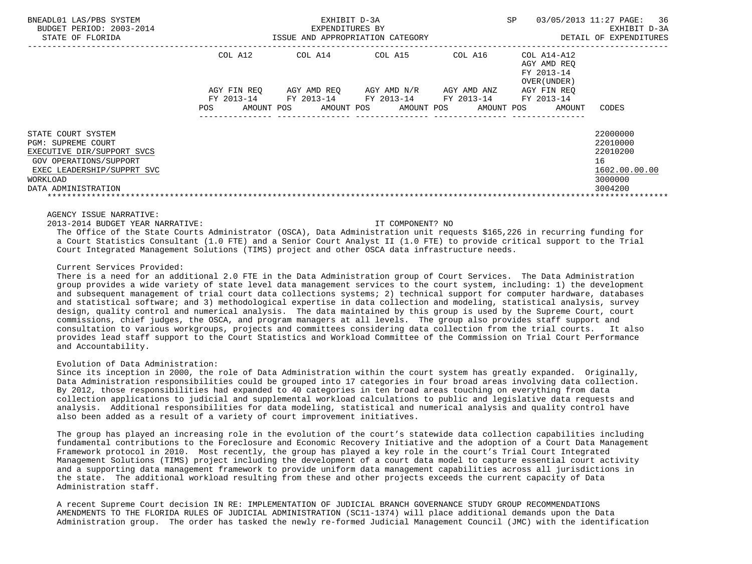| | COL A12 | COL A14 | COL A15 | COL A16 | COL A14-A12 AGY AMD REQ FY 2013-14 OVER(UNDER) | |
|---|---|---|---|---|---|---|
| | AGY FIN REQ FY 2013-14 | AGY AMD REQ FY 2013-14 | AGY AMD N/R FY 2013-14 | AGY AMD ANZ FY 2013-14 | AGY FIN REQ FY 2013-14 | |
| | POS AMOUNT | POS AMOUNT | POS AMOUNT | POS AMOUNT | POS AMOUNT | CODES |
| STATE COURT SYSTEM | | | | | | 22000000 |
| PGM: SUPREME COURT | | | | | | 22010000 |
| EXECUTIVE DIR/SUPPORT SVCS | | | | | | 22010200 |
| GOV OPERATIONS/SUPPORT | | | | | | 16 |
| EXEC LEADERSHIP/SUPPRT SVC | | | | | | 1602.00.00.00 |
| WORKLOAD | | | | | | 3000000 |
| DATA ADMINISTRATION | | | | | | 3004200 |

AGENCY ISSUE NARRATIVE:

2013-2014 BUDGET YEAR NARRATIVE: IT COMPONENT? NO

The Office of the State Courts Administrator (OSCA), Data Administration unit requests $165,226 in recurring funding for a Court Statistics Consultant (1.0 FTE) and a Senior Court Analyst II (1.0 FTE) to provide critical support to the Trial Court Integrated Management Solutions (TIMS) project and other OSCA data infrastructure needs.

Current Services Provided:

There is a need for an additional 2.0 FTE in the Data Administration group of Court Services. The Data Administration group provides a wide variety of state level data management services to the court system, including: 1) the development and subsequent management of trial court data collections systems; 2) technical support for computer hardware, databases and statistical software; and 3) methodological expertise in data collection and modeling, statistical analysis, survey design, quality control and numerical analysis. The data maintained by this group is used by the Supreme Court, court commissions, chief judges, the OSCA, and program managers at all levels. The group also provides staff support and consultation to various workgroups, projects and committees considering data collection from the trial courts. It also provides lead staff support to the Court Statistics and Workload Committee of the Commission on Trial Court Performance and Accountability.

Evolution of Data Administration:

Since its inception in 2000, the role of Data Administration within the court system has greatly expanded. Originally, Data Administration responsibilities could be grouped into 17 categories in four broad areas involving data collection. By 2012, those responsibilities had expanded to 40 categories in ten broad areas touching on everything from data collection applications to judicial and supplemental workload calculations to public and legislative data requests and analysis. Additional responsibilities for data modeling, statistical and numerical analysis and quality control have also been added as a result of a variety of court improvement initiatives.

The group has played an increasing role in the evolution of the court's statewide data collection capabilities including fundamental contributions to the Foreclosure and Economic Recovery Initiative and the adoption of a Court Data Management Framework protocol in 2010. Most recently, the group has played a key role in the court's Trial Court Integrated Management Solutions (TIMS) project including the development of a court data model to capture essential court activity and a supporting data management framework to provide uniform data management capabilities across all jurisdictions in the state. The additional workload resulting from these and other projects exceeds the current capacity of Data Administration staff.

A recent Supreme Court decision IN RE: IMPLEMENTATION OF JUDICIAL BRANCH GOVERNANCE STUDY GROUP RECOMMENDATIONS AMENDMENTS TO THE FLORIDA RULES OF JUDICIAL ADMINISTRATION (SC11-1374) will place additional demands upon the Data Administration group. The order has tasked the newly re-formed Judicial Management Council (JMC) with the identification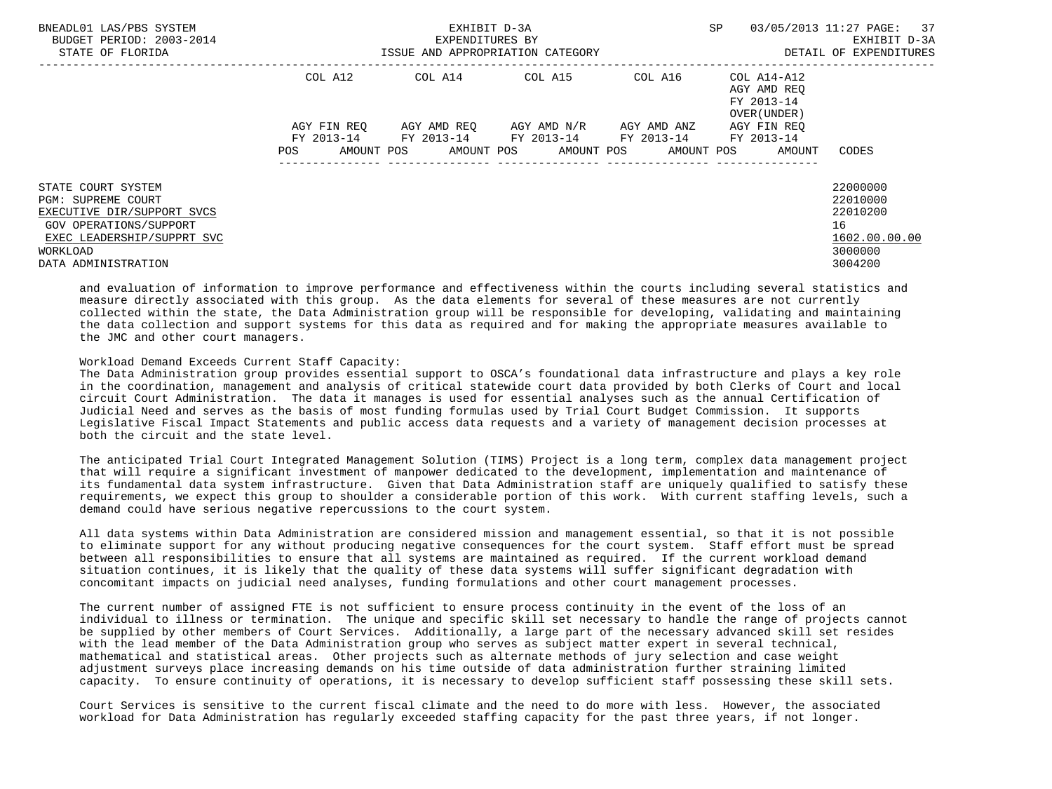| | COL A12 | COL A14 | COL A15 | COL A16 | COL A14-A12 AGY AMD REQ FY 2013-14 OVER(UNDER) | |
|---|---|---|---|---|---|---|
| | AGY FIN REQ FY 2013-14 | AGY AMD REQ FY 2013-14 | AGY AMD N/R FY 2013-14 | AGY AMD ANZ FY 2013-14 | AGY FIN REQ FY 2013-14 | |
| | POS AMOUNT | POS AMOUNT | POS AMOUNT | POS AMOUNT | POS AMOUNT | CODES |
| STATE COURT SYSTEM | | | | | | 22000000 |
| PGM: SUPREME COURT | | | | | | 22010000 |
| EXECUTIVE DIR/SUPPORT SVCS | | | | | | 22010200 |
| GOV OPERATIONS/SUPPORT | | | | | | 16 |
| EXEC LEADERSHIP/SUPPRT SVC | | | | | | 1602.00.00.00 |
| WORKLOAD | | | | | | 3000000 |
| DATA ADMINISTRATION | | | | | | 3004200 |

and evaluation of information to improve performance and effectiveness within the courts including several statistics and measure directly associated with this group. As the data elements for several of these measures are not currently collected within the state, the Data Administration group will be responsible for developing, validating and maintaining the data collection and support systems for this data as required and for making the appropriate measures available to the JMC and other court managers.

Workload Demand Exceeds Current Staff Capacity:
The Data Administration group provides essential support to OSCA's foundational data infrastructure and plays a key role in the coordination, management and analysis of critical statewide court data provided by both Clerks of Court and local circuit Court Administration. The data it manages is used for essential analyses such as the annual Certification of Judicial Need and serves as the basis of most funding formulas used by Trial Court Budget Commission. It supports Legislative Fiscal Impact Statements and public access data requests and a variety of management decision processes at both the circuit and the state level.

The anticipated Trial Court Integrated Management Solution (TIMS) Project is a long term, complex data management project that will require a significant investment of manpower dedicated to the development, implementation and maintenance of its fundamental data system infrastructure. Given that Data Administration staff are uniquely qualified to satisfy these requirements, we expect this group to shoulder a considerable portion of this work. With current staffing levels, such a demand could have serious negative repercussions to the court system.

All data systems within Data Administration are considered mission and management essential, so that it is not possible to eliminate support for any without producing negative consequences for the court system. Staff effort must be spread between all responsibilities to ensure that all systems are maintained as required. If the current workload demand situation continues, it is likely that the quality of these data systems will suffer significant degradation with concomitant impacts on judicial need analyses, funding formulations and other court management processes.

The current number of assigned FTE is not sufficient to ensure process continuity in the event of the loss of an individual to illness or termination. The unique and specific skill set necessary to handle the range of projects cannot be supplied by other members of Court Services. Additionally, a large part of the necessary advanced skill set resides with the lead member of the Data Administration group who serves as subject matter expert in several technical, mathematical and statistical areas. Other projects such as alternate methods of jury selection and case weight adjustment surveys place increasing demands on his time outside of data administration further straining limited capacity. To ensure continuity of operations, it is necessary to develop sufficient staff possessing these skill sets.

Court Services is sensitive to the current fiscal climate and the need to do more with less. However, the associated workload for Data Administration has regularly exceeded staffing capacity for the past three years, if not longer.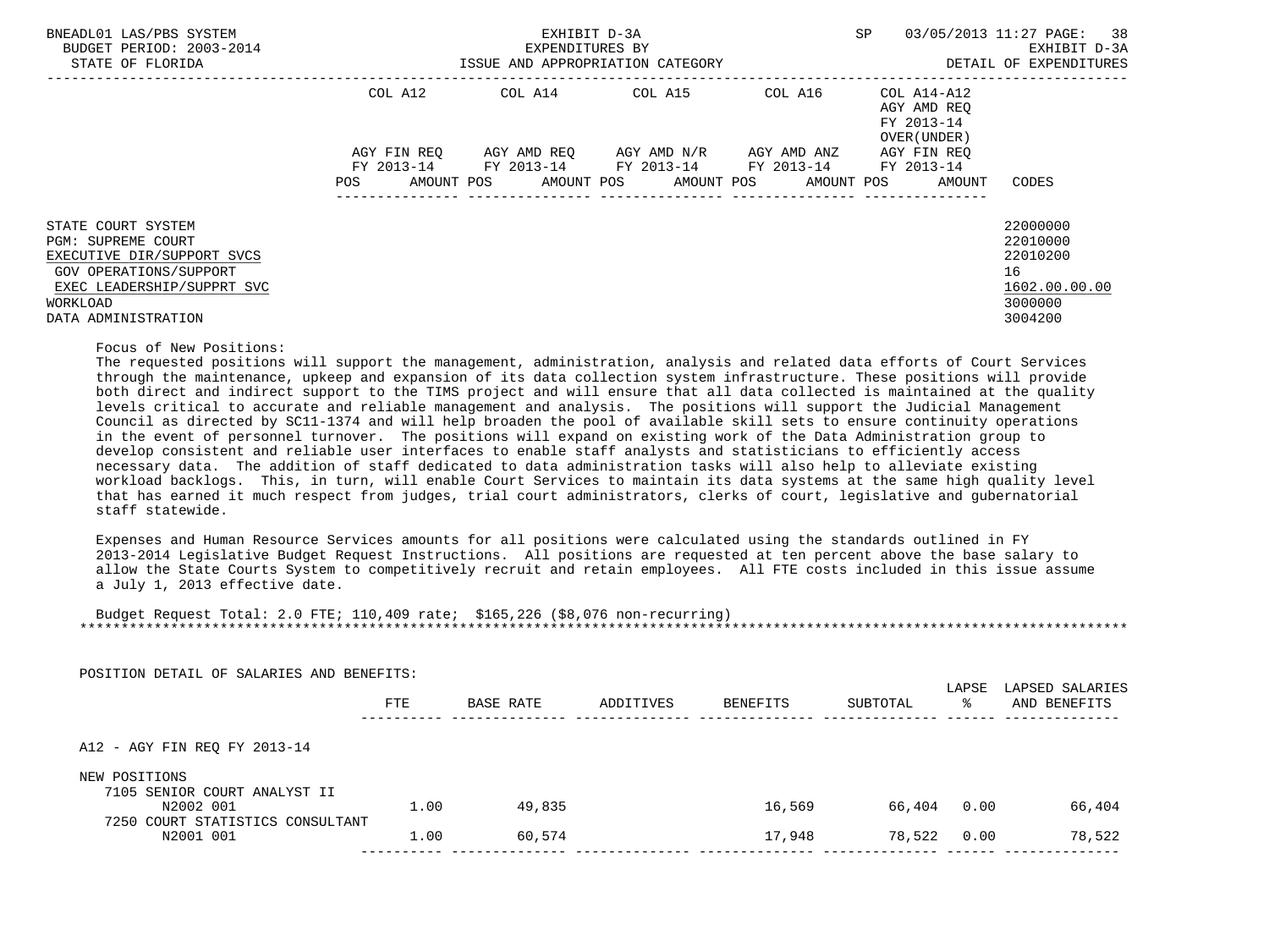| | COL A12 | | COL A14 | | COL A15 | | COL A16 | | COL A14-A12 AGY AMD REQ FY 2013-14 OVER(UNDER) | | |
|---|---|---|---|---|---|---|---|---|---|---|---|
| | AGY FIN REQ FY 2013-14 | | AGY AMD REQ FY 2013-14 | | AGY AMD N/R FY 2013-14 | | AGY AMD ANZ FY 2013-14 | | AGY FIN REQ FY 2013-14 | | |
| | POS | AMOUNT | POS | AMOUNT | POS | AMOUNT | POS | AMOUNT | POS | AMOUNT | CODES |
| STATE COURT SYSTEM | | | | | | | | | | | 22000000 |
| PGM: SUPREME COURT | | | | | | | | | | | 22010000 |
| EXECUTIVE DIR/SUPPORT SVCS | | | | | | | | | | | 22010200 |
| GOV OPERATIONS/SUPPORT | | | | | | | | | | | 16 |
| EXEC LEADERSHIP/SUPPRT SVC | | | | | | | | | | | 1602.00.00.00 |
| WORKLOAD | | | | | | | | | | | 3000000 |
| DATA ADMINISTRATION | | | | | | | | | | | 3004200 |

Focus of New Positions:
The requested positions will support the management, administration, analysis and related data efforts of Court Services through the maintenance, upkeep and expansion of its data collection system infrastructure. These positions will provide both direct and indirect support to the TIMS project and will ensure that all data collected is maintained at the quality levels critical to accurate and reliable management and analysis. The positions will support the Judicial Management Council as directed by SC11-1374 and will help broaden the pool of available skill sets to ensure continuity operations in the event of personnel turnover. The positions will expand on existing work of the Data Administration group to develop consistent and reliable user interfaces to enable staff analysts and statisticians to efficiently access necessary data. The addition of staff dedicated to data administration tasks will also help to alleviate existing workload backlogs. This, in turn, will enable Court Services to maintain its data systems at the same high quality level that has earned it much respect from judges, trial court administrators, clerks of court, legislative and gubernatorial staff statewide.

Expenses and Human Resource Services amounts for all positions were calculated using the standards outlined in FY 2013-2014 Legislative Budget Request Instructions. All positions are requested at ten percent above the base salary to allow the State Courts System to competitively recruit and retain employees. All FTE costs included in this issue assume a July 1, 2013 effective date.

Budget Request Total: 2.0 FTE; 110,409 rate; $165,226 ($8,076 non-recurring)

*****************************************************************************************************************************

POSITION DETAIL OF SALARIES AND BENEFITS:

| | FTE | BASE RATE | ADDITIVES | BENEFITS | SUBTOTAL | LAPSE % | LAPSED SALARIES AND BENEFITS |
|---|---|---|---|---|---|---|---|
| A12 - AGY FIN REQ FY 2013-14 | | | | | | | |
| NEW POSITIONS | | | | | | | |
| 7105 SENIOR COURT ANALYST II N2002 001 | 1.00 | 49,835 | | 16,569 | 66,404 | 0.00 | 66,404 |
| 7250 COURT STATISTICS CONSULTANT N2001 001 | 1.00 | 60,574 | | 17,948 | 78,522 | 0.00 | 78,522 |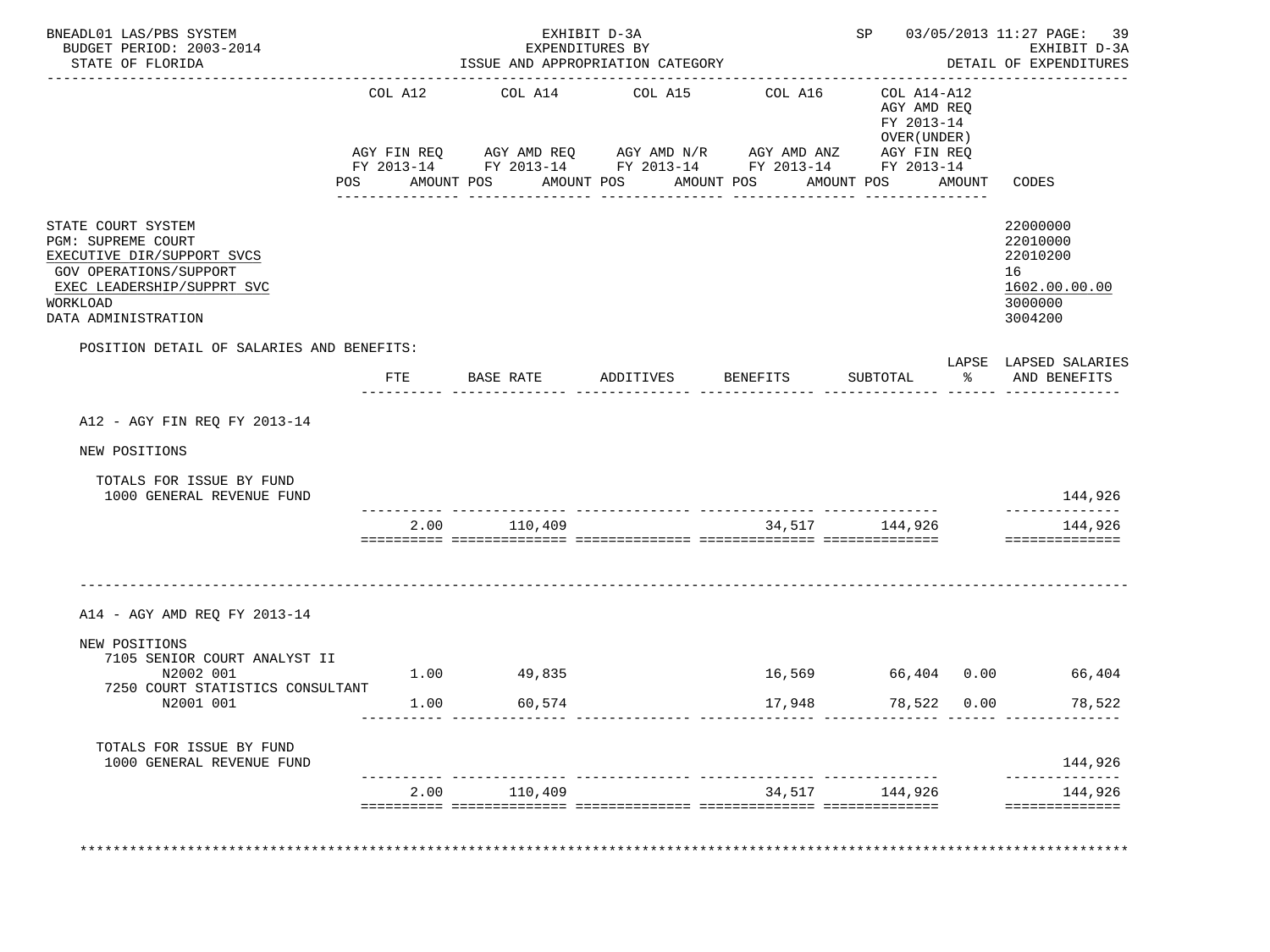BNEADL01 LAS/PBS SYSTEM
BUDGET PERIOD: 2003-2014
STATE OF FLORIDA

EXHIBIT D-3A
EXPENDITURES BY
ISSUE AND APPROPRIATION CATEGORY

SP 03/05/2013 11:27
EXHIBIT D-3A
DETAIL OF EXPENDITURES

| | COL A12 AGY FIN REQ FY 2013-14 POS AMOUNT | COL A14 AGY AMD REQ FY 2013-14 POS AMOUNT | COL A15 AGY AMD N/R FY 2013-14 POS AMOUNT | COL A16 AGY AMD ANZ FY 2013-14 POS AMOUNT | COL A14-A12 AGY AMD REQ FY 2013-14 OVER(UNDER) AGY FIN REQ FY 2013-14 POS AMOUNT | CODES |
|---|---|---|---|---|---|---|

STATE COURT SYSTEM — 22000000
PGM: SUPREME COURT — 22010000
EXECUTIVE DIR/SUPPORT SVCS — 22010200
GOV OPERATIONS/SUPPORT — 16
EXEC LEADERSHIP/SUPPRT SVC — 1602.00.00.00
WORKLOAD — 3000000
DATA ADMINISTRATION — 3004200

POSITION DETAIL OF SALARIES AND BENEFITS:

| | FTE | BASE RATE | ADDITIVES | BENEFITS | SUBTOTAL | LAPSE % | LAPSED SALARIES AND BENEFITS |
|---|---|---|---|---|---|---|---|
| **A12 - AGY FIN REQ FY 2013-14** | | | | | | | |
| NEW POSITIONS | | | | | | | |
| TOTALS FOR ISSUE BY FUND | | | | | | | |
| 1000 GENERAL REVENUE FUND | | | | | | | 144,926 |
| | 2.00 | 110,409 | | 34,517 | 144,926 | | 144,926 |
| **A14 - AGY AMD REQ FY 2013-14** | | | | | | | |
| NEW POSITIONS | | | | | | | |
| 7105 SENIOR COURT ANALYST II N2002 001 | 1.00 | 49,835 | | 16,569 | 66,404 | 0.00 | 66,404 |
| 7250 COURT STATISTICS CONSULTANT N2001 001 | 1.00 | 60,574 | | 17,948 | 78,522 | 0.00 | 78,522 |
| TOTALS FOR ISSUE BY FUND | | | | | | | |
| 1000 GENERAL REVENUE FUND | | | | | | | 144,926 |
| | 2.00 | 110,409 | | 34,517 | 144,926 | | 144,926 |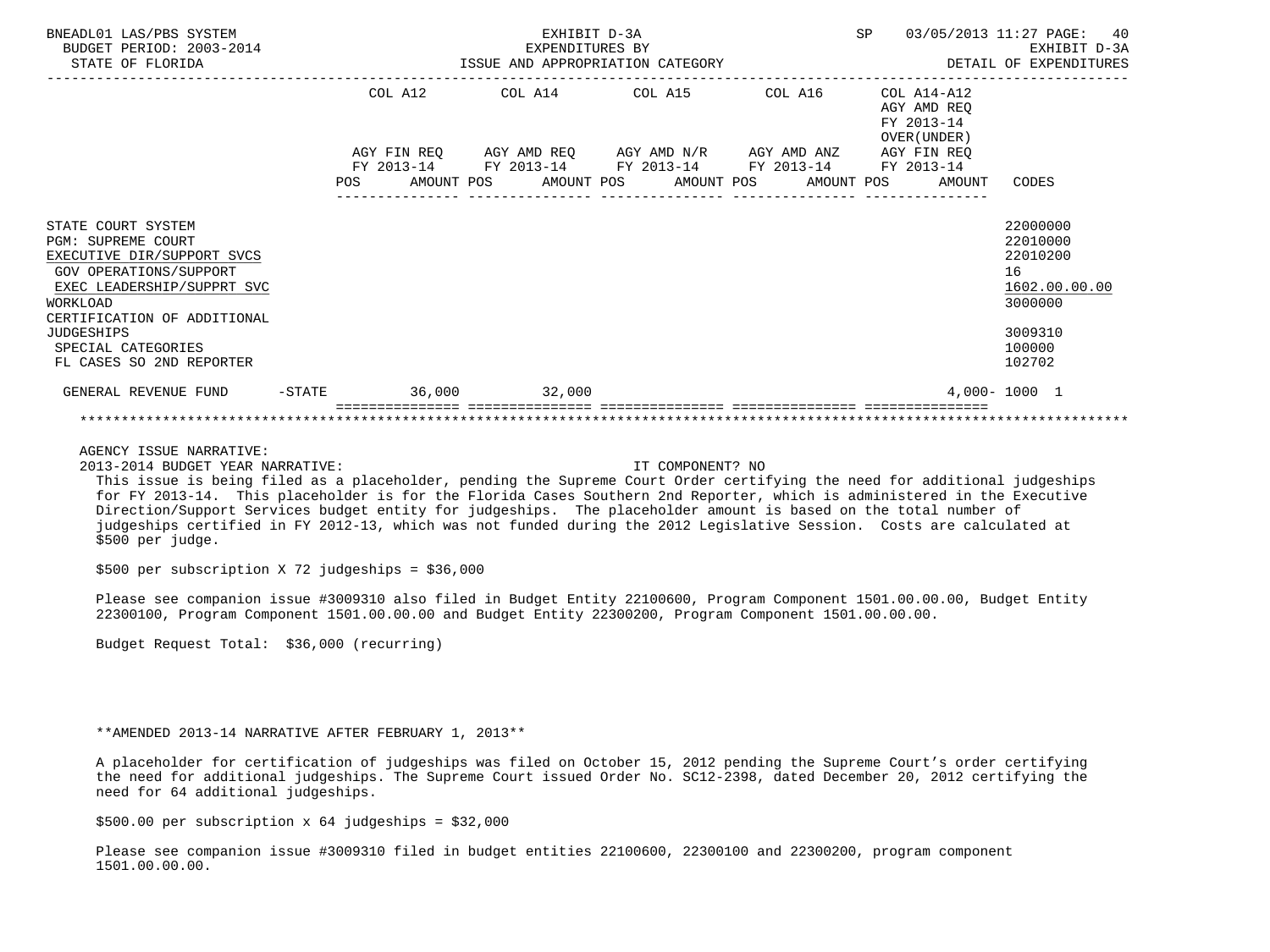BNEADL01 LAS/PBS SYSTEM — EXHIBIT D-3A — EXPENDITURES BY ISSUE AND APPROPRIATION CATEGORY — DETAIL OF EXPENDITURES

BUDGET PERIOD: 2003-2014 — STATE OF FLORIDA — SP 03/05/2013 11:27

| | COL A12 AGY FIN REQ FY 2013-14 POS AMOUNT | COL A14 AGY AMD REQ FY 2013-14 POS AMOUNT | COL A15 AGY AMD N/R FY 2013-14 POS AMOUNT | COL A16 AGY AMD ANZ FY 2013-14 POS AMOUNT | COL A14-A12 AGY AMD REQ FY 2013-14 OVER(UNDER) AGY FIN REQ FY 2013-14 POS AMOUNT | CODES |
|---|---|---|---|---|---|---|
| STATE COURT SYSTEM | | | | | | 22000000 |
| PGM: SUPREME COURT | | | | | | 22010000 |
| EXECUTIVE DIR/SUPPORT SVCS | | | | | | 22010200 |
| GOV OPERATIONS/SUPPORT | | | | | | 16 |
| EXEC LEADERSHIP/SUPPRT SVC | | | | | | 1602.00.00.00 |
| WORKLOAD | | | | | | 3000000 |
| CERTIFICATION OF ADDITIONAL JUDGESHIPS | | | | | | 3009310 |
| SPECIAL CATEGORIES | | | | | | 100000 |
| FL CASES SO 2ND REPORTER | | | | | | 102702 |
| GENERAL REVENUE FUND -STATE | 36,000 | 32,000 | | | 4,000- | 1000 1 |

AGENCY ISSUE NARRATIVE:

2013-2014 BUDGET YEAR NARRATIVE: IT COMPONENT? NO

This issue is being filed as a placeholder, pending the Supreme Court Order certifying the need for additional judgeships for FY 2013-14. This placeholder is for the Florida Cases Southern 2nd Reporter, which is administered in the Executive Direction/Support Services budget entity for judgeships. The placeholder amount is based on the total number of judgeships certified in FY 2012-13, which was not funded during the 2012 Legislative Session. Costs are calculated at $500 per judge.

$500 per subscription X 72 judgeships = $36,000

Please see companion issue #3009310 also filed in Budget Entity 22100600, Program Component 1501.00.00.00, Budget Entity 22300100, Program Component 1501.00.00.00 and Budget Entity 22300200, Program Component 1501.00.00.00.

Budget Request Total: $36,000 (recurring)

**AMENDED 2013-14 NARRATIVE AFTER FEBRUARY 1, 2013**

A placeholder for certification of judgeships was filed on October 15, 2012 pending the Supreme Court's order certifying the need for additional judgeships. The Supreme Court issued Order No. SC12-2398, dated December 20, 2012 certifying the need for 64 additional judgeships.

$500.00 per subscription x 64 judgeships = $32,000

Please see companion issue #3009310 filed in budget entities 22100600, 22300100 and 22300200, program component 1501.00.00.00.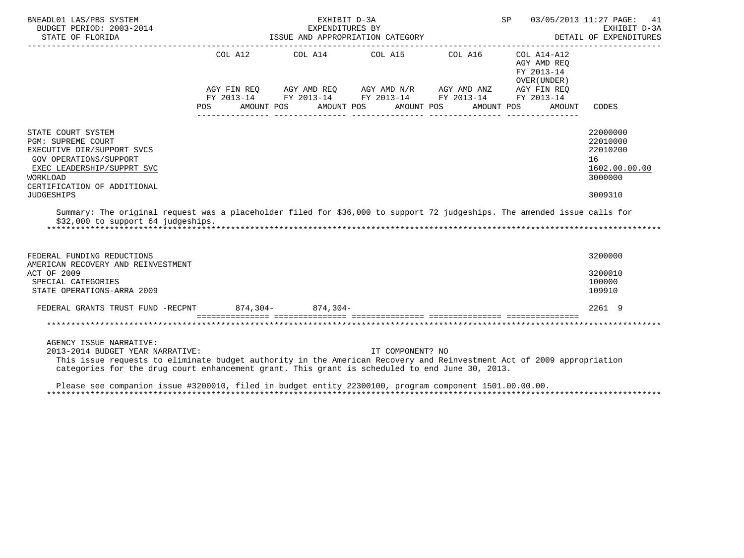BNEADL01 LAS/PBS SYSTEM — EXHIBIT D-3A — EXPENDITURES BY ISSUE AND APPROPRIATION CATEGORY — SP 03/05/2013 11:27

BUDGET PERIOD: 2003-2014 — STATE OF FLORIDA — EXHIBIT D-3A DETAIL OF EXPENDITURES

| | COL A12 AGY FIN REQ FY 2013-14 POS AMOUNT | COL A14 AGY AMD REQ FY 2013-14 POS AMOUNT | COL A15 AGY AMD N/R FY 2013-14 POS AMOUNT | COL A16 AGY AMD ANZ FY 2013-14 POS AMOUNT | COL A14-A12 AGY AMD REQ FY 2013-14 OVER(UNDER) AGY FIN REQ FY 2013-14 POS AMOUNT | CODES |
|---|---|---|---|---|---|---|
| STATE COURT SYSTEM | | | | | | 22000000 |
| PGM: SUPREME COURT | | | | | | 22010000 |
| EXECUTIVE DIR/SUPPORT SVCS | | | | | | 22010200 |
| GOV OPERATIONS/SUPPORT | | | | | | 16 |
| EXEC LEADERSHIP/SUPPRT SVC | | | | | | 1602.00.00.00 |
| WORKLOAD | | | | | | 3000000 |
| CERTIFICATION OF ADDITIONAL JUDGESHIPS | | | | | | 3009310 |

Summary: The original request was a placeholder filed for $36,000 to support 72 judgeships. The amended issue calls for $32,000 to support 64 judgeships.

******************************************************************************************************************

| | COL A12 | COL A14 | COL A15 | COL A16 | COL A14-A12 | CODES |
|---|---|---|---|---|---|---|
| FEDERAL FUNDING REDUCTIONS | | | | | | 3200000 |
| AMERICAN RECOVERY AND REINVESTMENT ACT OF 2009 | | | | | | 3200010 |
| SPECIAL CATEGORIES | | | | | | 100000 |
| STATE OPERATIONS-ARRA 2009 | | | | | | 109910 |
| FEDERAL GRANTS TRUST FUND -RECPNT | 874,304- | 874,304- | | | | 2261 9 |

******************************************************************************************************************

AGENCY ISSUE NARRATIVE:

2013-2014 BUDGET YEAR NARRATIVE: IT COMPONENT? NO

This issue requests to eliminate budget authority in the American Recovery and Reinvestment Act of 2009 appropriation categories for the drug court enhancement grant. This grant is scheduled to end June 30, 2013.

Please see companion issue #3200010, filed in budget entity 22300100, program component 1501.00.00.00.

******************************************************************************************************************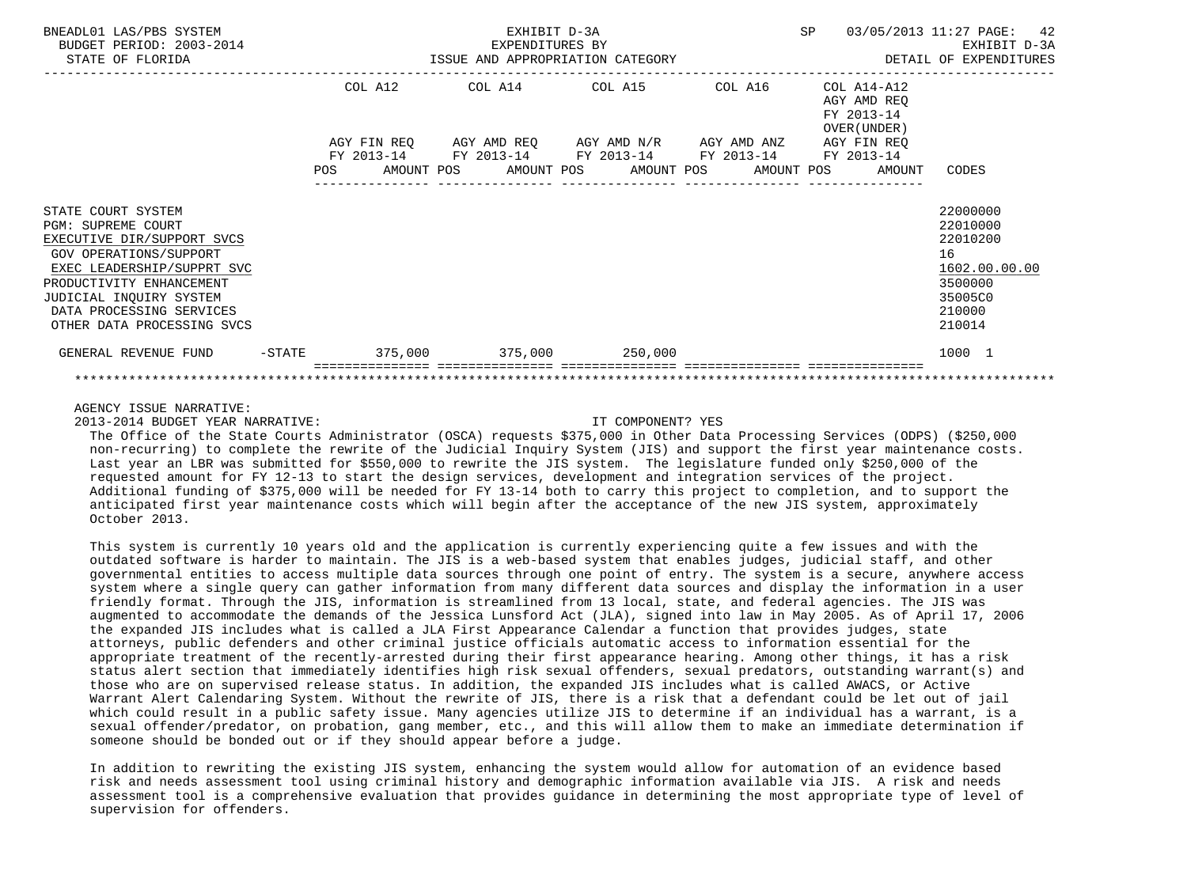EXHIBIT D-3A
EXPENDITURES BY
ISSUE AND APPROPRIATION CATEGORY

BUDGET PERIOD: 2003-2014
STATE OF FLORIDA

EXHIBIT D-3A
DETAIL OF EXPENDITURES

| | COL A12 AGY FIN REQ FY 2013-14 POS AMOUNT | COL A14 AGY AMD REQ FY 2013-14 POS AMOUNT | COL A15 AGY AMD N/R FY 2013-14 POS AMOUNT | COL A16 AGY AMD ANZ FY 2013-14 POS AMOUNT | COL A14-A12 AGY AMD REQ FY 2013-14 OVER(UNDER) AGY FIN REQ FY 2013-14 POS AMOUNT | CODES |
|---|---|---|---|---|---|---|
| STATE COURT SYSTEM | | | | | | 22000000 |
| PGM: SUPREME COURT | | | | | | 22010000 |
| EXECUTIVE DIR/SUPPORT SVCS | | | | | | 22010200 |
| GOV OPERATIONS/SUPPORT | | | | | | 16 |
| EXEC LEADERSHIP/SUPPRT SVC | | | | | | 1602.00.00.00 |
| PRODUCTIVITY ENHANCEMENT | | | | | | 3500000 |
| JUDICIAL INQUIRY SYSTEM | | | | | | 35005C0 |
| DATA PROCESSING SERVICES | | | | | | 210000 |
| OTHER DATA PROCESSING SVCS | | | | | | 210014 |
| GENERAL REVENUE FUND -STATE | 375,000 | 375,000 | 250,000 | | | 1000 1 |

AGENCY ISSUE NARRATIVE:

2013-2014 BUDGET YEAR NARRATIVE: IT COMPONENT? YES

The Office of the State Courts Administrator (OSCA) requests $375,000 in Other Data Processing Services (ODPS) ($250,000 non-recurring) to complete the rewrite of the Judicial Inquiry System (JIS) and support the first year maintenance costs. Last year an LBR was submitted for $550,000 to rewrite the JIS system. The legislature funded only $250,000 of the requested amount for FY 12-13 to start the design services, development and integration services of the project. Additional funding of $375,000 will be needed for FY 13-14 both to carry this project to completion, and to support the anticipated first year maintenance costs which will begin after the acceptance of the new JIS system, approximately October 2013.

This system is currently 10 years old and the application is currently experiencing quite a few issues and with the outdated software is harder to maintain. The JIS is a web-based system that enables judges, judicial staff, and other governmental entities to access multiple data sources through one point of entry. The system is a secure, anywhere access system where a single query can gather information from many different data sources and display the information in a user friendly format. Through the JIS, information is streamlined from 13 local, state, and federal agencies. The JIS was augmented to accommodate the demands of the Jessica Lunsford Act (JLA), signed into law in May 2005. As of April 17, 2006 the expanded JIS includes what is called a JLA First Appearance Calendar a function that provides judges, state attorneys, public defenders and other criminal justice officials automatic access to information essential for the appropriate treatment of the recently-arrested during their first appearance hearing. Among other things, it has a risk status alert section that immediately identifies high risk sexual offenders, sexual predators, outstanding warrant(s) and those who are on supervised release status. In addition, the expanded JIS includes what is called AWACS, or Active Warrant Alert Calendaring System. Without the rewrite of JIS, there is a risk that a defendant could be let out of jail which could result in a public safety issue. Many agencies utilize JIS to determine if an individual has a warrant, is a sexual offender/predator, on probation, gang member, etc., and this will allow them to make an immediate determination if someone should be bonded out or if they should appear before a judge.

In addition to rewriting the existing JIS system, enhancing the system would allow for automation of an evidence based risk and needs assessment tool using criminal history and demographic information available via JIS. A risk and needs assessment tool is a comprehensive evaluation that provides guidance in determining the most appropriate type of level of supervision for offenders.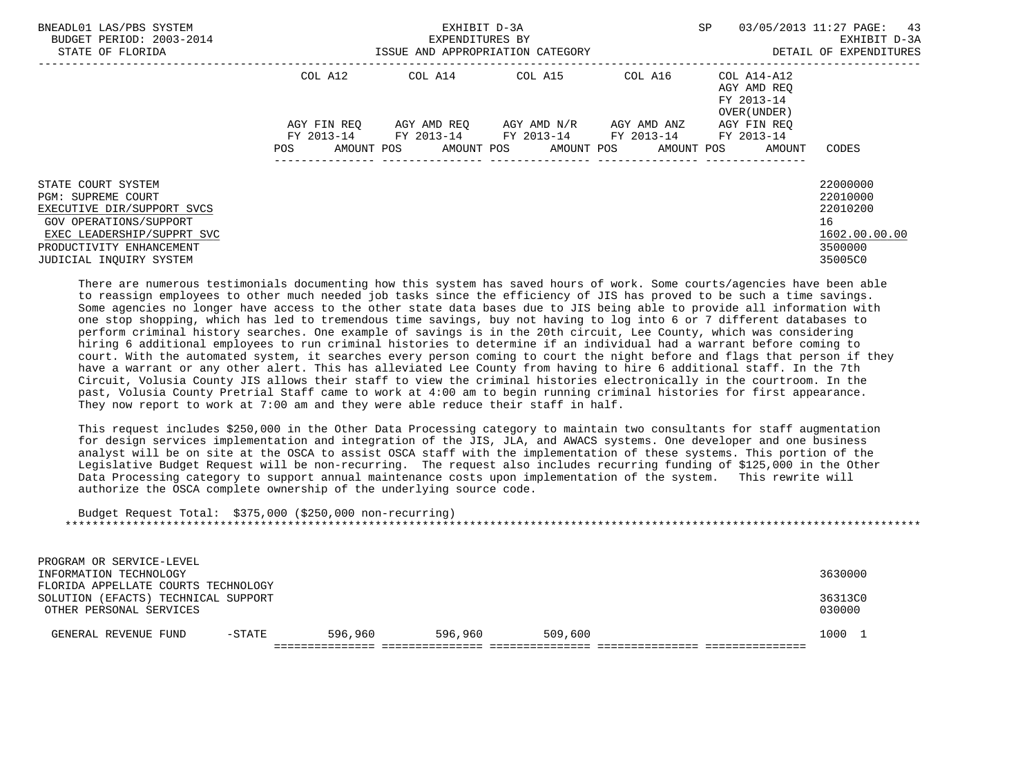| | COL A12 | COL A14 | COL A15 | COL A16 | COL A14-A12 AGY AMD REQ FY 2013-14 OVER(UNDER) | |
|---|---|---|---|---|---|---|
| | AGY FIN REQ FY 2013-14 | AGY AMD REQ FY 2013-14 | AGY AMD N/R FY 2013-14 | AGY AMD ANZ FY 2013-14 | AGY FIN REQ FY 2013-14 | |
| | POS AMOUNT | POS AMOUNT | POS AMOUNT | POS AMOUNT | POS AMOUNT | CODES |
| STATE COURT SYSTEM | | | | | | 22000000 |
| PGM: SUPREME COURT | | | | | | 22010000 |
| EXECUTIVE DIR/SUPPORT SVCS | | | | | | 22010200 |
| GOV OPERATIONS/SUPPORT | | | | | | 16 |
| EXEC LEADERSHIP/SUPPRT SVC | | | | | | 1602.00.00.00 |
| PRODUCTIVITY ENHANCEMENT | | | | | | 3500000 |
| JUDICIAL INQUIRY SYSTEM | | | | | | 35005C0 |

There are numerous testimonials documenting how this system has saved hours of work. Some courts/agencies have been able to reassign employees to other much needed job tasks since the efficiency of JIS has proved to be such a time savings. Some agencies no longer have access to the other state data bases due to JIS being able to provide all information with one stop shopping, which has led to tremendous time savings, buy not having to log into 6 or 7 different databases to perform criminal history searches. One example of savings is in the 20th circuit, Lee County, which was considering hiring 6 additional employees to run criminal histories to determine if an individual had a warrant before coming to court. With the automated system, it searches every person coming to court the night before and flags that person if they have a warrant or any other alert. This has alleviated Lee County from having to hire 6 additional staff. In the 7th Circuit, Volusia County JIS allows their staff to view the criminal histories electronically in the courtroom. In the past, Volusia County Pretrial Staff came to work at 4:00 am to begin running criminal histories for first appearance. They now report to work at 7:00 am and they were able reduce their staff in half.

This request includes $250,000 in the Other Data Processing category to maintain two consultants for staff augmentation for design services implementation and integration of the JIS, JLA, and AWACS systems. One developer and one business analyst will be on site at the OSCA to assist OSCA staff with the implementation of these systems. This portion of the Legislative Budget Request will be non-recurring. The request also includes recurring funding of $125,000 in the Other Data Processing category to support annual maintenance costs upon implementation of the system. This rewrite will authorize the OSCA complete ownership of the underlying source code.

Budget Request Total: $375,000 ($250,000 non-recurring)

***************************************************************************************************************************

| | COL A12 | COL A14 | COL A15 | COL A16 | COL A14-A12 | CODES |
|---|---|---|---|---|---|---|
| PROGRAM OR SERVICE-LEVEL | | | | | | |
| INFORMATION TECHNOLOGY | | | | | | 3630000 |
| FLORIDA APPELLATE COURTS TECHNOLOGY SOLUTION (EFACTS) TECHNICAL SUPPORT | | | | | | 36313C0 |
| OTHER PERSONAL SERVICES | | | | | | 030000 |
| GENERAL REVENUE FUND -STATE | 596,960 | 596,960 | 509,600 | | | 1000 1 |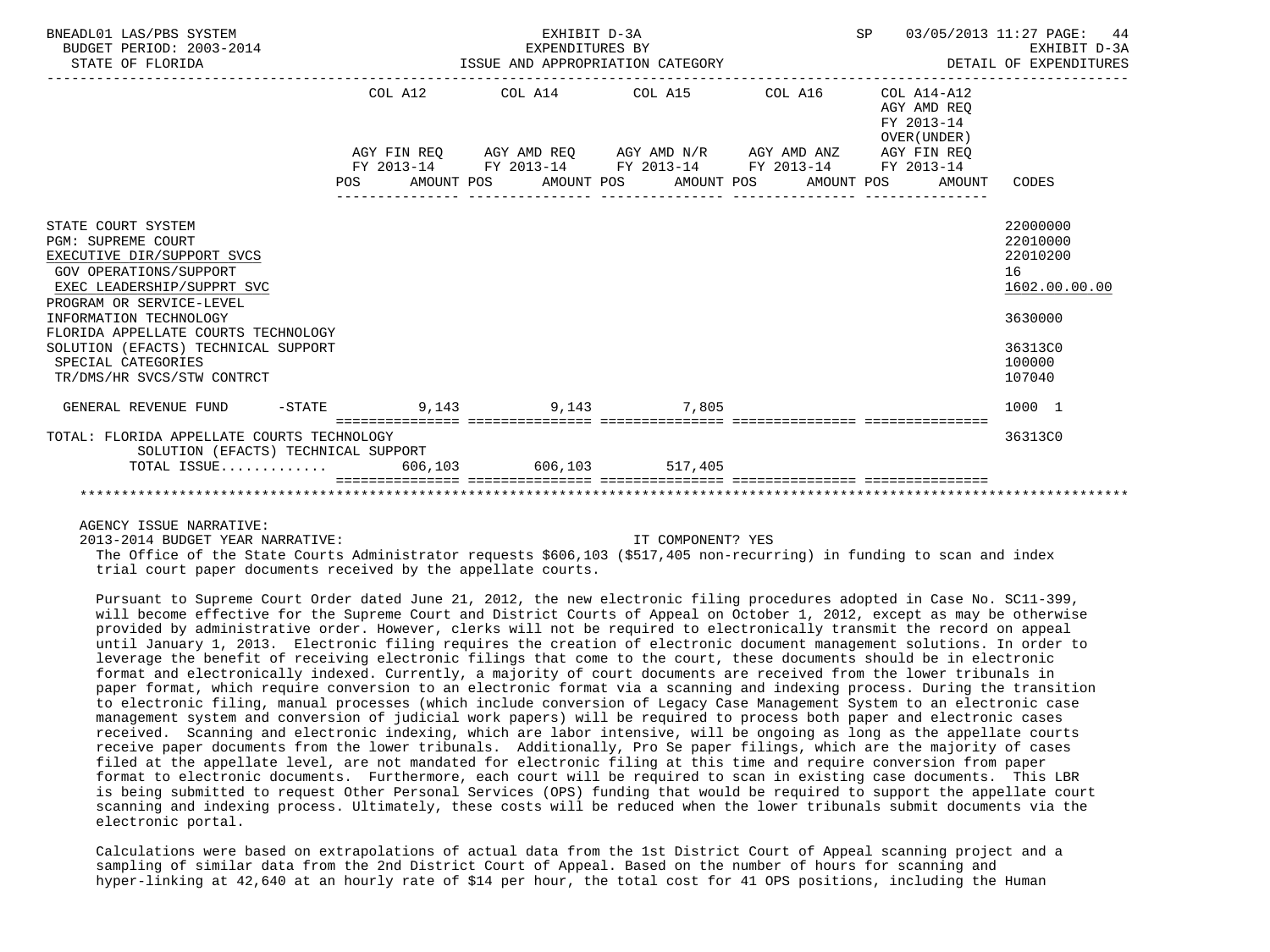BNEADL01 LAS/PBS SYSTEM — EXHIBIT D-3A — EXPENDITURES BY ISSUE AND APPROPRIATION CATEGORY — SP 03/05/2013 11:27

BUDGET PERIOD: 2003-2014 — STATE OF FLORIDA — EXHIBIT D-3A DETAIL OF EXPENDITURES

| | COL A12 AGY FIN REQ FY 2013-14 POS AMOUNT | COL A14 AGY AMD REQ FY 2013-14 POS AMOUNT | COL A15 AGY AMD N/R FY 2013-14 POS AMOUNT | COL A16 AGY AMD ANZ FY 2013-14 POS AMOUNT | COL A14-A12 AGY AMD REQ FY 2013-14 OVER(UNDER) AGY FIN REQ FY 2013-14 POS AMOUNT | CODES |
|---|---|---|---|---|---|---|
| STATE COURT SYSTEM | | | | | | 22000000 |
| PGM: SUPREME COURT | | | | | | 22010000 |
| EXECUTIVE DIR/SUPPORT SVCS | | | | | | 22010200 |
| GOV OPERATIONS/SUPPORT | | | | | | 16 |
| EXEC LEADERSHIP/SUPPRT SVC | | | | | | 1602.00.00.00 |
| PROGRAM OR SERVICE-LEVEL INFORMATION TECHNOLOGY | | | | | | 3630000 |
| FLORIDA APPELLATE COURTS TECHNOLOGY SOLUTION (EFACTS) TECHNICAL SUPPORT | | | | | | 36313C0 |
| SPECIAL CATEGORIES | | | | | | 100000 |
| TR/DMS/HR SVCS/STW CONTRCT | | | | | | 107040 |
| GENERAL REVENUE FUND -STATE | 9,143 | 9,143 | 7,805 | | | 1000 1 |
| TOTAL: FLORIDA APPELLATE COURTS TECHNOLOGY SOLUTION (EFACTS) TECHNICAL SUPPORT | | | | | | 36313C0 |
| TOTAL ISSUE............ | 606,103 | 606,103 | 517,405 | | | |

AGENCY ISSUE NARRATIVE:

2013-2014 BUDGET YEAR NARRATIVE: IT COMPONENT? YES

The Office of the State Courts Administrator requests $606,103 ($517,405 non-recurring) in funding to scan and index trial court paper documents received by the appellate courts.

Pursuant to Supreme Court Order dated June 21, 2012, the new electronic filing procedures adopted in Case No. SC11-399, will become effective for the Supreme Court and District Courts of Appeal on October 1, 2012, except as may be otherwise provided by administrative order. However, clerks will not be required to electronically transmit the record on appeal until January 1, 2013. Electronic filing requires the creation of electronic document management solutions. In order to leverage the benefit of receiving electronic filings that come to the court, these documents should be in electronic format and electronically indexed. Currently, a majority of court documents are received from the lower tribunals in paper format, which require conversion to an electronic format via a scanning and indexing process. During the transition to electronic filing, manual processes (which include conversion of Legacy Case Management System to an electronic case management system and conversion of judicial work papers) will be required to process both paper and electronic cases received. Scanning and electronic indexing, which are labor intensive, will be ongoing as long as the appellate courts receive paper documents from the lower tribunals. Additionally, Pro Se paper filings, which are the majority of cases filed at the appellate level, are not mandated for electronic filing at this time and require conversion from paper format to electronic documents. Furthermore, each court will be required to scan in existing case documents. This LBR is being submitted to request Other Personal Services (OPS) funding that would be required to support the appellate court scanning and indexing process. Ultimately, these costs will be reduced when the lower tribunals submit documents via the electronic portal.

Calculations were based on extrapolations of actual data from the 1st District Court of Appeal scanning project and a sampling of similar data from the 2nd District Court of Appeal. Based on the number of hours for scanning and hyper-linking at 42,640 at an hourly rate of $14 per hour, the total cost for 41 OPS positions, including the Human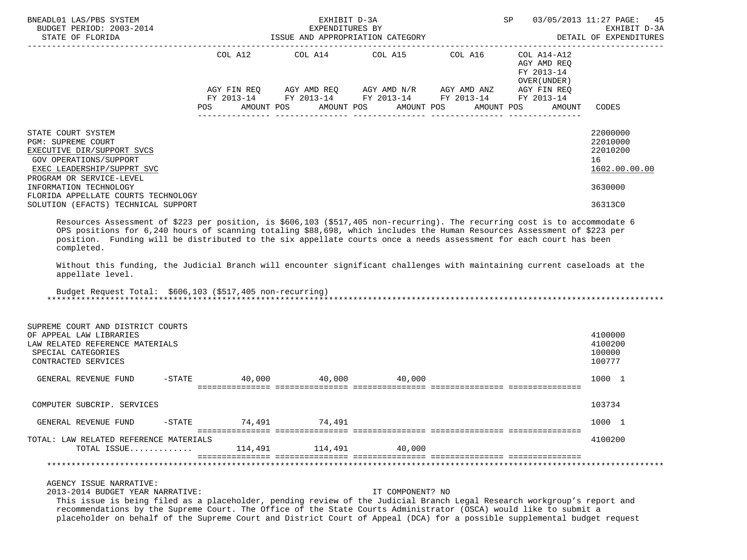| | COL A12 AGY FIN REQ FY 2013-14 POS AMOUNT | COL A14 AGY AMD REQ FY 2013-14 POS AMOUNT | COL A15 AGY AMD N/R FY 2013-14 POS AMOUNT | COL A16 AGY AMD ANZ FY 2013-14 POS AMOUNT | COL A14-A12 AGY AMD REQ FY 2013-14 OVER(UNDER) AGY FIN REQ FY 2013-14 POS AMOUNT | CODES |
|---|---|---|---|---|---|---|
| STATE COURT SYSTEM | | | | | | 22000000 |
| PGM: SUPREME COURT | | | | | | 22010000 |
| EXECUTIVE DIR/SUPPORT SVCS | | | | | | 22010200 |
| GOV OPERATIONS/SUPPORT | | | | | | 16 |
| EXEC LEADERSHIP/SUPPRT SVC | | | | | | 1602.00.00.00 |
| PROGRAM OR SERVICE-LEVEL | | | | | | |
| INFORMATION TECHNOLOGY | | | | | | 3630000 |
| FLORIDA APPELLATE COURTS TECHNOLOGY SOLUTION (EFACTS) TECHNICAL SUPPORT | | | | | | 36313C0 |

Resources Assessment of $223 per position, is $606,103 ($517,405 non-recurring). The recurring cost is to accommodate 6 OPS positions for 6,240 hours of scanning totaling $88,698, which includes the Human Resources Assessment of $223 per position. Funding will be distributed to the six appellate courts once a needs assessment for each court has been completed.

Without this funding, the Judicial Branch will encounter significant challenges with maintaining current caseloads at the appellate level.

Budget Request Total: $606,103 ($517,405 non-recurring)

*******************************************************************************************************************

| | COL A12 | COL A14 | COL A15 | COL A16 | COL A14-A12 | CODES |
|---|---|---|---|---|---|---|
| SUPREME COURT AND DISTRICT COURTS OF APPEAL LAW LIBRARIES | | | | | | 4100000 |
| LAW RELATED REFERENCE MATERIALS | | | | | | 4100200 |
| SPECIAL CATEGORIES | | | | | | 100000 |
| CONTRACTED SERVICES | | | | | | 100777 |
| GENERAL REVENUE FUND -STATE | 40,000 | 40,000 | 40,000 | | | 1000 1 |
| COMPUTER SUBCRIP. SERVICES | | | | | | 103734 |
| GENERAL REVENUE FUND -STATE | 74,491 | 74,491 | | | | 1000 1 |
| TOTAL: LAW RELATED REFERENCE MATERIALS | | | | | | 4100200 |
| TOTAL ISSUE............. | 114,491 | 114,491 | 40,000 | | | |

*******************************************************************************************************************

AGENCY ISSUE NARRATIVE:

2013-2014 BUDGET YEAR NARRATIVE: IT COMPONENT? NO

This issue is being filed as a placeholder, pending review of the Judicial Branch Legal Research workgroup's report and recommendations by the Supreme Court. The Office of the State Courts Administrator (OSCA) would like to submit a placeholder on behalf of the Supreme Court and District Court of Appeal (DCA) for a possible supplemental budget request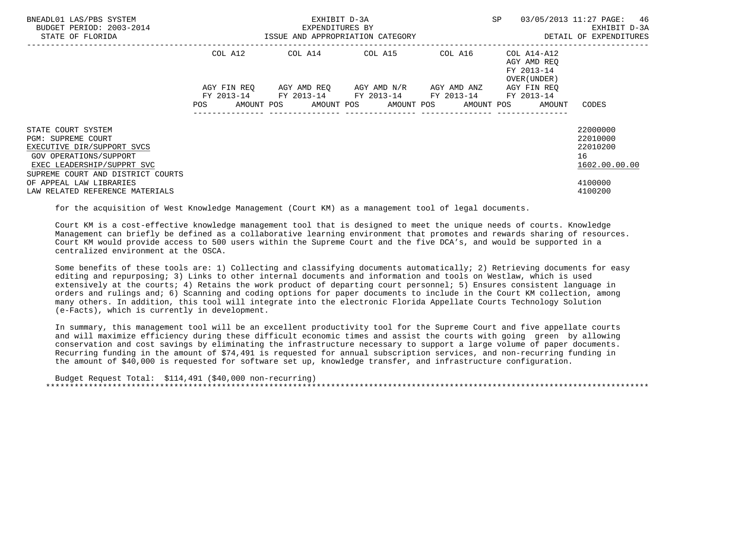| | COL A12 | | COL A14 | | COL A15 | | COL A16 | | COL A14-A12 AGY AMD REQ FY 2013-14 OVER(UNDER) | |
|---|---|---|---|---|---|---|---|---|---|---|
| | AGY FIN REQ FY 2013-14 | | AGY AMD REQ FY 2013-14 | | AGY AMD N/R FY 2013-14 | | AGY AMD ANZ FY 2013-14 | | AGY FIN REQ FY 2013-14 | |
| | POS | AMOUNT | POS | AMOUNT | POS | AMOUNT | POS | AMOUNT | POS | AMOUNT | CODES |

STATE COURT SYSTEM — 22000000
PGM: SUPREME COURT — 22010000
EXECUTIVE DIR/SUPPORT SVCS — 22010200
GOV OPERATIONS/SUPPORT — 16
EXEC LEADERSHIP/SUPPRT SVC — 1602.00.00.00
SUPREME COURT AND DISTRICT COURTS OF APPEAL LAW LIBRARIES — 4100000
LAW RELATED REFERENCE MATERIALS — 4100200

for the acquisition of West Knowledge Management (Court KM) as a management tool of legal documents.

Court KM is a cost-effective knowledge management tool that is designed to meet the unique needs of courts. Knowledge Management can briefly be defined as a collaborative learning environment that promotes and rewards sharing of resources. Court KM would provide access to 500 users within the Supreme Court and the five DCA's, and would be supported in a centralized environment at the OSCA.

Some benefits of these tools are: 1) Collecting and classifying documents automatically; 2) Retrieving documents for easy editing and repurposing; 3) Links to other internal documents and information and tools on Westlaw, which is used extensively at the courts; 4) Retains the work product of departing court personnel; 5) Ensures consistent language in orders and rulings and; 6) Scanning and coding options for paper documents to include in the Court KM collection, among many others. In addition, this tool will integrate into the electronic Florida Appellate Courts Technology Solution (e-Facts), which is currently in development.

In summary, this management tool will be an excellent productivity tool for the Supreme Court and five appellate courts and will maximize efficiency during these difficult economic times and assist the courts with going green by allowing conservation and cost savings by eliminating the infrastructure necessary to support a large volume of paper documents. Recurring funding in the amount of $74,491 is requested for annual subscription services, and non-recurring funding in the amount of $40,000 is requested for software set up, knowledge transfer, and infrastructure configuration.

Budget Request Total: $114,491 ($40,000 non-recurring)

*******************************************************************************************************************************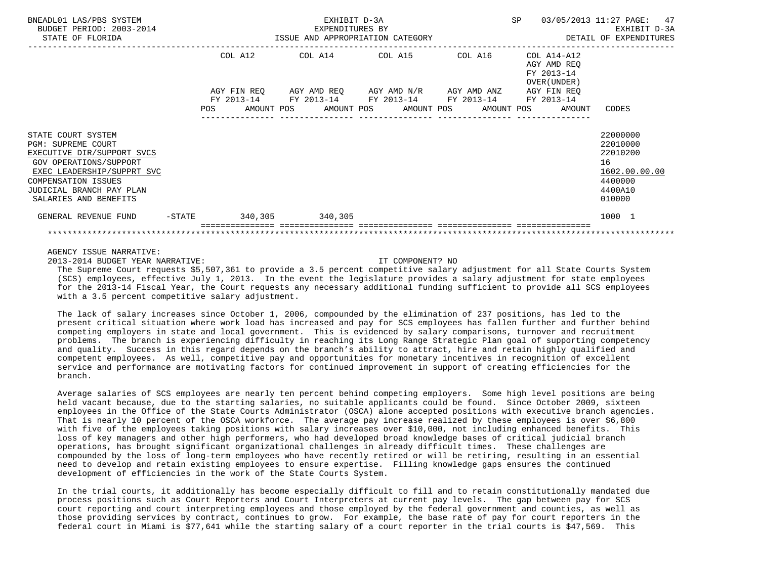EXHIBIT D-3A
EXPENDITURES BY
ISSUE AND APPROPRIATION CATEGORY

BNEADL01 LAS/PBS SYSTEM — BUDGET PERIOD: 2003-2014 — STATE OF FLORIDA — SP 03/05/2013 11:27 — EXHIBIT D-3A DETAIL OF EXPENDITURES

| | COL A12 AGY FIN REQ FY 2013-14 POS AMOUNT | COL A14 AGY AMD REQ FY 2013-14 POS AMOUNT | COL A15 AGY AMD N/R FY 2013-14 POS AMOUNT | COL A16 AGY AMD ANZ FY 2013-14 POS AMOUNT | COL A14-A12 AGY AMD REQ FY 2013-14 OVER(UNDER) AGY FIN REQ FY 2013-14 POS AMOUNT | CODES |
|---|---|---|---|---|---|---|
| STATE COURT SYSTEM | | | | | | 22000000 |
| PGM: SUPREME COURT | | | | | | 22010000 |
| EXECUTIVE DIR/SUPPORT SVCS | | | | | | 22010200 |
| GOV OPERATIONS/SUPPORT | | | | | | 16 |
| EXEC LEADERSHIP/SUPPRT SVC | | | | | | 1602.00.00.00 |
| COMPENSATION ISSUES | | | | | | 4400000 |
| JUDICIAL BRANCH PAY PLAN | | | | | | 4400A10 |
| SALARIES AND BENEFITS | | | | | | 010000 |
| GENERAL REVENUE FUND -STATE | 340,305 | 340,305 | | | | 1000 1 |

AGENCY ISSUE NARRATIVE:

2013-2014 BUDGET YEAR NARRATIVE: IT COMPONENT? NO

The Supreme Court requests $5,507,361 to provide a 3.5 percent competitive salary adjustment for all State Courts System (SCS) employees, effective July 1, 2013. In the event the legislature provides a salary adjustment for state employees for the 2013-14 Fiscal Year, the Court requests any necessary additional funding sufficient to provide all SCS employees with a 3.5 percent competitive salary adjustment.

The lack of salary increases since October 1, 2006, compounded by the elimination of 237 positions, has led to the present critical situation where work load has increased and pay for SCS employees has fallen further and further behind competing employers in state and local government. This is evidenced by salary comparisons, turnover and recruitment problems. The branch is experiencing difficulty in reaching its Long Range Strategic Plan goal of supporting competency and quality. Success in this regard depends on the branch's ability to attract, hire and retain highly qualified and competent employees. As well, competitive pay and opportunities for monetary incentives in recognition of excellent service and performance are motivating factors for continued improvement in support of creating efficiencies for the branch.

Average salaries of SCS employees are nearly ten percent behind competing employers. Some high level positions are being held vacant because, due to the starting salaries, no suitable applicants could be found. Since October 2009, sixteen employees in the Office of the State Courts Administrator (OSCA) alone accepted positions with executive branch agencies. That is nearly 10 percent of the OSCA workforce. The average pay increase realized by these employees is over $6,800 with five of the employees taking positions with salary increases over $10,000, not including enhanced benefits. This loss of key managers and other high performers, who had developed broad knowledge bases of critical judicial branch operations, has brought significant organizational challenges in already difficult times. These challenges are compounded by the loss of long-term employees who have recently retired or will be retiring, resulting in an essential need to develop and retain existing employees to ensure expertise. Filling knowledge gaps ensures the continued development of efficiencies in the work of the State Courts System.

In the trial courts, it additionally has become especially difficult to fill and to retain constitutionally mandated due process positions such as Court Reporters and Court Interpreters at current pay levels. The gap between pay for SCS court reporting and court interpreting employees and those employed by the federal government and counties, as well as those providing services by contract, continues to grow. For example, the base rate of pay for court reporters in the federal court in Miami is $77,641 while the starting salary of a court reporter in the trial courts is $47,569. This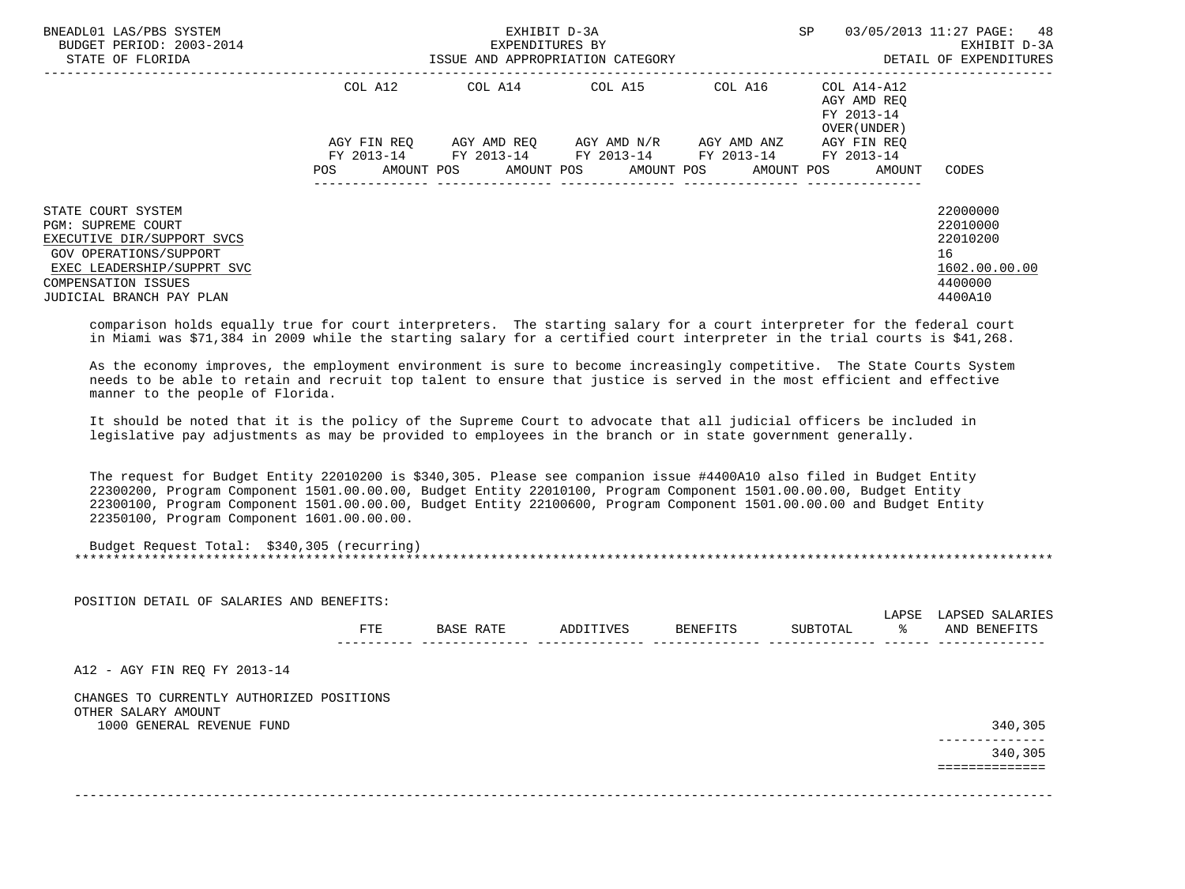| | COL A12 | COL A14 | COL A15 | COL A16 | COL A14-A12 AGY AMD REQ FY 2013-14 OVER(UNDER) | |
|---|---|---|---|---|---|---|
| | AGY FIN REQ FY 2013-14 | AGY AMD REQ FY 2013-14 | AGY AMD N/R FY 2013-14 | AGY AMD ANZ FY 2013-14 | AGY FIN REQ FY 2013-14 | |
| | POS AMOUNT | POS AMOUNT | POS AMOUNT | POS AMOUNT | POS AMOUNT | CODES |

STATE COURT SYSTEM — 22000000
PGM: SUPREME COURT — 22010000
EXECUTIVE DIR/SUPPORT SVCS — 22010200
GOV OPERATIONS/SUPPORT — 16
EXEC LEADERSHIP/SUPPRT SVC — 1602.00.00.00
COMPENSATION ISSUES — 4400000
JUDICIAL BRANCH PAY PLAN — 4400A10

comparison holds equally true for court interpreters. The starting salary for a court interpreter for the federal court in Miami was $71,384 in 2009 while the starting salary for a certified court interpreter in the trial courts is $41,268.

As the economy improves, the employment environment is sure to become increasingly competitive. The State Courts System needs to be able to retain and recruit top talent to ensure that justice is served in the most efficient and effective manner to the people of Florida.

It should be noted that it is the policy of the Supreme Court to advocate that all judicial officers be included in legislative pay adjustments as may be provided to employees in the branch or in state government generally.

The request for Budget Entity 22010200 is $340,305. Please see companion issue #4400A10 also filed in Budget Entity 22300200, Program Component 1501.00.00.00, Budget Entity 22010100, Program Component 1501.00.00.00, Budget Entity 22300100, Program Component 1501.00.00.00, Budget Entity 22100600, Program Component 1501.00.00.00 and Budget Entity 22350100, Program Component 1601.00.00.00.

Budget Request Total: $340,305 (recurring)

*******************************************************************************************************************

POSITION DETAIL OF SALARIES AND BENEFITS:

| | FTE | BASE RATE | ADDITIVES | BENEFITS | SUBTOTAL | LAPSE % | LAPSED SALARIES AND BENEFITS |
|---|---|---|---|---|---|---|---|
| A12 - AGY FIN REQ FY 2013-14 | | | | | | | |
| CHANGES TO CURRENTLY AUTHORIZED POSITIONS | | | | | | | |
| OTHER SALARY AMOUNT | | | | | | | |
| 1000 GENERAL REVENUE FUND | | | | | | | 340,305 |
| | | | | | | | 340,305 |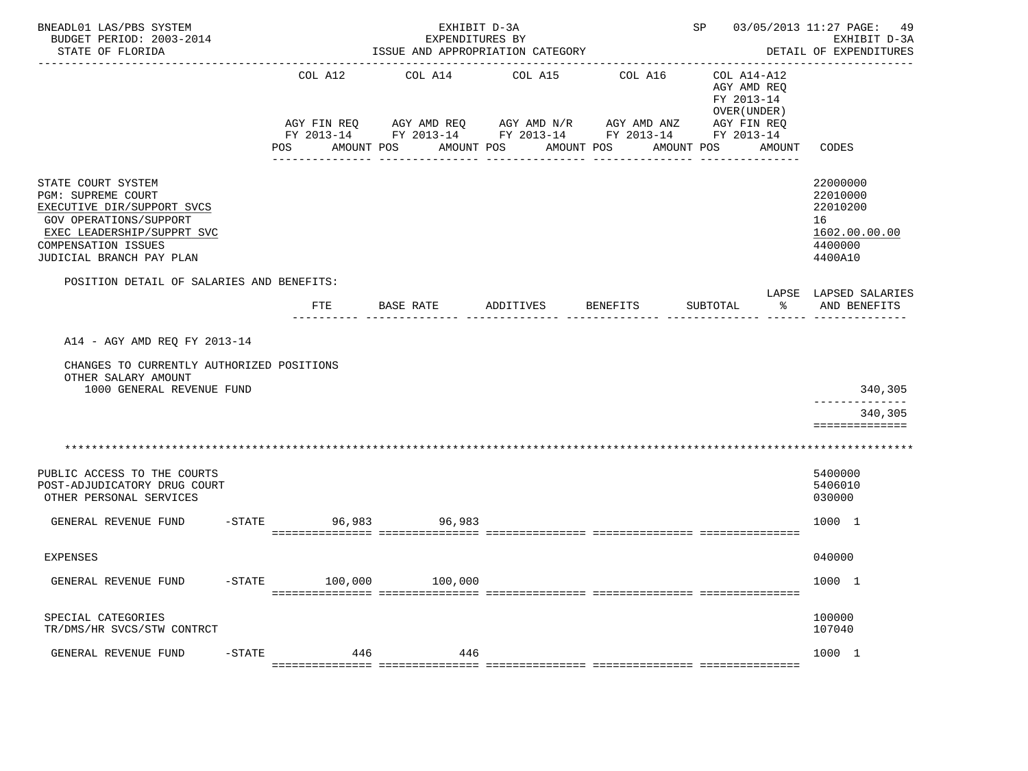BNEADL01 LAS/PBS SYSTEM — EXHIBIT D-3A — SP 03/05/2013 11:27
BUDGET PERIOD: 2003-2014 — EXPENDITURES BY — EXHIBIT D-3A
STATE OF FLORIDA — ISSUE AND APPROPRIATION CATEGORY — DETAIL OF EXPENDITURES

| | COL A12 AGY FIN REQ FY 2013-14 POS AMOUNT | COL A14 AGY AMD REQ FY 2013-14 POS AMOUNT | COL A15 AGY AMD N/R FY 2013-14 POS AMOUNT | COL A16 AGY AMD ANZ FY 2013-14 POS AMOUNT | COL A14-A12 AGY AMD REQ FY 2013-14 OVER(UNDER) AGY FIN REQ FY 2013-14 POS AMOUNT | CODES |
|---|---|---|---|---|---|---|
| STATE COURT SYSTEM | | | | | | 22000000 |
| PGM: SUPREME COURT | | | | | | 22010000 |
| EXECUTIVE DIR/SUPPORT SVCS | | | | | | 22010200 |
| GOV OPERATIONS/SUPPORT | | | | | | 16 |
| EXEC LEADERSHIP/SUPPRT SVC | | | | | | 1602.00.00.00 |
| COMPENSATION ISSUES | | | | | | 4400000 |
| JUDICIAL BRANCH PAY PLAN | | | | | | 4400A10 |

POSITION DETAIL OF SALARIES AND BENEFITS:

| | FTE | BASE RATE | ADDITIVES | BENEFITS | SUBTOTAL | LAPSE % | LAPSED SALARIES AND BENEFITS |
|---|---|---|---|---|---|---|---|
| A14 - AGY AMD REQ FY 2013-14 | | | | | | | |
| CHANGES TO CURRENTLY AUTHORIZED POSITIONS | | | | | | | |
| OTHER SALARY AMOUNT | | | | | | | |
| 1000 GENERAL REVENUE FUND | | | | | | | 340,305 |
| | | | | | | | 340,305 |

********************************************************************************

| | COL A12 | COL A14 | COL A15 | COL A16 | COL A14-A12 | CODES |
|---|---|---|---|---|---|---|
| PUBLIC ACCESS TO THE COURTS | | | | | | 5400000 |
| POST-ADJUDICATORY DRUG COURT | | | | | | 5406010 |
| OTHER PERSONAL SERVICES | | | | | | 030000 |
| GENERAL REVENUE FUND -STATE | 96,983 | 96,983 | | | | 1000 1 |
| EXPENSES | | | | | | 040000 |
| GENERAL REVENUE FUND -STATE | 100,000 | 100,000 | | | | 1000 1 |
| SPECIAL CATEGORIES | | | | | | 100000 |
| TR/DMS/HR SVCS/STW CONTRCT | | | | | | 107040 |
| GENERAL REVENUE FUND -STATE | 446 | 446 | | | | 1000 1 |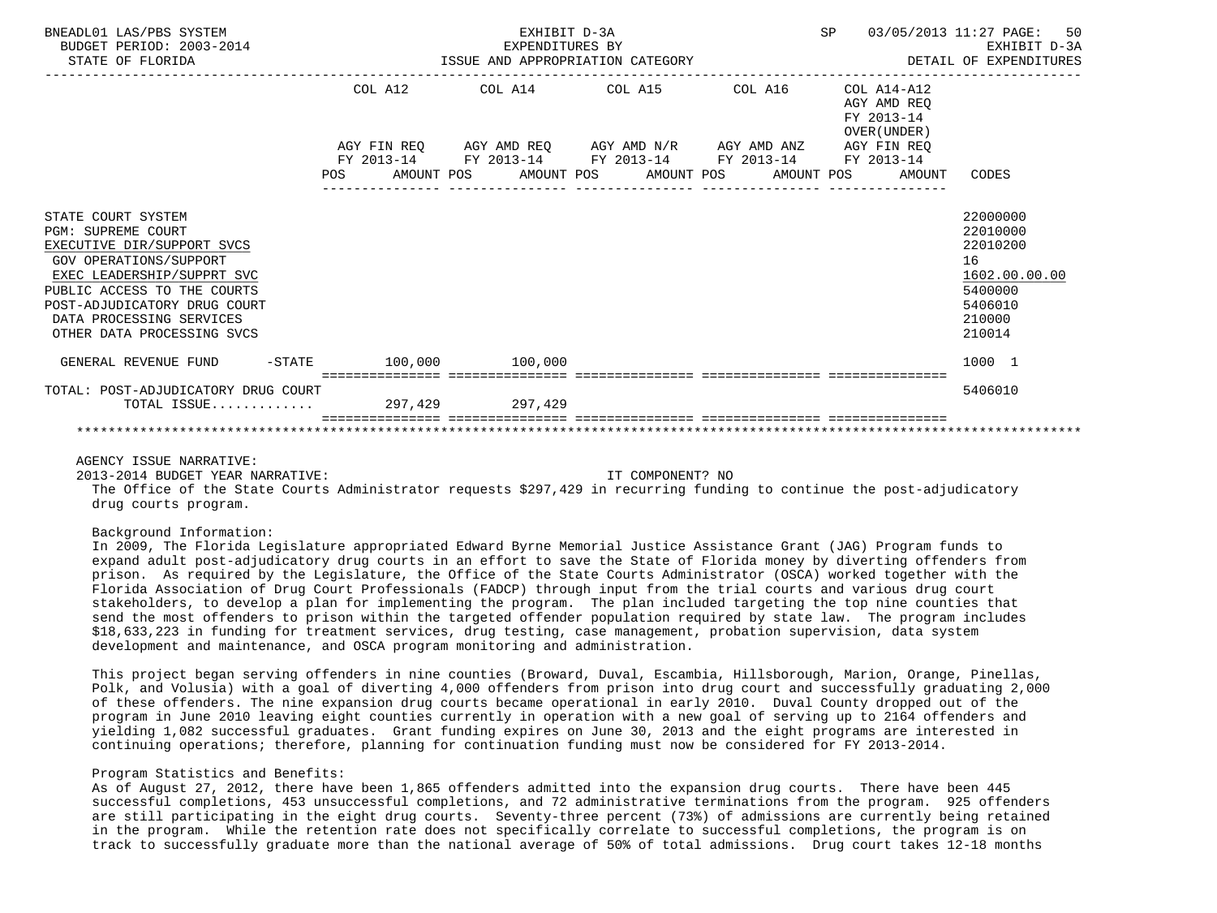BNEADL01 LAS/PBS SYSTEM — EXHIBIT D-3A — EXPENDITURES BY ISSUE AND APPROPRIATION CATEGORY
BUDGET PERIOD: 2003-2014 — STATE OF FLORIDA — SP 03/05/2013 11:27 — EXHIBIT D-3A DETAIL OF EXPENDITURES

| | COL A12 AGY FIN REQ FY 2013-14 POS AMOUNT | COL A14 AGY AMD REQ FY 2013-14 POS AMOUNT | COL A15 AGY AMD N/R FY 2013-14 POS AMOUNT | COL A16 AGY AMD ANZ FY 2013-14 POS AMOUNT | COL A14-A12 AGY AMD REQ FY 2013-14 OVER(UNDER) AGY FIN REQ FY 2013-14 POS AMOUNT | CODES |
|---|---|---|---|---|---|---|
| STATE COURT SYSTEM | | | | | | 22000000 |
| PGM: SUPREME COURT | | | | | | 22010000 |
| EXECUTIVE DIR/SUPPORT SVCS | | | | | | 22010200 |
| GOV OPERATIONS/SUPPORT | | | | | | 16 |
| EXEC LEADERSHIP/SUPPRT SVC | | | | | | 1602.00.00.00 |
| PUBLIC ACCESS TO THE COURTS | | | | | | 5400000 |
| POST-ADJUDICATORY DRUG COURT | | | | | | 5406010 |
| DATA PROCESSING SERVICES | | | | | | 210000 |
| OTHER DATA PROCESSING SVCS | | | | | | 210014 |
| GENERAL REVENUE FUND -STATE | 100,000 | 100,000 | | | | 1000 1 |
| TOTAL: POST-ADJUDICATORY DRUG COURT | | | | | | 5406010 |
| TOTAL ISSUE............ | 297,429 | 297,429 | | | | |

AGENCY ISSUE NARRATIVE:

2013-2014 BUDGET YEAR NARRATIVE: IT COMPONENT? NO

The Office of the State Courts Administrator requests $297,429 in recurring funding to continue the post-adjudicatory drug courts program.

Background Information:

In 2009, The Florida Legislature appropriated Edward Byrne Memorial Justice Assistance Grant (JAG) Program funds to expand adult post-adjudicatory drug courts in an effort to save the State of Florida money by diverting offenders from prison. As required by the Legislature, the Office of the State Courts Administrator (OSCA) worked together with the Florida Association of Drug Court Professionals (FADCP) through input from the trial courts and various drug court stakeholders, to develop a plan for implementing the program. The plan included targeting the top nine counties that send the most offenders to prison within the targeted offender population required by state law. The program includes $18,633,223 in funding for treatment services, drug testing, case management, probation supervision, data system development and maintenance, and OSCA program monitoring and administration.

This project began serving offenders in nine counties (Broward, Duval, Escambia, Hillsborough, Marion, Orange, Pinellas, Polk, and Volusia) with a goal of diverting 4,000 offenders from prison into drug court and successfully graduating 2,000 of these offenders. The nine expansion drug courts became operational in early 2010. Duval County dropped out of the program in June 2010 leaving eight counties currently in operation with a new goal of serving up to 2164 offenders and yielding 1,082 successful graduates. Grant funding expires on June 30, 2013 and the eight programs are interested in continuing operations; therefore, planning for continuation funding must now be considered for FY 2013-2014.

Program Statistics and Benefits:

As of August 27, 2012, there have been 1,865 offenders admitted into the expansion drug courts. There have been 445 successful completions, 453 unsuccessful completions, and 72 administrative terminations from the program. 925 offenders are still participating in the eight drug courts. Seventy-three percent (73%) of admissions are currently being retained in the program. While the retention rate does not specifically correlate to successful completions, the program is on track to successfully graduate more than the national average of 50% of total admissions. Drug court takes 12-18 months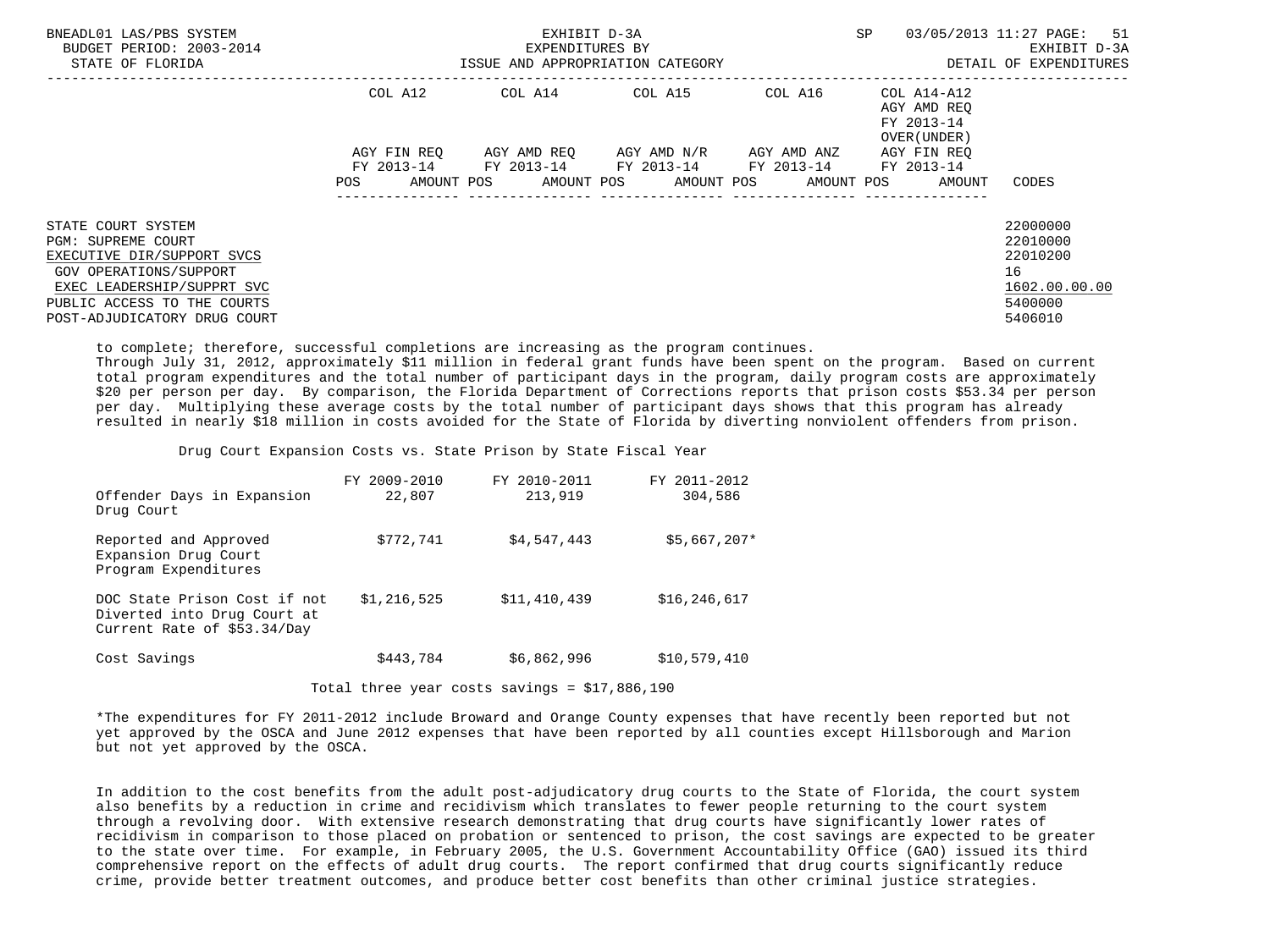STATE COURT SYSTEM 22000000
PGM: SUPREME COURT 22010000
EXECUTIVE DIR/SUPPORT SVCS 22010200
GOV OPERATIONS/SUPPORT 16
EXEC LEADERSHIP/SUPPRT SVC 1602.00.00.00
PUBLIC ACCESS TO THE COURTS 5400000
POST-ADJUDICATORY DRUG COURT 5406010

to complete; therefore, successful completions are increasing as the program continues.
Through July 31, 2012, approximately $11 million in federal grant funds have been spent on the program. Based on current total program expenditures and the total number of participant days in the program, daily program costs are approximately $20 per person per day. By comparison, the Florida Department of Corrections reports that prison costs $53.34 per person per day. Multiplying these average costs by the total number of participant days shows that this program has already resulted in nearly $18 million in costs avoided for the State of Florida by diverting nonviolent offenders from prison.

Drug Court Expansion Costs vs. State Prison by State Fiscal Year

| | FY 2009-2010 | FY 2010-2011 | FY 2011-2012 |
|---|---|---|---|
| Offender Days in Expansion Drug Court | 22,807 | 213,919 | 304,586 |
| Reported and Approved Expansion Drug Court Program Expenditures | $772,741 | $4,547,443 | $5,667,207* |
| DOC State Prison Cost if not Diverted into Drug Court at Current Rate of $53.34/Day | $1,216,525 | $11,410,439 | $16,246,617 |
| Cost Savings | $443,784 | $6,862,996 | $10,579,410 |

Total three year costs savings = $17,886,190

*The expenditures for FY 2011-2012 include Broward and Orange County expenses that have recently been reported but not yet approved by the OSCA and June 2012 expenses that have been reported by all counties except Hillsborough and Marion but not yet approved by the OSCA.

In addition to the cost benefits from the adult post-adjudicatory drug courts to the State of Florida, the court system also benefits by a reduction in crime and recidivism which translates to fewer people returning to the court system through a revolving door. With extensive research demonstrating that drug courts have significantly lower rates of recidivism in comparison to those placed on probation or sentenced to prison, the cost savings are expected to be greater to the state over time. For example, in February 2005, the U.S. Government Accountability Office (GAO) issued its third comprehensive report on the effects of adult drug courts. The report confirmed that drug courts significantly reduce crime, provide better treatment outcomes, and produce better cost benefits than other criminal justice strategies.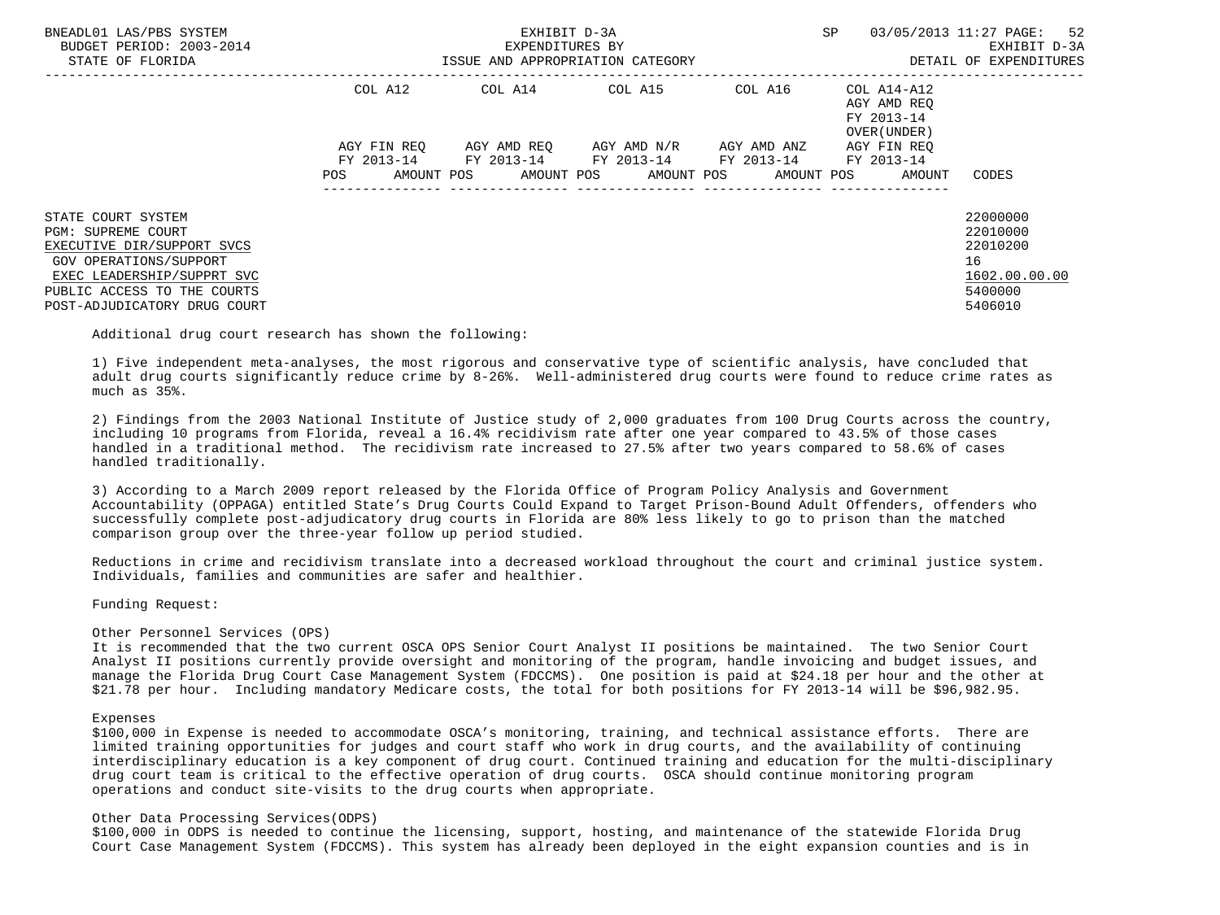| | COL A12 | | COL A14 | | COL A15 | | COL A16 | | COL A14-A12 AGY AMD REQ FY 2013-14 OVER(UNDER) | | |
|---|---|---|---|---|---|---|---|---|---|---|---|
| | AGY FIN REQ FY 2013-14 | | AGY AMD REQ FY 2013-14 | | AGY AMD N/R FY 2013-14 | | AGY AMD ANZ FY 2013-14 | | AGY FIN REQ FY 2013-14 | | |
| | POS | AMOUNT | POS | AMOUNT | POS | AMOUNT | POS | AMOUNT | POS | AMOUNT | CODES |
| STATE COURT SYSTEM | | | | | | | | | | | 22000000 |
| PGM: SUPREME COURT | | | | | | | | | | | 22010000 |
| EXECUTIVE DIR/SUPPORT SVCS | | | | | | | | | | | 22010200 |
| GOV OPERATIONS/SUPPORT | | | | | | | | | | | 16 |
| EXEC LEADERSHIP/SUPPRT SVC | | | | | | | | | | | 1602.00.00.00 |
| PUBLIC ACCESS TO THE COURTS | | | | | | | | | | | 5400000 |
| POST-ADJUDICATORY DRUG COURT | | | | | | | | | | | 5406010 |

Additional drug court research has shown the following:

1) Five independent meta-analyses, the most rigorous and conservative type of scientific analysis, have concluded that adult drug courts significantly reduce crime by 8-26%. Well-administered drug courts were found to reduce crime rates as much as 35%.

2) Findings from the 2003 National Institute of Justice study of 2,000 graduates from 100 Drug Courts across the country, including 10 programs from Florida, reveal a 16.4% recidivism rate after one year compared to 43.5% of those cases handled in a traditional method. The recidivism rate increased to 27.5% after two years compared to 58.6% of cases handled traditionally.

3) According to a March 2009 report released by the Florida Office of Program Policy Analysis and Government Accountability (OPPAGA) entitled State's Drug Courts Could Expand to Target Prison-Bound Adult Offenders, offenders who successfully complete post-adjudicatory drug courts in Florida are 80% less likely to go to prison than the matched comparison group over the three-year follow up period studied.

Reductions in crime and recidivism translate into a decreased workload throughout the court and criminal justice system. Individuals, families and communities are safer and healthier.

Funding Request:

Other Personnel Services (OPS)
It is recommended that the two current OSCA OPS Senior Court Analyst II positions be maintained. The two Senior Court Analyst II positions currently provide oversight and monitoring of the program, handle invoicing and budget issues, and manage the Florida Drug Court Case Management System (FDCCMS). One position is paid at $24.18 per hour and the other at $21.78 per hour. Including mandatory Medicare costs, the total for both positions for FY 2013-14 will be $96,982.95.

Expenses
$100,000 in Expense is needed to accommodate OSCA's monitoring, training, and technical assistance efforts. There are limited training opportunities for judges and court staff who work in drug courts, and the availability of continuing interdisciplinary education is a key component of drug court. Continued training and education for the multi-disciplinary drug court team is critical to the effective operation of drug courts. OSCA should continue monitoring program operations and conduct site-visits to the drug courts when appropriate.

Other Data Processing Services(ODPS)
$100,000 in ODPS is needed to continue the licensing, support, hosting, and maintenance of the statewide Florida Drug Court Case Management System (FDCCMS). This system has already been deployed in the eight expansion counties and is in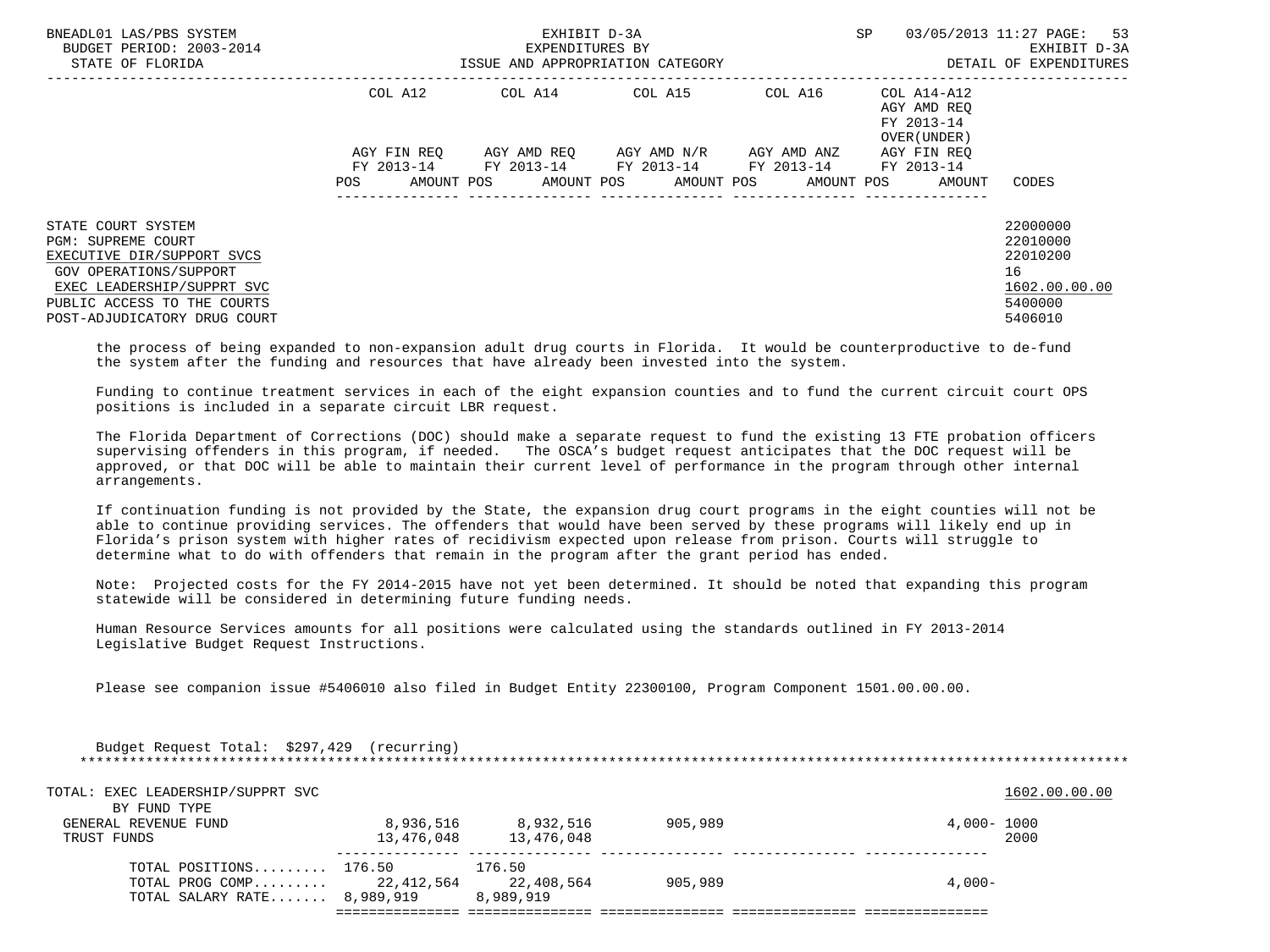| | COL A12 | | COL A14 | | COL A15 | | COL A16 | | COL A14-A12 AGY AMD REQ FY 2013-14 OVER(UNDER) | | |
|---|---|---|---|---|---|---|---|---|---|---|---|
| | AGY FIN REQ FY 2013-14 | | AGY AMD REQ FY 2013-14 | | AGY AMD N/R FY 2013-14 | | AGY AMD ANZ FY 2013-14 | | AGY FIN REQ FY 2013-14 | | |
| | POS | AMOUNT | POS | AMOUNT | POS | AMOUNT | POS | AMOUNT | POS | AMOUNT | CODES |

STATE COURT SYSTEM — 22000000
PGM: SUPREME COURT — 22010000
EXECUTIVE DIR/SUPPORT SVCS — 22010200
GOV OPERATIONS/SUPPORT — 16
EXEC LEADERSHIP/SUPPRT SVC — 1602.00.00.00
PUBLIC ACCESS TO THE COURTS — 5400000
POST-ADJUDICATORY DRUG COURT — 5406010

the process of being expanded to non-expansion adult drug courts in Florida. It would be counterproductive to de-fund the system after the funding and resources that have already been invested into the system.

Funding to continue treatment services in each of the eight expansion counties and to fund the current circuit court OPS positions is included in a separate circuit LBR request.

The Florida Department of Corrections (DOC) should make a separate request to fund the existing 13 FTE probation officers supervising offenders in this program, if needed. The OSCA's budget request anticipates that the DOC request will be approved, or that DOC will be able to maintain their current level of performance in the program through other internal arrangements.

If continuation funding is not provided by the State, the expansion drug court programs in the eight counties will not be able to continue providing services. The offenders that would have been served by these programs will likely end up in Florida's prison system with higher rates of recidivism expected upon release from prison. Courts will struggle to determine what to do with offenders that remain in the program after the grant period has ended.

Note: Projected costs for the FY 2014-2015 have not yet been determined. It should be noted that expanding this program statewide will be considered in determining future funding needs.

Human Resource Services amounts for all positions were calculated using the standards outlined in FY 2013-2014 Legislative Budget Request Instructions.

Please see companion issue #5406010 also filed in Budget Entity 22300100, Program Component 1501.00.00.00.

Budget Request Total: $297,429 (recurring)

TOTAL: EXEC LEADERSHIP/SUPPRT SVC — 1602.00.00.00

| BY FUND TYPE | COL A12 | COL A14 | COL A15 | COL A16 | COL A14-A12 | CODES |
|---|---|---|---|---|---|---|
| GENERAL REVENUE FUND | 8,936,516 | 8,932,516 | 905,989 | | 4,000- | 1000 |
| TRUST FUNDS | 13,476,048 | 13,476,048 | | | | 2000 |
| TOTAL POSITIONS......... | 176.50 | 176.50 | | | | |
| TOTAL PROG COMP......... | 22,412,564 | 22,408,564 | 905,989 | | 4,000- | |
| TOTAL SALARY RATE....... | 8,989,919 | 8,989,919 | | | | |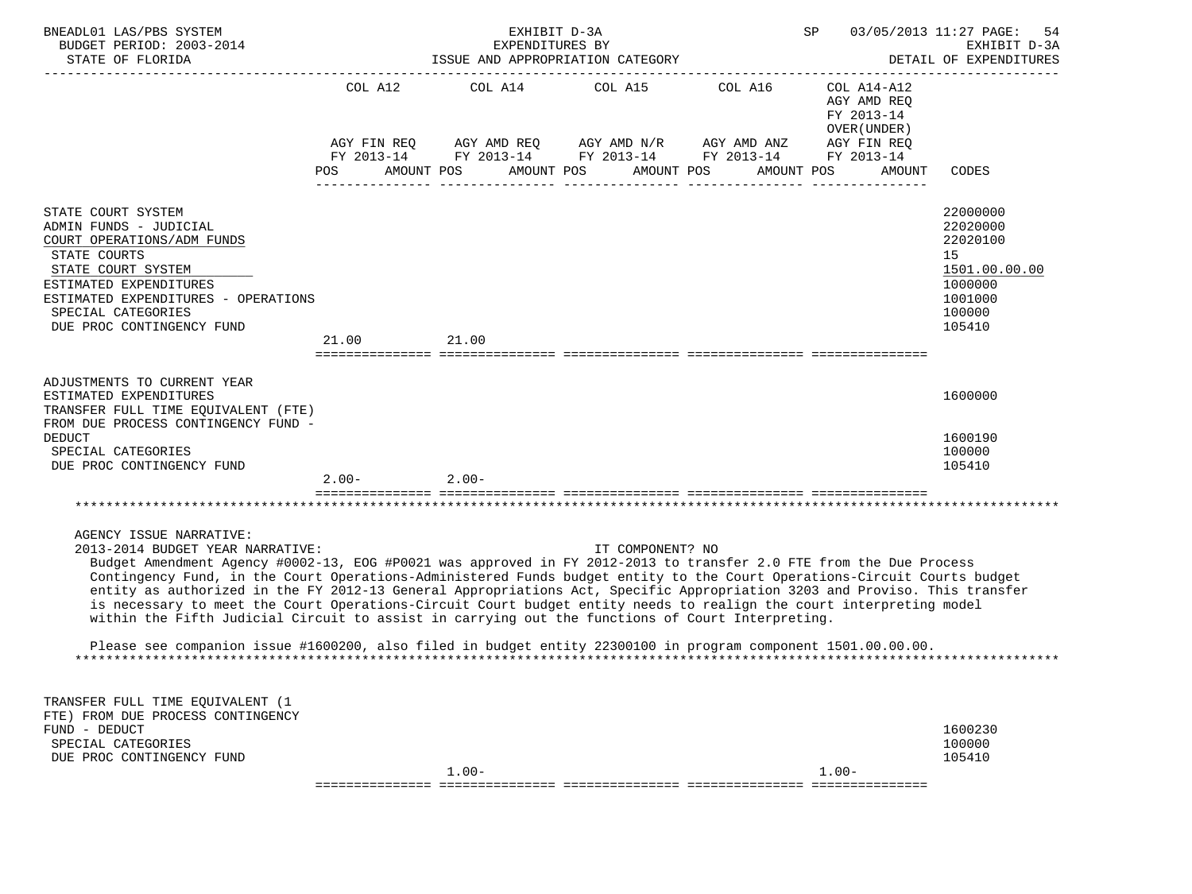| | COL A12 AGY FIN REQ FY 2013-14 POS | AMOUNT | COL A14 AGY AMD REQ FY 2013-14 POS | AMOUNT | COL A15 AGY AMD N/R FY 2013-14 POS | AMOUNT | COL A16 AGY AMD ANZ FY 2013-14 POS | AMOUNT | COL A14-A12 AGY AMD REQ FY 2013-14 OVER(UNDER) AGY FIN REQ FY 2013-14 POS | AMOUNT | CODES |
|---|---|---|---|---|---|---|---|---|---|---|---|
| STATE COURT SYSTEM | | | | | | | | | | | 22000000 |
| ADMIN FUNDS - JUDICIAL | | | | | | | | | | | 22020000 |
| COURT OPERATIONS/ADM FUNDS | | | | | | | | | | | 22020100 |
| STATE COURTS | | | | | | | | | | | 15 |
| STATE COURT SYSTEM | | | | | | | | | | | 1501.00.00.00 |
| ESTIMATED EXPENDITURES | | | | | | | | | | | 1000000 |
| ESTIMATED EXPENDITURES - OPERATIONS | | | | | | | | | | | 1001000 |
| SPECIAL CATEGORIES | | | | | | | | | | | 100000 |
| DUE PROC CONTINGENCY FUND | 21.00 | | 21.00 | | | | | | | | 105410 |
| ADJUSTMENTS TO CURRENT YEAR ESTIMATED EXPENDITURES | | | | | | | | | | | 1600000 |
| TRANSFER FULL TIME EQUIVALENT (FTE) FROM DUE PROCESS CONTINGENCY FUND - DEDUCT | | | | | | | | | | | 1600190 |
| SPECIAL CATEGORIES | | | | | | | | | | | 100000 |
| DUE PROC CONTINGENCY FUND | 2.00- | | 2.00- | | | | | | | | 105410 |

AGENCY ISSUE NARRATIVE:
2013-2014 BUDGET YEAR NARRATIVE: IT COMPONENT? NO

Budget Amendment Agency #0002-13, EOG #P0021 was approved in FY 2012-2013 to transfer 2.0 FTE from the Due Process Contingency Fund, in the Court Operations-Administered Funds budget entity to the Court Operations-Circuit Courts budget entity as authorized in the FY 2012-13 General Appropriations Act, Specific Appropriation 3203 and Proviso. This transfer is necessary to meet the Court Operations-Circuit Court budget entity needs to realign the court interpreting model within the Fifth Judicial Circuit to assist in carrying out the functions of Court Interpreting.

Please see companion issue #1600200, also filed in budget entity 22300100 in program component 1501.00.00.00.

| | COL A12 POS | AMOUNT | COL A14 POS | AMOUNT | COL A15 POS | AMOUNT | COL A16 POS | AMOUNT | COL A14-A12 POS | AMOUNT | CODES |
|---|---|---|---|---|---|---|---|---|---|---|---|
| TRANSFER FULL TIME EQUIVALENT (1 FTE) FROM DUE PROCESS CONTINGENCY FUND - DEDUCT | | | | | | | | | | | 1600230 |
| SPECIAL CATEGORIES | | | | | | | | | | | 100000 |
| DUE PROC CONTINGENCY FUND | | | 1.00- | | | | | | 1.00- | | 105410 |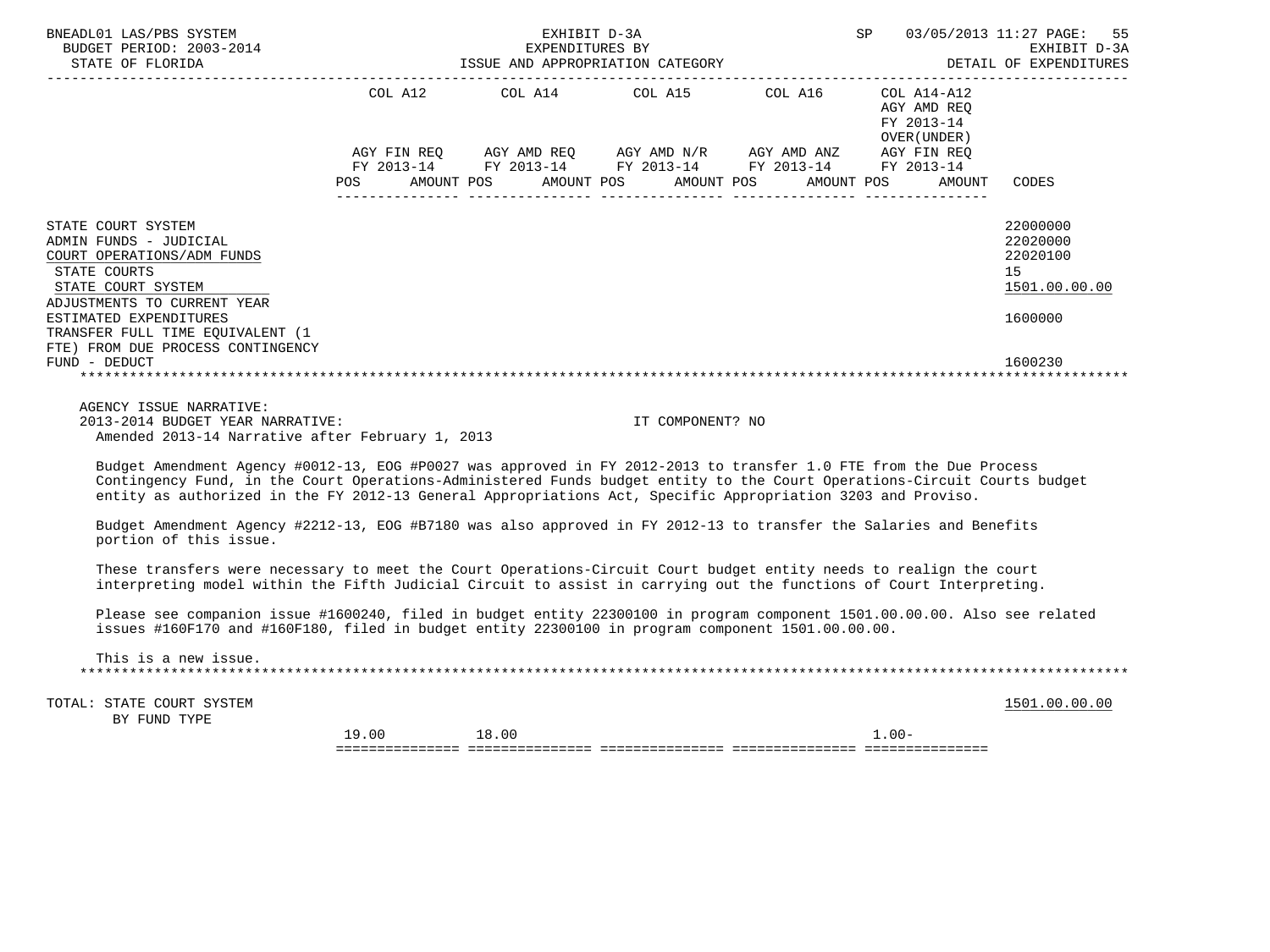BNEADL01 LAS/PBS SYSTEM — EXHIBIT D-3A — EXPENDITURES BY ISSUE AND APPROPRIATION CATEGORY — SP 03/05/2013 11:27
BUDGET PERIOD: 2003-2014 — STATE OF FLORIDA — EXHIBIT D-3A — DETAIL OF EXPENDITURES

| | COL A12 AGY FIN REQ FY 2013-14 POS AMOUNT | COL A14 AGY AMD REQ FY 2013-14 POS AMOUNT | COL A15 AGY AMD N/R FY 2013-14 POS AMOUNT | COL A16 AGY AMD ANZ FY 2013-14 POS AMOUNT | COL A14-A12 AGY AMD REQ FY 2013-14 OVER(UNDER) AGY FIN REQ FY 2013-14 POS AMOUNT | CODES |
|---|---|---|---|---|---|---|
| STATE COURT SYSTEM | | | | | | 22000000 |
| ADMIN FUNDS - JUDICIAL | | | | | | 22020000 |
| COURT OPERATIONS/ADM FUNDS | | | | | | 22020100 |
| STATE COURTS | | | | | | 15 |
| STATE COURT SYSTEM | | | | | | 1501.00.00.00 |
| ADJUSTMENTS TO CURRENT YEAR ESTIMATED EXPENDITURES | | | | | | 1600000 |
| TRANSFER FULL TIME EQUIVALENT (1 FTE) FROM DUE PROCESS CONTINGENCY FUND - DEDUCT | | | | | | 1600230 |

AGENCY ISSUE NARRATIVE:
2013-2014 BUDGET YEAR NARRATIVE: IT COMPONENT? NO
Amended 2013-14 Narrative after February 1, 2013

Budget Amendment Agency #0012-13, EOG #P0027 was approved in FY 2012-2013 to transfer 1.0 FTE from the Due Process Contingency Fund, in the Court Operations-Administered Funds budget entity to the Court Operations-Circuit Courts budget entity as authorized in the FY 2012-13 General Appropriations Act, Specific Appropriation 3203 and Proviso.

Budget Amendment Agency #2212-13, EOG #B7180 was also approved in FY 2012-13 to transfer the Salaries and Benefits portion of this issue.

These transfers were necessary to meet the Court Operations-Circuit Court budget entity needs to realign the court interpreting model within the Fifth Judicial Circuit to assist in carrying out the functions of Court Interpreting.

Please see companion issue #1600240, filed in budget entity 22300100 in program component 1501.00.00.00. Also see related issues #160F170 and #160F180, filed in budget entity 22300100 in program component 1501.00.00.00.

This is a new issue.

| | COL A12 POS AMOUNT | COL A14 POS AMOUNT | COL A15 POS AMOUNT | COL A16 POS AMOUNT | COL A14-A12 POS AMOUNT | CODES |
|---|---|---|---|---|---|---|
| TOTAL: STATE COURT SYSTEM BY FUND TYPE | 19.00 | 18.00 | | | 1.00- | 1501.00.00.00 |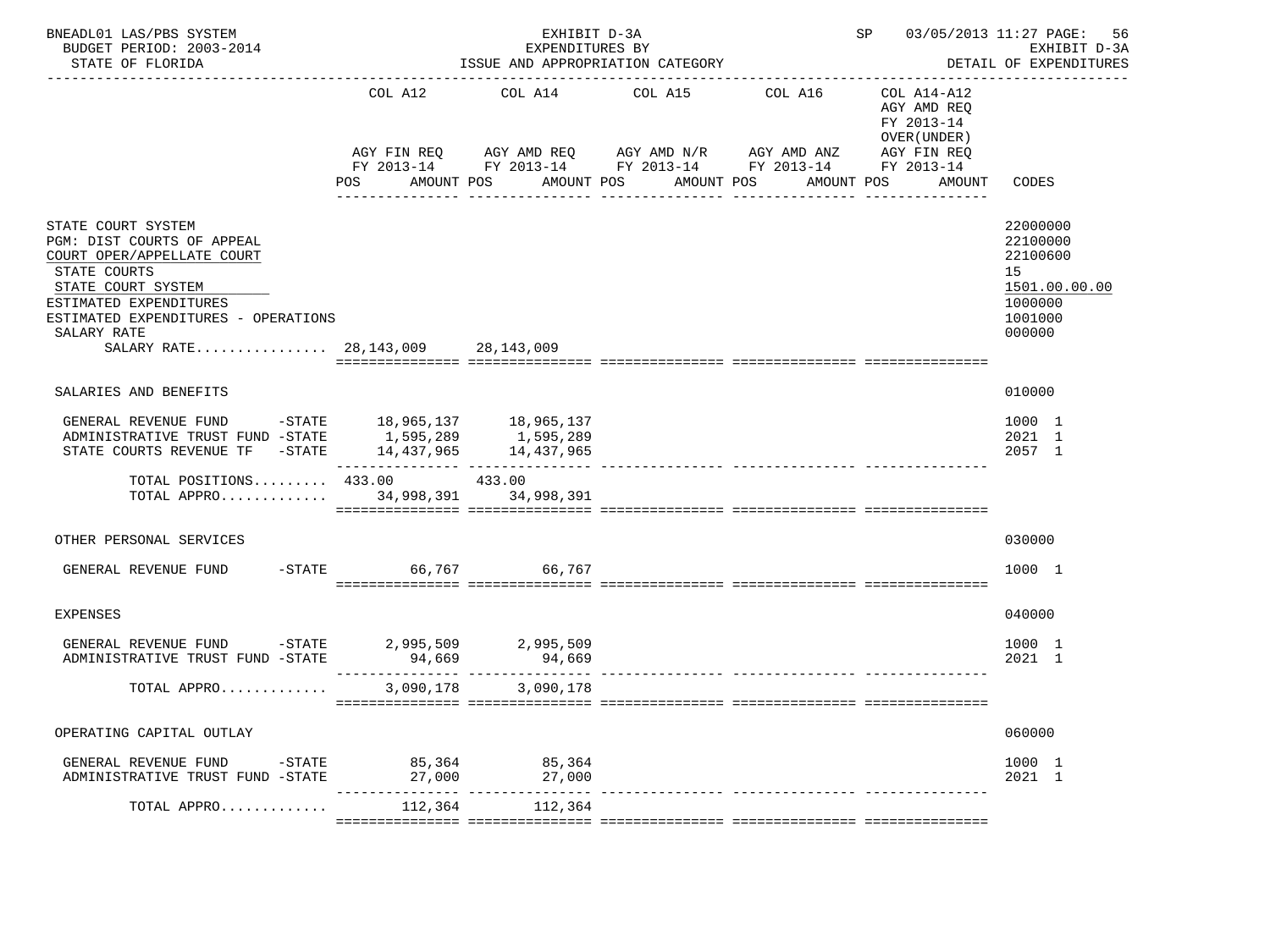BNEADL01 LAS/PBS SYSTEM — EXHIBIT D-3A — SP 03/05/2013 11:27

BUDGET PERIOD: 2003-2014 — EXPENDITURES BY — EXHIBIT D-3A

STATE OF FLORIDA — ISSUE AND APPROPRIATION CATEGORY — DETAIL OF EXPENDITURES

| | COL A12 AGY FIN REQ FY 2013-14 POS AMOUNT | COL A14 AGY AMD REQ FY 2013-14 POS AMOUNT | COL A15 AGY AMD N/R FY 2013-14 POS AMOUNT | COL A16 AGY AMD ANZ FY 2013-14 POS AMOUNT | COL A14-A12 AGY AMD REQ FY 2013-14 OVER(UNDER) AGY FIN REQ FY 2013-14 POS AMOUNT | CODES |
|---|---|---|---|---|---|---|
| STATE COURT SYSTEM | | | | | | 22000000 |
| PGM: DIST COURTS OF APPEAL | | | | | | 22100000 |
| COURT OPER/APPELLATE COURT | | | | | | 22100600 |
| STATE COURTS | | | | | | 15 |
| STATE COURT SYSTEM | | | | | | 1501.00.00.00 |
| ESTIMATED EXPENDITURES | | | | | | 1000000 |
| ESTIMATED EXPENDITURES - OPERATIONS | | | | | | 1001000 |
| SALARY RATE | | | | | | 000000 |
| SALARY RATE................ | 28,143,009 | 28,143,009 | | | | |
| SALARIES AND BENEFITS | | | | | | 010000 |
| GENERAL REVENUE FUND -STATE | 18,965,137 | 18,965,137 | | | | 1000 1 |
| ADMINISTRATIVE TRUST FUND -STATE | 1,595,289 | 1,595,289 | | | | 2021 1 |
| STATE COURTS REVENUE TF -STATE | 14,437,965 | 14,437,965 | | | | 2057 1 |
| TOTAL POSITIONS......... | 433.00 | 433.00 | | | | |
| TOTAL APPRO............. | 34,998,391 | 34,998,391 | | | | |
| OTHER PERSONAL SERVICES | | | | | | 030000 |
| GENERAL REVENUE FUND -STATE | 66,767 | 66,767 | | | | 1000 1 |
| EXPENSES | | | | | | 040000 |
| GENERAL REVENUE FUND -STATE | 2,995,509 | 2,995,509 | | | | 1000 1 |
| ADMINISTRATIVE TRUST FUND -STATE | 94,669 | 94,669 | | | | 2021 1 |
| TOTAL APPRO............. | 3,090,178 | 3,090,178 | | | | |
| OPERATING CAPITAL OUTLAY | | | | | | 060000 |
| GENERAL REVENUE FUND -STATE | 85,364 | 85,364 | | | | 1000 1 |
| ADMINISTRATIVE TRUST FUND -STATE | 27,000 | 27,000 | | | | 2021 1 |
| TOTAL APPRO............. | 112,364 | 112,364 | | | | |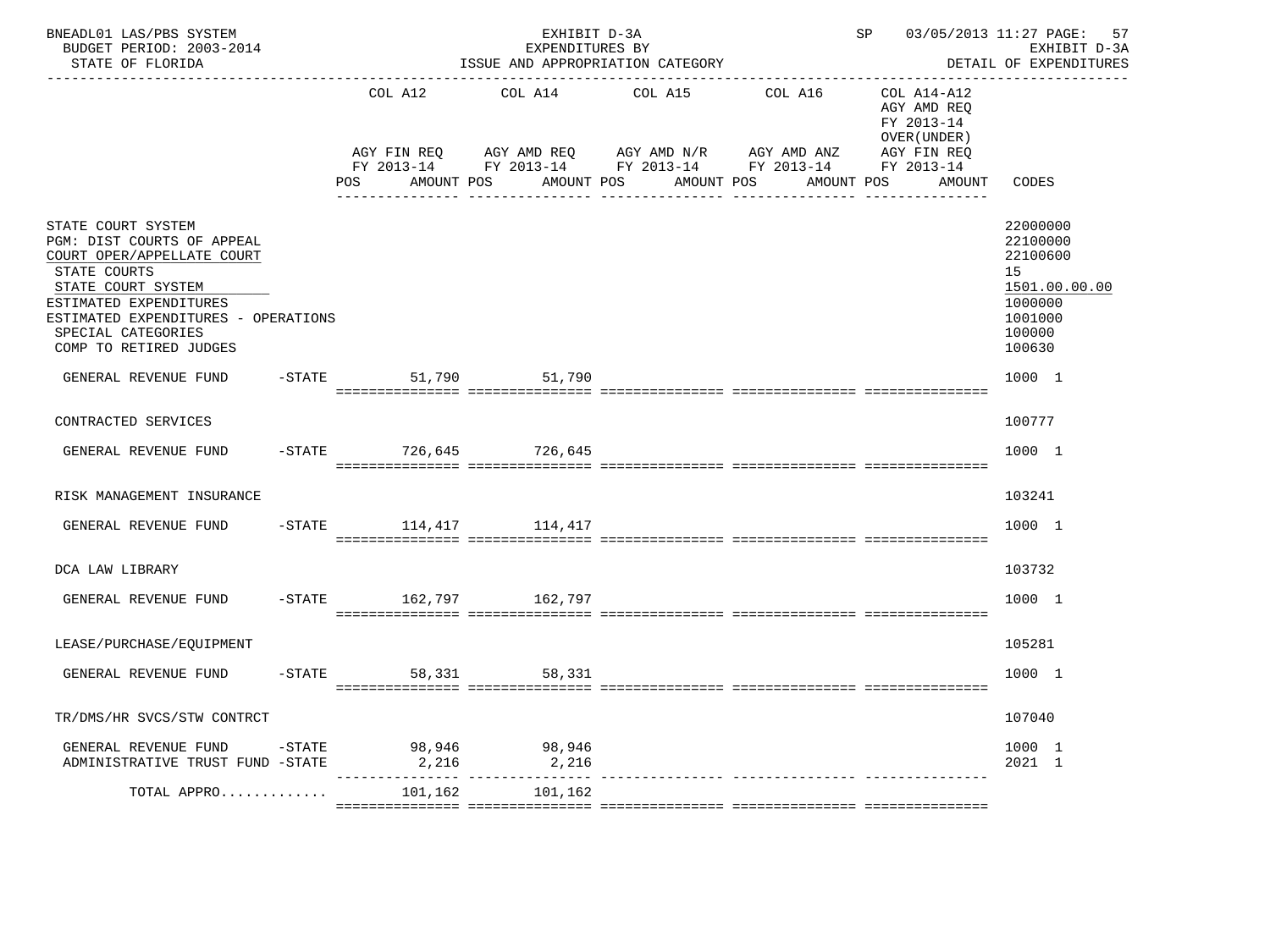BNEADL01 LAS/PBS SYSTEM — EXHIBIT D-3A — EXPENDITURES BY ISSUE AND APPROPRIATION CATEGORY — BUDGET PERIOD: 2003-2014 — STATE OF FLORIDA — SP 03/05/2013 11:27 — EXHIBIT D-3A DETAIL OF EXPENDITURES

| | COL A12 AGY FIN REQ FY 2013-14 POS AMOUNT | COL A14 AGY AMD REQ FY 2013-14 POS AMOUNT | COL A15 AGY AMD N/R FY 2013-14 POS AMOUNT | COL A16 AGY AMD ANZ FY 2013-14 POS AMOUNT | COL A14-A12 AGY AMD REQ FY 2013-14 OVER(UNDER) AGY FIN REQ FY 2013-14 POS AMOUNT | CODES |
|---|---|---|---|---|---|---|
| STATE COURT SYSTEM | | | | | | 22000000 |
| PGM: DIST COURTS OF APPEAL | | | | | | 22100000 |
| COURT OPER/APPELLATE COURT | | | | | | 22100600 |
| STATE COURTS | | | | | | 15 |
| STATE COURT SYSTEM | | | | | | 1501.00.00.00 |
| ESTIMATED EXPENDITURES | | | | | | 1000000 |
| ESTIMATED EXPENDITURES - OPERATIONS | | | | | | 1001000 |
| SPECIAL CATEGORIES | | | | | | 100000 |
| COMP TO RETIRED JUDGES | | | | | | 100630 |
| GENERAL REVENUE FUND -STATE | 51,790 | 51,790 | | | | 1000 1 |
| CONTRACTED SERVICES | | | | | | 100777 |
| GENERAL REVENUE FUND -STATE | 726,645 | 726,645 | | | | 1000 1 |
| RISK MANAGEMENT INSURANCE | | | | | | 103241 |
| GENERAL REVENUE FUND -STATE | 114,417 | 114,417 | | | | 1000 1 |
| DCA LAW LIBRARY | | | | | | 103732 |
| GENERAL REVENUE FUND -STATE | 162,797 | 162,797 | | | | 1000 1 |
| LEASE/PURCHASE/EQUIPMENT | | | | | | 105281 |
| GENERAL REVENUE FUND -STATE | 58,331 | 58,331 | | | | 1000 1 |
| TR/DMS/HR SVCS/STW CONTRCT | | | | | | 107040 |
| GENERAL REVENUE FUND -STATE | 98,946 | 98,946 | | | | 1000 1 |
| ADMINISTRATIVE TRUST FUND -STATE | 2,216 | 2,216 | | | | 2021 1 |
| TOTAL APPRO............ | 101,162 | 101,162 | | | | |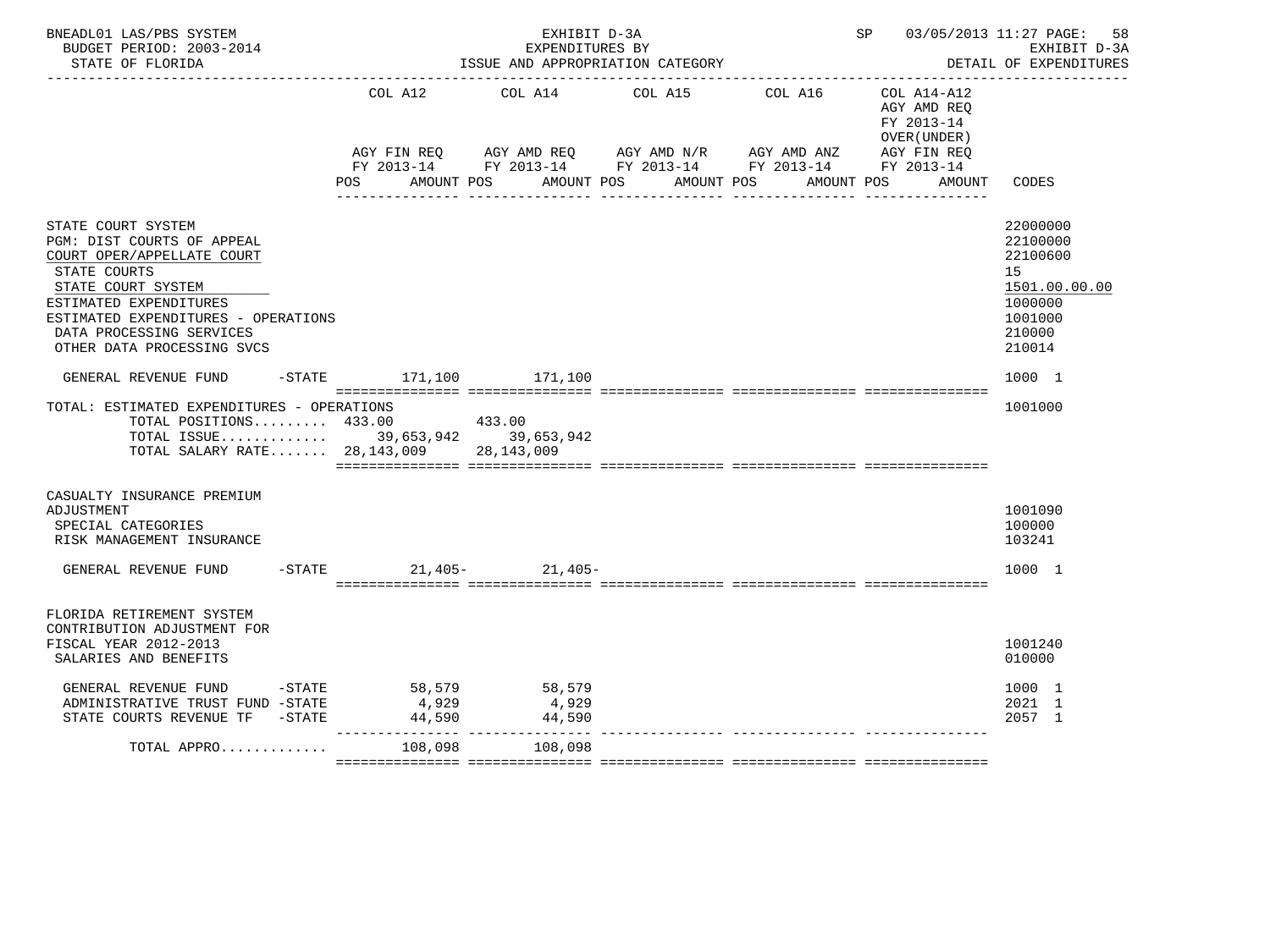BNEADL01 LAS/PBS SYSTEM — EXHIBIT D-3A — SP 03/05/2013 11:27
BUDGET PERIOD: 2003-2014 — EXPENDITURES BY — EXHIBIT D-3A
STATE OF FLORIDA — ISSUE AND APPROPRIATION CATEGORY — DETAIL OF EXPENDITURES

| | COL A12 AGY FIN REQ FY 2013-14 POS AMOUNT | COL A14 AGY AMD REQ FY 2013-14 POS AMOUNT | COL A15 AGY AMD N/R FY 2013-14 POS AMOUNT | COL A16 AGY AMD ANZ FY 2013-14 POS AMOUNT | COL A14-A12 AGY AMD REQ FY 2013-14 OVER(UNDER) AGY FIN REQ FY 2013-14 POS AMOUNT | CODES |
|---|---|---|---|---|---|---|
| STATE COURT SYSTEM | | | | | | 22000000 |
| PGM: DIST COURTS OF APPEAL | | | | | | 22100000 |
| COURT OPER/APPELLATE COURT | | | | | | 22100600 |
| STATE COURTS | | | | | | 15 |
| STATE COURT SYSTEM | | | | | | 1501.00.00.00 |
| ESTIMATED EXPENDITURES | | | | | | 1000000 |
| ESTIMATED EXPENDITURES - OPERATIONS | | | | | | 1001000 |
| DATA PROCESSING SERVICES | | | | | | 210000 |
| OTHER DATA PROCESSING SVCS | | | | | | 210014 |
| GENERAL REVENUE FUND -STATE | 171,100 | 171,100 | | | | 1000 1 |
| TOTAL: ESTIMATED EXPENDITURES - OPERATIONS | | | | | | 1001000 |
| TOTAL POSITIONS......... | 433.00 | 433.00 | | | | |
| TOTAL ISSUE............ | 39,653,942 | 39,653,942 | | | | |
| TOTAL SALARY RATE....... | 28,143,009 | 28,143,009 | | | | |
| CASUALTY INSURANCE PREMIUM ADJUSTMENT | | | | | | 1001090 |
| SPECIAL CATEGORIES | | | | | | 100000 |
| RISK MANAGEMENT INSURANCE | | | | | | 103241 |
| GENERAL REVENUE FUND -STATE | 21,405- | 21,405- | | | | 1000 1 |
| FLORIDA RETIREMENT SYSTEM CONTRIBUTION ADJUSTMENT FOR FISCAL YEAR 2012-2013 | | | | | | 1001240 |
| SALARIES AND BENEFITS | | | | | | 010000 |
| GENERAL REVENUE FUND -STATE | 58,579 | 58,579 | | | | 1000 1 |
| ADMINISTRATIVE TRUST FUND -STATE | 4,929 | 4,929 | | | | 2021 1 |
| STATE COURTS REVENUE TF -STATE | 44,590 | 44,590 | | | | 2057 1 |
| TOTAL APPRO............ | 108,098 | 108,098 | | | | |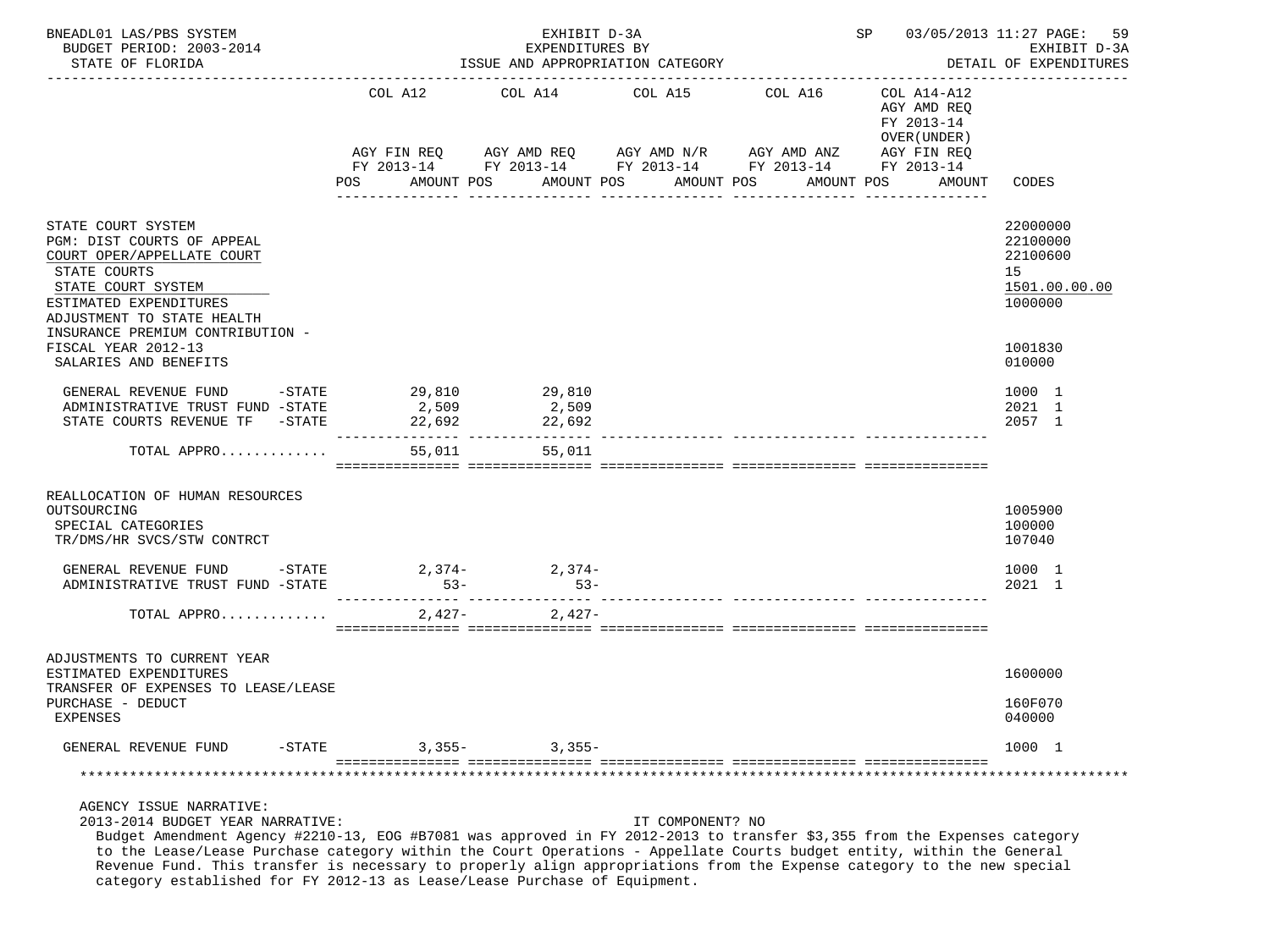BNEADL01 LAS/PBS SYSTEM — BUDGET PERIOD: 2003-2014 — STATE OF FLORIDA

EXHIBIT D-3A — EXPENDITURES BY ISSUE AND APPROPRIATION CATEGORY

SP 03/05/2013 11:27 — EXHIBIT D-3A — DETAIL OF EXPENDITURES

| | COL A12 AGY FIN REQ FY 2013-14 POS AMOUNT | COL A14 AGY AMD REQ FY 2013-14 POS AMOUNT | COL A15 AGY AMD N/R FY 2013-14 POS AMOUNT | COL A16 AGY AMD ANZ FY 2013-14 POS AMOUNT | COL A14-A12 AGY AMD REQ FY 2013-14 OVER(UNDER) AGY FIN REQ FY 2013-14 POS AMOUNT | CODES |
|---|---|---|---|---|---|---|
| STATE COURT SYSTEM | | | | | | 22000000 |
| PGM: DIST COURTS OF APPEAL | | | | | | 22100000 |
| COURT OPER/APPELLATE COURT | | | | | | 22100600 |
| STATE COURTS | | | | | | 15 |
| STATE COURT SYSTEM | | | | | | 1501.00.00.00 |
| ESTIMATED EXPENDITURES | | | | | | 1000000 |
| ADJUSTMENT TO STATE HEALTH INSURANCE PREMIUM CONTRIBUTION - FISCAL YEAR 2012-13 | | | | | | 1001830 |
| SALARIES AND BENEFITS | | | | | | 010000 |
| GENERAL REVENUE FUND -STATE | 29,810 | 29,810 | | | | 1000 1 |
| ADMINISTRATIVE TRUST FUND -STATE | 2,509 | 2,509 | | | | 2021 1 |
| STATE COURTS REVENUE TF -STATE | 22,692 | 22,692 | | | | 2057 1 |
| TOTAL APPRO............ | 55,011 | 55,011 | | | | |
| REALLOCATION OF HUMAN RESOURCES OUTSOURCING | | | | | | 1005900 |
| SPECIAL CATEGORIES | | | | | | 100000 |
| TR/DMS/HR SVCS/STW CONTRCT | | | | | | 107040 |
| GENERAL REVENUE FUND -STATE | 2,374- | 2,374- | | | | 1000 1 |
| ADMINISTRATIVE TRUST FUND -STATE | 53- | 53- | | | | 2021 1 |
| TOTAL APPRO............ | 2,427- | 2,427- | | | | |
| ADJUSTMENTS TO CURRENT YEAR ESTIMATED EXPENDITURES | | | | | | 1600000 |
| TRANSFER OF EXPENSES TO LEASE/LEASE PURCHASE - DEDUCT | | | | | | 160F070 |
| EXPENSES | | | | | | 040000 |
| GENERAL REVENUE FUND -STATE | 3,355- | 3,355- | | | | 1000 1 |

AGENCY ISSUE NARRATIVE:

2013-2014 BUDGET YEAR NARRATIVE: IT COMPONENT? NO

Budget Amendment Agency #2210-13, EOG #B7081 was approved in FY 2012-2013 to transfer $3,355 from the Expenses category to the Lease/Lease Purchase category within the Court Operations - Appellate Courts budget entity, within the General Revenue Fund. This transfer is necessary to properly align appropriations from the Expense category to the new special category established for FY 2012-13 as Lease/Lease Purchase of Equipment.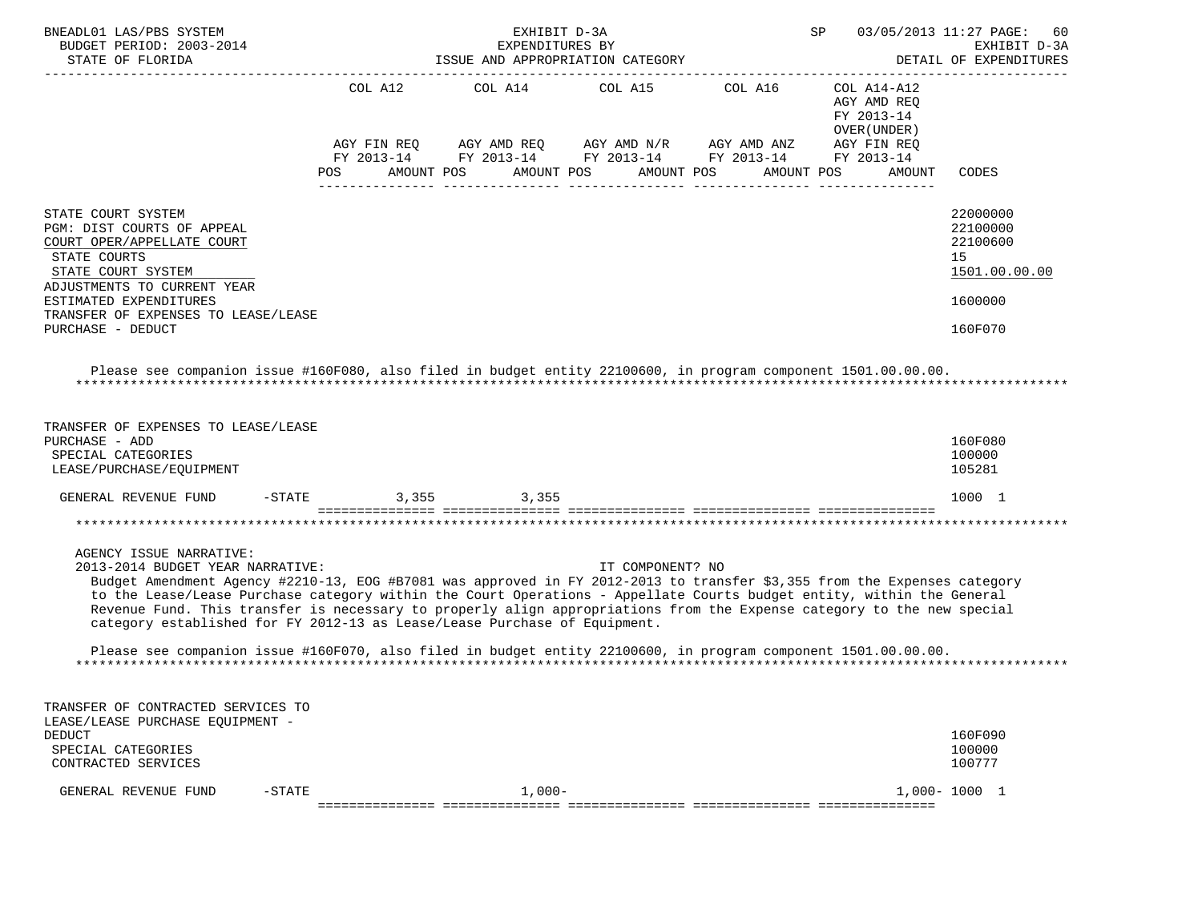BNEADL01 LAS/PBS SYSTEM — EXHIBIT D-3A — EXPENDITURES BY ISSUE AND APPROPRIATION CATEGORY — SP 03/05/2013 11:27 — DETAIL OF EXPENDITURES

BUDGET PERIOD: 2003-2014 — STATE OF FLORIDA

| | COL A12 AGY FIN REQ FY 2013-14 POS AMOUNT | COL A14 AGY AMD REQ FY 2013-14 POS AMOUNT | COL A15 AGY AMD N/R FY 2013-14 POS AMOUNT | COL A16 AGY AMD ANZ FY 2013-14 POS AMOUNT | COL A14-A12 AGY AMD REQ FY 2013-14 OVER(UNDER) AGY FIN REQ FY 2013-14 POS AMOUNT | CODES |
|---|---|---|---|---|---|---|
| STATE COURT SYSTEM | | | | | | 22000000 |
| PGM: DIST COURTS OF APPEAL | | | | | | 22100000 |
| COURT OPER/APPELLATE COURT | | | | | | 22100600 |
| STATE COURTS | | | | | | 15 |
| STATE COURT SYSTEM | | | | | | 1501.00.00.00 |
| ADJUSTMENTS TO CURRENT YEAR ESTIMATED EXPENDITURES | | | | | | 1600000 |
| TRANSFER OF EXPENSES TO LEASE/LEASE PURCHASE - DEDUCT | | | | | | 160F070 |

Please see companion issue #160F080, also filed in budget entity 22100600, in program component 1501.00.00.00.

| | COL A12 | COL A14 | COL A15 | COL A16 | COL A14-A12 | CODES |
|---|---|---|---|---|---|---|
| TRANSFER OF EXPENSES TO LEASE/LEASE PURCHASE - ADD | | | | | | 160F080 |
| SPECIAL CATEGORIES | | | | | | 100000 |
| LEASE/PURCHASE/EQUIPMENT | | | | | | 105281 |
| GENERAL REVENUE FUND -STATE | 3,355 | 3,355 | | | | 1000 1 |

AGENCY ISSUE NARRATIVE:

2013-2014 BUDGET YEAR NARRATIVE: IT COMPONENT? NO

Budget Amendment Agency #2210-13, EOG #B7081 was approved in FY 2012-2013 to transfer $3,355 from the Expenses category to the Lease/Lease Purchase category within the Court Operations - Appellate Courts budget entity, within the General Revenue Fund. This transfer is necessary to properly align appropriations from the Expense category to the new special category established for FY 2012-13 as Lease/Lease Purchase of Equipment.

Please see companion issue #160F070, also filed in budget entity 22100600, in program component 1501.00.00.00.

| | COL A12 | COL A14 | COL A15 | COL A16 | COL A14-A12 | CODES |
|---|---|---|---|---|---|---|
| TRANSFER OF CONTRACTED SERVICES TO LEASE/LEASE PURCHASE EQUIPMENT - DEDUCT | | | | | | 160F090 |
| SPECIAL CATEGORIES | | | | | | 100000 |
| CONTRACTED SERVICES | | | | | | 100777 |
| GENERAL REVENUE FUND -STATE | | 1,000- | | | 1,000- | 1000 1 |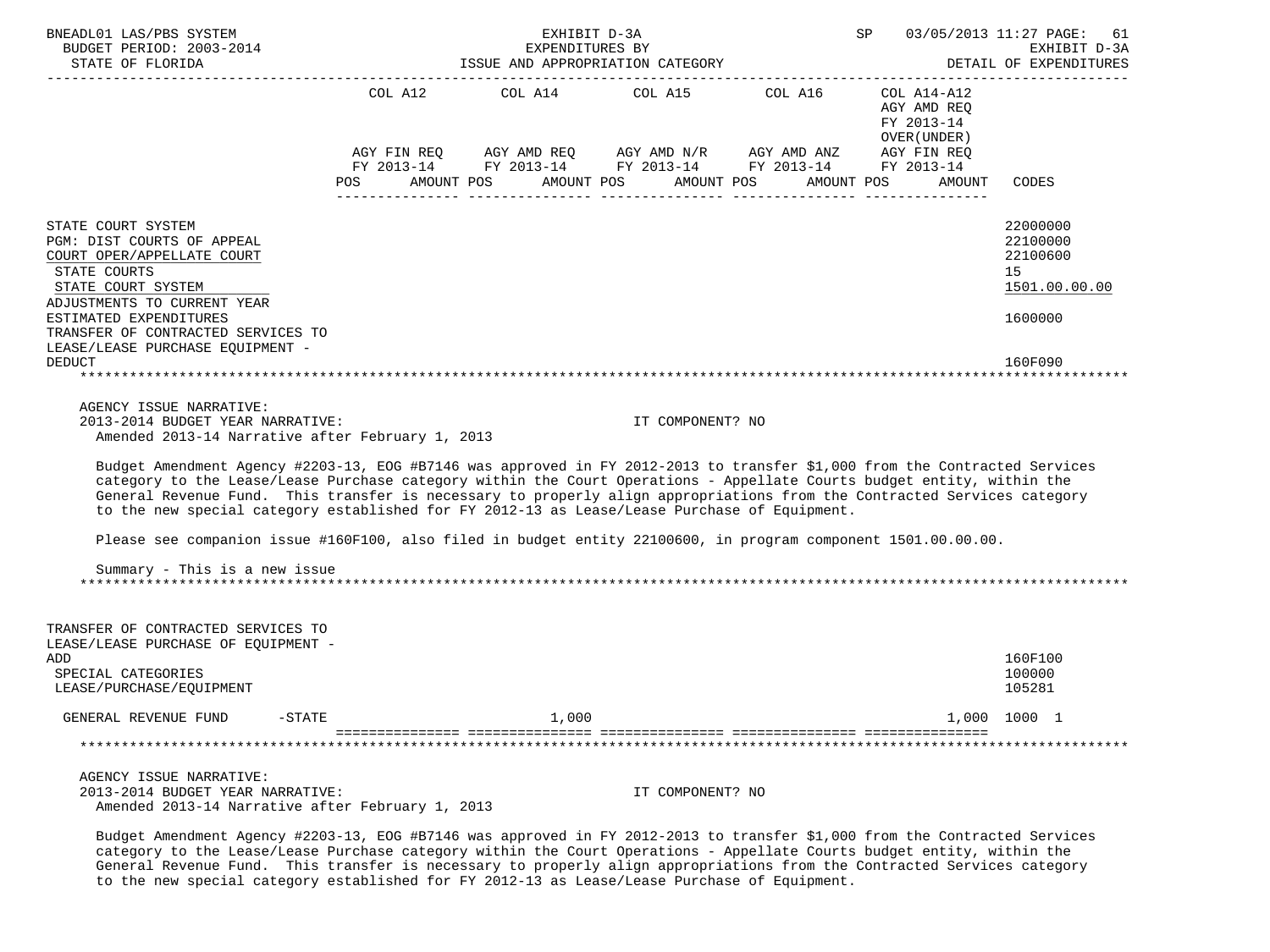BNEADL01 LAS/PBS SYSTEM — EXHIBIT D-3A — EXPENDITURES BY ISSUE AND APPROPRIATION CATEGORY — SP 03/05/2013 11:27

BUDGET PERIOD: 2003-2014 — STATE OF FLORIDA — EXHIBIT D-3A DETAIL OF EXPENDITURES

| | COL A12 AGY FIN REQ FY 2013-14 POS AMOUNT | COL A14 AGY AMD REQ FY 2013-14 POS AMOUNT | COL A15 AGY AMD N/R FY 2013-14 POS AMOUNT | COL A16 AGY AMD ANZ FY 2013-14 POS AMOUNT | COL A14-A12 AGY AMD REQ FY 2013-14 OVER(UNDER) AGY FIN REQ FY 2013-14 POS AMOUNT | CODES |
|---|---|---|---|---|---|---|
| STATE COURT SYSTEM | | | | | | 22000000 |
| PGM: DIST COURTS OF APPEAL | | | | | | 22100000 |
| COURT OPER/APPELLATE COURT | | | | | | 22100600 |
| STATE COURTS | | | | | | 15 |
| STATE COURT SYSTEM | | | | | | 1501.00.00.00 |
| ADJUSTMENTS TO CURRENT YEAR ESTIMATED EXPENDITURES | | | | | | 1600000 |
| TRANSFER OF CONTRACTED SERVICES TO LEASE/LEASE PURCHASE EQUIPMENT - DEDUCT | | | | | | 160F090 |

AGENCY ISSUE NARRATIVE:

2013-2014 BUDGET YEAR NARRATIVE: IT COMPONENT? NO

Amended 2013-14 Narrative after February 1, 2013

Budget Amendment Agency #2203-13, EOG #B7146 was approved in FY 2012-2013 to transfer $1,000 from the Contracted Services category to the Lease/Lease Purchase category within the Court Operations - Appellate Courts budget entity, within the General Revenue Fund. This transfer is necessary to properly align appropriations from the Contracted Services category to the new special category established for FY 2012-13 as Lease/Lease Purchase of Equipment.

Please see companion issue #160F100, also filed in budget entity 22100600, in program component 1501.00.00.00.

Summary - This is a new issue

| | COL A12 | COL A14 | COL A15 | COL A16 | COL A14-A12 | CODES |
|---|---|---|---|---|---|---|
| TRANSFER OF CONTRACTED SERVICES TO LEASE/LEASE PURCHASE OF EQUIPMENT - ADD | | | | | | 160F100 |
| SPECIAL CATEGORIES | | | | | | 100000 |
| LEASE/PURCHASE/EQUIPMENT | | | | | | 105281 |
| GENERAL REVENUE FUND -STATE | | 1,000 | | | 1,000 | 1000 1 |

AGENCY ISSUE NARRATIVE:

2013-2014 BUDGET YEAR NARRATIVE: IT COMPONENT? NO

Amended 2013-14 Narrative after February 1, 2013

Budget Amendment Agency #2203-13, EOG #B7146 was approved in FY 2012-2013 to transfer $1,000 from the Contracted Services category to the Lease/Lease Purchase category within the Court Operations - Appellate Courts budget entity, within the General Revenue Fund. This transfer is necessary to properly align appropriations from the Contracted Services category to the new special category established for FY 2012-13 as Lease/Lease Purchase of Equipment.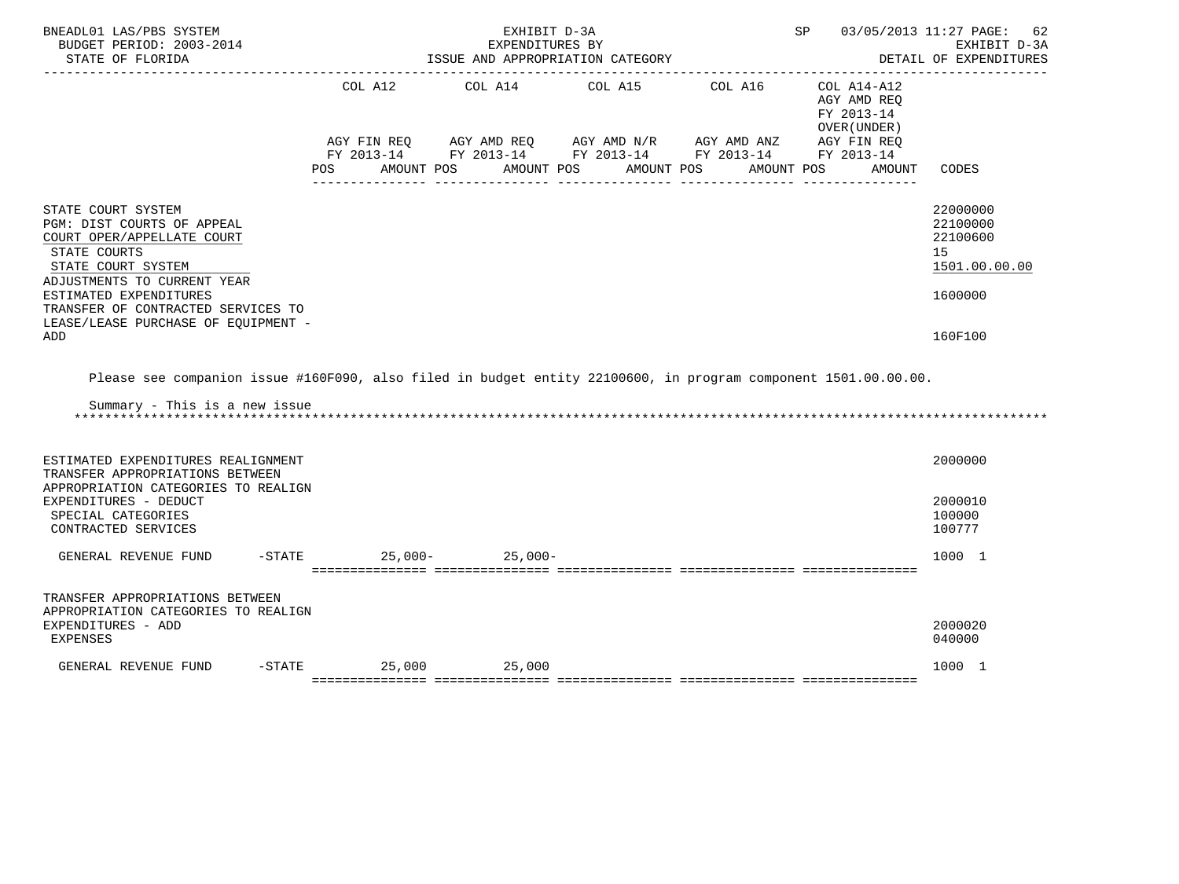BNEADL01 LAS/PBS SYSTEM — EXHIBIT D-3A — EXPENDITURES BY ISSUE AND APPROPRIATION CATEGORY — SP 03/05/2013 11:27 PAGE: 62
BUDGET PERIOD: 2003-2014 — EXHIBIT D-3A
STATE OF FLORIDA — DETAIL OF EXPENDITURES

| | COL A12 AGY FIN REQ FY 2013-14 POS AMOUNT | COL A14 AGY AMD REQ FY 2013-14 POS AMOUNT | COL A15 AGY AMD N/R FY 2013-14 POS AMOUNT | COL A16 AGY AMD ANZ FY 2013-14 POS AMOUNT | COL A14-A12 AGY AMD REQ FY 2013-14 OVER(UNDER) AGY FIN REQ FY 2013-14 POS AMOUNT | CODES |
|---|---|---|---|---|---|---|
| STATE COURT SYSTEM | | | | | | 22000000 |
| PGM: DIST COURTS OF APPEAL | | | | | | 22100000 |
| COURT OPER/APPELLATE COURT | | | | | | 22100600 |
| STATE COURTS | | | | | | 15 |
| STATE COURT SYSTEM | | | | | | 1501.00.00.00 |
| ADJUSTMENTS TO CURRENT YEAR ESTIMATED EXPENDITURES | | | | | | 1600000 |
| TRANSFER OF CONTRACTED SERVICES TO LEASE/LEASE PURCHASE OF EQUIPMENT - ADD | | | | | | 160F100 |

Please see companion issue #160F090, also filed in budget entity 22100600, in program component 1501.00.00.00.

Summary - This is a new issue

| | COL A12 | COL A14 | COL A15 | COL A16 | COL A14-A12 | CODES |
|---|---|---|---|---|---|---|
| ESTIMATED EXPENDITURES REALIGNMENT | | | | | | 2000000 |
| TRANSFER APPROPRIATIONS BETWEEN APPROPRIATION CATEGORIES TO REALIGN EXPENDITURES - DEDUCT | | | | | | 2000010 |
| SPECIAL CATEGORIES | | | | | | 100000 |
| CONTRACTED SERVICES | | | | | | 100777 |
| GENERAL REVENUE FUND -STATE | 25,000- | 25,000- | | | | 1000 1 |
| TRANSFER APPROPRIATIONS BETWEEN APPROPRIATION CATEGORIES TO REALIGN EXPENDITURES - ADD | | | | | | 2000020 |
| EXPENSES | | | | | | 040000 |
| GENERAL REVENUE FUND -STATE | 25,000 | 25,000 | | | | 1000 1 |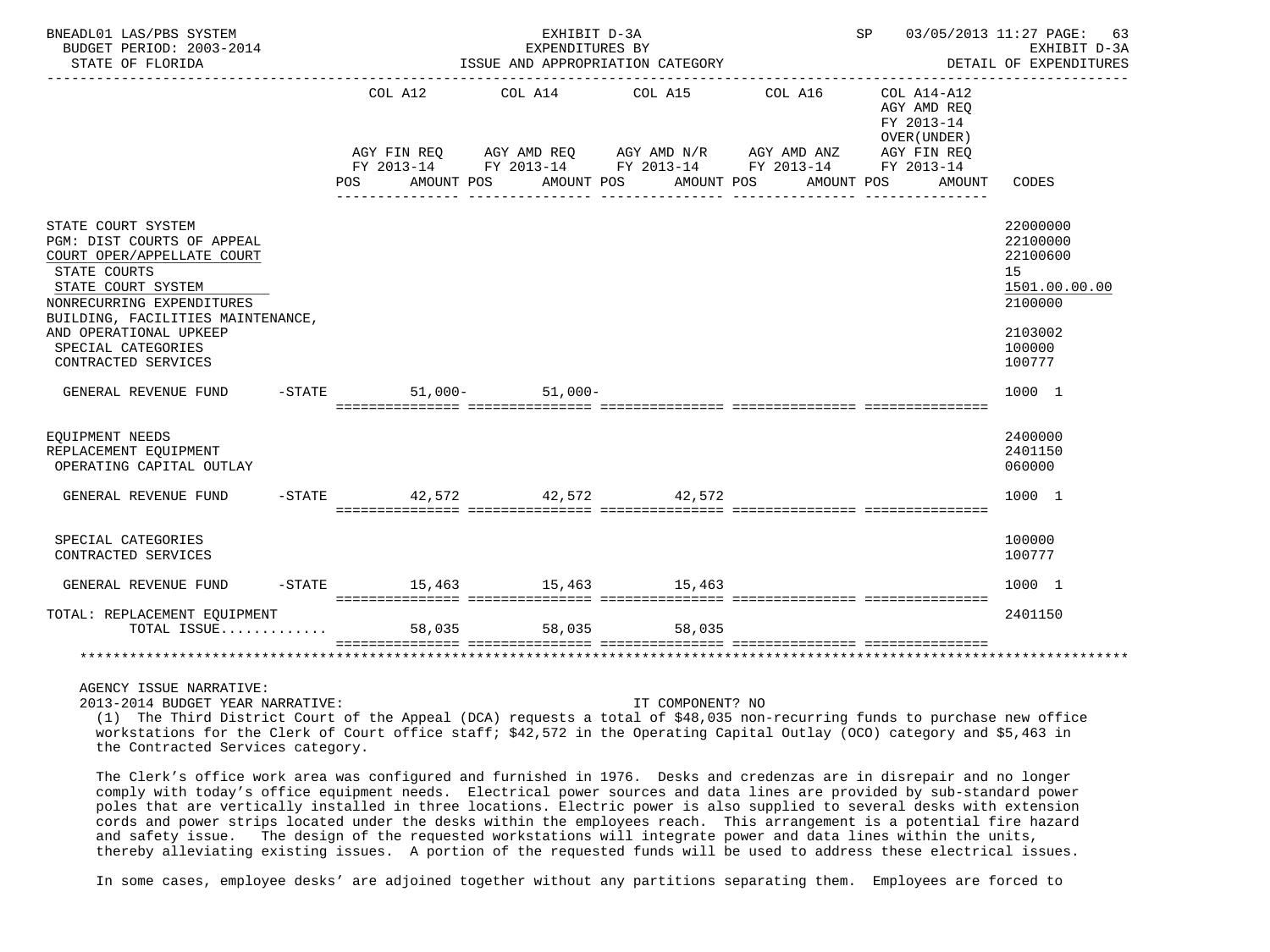| | | COL A12 | COL A14 | COL A15 | COL A16 | COL A14-A12 | |
|---|---|---|---|---|---|---|---|
| | | | | | | AGY AMD REQ FY 2013-14 OVER(UNDER) | |
| | | AGY FIN REQ FY 2013-14 | AGY AMD REQ FY 2013-14 | AGY AMD N/R FY 2013-14 | AGY AMD ANZ FY 2013-14 | AGY FIN REQ FY 2013-14 | |
| | | POS AMOUNT | POS AMOUNT | POS AMOUNT | POS AMOUNT | POS AMOUNT | CODES |
| STATE COURT SYSTEM | | | | | | | 22000000 |
| PGM: DIST COURTS OF APPEAL | | | | | | | 22100000 |
| COURT OPER/APPELLATE COURT | | | | | | | 22100600 |
| STATE COURTS | | | | | | | 15 |
| STATE COURT SYSTEM | | | | | | | 1501.00.00.00 |
| NONRECURRING EXPENDITURES | | | | | | | 2100000 |
| BUILDING, FACILITIES MAINTENANCE, AND OPERATIONAL UPKEEP | | | | | | | 2103002 |
| SPECIAL CATEGORIES | | | | | | | 100000 |
| CONTRACTED SERVICES | | | | | | | 100777 |
| GENERAL REVENUE FUND | -STATE | 51,000- | 51,000- | | | | 1000 1 |
| EQUIPMENT NEEDS | | | | | | | 2400000 |
| REPLACEMENT EQUIPMENT | | | | | | | 2401150 |
| OPERATING CAPITAL OUTLAY | | | | | | | 060000 |
| GENERAL REVENUE FUND | -STATE | 42,572 | 42,572 | 42,572 | | | 1000 1 |
| SPECIAL CATEGORIES | | | | | | | 100000 |
| CONTRACTED SERVICES | | | | | | | 100777 |
| GENERAL REVENUE FUND | -STATE | 15,463 | 15,463 | 15,463 | | | 1000 1 |
| TOTAL: REPLACEMENT EQUIPMENT | | | | | | | 2401150 |
| TOTAL ISSUE............ | | 58,035 | 58,035 | 58,035 | | | |

AGENCY ISSUE NARRATIVE:

2013-2014 BUDGET YEAR NARRATIVE: IT COMPONENT? NO

(1) The Third District Court of the Appeal (DCA) requests a total of $48,035 non-recurring funds to purchase new office workstations for the Clerk of Court office staff; $42,572 in the Operating Capital Outlay (OCO) category and $5,463 in the Contracted Services category.

The Clerk's office work area was configured and furnished in 1976. Desks and credenzas are in disrepair and no longer comply with today's office equipment needs. Electrical power sources and data lines are provided by sub-standard power poles that are vertically installed in three locations. Electric power is also supplied to several desks with extension cords and power strips located under the desks within the employees reach. This arrangement is a potential fire hazard and safety issue. The design of the requested workstations will integrate power and data lines within the units, thereby alleviating existing issues. A portion of the requested funds will be used to address these electrical issues.

In some cases, employee desks' are adjoined together without any partitions separating them. Employees are forced to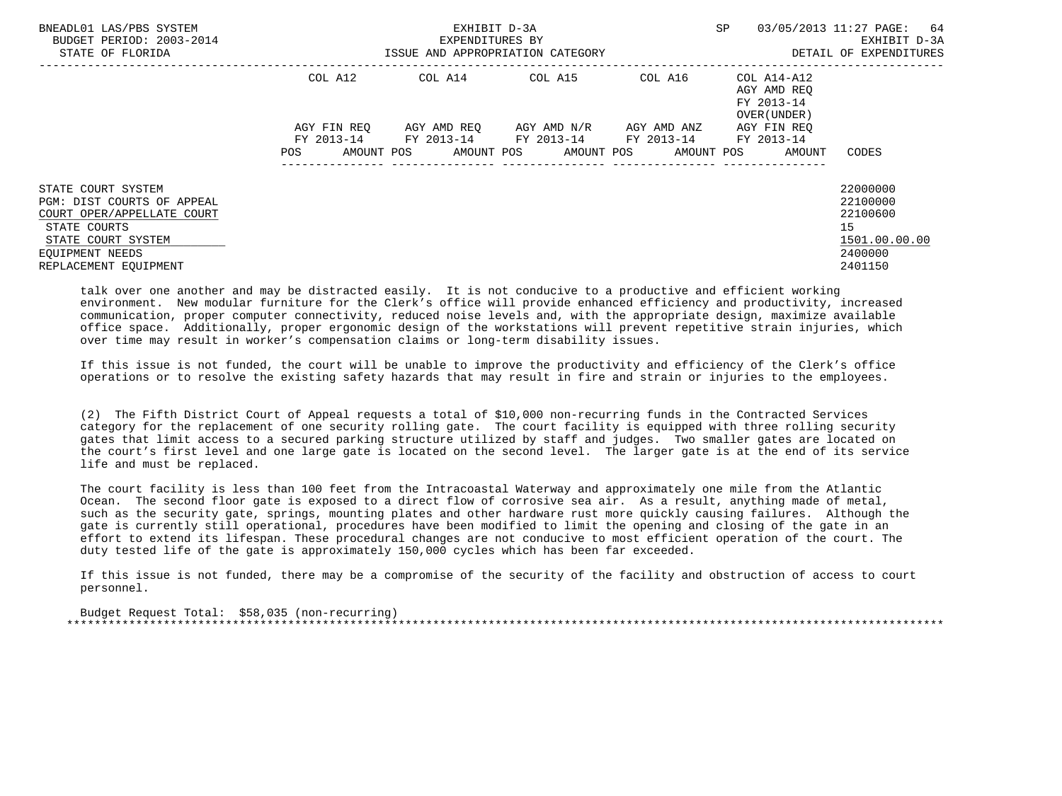| | COL A12 | COL A14 | COL A15 | COL A16 | COL A14-A12 AGY AMD REQ FY 2013-14 OVER(UNDER) | |
|---|---|---|---|---|---|---|
| | AGY FIN REQ FY 2013-14 | AGY AMD REQ FY 2013-14 | AGY AMD N/R FY 2013-14 | AGY AMD ANZ FY 2013-14 | AGY FIN REQ FY 2013-14 | |
| | POS AMOUNT | POS AMOUNT | POS AMOUNT | POS AMOUNT | POS AMOUNT | CODES |
| STATE COURT SYSTEM | | | | | | 22000000 |
| PGM: DIST COURTS OF APPEAL | | | | | | 22100000 |
| COURT OPER/APPELLATE COURT | | | | | | 22100600 |
| STATE COURTS | | | | | | 15 |
| STATE COURT SYSTEM | | | | | | 1501.00.00.00 |
| EQUIPMENT NEEDS | | | | | | 2400000 |
| REPLACEMENT EQUIPMENT | | | | | | 2401150 |

talk over one another and may be distracted easily. It is not conducive to a productive and efficient working environment. New modular furniture for the Clerk's office will provide enhanced efficiency and productivity, increased communication, proper computer connectivity, reduced noise levels and, with the appropriate design, maximize available office space. Additionally, proper ergonomic design of the workstations will prevent repetitive strain injuries, which over time may result in worker's compensation claims or long-term disability issues.

If this issue is not funded, the court will be unable to improve the productivity and efficiency of the Clerk's office operations or to resolve the existing safety hazards that may result in fire and strain or injuries to the employees.

(2) The Fifth District Court of Appeal requests a total of $10,000 non-recurring funds in the Contracted Services category for the replacement of one security rolling gate. The court facility is equipped with three rolling security gates that limit access to a secured parking structure utilized by staff and judges. Two smaller gates are located on the court's first level and one large gate is located on the second level. The larger gate is at the end of its service life and must be replaced.

The court facility is less than 100 feet from the Intracoastal Waterway and approximately one mile from the Atlantic Ocean. The second floor gate is exposed to a direct flow of corrosive sea air. As a result, anything made of metal, such as the security gate, springs, mounting plates and other hardware rust more quickly causing failures. Although the gate is currently still operational, procedures have been modified to limit the opening and closing of the gate in an effort to extend its lifespan. These procedural changes are not conducive to most efficient operation of the court. The duty tested life of the gate is approximately 150,000 cycles which has been far exceeded.

If this issue is not funded, there may be a compromise of the security of the facility and obstruction of access to court personnel.

Budget Request Total: $58,035 (non-recurring)

*******************************************************************************************************************************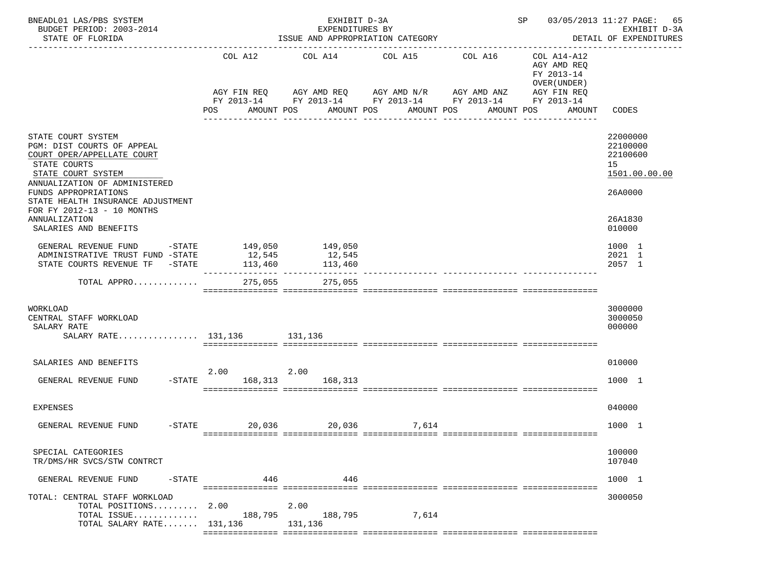BNEADL01 LAS/PBS SYSTEM — EXHIBIT D-3A — EXPENDITURES BY ISSUE AND APPROPRIATION CATEGORY — SP 03/05/2013 11:27 PAGE: 65
BUDGET PERIOD: 2003-2014 — STATE OF FLORIDA — EXHIBIT D-3A DETAIL OF EXPENDITURES

| | COL A12 AGY FIN REQ FY 2013-14 POS AMOUNT | COL A14 AGY AMD REQ FY 2013-14 POS AMOUNT | COL A15 AGY AMD N/R FY 2013-14 POS AMOUNT | COL A16 AGY AMD ANZ FY 2013-14 POS AMOUNT | COL A14-A12 AGY AMD REQ FY 2013-14 OVER(UNDER) AGY FIN REQ FY 2013-14 POS AMOUNT | CODES |
|---|---|---|---|---|---|---|
| STATE COURT SYSTEM | | | | | | 22000000 |
| PGM: DIST COURTS OF APPEAL | | | | | | 22100000 |
| COURT OPER/APPELLATE COURT | | | | | | 22100600 |
| STATE COURTS | | | | | | 15 |
| STATE COURT SYSTEM | | | | | | 1501.00.00.00 |
| ANNUALIZATION OF ADMINISTERED FUNDS APPROPRIATIONS | | | | | | 26A0000 |
| STATE HEALTH INSURANCE ADJUSTMENT FOR FY 2012-13 - 10 MONTHS ANNUALIZATION | | | | | | 26A1830 |
| SALARIES AND BENEFITS | | | | | | 010000 |
| GENERAL REVENUE FUND -STATE | 149,050 | 149,050 | | | | 1000 1 |
| ADMINISTRATIVE TRUST FUND -STATE | 12,545 | 12,545 | | | | 2021 1 |
| STATE COURTS REVENUE TF -STATE | 113,460 | 113,460 | | | | 2057 1 |
| TOTAL APPRO............ | 275,055 | 275,055 | | | | |
| WORKLOAD | | | | | | 3000000 |
| CENTRAL STAFF WORKLOAD | | | | | | 3000050 |
| SALARY RATE | | | | | | 000000 |
| SALARY RATE............... | 131,136 | 131,136 | | | | |
| SALARIES AND BENEFITS | | | | | | 010000 |
| GENERAL REVENUE FUND -STATE | 2.00 168,313 | 2.00 168,313 | | | | 1000 1 |
| EXPENSES | | | | | | 040000 |
| GENERAL REVENUE FUND -STATE | 20,036 | 20,036 | 7,614 | | | 1000 1 |
| SPECIAL CATEGORIES | | | | | | 100000 |
| TR/DMS/HR SVCS/STW CONTRCT | | | | | | 107040 |
| GENERAL REVENUE FUND -STATE | 446 | 446 | | | | 1000 1 |
| TOTAL: CENTRAL STAFF WORKLOAD | | | | | | 3000050 |
| TOTAL POSITIONS......... | 2.00 | 2.00 | | | | |
| TOTAL ISSUE............. | 188,795 | 188,795 | 7,614 | | | |
| TOTAL SALARY RATE....... | 131,136 | 131,136 | | | | |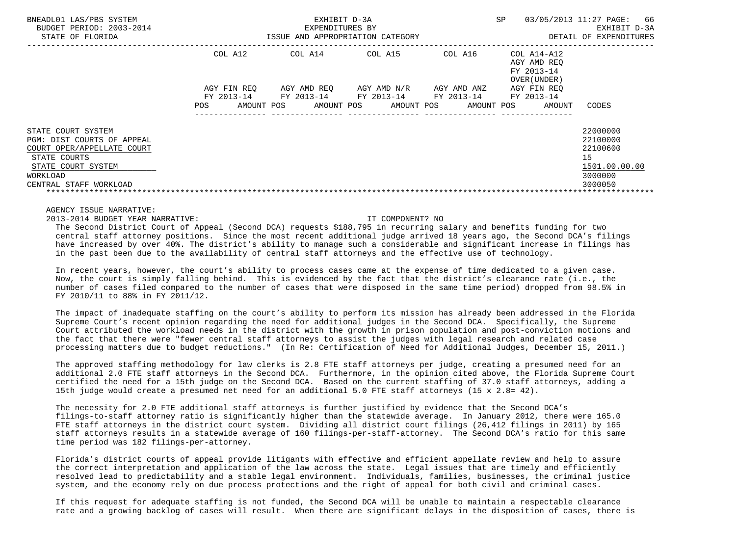BNEADL01 LAS/PBS SYSTEM — EXHIBIT D-3A — EXPENDITURES BY ISSUE AND APPROPRIATION CATEGORY — SP 03/05/2013 11:27 — EXHIBIT D-3A DETAIL OF EXPENDITURES

BUDGET PERIOD: 2003-2014

STATE OF FLORIDA

| | COL A12 AGY FIN REQ FY 2013-14 POS AMOUNT | COL A14 AGY AMD REQ FY 2013-14 POS AMOUNT | COL A15 AGY AMD N/R FY 2013-14 POS AMOUNT | COL A16 AGY AMD ANZ FY 2013-14 POS AMOUNT | COL A14-A12 AGY AMD REQ FY 2013-14 OVER(UNDER) AGY FIN REQ FY 2013-14 POS AMOUNT | CODES |
|---|---|---|---|---|---|---|
| STATE COURT SYSTEM | | | | | | 22000000 |
| PGM: DIST COURTS OF APPEAL | | | | | | 22100000 |
| COURT OPER/APPELLATE COURT | | | | | | 22100600 |
| STATE COURTS | | | | | | 15 |
| STATE COURT SYSTEM | | | | | | 1501.00.00.00 |
| WORKLOAD | | | | | | 3000000 |
| CENTRAL STAFF WORKLOAD | | | | | | 3000050 |

AGENCY ISSUE NARRATIVE:

2013-2014 BUDGET YEAR NARRATIVE: IT COMPONENT? NO

The Second District Court of Appeal (Second DCA) requests $188,795 in recurring salary and benefits funding for two central staff attorney positions. Since the most recent additional judge arrived 18 years ago, the Second DCA's filings have increased by over 40%. The district's ability to manage such a considerable and significant increase in filings has in the past been due to the availability of central staff attorneys and the effective use of technology.

In recent years, however, the court's ability to process cases came at the expense of time dedicated to a given case. Now, the court is simply falling behind. This is evidenced by the fact that the district's clearance rate (i.e., the number of cases filed compared to the number of cases that were disposed in the same time period) dropped from 98.5% in FY 2010/11 to 88% in FY 2011/12.

The impact of inadequate staffing on the court's ability to perform its mission has already been addressed in the Florida Supreme Court's recent opinion regarding the need for additional judges in the Second DCA. Specifically, the Supreme Court attributed the workload needs in the district with the growth in prison population and post-conviction motions and the fact that there were "fewer central staff attorneys to assist the judges with legal research and related case processing matters due to budget reductions." (In Re: Certification of Need for Additional Judges, December 15, 2011.)

The approved staffing methodology for law clerks is 2.8 FTE staff attorneys per judge, creating a presumed need for an additional 2.0 FTE staff attorneys in the Second DCA. Furthermore, in the opinion cited above, the Florida Supreme Court certified the need for a 15th judge on the Second DCA. Based on the current staffing of 37.0 staff attorneys, adding a 15th judge would create a presumed net need for an additional 5.0 FTE staff attorneys (15 x 2.8= 42).

The necessity for 2.0 FTE additional staff attorneys is further justified by evidence that the Second DCA's filings-to-staff attorney ratio is significantly higher than the statewide average. In January 2012, there were 165.0 FTE staff attorneys in the district court system. Dividing all district court filings (26,412 filings in 2011) by 165 staff attorneys results in a statewide average of 160 filings-per-staff-attorney. The Second DCA's ratio for this same time period was 182 filings-per-attorney.

Florida's district courts of appeal provide litigants with effective and efficient appellate review and help to assure the correct interpretation and application of the law across the state. Legal issues that are timely and efficiently resolved lead to predictability and a stable legal environment. Individuals, families, businesses, the criminal justice system, and the economy rely on due process protections and the right of appeal for both civil and criminal cases.

If this request for adequate staffing is not funded, the Second DCA will be unable to maintain a respectable clearance rate and a growing backlog of cases will result. When there are significant delays in the disposition of cases, there is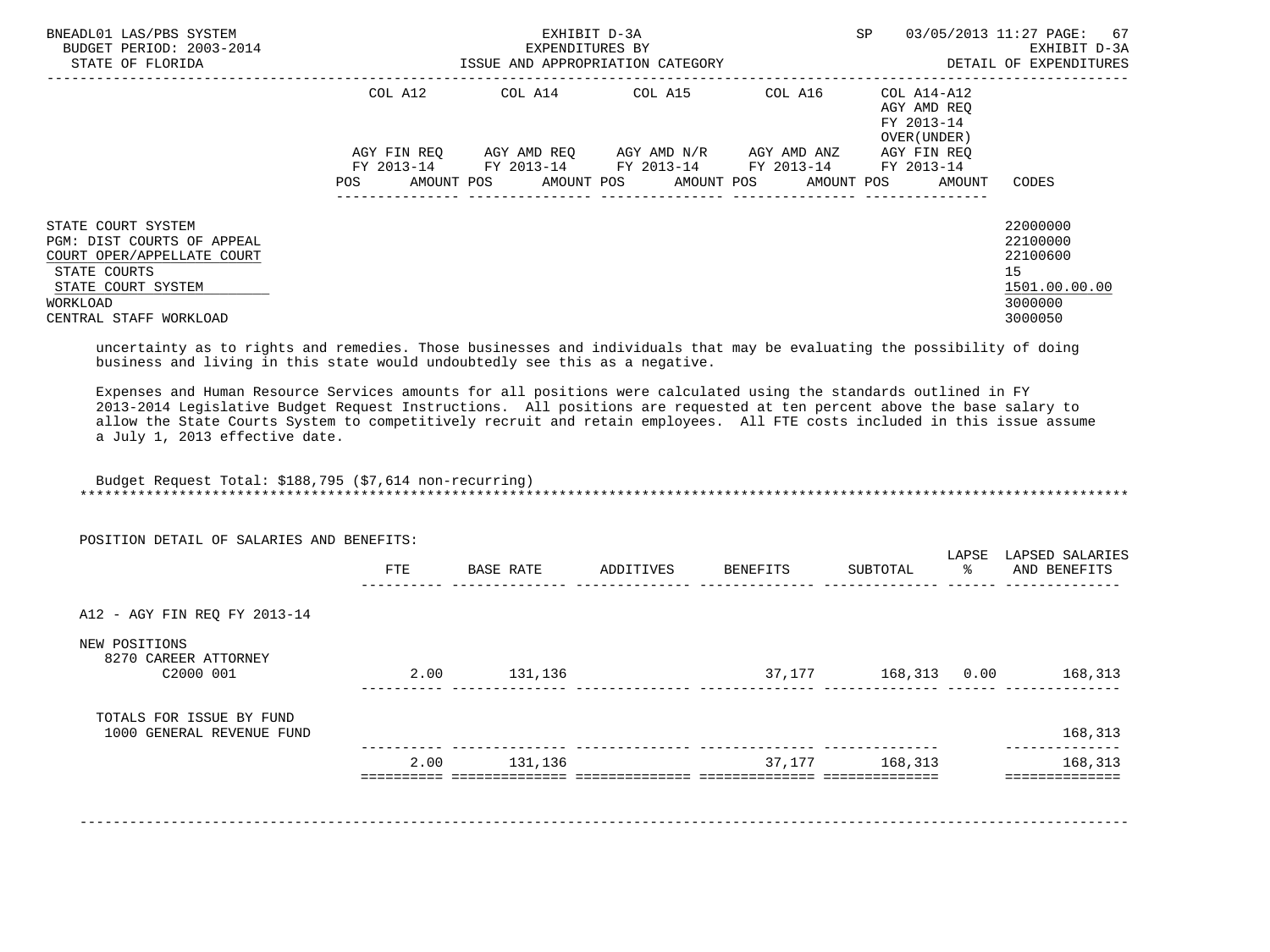| | COL A12 | | COL A14 | | COL A15 | | COL A16 | | COL A14-A12 AGY AMD REQ FY 2013-14 OVER(UNDER) | | |
|---|---|---|---|---|---|---|---|---|---|---|---|
| | AGY FIN REQ FY 2013-14 | | AGY AMD REQ FY 2013-14 | | AGY AMD N/R FY 2013-14 | | AGY AMD ANZ FY 2013-14 | | AGY FIN REQ FY 2013-14 | | |
| | POS | AMOUNT | POS | AMOUNT | POS | AMOUNT | POS | AMOUNT | POS | AMOUNT | CODES |
| STATE COURT SYSTEM | | | | | | | | | | | 22000000 |
| PGM: DIST COURTS OF APPEAL | | | | | | | | | | | 22100000 |
| COURT OPER/APPELLATE COURT | | | | | | | | | | | 22100600 |
| STATE COURTS | | | | | | | | | | | 15 |
| STATE COURT SYSTEM | | | | | | | | | | | 1501.00.00.00 |
| WORKLOAD | | | | | | | | | | | 3000000 |
| CENTRAL STAFF WORKLOAD | | | | | | | | | | | 3000050 |

uncertainty as to rights and remedies. Those businesses and individuals that may be evaluating the possibility of doing business and living in this state would undoubtedly see this as a negative.

Expenses and Human Resource Services amounts for all positions were calculated using the standards outlined in FY 2013-2014 Legislative Budget Request Instructions. All positions are requested at ten percent above the base salary to allow the State Courts System to competitively recruit and retain employees. All FTE costs included in this issue assume a July 1, 2013 effective date.

Budget Request Total: $188,795 ($7,614 non-recurring)

POSITION DETAIL OF SALARIES AND BENEFITS:

| | FTE | BASE RATE | ADDITIVES | BENEFITS | SUBTOTAL | LAPSE % | LAPSED SALARIES AND BENEFITS |
|---|---|---|---|---|---|---|---|
| A12 - AGY FIN REQ FY 2013-14 | | | | | | | |
| NEW POSITIONS | | | | | | | |
| 8270 CAREER ATTORNEY C2000 001 | 2.00 | 131,136 | | 37,177 | 168,313 | 0.00 | 168,313 |
| TOTALS FOR ISSUE BY FUND | | | | | | | |
| 1000 GENERAL REVENUE FUND | | | | | | | 168,313 |
| | 2.00 | 131,136 | | 37,177 | 168,313 | | 168,313 |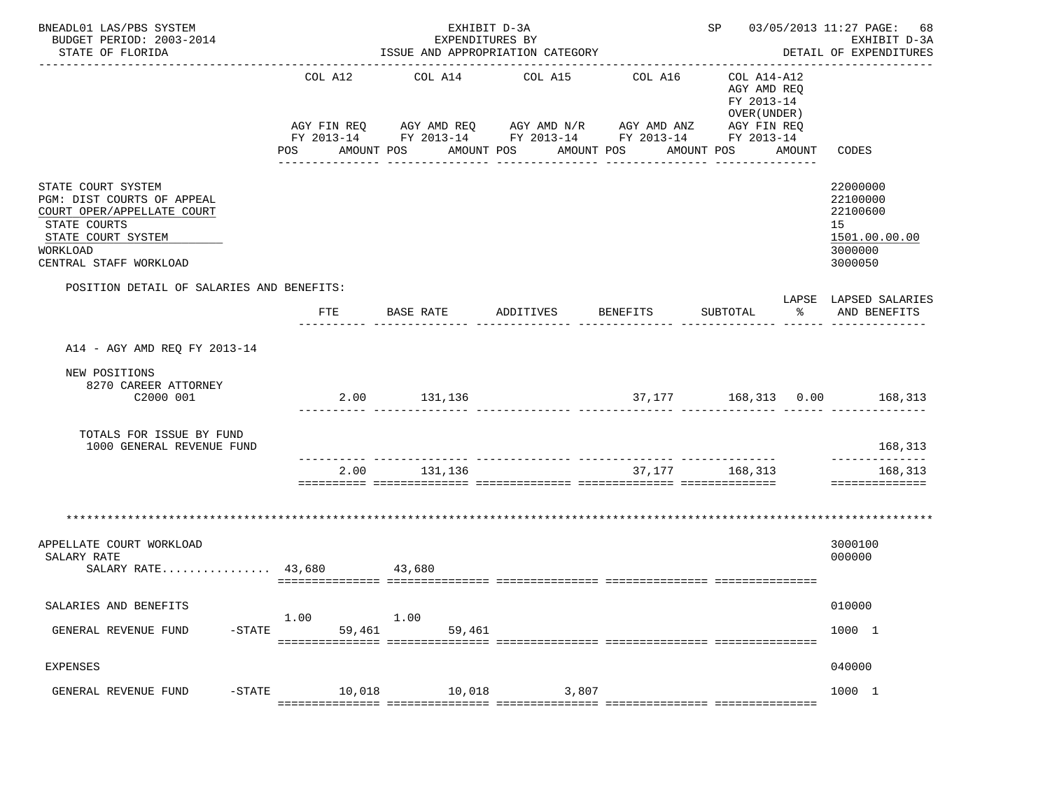BNEADL01 LAS/PBS SYSTEM
BUDGET PERIOD: 2003-2014
STATE OF FLORIDA

EXHIBIT D-3A
EXPENDITURES BY
ISSUE AND APPROPRIATION CATEGORY

SP 03/05/2013 11:27 PAGE: 68
EXHIBIT D-3A
DETAIL OF EXPENDITURES

| | COL A12 AGY FIN REQ FY 2013-14 POS AMOUNT | COL A14 AGY AMD REQ FY 2013-14 POS AMOUNT | COL A15 AGY AMD N/R FY 2013-14 POS AMOUNT | COL A16 AGY AMD ANZ FY 2013-14 POS AMOUNT | COL A14-A12 AGY AMD REQ FY 2013-14 OVER(UNDER) AGY FIN REQ FY 2013-14 POS AMOUNT | CODES |
|---|---|---|---|---|---|---|
| STATE COURT SYSTEM | | | | | | 22000000 |
| PGM: DIST COURTS OF APPEAL | | | | | | 22100000 |
| COURT OPER/APPELLATE COURT | | | | | | 22100600 |
| STATE COURTS | | | | | | 15 |
| STATE COURT SYSTEM | | | | | | 1501.00.00.00 |
| WORKLOAD | | | | | | 3000000 |
| CENTRAL STAFF WORKLOAD | | | | | | 3000050 |

POSITION DETAIL OF SALARIES AND BENEFITS:

| | FTE | BASE RATE | ADDITIVES | BENEFITS | SUBTOTAL | LAPSE % | LAPSED SALARIES AND BENEFITS |
|---|---|---|---|---|---|---|---|
| A14 - AGY AMD REQ FY 2013-14 | | | | | | | |
| NEW POSITIONS | | | | | | | |
| 8270 CAREER ATTORNEY C2000 001 | 2.00 | 131,136 | | 37,177 | 168,313 | 0.00 | 168,313 |
| TOTALS FOR ISSUE BY FUND | | | | | | | |
| 1000 GENERAL REVENUE FUND | | | | | | | 168,313 |
| | 2.00 | 131,136 | | 37,177 | 168,313 | | 168,313 |

| | COL A12 | COL A14 | COL A15 | COL A16 | COL A14-A12 | CODES |
|---|---|---|---|---|---|---|
| APPELLATE COURT WORKLOAD | | | | | | 3000100 |
| SALARY RATE | | | | | | 000000 |
| SALARY RATE................ | 43,680 | 43,680 | | | | |
| SALARIES AND BENEFITS | | | | | | 010000 |
| GENERAL REVENUE FUND -STATE | 1.00 59,461 | 1.00 59,461 | | | | 1000 1 |
| EXPENSES | | | | | | 040000 |
| GENERAL REVENUE FUND -STATE | 10,018 | 10,018 | 3,807 | | | 1000 1 |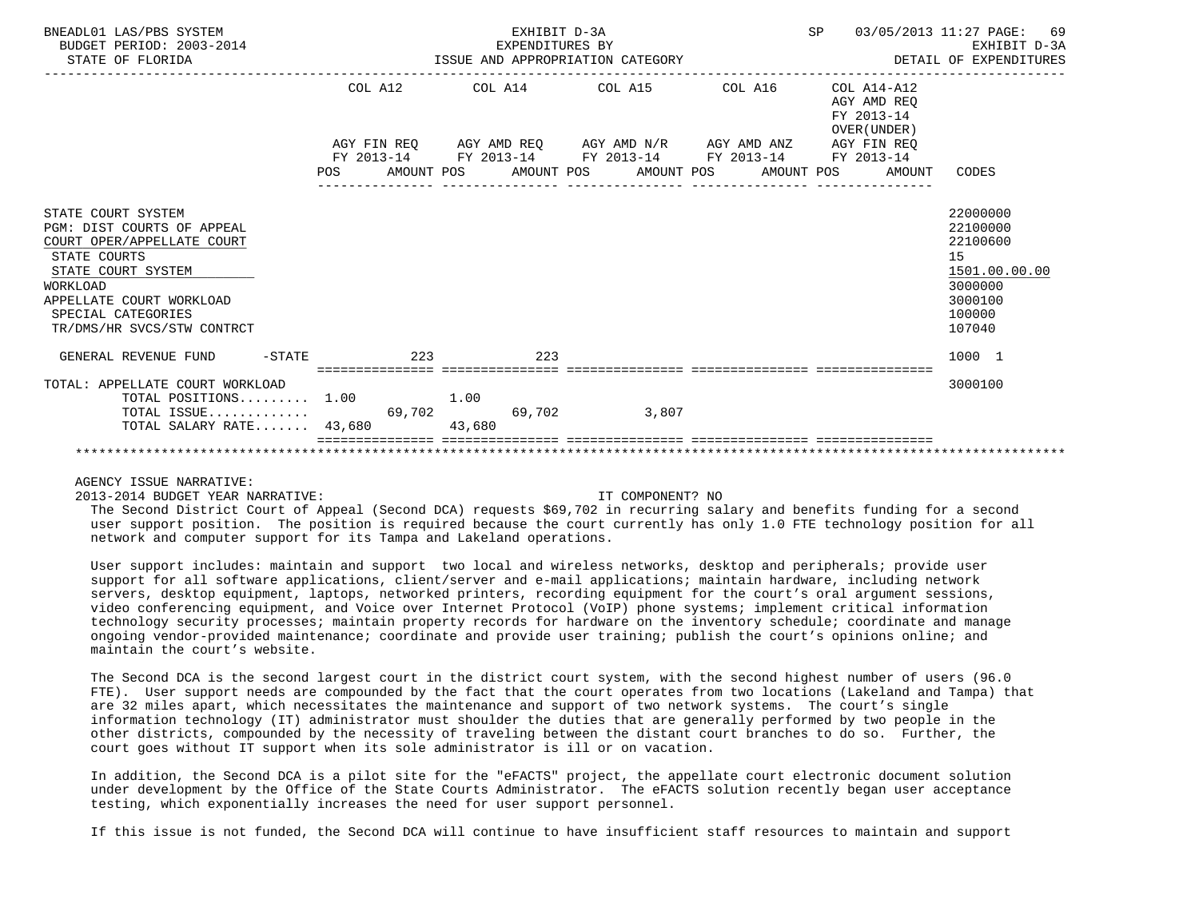BNEADL01 LAS/PBS SYSTEM — EXHIBIT D-3A — EXPENDITURES BY ISSUE AND APPROPRIATION CATEGORY
BUDGET PERIOD: 2003-2014 — STATE OF FLORIDA — SP 03/05/2013 11:27 — EXHIBIT D-3A DETAIL OF EXPENDITURES

| | COL A12 AGY FIN REQ FY 2013-14 POS | AMOUNT | COL A14 AGY AMD REQ FY 2013-14 POS | AMOUNT | COL A15 AGY AMD N/R FY 2013-14 POS | AMOUNT | COL A16 AGY AMD ANZ FY 2013-14 POS | AMOUNT | COL A14-A12 AGY AMD REQ FY 2013-14 OVER(UNDER) AGY FIN REQ FY 2013-14 POS | AMOUNT | CODES |
|---|---|---|---|---|---|---|---|---|---|---|---|
| STATE COURT SYSTEM | | | | | | | | | | | 22000000 |
| PGM: DIST COURTS OF APPEAL | | | | | | | | | | | 22100000 |
| COURT OPER/APPELLATE COURT | | | | | | | | | | | 22100600 |
| STATE COURTS | | | | | | | | | | | 15 |
| STATE COURT SYSTEM | | | | | | | | | | | 1501.00.00.00 |
| WORKLOAD | | | | | | | | | | | 3000000 |
| APPELLATE COURT WORKLOAD | | | | | | | | | | | 3000100 |
| SPECIAL CATEGORIES | | | | | | | | | | | 100000 |
| TR/DMS/HR SVCS/STW CONTRCT | | | | | | | | | | | 107040 |
| GENERAL REVENUE FUND -STATE | | 223 | | 223 | | | | | | | 1000 1 |
| TOTAL: APPELLATE COURT WORKLOAD | | | | | | | | | | | 3000100 |
| TOTAL POSITIONS......... | 1.00 | | 1.00 | | | | | | | | |
| TOTAL ISSUE............. | | 69,702 | | 69,702 | | 3,807 | | | | | |
| TOTAL SALARY RATE....... | 43,680 | | 43,680 | | | | | | | | |

AGENCY ISSUE NARRATIVE:

2013-2014 BUDGET YEAR NARRATIVE: IT COMPONENT? NO

The Second District Court of Appeal (Second DCA) requests $69,702 in recurring salary and benefits funding for a second user support position. The position is required because the court currently has only 1.0 FTE technology position for all network and computer support for its Tampa and Lakeland operations.

User support includes: maintain and support two local and wireless networks, desktop and peripherals; provide user support for all software applications, client/server and e-mail applications; maintain hardware, including network servers, desktop equipment, laptops, networked printers, recording equipment for the court's oral argument sessions, video conferencing equipment, and Voice over Internet Protocol (VoIP) phone systems; implement critical information technology security processes; maintain property records for hardware on the inventory schedule; coordinate and manage ongoing vendor-provided maintenance; coordinate and provide user training; publish the court's opinions online; and maintain the court's website.

The Second DCA is the second largest court in the district court system, with the second highest number of users (96.0 FTE). User support needs are compounded by the fact that the court operates from two locations (Lakeland and Tampa) that are 32 miles apart, which necessitates the maintenance and support of two network systems. The court's single information technology (IT) administrator must shoulder the duties that are generally performed by two people in the other districts, compounded by the necessity of traveling between the distant court branches to do so. Further, the court goes without IT support when its sole administrator is ill or on vacation.

In addition, the Second DCA is a pilot site for the "eFACTS" project, the appellate court electronic document solution under development by the Office of the State Courts Administrator. The eFACTS solution recently began user acceptance testing, which exponentially increases the need for user support personnel.

If this issue is not funded, the Second DCA will continue to have insufficient staff resources to maintain and support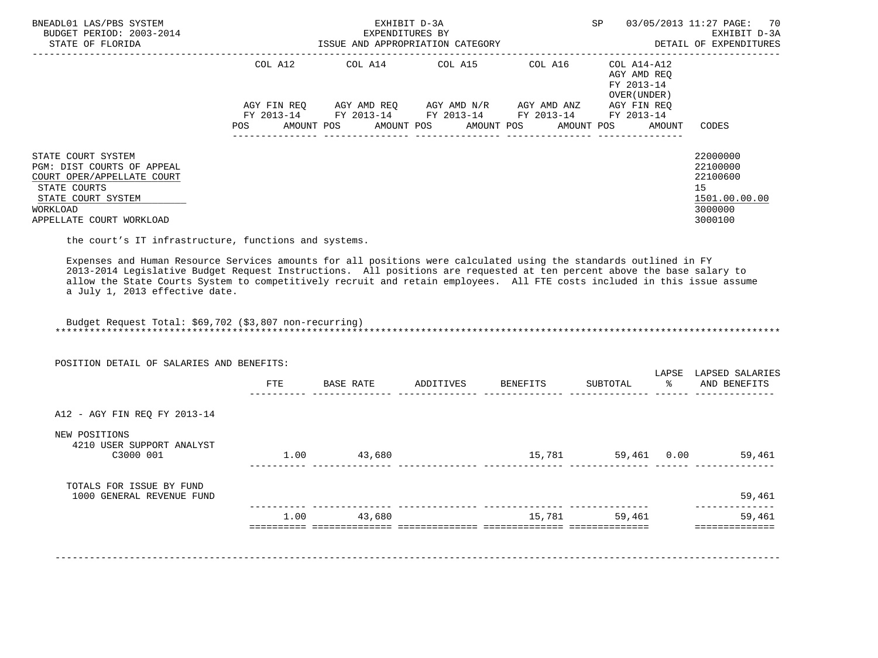EXHIBIT D-3A
EXPENDITURES BY
ISSUE AND APPROPRIATION CATEGORY

BNEADL01 LAS/PBS SYSTEM
BUDGET PERIOD: 2003-2014
STATE OF FLORIDA

DETAIL OF EXPENDITURES

| | COL A12 AGY FIN REQ FY 2013-14 POS AMOUNT | COL A14 AGY AMD REQ FY 2013-14 POS AMOUNT | COL A15 AGY AMD N/R FY 2013-14 POS AMOUNT | COL A16 AGY AMD ANZ FY 2013-14 POS AMOUNT | COL A14-A12 AGY AMD REQ FY 2013-14 OVER(UNDER) AGY FIN REQ FY 2013-14 POS AMOUNT | CODES |
|---|---|---|---|---|---|---|
| STATE COURT SYSTEM | | | | | | 22000000 |
| PGM: DIST COURTS OF APPEAL | | | | | | 22100000 |
| COURT OPER/APPELLATE COURT | | | | | | 22100600 |
| STATE COURTS | | | | | | 15 |
| STATE COURT SYSTEM | | | | | | 1501.00.00.00 |
| WORKLOAD | | | | | | 3000000 |
| APPELLATE COURT WORKLOAD | | | | | | 3000100 |

the court's IT infrastructure, functions and systems.

Expenses and Human Resource Services amounts for all positions were calculated using the standards outlined in FY 2013-2014 Legislative Budget Request Instructions. All positions are requested at ten percent above the base salary to allow the State Courts System to competitively recruit and retain employees. All FTE costs included in this issue assume a July 1, 2013 effective date.

Budget Request Total: $69,702 ($3,807 non-recurring)

POSITION DETAIL OF SALARIES AND BENEFITS:

| | FTE | BASE RATE | ADDITIVES | BENEFITS | SUBTOTAL | LAPSE % | LAPSED SALARIES AND BENEFITS |
|---|---|---|---|---|---|---|---|
| A12 - AGY FIN REQ FY 2013-14 | | | | | | | |
| NEW POSITIONS | | | | | | | |
| 4210 USER SUPPORT ANALYST C3000 001 | 1.00 | 43,680 | | 15,781 | 59,461 | 0.00 | 59,461 |
| TOTALS FOR ISSUE BY FUND | | | | | | | |
| 1000 GENERAL REVENUE FUND | | | | | | | 59,461 |
| | 1.00 | 43,680 | | 15,781 | 59,461 | | 59,461 |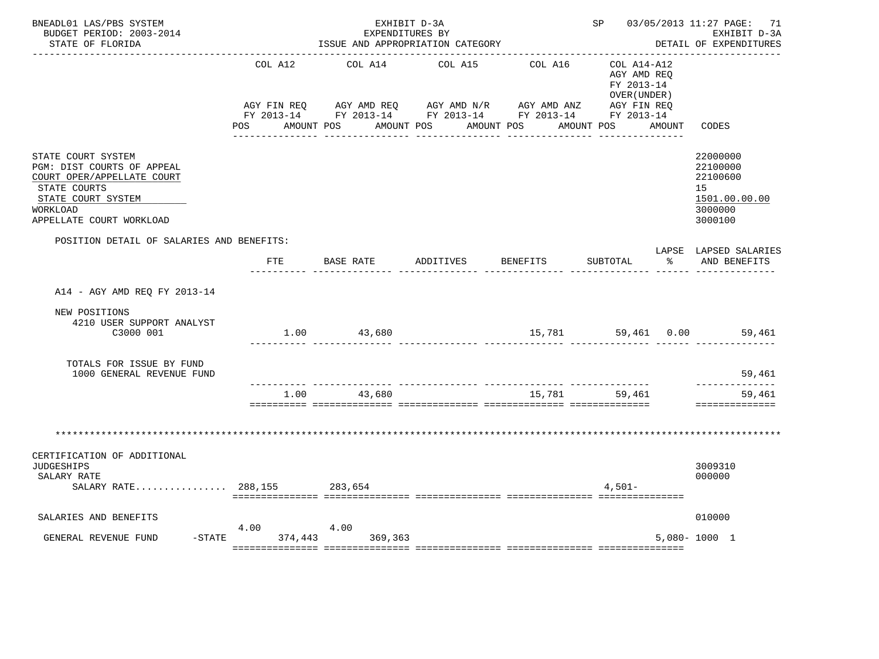BNEADL01 LAS/PBS SYSTEM — EXHIBIT D-3A — SP 03/05/2013 11:27
BUDGET PERIOD: 2003-2014 — EXPENDITURES BY ISSUE AND APPROPRIATION CATEGORY — EXHIBIT D-3A
STATE OF FLORIDA — DETAIL OF EXPENDITURES

| | COL A12 AGY FIN REQ FY 2013-14 POS AMOUNT | COL A14 AGY AMD REQ FY 2013-14 POS AMOUNT | COL A15 AGY AMD N/R FY 2013-14 POS AMOUNT | COL A16 AGY AMD ANZ FY 2013-14 POS AMOUNT | COL A14-A12 AGY AMD REQ FY 2013-14 OVER(UNDER) AGY FIN REQ FY 2013-14 POS AMOUNT | CODES |
|---|---|---|---|---|---|---|
| STATE COURT SYSTEM | | | | | | 22000000 |
| PGM: DIST COURTS OF APPEAL | | | | | | 22100000 |
| COURT OPER/APPELLATE COURT | | | | | | 22100600 |
| STATE COURTS | | | | | | 15 |
| STATE COURT SYSTEM | | | | | | 1501.00.00.00 |
| WORKLOAD | | | | | | 3000000 |
| APPELLATE COURT WORKLOAD | | | | | | 3000100 |

POSITION DETAIL OF SALARIES AND BENEFITS:

| | FTE | BASE RATE | ADDITIVES | BENEFITS | SUBTOTAL | LAPSE % | LAPSED SALARIES AND BENEFITS |
|---|---|---|---|---|---|---|---|
| A14 - AGY AMD REQ FY 2013-14 | | | | | | | |
| NEW POSITIONS | | | | | | | |
| 4210 USER SUPPORT ANALYST C3000 001 | 1.00 | 43,680 | | 15,781 | 59,461 | 0.00 | 59,461 |
| TOTALS FOR ISSUE BY FUND | | | | | | | |
| 1000 GENERAL REVENUE FUND | | | | | | | 59,461 |
| | 1.00 | 43,680 | | 15,781 | 59,461 | | 59,461 |

*******************************************************************************************************

| | COL A12 POS | COL A12 AMOUNT | COL A14 POS | COL A14 AMOUNT | COL A15 | COL A16 | COL A14-A12 POS | COL A14-A12 AMOUNT | CODES |
|---|---|---|---|---|---|---|---|---|---|
| CERTIFICATION OF ADDITIONAL JUDGESHIPS | | | | | | | | | 3009310 |
| SALARY RATE | | | | | | | | | 000000 |
| SALARY RATE................ | | 288,155 | | 283,654 | | | | 4,501- | |
| SALARIES AND BENEFITS | | | | | | | | | 010000 |
| GENERAL REVENUE FUND -STATE | 4.00 | 374,443 | 4.00 | 369,363 | | | | 5,080- | 1000 1 |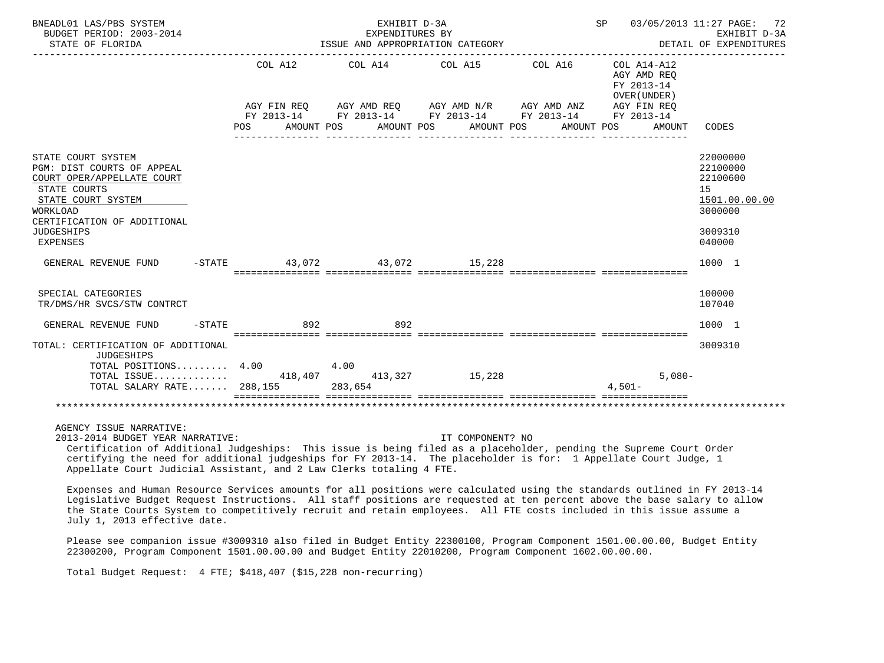BNEADL01 LAS/PBS SYSTEM — EXHIBIT D-3A — EXPENDITURES BY ISSUE AND APPROPRIATION CATEGORY
BUDGET PERIOD: 2003-2014 — STATE OF FLORIDA — SP 03/05/2013 11:27 — EXHIBIT D-3A DETAIL OF EXPENDITURES

| | COL A12 AGY FIN REQ FY 2013-14 POS AMOUNT | COL A14 AGY AMD REQ FY 2013-14 POS AMOUNT | COL A15 AGY AMD N/R FY 2013-14 POS AMOUNT | COL A16 AGY AMD ANZ FY 2013-14 POS AMOUNT | COL A14-A12 AGY AMD REQ FY 2013-14 OVER(UNDER) AGY FIN REQ FY 2013-14 POS AMOUNT | CODES |
|---|---|---|---|---|---|---|
| STATE COURT SYSTEM | | | | | | 22000000 |
| PGM: DIST COURTS OF APPEAL | | | | | | 22100000 |
| COURT OPER/APPELLATE COURT | | | | | | 22100600 |
| STATE COURTS | | | | | | 15 |
| STATE COURT SYSTEM | | | | | | 1501.00.00.00 |
| WORKLOAD | | | | | | 3000000 |
| CERTIFICATION OF ADDITIONAL JUDGESHIPS | | | | | | 3009310 |
| EXPENSES | | | | | | 040000 |
| GENERAL REVENUE FUND -STATE | 43,072 | 43,072 | 15,228 | | | 1000 1 |
| SPECIAL CATEGORIES | | | | | | 100000 |
| TR/DMS/HR SVCS/STW CONTRCT | | | | | | 107040 |
| GENERAL REVENUE FUND -STATE | 892 | 892 | | | | 1000 1 |
| TOTAL: CERTIFICATION OF ADDITIONAL JUDGESHIPS | | | | | | 3009310 |
| TOTAL POSITIONS......... | 4.00 | 4.00 | | | | |
| TOTAL ISSUE............. | 418,407 | 413,327 | 15,228 | | 5,080- | |
| TOTAL SALARY RATE....... | 288,155 | 283,654 | | | 4,501- | |

AGENCY ISSUE NARRATIVE:

2013-2014 BUDGET YEAR NARRATIVE: IT COMPONENT? NO

Certification of Additional Judgeships: This issue is being filed as a placeholder, pending the Supreme Court Order certifying the need for additional judgeships for FY 2013-14. The placeholder is for: 1 Appellate Court Judge, 1 Appellate Court Judicial Assistant, and 2 Law Clerks totaling 4 FTE.

Expenses and Human Resource Services amounts for all positions were calculated using the standards outlined in FY 2013-14 Legislative Budget Request Instructions. All staff positions are requested at ten percent above the base salary to allow the State Courts System to competitively recruit and retain employees. All FTE costs included in this issue assume a July 1, 2013 effective date.

Please see companion issue #3009310 also filed in Budget Entity 22300100, Program Component 1501.00.00.00, Budget Entity 22300200, Program Component 1501.00.00.00 and Budget Entity 22010200, Program Component 1602.00.00.00.

Total Budget Request: 4 FTE; $418,407 ($15,228 non-recurring)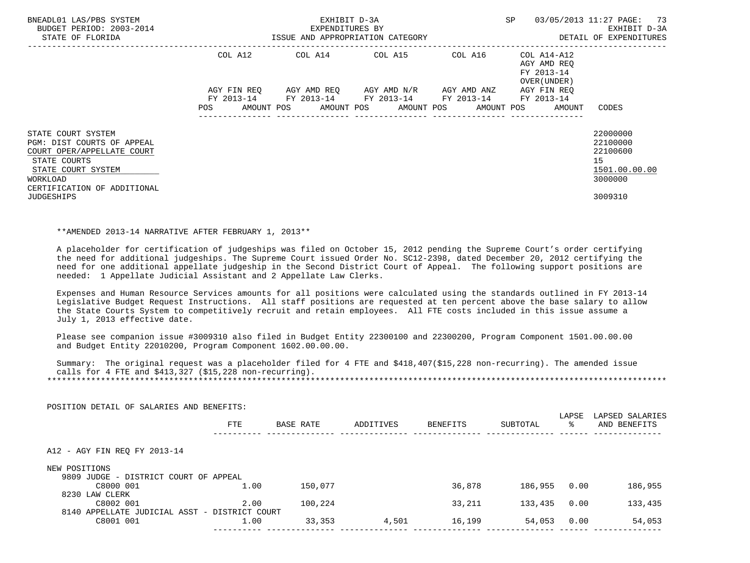EXHIBIT D-3A
EXPENDITURES BY
ISSUE AND APPROPRIATION CATEGORY

BNEADL01 LAS/PBS SYSTEM
BUDGET PERIOD: 2003-2014
STATE OF FLORIDA

SP 03/05/2013 11:27
EXHIBIT D-3A
DETAIL OF EXPENDITURES

| | COL A12 AGY FIN REQ FY 2013-14 POS AMOUNT | COL A14 AGY AMD REQ FY 2013-14 POS AMOUNT | COL A15 AGY AMD N/R FY 2013-14 POS AMOUNT | COL A16 AGY AMD ANZ FY 2013-14 POS AMOUNT | COL A14-A12 AGY AMD REQ FY 2013-14 OVER(UNDER) AGY FIN REQ FY 2013-14 POS AMOUNT | CODES |
|---|---|---|---|---|---|---|
| STATE COURT SYSTEM | | | | | | 22000000 |
| PGM: DIST COURTS OF APPEAL | | | | | | 22100000 |
| COURT OPER/APPELLATE COURT | | | | | | 22100600 |
| STATE COURTS | | | | | | 15 |
| STATE COURT SYSTEM | | | | | | 1501.00.00.00 |
| WORKLOAD | | | | | | 3000000 |
| CERTIFICATION OF ADDITIONAL JUDGESHIPS | | | | | | 3009310 |

**AMENDED 2013-14 NARRATIVE AFTER FEBRUARY 1, 2013**

A placeholder for certification of judgeships was filed on October 15, 2012 pending the Supreme Court's order certifying the need for additional judgeships. The Supreme Court issued Order No. SC12-2398, dated December 20, 2012 certifying the need for one additional appellate judgeship in the Second District Court of Appeal. The following support positions are needed: 1 Appellate Judicial Assistant and 2 Appellate Law Clerks.

Expenses and Human Resource Services amounts for all positions were calculated using the standards outlined in FY 2013-14 Legislative Budget Request Instructions. All staff positions are requested at ten percent above the base salary to allow the State Courts System to competitively recruit and retain employees. All FTE costs included in this issue assume a July 1, 2013 effective date.

Please see companion issue #3009310 also filed in Budget Entity 22300100 and 22300200, Program Component 1501.00.00.00 and Budget Entity 22010200, Program Component 1602.00.00.00.

Summary: The original request was a placeholder filed for 4 FTE and $418,407($15,228 non-recurring). The amended issue calls for 4 FTE and $413,327 ($15,228 non-recurring).

POSITION DETAIL OF SALARIES AND BENEFITS:

| | FTE | BASE RATE | ADDITIVES | BENEFITS | SUBTOTAL | LAPSE % | LAPSED SALARIES AND BENEFITS |
|---|---|---|---|---|---|---|---|
| A12 - AGY FIN REQ FY 2013-14 | | | | | | | |
| NEW POSITIONS | | | | | | | |
| 9809 JUDGE - DISTRICT COURT OF APPEAL | | | | | | | |
| C8000 001 | 1.00 | 150,077 | | 36,878 | 186,955 | 0.00 | 186,955 |
| 8230 LAW CLERK | | | | | | | |
| C8002 001 | 2.00 | 100,224 | | 33,211 | 133,435 | 0.00 | 133,435 |
| 8140 APPELLATE JUDICIAL ASST - DISTRICT COURT | | | | | | | |
| C8001 001 | 1.00 | 33,353 | 4,501 | 16,199 | 54,053 | 0.00 | 54,053 |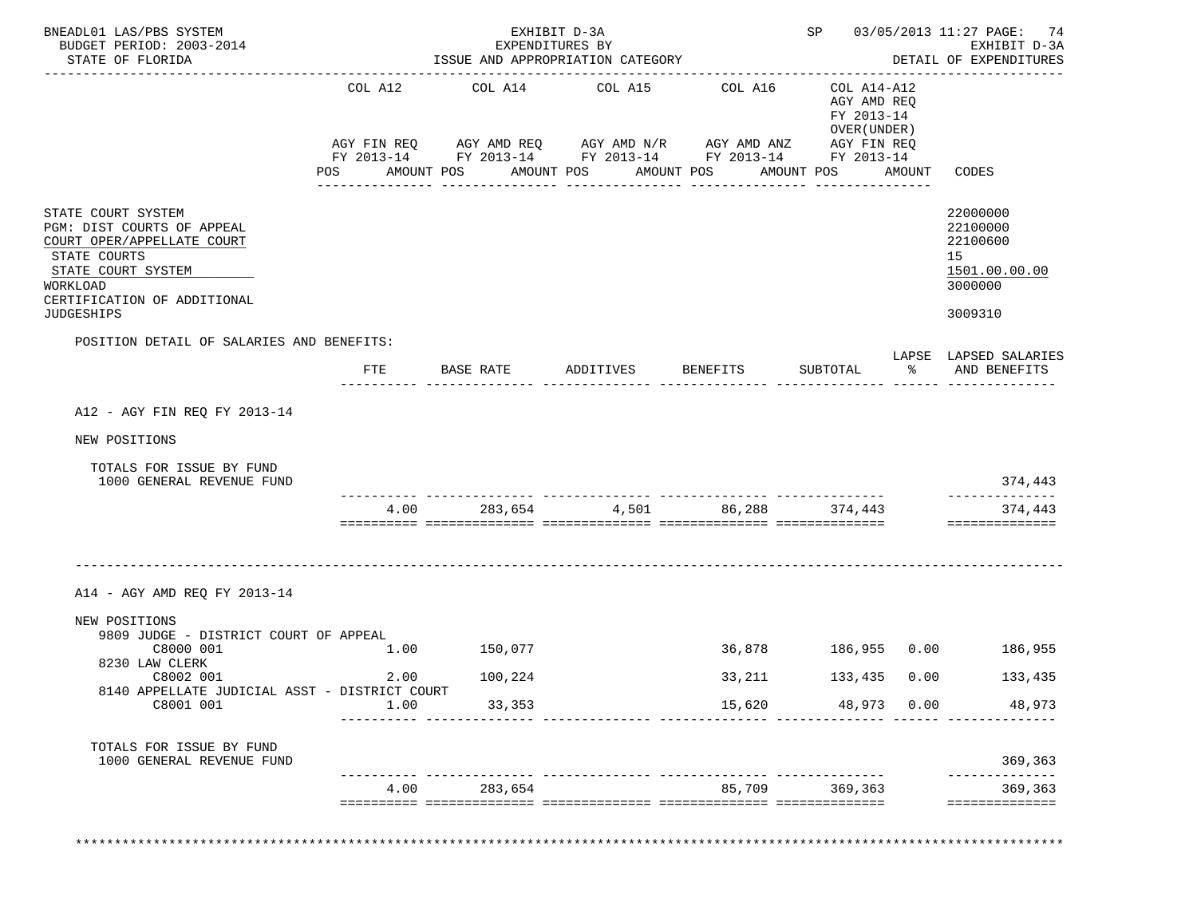BNEADL01 LAS/PBS SYSTEM — EXHIBIT D-3A — SP 03/05/2013 11:27

BUDGET PERIOD: 2003-2014 — EXPENDITURES BY ISSUE AND APPROPRIATION CATEGORY — EXHIBIT D-3A

STATE OF FLORIDA — DETAIL OF EXPENDITURES

| | COL A12 AGY FIN REQ FY 2013-14 POS AMOUNT | COL A14 AGY AMD REQ FY 2013-14 POS AMOUNT | COL A15 AGY AMD N/R FY 2013-14 POS AMOUNT | COL A16 AGY AMD ANZ FY 2013-14 POS AMOUNT | COL A14-A12 AGY AMD REQ FY 2013-14 OVER(UNDER) AGY FIN REQ FY 2013-14 POS AMOUNT | CODES |
|---|---|---|---|---|---|---|
| STATE COURT SYSTEM | | | | | | 22000000 |
| PGM: DIST COURTS OF APPEAL | | | | | | 22100000 |
| COURT OPER/APPELLATE COURT | | | | | | 22100600 |
| STATE COURTS | | | | | | 15 |
| STATE COURT SYSTEM | | | | | | 1501.00.00.00 |
| WORKLOAD | | | | | | 3000000 |
| CERTIFICATION OF ADDITIONAL JUDGESHIPS | | | | | | 3009310 |

POSITION DETAIL OF SALARIES AND BENEFITS:

| | FTE | BASE RATE | ADDITIVES | BENEFITS | SUBTOTAL | LAPSE % | LAPSED SALARIES AND BENEFITS |
|---|---|---|---|---|---|---|---|
| **A12 - AGY FIN REQ FY 2013-14** | | | | | | | |
| NEW POSITIONS | | | | | | | |
| TOTALS FOR ISSUE BY FUND | | | | | | | |
| 1000 GENERAL REVENUE FUND | | | | | | | 374,443 |
| | 4.00 | 283,654 | 4,501 | 86,288 | 374,443 | | 374,443 |
| **A14 - AGY AMD REQ FY 2013-14** | | | | | | | |
| NEW POSITIONS | | | | | | | |
| 9809 JUDGE - DISTRICT COURT OF APPEAL C8000 001 | 1.00 | 150,077 | | 36,878 | 186,955 | 0.00 | 186,955 |
| 8230 LAW CLERK C8002 001 | 2.00 | 100,224 | | 33,211 | 133,435 | 0.00 | 133,435 |
| 8140 APPELLATE JUDICIAL ASST - DISTRICT COURT C8001 001 | 1.00 | 33,353 | | 15,620 | 48,973 | 0.00 | 48,973 |
| TOTALS FOR ISSUE BY FUND | | | | | | | |
| 1000 GENERAL REVENUE FUND | | | | | | | 369,363 |
| | 4.00 | 283,654 | | 85,709 | 369,363 | | 369,363 |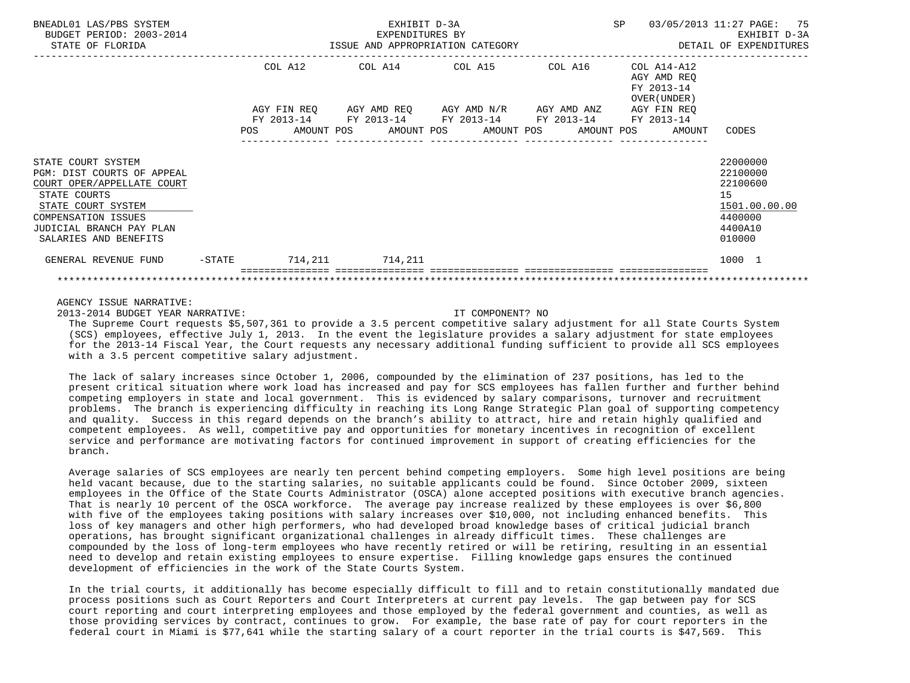BNEADL01 LAS/PBS SYSTEM — EXHIBIT D-3A — EXPENDITURES BY ISSUE AND APPROPRIATION CATEGORY — SP 03/05/2013 11:27 — EXHIBIT D-3A DETAIL OF EXPENDITURES

BUDGET PERIOD: 2003-2014
STATE OF FLORIDA

| | COL A12 AGY FIN REQ FY 2013-14 POS AMOUNT | COL A14 AGY AMD REQ FY 2013-14 POS AMOUNT | COL A15 AGY AMD N/R FY 2013-14 POS AMOUNT | COL A16 AGY AMD ANZ FY 2013-14 POS AMOUNT | COL A14-A12 AGY AMD REQ FY 2013-14 OVER(UNDER) AGY FIN REQ FY 2013-14 POS AMOUNT | CODES |
|---|---|---|---|---|---|---|
| STATE COURT SYSTEM | | | | | | 22000000 |
| PGM: DIST COURTS OF APPEAL | | | | | | 22100000 |
| COURT OPER/APPELLATE COURT | | | | | | 22100600 |
| STATE COURTS | | | | | | 15 |
| STATE COURT SYSTEM | | | | | | 1501.00.00.00 |
| COMPENSATION ISSUES | | | | | | 4400000 |
| JUDICIAL BRANCH PAY PLAN | | | | | | 4400A10 |
| SALARIES AND BENEFITS | | | | | | 010000 |
| GENERAL REVENUE FUND -STATE | 714,211 | 714,211 | | | | 1000 1 |

AGENCY ISSUE NARRATIVE:

2013-2014 BUDGET YEAR NARRATIVE: IT COMPONENT? NO

The Supreme Court requests $5,507,361 to provide a 3.5 percent competitive salary adjustment for all State Courts System (SCS) employees, effective July 1, 2013. In the event the legislature provides a salary adjustment for state employees for the 2013-14 Fiscal Year, the Court requests any necessary additional funding sufficient to provide all SCS employees with a 3.5 percent competitive salary adjustment.

The lack of salary increases since October 1, 2006, compounded by the elimination of 237 positions, has led to the present critical situation where work load has increased and pay for SCS employees has fallen further and further behind competing employers in state and local government. This is evidenced by salary comparisons, turnover and recruitment problems. The branch is experiencing difficulty in reaching its Long Range Strategic Plan goal of supporting competency and quality. Success in this regard depends on the branch's ability to attract, hire and retain highly qualified and competent employees. As well, competitive pay and opportunities for monetary incentives in recognition of excellent service and performance are motivating factors for continued improvement in support of creating efficiencies for the branch.

Average salaries of SCS employees are nearly ten percent behind competing employers. Some high level positions are being held vacant because, due to the starting salaries, no suitable applicants could be found. Since October 2009, sixteen employees in the Office of the State Courts Administrator (OSCA) alone accepted positions with executive branch agencies. That is nearly 10 percent of the OSCA workforce. The average pay increase realized by these employees is over $6,800 with five of the employees taking positions with salary increases over $10,000, not including enhanced benefits. This loss of key managers and other high performers, who had developed broad knowledge bases of critical judicial branch operations, has brought significant organizational challenges in already difficult times. These challenges are compounded by the loss of long-term employees who have recently retired or will be retiring, resulting in an essential need to develop and retain existing employees to ensure expertise. Filling knowledge gaps ensures the continued development of efficiencies in the work of the State Courts System.

In the trial courts, it additionally has become especially difficult to fill and to retain constitutionally mandated due process positions such as Court Reporters and Court Interpreters at current pay levels. The gap between pay for SCS court reporting and court interpreting employees and those employed by the federal government and counties, as well as those providing services by contract, continues to grow. For example, the base rate of pay for court reporters in the federal court in Miami is $77,641 while the starting salary of a court reporter in the trial courts is $47,569. This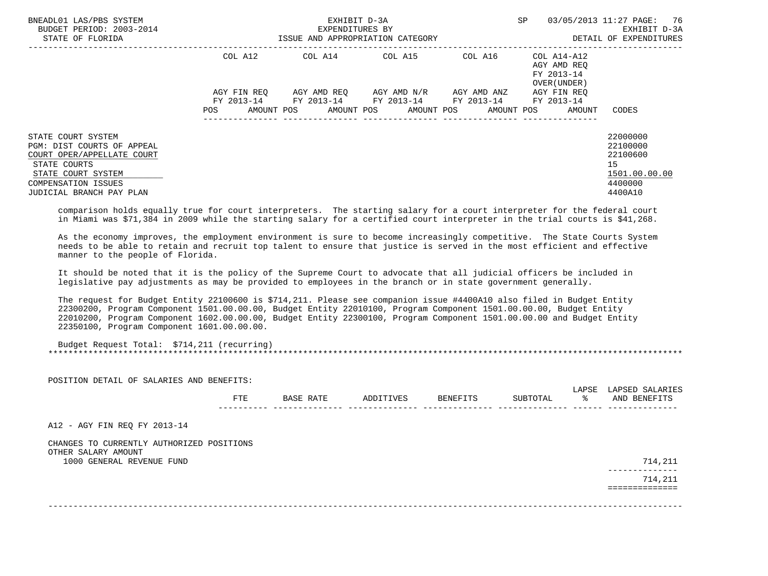| | COL A12 | COL A14 | COL A15 | COL A16 | COL A14-A12 AGY AMD REQ FY 2013-14 OVER(UNDER) | |
|---|---|---|---|---|---|---|
| | AGY FIN REQ FY 2013-14 | AGY AMD REQ FY 2013-14 | AGY AMD N/R FY 2013-14 | AGY AMD ANZ FY 2013-14 | AGY FIN REQ FY 2013-14 | |
| | POS AMOUNT | POS AMOUNT | POS AMOUNT | POS AMOUNT | POS AMOUNT | CODES |

STATE COURT SYSTEM — 22000000
PGM: DIST COURTS OF APPEAL — 22100000
COURT OPER/APPELLATE COURT — 22100600
STATE COURTS — 15
STATE COURT SYSTEM — 1501.00.00.00
COMPENSATION ISSUES — 4400000
JUDICIAL BRANCH PAY PLAN — 4400A10

comparison holds equally true for court interpreters. The starting salary for a court interpreter for the federal court in Miami was $71,384 in 2009 while the starting salary for a certified court interpreter in the trial courts is $41,268.

As the economy improves, the employment environment is sure to become increasingly competitive. The State Courts System needs to be able to retain and recruit top talent to ensure that justice is served in the most efficient and effective manner to the people of Florida.

It should be noted that it is the policy of the Supreme Court to advocate that all judicial officers be included in legislative pay adjustments as may be provided to employees in the branch or in state government generally.

The request for Budget Entity 22100600 is $714,211. Please see companion issue #4400A10 also filed in Budget Entity 22300200, Program Component 1501.00.00.00, Budget Entity 22010100, Program Component 1501.00.00.00, Budget Entity 22010200, Program Component 1602.00.00.00, Budget Entity 22300100, Program Component 1501.00.00.00 and Budget Entity 22350100, Program Component 1601.00.00.00.

Budget Request Total: $714,211 (recurring)

POSITION DETAIL OF SALARIES AND BENEFITS:

| | FTE | BASE RATE | ADDITIVES | BENEFITS | SUBTOTAL | LAPSE % | LAPSED SALARIES AND BENEFITS |
|---|---|---|---|---|---|---|---|
| A12 - AGY FIN REQ FY 2013-14 | | | | | | | |
| CHANGES TO CURRENTLY AUTHORIZED POSITIONS | | | | | | | |
| OTHER SALARY AMOUNT | | | | | | | |
| 1000 GENERAL REVENUE FUND | | | | | | | 714,211 |
| | | | | | | | 714,211 |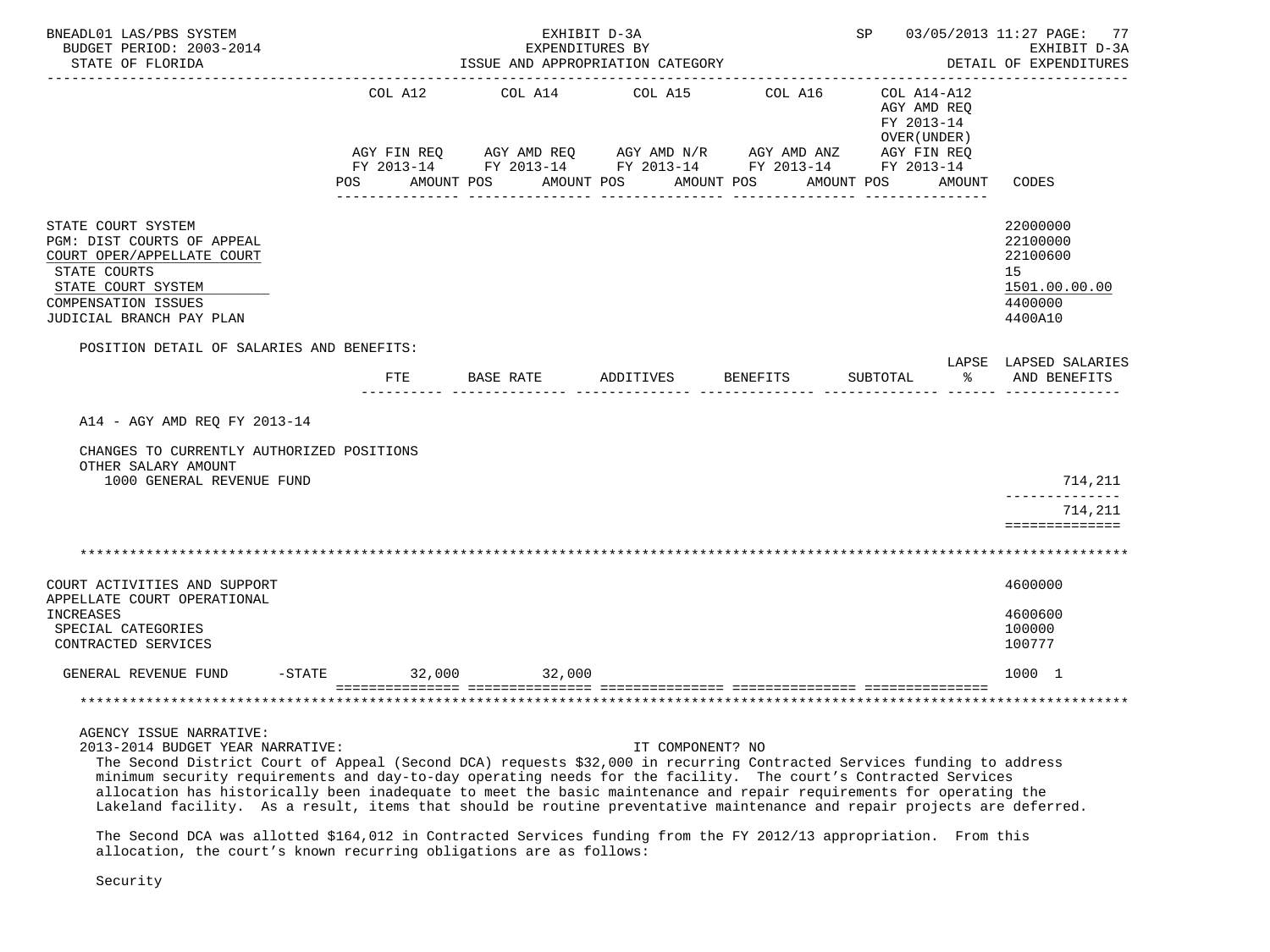| | COL A12 | COL A14 | COL A15 | COL A16 | COL A14-A12 AGY AMD REQ FY 2013-14 OVER(UNDER) | |
|---|---|---|---|---|---|---|
| | AGY FIN REQ FY 2013-14 | AGY AMD REQ FY 2013-14 | AGY AMD N/R FY 2013-14 | AGY AMD ANZ FY 2013-14 | AGY FIN REQ FY 2013-14 | |
| | POS AMOUNT | POS AMOUNT | POS AMOUNT | POS AMOUNT | POS AMOUNT | CODES |

STATE COURT SYSTEM — 22000000
PGM: DIST COURTS OF APPEAL — 22100000
COURT OPER/APPELLATE COURT — 22100600
STATE COURTS — 15
STATE COURT SYSTEM — 1501.00.00.00
COMPENSATION ISSUES — 4400000
JUDICIAL BRANCH PAY PLAN — 4400A10

POSITION DETAIL OF SALARIES AND BENEFITS:

| | FTE | BASE RATE | ADDITIVES | BENEFITS | SUBTOTAL | LAPSE % | LAPSED SALARIES AND BENEFITS |
|---|---|---|---|---|---|---|---|
| A14 - AGY AMD REQ FY 2013-14 | | | | | | | |
| CHANGES TO CURRENTLY AUTHORIZED POSITIONS | | | | | | | |
| OTHER SALARY AMOUNT | | | | | | | |
| 1000 GENERAL REVENUE FUND | | | | | | | 714,211 |
| | | | | | | | 714,211 |

COURT ACTIVITIES AND SUPPORT — 4600000
APPELLATE COURT OPERATIONAL INCREASES — 4600600
SPECIAL CATEGORIES — 100000
CONTRACTED SERVICES — 100777

| | COL A12 | COL A14 | COL A15 | COL A16 | COL A14-A12 | CODES |
|---|---|---|---|---|---|---|
| GENERAL REVENUE FUND -STATE | 32,000 | 32,000 | | | | 1000 1 |

AGENCY ISSUE NARRATIVE:

2013-2014 BUDGET YEAR NARRATIVE: IT COMPONENT? NO

The Second District Court of Appeal (Second DCA) requests $32,000 in recurring Contracted Services funding to address minimum security requirements and day-to-day operating needs for the facility. The court's Contracted Services allocation has historically been inadequate to meet the basic maintenance and repair requirements for operating the Lakeland facility. As a result, items that should be routine preventative maintenance and repair projects are deferred.

The Second DCA was allotted $164,012 in Contracted Services funding from the FY 2012/13 appropriation. From this allocation, the court's known recurring obligations are as follows:

Security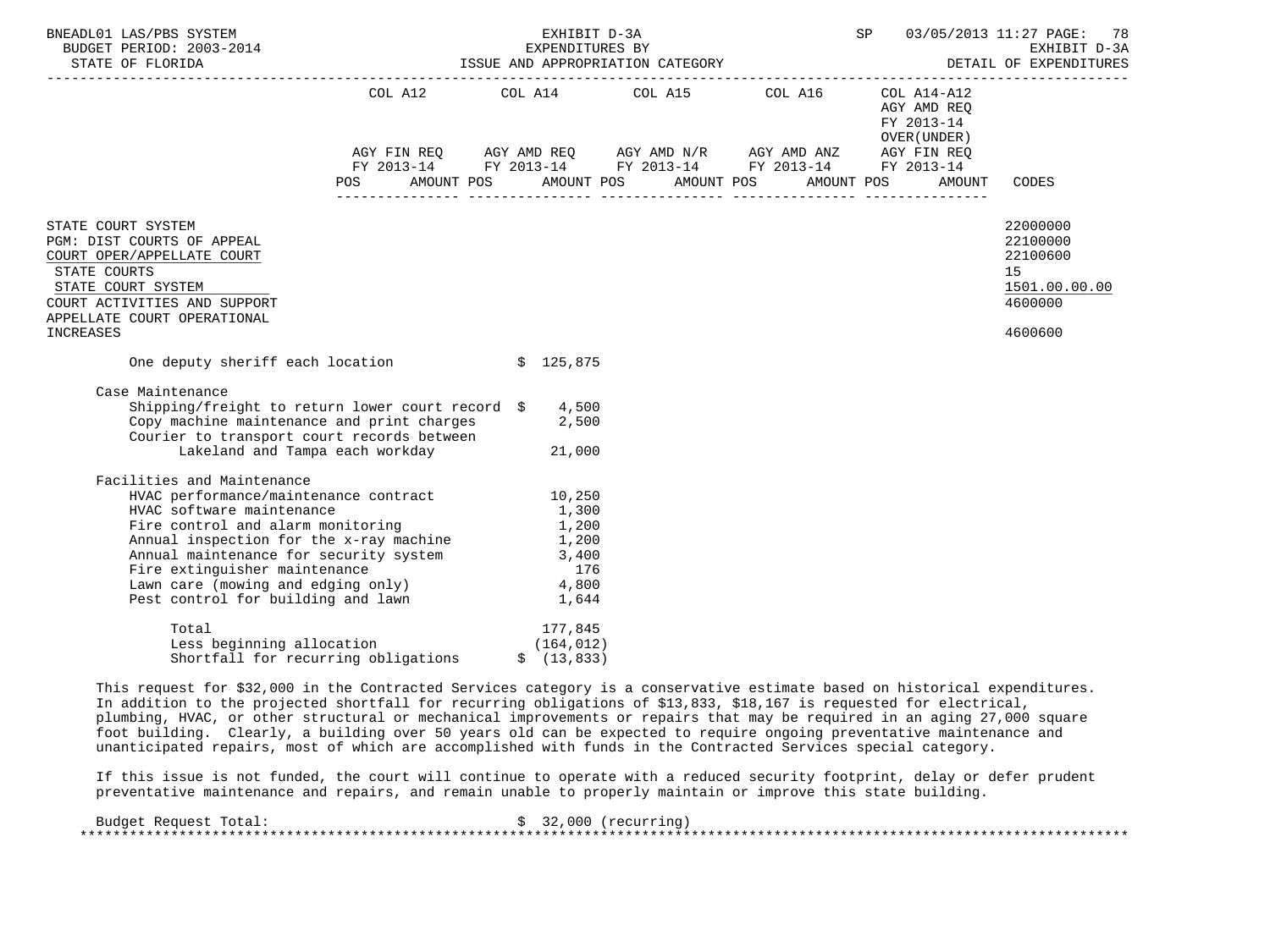| | COL A12 | COL A14 | COL A15 | COL A16 | COL A14-A12 AGY AMD REQ FY 2013-14 OVER(UNDER) | |
|---|---|---|---|---|---|---|
| | AGY FIN REQ FY 2013-14 | AGY AMD REQ FY 2013-14 | AGY AMD N/R FY 2013-14 | AGY AMD ANZ FY 2013-14 | AGY FIN REQ FY 2013-14 | |
| | POS AMOUNT | POS AMOUNT | POS AMOUNT | POS AMOUNT | POS AMOUNT | CODES |

STATE COURT SYSTEM — 22000000
PGM: DIST COURTS OF APPEAL — 22100000
COURT OPER/APPELLATE COURT — 22100600
STATE COURTS — 15
STATE COURT SYSTEM — 1501.00.00.00
COURT ACTIVITIES AND SUPPORT — 4600000
APPELLATE COURT OPERATIONAL INCREASES — 4600600

| | |
|---|---|
| One deputy sheriff each location | $ 125,875 |
| **Case Maintenance** | |
| Shipping/freight to return lower court record | $ 4,500 |
| Copy machine maintenance and print charges | 2,500 |
| Courier to transport court records between Lakeland and Tampa each workday | 21,000 |
| **Facilities and Maintenance** | |
| HVAC performance/maintenance contract | 10,250 |
| HVAC software maintenance | 1,300 |
| Fire control and alarm monitoring | 1,200 |
| Annual inspection for the x-ray machine | 1,200 |
| Annual maintenance for security system | 3,400 |
| Fire extinguisher maintenance | 176 |
| Lawn care (mowing and edging only) | 4,800 |
| Pest control for building and lawn | 1,644 |
| Total | 177,845 |
| Less beginning allocation | (164,012) |
| Shortfall for recurring obligations | $ (13,833) |

This request for $32,000 in the Contracted Services category is a conservative estimate based on historical expenditures. In addition to the projected shortfall for recurring obligations of $13,833, $18,167 is requested for electrical, plumbing, HVAC, or other structural or mechanical improvements or repairs that may be required in an aging 27,000 square foot building. Clearly, a building over 50 years old can be expected to require ongoing preventative maintenance and unanticipated repairs, most of which are accomplished with funds in the Contracted Services special category.

If this issue is not funded, the court will continue to operate with a reduced security footprint, delay or defer prudent preventative maintenance and repairs, and remain unable to properly maintain or improve this state building.

Budget Request Total: $ 32,000 (recurring)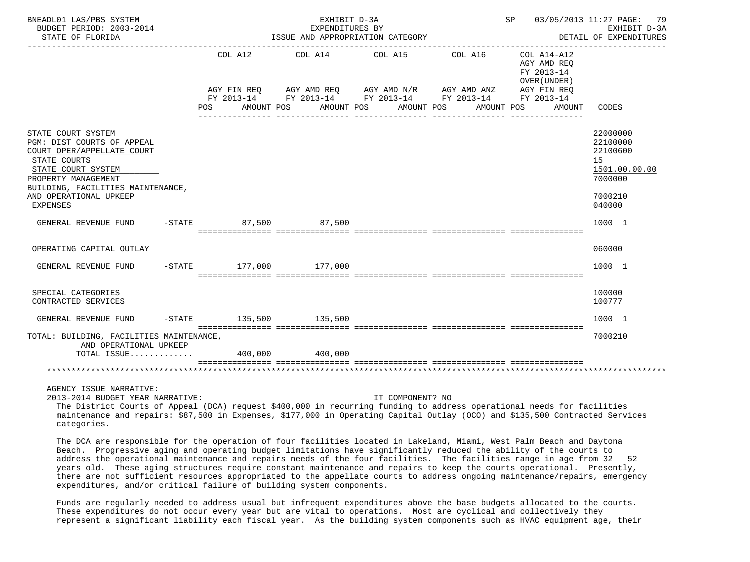BNEADL01 LAS/PBS SYSTEM — EXHIBIT D-3A — EXPENDITURES BY ISSUE AND APPROPRIATION CATEGORY — SP 03/05/2013 11:27 PAGE: 79

BUDGET PERIOD: 2003-2014 — STATE OF FLORIDA — EXHIBIT D-3A DETAIL OF EXPENDITURES

| | COL A12 AGY FIN REQ FY 2013-14 POS AMOUNT | COL A14 AGY AMD REQ FY 2013-14 POS AMOUNT | COL A15 AGY AMD N/R FY 2013-14 POS AMOUNT | COL A16 AGY AMD ANZ FY 2013-14 POS AMOUNT | COL A14-A12 AGY AMD REQ FY 2013-14 OVER(UNDER) AGY FIN REQ FY 2013-14 POS AMOUNT | CODES |
|---|---|---|---|---|---|---|
| STATE COURT SYSTEM | | | | | | 22000000 |
| PGM: DIST COURTS OF APPEAL | | | | | | 22100000 |
| COURT OPER/APPELLATE COURT | | | | | | 22100600 |
| STATE COURTS | | | | | | 15 |
| STATE COURT SYSTEM | | | | | | 1501.00.00.00 |
| PROPERTY MANAGEMENT | | | | | | 7000000 |
| BUILDING, FACILITIES MAINTENANCE, AND OPERATIONAL UPKEEP | | | | | | 7000210 |
| EXPENSES | | | | | | 040000 |
| GENERAL REVENUE FUND -STATE | 87,500 | 87,500 | | | | 1000 1 |
| OPERATING CAPITAL OUTLAY | | | | | | 060000 |
| GENERAL REVENUE FUND -STATE | 177,000 | 177,000 | | | | 1000 1 |
| SPECIAL CATEGORIES | | | | | | 100000 |
| CONTRACTED SERVICES | | | | | | 100777 |
| GENERAL REVENUE FUND -STATE | 135,500 | 135,500 | | | | 1000 1 |
| TOTAL: BUILDING, FACILITIES MAINTENANCE, AND OPERATIONAL UPKEEP | | | | | | 7000210 |
| TOTAL ISSUE............. | 400,000 | 400,000 | | | | |

AGENCY ISSUE NARRATIVE:

2013-2014 BUDGET YEAR NARRATIVE: IT COMPONENT? NO

The District Courts of Appeal (DCA) request $400,000 in recurring funding to address operational needs for facilities maintenance and repairs: $87,500 in Expenses, $177,000 in Operating Capital Outlay (OCO) and $135,500 Contracted Services categories.

The DCA are responsible for the operation of four facilities located in Lakeland, Miami, West Palm Beach and Daytona Beach. Progressive aging and operating budget limitations have significantly reduced the ability of the courts to address the operational maintenance and repairs needs of the four facilities. The facilities range in age from 32 52 years old. These aging structures require constant maintenance and repairs to keep the courts operational. Presently, there are not sufficient resources appropriated to the appellate courts to address ongoing maintenance/repairs, emergency expenditures, and/or critical failure of building system components.

Funds are regularly needed to address usual but infrequent expenditures above the base budgets allocated to the courts. These expenditures do not occur every year but are vital to operations. Most are cyclical and collectively they represent a significant liability each fiscal year. As the building system components such as HVAC equipment age, their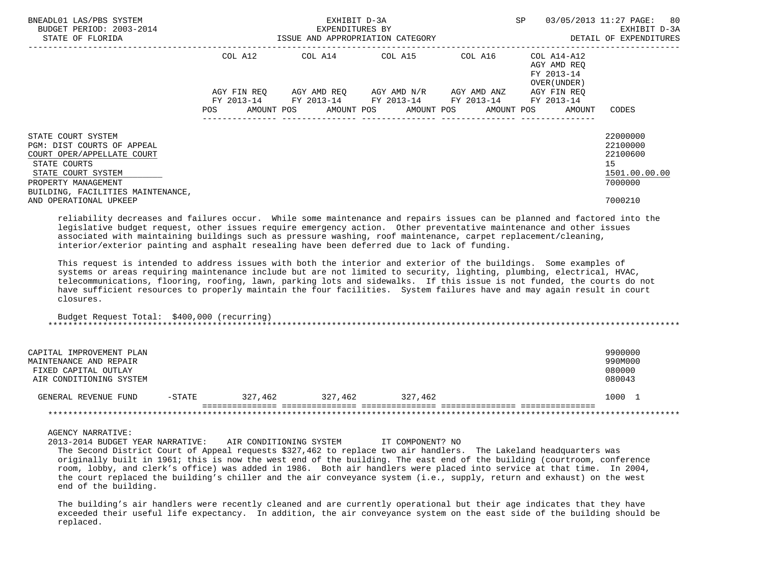| | COL A12 | COL A14 | COL A15 | COL A16 | COL A14-A12 AGY AMD REQ FY 2013-14 OVER(UNDER) | |
|---|---|---|---|---|---|---|
| | AGY FIN REQ FY 2013-14 | AGY AMD REQ FY 2013-14 | AGY AMD N/R FY 2013-14 | AGY AMD ANZ FY 2013-14 | AGY FIN REQ FY 2013-14 | |
| | POS AMOUNT | POS AMOUNT | POS AMOUNT | POS AMOUNT | POS AMOUNT | CODES |

STATE COURT SYSTEM — 22000000
PGM: DIST COURTS OF APPEAL — 22100000
COURT OPER/APPELLATE COURT — 22100600
STATE COURTS — 15
STATE COURT SYSTEM — 1501.00.00.00
PROPERTY MANAGEMENT — 7000000
BUILDING, FACILITIES MAINTENANCE, AND OPERATIONAL UPKEEP — 7000210

reliability decreases and failures occur. While some maintenance and repairs issues can be planned and factored into the legislative budget request, other issues require emergency action. Other preventative maintenance and other issues associated with maintaining buildings such as pressure washing, roof maintenance, carpet replacement/cleaning, interior/exterior painting and asphalt resealing have been deferred due to lack of funding.

This request is intended to address issues with both the interior and exterior of the buildings. Some examples of systems or areas requiring maintenance include but are not limited to security, lighting, plumbing, electrical, HVAC, telecommunications, flooring, roofing, lawn, parking lots and sidewalks. If this issue is not funded, the courts do not have sufficient resources to properly maintain the four facilities. System failures have and may again result in court closures.

Budget Request Total: $400,000 (recurring)

***

CAPITAL IMPROVEMENT PLAN — 9900000
MAINTENANCE AND REPAIR — 990M000
FIXED CAPITAL OUTLAY — 080000
AIR CONDITIONING SYSTEM — 080043

| | COL A12 | COL A14 | COL A15 | COL A16 | COL A14-A12 | CODES |
|---|---|---|---|---|---|---|
| GENERAL REVENUE FUND -STATE | 327,462 | 327,462 | 327,462 | | | 1000 1 |

***

AGENCY NARRATIVE:

2013-2014 BUDGET YEAR NARRATIVE: AIR CONDITIONING SYSTEM IT COMPONENT? NO

The Second District Court of Appeal requests $327,462 to replace two air handlers. The Lakeland headquarters was originally built in 1961; this is now the west end of the building. The east end of the building (courtroom, conference room, lobby, and clerk's office) was added in 1986. Both air handlers were placed into service at that time. In 2004, the court replaced the building's chiller and the air conveyance system (i.e., supply, return and exhaust) on the west end of the building.

The building's air handlers were recently cleaned and are currently operational but their age indicates that they have exceeded their useful life expectancy. In addition, the air conveyance system on the east side of the building should be replaced.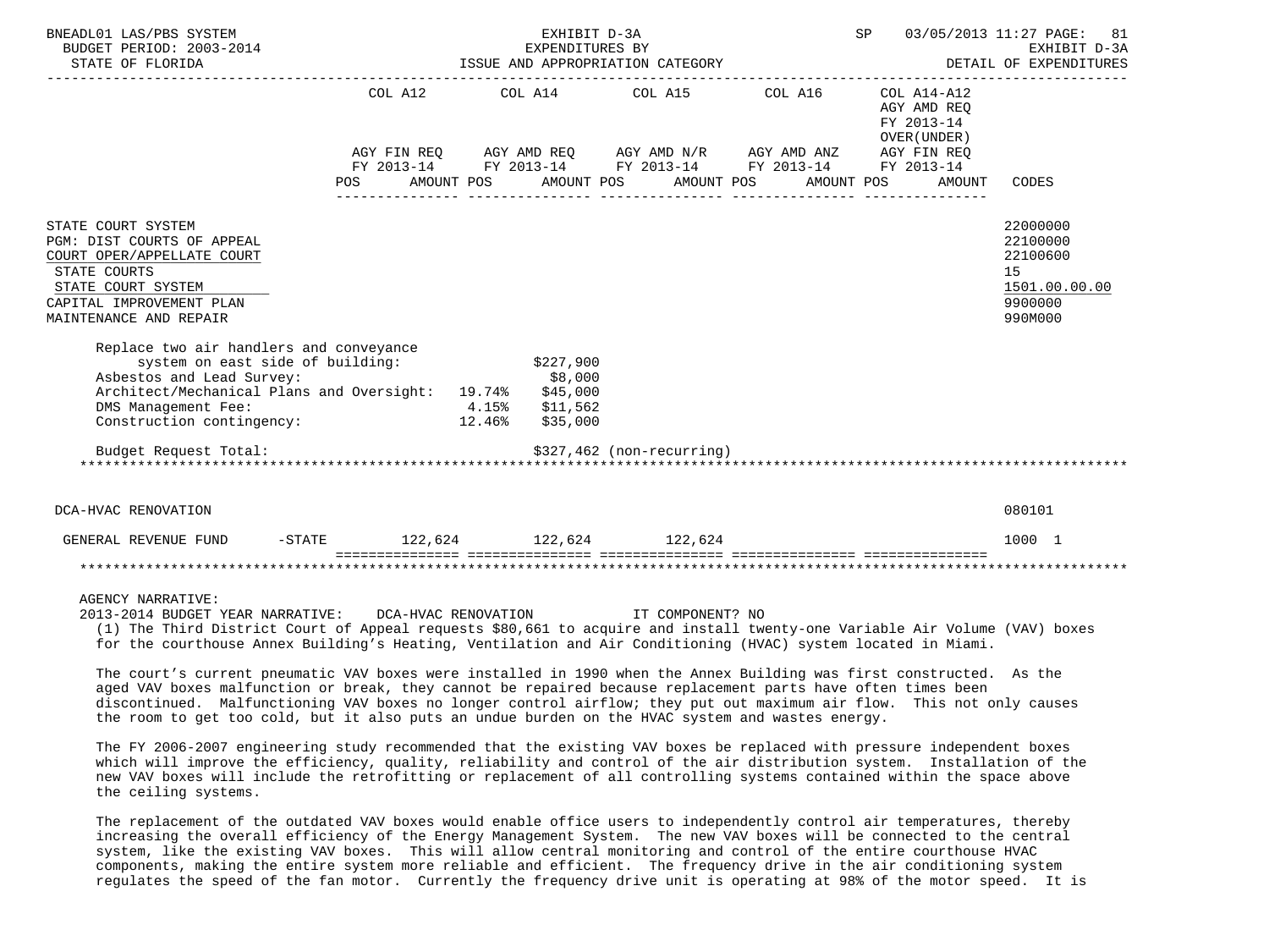| | COL A12 | COL A14 | COL A15 | COL A16 | COL A14-A12 AGY AMD REQ FY 2013-14 OVER(UNDER) | |
|---|---|---|---|---|---|---|
| | AGY FIN REQ FY 2013-14 | AGY AMD REQ FY 2013-14 | AGY AMD N/R FY 2013-14 | AGY AMD ANZ FY 2013-14 | AGY FIN REQ FY 2013-14 | |
| | POS AMOUNT | POS AMOUNT | POS AMOUNT | POS AMOUNT | POS AMOUNT | CODES |

STATE COURT SYSTEM — 22000000
PGM: DIST COURTS OF APPEAL — 22100000
COURT OPER/APPELLATE COURT — 22100600
STATE COURTS — 15
STATE COURT SYSTEM — 1501.00.00.00
CAPITAL IMPROVEMENT PLAN — 9900000
MAINTENANCE AND REPAIR — 990M000

| | | |
|---|---|---|
| Replace two air handlers and conveyance system on east side of building: | | $227,900 |
| Asbestos and Lead Survey: | | $8,000 |
| Architect/Mechanical Plans and Oversight: | 19.74% | $45,000 |
| DMS Management Fee: | 4.15% | $11,562 |
| Construction contingency: | 12.46% | $35,000 |
| Budget Request Total: | | $327,462 (non-recurring) |

*******************************************************************************************************************

DCA-HVAC RENOVATION — 080101

| | COL A12 | COL A14 | COL A15 | COL A16 | COL A14-A12 | CODES |
|---|---|---|---|---|---|---|
| GENERAL REVENUE FUND -STATE | 122,624 | 122,624 | 122,624 | | | 1000 1 |

*******************************************************************************************************************

AGENCY NARRATIVE:
2013-2014 BUDGET YEAR NARRATIVE: DCA-HVAC RENOVATION IT COMPONENT? NO

(1) The Third District Court of Appeal requests $80,661 to acquire and install twenty-one Variable Air Volume (VAV) boxes for the courthouse Annex Building's Heating, Ventilation and Air Conditioning (HVAC) system located in Miami.

The court's current pneumatic VAV boxes were installed in 1990 when the Annex Building was first constructed. As the aged VAV boxes malfunction or break, they cannot be repaired because replacement parts have often times been discontinued. Malfunctioning VAV boxes no longer control airflow; they put out maximum air flow. This not only causes the room to get too cold, but it also puts an undue burden on the HVAC system and wastes energy.

The FY 2006-2007 engineering study recommended that the existing VAV boxes be replaced with pressure independent boxes which will improve the efficiency, quality, reliability and control of the air distribution system. Installation of the new VAV boxes will include the retrofitting or replacement of all controlling systems contained within the space above the ceiling systems.

The replacement of the outdated VAV boxes would enable office users to independently control air temperatures, thereby increasing the overall efficiency of the Energy Management System. The new VAV boxes will be connected to the central system, like the existing VAV boxes. This will allow central monitoring and control of the entire courthouse HVAC components, making the entire system more reliable and efficient. The frequency drive in the air conditioning system regulates the speed of the fan motor. Currently the frequency drive unit is operating at 98% of the motor speed. It is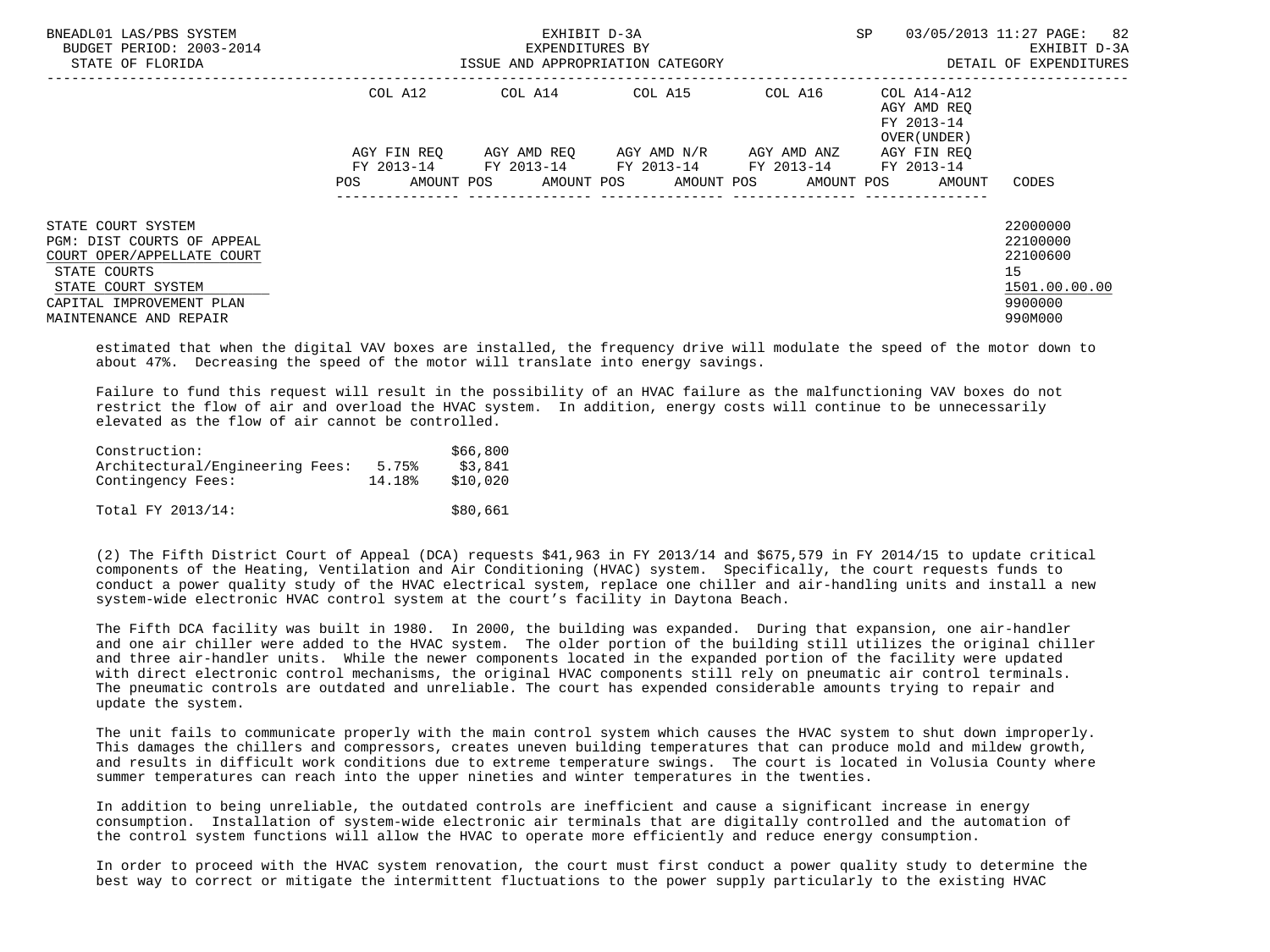| | COL A12 | | COL A14 | | COL A15 | | COL A16 | | COL A14-A12 AGY AMD REQ FY 2013-14 OVER(UNDER) | | |
|---|---|---|---|---|---|---|---|---|---|---|---|
| | AGY FIN REQ FY 2013-14 | | AGY AMD REQ FY 2013-14 | | AGY AMD N/R FY 2013-14 | | AGY AMD ANZ FY 2013-14 | | AGY FIN REQ FY 2013-14 | | |
| | POS | AMOUNT | POS | AMOUNT | POS | AMOUNT | POS | AMOUNT | POS | AMOUNT | CODES |
| STATE COURT SYSTEM | | | | | | | | | | | 22000000 |
| PGM: DIST COURTS OF APPEAL | | | | | | | | | | | 22100000 |
| COURT OPER/APPELLATE COURT | | | | | | | | | | | 22100600 |
| STATE COURTS | | | | | | | | | | | 15 |
| STATE COURT SYSTEM | | | | | | | | | | | 1501.00.00.00 |
| CAPITAL IMPROVEMENT PLAN | | | | | | | | | | | 9900000 |
| MAINTENANCE AND REPAIR | | | | | | | | | | | 990M000 |

estimated that when the digital VAV boxes are installed, the frequency drive will modulate the speed of the motor down to about 47%. Decreasing the speed of the motor will translate into energy savings.

Failure to fund this request will result in the possibility of an HVAC failure as the malfunctioning VAV boxes do not restrict the flow of air and overload the HVAC system. In addition, energy costs will continue to be unnecessarily elevated as the flow of air cannot be controlled.

| | | |
|---|---|---|
| Construction: | | $66,800 |
| Architectural/Engineering Fees: | 5.75% | $3,841 |
| Contingency Fees: | 14.18% | $10,020 |
| Total FY 2013/14: | | $80,661 |

(2) The Fifth District Court of Appeal (DCA) requests $41,963 in FY 2013/14 and $675,579 in FY 2014/15 to update critical components of the Heating, Ventilation and Air Conditioning (HVAC) system. Specifically, the court requests funds to conduct a power quality study of the HVAC electrical system, replace one chiller and air-handling units and install a new system-wide electronic HVAC control system at the court's facility in Daytona Beach.

The Fifth DCA facility was built in 1980. In 2000, the building was expanded. During that expansion, one air-handler and one air chiller were added to the HVAC system. The older portion of the building still utilizes the original chiller and three air-handler units. While the newer components located in the expanded portion of the facility were updated with direct electronic control mechanisms, the original HVAC components still rely on pneumatic air control terminals. The pneumatic controls are outdated and unreliable. The court has expended considerable amounts trying to repair and update the system.

The unit fails to communicate properly with the main control system which causes the HVAC system to shut down improperly. This damages the chillers and compressors, creates uneven building temperatures that can produce mold and mildew growth, and results in difficult work conditions due to extreme temperature swings. The court is located in Volusia County where summer temperatures can reach into the upper nineties and winter temperatures in the twenties.

In addition to being unreliable, the outdated controls are inefficient and cause a significant increase in energy consumption. Installation of system-wide electronic air terminals that are digitally controlled and the automation of the control system functions will allow the HVAC to operate more efficiently and reduce energy consumption.

In order to proceed with the HVAC system renovation, the court must first conduct a power quality study to determine the best way to correct or mitigate the intermittent fluctuations to the power supply particularly to the existing HVAC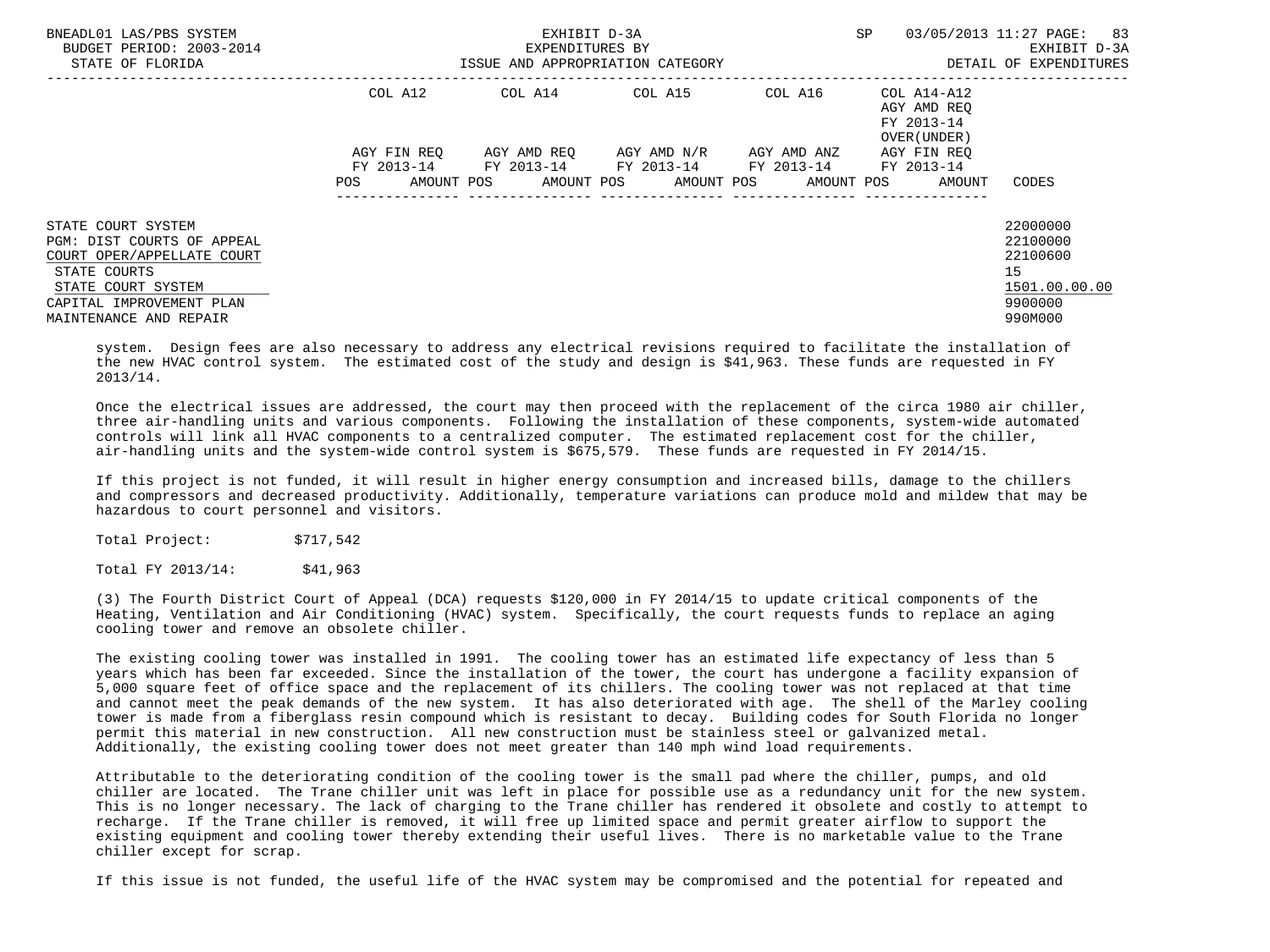| | COL A12 | | COL A14 | | COL A15 | | COL A16 | | COL A14-A12 AGY AMD REQ FY 2013-14 OVER(UNDER) | |
|---|---|---|---|---|---|---|---|---|---|---|
| | AGY FIN REQ FY 2013-14 | | AGY AMD REQ FY 2013-14 | | AGY AMD N/R FY 2013-14 | | AGY AMD ANZ FY 2013-14 | | AGY FIN REQ FY 2013-14 | |
| | POS | AMOUNT | POS | AMOUNT | POS | AMOUNT | POS | AMOUNT | POS | AMOUNT | CODES |

| | CODES |
|---|---|
| STATE COURT SYSTEM | 22000000 |
| PGM: DIST COURTS OF APPEAL | 22100000 |
| COURT OPER/APPELLATE COURT | 22100600 |
| STATE COURTS | 15 |
| STATE COURT SYSTEM | 1501.00.00.00 |
| CAPITAL IMPROVEMENT PLAN | 9900000 |
| MAINTENANCE AND REPAIR | 990M000 |

system. Design fees are also necessary to address any electrical revisions required to facilitate the installation of the new HVAC control system. The estimated cost of the study and design is $41,963. These funds are requested in FY 2013/14.

Once the electrical issues are addressed, the court may then proceed with the replacement of the circa 1980 air chiller, three air-handling units and various components. Following the installation of these components, system-wide automated controls will link all HVAC components to a centralized computer. The estimated replacement cost for the chiller, air-handling units and the system-wide control system is $675,579. These funds are requested in FY 2014/15.

If this project is not funded, it will result in higher energy consumption and increased bills, damage to the chillers and compressors and decreased productivity. Additionally, temperature variations can produce mold and mildew that may be hazardous to court personnel and visitors.

Total Project: $717,542

Total FY 2013/14: $41,963

(3) The Fourth District Court of Appeal (DCA) requests $120,000 in FY 2014/15 to update critical components of the Heating, Ventilation and Air Conditioning (HVAC) system. Specifically, the court requests funds to replace an aging cooling tower and remove an obsolete chiller.

The existing cooling tower was installed in 1991. The cooling tower has an estimated life expectancy of less than 5 years which has been far exceeded. Since the installation of the tower, the court has undergone a facility expansion of 5,000 square feet of office space and the replacement of its chillers. The cooling tower was not replaced at that time and cannot meet the peak demands of the new system. It has also deteriorated with age. The shell of the Marley cooling tower is made from a fiberglass resin compound which is resistant to decay. Building codes for South Florida no longer permit this material in new construction. All new construction must be stainless steel or galvanized metal. Additionally, the existing cooling tower does not meet greater than 140 mph wind load requirements.

Attributable to the deteriorating condition of the cooling tower is the small pad where the chiller, pumps, and old chiller are located. The Trane chiller unit was left in place for possible use as a redundancy unit for the new system. This is no longer necessary. The lack of charging to the Trane chiller has rendered it obsolete and costly to attempt to recharge. If the Trane chiller is removed, it will free up limited space and permit greater airflow to support the existing equipment and cooling tower thereby extending their useful lives. There is no marketable value to the Trane chiller except for scrap.

If this issue is not funded, the useful life of the HVAC system may be compromised and the potential for repeated and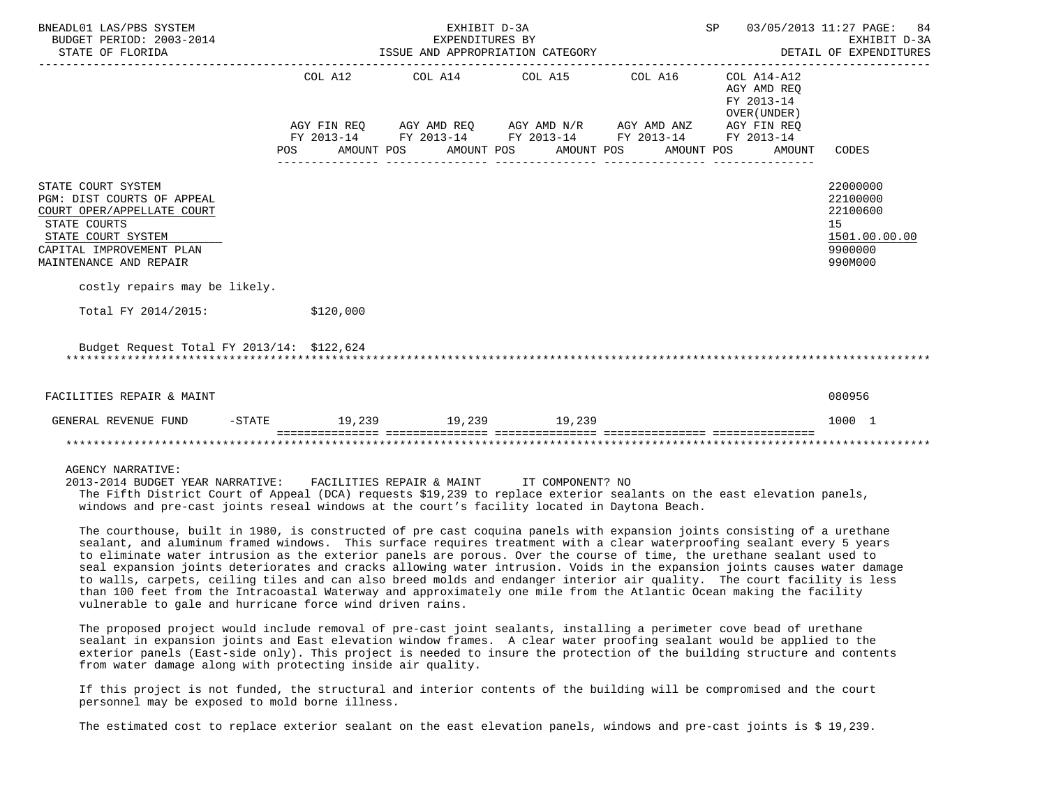| | COL A12 | COL A14 | COL A15 | COL A16 | COL A14-A12 AGY AMD REQ FY 2013-14 OVER(UNDER) | |
|---|---|---|---|---|---|---|
| | AGY FIN REQ FY 2013-14 | AGY AMD REQ FY 2013-14 | AGY AMD N/R FY 2013-14 | AGY AMD ANZ FY 2013-14 | AGY FIN REQ FY 2013-14 | |
| | POS AMOUNT | POS AMOUNT | POS AMOUNT | POS AMOUNT | POS AMOUNT | CODES |
| STATE COURT SYSTEM | | | | | | 22000000 |
| PGM: DIST COURTS OF APPEAL | | | | | | 22100000 |
| COURT OPER/APPELLATE COURT | | | | | | 22100600 |
| STATE COURTS | | | | | | 15 |
| STATE COURT SYSTEM | | | | | | 1501.00.00.00 |
| CAPITAL IMPROVEMENT PLAN | | | | | | 9900000 |
| MAINTENANCE AND REPAIR | | | | | | 990M000 |

costly repairs may be likely.

Total FY 2014/2015: $120,000

Budget Request Total FY 2013/14: $122,624

| | COL A12 | COL A14 | COL A15 | COL A16 | COL A14-A12 | CODES |
|---|---|---|---|---|---|---|
| FACILITIES REPAIR & MAINT | | | | | | 080956 |
| GENERAL REVENUE FUND -STATE | 19,239 | 19,239 | 19,239 | | | 1000 1 |

AGENCY NARRATIVE:

2013-2014 BUDGET YEAR NARRATIVE: FACILITIES REPAIR & MAINT IT COMPONENT? NO

The Fifth District Court of Appeal (DCA) requests $19,239 to replace exterior sealants on the east elevation panels, windows and pre-cast joints reseal windows at the court's facility located in Daytona Beach.

The courthouse, built in 1980, is constructed of pre cast coquina panels with expansion joints consisting of a urethane sealant, and aluminum framed windows. This surface requires treatment with a clear waterproofing sealant every 5 years to eliminate water intrusion as the exterior panels are porous. Over the course of time, the urethane sealant used to seal expansion joints deteriorates and cracks allowing water intrusion. Voids in the expansion joints causes water damage to walls, carpets, ceiling tiles and can also breed molds and endanger interior air quality. The court facility is less than 100 feet from the Intracoastal Waterway and approximately one mile from the Atlantic Ocean making the facility vulnerable to gale and hurricane force wind driven rains.

The proposed project would include removal of pre-cast joint sealants, installing a perimeter cove bead of urethane sealant in expansion joints and East elevation window frames. A clear water proofing sealant would be applied to the exterior panels (East-side only). This project is needed to insure the protection of the building structure and contents from water damage along with protecting inside air quality.

If this project is not funded, the structural and interior contents of the building will be compromised and the court personnel may be exposed to mold borne illness.

The estimated cost to replace exterior sealant on the east elevation panels, windows and pre-cast joints is $ 19,239.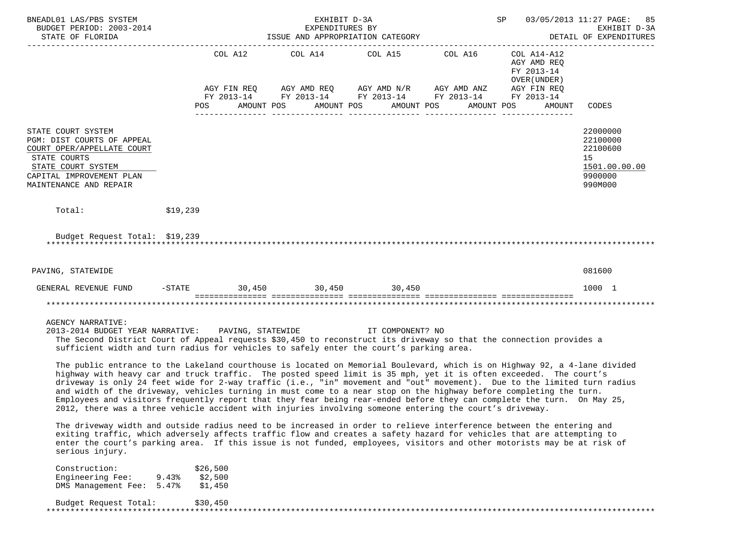| | COL A12 | | COL A14 | | COL A15 | | COL A16 | | COL A14-A12 AGY AMD REQ FY 2013-14 OVER(UNDER) | | |
|---|---|---|---|---|---|---|---|---|---|---|---|
| | AGY FIN REQ FY 2013-14 | | AGY AMD REQ FY 2013-14 | | AGY AMD N/R FY 2013-14 | | AGY AMD ANZ FY 2013-14 | | AGY FIN REQ FY 2013-14 | | |
| | POS | AMOUNT | POS | AMOUNT | POS | AMOUNT | POS | AMOUNT | POS | AMOUNT | CODES |

STATE COURT SYSTEM — 22000000
PGM: DIST COURTS OF APPEAL — 22100000
COURT OPER/APPELLATE COURT — 22100600
STATE COURTS — 15
STATE COURT SYSTEM — 1501.00.00.00
CAPITAL IMPROVEMENT PLAN — 9900000
MAINTENANCE AND REPAIR — 990M000

Total: $19,239

Budget Request Total: $19,239

***

PAVING, STATEWIDE — 081600

| | AGY FIN REQ FY 2013-14 | AGY AMD REQ FY 2013-14 | AGY AMD N/R FY 2013-14 | AGY AMD ANZ FY 2013-14 | COL A14-A12 | CODES |
|---|---|---|---|---|---|---|
| GENERAL REVENUE FUND -STATE | 30,450 | 30,450 | 30,450 | | | 1000 1 |

***

AGENCY NARRATIVE:
2013-2014 BUDGET YEAR NARRATIVE: PAVING, STATEWIDE IT COMPONENT? NO

The Second District Court of Appeal requests $30,450 to reconstruct its driveway so that the connection provides a sufficient width and turn radius for vehicles to safely enter the court's parking area.

The public entrance to the Lakeland courthouse is located on Memorial Boulevard, which is on Highway 92, a 4-lane divided highway with heavy car and truck traffic. The posted speed limit is 35 mph, yet it is often exceeded. The court's driveway is only 24 feet wide for 2-way traffic (i.e., "in" movement and "out" movement). Due to the limited turn radius and width of the driveway, vehicles turning in must come to a near stop on the highway before completing the turn. Employees and visitors frequently report that they fear being rear-ended before they can complete the turn. On May 25, 2012, there was a three vehicle accident with injuries involving someone entering the court's driveway.

The driveway width and outside radius need to be increased in order to relieve interference between the entering and exiting traffic, which adversely affects traffic flow and creates a safety hazard for vehicles that are attempting to enter the court's parking area. If this issue is not funded, employees, visitors and other motorists may be at risk of serious injury.

| | | |
|---|---|---|
| Construction: | | $26,500 |
| Engineering Fee: | 9.43% | $2,500 |
| DMS Management Fee: | 5.47% | $1,450 |

Budget Request Total: $30,450

***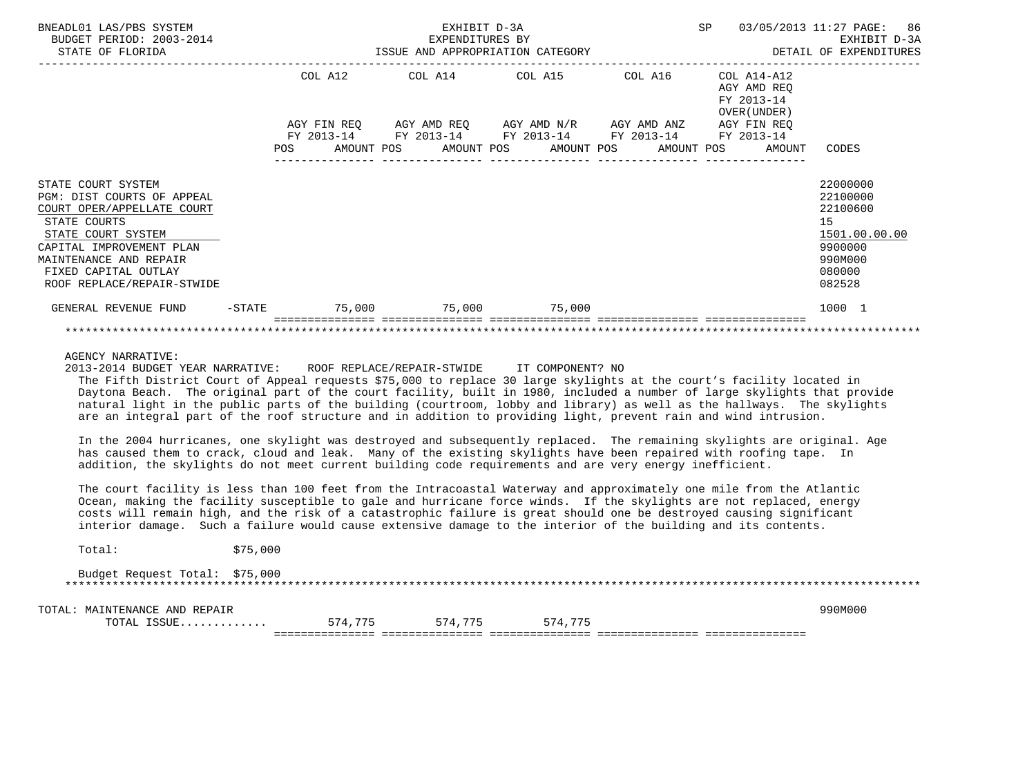BNEADL01 LAS/PBS SYSTEM — BUDGET PERIOD: 2003-2014 — STATE OF FLORIDA

EXHIBIT D-3A — EXPENDITURES BY ISSUE AND APPROPRIATION CATEGORY

SP 03/05/2013 11:27 — EXHIBIT D-3A — DETAIL OF EXPENDITURES

| | COL A12 AGY FIN REQ FY 2013-14 POS AMOUNT | COL A14 AGY AMD REQ FY 2013-14 POS AMOUNT | COL A15 AGY AMD N/R FY 2013-14 POS AMOUNT | COL A16 AGY AMD ANZ FY 2013-14 POS AMOUNT | COL A14-A12 AGY AMD REQ FY 2013-14 OVER(UNDER) AGY FIN REQ FY 2013-14 POS AMOUNT | CODES |
|---|---|---|---|---|---|---|
| STATE COURT SYSTEM | | | | | | 22000000 |
| PGM: DIST COURTS OF APPEAL | | | | | | 22100000 |
| COURT OPER/APPELLATE COURT | | | | | | 22100600 |
| STATE COURTS | | | | | | 15 |
| STATE COURT SYSTEM | | | | | | 1501.00.00.00 |
| CAPITAL IMPROVEMENT PLAN | | | | | | 9900000 |
| MAINTENANCE AND REPAIR | | | | | | 990M000 |
| FIXED CAPITAL OUTLAY | | | | | | 080000 |
| ROOF REPLACE/REPAIR-STWIDE | | | | | | 082528 |
| GENERAL REVENUE FUND -STATE | 75,000 | 75,000 | 75,000 | | | 1000 1 |

AGENCY NARRATIVE:

2013-2014 BUDGET YEAR NARRATIVE: ROOF REPLACE/REPAIR-STWIDE IT COMPONENT? NO

The Fifth District Court of Appeal requests $75,000 to replace 30 large skylights at the court's facility located in Daytona Beach. The original part of the court facility, built in 1980, included a number of large skylights that provide natural light in the public parts of the building (courtroom, lobby and library) as well as the hallways. The skylights are an integral part of the roof structure and in addition to providing light, prevent rain and wind intrusion.

In the 2004 hurricanes, one skylight was destroyed and subsequently replaced. The remaining skylights are original. Age has caused them to crack, cloud and leak. Many of the existing skylights have been repaired with roofing tape. In addition, the skylights do not meet current building code requirements and are very energy inefficient.

The court facility is less than 100 feet from the Intracoastal Waterway and approximately one mile from the Atlantic Ocean, making the facility susceptible to gale and hurricane force winds. If the skylights are not replaced, energy costs will remain high, and the risk of a catastrophic failure is great should one be destroyed causing significant interior damage. Such a failure would cause extensive damage to the interior of the building and its contents.

Total: $75,000

Budget Request Total: $75,000

| | COL A12 | COL A14 | COL A15 | COL A16 | COL A14-A12 | CODES |
|---|---|---|---|---|---|---|
| TOTAL: MAINTENANCE AND REPAIR | | | | | | 990M000 |
| TOTAL ISSUE............. | 574,775 | 574,775 | 574,775 | | | |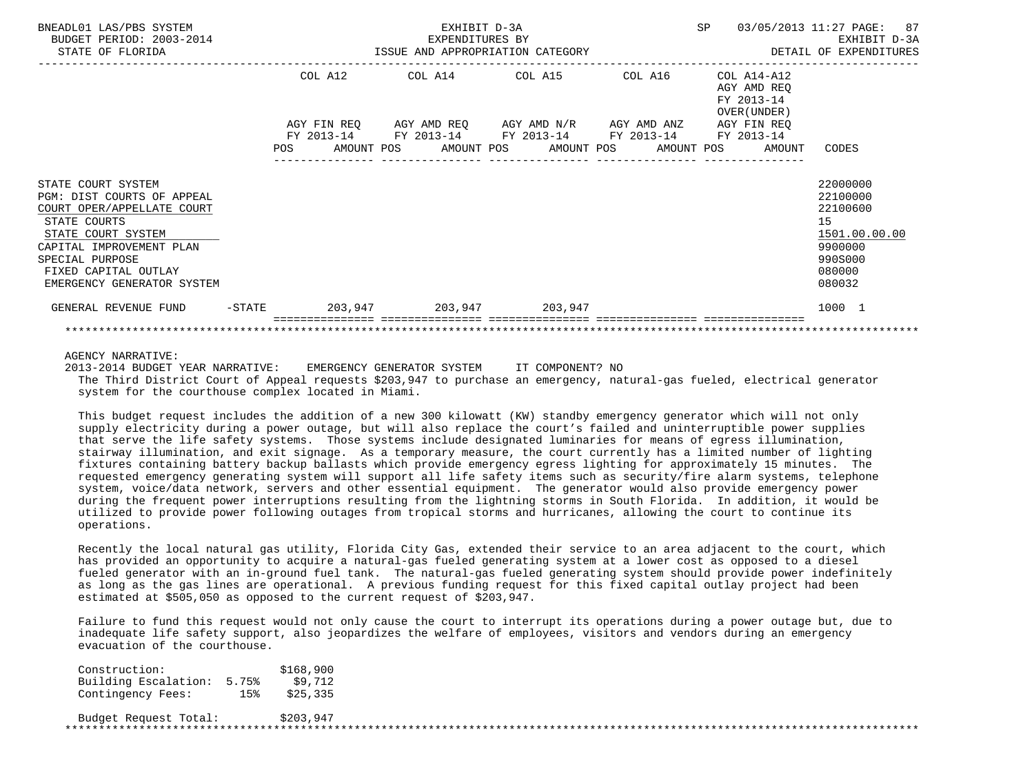BNEADL01 LAS/PBS SYSTEM — EXHIBIT D-3A — EXPENDITURES BY ISSUE AND APPROPRIATION CATEGORY
BUDGET PERIOD: 2003-2014 — STATE OF FLORIDA — SP 03/05/2013 11:27 — EXHIBIT D-3A DETAIL OF EXPENDITURES

| | COL A12 AGY FIN REQ FY 2013-14 POS AMOUNT | COL A14 AGY AMD REQ FY 2013-14 POS AMOUNT | COL A15 AGY AMD N/R FY 2013-14 POS AMOUNT | COL A16 AGY AMD ANZ FY 2013-14 POS AMOUNT | COL A14-A12 AGY AMD REQ FY 2013-14 OVER(UNDER) AGY FIN REQ FY 2013-14 POS AMOUNT | CODES |
|---|---|---|---|---|---|---|
| STATE COURT SYSTEM | | | | | | 22000000 |
| PGM: DIST COURTS OF APPEAL | | | | | | 22100000 |
| COURT OPER/APPELLATE COURT | | | | | | 22100600 |
| STATE COURTS | | | | | | 15 |
| STATE COURT SYSTEM | | | | | | 1501.00.00.00 |
| CAPITAL IMPROVEMENT PLAN | | | | | | 9900000 |
| SPECIAL PURPOSE | | | | | | 990S000 |
| FIXED CAPITAL OUTLAY | | | | | | 080000 |
| EMERGENCY GENERATOR SYSTEM | | | | | | 080032 |
| GENERAL REVENUE FUND -STATE | 203,947 | 203,947 | 203,947 | | | 1000 1 |

AGENCY NARRATIVE:

2013-2014 BUDGET YEAR NARRATIVE: EMERGENCY GENERATOR SYSTEM IT COMPONENT? NO

The Third District Court of Appeal requests $203,947 to purchase an emergency, natural-gas fueled, electrical generator system for the courthouse complex located in Miami.

This budget request includes the addition of a new 300 kilowatt (KW) standby emergency generator which will not only supply electricity during a power outage, but will also replace the court's failed and uninterruptible power supplies that serve the life safety systems. Those systems include designated luminaries for means of egress illumination, stairway illumination, and exit signage. As a temporary measure, the court currently has a limited number of lighting fixtures containing battery backup ballasts which provide emergency egress lighting for approximately 15 minutes. The requested emergency generating system will support all life safety items such as security/fire alarm systems, telephone system, voice/data network, servers and other essential equipment. The generator would also provide emergency power during the frequent power interruptions resulting from the lightning storms in South Florida. In addition, it would be utilized to provide power following outages from tropical storms and hurricanes, allowing the court to continue its operations.

Recently the local natural gas utility, Florida City Gas, extended their service to an area adjacent to the court, which has provided an opportunity to acquire a natural-gas fueled generating system at a lower cost as opposed to a diesel fueled generator with an in-ground fuel tank. The natural-gas fueled generating system should provide power indefinitely as long as the gas lines are operational. A previous funding request for this fixed capital outlay project had been estimated at $505,050 as opposed to the current request of $203,947.

Failure to fund this request would not only cause the court to interrupt its operations during a power outage but, due to inadequate life safety support, also jeopardizes the welfare of employees, visitors and vendors during an emergency evacuation of the courthouse.

| | | |
|---|---|---|
| Construction: | | $168,900 |
| Building Escalation: | 5.75% | $9,712 |
| Contingency Fees: | 15% | $25,335 |
| Budget Request Total: | | $203,947 |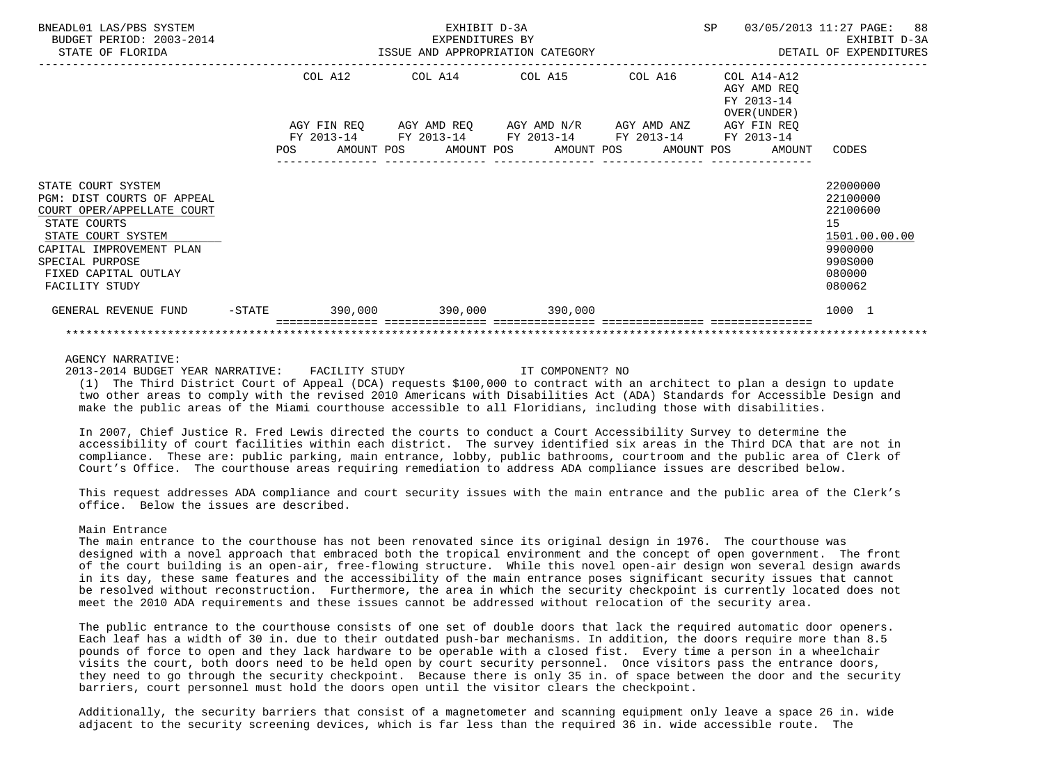BNEADL01 LAS/PBS SYSTEM — EXHIBIT D-3A — SP 03/05/2013 11:27

BUDGET PERIOD: 2003-2014 — EXPENDITURES BY — EXHIBIT D-3A

STATE OF FLORIDA — ISSUE AND APPROPRIATION CATEGORY — DETAIL OF EXPENDITURES

| | COL A12 AGY FIN REQ FY 2013-14 POS AMOUNT | COL A14 AGY AMD REQ FY 2013-14 POS AMOUNT | COL A15 AGY AMD N/R FY 2013-14 POS AMOUNT | COL A16 AGY AMD ANZ FY 2013-14 POS AMOUNT | COL A14-A12 AGY AMD REQ FY 2013-14 OVER(UNDER) AGY FIN REQ FY 2013-14 POS AMOUNT | CODES |
|---|---|---|---|---|---|---|
| STATE COURT SYSTEM | | | | | | 22000000 |
| PGM: DIST COURTS OF APPEAL | | | | | | 22100000 |
| COURT OPER/APPELLATE COURT | | | | | | 22100600 |
| STATE COURTS | | | | | | 15 |
| STATE COURT SYSTEM | | | | | | 1501.00.00.00 |
| CAPITAL IMPROVEMENT PLAN | | | | | | 9900000 |
| SPECIAL PURPOSE | | | | | | 990S000 |
| FIXED CAPITAL OUTLAY | | | | | | 080000 |
| FACILITY STUDY | | | | | | 080062 |
| GENERAL REVENUE FUND -STATE | 390,000 | 390,000 | 390,000 | | | 1000 1 |

AGENCY NARRATIVE:

2013-2014 BUDGET YEAR NARRATIVE: FACILITY STUDY IT COMPONENT? NO

(1) The Third District Court of Appeal (DCA) requests $100,000 to contract with an architect to plan a design to update two other areas to comply with the revised 2010 Americans with Disabilities Act (ADA) Standards for Accessible Design and make the public areas of the Miami courthouse accessible to all Floridians, including those with disabilities.

In 2007, Chief Justice R. Fred Lewis directed the courts to conduct a Court Accessibility Survey to determine the accessibility of court facilities within each district. The survey identified six areas in the Third DCA that are not in compliance. These are: public parking, main entrance, lobby, public bathrooms, courtroom and the public area of Clerk of Court's Office. The courthouse areas requiring remediation to address ADA compliance issues are described below.

This request addresses ADA compliance and court security issues with the main entrance and the public area of the Clerk's office. Below the issues are described.

Main Entrance

The main entrance to the courthouse has not been renovated since its original design in 1976. The courthouse was designed with a novel approach that embraced both the tropical environment and the concept of open government. The front of the court building is an open-air, free-flowing structure. While this novel open-air design won several design awards in its day, these same features and the accessibility of the main entrance poses significant security issues that cannot be resolved without reconstruction. Furthermore, the area in which the security checkpoint is currently located does not meet the 2010 ADA requirements and these issues cannot be addressed without relocation of the security area.

The public entrance to the courthouse consists of one set of double doors that lack the required automatic door openers. Each leaf has a width of 30 in. due to their outdated push-bar mechanisms. In addition, the doors require more than 8.5 pounds of force to open and they lack hardware to be operable with a closed fist. Every time a person in a wheelchair visits the court, both doors need to be held open by court security personnel. Once visitors pass the entrance doors, they need to go through the security checkpoint. Because there is only 35 in. of space between the door and the security barriers, court personnel must hold the doors open until the visitor clears the checkpoint.

Additionally, the security barriers that consist of a magnetometer and scanning equipment only leave a space 26 in. wide adjacent to the security screening devices, which is far less than the required 36 in. wide accessible route. The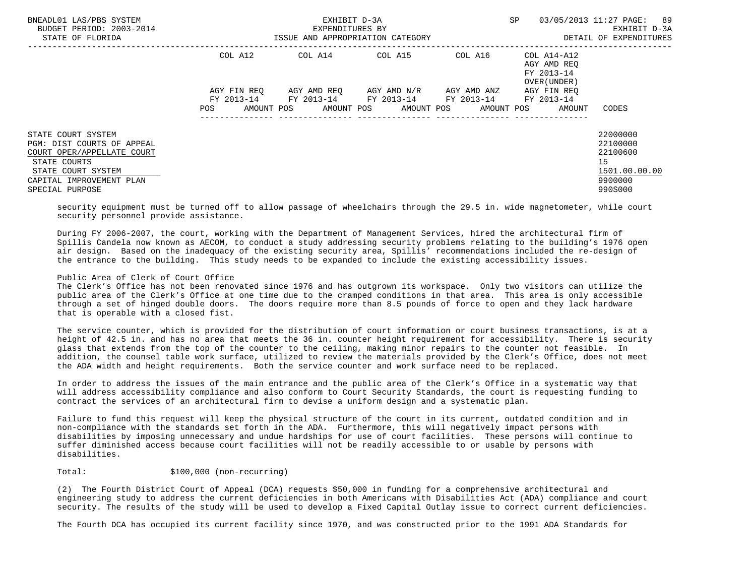| | COL A12 | COL A14 | COL A15 | COL A16 | COL A14-A12 AGY AMD REQ FY 2013-14 OVER(UNDER) | |
|---|---|---|---|---|---|---|
| | AGY FIN REQ FY 2013-14 | AGY AMD REQ FY 2013-14 | AGY AMD N/R FY 2013-14 | AGY AMD ANZ FY 2013-14 | AGY FIN REQ FY 2013-14 | |
| | POS AMOUNT | POS AMOUNT | POS AMOUNT | POS AMOUNT | POS AMOUNT | CODES |
| STATE COURT SYSTEM | | | | | | 22000000 |
| PGM: DIST COURTS OF APPEAL | | | | | | 22100000 |
| COURT OPER/APPELLATE COURT | | | | | | 22100600 |
| STATE COURTS | | | | | | 15 |
| STATE COURT SYSTEM | | | | | | 1501.00.00.00 |
| CAPITAL IMPROVEMENT PLAN | | | | | | 9900000 |
| SPECIAL PURPOSE | | | | | | 990S000 |

security equipment must be turned off to allow passage of wheelchairs through the 29.5 in. wide magnetometer, while court security personnel provide assistance.

During FY 2006-2007, the court, working with the Department of Management Services, hired the architectural firm of Spillis Candela now known as AECOM, to conduct a study addressing security problems relating to the building's 1976 open air design. Based on the inadequacy of the existing security area, Spillis' recommendations included the re-design of the entrance to the building. This study needs to be expanded to include the existing accessibility issues.

Public Area of Clerk of Court Office
The Clerk's Office has not been renovated since 1976 and has outgrown its workspace. Only two visitors can utilize the public area of the Clerk's Office at one time due to the cramped conditions in that area. This area is only accessible through a set of hinged double doors. The doors require more than 8.5 pounds of force to open and they lack hardware that is operable with a closed fist.

The service counter, which is provided for the distribution of court information or court business transactions, is at a height of 42.5 in. and has no area that meets the 36 in. counter height requirement for accessibility. There is security glass that extends from the top of the counter to the ceiling, making minor repairs to the counter not feasible. In addition, the counsel table work surface, utilized to review the materials provided by the Clerk's Office, does not meet the ADA width and height requirements. Both the service counter and work surface need to be replaced.

In order to address the issues of the main entrance and the public area of the Clerk's Office in a systematic way that will address accessibility compliance and also conform to Court Security Standards, the court is requesting funding to contract the services of an architectural firm to devise a uniform design and a systematic plan.

Failure to fund this request will keep the physical structure of the court in its current, outdated condition and in non-compliance with the standards set forth in the ADA. Furthermore, this will negatively impact persons with disabilities by imposing unnecessary and undue hardships for use of court facilities. These persons will continue to suffer diminished access because court facilities will not be readily accessible to or usable by persons with disabilities.

Total: $100,000 (non-recurring)

(2) The Fourth District Court of Appeal (DCA) requests $50,000 in funding for a comprehensive architectural and engineering study to address the current deficiencies in both Americans with Disabilities Act (ADA) compliance and court security. The results of the study will be used to develop a Fixed Capital Outlay issue to correct current deficiencies.

The Fourth DCA has occupied its current facility since 1970, and was constructed prior to the 1991 ADA Standards for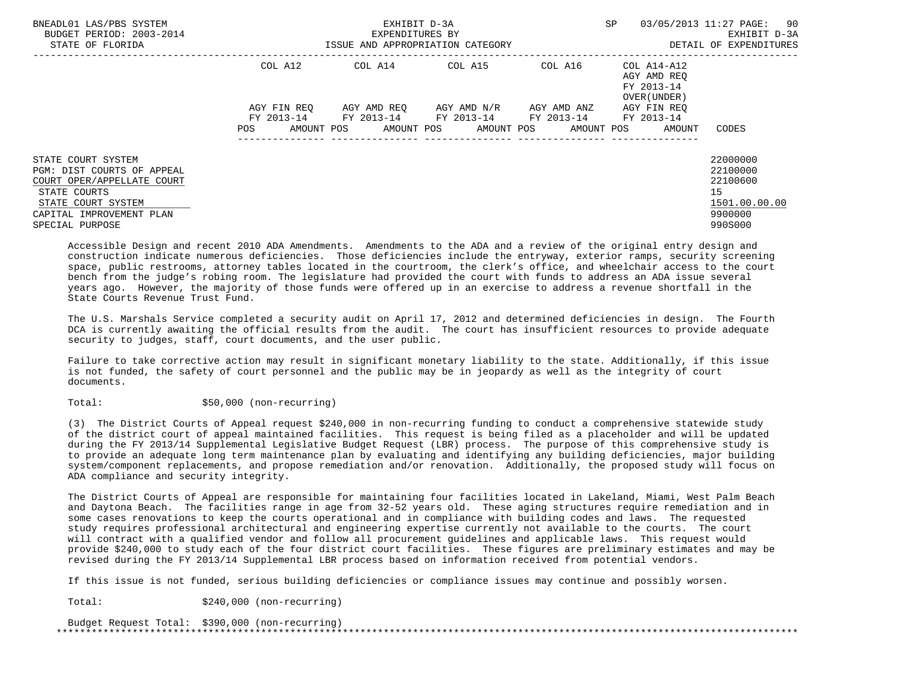| | COL A12 | | COL A14 | | COL A15 | | COL A16 | | COL A14-A12 AGY AMD REQ FY 2013-14 OVER(UNDER) | | |
|---|---|---|---|---|---|---|---|---|---|---|---|
| | AGY FIN REQ FY 2013-14 | | AGY AMD REQ FY 2013-14 | | AGY AMD N/R FY 2013-14 | | AGY AMD ANZ FY 2013-14 | | AGY FIN REQ FY 2013-14 | | |
| | POS | AMOUNT | POS | AMOUNT | POS | AMOUNT | POS | AMOUNT | POS | AMOUNT | CODES |
| STATE COURT SYSTEM | | | | | | | | | | | 22000000 |
| PGM: DIST COURTS OF APPEAL | | | | | | | | | | | 22100000 |
| COURT OPER/APPELLATE COURT | | | | | | | | | | | 22100600 |
| STATE COURTS | | | | | | | | | | | 15 |
| STATE COURT SYSTEM | | | | | | | | | | | 1501.00.00.00 |
| CAPITAL IMPROVEMENT PLAN | | | | | | | | | | | 9900000 |
| SPECIAL PURPOSE | | | | | | | | | | | 990S000 |

Accessible Design and recent 2010 ADA Amendments. Amendments to the ADA and a review of the original entry design and construction indicate numerous deficiencies. Those deficiencies include the entryway, exterior ramps, security screening space, public restrooms, attorney tables located in the courtroom, the clerk's office, and wheelchair access to the court bench from the judge's robing room. The legislature had provided the court with funds to address an ADA issue several years ago. However, the majority of those funds were offered up in an exercise to address a revenue shortfall in the State Courts Revenue Trust Fund.

The U.S. Marshals Service completed a security audit on April 17, 2012 and determined deficiencies in design. The Fourth DCA is currently awaiting the official results from the audit. The court has insufficient resources to provide adequate security to judges, staff, court documents, and the user public.

Failure to take corrective action may result in significant monetary liability to the state. Additionally, if this issue is not funded, the safety of court personnel and the public may be in jeopardy as well as the integrity of court documents.

Total: $50,000 (non-recurring)

(3) The District Courts of Appeal request $240,000 in non-recurring funding to conduct a comprehensive statewide study of the district court of appeal maintained facilities. This request is being filed as a placeholder and will be updated during the FY 2013/14 Supplemental Legislative Budget Request (LBR) process. The purpose of this comprehensive study is to provide an adequate long term maintenance plan by evaluating and identifying any building deficiencies, major building system/component replacements, and propose remediation and/or renovation. Additionally, the proposed study will focus on ADA compliance and security integrity.

The District Courts of Appeal are responsible for maintaining four facilities located in Lakeland, Miami, West Palm Beach and Daytona Beach. The facilities range in age from 32-52 years old. These aging structures require remediation and in some cases renovations to keep the courts operational and in compliance with building codes and laws. The requested study requires professional architectural and engineering expertise currently not available to the courts. The court will contract with a qualified vendor and follow all procurement guidelines and applicable laws. This request would provide $240,000 to study each of the four district court facilities. These figures are preliminary estimates and may be revised during the FY 2013/14 Supplemental LBR process based on information received from potential vendors.

If this issue is not funded, serious building deficiencies or compliance issues may continue and possibly worsen.

Total: $240,000 (non-recurring)

Budget Request Total: $390,000 (non-recurring)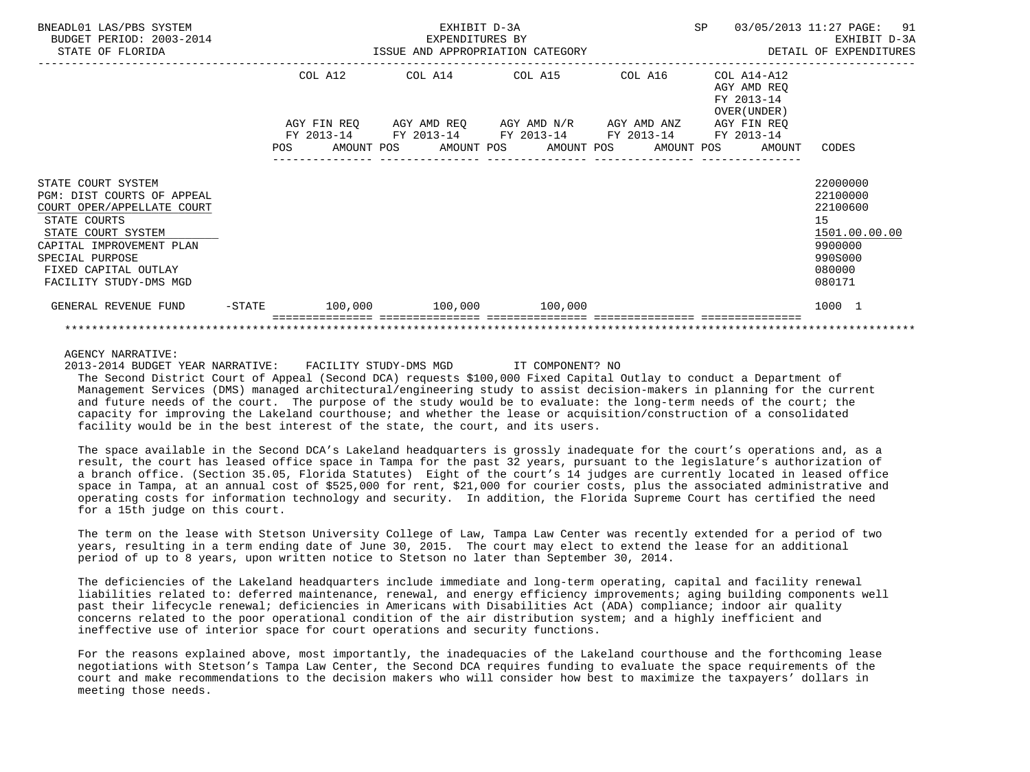BNEADL01 LAS/PBS SYSTEM EXHIBIT D-3A SP 03/05/2013 11:27

BUDGET PERIOD: 2003-2014 EXPENDITURES BY EXHIBIT D-3A

STATE OF FLORIDA ISSUE AND APPROPRIATION CATEGORY DETAIL OF EXPENDITURES

| | COL A12 AGY FIN REQ FY 2013-14 POS AMOUNT | COL A14 AGY AMD REQ FY 2013-14 POS AMOUNT | COL A15 AGY AMD N/R FY 2013-14 POS AMOUNT | COL A16 AGY AMD ANZ FY 2013-14 POS AMOUNT | COL A14-A12 AGY AMD REQ FY 2013-14 OVER(UNDER) AGY FIN REQ FY 2013-14 POS AMOUNT | CODES |
|---|---|---|---|---|---|---|
| STATE COURT SYSTEM | | | | | | 22000000 |
| PGM: DIST COURTS OF APPEAL | | | | | | 22100000 |
| COURT OPER/APPELLATE COURT | | | | | | 22100600 |
| STATE COURTS | | | | | | 15 |
| STATE COURT SYSTEM | | | | | | 1501.00.00.00 |
| CAPITAL IMPROVEMENT PLAN | | | | | | 9900000 |
| SPECIAL PURPOSE | | | | | | 990S000 |
| FIXED CAPITAL OUTLAY | | | | | | 080000 |
| FACILITY STUDY-DMS MGD | | | | | | 080171 |
| GENERAL REVENUE FUND -STATE | 100,000 | 100,000 | 100,000 | | | 1000 1 |

AGENCY NARRATIVE:

2013-2014 BUDGET YEAR NARRATIVE: FACILITY STUDY-DMS MGD IT COMPONENT? NO

The Second District Court of Appeal (Second DCA) requests $100,000 Fixed Capital Outlay to conduct a Department of Management Services (DMS) managed architectural/engineering study to assist decision-makers in planning for the current and future needs of the court. The purpose of the study would be to evaluate: the long-term needs of the court; the capacity for improving the Lakeland courthouse; and whether the lease or acquisition/construction of a consolidated facility would be in the best interest of the state, the court, and its users.

The space available in the Second DCA's Lakeland headquarters is grossly inadequate for the court's operations and, as a result, the court has leased office space in Tampa for the past 32 years, pursuant to the legislature's authorization of a branch office. (Section 35.05, Florida Statutes) Eight of the court's 14 judges are currently located in leased office space in Tampa, at an annual cost of $525,000 for rent, $21,000 for courier costs, plus the associated administrative and operating costs for information technology and security. In addition, the Florida Supreme Court has certified the need for a 15th judge on this court.

The term on the lease with Stetson University College of Law, Tampa Law Center was recently extended for a period of two years, resulting in a term ending date of June 30, 2015. The court may elect to extend the lease for an additional period of up to 8 years, upon written notice to Stetson no later than September 30, 2014.

The deficiencies of the Lakeland headquarters include immediate and long-term operating, capital and facility renewal liabilities related to: deferred maintenance, renewal, and energy efficiency improvements; aging building components well past their lifecycle renewal; deficiencies in Americans with Disabilities Act (ADA) compliance; indoor air quality concerns related to the poor operational condition of the air distribution system; and a highly inefficient and ineffective use of interior space for court operations and security functions.

For the reasons explained above, most importantly, the inadequacies of the Lakeland courthouse and the forthcoming lease negotiations with Stetson's Tampa Law Center, the Second DCA requires funding to evaluate the space requirements of the court and make recommendations to the decision makers who will consider how best to maximize the taxpayers' dollars in meeting those needs.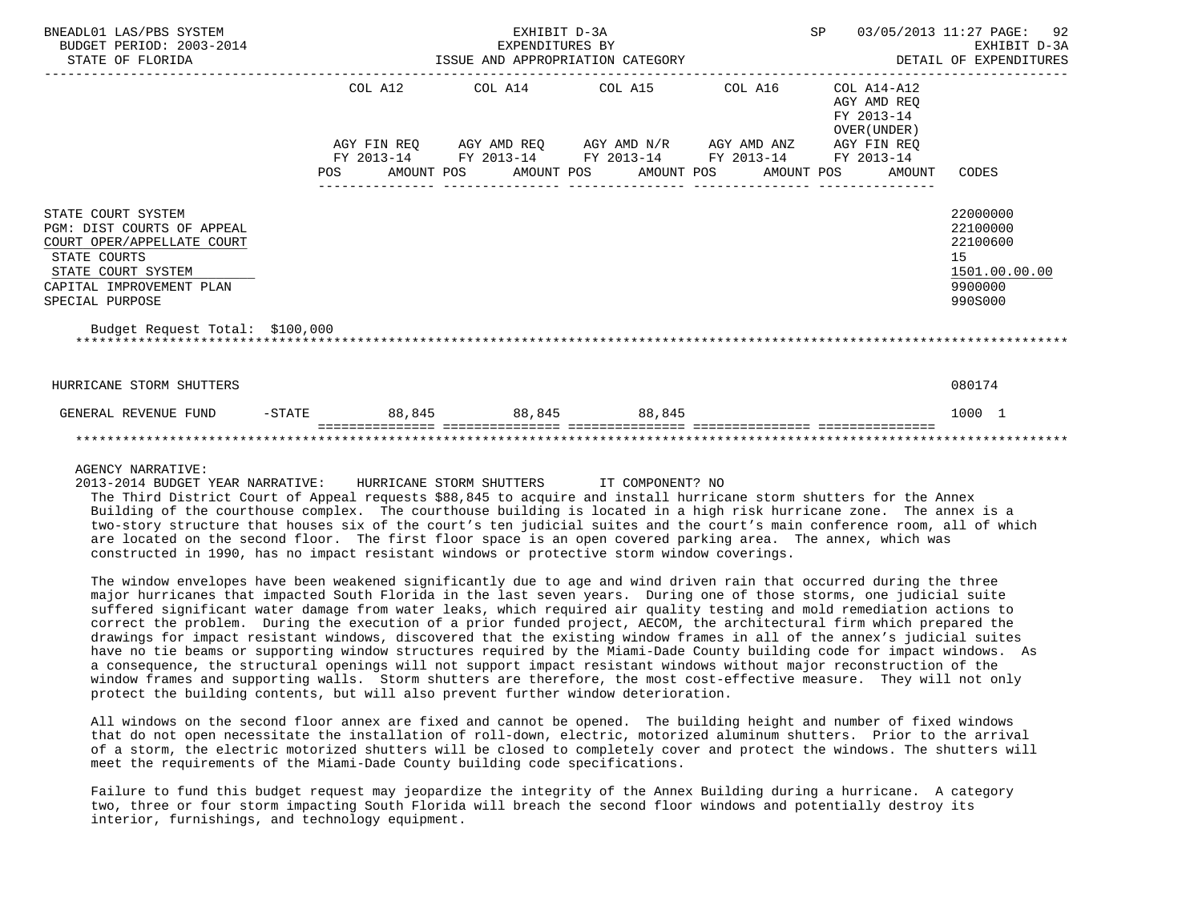BNEADL01 LAS/PBS SYSTEM — EXHIBIT D-3A — SP 03/05/2013 11:27
BUDGET PERIOD: 2003-2014 — EXPENDITURES BY — EXHIBIT D-3A
STATE OF FLORIDA — ISSUE AND APPROPRIATION CATEGORY — DETAIL OF EXPENDITURES

| | COL A12 AGY FIN REQ FY 2013-14 POS AMOUNT | COL A14 AGY AMD REQ FY 2013-14 POS AMOUNT | COL A15 AGY AMD N/R FY 2013-14 POS AMOUNT | COL A16 AGY AMD ANZ FY 2013-14 POS AMOUNT | COL A14-A12 AGY AMD REQ FY 2013-14 OVER(UNDER) AGY FIN REQ FY 2013-14 POS AMOUNT | CODES |
|---|---|---|---|---|---|---|
| STATE COURT SYSTEM | | | | | | 22000000 |
| PGM: DIST COURTS OF APPEAL | | | | | | 22100000 |
| COURT OPER/APPELLATE COURT | | | | | | 22100600 |
| STATE COURTS | | | | | | 15 |
| STATE COURT SYSTEM | | | | | | 1501.00.00.00 |
| CAPITAL IMPROVEMENT PLAN | | | | | | 9900000 |
| SPECIAL PURPOSE | | | | | | 990S000 |
| Budget Request Total: $100,000 | | | | | | |
| HURRICANE STORM SHUTTERS | | | | | | 080174 |
| GENERAL REVENUE FUND -STATE | 88,845 | 88,845 | 88,845 | | | 1000 1 |

AGENCY NARRATIVE:

2013-2014 BUDGET YEAR NARRATIVE: HURRICANE STORM SHUTTERS IT COMPONENT? NO

The Third District Court of Appeal requests $88,845 to acquire and install hurricane storm shutters for the Annex Building of the courthouse complex. The courthouse building is located in a high risk hurricane zone. The annex is a two-story structure that houses six of the court's ten judicial suites and the court's main conference room, all of which are located on the second floor. The first floor space is an open covered parking area. The annex, which was constructed in 1990, has no impact resistant windows or protective storm window coverings.

The window envelopes have been weakened significantly due to age and wind driven rain that occurred during the three major hurricanes that impacted South Florida in the last seven years. During one of those storms, one judicial suite suffered significant water damage from water leaks, which required air quality testing and mold remediation actions to correct the problem. During the execution of a prior funded project, AECOM, the architectural firm which prepared the drawings for impact resistant windows, discovered that the existing window frames in all of the annex's judicial suites have no tie beams or supporting window structures required by the Miami-Dade County building code for impact windows. As a consequence, the structural openings will not support impact resistant windows without major reconstruction of the window frames and supporting walls. Storm shutters are therefore, the most cost-effective measure. They will not only protect the building contents, but will also prevent further window deterioration.

All windows on the second floor annex are fixed and cannot be opened. The building height and number of fixed windows that do not open necessitate the installation of roll-down, electric, motorized aluminum shutters. Prior to the arrival of a storm, the electric motorized shutters will be closed to completely cover and protect the windows. The shutters will meet the requirements of the Miami-Dade County building code specifications.

Failure to fund this budget request may jeopardize the integrity of the Annex Building during a hurricane. A category two, three or four storm impacting South Florida will breach the second floor windows and potentially destroy its interior, furnishings, and technology equipment.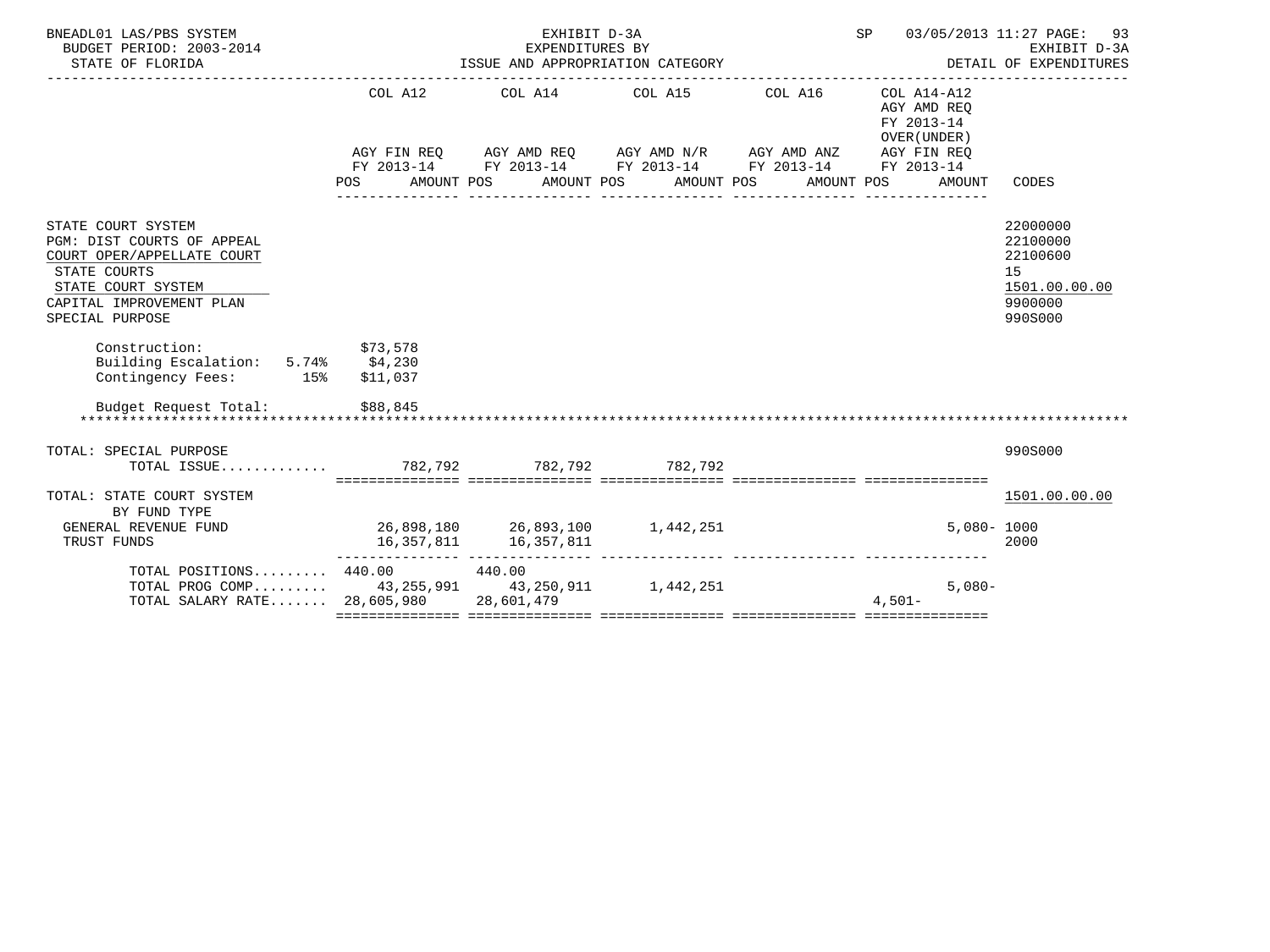BNEADL01 LAS/PBS SYSTEM — EXHIBIT D-3A — EXPENDITURES BY ISSUE AND APPROPRIATION CATEGORY — SP 03/05/2013 11:27 PAGE: 93
BUDGET PERIOD: 2003-2014 — EXHIBIT D-3A
STATE OF FLORIDA — DETAIL OF EXPENDITURES

| | COL A12 AGY FIN REQ FY 2013-14 POS AMOUNT | COL A14 AGY AMD REQ FY 2013-14 POS AMOUNT | COL A15 AGY AMD N/R FY 2013-14 POS AMOUNT | COL A16 AGY AMD ANZ FY 2013-14 POS AMOUNT | COL A14-A12 AGY AMD REQ FY 2013-14 OVER(UNDER) AGY FIN REQ FY 2013-14 POS AMOUNT | CODES |
|---|---|---|---|---|---|---|
| STATE COURT SYSTEM | | | | | | 22000000 |
| PGM: DIST COURTS OF APPEAL | | | | | | 22100000 |
| COURT OPER/APPELLATE COURT | | | | | | 22100600 |
| STATE COURTS | | | | | | 15 |
| STATE COURT SYSTEM | | | | | | 1501.00.00.00 |
| CAPITAL IMPROVEMENT PLAN | | | | | | 9900000 |
| SPECIAL PURPOSE | | | | | | 990S000 |

Construction: $73,578
Building Escalation: 5.74% $4,230
Contingency Fees: 15% $11,037

Budget Request Total: $88,845

| | COL A12 | COL A14 | COL A15 | COL A16 | COL A14-A12 | CODES |
|---|---|---|---|---|---|---|
| TOTAL: SPECIAL PURPOSE | | | | | | 990S000 |
| TOTAL ISSUE............ | 782,792 | 782,792 | 782,792 | | | |
| TOTAL: STATE COURT SYSTEM | | | | | | 1501.00.00.00 |
| BY FUND TYPE | | | | | | |
| GENERAL REVENUE FUND | 26,898,180 | 26,893,100 | 1,442,251 | | 5,080- | 1000 |
| TRUST FUNDS | 16,357,811 | 16,357,811 | | | | 2000 |
| TOTAL POSITIONS......... | 440.00 | 440.00 | | | | |
| TOTAL PROG COMP......... | 43,255,991 | 43,250,911 | 1,442,251 | | 5,080- | |
| TOTAL SALARY RATE....... | 28,605,980 | 28,601,479 | | | 4,501- | |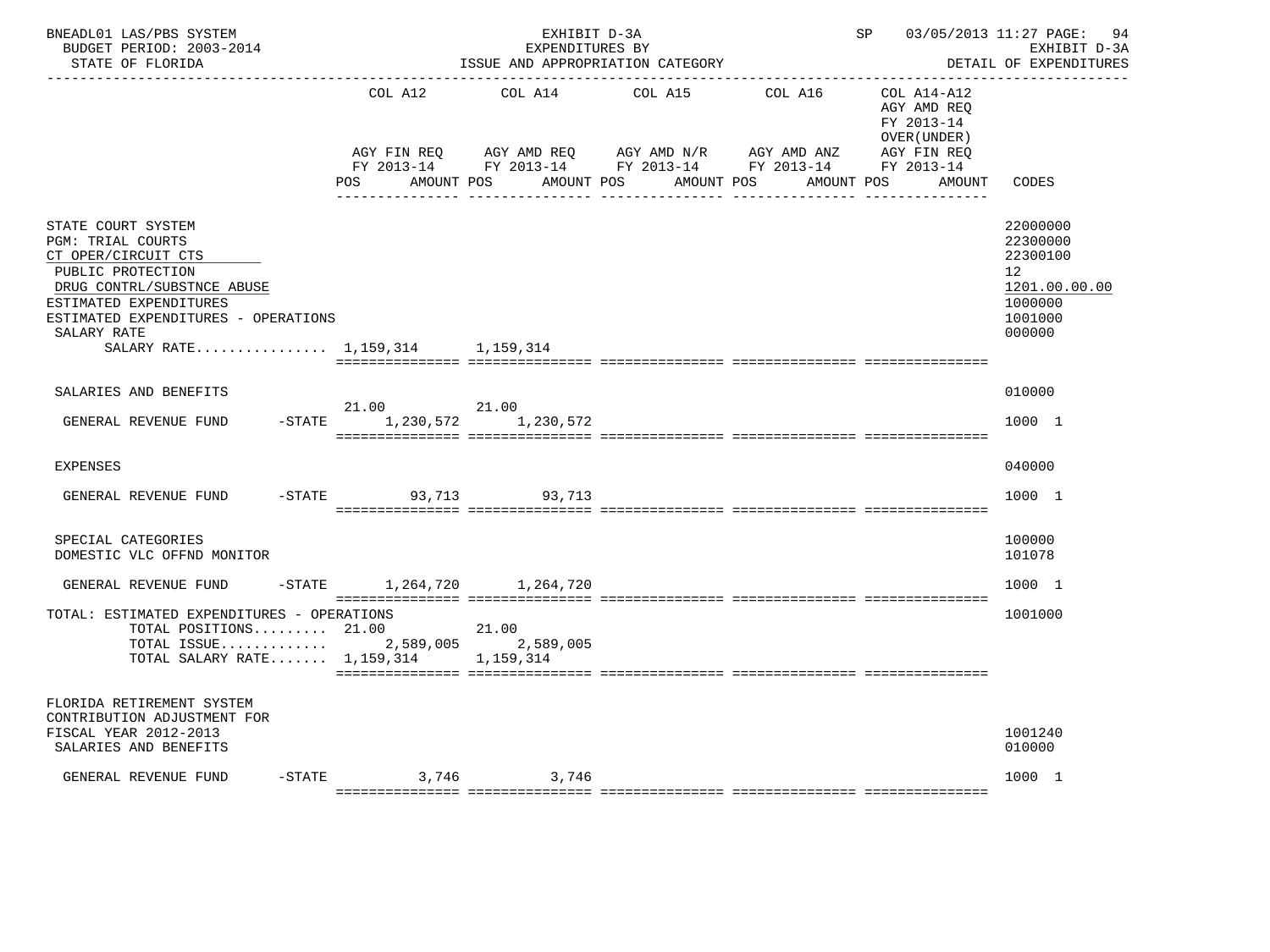BNEADL01 LAS/PBS SYSTEM — EXHIBIT D-3A — SP 03/05/2013 11:27

BUDGET PERIOD: 2003-2014 — EXPENDITURES BY — EXHIBIT D-3A

STATE OF FLORIDA — ISSUE AND APPROPRIATION CATEGORY — DETAIL OF EXPENDITURES

| | COL A12 AGY FIN REQ FY 2013-14 POS AMOUNT | COL A14 AGY AMD REQ FY 2013-14 POS AMOUNT | COL A15 AGY AMD N/R FY 2013-14 POS AMOUNT | COL A16 AGY AMD ANZ FY 2013-14 POS AMOUNT | COL A14-A12 AGY AMD REQ FY 2013-14 OVER(UNDER) AGY FIN REQ FY 2013-14 POS AMOUNT | CODES |
|---|---|---|---|---|---|---|
| STATE COURT SYSTEM | | | | | | 22000000 |
| PGM: TRIAL COURTS | | | | | | 22300000 |
| CT OPER/CIRCUIT CTS | | | | | | 22300100 |
| PUBLIC PROTECTION | | | | | | 12 |
| DRUG CONTRL/SUBSTNCE ABUSE | | | | | | 1201.00.00.00 |
| ESTIMATED EXPENDITURES | | | | | | 1000000 |
| ESTIMATED EXPENDITURES - OPERATIONS | | | | | | 1001000 |
| SALARY RATE | | | | | | 000000 |
| SALARY RATE................ | 1,159,314 | 1,159,314 | | | | |
| SALARIES AND BENEFITS | | | | | | 010000 |
| | 21.00 | 21.00 | | | | |
| GENERAL REVENUE FUND -STATE | 1,230,572 | 1,230,572 | | | | 1000 1 |
| EXPENSES | | | | | | 040000 |
| GENERAL REVENUE FUND -STATE | 93,713 | 93,713 | | | | 1000 1 |
| SPECIAL CATEGORIES | | | | | | 100000 |
| DOMESTIC VLC OFFND MONITOR | | | | | | 101078 |
| GENERAL REVENUE FUND -STATE | 1,264,720 | 1,264,720 | | | | 1000 1 |
| TOTAL: ESTIMATED EXPENDITURES - OPERATIONS | | | | | | 1001000 |
| TOTAL POSITIONS......... | 21.00 | 21.00 | | | | |
| TOTAL ISSUE............. | 2,589,005 | 2,589,005 | | | | |
| TOTAL SALARY RATE....... | 1,159,314 | 1,159,314 | | | | |
| FLORIDA RETIREMENT SYSTEM CONTRIBUTION ADJUSTMENT FOR FISCAL YEAR 2012-2013 | | | | | | 1001240 |
| SALARIES AND BENEFITS | | | | | | 010000 |
| GENERAL REVENUE FUND -STATE | 3,746 | 3,746 | | | | 1000 1 |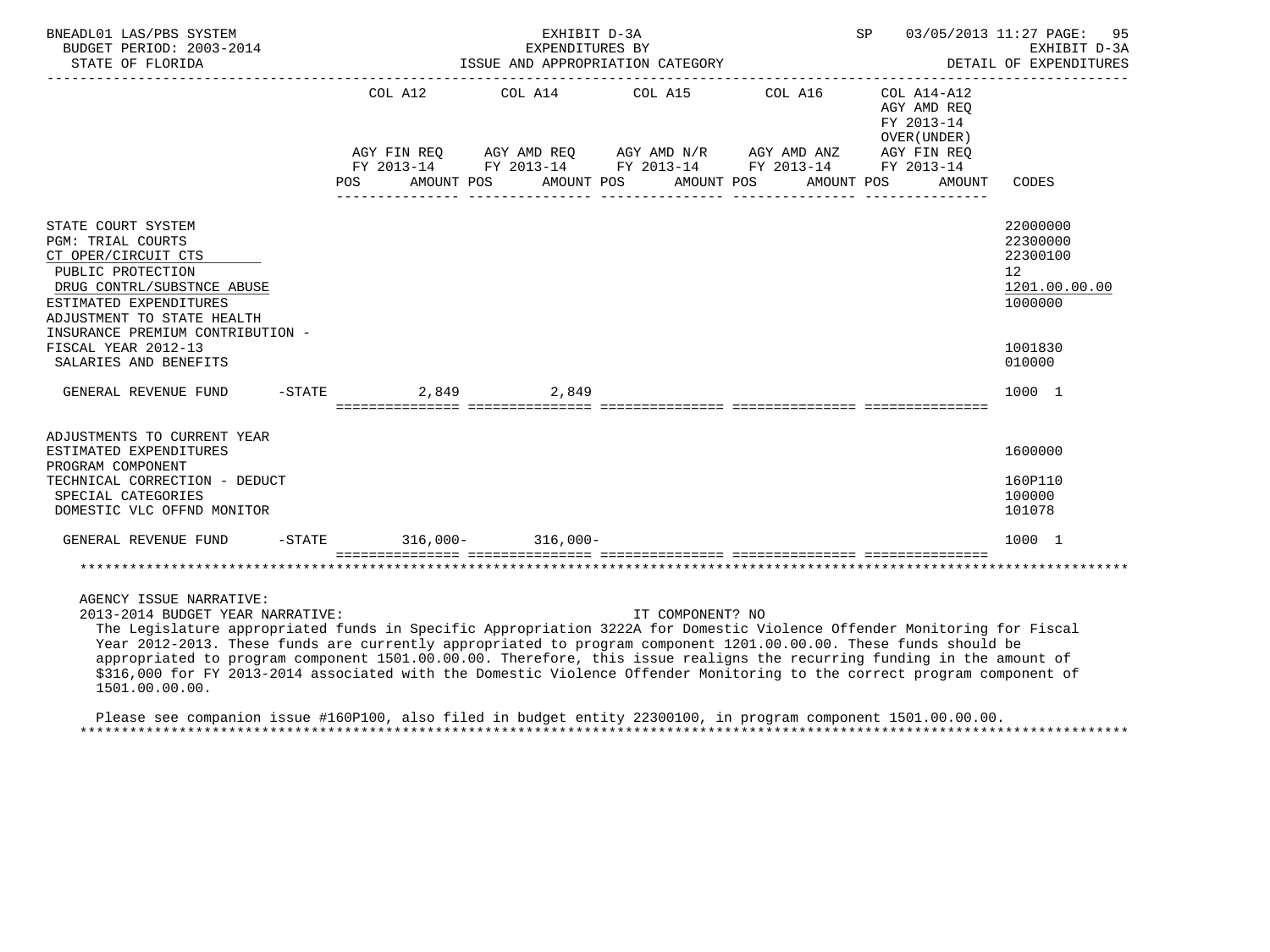BNEADL01 LAS/PBS SYSTEM — EXHIBIT D-3A — EXPENDITURES BY ISSUE AND APPROPRIATION CATEGORY — SP 03/05/2013 11:27 — BUDGET PERIOD: 2003-2014 — STATE OF FLORIDA — EXHIBIT D-3A DETAIL OF EXPENDITURES

| | COL A12 AGY FIN REQ FY 2013-14 POS AMOUNT | COL A14 AGY AMD REQ FY 2013-14 POS AMOUNT | COL A15 AGY AMD N/R FY 2013-14 POS AMOUNT | COL A16 AGY AMD ANZ FY 2013-14 POS AMOUNT | COL A14-A12 AGY AMD REQ FY 2013-14 OVER(UNDER) AGY FIN REQ FY 2013-14 POS AMOUNT | CODES |
|---|---|---|---|---|---|---|
| STATE COURT SYSTEM | | | | | | 22000000 |
| PGM: TRIAL COURTS | | | | | | 22300000 |
| CT OPER/CIRCUIT CTS | | | | | | 22300100 |
| PUBLIC PROTECTION | | | | | | 12 |
| DRUG CONTRL/SUBSTNCE ABUSE | | | | | | 1201.00.00.00 |
| ESTIMATED EXPENDITURES | | | | | | 1000000 |
| ADJUSTMENT TO STATE HEALTH INSURANCE PREMIUM CONTRIBUTION - FISCAL YEAR 2012-13 | | | | | | 1001830 |
| SALARIES AND BENEFITS | | | | | | 010000 |
| GENERAL REVENUE FUND -STATE | 2,849 | 2,849 | | | | 1000 1 |
| ADJUSTMENTS TO CURRENT YEAR ESTIMATED EXPENDITURES | | | | | | 1600000 |
| PROGRAM COMPONENT TECHNICAL CORRECTION - DEDUCT | | | | | | 160P110 |
| SPECIAL CATEGORIES | | | | | | 100000 |
| DOMESTIC VLC OFFND MONITOR | | | | | | 101078 |
| GENERAL REVENUE FUND -STATE | 316,000- | 316,000- | | | | 1000 1 |

AGENCY ISSUE NARRATIVE:

2013-2014 BUDGET YEAR NARRATIVE: IT COMPONENT? NO

The Legislature appropriated funds in Specific Appropriation 3222A for Domestic Violence Offender Monitoring for Fiscal Year 2012-2013. These funds are currently appropriated to program component 1201.00.00.00. These funds should be appropriated to program component 1501.00.00.00. Therefore, this issue realigns the recurring funding in the amount of $316,000 for FY 2013-2014 associated with the Domestic Violence Offender Monitoring to the correct program component of 1501.00.00.00.

Please see companion issue #160P100, also filed in budget entity 22300100, in program component 1501.00.00.00.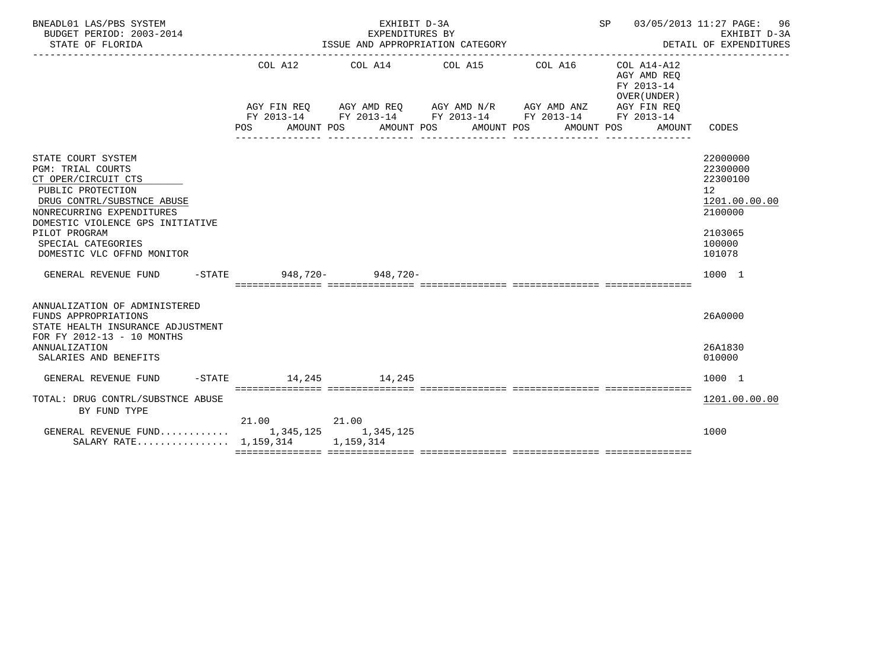BNEADL01 LAS/PBS SYSTEM — EXHIBIT D-3A — SP 03/05/2013 11:27

BUDGET PERIOD: 2003-2014 — EXPENDITURES BY — EXHIBIT D-3A

STATE OF FLORIDA — ISSUE AND APPROPRIATION CATEGORY — DETAIL OF EXPENDITURES

| | COL A12 AGY FIN REQ FY 2013-14 POS AMOUNT | COL A14 AGY AMD REQ FY 2013-14 POS AMOUNT | COL A15 AGY AMD N/R FY 2013-14 POS AMOUNT | COL A16 AGY AMD ANZ FY 2013-14 POS AMOUNT | COL A14-A12 AGY AMD REQ FY 2013-14 OVER(UNDER) AGY FIN REQ FY 2013-14 POS AMOUNT | CODES |
|---|---|---|---|---|---|---|
| STATE COURT SYSTEM | | | | | | 22000000 |
| PGM: TRIAL COURTS | | | | | | 22300000 |
| CT OPER/CIRCUIT CTS | | | | | | 22300100 |
| PUBLIC PROTECTION | | | | | | 12 |
| DRUG CONTRL/SUBSTNCE ABUSE | | | | | | 1201.00.00.00 |
| NONRECURRING EXPENDITURES | | | | | | 2100000 |
| DOMESTIC VIOLENCE GPS INITIATIVE PILOT PROGRAM | | | | | | 2103065 |
| SPECIAL CATEGORIES | | | | | | 100000 |
| DOMESTIC VLC OFFND MONITOR | | | | | | 101078 |
| GENERAL REVENUE FUND -STATE | 948,720- | 948,720- | | | | 1000 1 |
| ANNUALIZATION OF ADMINISTERED FUNDS APPROPRIATIONS | | | | | | 26A0000 |
| STATE HEALTH INSURANCE ADJUSTMENT FOR FY 2012-13 - 10 MONTHS ANNUALIZATION | | | | | | 26A1830 |
| SALARIES AND BENEFITS | | | | | | 010000 |
| GENERAL REVENUE FUND -STATE | 14,245 | 14,245 | | | | 1000 1 |
| TOTAL: DRUG CONTRL/SUBSTNCE ABUSE | | | | | | 1201.00.00.00 |
| BY FUND TYPE | | | | | | |
| | 21.00 | 21.00 | | | | |
| GENERAL REVENUE FUND............ | 1,345,125 | 1,345,125 | | | | 1000 |
| SALARY RATE................ | 1,159,314 | 1,159,314 | | | | |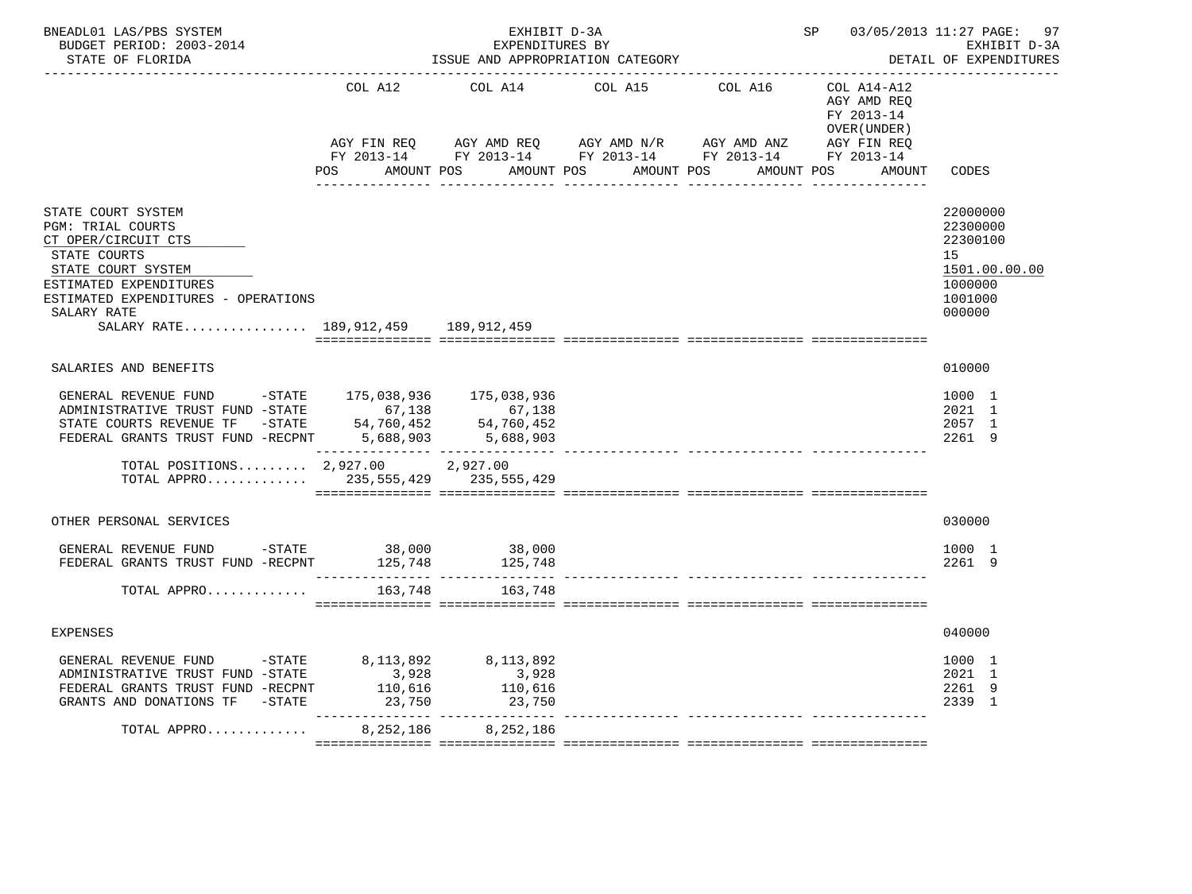BNEADL01 LAS/PBS SYSTEM — EXHIBIT D-3A — EXPENDITURES BY ISSUE AND APPROPRIATION CATEGORY — BUDGET PERIOD: 2003-2014 — STATE OF FLORIDA — SP 03/05/2013 11:27 — EXHIBIT D-3A DETAIL OF EXPENDITURES

| | COL A12 AGY FIN REQ FY 2013-14 POS AMOUNT | COL A14 AGY AMD REQ FY 2013-14 POS AMOUNT | COL A15 AGY AMD N/R FY 2013-14 POS AMOUNT | COL A16 AGY AMD ANZ FY 2013-14 POS AMOUNT | COL A14-A12 AGY AMD REQ FY 2013-14 OVER(UNDER) AGY FIN REQ FY 2013-14 POS AMOUNT | CODES |
|---|---|---|---|---|---|---|
| STATE COURT SYSTEM | | | | | | 22000000 |
| PGM: TRIAL COURTS | | | | | | 22300000 |
| CT OPER/CIRCUIT CTS | | | | | | 22300100 |
| STATE COURTS | | | | | | 15 |
| STATE COURT SYSTEM | | | | | | 1501.00.00.00 |
| ESTIMATED EXPENDITURES | | | | | | 1000000 |
| ESTIMATED EXPENDITURES - OPERATIONS | | | | | | 1001000 |
| SALARY RATE | | | | | | 000000 |
| SALARY RATE................ | 189,912,459 | 189,912,459 | | | | |
| SALARIES AND BENEFITS | | | | | | 010000 |
| GENERAL REVENUE FUND -STATE | 175,038,936 | 175,038,936 | | | | 1000 1 |
| ADMINISTRATIVE TRUST FUND -STATE | 67,138 | 67,138 | | | | 2021 1 |
| STATE COURTS REVENUE TF -STATE | 54,760,452 | 54,760,452 | | | | 2057 1 |
| FEDERAL GRANTS TRUST FUND -RECPNT | 5,688,903 | 5,688,903 | | | | 2261 9 |
| TOTAL POSITIONS......... | 2,927.00 | 2,927.00 | | | | |
| TOTAL APPRO............. | 235,555,429 | 235,555,429 | | | | |
| OTHER PERSONAL SERVICES | | | | | | 030000 |
| GENERAL REVENUE FUND -STATE | 38,000 | 38,000 | | | | 1000 1 |
| FEDERAL GRANTS TRUST FUND -RECPNT | 125,748 | 125,748 | | | | 2261 9 |
| TOTAL APPRO............. | 163,748 | 163,748 | | | | |
| EXPENSES | | | | | | 040000 |
| GENERAL REVENUE FUND -STATE | 8,113,892 | 8,113,892 | | | | 1000 1 |
| ADMINISTRATIVE TRUST FUND -STATE | 3,928 | 3,928 | | | | 2021 1 |
| FEDERAL GRANTS TRUST FUND -RECPNT | 110,616 | 110,616 | | | | 2261 9 |
| GRANTS AND DONATIONS TF -STATE | 23,750 | 23,750 | | | | 2339 1 |
| TOTAL APPRO............. | 8,252,186 | 8,252,186 | | | | |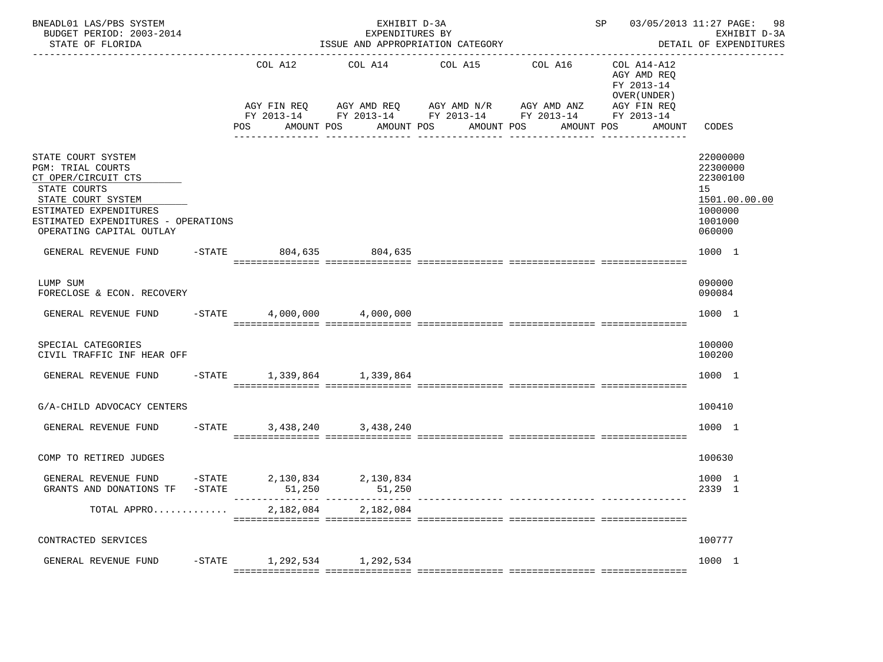BNEADL01 LAS/PBS SYSTEM — EXHIBIT D-3A — EXPENDITURES BY ISSUE AND APPROPRIATION CATEGORY — SP 03/05/2013 11:27

BUDGET PERIOD: 2003-2014 — STATE OF FLORIDA — EXHIBIT D-3A DETAIL OF EXPENDITURES

| | COL A12 AGY FIN REQ FY 2013-14 POS AMOUNT | COL A14 AGY AMD REQ FY 2013-14 POS AMOUNT | COL A15 AGY AMD N/R FY 2013-14 POS AMOUNT | COL A16 AGY AMD ANZ FY 2013-14 POS AMOUNT | COL A14-A12 AGY AMD REQ FY 2013-14 OVER(UNDER) AGY FIN REQ FY 2013-14 POS AMOUNT | CODES |
|---|---|---|---|---|---|---|
| STATE COURT SYSTEM | | | | | | 22000000 |
| PGM: TRIAL COURTS | | | | | | 22300000 |
| CT OPER/CIRCUIT CTS | | | | | | 22300100 |
| STATE COURTS | | | | | | 15 |
| STATE COURT SYSTEM | | | | | | 1501.00.00.00 |
| ESTIMATED EXPENDITURES | | | | | | 1000000 |
| ESTIMATED EXPENDITURES - OPERATIONS | | | | | | 1001000 |
| OPERATING CAPITAL OUTLAY | | | | | | 060000 |
| GENERAL REVENUE FUND -STATE | 804,635 | 804,635 | | | | 1000 1 |
| LUMP SUM | | | | | | 090000 |
| FORECLOSE & ECON. RECOVERY | | | | | | 090084 |
| GENERAL REVENUE FUND -STATE | 4,000,000 | 4,000,000 | | | | 1000 1 |
| SPECIAL CATEGORIES | | | | | | 100000 |
| CIVIL TRAFFIC INF HEAR OFF | | | | | | 100200 |
| GENERAL REVENUE FUND -STATE | 1,339,864 | 1,339,864 | | | | 1000 1 |
| G/A-CHILD ADVOCACY CENTERS | | | | | | 100410 |
| GENERAL REVENUE FUND -STATE | 3,438,240 | 3,438,240 | | | | 1000 1 |
| COMP TO RETIRED JUDGES | | | | | | 100630 |
| GENERAL REVENUE FUND -STATE | 2,130,834 | 2,130,834 | | | | 1000 1 |
| GRANTS AND DONATIONS TF -STATE | 51,250 | 51,250 | | | | 2339 1 |
| TOTAL APPRO............ | 2,182,084 | 2,182,084 | | | | |
| CONTRACTED SERVICES | | | | | | 100777 |
| GENERAL REVENUE FUND -STATE | 1,292,534 | 1,292,534 | | | | 1000 1 |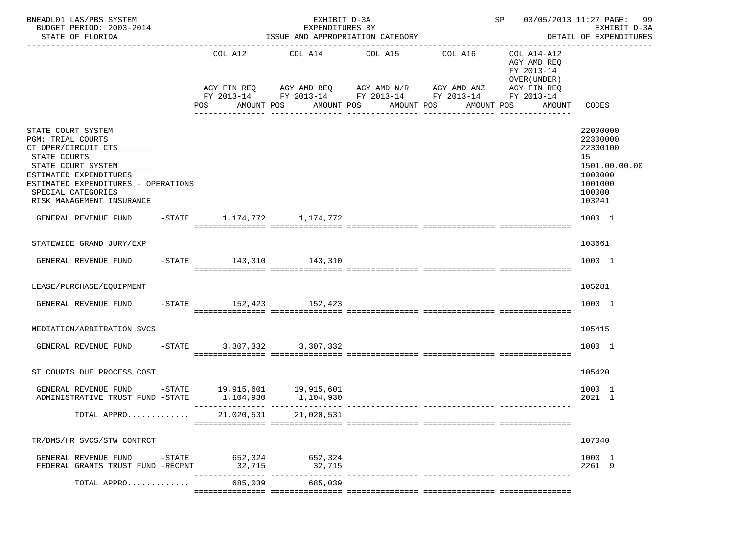BNEADL01 LAS/PBS SYSTEM — EXHIBIT D-3A — SP 03/05/2013 11:27 PAGE: 99
BUDGET PERIOD: 2003-2014 — EXPENDITURES BY — EXHIBIT D-3A
STATE OF FLORIDA — ISSUE AND APPROPRIATION CATEGORY — DETAIL OF EXPENDITURES

| | COL A12 AGY FIN REQ FY 2013-14 POS AMOUNT | COL A14 AGY AMD REQ FY 2013-14 POS AMOUNT | COL A15 AGY AMD N/R FY 2013-14 POS AMOUNT | COL A16 AGY AMD ANZ FY 2013-14 POS AMOUNT | COL A14-A12 AGY AMD REQ FY 2013-14 OVER(UNDER) AGY FIN REQ FY 2013-14 POS AMOUNT | CODES |
|---|---|---|---|---|---|---|
| STATE COURT SYSTEM | | | | | | 22000000 |
| PGM: TRIAL COURTS | | | | | | 22300000 |
| CT OPER/CIRCUIT CTS | | | | | | 22300100 |
| STATE COURTS | | | | | | 15 |
| STATE COURT SYSTEM | | | | | | 1501.00.00.00 |
| ESTIMATED EXPENDITURES | | | | | | 1000000 |
| ESTIMATED EXPENDITURES - OPERATIONS | | | | | | 1001000 |
| SPECIAL CATEGORIES | | | | | | 100000 |
| RISK MANAGEMENT INSURANCE | | | | | | 103241 |
| GENERAL REVENUE FUND -STATE | 1,174,772 | 1,174,772 | | | | 1000 1 |
| STATEWIDE GRAND JURY/EXP | | | | | | 103661 |
| GENERAL REVENUE FUND -STATE | 143,310 | 143,310 | | | | 1000 1 |
| LEASE/PURCHASE/EQUIPMENT | | | | | | 105281 |
| GENERAL REVENUE FUND -STATE | 152,423 | 152,423 | | | | 1000 1 |
| MEDIATION/ARBITRATION SVCS | | | | | | 105415 |
| GENERAL REVENUE FUND -STATE | 3,307,332 | 3,307,332 | | | | 1000 1 |
| ST COURTS DUE PROCESS COST | | | | | | 105420 |
| GENERAL REVENUE FUND -STATE | 19,915,601 | 19,915,601 | | | | 1000 1 |
| ADMINISTRATIVE TRUST FUND -STATE | 1,104,930 | 1,104,930 | | | | 2021 1 |
| TOTAL APPRO............ | 21,020,531 | 21,020,531 | | | | |
| TR/DMS/HR SVCS/STW CONTRCT | | | | | | 107040 |
| GENERAL REVENUE FUND -STATE | 652,324 | 652,324 | | | | 1000 1 |
| FEDERAL GRANTS TRUST FUND -RECPNT | 32,715 | 32,715 | | | | 2261 9 |
| TOTAL APPRO............ | 685,039 | 685,039 | | | | |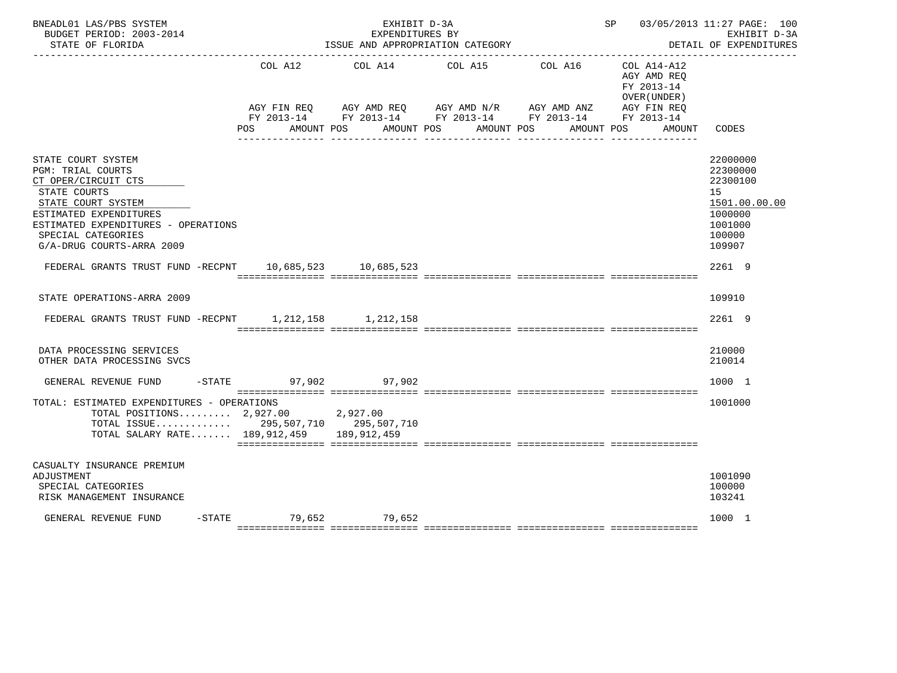BNEADL01 LAS/PBS SYSTEM — EXHIBIT D-3A — SP 03/05/2013 11:27

BUDGET PERIOD: 2003-2014 — EXPENDITURES BY — EXHIBIT D-3A

STATE OF FLORIDA — ISSUE AND APPROPRIATION CATEGORY — DETAIL OF EXPENDITURES

| | COL A12 AGY FIN REQ FY 2013-14 POS AMOUNT | COL A14 AGY AMD REQ FY 2013-14 POS AMOUNT | COL A15 AGY AMD N/R FY 2013-14 POS AMOUNT | COL A16 AGY AMD ANZ FY 2013-14 POS AMOUNT | COL A14-A12 AGY AMD REQ FY 2013-14 OVER(UNDER) AGY FIN REQ FY 2013-14 POS AMOUNT | CODES |
|---|---|---|---|---|---|---|
| STATE COURT SYSTEM | | | | | | 22000000 |
| PGM: TRIAL COURTS | | | | | | 22300000 |
| CT OPER/CIRCUIT CTS | | | | | | 22300100 |
| STATE COURTS | | | | | | 15 |
| STATE COURT SYSTEM | | | | | | 1501.00.00.00 |
| ESTIMATED EXPENDITURES | | | | | | 1000000 |
| ESTIMATED EXPENDITURES - OPERATIONS | | | | | | 1001000 |
| SPECIAL CATEGORIES | | | | | | 100000 |
| G/A-DRUG COURTS-ARRA 2009 | | | | | | 109907 |
| FEDERAL GRANTS TRUST FUND -RECPNT | 10,685,523 | 10,685,523 | | | | 2261 9 |
| STATE OPERATIONS-ARRA 2009 | | | | | | 109910 |
| FEDERAL GRANTS TRUST FUND -RECPNT | 1,212,158 | 1,212,158 | | | | 2261 9 |
| DATA PROCESSING SERVICES | | | | | | 210000 |
| OTHER DATA PROCESSING SVCS | | | | | | 210014 |
| GENERAL REVENUE FUND -STATE | 97,902 | 97,902 | | | | 1000 1 |
| TOTAL: ESTIMATED EXPENDITURES - OPERATIONS | | | | | | 1001000 |
| TOTAL POSITIONS......... | 2,927.00 | 2,927.00 | | | | |
| TOTAL ISSUE............. | 295,507,710 | 295,507,710 | | | | |
| TOTAL SALARY RATE....... | 189,912,459 | 189,912,459 | | | | |
| CASUALTY INSURANCE PREMIUM ADJUSTMENT | | | | | | 1001090 |
| SPECIAL CATEGORIES | | | | | | 100000 |
| RISK MANAGEMENT INSURANCE | | | | | | 103241 |
| GENERAL REVENUE FUND -STATE | 79,652 | 79,652 | | | | 1000 1 |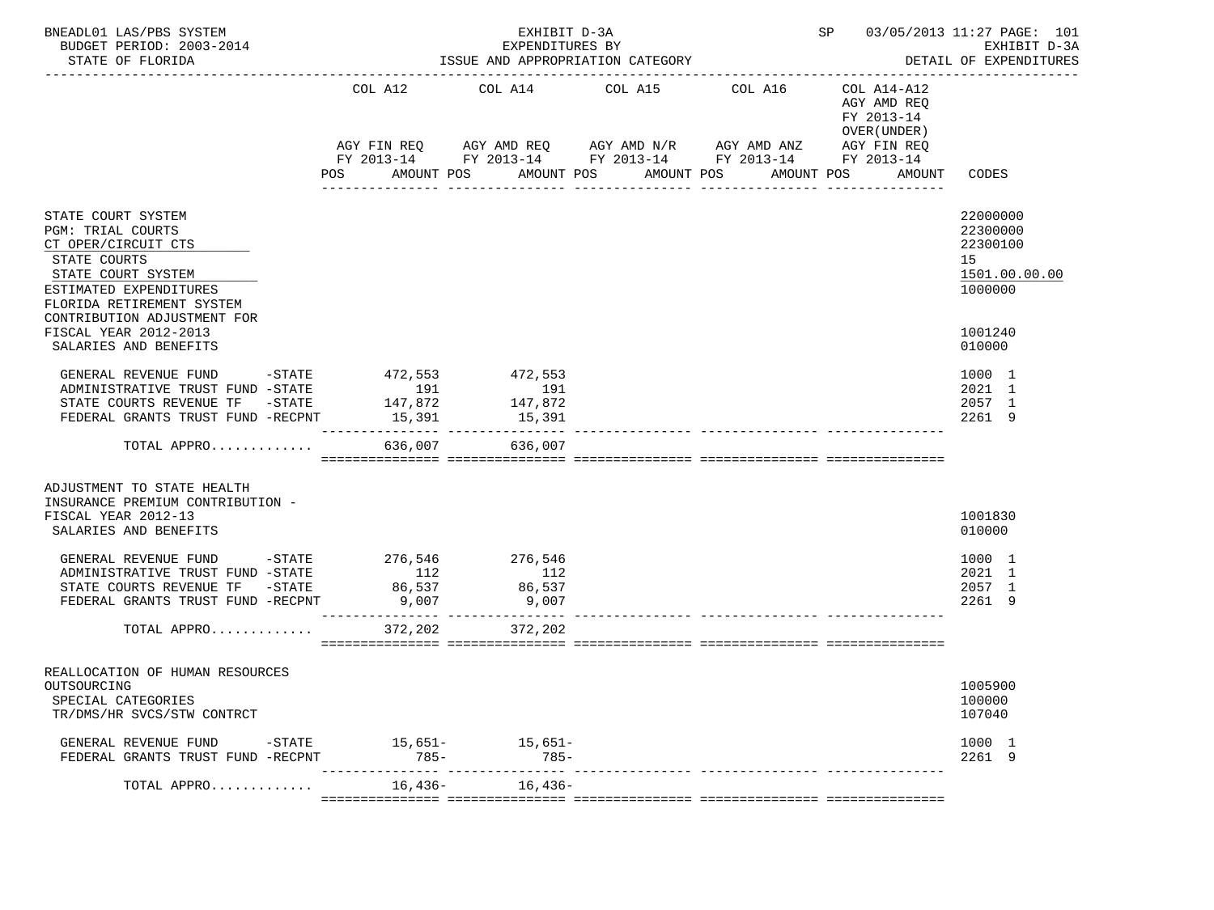BNEADL01 LAS/PBS SYSTEM — EXHIBIT D-3A — EXPENDITURES BY ISSUE AND APPROPRIATION CATEGORY
BUDGET PERIOD: 2003-2014 — STATE OF FLORIDA — SP 03/05/2013 11:27 — DETAIL OF EXPENDITURES

| | COL A12 AGY FIN REQ FY 2013-14 POS AMOUNT | COL A14 AGY AMD REQ FY 2013-14 POS AMOUNT | COL A15 AGY AMD N/R FY 2013-14 POS AMOUNT | COL A16 AGY AMD ANZ FY 2013-14 POS AMOUNT | COL A14-A12 AGY AMD REQ FY 2013-14 OVER(UNDER) AGY FIN REQ FY 2013-14 POS AMOUNT | CODES |
|---|---|---|---|---|---|---|
| STATE COURT SYSTEM | | | | | | 22000000 |
| PGM: TRIAL COURTS | | | | | | 22300000 |
| CT OPER/CIRCUIT CTS | | | | | | 22300100 |
| STATE COURTS | | | | | | 15 |
| STATE COURT SYSTEM | | | | | | 1501.00.00.00 |
| ESTIMATED EXPENDITURES | | | | | | 1000000 |
| FLORIDA RETIREMENT SYSTEM CONTRIBUTION ADJUSTMENT FOR FISCAL YEAR 2012-2013 | | | | | | 1001240 |
| SALARIES AND BENEFITS | | | | | | 010000 |
| GENERAL REVENUE FUND -STATE | 472,553 | 472,553 | | | | 1000 1 |
| ADMINISTRATIVE TRUST FUND -STATE | 191 | 191 | | | | 2021 1 |
| STATE COURTS REVENUE TF -STATE | 147,872 | 147,872 | | | | 2057 1 |
| FEDERAL GRANTS TRUST FUND -RECPNT | 15,391 | 15,391 | | | | 2261 9 |
| TOTAL APPRO............ | 636,007 | 636,007 | | | | |
| ADJUSTMENT TO STATE HEALTH INSURANCE PREMIUM CONTRIBUTION - FISCAL YEAR 2012-13 | | | | | | 1001830 |
| SALARIES AND BENEFITS | | | | | | 010000 |
| GENERAL REVENUE FUND -STATE | 276,546 | 276,546 | | | | 1000 1 |
| ADMINISTRATIVE TRUST FUND -STATE | 112 | 112 | | | | 2021 1 |
| STATE COURTS REVENUE TF -STATE | 86,537 | 86,537 | | | | 2057 1 |
| FEDERAL GRANTS TRUST FUND -RECPNT | 9,007 | 9,007 | | | | 2261 9 |
| TOTAL APPRO............ | 372,202 | 372,202 | | | | |
| REALLOCATION OF HUMAN RESOURCES OUTSOURCING | | | | | | 1005900 |
| SPECIAL CATEGORIES | | | | | | 100000 |
| TR/DMS/HR SVCS/STW CONTRCT | | | | | | 107040 |
| GENERAL REVENUE FUND -STATE | 15,651- | 15,651- | | | | 1000 1 |
| FEDERAL GRANTS TRUST FUND -RECPNT | 785- | 785- | | | | 2261 9 |
| TOTAL APPRO............ | 16,436- | 16,436- | | | | |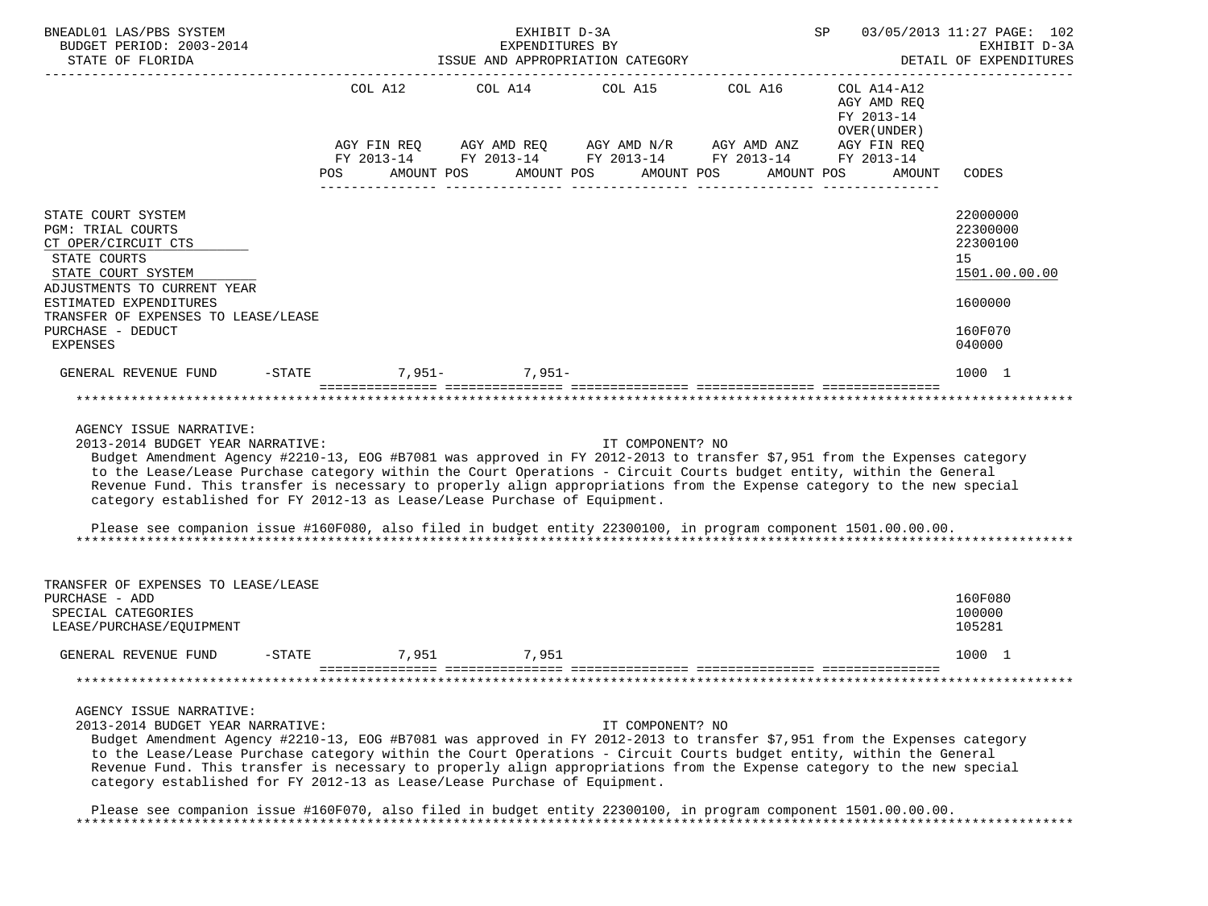BNEADL01 LAS/PBS SYSTEM | EXHIBIT D-3A | SP 03/05/2013 11:27
BUDGET PERIOD: 2003-2014 | EXPENDITURES BY | EXHIBIT D-3A
STATE OF FLORIDA | ISSUE AND APPROPRIATION CATEGORY | DETAIL OF EXPENDITURES

| | COL A12 AGY FIN REQ FY 2013-14 POS AMOUNT | COL A14 AGY AMD REQ FY 2013-14 POS AMOUNT | COL A15 AGY AMD N/R FY 2013-14 POS AMOUNT | COL A16 AGY AMD ANZ FY 2013-14 POS AMOUNT | COL A14-A12 AGY AMD REQ FY 2013-14 OVER(UNDER) AGY FIN REQ FY 2013-14 POS AMOUNT | CODES |
|---|---|---|---|---|---|---|
| STATE COURT SYSTEM | | | | | | 22000000 |
| PGM: TRIAL COURTS | | | | | | 22300000 |
| CT OPER/CIRCUIT CTS | | | | | | 22300100 |
| STATE COURTS | | | | | | 15 |
| STATE COURT SYSTEM | | | | | | 1501.00.00.00 |
| ADJUSTMENTS TO CURRENT YEAR ESTIMATED EXPENDITURES | | | | | | 1600000 |
| TRANSFER OF EXPENSES TO LEASE/LEASE PURCHASE - DEDUCT | | | | | | 160F070 |
| EXPENSES | | | | | | 040000 |
| GENERAL REVENUE FUND -STATE | 7,951- | 7,951- | | | | 1000 1 |

AGENCY ISSUE NARRATIVE:
2013-2014 BUDGET YEAR NARRATIVE: IT COMPONENT? NO

Budget Amendment Agency #2210-13, EOG #B7081 was approved in FY 2012-2013 to transfer $7,951 from the Expenses category to the Lease/Lease Purchase category within the Court Operations - Circuit Courts budget entity, within the General Revenue Fund. This transfer is necessary to properly align appropriations from the Expense category to the new special category established for FY 2012-13 as Lease/Lease Purchase of Equipment.

Please see companion issue #160F080, also filed in budget entity 22300100, in program component 1501.00.00.00.

| | COL A12 | COL A14 | COL A15 | COL A16 | COL A14-A12 | CODES |
|---|---|---|---|---|---|---|
| TRANSFER OF EXPENSES TO LEASE/LEASE PURCHASE - ADD | | | | | | 160F080 |
| SPECIAL CATEGORIES | | | | | | 100000 |
| LEASE/PURCHASE/EQUIPMENT | | | | | | 105281 |
| GENERAL REVENUE FUND -STATE | 7,951 | 7,951 | | | | 1000 1 |

AGENCY ISSUE NARRATIVE:
2013-2014 BUDGET YEAR NARRATIVE: IT COMPONENT? NO

Budget Amendment Agency #2210-13, EOG #B7081 was approved in FY 2012-2013 to transfer $7,951 from the Expenses category to the Lease/Lease Purchase category within the Court Operations - Circuit Courts budget entity, within the General Revenue Fund. This transfer is necessary to properly align appropriations from the Expense category to the new special category established for FY 2012-13 as Lease/Lease Purchase of Equipment.

Please see companion issue #160F070, also filed in budget entity 22300100, in program component 1501.00.00.00.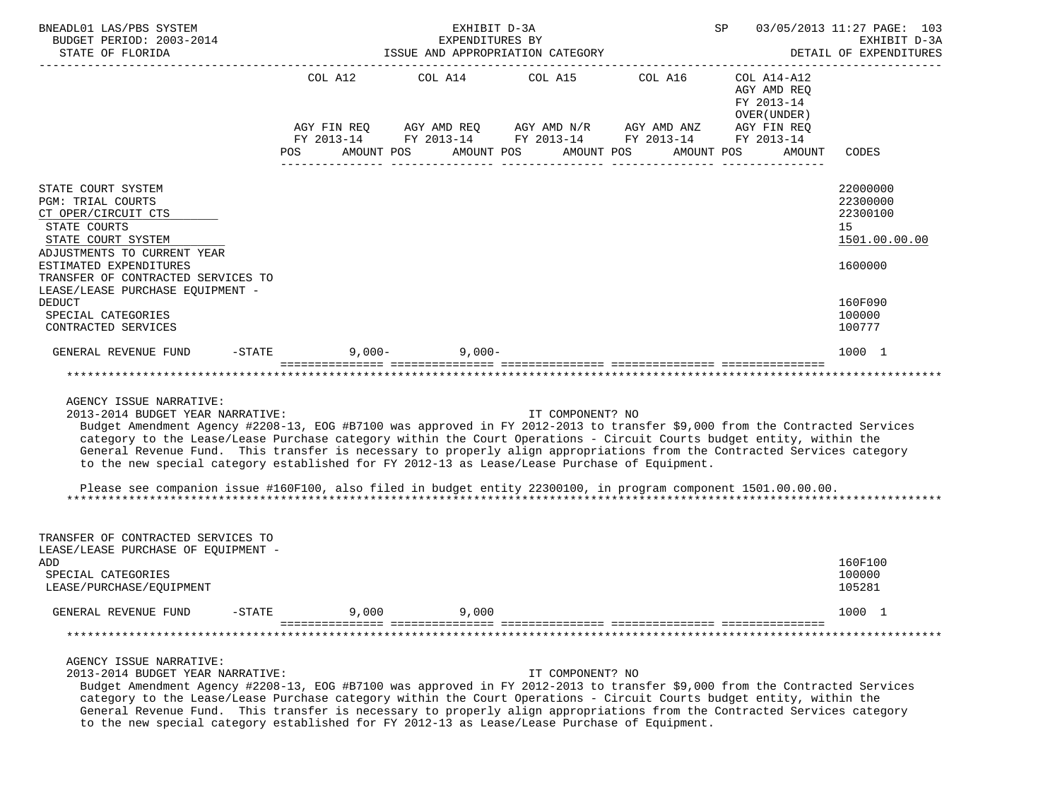| | COL A12 | | COL A14 | | COL A15 | | COL A16 | | COL A14-A12 AGY AMD REQ FY 2013-14 OVER(UNDER) | |
|---|---|---|---|---|---|---|---|---|---|---|
| | AGY FIN REQ FY 2013-14 | | AGY AMD REQ FY 2013-14 | | AGY AMD N/R FY 2013-14 | | AGY AMD ANZ FY 2013-14 | | AGY FIN REQ FY 2013-14 | |
| | POS | AMOUNT | POS | AMOUNT | POS | AMOUNT | POS | AMOUNT | POS | AMOUNT | CODES |

STATE COURT SYSTEM — 22000000
PGM: TRIAL COURTS — 22300000
CT OPER/CIRCUIT CTS — 22300100
STATE COURTS — 15
STATE COURT SYSTEM — 1501.00.00.00
ADJUSTMENTS TO CURRENT YEAR ESTIMATED EXPENDITURES — 1600000
TRANSFER OF CONTRACTED SERVICES TO LEASE/LEASE PURCHASE EQUIPMENT - DEDUCT — 160F090
SPECIAL CATEGORIES — 100000
CONTRACTED SERVICES — 100777

| | COL A12 POS | COL A12 AMOUNT | COL A14 POS | COL A14 AMOUNT | COL A15 | COL A16 | COL A14-A12 | CODES |
|---|---|---|---|---|---|---|---|---|
| GENERAL REVENUE FUND -STATE | | 9,000- | | 9,000- | | | | 1000 1 |

AGENCY ISSUE NARRATIVE:
2013-2014 BUDGET YEAR NARRATIVE: IT COMPONENT? NO

Budget Amendment Agency #2208-13, EOG #B7100 was approved in FY 2012-2013 to transfer $9,000 from the Contracted Services category to the Lease/Lease Purchase category within the Court Operations - Circuit Courts budget entity, within the General Revenue Fund. This transfer is necessary to properly align appropriations from the Contracted Services category to the new special category established for FY 2012-13 as Lease/Lease Purchase of Equipment.

Please see companion issue #160F100, also filed in budget entity 22300100, in program component 1501.00.00.00.

TRANSFER OF CONTRACTED SERVICES TO LEASE/LEASE PURCHASE OF EQUIPMENT - ADD — 160F100
SPECIAL CATEGORIES — 100000
LEASE/PURCHASE/EQUIPMENT — 105281

| | COL A12 POS | COL A12 AMOUNT | COL A14 POS | COL A14 AMOUNT | COL A15 | COL A16 | COL A14-A12 | CODES |
|---|---|---|---|---|---|---|---|---|
| GENERAL REVENUE FUND -STATE | | 9,000 | | 9,000 | | | | 1000 1 |

AGENCY ISSUE NARRATIVE:
2013-2014 BUDGET YEAR NARRATIVE: IT COMPONENT? NO

Budget Amendment Agency #2208-13, EOG #B7100 was approved in FY 2012-2013 to transfer $9,000 from the Contracted Services category to the Lease/Lease Purchase category within the Court Operations - Circuit Courts budget entity, within the General Revenue Fund. This transfer is necessary to properly align appropriations from the Contracted Services category to the new special category established for FY 2012-13 as Lease/Lease Purchase of Equipment.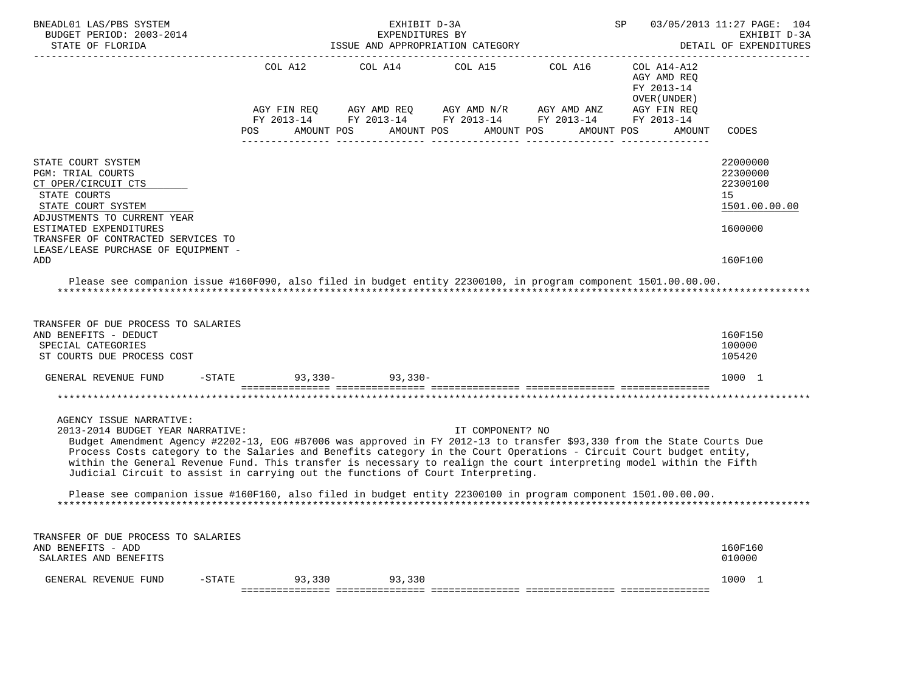BNEADL01 LAS/PBS SYSTEM — EXHIBIT D-3A — EXPENDITURES BY ISSUE AND APPROPRIATION CATEGORY — DETAIL OF EXPENDITURES
BUDGET PERIOD: 2003-2014
STATE OF FLORIDA
SP 03/05/2013 11:27

| | COL A12 AGY FIN REQ FY 2013-14 POS AMOUNT | COL A14 AGY AMD REQ FY 2013-14 POS AMOUNT | COL A15 AGY AMD N/R FY 2013-14 POS AMOUNT | COL A16 AGY AMD ANZ FY 2013-14 POS AMOUNT | COL A14-A12 AGY AMD REQ FY 2013-14 OVER(UNDER) AGY FIN REQ FY 2013-14 POS AMOUNT | CODES |
|---|---|---|---|---|---|---|
| STATE COURT SYSTEM | | | | | | 22000000 |
| PGM: TRIAL COURTS | | | | | | 22300000 |
| CT OPER/CIRCUIT CTS | | | | | | 22300100 |
| STATE COURTS | | | | | | 15 |
| STATE COURT SYSTEM | | | | | | 1501.00.00.00 |
| ADJUSTMENTS TO CURRENT YEAR ESTIMATED EXPENDITURES | | | | | | 1600000 |
| TRANSFER OF CONTRACTED SERVICES TO LEASE/LEASE PURCHASE OF EQUIPMENT - ADD | | | | | | 160F100 |

Please see companion issue #160F090, also filed in budget entity 22300100, in program component 1501.00.00.00.

*****************************************************************************************************************************

| | COL A12 | COL A14 | COL A15 | COL A16 | COL A14-A12 | CODES |
|---|---|---|---|---|---|---|
| TRANSFER OF DUE PROCESS TO SALARIES AND BENEFITS - DEDUCT | | | | | | 160F150 |
| SPECIAL CATEGORIES | | | | | | 100000 |
| ST COURTS DUE PROCESS COST | | | | | | 105420 |
| GENERAL REVENUE FUND -STATE | 93,330- | 93,330- | | | | 1000 1 |

*****************************************************************************************************************************

AGENCY ISSUE NARRATIVE:
2013-2014 BUDGET YEAR NARRATIVE: IT COMPONENT? NO
Budget Amendment Agency #2202-13, EOG #B7006 was approved in FY 2012-13 to transfer $93,330 from the State Courts Due Process Costs category to the Salaries and Benefits category in the Court Operations - Circuit Court budget entity, within the General Revenue Fund. This transfer is necessary to realign the court interpreting model within the Fifth Judicial Circuit to assist in carrying out the functions of Court Interpreting.

Please see companion issue #160F160, also filed in budget entity 22300100 in program component 1501.00.00.00.

*****************************************************************************************************************************

| | COL A12 | COL A14 | COL A15 | COL A16 | COL A14-A12 | CODES |
|---|---|---|---|---|---|---|
| TRANSFER OF DUE PROCESS TO SALARIES AND BENEFITS - ADD | | | | | | 160F160 |
| SALARIES AND BENEFITS | | | | | | 010000 |
| GENERAL REVENUE FUND -STATE | 93,330 | 93,330 | | | | 1000 1 |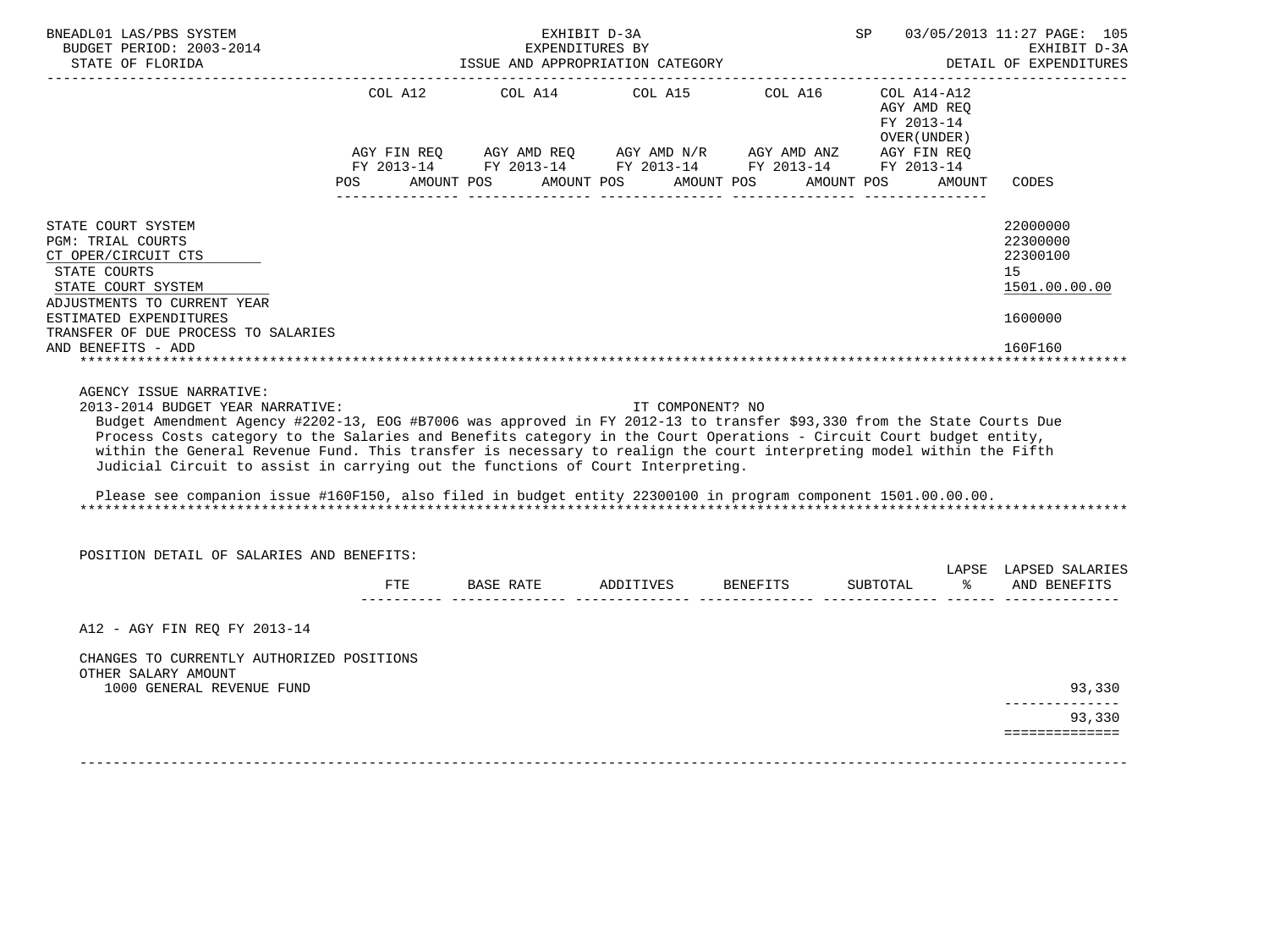BNEADL01 LAS/PBS SYSTEM — EXHIBIT D-3A — SP 03/05/2013 11:27

BUDGET PERIOD: 2003-2014 — EXPENDITURES BY — EXHIBIT D-3A

STATE OF FLORIDA — ISSUE AND APPROPRIATION CATEGORY — DETAIL OF EXPENDITURES

| | COL A12 AGY FIN REQ FY 2013-14 POS AMOUNT | COL A14 AGY AMD REQ FY 2013-14 POS AMOUNT | COL A15 AGY AMD N/R FY 2013-14 POS AMOUNT | COL A16 AGY AMD ANZ FY 2013-14 POS AMOUNT | COL A14-A12 AGY AMD REQ FY 2013-14 OVER(UNDER) AGY FIN REQ FY 2013-14 POS AMOUNT | CODES |
|---|---|---|---|---|---|---|
| STATE COURT SYSTEM | | | | | | 22000000 |
| PGM: TRIAL COURTS | | | | | | 22300000 |
| CT OPER/CIRCUIT CTS | | | | | | 22300100 |
| STATE COURTS | | | | | | 15 |
| STATE COURT SYSTEM | | | | | | 1501.00.00.00 |
| ADJUSTMENTS TO CURRENT YEAR ESTIMATED EXPENDITURES | | | | | | 1600000 |
| TRANSFER OF DUE PROCESS TO SALARIES AND BENEFITS - ADD | | | | | | 160F160 |

AGENCY ISSUE NARRATIVE:

2013-2014 BUDGET YEAR NARRATIVE: IT COMPONENT? NO

Budget Amendment Agency #2202-13, EOG #B7006 was approved in FY 2012-13 to transfer $93,330 from the State Courts Due Process Costs category to the Salaries and Benefits category in the Court Operations - Circuit Court budget entity, within the General Revenue Fund. This transfer is necessary to realign the court interpreting model within the Fifth Judicial Circuit to assist in carrying out the functions of Court Interpreting.

Please see companion issue #160F150, also filed in budget entity 22300100 in program component 1501.00.00.00.

POSITION DETAIL OF SALARIES AND BENEFITS:

| | FTE | BASE RATE | ADDITIVES | BENEFITS | SUBTOTAL | LAPSE % | LAPSED SALARIES AND BENEFITS |
|---|---|---|---|---|---|---|---|
| A12 - AGY FIN REQ FY 2013-14 | | | | | | | |
| CHANGES TO CURRENTLY AUTHORIZED POSITIONS | | | | | | | |
| OTHER SALARY AMOUNT | | | | | | | |
| 1000 GENERAL REVENUE FUND | | | | | | | 93,330 |
| | | | | | | | 93,330 |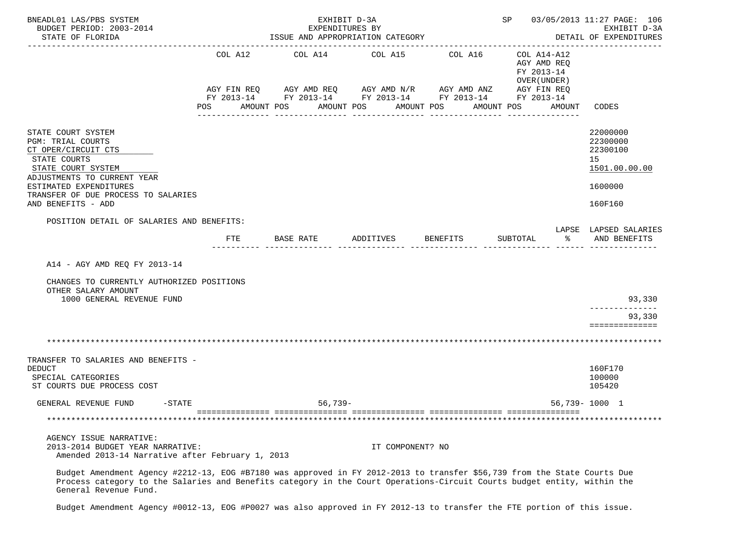BNEADL01 LAS/PBS SYSTEM — EXHIBIT D-3A — SP 03/05/2013 11:27
BUDGET PERIOD: 2003-2014 — EXPENDITURES BY ISSUE AND APPROPRIATION CATEGORY — EXHIBIT D-3A
STATE OF FLORIDA — DETAIL OF EXPENDITURES

| | COL A12 AGY FIN REQ FY 2013-14 POS AMOUNT | COL A14 AGY AMD REQ FY 2013-14 POS AMOUNT | COL A15 AGY AMD N/R FY 2013-14 POS AMOUNT | COL A16 AGY AMD ANZ FY 2013-14 POS AMOUNT | COL A14-A12 AGY AMD REQ FY 2013-14 OVER(UNDER) AGY FIN REQ FY 2013-14 POS AMOUNT | CODES |
|---|---|---|---|---|---|---|
| STATE COURT SYSTEM | | | | | | 22000000 |
| PGM: TRIAL COURTS | | | | | | 22300000 |
| CT OPER/CIRCUIT CTS | | | | | | 22300100 |
| STATE COURTS | | | | | | 15 |
| STATE COURT SYSTEM | | | | | | 1501.00.00.00 |
| ADJUSTMENTS TO CURRENT YEAR ESTIMATED EXPENDITURES | | | | | | 1600000 |
| TRANSFER OF DUE PROCESS TO SALARIES AND BENEFITS - ADD | | | | | | 160F160 |

POSITION DETAIL OF SALARIES AND BENEFITS:

| | FTE | BASE RATE | ADDITIVES | BENEFITS | SUBTOTAL | LAPSE % | LAPSED SALARIES AND BENEFITS |
|---|---|---|---|---|---|---|---|
| A14 - AGY AMD REQ FY 2013-14 | | | | | | | |
| CHANGES TO CURRENTLY AUTHORIZED POSITIONS | | | | | | | |
| OTHER SALARY AMOUNT | | | | | | | |
| 1000 GENERAL REVENUE FUND | | | | | | | 93,330 |
| | | | | | | | 93,330 |

*****************************************************************************************************************

| | COL A12 | COL A14 | COL A15 | COL A16 | COL A14-A12 | CODES |
|---|---|---|---|---|---|---|
| TRANSFER TO SALARIES AND BENEFITS - DEDUCT | | | | | | 160F170 |
| SPECIAL CATEGORIES | | | | | | 100000 |
| ST COURTS DUE PROCESS COST | | | | | | 105420 |
| GENERAL REVENUE FUND -STATE | | 56,739- | | | 56,739- | 1000 1 |

*****************************************************************************************************************

AGENCY ISSUE NARRATIVE:
2013-2014 BUDGET YEAR NARRATIVE: IT COMPONENT? NO
Amended 2013-14 Narrative after February 1, 2013

Budget Amendment Agency #2212-13, EOG #B7180 was approved in FY 2012-2013 to transfer $56,739 from the State Courts Due Process category to the Salaries and Benefits category in the Court Operations-Circuit Courts budget entity, within the General Revenue Fund.

Budget Amendment Agency #0012-13, EOG #P0027 was also approved in FY 2012-13 to transfer the FTE portion of this issue.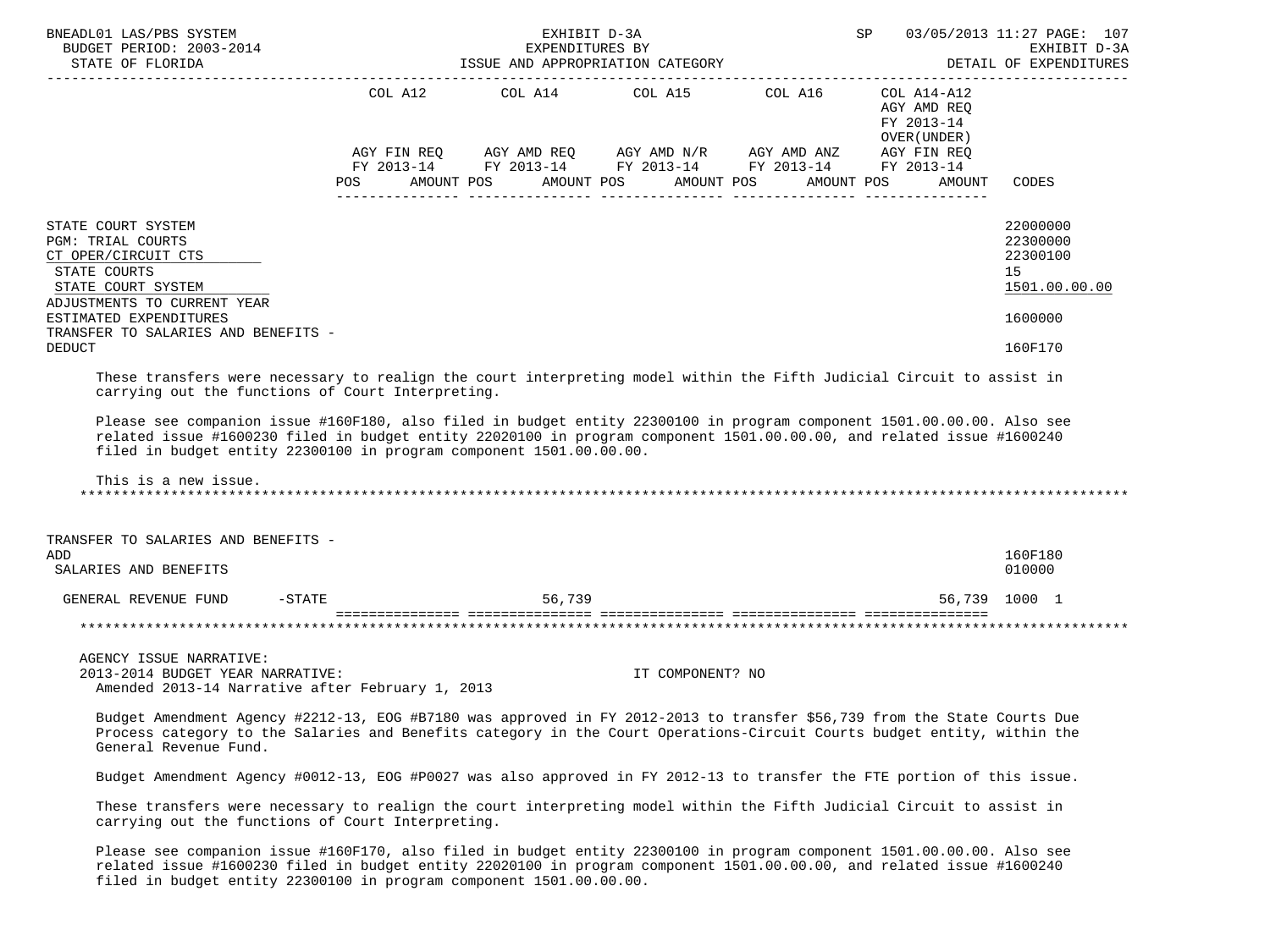| | COL A12 AGY FIN REQ FY 2013-14 POS AMOUNT | COL A14 AGY AMD REQ FY 2013-14 POS AMOUNT | COL A15 AGY AMD N/R FY 2013-14 POS AMOUNT | COL A16 AGY AMD ANZ FY 2013-14 POS AMOUNT | COL A14-A12 AGY AMD REQ FY 2013-14 OVER(UNDER) AGY FIN REQ FY 2013-14 POS AMOUNT | CODES |
|---|---|---|---|---|---|---|
| STATE COURT SYSTEM | | | | | | 22000000 |
| PGM: TRIAL COURTS | | | | | | 22300000 |
| CT OPER/CIRCUIT CTS | | | | | | 22300100 |
| STATE COURTS | | | | | | 15 |
| STATE COURT SYSTEM | | | | | | 1501.00.00.00 |
| ADJUSTMENTS TO CURRENT YEAR ESTIMATED EXPENDITURES | | | | | | 1600000 |
| TRANSFER TO SALARIES AND BENEFITS - DEDUCT | | | | | | 160F170 |

These transfers were necessary to realign the court interpreting model within the Fifth Judicial Circuit to assist in carrying out the functions of Court Interpreting.

Please see companion issue #160F180, also filed in budget entity 22300100 in program component 1501.00.00.00. Also see related issue #1600230 filed in budget entity 22020100 in program component 1501.00.00.00, and related issue #1600240 filed in budget entity 22300100 in program component 1501.00.00.00.

This is a new issue.

*******************************************************************************************************************************

| | COL A12 | COL A14 | COL A15 | COL A16 | COL A14-A12 | CODES |
|---|---|---|---|---|---|---|
| TRANSFER TO SALARIES AND BENEFITS - ADD | | | | | | 160F180 |
| SALARIES AND BENEFITS | | | | | | 010000 |
| GENERAL REVENUE FUND -STATE | | 56,739 | | | 56,739 | 1000 1 |

*******************************************************************************************************************************

AGENCY ISSUE NARRATIVE:
2013-2014 BUDGET YEAR NARRATIVE: IT COMPONENT? NO
Amended 2013-14 Narrative after February 1, 2013

Budget Amendment Agency #2212-13, EOG #B7180 was approved in FY 2012-2013 to transfer $56,739 from the State Courts Due Process category to the Salaries and Benefits category in the Court Operations-Circuit Courts budget entity, within the General Revenue Fund.

Budget Amendment Agency #0012-13, EOG #P0027 was also approved in FY 2012-13 to transfer the FTE portion of this issue.

These transfers were necessary to realign the court interpreting model within the Fifth Judicial Circuit to assist in carrying out the functions of Court Interpreting.

Please see companion issue #160F170, also filed in budget entity 22300100 in program component 1501.00.00.00. Also see related issue #1600230 filed in budget entity 22020100 in program component 1501.00.00.00, and related issue #1600240 filed in budget entity 22300100 in program component 1501.00.00.00.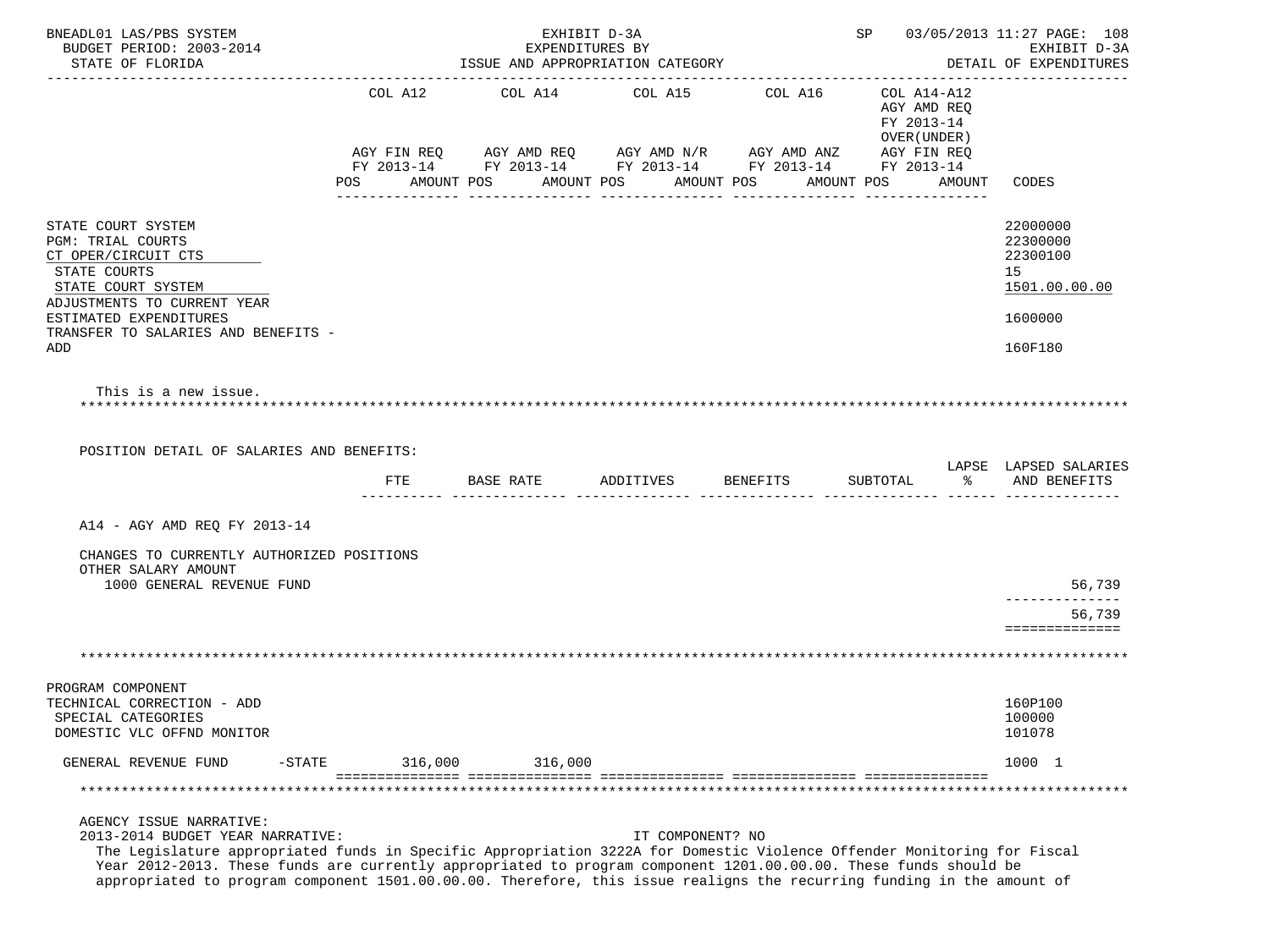| | COL A12 | COL A14 | COL A15 | COL A16 | COL A14-A12 AGY AMD REQ FY 2013-14 OVER(UNDER) | |
|---|---|---|---|---|---|---|
| | AGY FIN REQ FY 2013-14 | AGY AMD REQ FY 2013-14 | AGY AMD N/R FY 2013-14 | AGY AMD ANZ FY 2013-14 | AGY FIN REQ FY 2013-14 | |
| | POS AMOUNT | POS AMOUNT | POS AMOUNT | POS AMOUNT | POS AMOUNT | CODES |

STATE COURT SYSTEM — 22000000
PGM: TRIAL COURTS — 22300000
CT OPER/CIRCUIT CTS — 22300100
STATE COURTS — 15
STATE COURT SYSTEM — 1501.00.00.00
ADJUSTMENTS TO CURRENT YEAR ESTIMATED EXPENDITURES — 1600000
TRANSFER TO SALARIES AND BENEFITS - ADD — 160F180

This is a new issue.

POSITION DETAIL OF SALARIES AND BENEFITS:

| | FTE | BASE RATE | ADDITIVES | BENEFITS | SUBTOTAL | LAPSE % | LAPSED SALARIES AND BENEFITS |
|---|---|---|---|---|---|---|---|
| A14 - AGY AMD REQ FY 2013-14 | | | | | | | |
| CHANGES TO CURRENTLY AUTHORIZED POSITIONS | | | | | | | |
| OTHER SALARY AMOUNT | | | | | | | |
| 1000 GENERAL REVENUE FUND | | | | | | | 56,739 |
| | | | | | | | 56,739 |

PROGRAM COMPONENT
TECHNICAL CORRECTION - ADD — 160P100
SPECIAL CATEGORIES — 100000
DOMESTIC VLC OFFND MONITOR — 101078

| | COL A12 | COL A14 | COL A15 | COL A16 | COL A14-A12 | CODES |
|---|---|---|---|---|---|---|
| GENERAL REVENUE FUND -STATE | 316,000 | 316,000 | | | | 1000 1 |

AGENCY ISSUE NARRATIVE:
2013-2014 BUDGET YEAR NARRATIVE: IT COMPONENT? NO
The Legislature appropriated funds in Specific Appropriation 3222A for Domestic Violence Offender Monitoring for Fiscal Year 2012-2013. These funds are currently appropriated to program component 1201.00.00.00. These funds should be appropriated to program component 1501.00.00.00. Therefore, this issue realigns the recurring funding in the amount of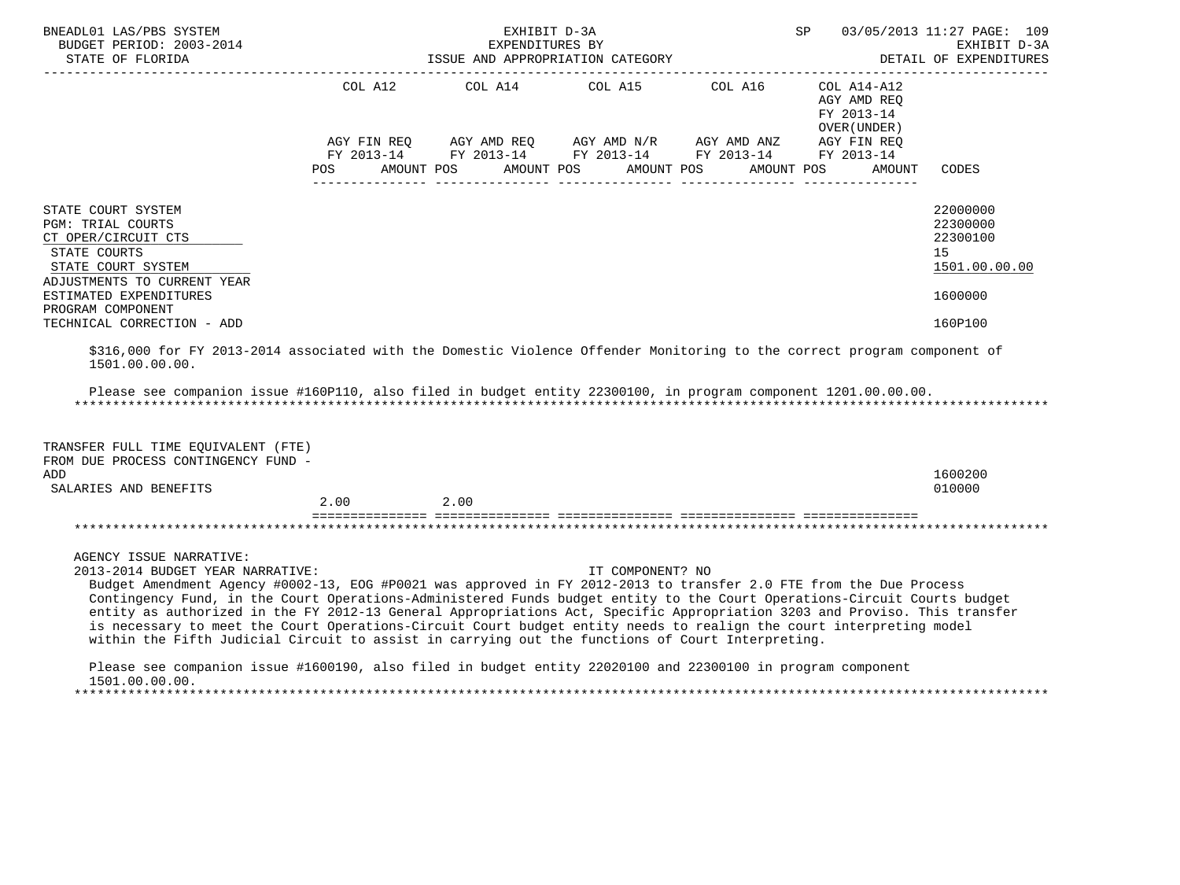BNEADL01 LAS/PBS SYSTEM — EXHIBIT D-3A — SP 03/05/2013 11:27
BUDGET PERIOD: 2003-2014 — EXPENDITURES BY ISSUE AND APPROPRIATION CATEGORY — EXHIBIT D-3A
STATE OF FLORIDA — DETAIL OF EXPENDITURES

| | COL A12 AGY FIN REQ FY 2013-14 POS | AMOUNT | COL A14 AGY AMD REQ FY 2013-14 POS | AMOUNT | COL A15 AGY AMD N/R FY 2013-14 POS | AMOUNT | COL A16 AGY AMD ANZ FY 2013-14 POS | AMOUNT | COL A14-A12 AGY AMD REQ FY 2013-14 OVER(UNDER) AGY FIN REQ FY 2013-14 POS | AMOUNT | CODES |
|---|---|---|---|---|---|---|---|---|---|---|---|
| STATE COURT SYSTEM | | | | | | | | | | | 22000000 |
| PGM: TRIAL COURTS | | | | | | | | | | | 22300000 |
| CT OPER/CIRCUIT CTS | | | | | | | | | | | 22300100 |
| STATE COURTS | | | | | | | | | | | 15 |
| STATE COURT SYSTEM | | | | | | | | | | | 1501.00.00.00 |
| ADJUSTMENTS TO CURRENT YEAR ESTIMATED EXPENDITURES | | | | | | | | | | | 1600000 |
| PROGRAM COMPONENT TECHNICAL CORRECTION - ADD | | | | | | | | | | | 160P100 |

$316,000 for FY 2013-2014 associated with the Domestic Violence Offender Monitoring to the correct program component of 1501.00.00.00.

Please see companion issue #160P110, also filed in budget entity 22300100, in program component 1201.00.00.00.

| | COL A12 POS | AMOUNT | COL A14 POS | AMOUNT | COL A15 POS | AMOUNT | COL A16 POS | AMOUNT | COL A14-A12 POS | AMOUNT | CODES |
|---|---|---|---|---|---|---|---|---|---|---|---|
| TRANSFER FULL TIME EQUIVALENT (FTE) FROM DUE PROCESS CONTINGENCY FUND - ADD | | | | | | | | | | | 1600200 |
| SALARIES AND BENEFITS | 2.00 | | 2.00 | | | | | | | | 010000 |

AGENCY ISSUE NARRATIVE:

2013-2014 BUDGET YEAR NARRATIVE: IT COMPONENT? NO

Budget Amendment Agency #0002-13, EOG #P0021 was approved in FY 2012-2013 to transfer 2.0 FTE from the Due Process Contingency Fund, in the Court Operations-Administered Funds budget entity to the Court Operations-Circuit Courts budget entity as authorized in the FY 2012-13 General Appropriations Act, Specific Appropriation 3203 and Proviso. This transfer is necessary to meet the Court Operations-Circuit Court budget entity needs to realign the court interpreting model within the Fifth Judicial Circuit to assist in carrying out the functions of Court Interpreting.

Please see companion issue #1600190, also filed in budget entity 22020100 and 22300100 in program component 1501.00.00.00.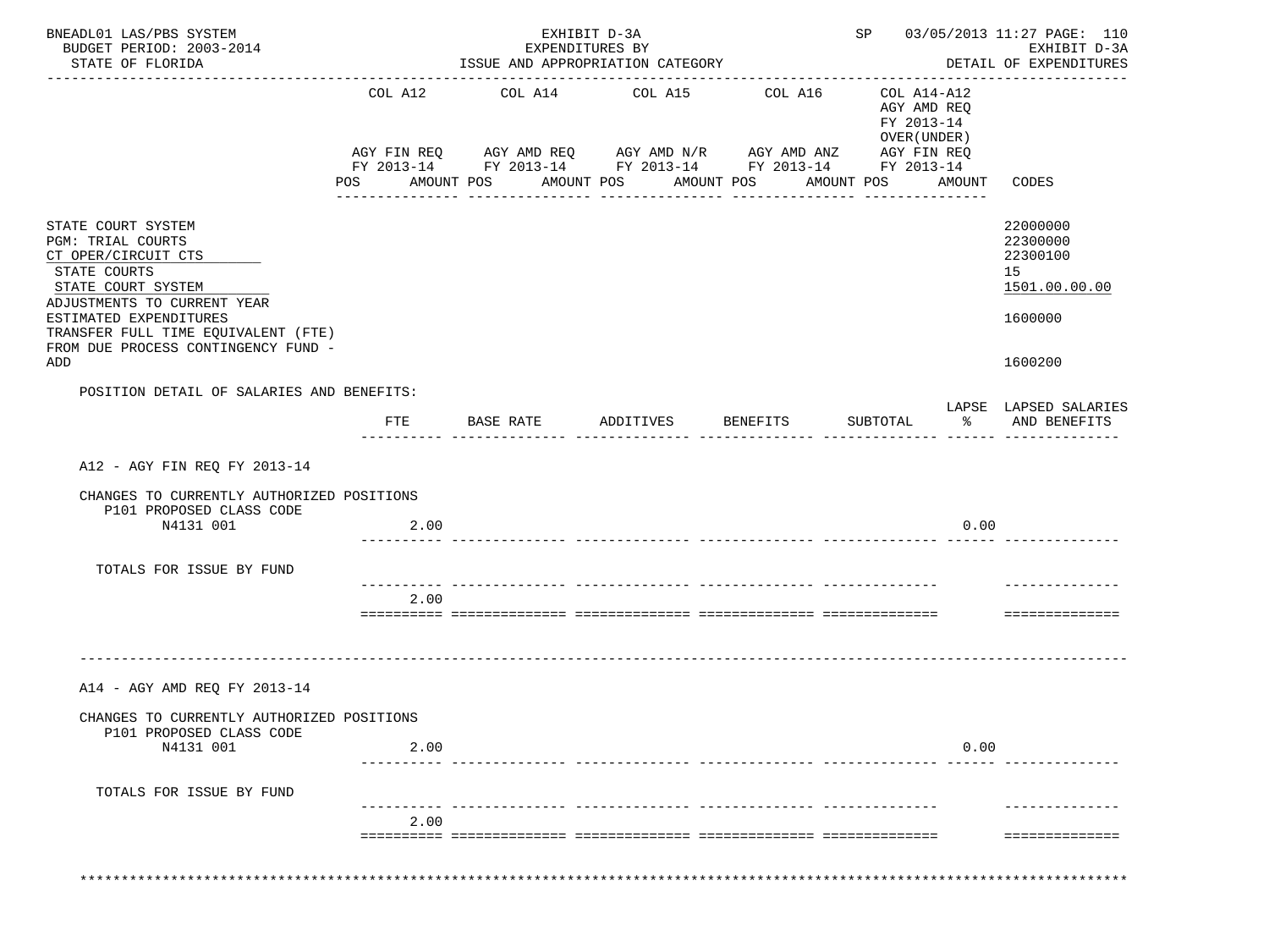BNEADL01 LAS/PBS SYSTEM — EXHIBIT D-3A — EXPENDITURES BY ISSUE AND APPROPRIATION CATEGORY — SP 03/05/2013 11:27 PAGE: 110
BUDGET PERIOD: 2003-2014 — STATE OF FLORIDA — EXHIBIT D-3A DETAIL OF EXPENDITURES

| | COL A12 AGY FIN REQ FY 2013-14 POS AMOUNT | COL A14 AGY AMD REQ FY 2013-14 POS AMOUNT | COL A15 AGY AMD N/R FY 2013-14 POS AMOUNT | COL A16 AGY AMD ANZ FY 2013-14 POS AMOUNT | COL A14-A12 AGY AMD REQ FY 2013-14 OVER(UNDER) AGY FIN REQ FY 2013-14 POS AMOUNT | CODES |
|---|---|---|---|---|---|---|
| STATE COURT SYSTEM | | | | | | 22000000 |
| PGM: TRIAL COURTS | | | | | | 22300000 |
| CT OPER/CIRCUIT CTS | | | | | | 22300100 |
| STATE COURTS | | | | | | 15 |
| STATE COURT SYSTEM | | | | | | 1501.00.00.00 |
| ADJUSTMENTS TO CURRENT YEAR ESTIMATED EXPENDITURES | | | | | | 1600000 |
| TRANSFER FULL TIME EQUIVALENT (FTE) FROM DUE PROCESS CONTINGENCY FUND - ADD | | | | | | 1600200 |

POSITION DETAIL OF SALARIES AND BENEFITS:

| | FTE | BASE RATE | ADDITIVES | BENEFITS | SUBTOTAL | LAPSE % | LAPSED SALARIES AND BENEFITS |
|---|---|---|---|---|---|---|---|
| **A12 - AGY FIN REQ FY 2013-14** | | | | | | | |
| CHANGES TO CURRENTLY AUTHORIZED POSITIONS | | | | | | | |
| P101 PROPOSED CLASS CODE | | | | | | | |
| N4131 001 | 2.00 | | | | | 0.00 | |
| TOTALS FOR ISSUE BY FUND | 2.00 | | | | | | |
| **A14 - AGY AMD REQ FY 2013-14** | | | | | | | |
| CHANGES TO CURRENTLY AUTHORIZED POSITIONS | | | | | | | |
| P101 PROPOSED CLASS CODE | | | | | | | |
| N4131 001 | 2.00 | | | | | 0.00 | |
| TOTALS FOR ISSUE BY FUND | 2.00 | | | | | | |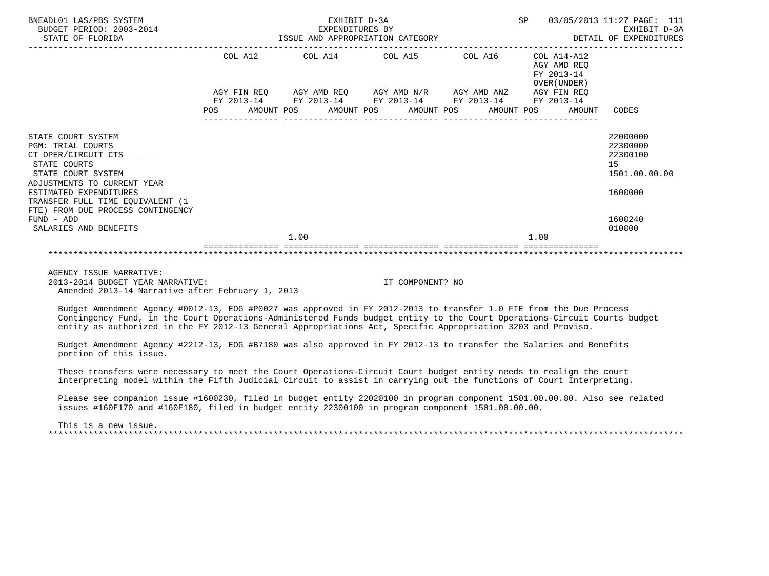BNEADL01 LAS/PBS SYSTEM — EXHIBIT D-3A — EXPENDITURES BY ISSUE AND APPROPRIATION CATEGORY
BUDGET PERIOD: 2003-2014 — STATE OF FLORIDA — SP 03/05/2013 11:27 — EXHIBIT D-3A DETAIL OF EXPENDITURES

| | COL A12 AGY FIN REQ FY 2013-14 POS AMOUNT | COL A14 AGY AMD REQ FY 2013-14 POS AMOUNT | COL A15 AGY AMD N/R FY 2013-14 POS AMOUNT | COL A16 AGY AMD ANZ FY 2013-14 POS AMOUNT | COL A14-A12 AGY AMD REQ FY 2013-14 OVER(UNDER) AGY FIN REQ FY 2013-14 POS AMOUNT | CODES |
|---|---|---|---|---|---|---|
| STATE COURT SYSTEM | | | | | | 22000000 |
| PGM: TRIAL COURTS | | | | | | 22300000 |
| CT OPER/CIRCUIT CTS | | | | | | 22300100 |
| STATE COURTS | | | | | | 15 |
| STATE COURT SYSTEM | | | | | | 1501.00.00.00 |
| ADJUSTMENTS TO CURRENT YEAR ESTIMATED EXPENDITURES | | | | | | 1600000 |
| TRANSFER FULL TIME EQUIVALENT (1 FTE) FROM DUE PROCESS CONTINGENCY FUND - ADD | | | | | | 1600240 |
| SALARIES AND BENEFITS | | 1.00 | | | 1.00 | 010000 |

AGENCY ISSUE NARRATIVE:
2013-2014 BUDGET YEAR NARRATIVE: IT COMPONENT? NO
Amended 2013-14 Narrative after February 1, 2013

Budget Amendment Agency #0012-13, EOG #P0027 was approved in FY 2012-2013 to transfer 1.0 FTE from the Due Process Contingency Fund, in the Court Operations-Administered Funds budget entity to the Court Operations-Circuit Courts budget entity as authorized in the FY 2012-13 General Appropriations Act, Specific Appropriation 3203 and Proviso.

Budget Amendment Agency #2212-13, EOG #B7180 was also approved in FY 2012-13 to transfer the Salaries and Benefits portion of this issue.

These transfers were necessary to meet the Court Operations-Circuit Court budget entity needs to realign the court interpreting model within the Fifth Judicial Circuit to assist in carrying out the functions of Court Interpreting.

Please see companion issue #1600230, filed in budget entity 22020100 in program component 1501.00.00.00. Also see related issues #160F170 and #160F180, filed in budget entity 22300100 in program component 1501.00.00.00.

This is a new issue.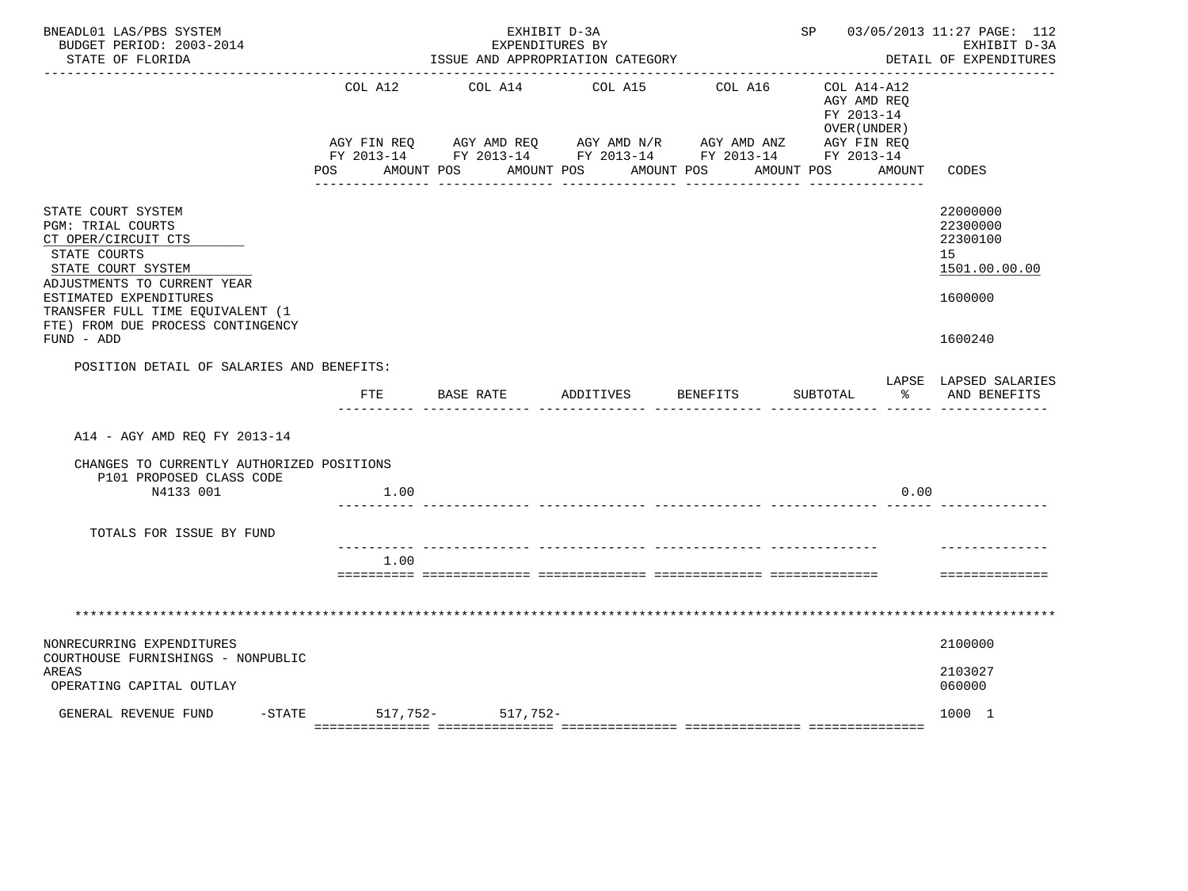BNEADL01 LAS/PBS SYSTEM — EXHIBIT D-3A — EXPENDITURES BY ISSUE AND APPROPRIATION CATEGORY — SP 03/05/2013 11:27 — EXHIBIT D-3A DETAIL OF EXPENDITURES

BUDGET PERIOD: 2003-2014
STATE OF FLORIDA

| | COL A12 AGY FIN REQ FY 2013-14 POS AMOUNT | COL A14 AGY AMD REQ FY 2013-14 POS AMOUNT | COL A15 AGY AMD N/R FY 2013-14 POS AMOUNT | COL A16 AGY AMD ANZ FY 2013-14 POS AMOUNT | COL A14-A12 AGY AMD REQ FY 2013-14 OVER(UNDER) AGY FIN REQ FY 2013-14 POS AMOUNT | CODES |
|---|---|---|---|---|---|---|
| STATE COURT SYSTEM | | | | | | 22000000 |
| PGM: TRIAL COURTS | | | | | | 22300000 |
| CT OPER/CIRCUIT CTS | | | | | | 22300100 |
| STATE COURTS | | | | | | 15 |
| STATE COURT SYSTEM | | | | | | 1501.00.00.00 |
| ADJUSTMENTS TO CURRENT YEAR ESTIMATED EXPENDITURES | | | | | | 1600000 |
| TRANSFER FULL TIME EQUIVALENT (1 FTE) FROM DUE PROCESS CONTINGENCY FUND - ADD | | | | | | 1600240 |

POSITION DETAIL OF SALARIES AND BENEFITS:

| | FTE | BASE RATE | ADDITIVES | BENEFITS | SUBTOTAL | LAPSE % | LAPSED SALARIES AND BENEFITS |
|---|---|---|---|---|---|---|---|
| A14 - AGY AMD REQ FY 2013-14 | | | | | | | |
| CHANGES TO CURRENTLY AUTHORIZED POSITIONS | | | | | | | |
| P101 PROPOSED CLASS CODE | | | | | | | |
| N4133 001 | 1.00 | | | | | 0.00 | |
| TOTALS FOR ISSUE BY FUND | | | | | | | |
| | 1.00 | | | | | | |

\*\*\*\*\*\*\*\*\*\*\*\*\*\*\*\*\*\*\*\*\*\*\*\*\*\*\*\*\*\*\*\*\*\*\*\*\*\*\*\*\*\*\*\*\*\*\*\*\*\*\*\*\*\*\*\*\*\*\*\*\*\*\*\*\*\*\*\*\*\*\*\*\*\*\*\*\*\*\*\*\*\*\*\*

| | COL A12 | COL A14 | COL A15 | COL A16 | COL A14-A12 | CODES |
|---|---|---|---|---|---|---|
| NONRECURRING EXPENDITURES | | | | | | 2100000 |
| COURTHOUSE FURNISHINGS - NONPUBLIC AREAS | | | | | | 2103027 |
| OPERATING CAPITAL OUTLAY | | | | | | 060000 |
| GENERAL REVENUE FUND -STATE | 517,752- | 517,752- | | | | 1000 1 |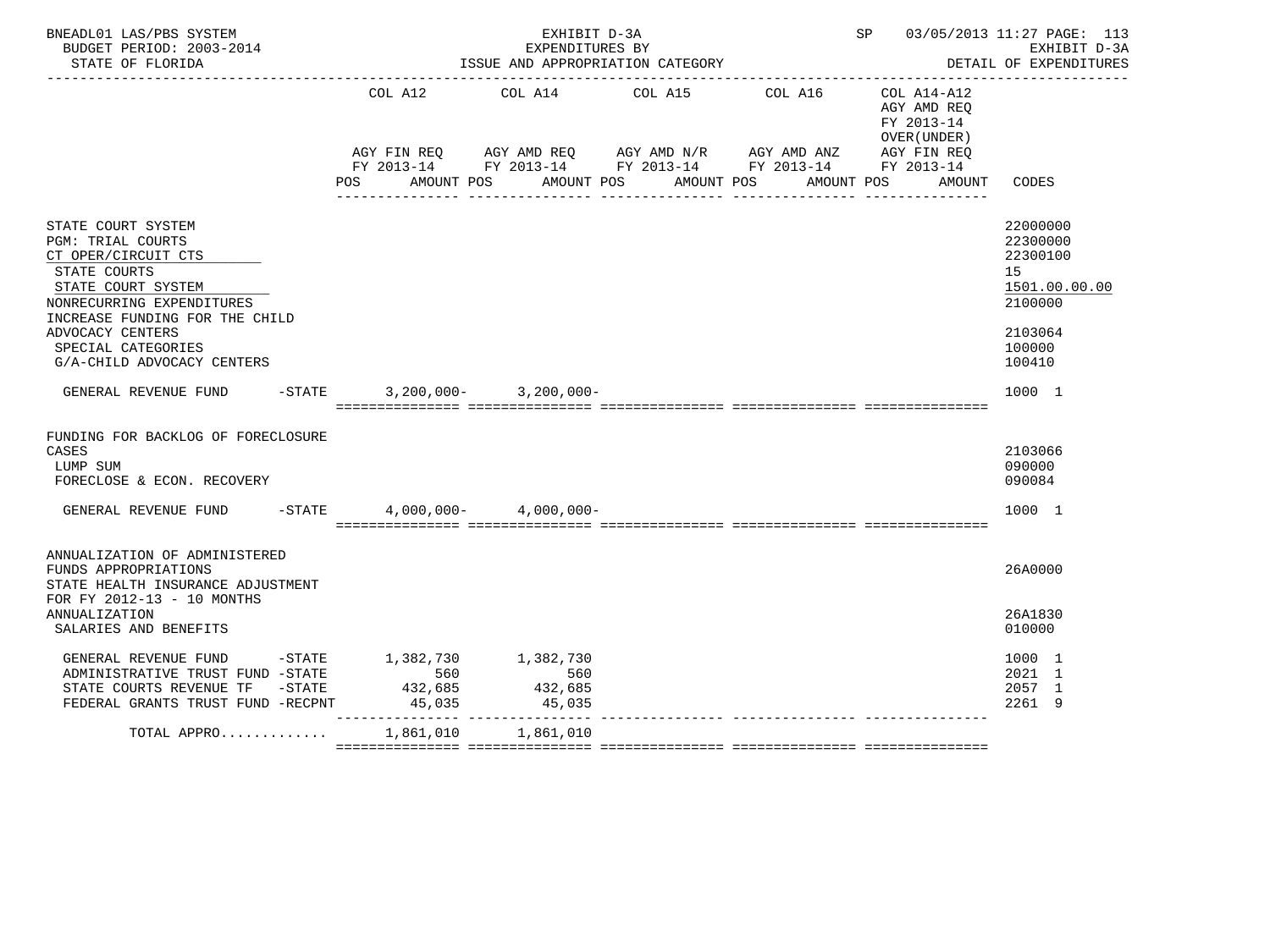BNEADL01 LAS/PBS SYSTEM — EXHIBIT D-3A — SP 03/05/2013 11:27
BUDGET PERIOD: 2003-2014 — EXPENDITURES BY — EXHIBIT D-3A
STATE OF FLORIDA — ISSUE AND APPROPRIATION CATEGORY — DETAIL OF EXPENDITURES

| | COL A12 AGY FIN REQ FY 2013-14 POS AMOUNT | COL A14 AGY AMD REQ FY 2013-14 POS AMOUNT | COL A15 AGY AMD N/R FY 2013-14 POS AMOUNT | COL A16 AGY AMD ANZ FY 2013-14 POS AMOUNT | COL A14-A12 AGY AMD REQ FY 2013-14 OVER(UNDER) AGY FIN REQ FY 2013-14 POS AMOUNT | CODES |
|---|---|---|---|---|---|---|
| STATE COURT SYSTEM | | | | | | 22000000 |
| PGM: TRIAL COURTS | | | | | | 22300000 |
| CT OPER/CIRCUIT CTS | | | | | | 22300100 |
| STATE COURTS | | | | | | 15 |
| STATE COURT SYSTEM | | | | | | 1501.00.00.00 |
| NONRECURRING EXPENDITURES | | | | | | 2100000 |
| INCREASE FUNDING FOR THE CHILD ADVOCACY CENTERS | | | | | | 2103064 |
| SPECIAL CATEGORIES | | | | | | 100000 |
| G/A-CHILD ADVOCACY CENTERS | | | | | | 100410 |
| GENERAL REVENUE FUND -STATE | 3,200,000- | 3,200,000- | | | | 1000 1 |
| FUNDING FOR BACKLOG OF FORECLOSURE CASES | | | | | | 2103066 |
| LUMP SUM | | | | | | 090000 |
| FORECLOSE & ECON. RECOVERY | | | | | | 090084 |
| GENERAL REVENUE FUND -STATE | 4,000,000- | 4,000,000- | | | | 1000 1 |
| ANNUALIZATION OF ADMINISTERED FUNDS APPROPRIATIONS | | | | | | 26A0000 |
| STATE HEALTH INSURANCE ADJUSTMENT FOR FY 2012-13 - 10 MONTHS ANNUALIZATION | | | | | | 26A1830 |
| SALARIES AND BENEFITS | | | | | | 010000 |
| GENERAL REVENUE FUND -STATE | 1,382,730 | 1,382,730 | | | | 1000 1 |
| ADMINISTRATIVE TRUST FUND -STATE | 560 | 560 | | | | 2021 1 |
| STATE COURTS REVENUE TF -STATE | 432,685 | 432,685 | | | | 2057 1 |
| FEDERAL GRANTS TRUST FUND -RECPNT | 45,035 | 45,035 | | | | 2261 9 |
| TOTAL APPRO............ | 1,861,010 | 1,861,010 | | | | |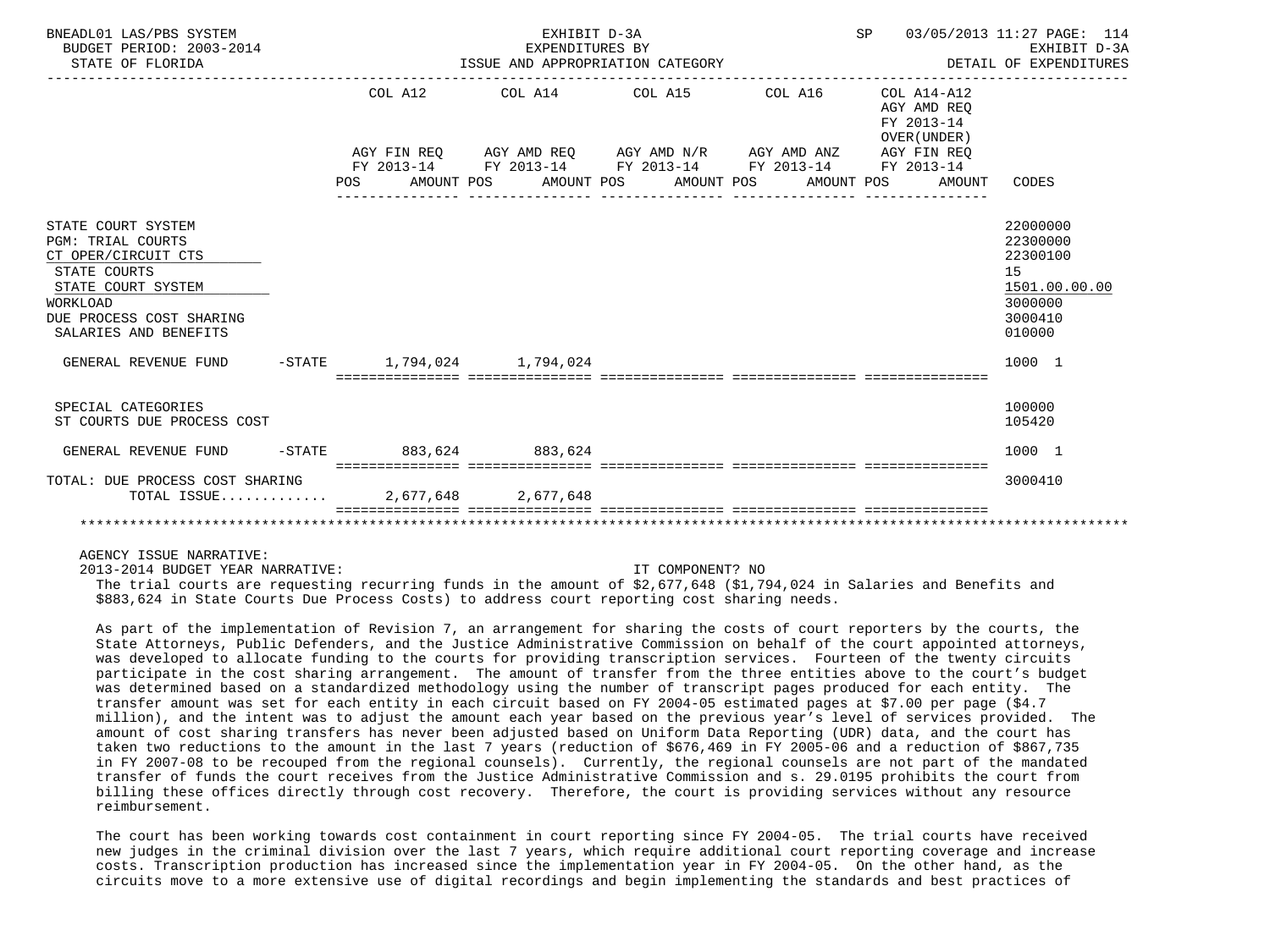BNEADL01 LAS/PBS SYSTEM — EXHIBIT D-3A — EXPENDITURES BY ISSUE AND APPROPRIATION CATEGORY
BUDGET PERIOD: 2003-2014 — STATE OF FLORIDA — SP 03/05/2013 11:27 — EXHIBIT D-3A DETAIL OF EXPENDITURES

| | COL A12 AGY FIN REQ FY 2013-14 POS AMOUNT | COL A14 AGY AMD REQ FY 2013-14 POS AMOUNT | COL A15 AGY AMD N/R FY 2013-14 POS AMOUNT | COL A16 AGY AMD ANZ FY 2013-14 POS AMOUNT | COL A14-A12 AGY AMD REQ FY 2013-14 OVER(UNDER) AGY FIN REQ FY 2013-14 POS AMOUNT | CODES |
|---|---|---|---|---|---|---|
| STATE COURT SYSTEM | | | | | | 22000000 |
| PGM: TRIAL COURTS | | | | | | 22300000 |
| CT OPER/CIRCUIT CTS | | | | | | 22300100 |
| STATE COURTS | | | | | | 15 |
| STATE COURT SYSTEM | | | | | | 1501.00.00.00 |
| WORKLOAD | | | | | | 3000000 |
| DUE PROCESS COST SHARING | | | | | | 3000410 |
| SALARIES AND BENEFITS | | | | | | 010000 |
| GENERAL REVENUE FUND -STATE | 1,794,024 | 1,794,024 | | | | 1000 1 |
| SPECIAL CATEGORIES | | | | | | 100000 |
| ST COURTS DUE PROCESS COST | | | | | | 105420 |
| GENERAL REVENUE FUND -STATE | 883,624 | 883,624 | | | | 1000 1 |
| TOTAL: DUE PROCESS COST SHARING | | | | | | 3000410 |
| TOTAL ISSUE............. | 2,677,648 | 2,677,648 | | | | |

AGENCY ISSUE NARRATIVE:

2013-2014 BUDGET YEAR NARRATIVE: IT COMPONENT? NO

The trial courts are requesting recurring funds in the amount of $2,677,648 ($1,794,024 in Salaries and Benefits and $883,624 in State Courts Due Process Costs) to address court reporting cost sharing needs.

As part of the implementation of Revision 7, an arrangement for sharing the costs of court reporters by the courts, the State Attorneys, Public Defenders, and the Justice Administrative Commission on behalf of the court appointed attorneys, was developed to allocate funding to the courts for providing transcription services. Fourteen of the twenty circuits participate in the cost sharing arrangement. The amount of transfer from the three entities above to the court's budget was determined based on a standardized methodology using the number of transcript pages produced for each entity. The transfer amount was set for each entity in each circuit based on FY 2004-05 estimated pages at $7.00 per page ($4.7 million), and the intent was to adjust the amount each year based on the previous year's level of services provided. The amount of cost sharing transfers has never been adjusted based on Uniform Data Reporting (UDR) data, and the court has taken two reductions to the amount in the last 7 years (reduction of $676,469 in FY 2005-06 and a reduction of $867,735 in FY 2007-08 to be recouped from the regional counsels). Currently, the regional counsels are not part of the mandated transfer of funds the court receives from the Justice Administrative Commission and s. 29.0195 prohibits the court from billing these offices directly through cost recovery. Therefore, the court is providing services without any resource reimbursement.

The court has been working towards cost containment in court reporting since FY 2004-05. The trial courts have received new judges in the criminal division over the last 7 years, which require additional court reporting coverage and increase costs. Transcription production has increased since the implementation year in FY 2004-05. On the other hand, as the circuits move to a more extensive use of digital recordings and begin implementing the standards and best practices of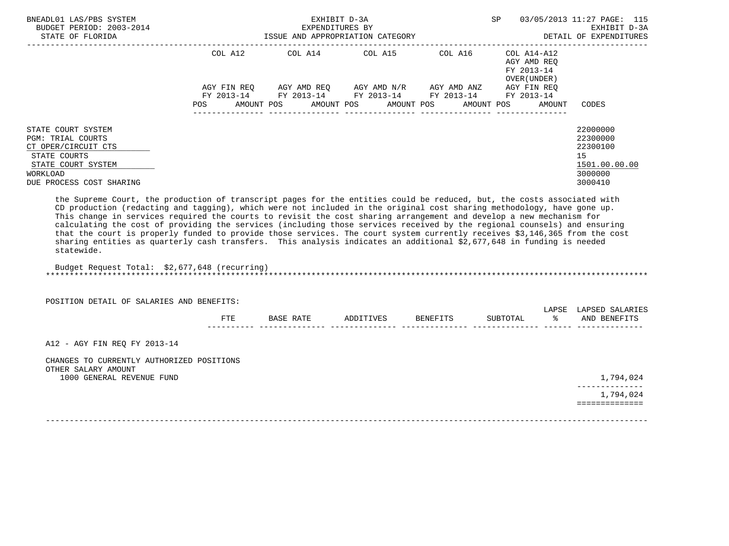BNEADL01 LAS/PBS SYSTEM — EXHIBIT D-3A — EXPENDITURES BY ISSUE AND APPROPRIATION CATEGORY — SP 03/05/2013 11:27 PAGE: 115
BUDGET PERIOD: 2003-2014 — EXHIBIT D-3A
STATE OF FLORIDA — DETAIL OF EXPENDITURES

| | COL A12 AGY FIN REQ FY 2013-14 POS AMOUNT | COL A14 AGY AMD REQ FY 2013-14 POS AMOUNT | COL A15 AGY AMD N/R FY 2013-14 POS AMOUNT | COL A16 AGY AMD ANZ FY 2013-14 POS AMOUNT | COL A14-A12 AGY AMD REQ FY 2013-14 OVER(UNDER) AGY FIN REQ FY 2013-14 POS AMOUNT | CODES |
|---|---|---|---|---|---|---|
| STATE COURT SYSTEM | | | | | | 22000000 |
| PGM: TRIAL COURTS | | | | | | 22300000 |
| CT OPER/CIRCUIT CTS | | | | | | 22300100 |
| STATE COURTS | | | | | | 15 |
| STATE COURT SYSTEM | | | | | | 1501.00.00.00 |
| WORKLOAD | | | | | | 3000000 |
| DUE PROCESS COST SHARING | | | | | | 3000410 |

the Supreme Court, the production of transcript pages for the entities could be reduced, but, the costs associated with CD production (redacting and tagging), which were not included in the original cost sharing methodology, have gone up. This change in services required the courts to revisit the cost sharing arrangement and develop a new mechanism for calculating the cost of providing the services (including those services received by the regional counsels) and ensuring that the court is properly funded to provide those services. The court system currently receives $3,146,365 from the cost sharing entities as quarterly cash transfers. This analysis indicates an additional $2,677,648 in funding is needed statewide.

Budget Request Total: $2,677,648 (recurring)

*******************************************************************************************************************

POSITION DETAIL OF SALARIES AND BENEFITS:

| | FTE | BASE RATE | ADDITIVES | BENEFITS | SUBTOTAL | LAPSE % | LAPSED SALARIES AND BENEFITS |
|---|---|---|---|---|---|---|---|
| A12 - AGY FIN REQ FY 2013-14 | | | | | | | |
| CHANGES TO CURRENTLY AUTHORIZED POSITIONS | | | | | | | |
| OTHER SALARY AMOUNT | | | | | | | |
| 1000 GENERAL REVENUE FUND | | | | | | | 1,794,024 |
| | | | | | | | 1,794,024 |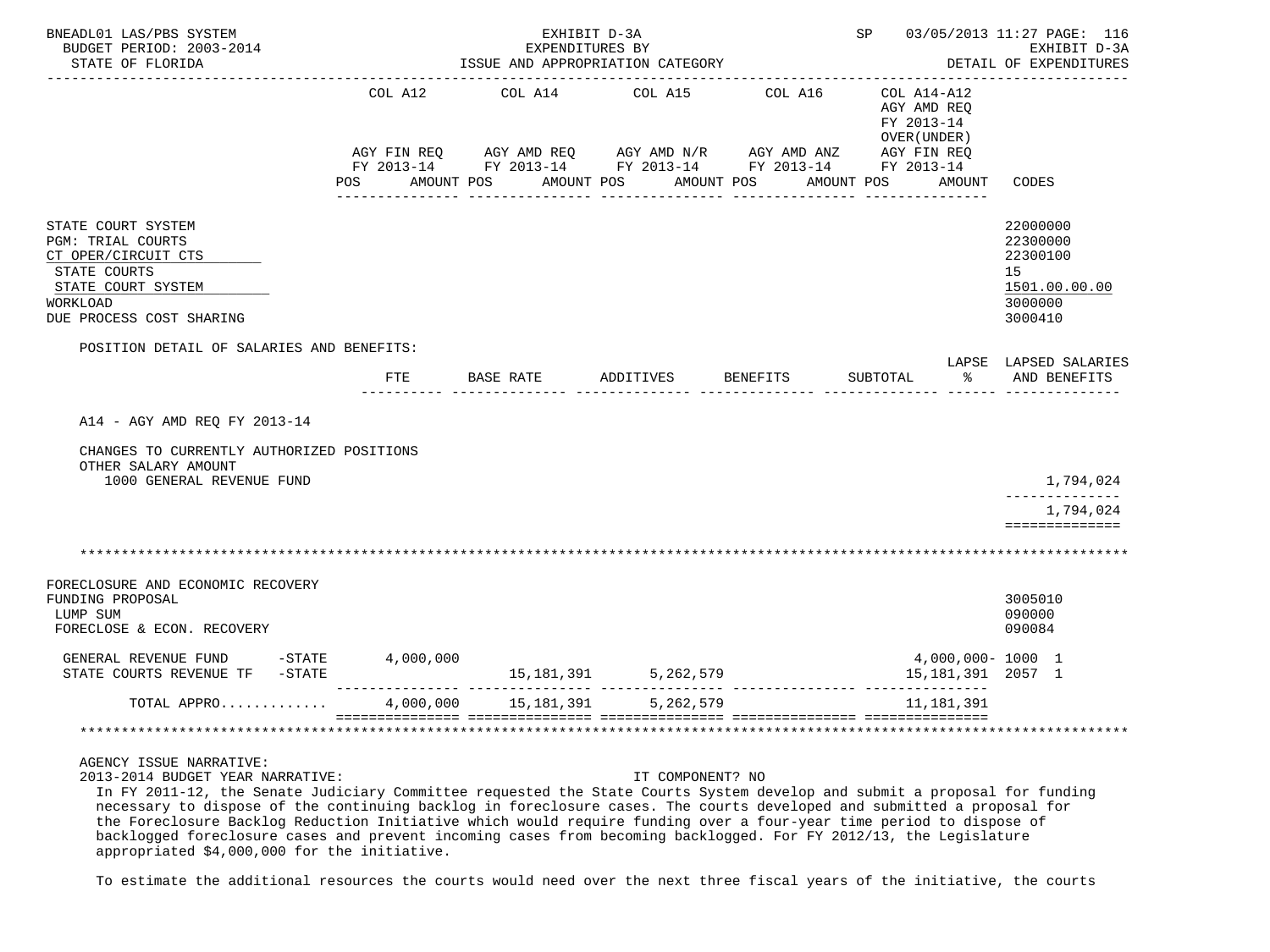STATE COURT SYSTEM 22000000
PGM: TRIAL COURTS 22300000
CT OPER/CIRCUIT CTS 22300100
STATE COURTS 15
STATE COURT SYSTEM 1501.00.00.00
WORKLOAD 3000000
DUE PROCESS COST SHARING 3000410

POSITION DETAIL OF SALARIES AND BENEFITS:

| | FTE | BASE RATE | ADDITIVES | BENEFITS | SUBTOTAL | LAPSE % | LAPSED SALARIES AND BENEFITS |
|---|---|---|---|---|---|---|---|
| A14 - AGY AMD REQ FY 2013-14 | | | | | | | |
| CHANGES TO CURRENTLY AUTHORIZED POSITIONS | | | | | | | |
| OTHER SALARY AMOUNT | | | | | | | |
| 1000 GENERAL REVENUE FUND | | | | | | | 1,794,024 |
| | | | | | | | 1,794,024 |

FORECLOSURE AND ECONOMIC RECOVERY
FUNDING PROPOSAL 3005010
LUMP SUM 090000
FORECLOSE & ECON. RECOVERY 090084

| | COL A12 AGY FIN REQ FY 2013-14 AMOUNT | COL A14 AGY AMD REQ FY 2013-14 AMOUNT | COL A15 AGY AMD N/R FY 2013-14 AMOUNT | COL A16 AGY AMD ANZ FY 2013-14 AMOUNT | COL A14-A12 AGY AMD REQ FY 2013-14 OVER(UNDER) AGY FIN REQ FY 2013-14 AMOUNT | CODES |
|---|---|---|---|---|---|---|
| GENERAL REVENUE FUND -STATE | 4,000,000 | | | | 4,000,000- | 1000 1 |
| STATE COURTS REVENUE TF -STATE | | 15,181,391 | 5,262,579 | | 15,181,391 | 2057 1 |
| TOTAL APPRO............ | 4,000,000 | 15,181,391 | 5,262,579 | | 11,181,391 | |

AGENCY ISSUE NARRATIVE:
2013-2014 BUDGET YEAR NARRATIVE: IT COMPONENT? NO

In FY 2011-12, the Senate Judiciary Committee requested the State Courts System develop and submit a proposal for funding necessary to dispose of the continuing backlog in foreclosure cases. The courts developed and submitted a proposal for the Foreclosure Backlog Reduction Initiative which would require funding over a four-year time period to dispose of backlogged foreclosure cases and prevent incoming cases from becoming backlogged. For FY 2012/13, the Legislature appropriated $4,000,000 for the initiative.

To estimate the additional resources the courts would need over the next three fiscal years of the initiative, the courts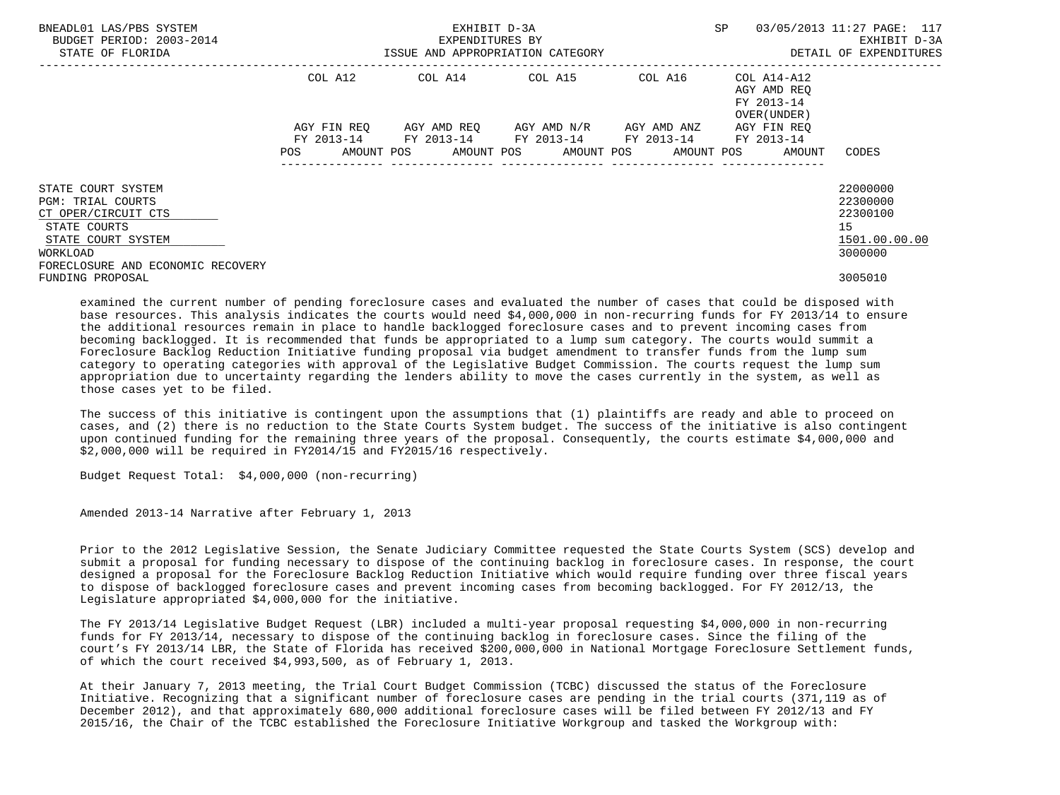| | COL A12 | COL A14 | COL A15 | COL A16 | COL A14-A12 AGY AMD REQ FY 2013-14 OVER(UNDER) | |
|---|---|---|---|---|---|---|
| | AGY FIN REQ FY 2013-14 | AGY AMD REQ FY 2013-14 | AGY AMD N/R FY 2013-14 | AGY AMD ANZ FY 2013-14 | AGY FIN REQ FY 2013-14 | |
| | POS AMOUNT | POS AMOUNT | POS AMOUNT | POS AMOUNT | POS AMOUNT | CODES |
| STATE COURT SYSTEM | | | | | | 22000000 |
| PGM: TRIAL COURTS | | | | | | 22300000 |
| CT OPER/CIRCUIT CTS | | | | | | 22300100 |
| STATE COURTS | | | | | | 15 |
| STATE COURT SYSTEM | | | | | | 1501.00.00.00 |
| WORKLOAD | | | | | | 3000000 |
| FORECLOSURE AND ECONOMIC RECOVERY FUNDING PROPOSAL | | | | | | 3005010 |

examined the current number of pending foreclosure cases and evaluated the number of cases that could be disposed with base resources. This analysis indicates the courts would need $4,000,000 in non-recurring funds for FY 2013/14 to ensure the additional resources remain in place to handle backlogged foreclosure cases and to prevent incoming cases from becoming backlogged. It is recommended that funds be appropriated to a lump sum category. The courts would summit a Foreclosure Backlog Reduction Initiative funding proposal via budget amendment to transfer funds from the lump sum category to operating categories with approval of the Legislative Budget Commission. The courts request the lump sum appropriation due to uncertainty regarding the lenders ability to move the cases currently in the system, as well as those cases yet to be filed.

The success of this initiative is contingent upon the assumptions that (1) plaintiffs are ready and able to proceed on cases, and (2) there is no reduction to the State Courts System budget. The success of the initiative is also contingent upon continued funding for the remaining three years of the proposal. Consequently, the courts estimate $4,000,000 and $2,000,000 will be required in FY2014/15 and FY2015/16 respectively.

Budget Request Total: $4,000,000 (non-recurring)

Amended 2013-14 Narrative after February 1, 2013

Prior to the 2012 Legislative Session, the Senate Judiciary Committee requested the State Courts System (SCS) develop and submit a proposal for funding necessary to dispose of the continuing backlog in foreclosure cases. In response, the court designed a proposal for the Foreclosure Backlog Reduction Initiative which would require funding over three fiscal years to dispose of backlogged foreclosure cases and prevent incoming cases from becoming backlogged. For FY 2012/13, the Legislature appropriated $4,000,000 for the initiative.

The FY 2013/14 Legislative Budget Request (LBR) included a multi-year proposal requesting $4,000,000 in non-recurring funds for FY 2013/14, necessary to dispose of the continuing backlog in foreclosure cases. Since the filing of the court's FY 2013/14 LBR, the State of Florida has received $200,000,000 in National Mortgage Foreclosure Settlement funds, of which the court received $4,993,500, as of February 1, 2013.

At their January 7, 2013 meeting, the Trial Court Budget Commission (TCBC) discussed the status of the Foreclosure Initiative. Recognizing that a significant number of foreclosure cases are pending in the trial courts (371,119 as of December 2012), and that approximately 680,000 additional foreclosure cases will be filed between FY 2012/13 and FY 2015/16, the Chair of the TCBC established the Foreclosure Initiative Workgroup and tasked the Workgroup with: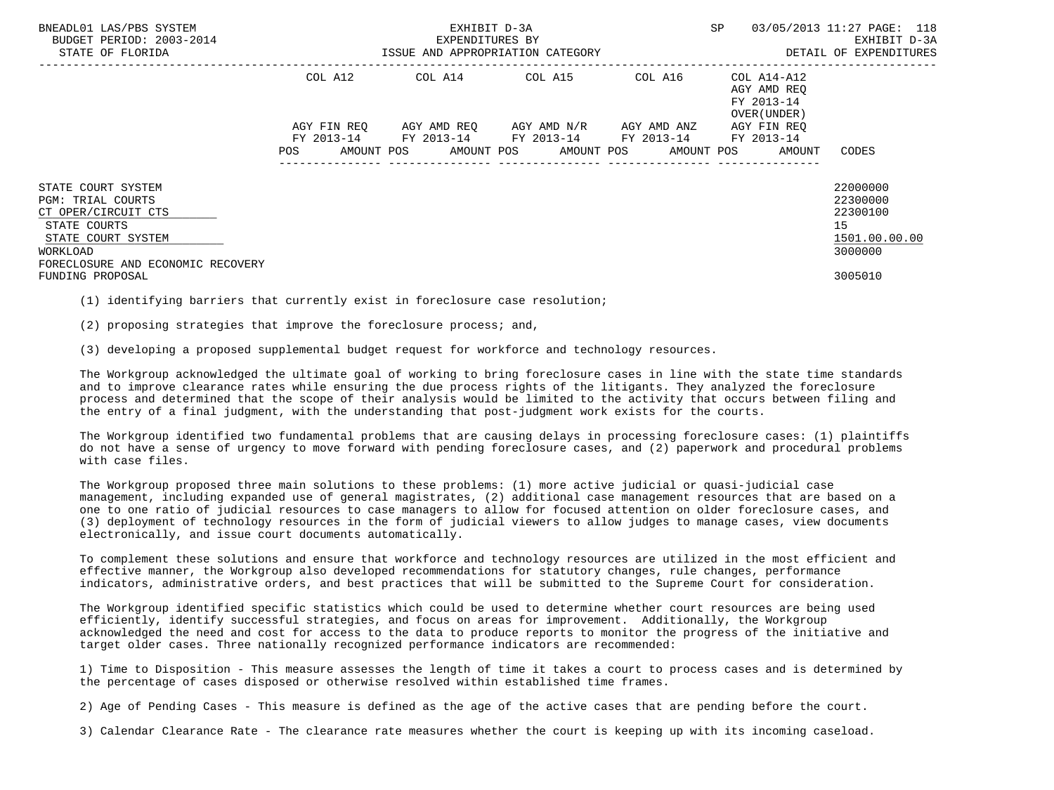| | COL A12 | | COL A14 | | COL A15 | | COL A16 | | COL A14-A12 AGY AMD REQ FY 2013-14 OVER(UNDER) | | |
|---|---|---|---|---|---|---|---|---|---|---|---|
| | AGY FIN REQ FY 2013-14 | | AGY AMD REQ FY 2013-14 | | AGY AMD N/R FY 2013-14 | | AGY AMD ANZ FY 2013-14 | | AGY FIN REQ FY 2013-14 | | |
| | POS | AMOUNT | POS | AMOUNT | POS | AMOUNT | POS | AMOUNT | POS | AMOUNT | CODES |
| STATE COURT SYSTEM | | | | | | | | | | | 22000000 |
| PGM: TRIAL COURTS | | | | | | | | | | | 22300000 |
| CT OPER/CIRCUIT CTS | | | | | | | | | | | 22300100 |
| STATE COURTS | | | | | | | | | | | 15 |
| STATE COURT SYSTEM | | | | | | | | | | | 1501.00.00.00 |
| WORKLOAD | | | | | | | | | | | 3000000 |
| FORECLOSURE AND ECONOMIC RECOVERY FUNDING PROPOSAL | | | | | | | | | | | 3005010 |

(1) identifying barriers that currently exist in foreclosure case resolution;

(2) proposing strategies that improve the foreclosure process; and,

(3) developing a proposed supplemental budget request for workforce and technology resources.

The Workgroup acknowledged the ultimate goal of working to bring foreclosure cases in line with the state time standards and to improve clearance rates while ensuring the due process rights of the litigants. They analyzed the foreclosure process and determined that the scope of their analysis would be limited to the activity that occurs between filing and the entry of a final judgment, with the understanding that post-judgment work exists for the courts.

The Workgroup identified two fundamental problems that are causing delays in processing foreclosure cases: (1) plaintiffs do not have a sense of urgency to move forward with pending foreclosure cases, and (2) paperwork and procedural problems with case files.

The Workgroup proposed three main solutions to these problems: (1) more active judicial or quasi-judicial case management, including expanded use of general magistrates, (2) additional case management resources that are based on a one to one ratio of judicial resources to case managers to allow for focused attention on older foreclosure cases, and (3) deployment of technology resources in the form of judicial viewers to allow judges to manage cases, view documents electronically, and issue court documents automatically.

To complement these solutions and ensure that workforce and technology resources are utilized in the most efficient and effective manner, the Workgroup also developed recommendations for statutory changes, rule changes, performance indicators, administrative orders, and best practices that will be submitted to the Supreme Court for consideration.

The Workgroup identified specific statistics which could be used to determine whether court resources are being used efficiently, identify successful strategies, and focus on areas for improvement. Additionally, the Workgroup acknowledged the need and cost for access to the data to produce reports to monitor the progress of the initiative and target older cases. Three nationally recognized performance indicators are recommended:

1) Time to Disposition - This measure assesses the length of time it takes a court to process cases and is determined by the percentage of cases disposed or otherwise resolved within established time frames.

2) Age of Pending Cases - This measure is defined as the age of the active cases that are pending before the court.

3) Calendar Clearance Rate - The clearance rate measures whether the court is keeping up with its incoming caseload.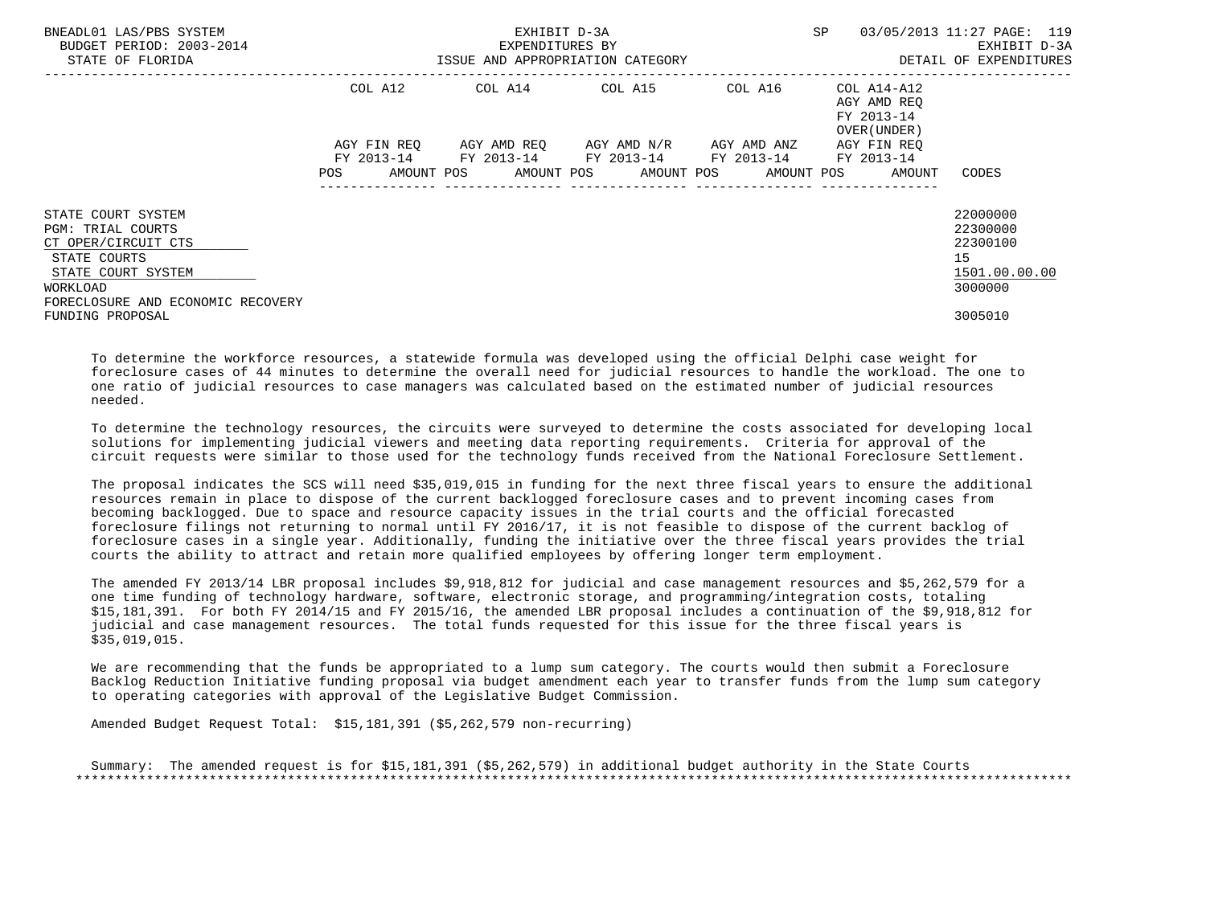BNEADL01 LAS/PBS SYSTEM — EXHIBIT D-3A — EXPENDITURES BY ISSUE AND APPROPRIATION CATEGORY
BUDGET PERIOD: 2003-2014 — STATE OF FLORIDA — SP 03/05/2013 11:27 — EXHIBIT D-3A DETAIL OF EXPENDITURES

| | COL A12 AGY FIN REQ FY 2013-14 POS AMOUNT | COL A14 AGY AMD REQ FY 2013-14 POS AMOUNT | COL A15 AGY AMD N/R FY 2013-14 POS AMOUNT | COL A16 AGY AMD ANZ FY 2013-14 POS AMOUNT | COL A14-A12 AGY AMD REQ FY 2013-14 OVER(UNDER) AGY FIN REQ FY 2013-14 POS AMOUNT | CODES |
|---|---|---|---|---|---|---|
| STATE COURT SYSTEM | | | | | | 22000000 |
| PGM: TRIAL COURTS | | | | | | 22300000 |
| CT OPER/CIRCUIT CTS | | | | | | 22300100 |
| STATE COURTS | | | | | | 15 |
| STATE COURT SYSTEM | | | | | | 1501.00.00.00 |
| WORKLOAD | | | | | | 3000000 |
| FORECLOSURE AND ECONOMIC RECOVERY FUNDING PROPOSAL | | | | | | 3005010 |

To determine the workforce resources, a statewide formula was developed using the official Delphi case weight for foreclosure cases of 44 minutes to determine the overall need for judicial resources to handle the workload. The one to one ratio of judicial resources to case managers was calculated based on the estimated number of judicial resources needed.

To determine the technology resources, the circuits were surveyed to determine the costs associated for developing local solutions for implementing judicial viewers and meeting data reporting requirements. Criteria for approval of the circuit requests were similar to those used for the technology funds received from the National Foreclosure Settlement.

The proposal indicates the SCS will need $35,019,015 in funding for the next three fiscal years to ensure the additional resources remain in place to dispose of the current backlogged foreclosure cases and to prevent incoming cases from becoming backlogged. Due to space and resource capacity issues in the trial courts and the official forecasted foreclosure filings not returning to normal until FY 2016/17, it is not feasible to dispose of the current backlog of foreclosure cases in a single year. Additionally, funding the initiative over the three fiscal years provides the trial courts the ability to attract and retain more qualified employees by offering longer term employment.

The amended FY 2013/14 LBR proposal includes $9,918,812 for judicial and case management resources and $5,262,579 for a one time funding of technology hardware, software, electronic storage, and programming/integration costs, totaling $15,181,391. For both FY 2014/15 and FY 2015/16, the amended LBR proposal includes a continuation of the $9,918,812 for judicial and case management resources. The total funds requested for this issue for the three fiscal years is $35,019,015.

We are recommending that the funds be appropriated to a lump sum category. The courts would then submit a Foreclosure Backlog Reduction Initiative funding proposal via budget amendment each year to transfer funds from the lump sum category to operating categories with approval of the Legislative Budget Commission.

Amended Budget Request Total: $15,181,391 ($5,262,579 non-recurring)

Summary: The amended request is for $15,181,391 ($5,262,579) in additional budget authority in the State Courts

*****************************************************************************************************************************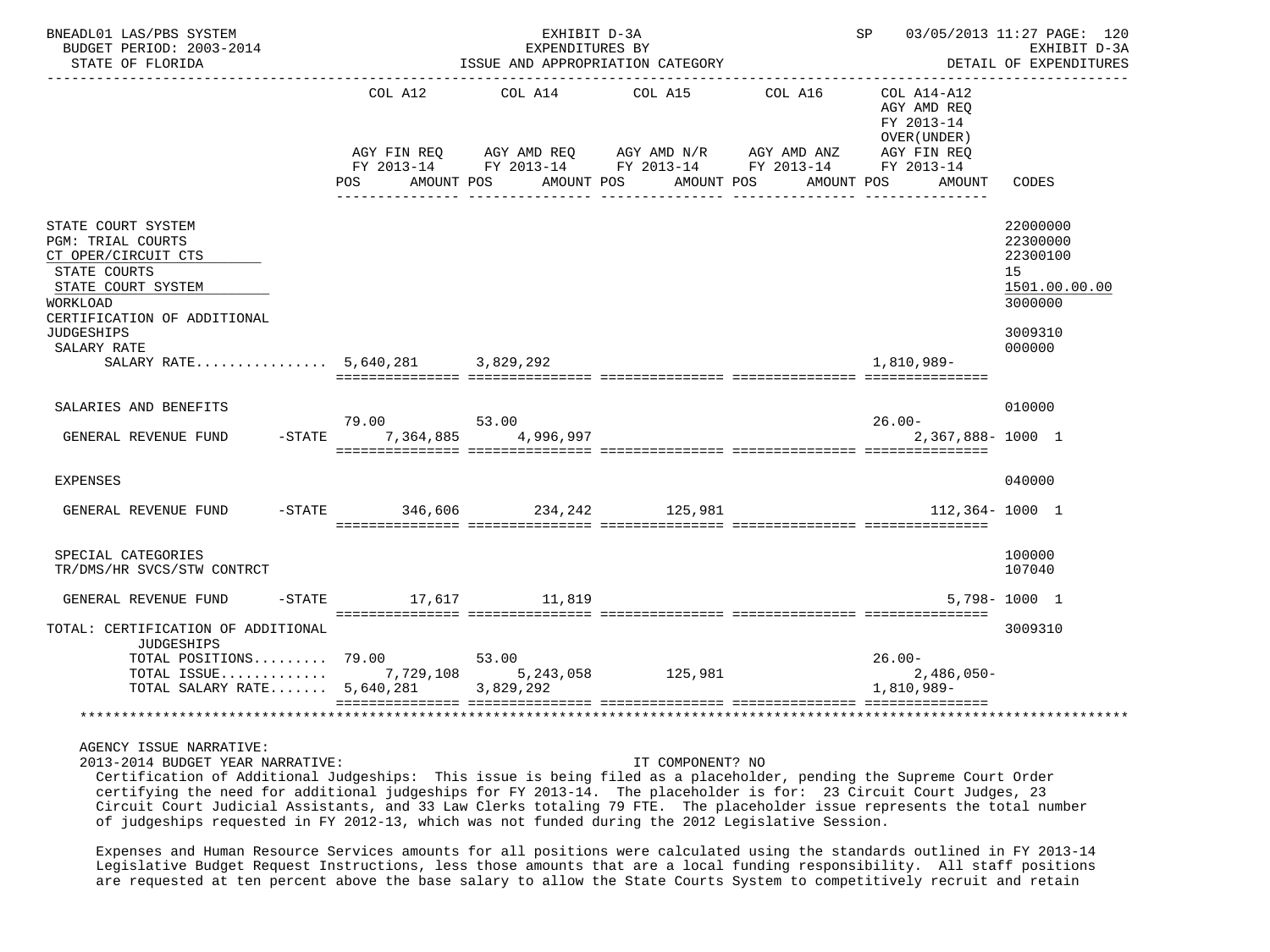BNEADL01 LAS/PBS SYSTEM — EXHIBIT D-3A — EXPENDITURES BY ISSUE AND APPROPRIATION CATEGORY — SP 03/05/2013 11:27

BUDGET PERIOD: 2003-2014 — STATE OF FLORIDA — EXHIBIT D-3A DETAIL OF EXPENDITURES

| | COL A12 AGY FIN REQ FY 2013-14 POS | AMOUNT | COL A14 AGY AMD REQ FY 2013-14 POS | AMOUNT | COL A15 AGY AMD N/R FY 2013-14 POS | AMOUNT | COL A16 AGY AMD ANZ FY 2013-14 POS | AMOUNT | COL A14-A12 AGY AMD REQ FY 2013-14 OVER(UNDER) AGY FIN REQ FY 2013-14 POS | AMOUNT | CODES |
|---|---|---|---|---|---|---|---|---|---|---|---|
| STATE COURT SYSTEM | | | | | | | | | | | 22000000 |
| PGM: TRIAL COURTS | | | | | | | | | | | 22300000 |
| CT OPER/CIRCUIT CTS | | | | | | | | | | | 22300100 |
| STATE COURTS | | | | | | | | | | | 15 |
| STATE COURT SYSTEM | | | | | | | | | | | 1501.00.00.00 |
| WORKLOAD | | | | | | | | | | | 3000000 |
| CERTIFICATION OF ADDITIONAL JUDGESHIPS | | | | | | | | | | | 3009310 |
| SALARY RATE | | | | | | | | | | | 000000 |
| SALARY RATE | 5,640,281 | | 3,829,292 | | | | | | 1,810,989- | | |
| SALARIES AND BENEFITS | | | | | | | | | | | 010000 |
| GENERAL REVENUE FUND -STATE | 79.00 | 7,364,885 | 53.00 | 4,996,997 | | | | | 26.00- | 2,367,888- | 1000 1 |
| EXPENSES | | | | | | | | | | | 040000 |
| GENERAL REVENUE FUND -STATE | | 346,606 | | 234,242 | | 125,981 | | | | 112,364- | 1000 1 |
| SPECIAL CATEGORIES | | | | | | | | | | | 100000 |
| TR/DMS/HR SVCS/STW CONTRCT | | | | | | | | | | | 107040 |
| GENERAL REVENUE FUND -STATE | | 17,617 | | 11,819 | | | | | | 5,798- | 1000 1 |
| TOTAL: CERTIFICATION OF ADDITIONAL JUDGESHIPS | | | | | | | | | | | 3009310 |
| TOTAL POSITIONS | 79.00 | | 53.00 | | | | | | 26.00- | | |
| TOTAL ISSUE | | 7,729,108 | | 5,243,058 | | 125,981 | | | | 2,486,050- | |
| TOTAL SALARY RATE | 5,640,281 | | 3,829,292 | | | | | | 1,810,989- | | |

AGENCY ISSUE NARRATIVE:

2013-2014 BUDGET YEAR NARRATIVE: IT COMPONENT? NO

Certification of Additional Judgeships: This issue is being filed as a placeholder, pending the Supreme Court Order certifying the need for additional judgeships for FY 2013-14. The placeholder is for: 23 Circuit Court Judges, 23 Circuit Court Judicial Assistants, and 33 Law Clerks totaling 79 FTE. The placeholder issue represents the total number of judgeships requested in FY 2012-13, which was not funded during the 2012 Legislative Session.

Expenses and Human Resource Services amounts for all positions were calculated using the standards outlined in FY 2013-14 Legislative Budget Request Instructions, less those amounts that are a local funding responsibility. All staff positions are requested at ten percent above the base salary to allow the State Courts System to competitively recruit and retain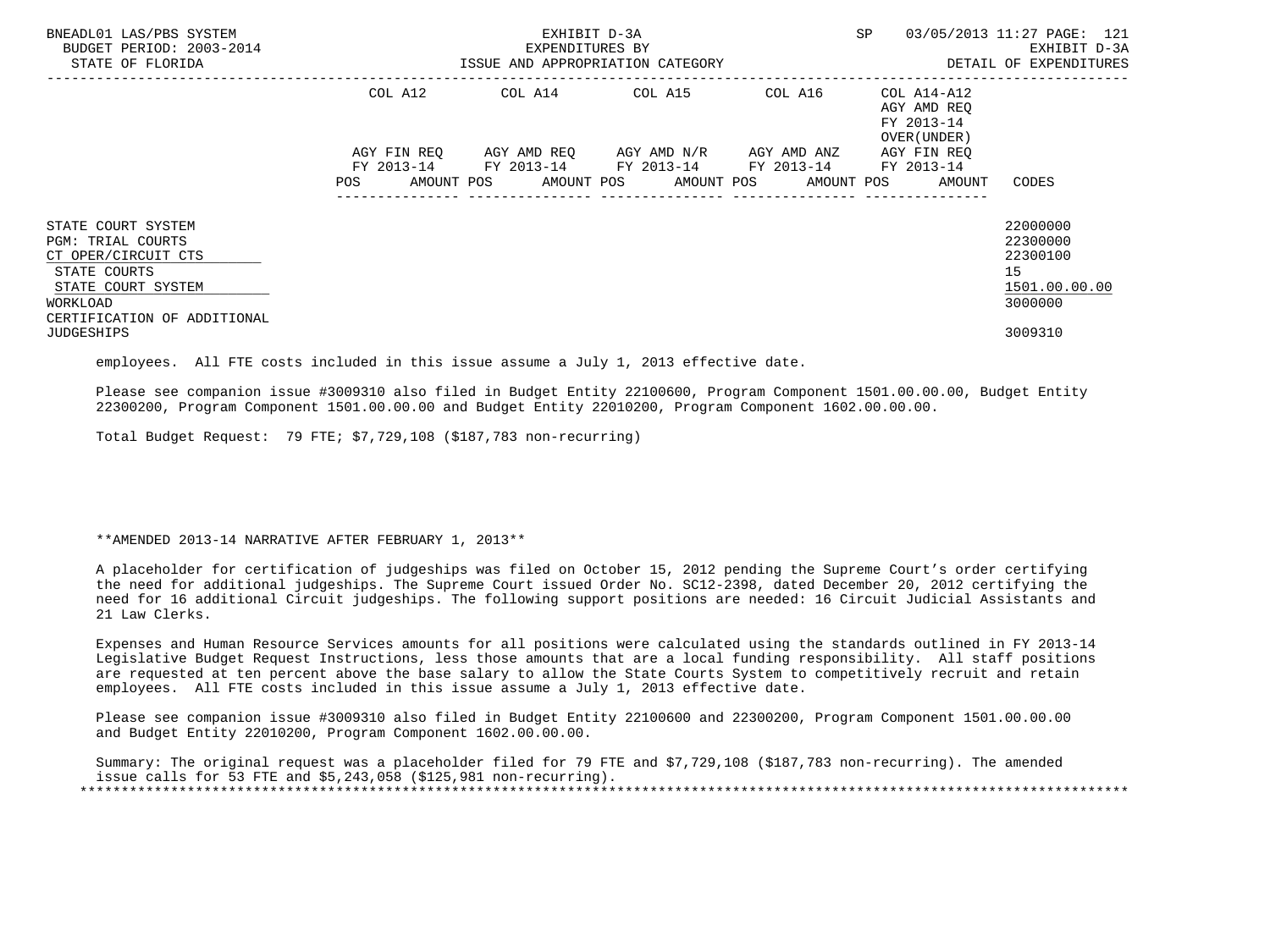| | COL A12 | | COL A14 | | COL A15 | | COL A16 | | COL A14-A12 AGY AMD REQ FY 2013-14 OVER(UNDER) | | |
|---|---|---|---|---|---|---|---|---|---|---|---|
| | AGY FIN REQ FY 2013-14 | | AGY AMD REQ FY 2013-14 | | AGY AMD N/R FY 2013-14 | | AGY AMD ANZ FY 2013-14 | | AGY FIN REQ FY 2013-14 | | |
| | POS | AMOUNT | POS | AMOUNT | POS | AMOUNT | POS | AMOUNT | POS | AMOUNT | CODES |
| STATE COURT SYSTEM | | | | | | | | | | | 22000000 |
| PGM: TRIAL COURTS | | | | | | | | | | | 22300000 |
| CT OPER/CIRCUIT CTS | | | | | | | | | | | 22300100 |
| STATE COURTS | | | | | | | | | | | 15 |
| STATE COURT SYSTEM | | | | | | | | | | | 1501.00.00.00 |
| WORKLOAD | | | | | | | | | | | 3000000 |
| CERTIFICATION OF ADDITIONAL JUDGESHIPS | | | | | | | | | | | 3009310 |

employees. All FTE costs included in this issue assume a July 1, 2013 effective date.

Please see companion issue #3009310 also filed in Budget Entity 22100600, Program Component 1501.00.00.00, Budget Entity 22300200, Program Component 1501.00.00.00 and Budget Entity 22010200, Program Component 1602.00.00.00.

Total Budget Request: 79 FTE; $7,729,108 ($187,783 non-recurring)

**AMENDED 2013-14 NARRATIVE AFTER FEBRUARY 1, 2013**

A placeholder for certification of judgeships was filed on October 15, 2012 pending the Supreme Court's order certifying the need for additional judgeships. The Supreme Court issued Order No. SC12-2398, dated December 20, 2012 certifying the need for 16 additional Circuit judgeships. The following support positions are needed: 16 Circuit Judicial Assistants and 21 Law Clerks.

Expenses and Human Resource Services amounts for all positions were calculated using the standards outlined in FY 2013-14 Legislative Budget Request Instructions, less those amounts that are a local funding responsibility. All staff positions are requested at ten percent above the base salary to allow the State Courts System to competitively recruit and retain employees. All FTE costs included in this issue assume a July 1, 2013 effective date.

Please see companion issue #3009310 also filed in Budget Entity 22100600 and 22300200, Program Component 1501.00.00.00 and Budget Entity 22010200, Program Component 1602.00.00.00.

Summary: The original request was a placeholder filed for 79 FTE and $7,729,108 ($187,783 non-recurring). The amended issue calls for 53 FTE and $5,243,058 ($125,981 non-recurring).

*******************************************************************************************************************************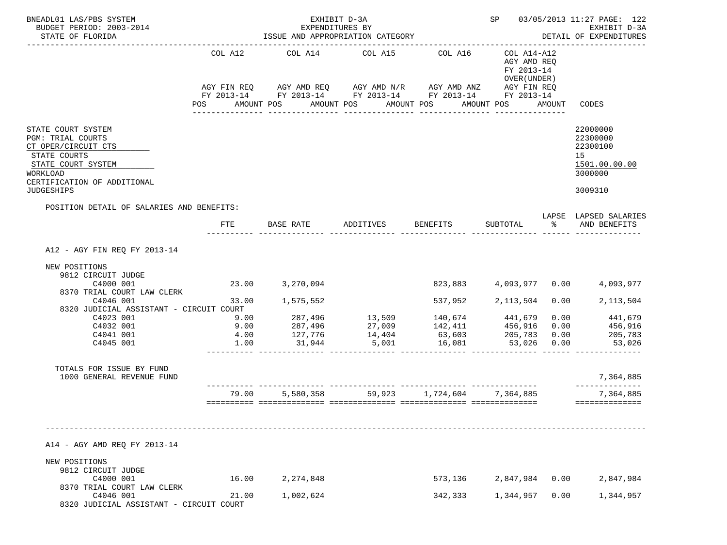BNEADL01 LAS/PBS SYSTEM — EXHIBIT D-3A — EXPENDITURES BY ISSUE AND APPROPRIATION CATEGORY
BUDGET PERIOD: 2003-2014 — STATE OF FLORIDA
SP 03/05/2013 11:27 — EXHIBIT D-3A — DETAIL OF EXPENDITURES

| | COL A12 AGY FIN REQ FY 2013-14 POS AMOUNT | COL A14 AGY AMD REQ FY 2013-14 POS AMOUNT | COL A15 AGY AMD N/R FY 2013-14 POS AMOUNT | COL A16 AGY AMD ANZ FY 2013-14 POS AMOUNT | COL A14-A12 AGY AMD REQ FY 2013-14 OVER(UNDER) AGY FIN REQ FY 2013-14 POS AMOUNT | CODES |
|---|---|---|---|---|---|---|
| STATE COURT SYSTEM | | | | | | 22000000 |
| PGM: TRIAL COURTS | | | | | | 22300000 |
| CT OPER/CIRCUIT CTS | | | | | | 22300100 |
| STATE COURTS | | | | | | 15 |
| STATE COURT SYSTEM | | | | | | 1501.00.00.00 |
| WORKLOAD | | | | | | 3000000 |
| CERTIFICATION OF ADDITIONAL JUDGESHIPS | | | | | | 3009310 |

POSITION DETAIL OF SALARIES AND BENEFITS:

| | FTE | BASE RATE | ADDITIVES | BENEFITS | SUBTOTAL | LAPSE % | LAPSED SALARIES AND BENEFITS |
|---|---|---|---|---|---|---|---|
| **A12 - AGY FIN REQ FY 2013-14** | | | | | | | |
| NEW POSITIONS | | | | | | | |
| 9812 CIRCUIT JUDGE | | | | | | | |
| C4000 001 | 23.00 | 3,270,094 | | 823,883 | 4,093,977 | 0.00 | 4,093,977 |
| 8370 TRIAL COURT LAW CLERK | | | | | | | |
| C4046 001 | 33.00 | 1,575,552 | | 537,952 | 2,113,504 | 0.00 | 2,113,504 |
| 8320 JUDICIAL ASSISTANT - CIRCUIT COURT | | | | | | | |
| C4023 001 | 9.00 | 287,496 | 13,509 | 140,674 | 441,679 | 0.00 | 441,679 |
| C4032 001 | 9.00 | 287,496 | 27,009 | 142,411 | 456,916 | 0.00 | 456,916 |
| C4041 001 | 4.00 | 127,776 | 14,404 | 63,603 | 205,783 | 0.00 | 205,783 |
| C4045 001 | 1.00 | 31,944 | 5,001 | 16,081 | 53,026 | 0.00 | 53,026 |
| TOTALS FOR ISSUE BY FUND | | | | | | | |
| 1000 GENERAL REVENUE FUND | | | | | | | 7,364,885 |
| | 79.00 | 5,580,358 | 59,923 | 1,724,604 | 7,364,885 | | 7,364,885 |
| **A14 - AGY AMD REQ FY 2013-14** | | | | | | | |
| NEW POSITIONS | | | | | | | |
| 9812 CIRCUIT JUDGE | | | | | | | |
| C4000 001 | 16.00 | 2,274,848 | | 573,136 | 2,847,984 | 0.00 | 2,847,984 |
| 8370 TRIAL COURT LAW CLERK | | | | | | | |
| C4046 001 | 21.00 | 1,002,624 | | 342,333 | 1,344,957 | 0.00 | 1,344,957 |
| 8320 JUDICIAL ASSISTANT - CIRCUIT COURT | | | | | | | |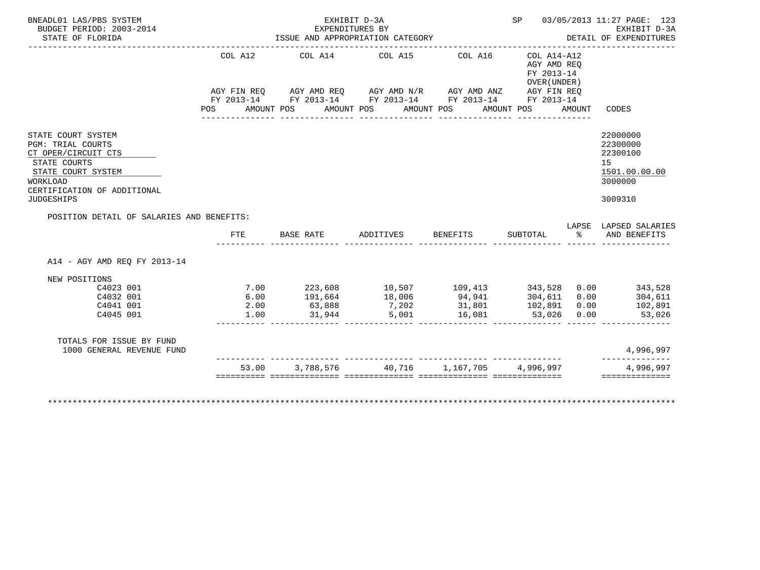BNEADL01 LAS/PBS SYSTEM — EXHIBIT D-3A — SP 03/05/2013 11:27 PAGE: 123
BUDGET PERIOD: 2003-2014 — EXPENDITURES BY — EXHIBIT D-3A
STATE OF FLORIDA — ISSUE AND APPROPRIATION CATEGORY — DETAIL OF EXPENDITURES

| | COL A12 AGY FIN REQ FY 2013-14 POS AMOUNT | COL A14 AGY AMD REQ FY 2013-14 POS AMOUNT | COL A15 AGY AMD N/R FY 2013-14 POS AMOUNT | COL A16 AGY AMD ANZ FY 2013-14 POS AMOUNT | COL A14-A12 AGY AMD REQ FY 2013-14 OVER(UNDER) AGY FIN REQ FY 2013-14 POS AMOUNT | CODES |
|---|---|---|---|---|---|---|
| STATE COURT SYSTEM | | | | | | 22000000 |
| PGM: TRIAL COURTS | | | | | | 22300000 |
| CT OPER/CIRCUIT CTS | | | | | | 22300100 |
| STATE COURTS | | | | | | 15 |
| STATE COURT SYSTEM | | | | | | 1501.00.00.00 |
| WORKLOAD | | | | | | 3000000 |
| CERTIFICATION OF ADDITIONAL JUDGESHIPS | | | | | | 3009310 |

POSITION DETAIL OF SALARIES AND BENEFITS:

| | FTE | BASE RATE | ADDITIVES | BENEFITS | SUBTOTAL | LAPSE % | LAPSED SALARIES AND BENEFITS |
|---|---|---|---|---|---|---|---|
| A14 - AGY AMD REQ FY 2013-14 | | | | | | | |
| NEW POSITIONS | | | | | | | |
| C4023 001 | 7.00 | 223,608 | 10,507 | 109,413 | 343,528 | 0.00 | 343,528 |
| C4032 001 | 6.00 | 191,664 | 18,006 | 94,941 | 304,611 | 0.00 | 304,611 |
| C4041 001 | 2.00 | 63,888 | 7,202 | 31,801 | 102,891 | 0.00 | 102,891 |
| C4045 001 | 1.00 | 31,944 | 5,001 | 16,081 | 53,026 | 0.00 | 53,026 |
| TOTALS FOR ISSUE BY FUND | | | | | | | |
| 1000 GENERAL REVENUE FUND | | | | | | | 4,996,997 |
| | 53.00 | 3,788,576 | 40,716 | 1,167,705 | 4,996,997 | | 4,996,997 |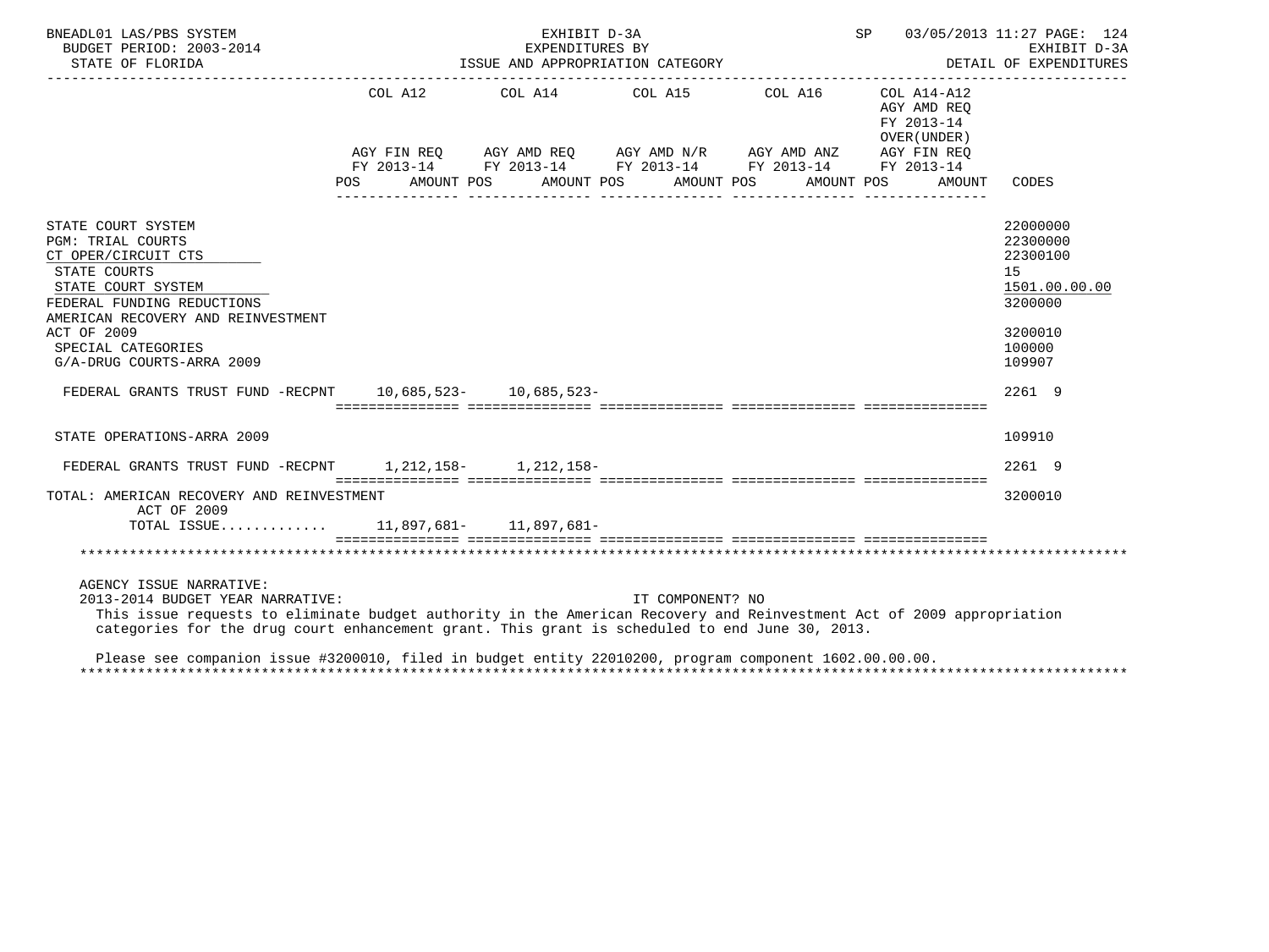BNEADL01 LAS/PBS SYSTEM — EXHIBIT D-3A — EXPENDITURES BY ISSUE AND APPROPRIATION CATEGORY — SP 03/05/2013 11:27

BUDGET PERIOD: 2003-2014 — STATE OF FLORIDA — EXHIBIT D-3A — DETAIL OF EXPENDITURES

| | COL A12 AGY FIN REQ FY 2013-14 POS AMOUNT | COL A14 AGY AMD REQ FY 2013-14 POS AMOUNT | COL A15 AGY AMD N/R FY 2013-14 POS AMOUNT | COL A16 AGY AMD ANZ FY 2013-14 POS AMOUNT | COL A14-A12 AGY AMD REQ FY 2013-14 OVER(UNDER) AGY FIN REQ FY 2013-14 POS AMOUNT | CODES |
|---|---|---|---|---|---|---|
| STATE COURT SYSTEM | | | | | | 22000000 |
| PGM: TRIAL COURTS | | | | | | 22300000 |
| CT OPER/CIRCUIT CTS | | | | | | 22300100 |
| STATE COURTS | | | | | | 15 |
| STATE COURT SYSTEM | | | | | | 1501.00.00.00 |
| FEDERAL FUNDING REDUCTIONS | | | | | | 3200000 |
| AMERICAN RECOVERY AND REINVESTMENT ACT OF 2009 | | | | | | 3200010 |
| SPECIAL CATEGORIES | | | | | | 100000 |
| G/A-DRUG COURTS-ARRA 2009 | | | | | | 109907 |
| FEDERAL GRANTS TRUST FUND -RECPNT | 10,685,523- | 10,685,523- | | | | 2261 9 |
| STATE OPERATIONS-ARRA 2009 | | | | | | 109910 |
| FEDERAL GRANTS TRUST FUND -RECPNT | 1,212,158- | 1,212,158- | | | | 2261 9 |
| TOTAL: AMERICAN RECOVERY AND REINVESTMENT ACT OF 2009 | | | | | | 3200010 |
| TOTAL ISSUE............ | 11,897,681- | 11,897,681- | | | | |

AGENCY ISSUE NARRATIVE:

2013-2014 BUDGET YEAR NARRATIVE: IT COMPONENT? NO

This issue requests to eliminate budget authority in the American Recovery and Reinvestment Act of 2009 appropriation categories for the drug court enhancement grant. This grant is scheduled to end June 30, 2013.

Please see companion issue #3200010, filed in budget entity 22010200, program component 1602.00.00.00.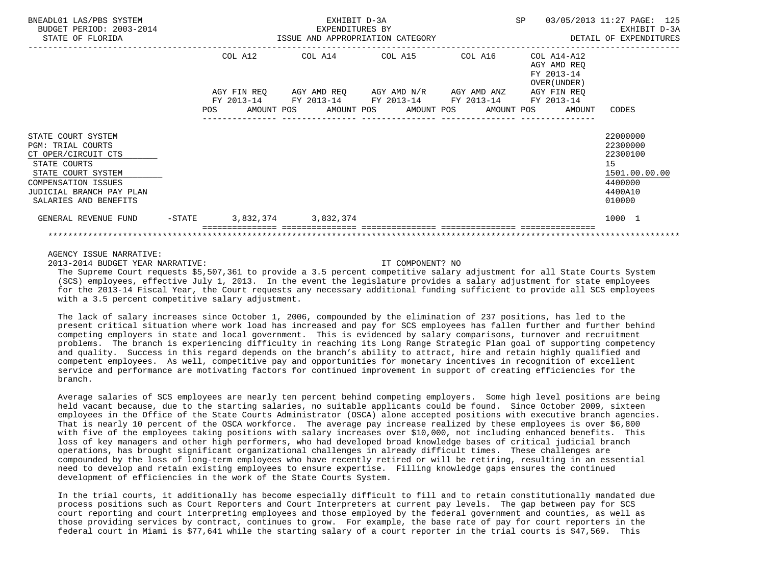| | COL A12 AGY FIN REQ FY 2013-14 POS AMOUNT | COL A14 AGY AMD REQ FY 2013-14 POS AMOUNT | COL A15 AGY AMD N/R FY 2013-14 POS AMOUNT | COL A16 AGY AMD ANZ FY 2013-14 POS AMOUNT | COL A14-A12 AGY AMD REQ FY 2013-14 OVER(UNDER) AGY FIN REQ FY 2013-14 POS AMOUNT | CODES |
|---|---|---|---|---|---|---|
| STATE COURT SYSTEM | | | | | | 22000000 |
| PGM: TRIAL COURTS | | | | | | 22300000 |
| CT OPER/CIRCUIT CTS | | | | | | 22300100 |
| STATE COURTS | | | | | | 15 |
| STATE COURT SYSTEM | | | | | | 1501.00.00.00 |
| COMPENSATION ISSUES | | | | | | 4400000 |
| JUDICIAL BRANCH PAY PLAN | | | | | | 4400A10 |
| SALARIES AND BENEFITS | | | | | | 010000 |
| GENERAL REVENUE FUND -STATE | 3,832,374 | 3,832,374 | | | | 1000 1 |

AGENCY ISSUE NARRATIVE:

2013-2014 BUDGET YEAR NARRATIVE: IT COMPONENT? NO

The Supreme Court requests $5,507,361 to provide a 3.5 percent competitive salary adjustment for all State Courts System (SCS) employees, effective July 1, 2013. In the event the legislature provides a salary adjustment for state employees for the 2013-14 Fiscal Year, the Court requests any necessary additional funding sufficient to provide all SCS employees with a 3.5 percent competitive salary adjustment.

The lack of salary increases since October 1, 2006, compounded by the elimination of 237 positions, has led to the present critical situation where work load has increased and pay for SCS employees has fallen further and further behind competing employers in state and local government. This is evidenced by salary comparisons, turnover and recruitment problems. The branch is experiencing difficulty in reaching its Long Range Strategic Plan goal of supporting competency and quality. Success in this regard depends on the branch's ability to attract, hire and retain highly qualified and competent employees. As well, competitive pay and opportunities for monetary incentives in recognition of excellent service and performance are motivating factors for continued improvement in support of creating efficiencies for the branch.

Average salaries of SCS employees are nearly ten percent behind competing employers. Some high level positions are being held vacant because, due to the starting salaries, no suitable applicants could be found. Since October 2009, sixteen employees in the Office of the State Courts Administrator (OSCA) alone accepted positions with executive branch agencies. That is nearly 10 percent of the OSCA workforce. The average pay increase realized by these employees is over $6,800 with five of the employees taking positions with salary increases over $10,000, not including enhanced benefits. This loss of key managers and other high performers, who had developed broad knowledge bases of critical judicial branch operations, has brought significant organizational challenges in already difficult times. These challenges are compounded by the loss of long-term employees who have recently retired or will be retiring, resulting in an essential need to develop and retain existing employees to ensure expertise. Filling knowledge gaps ensures the continued development of efficiencies in the work of the State Courts System.

In the trial courts, it additionally has become especially difficult to fill and to retain constitutionally mandated due process positions such as Court Reporters and Court Interpreters at current pay levels. The gap between pay for SCS court reporting and court interpreting employees and those employed by the federal government and counties, as well as those providing services by contract, continues to grow. For example, the base rate of pay for court reporters in the federal court in Miami is $77,641 while the starting salary of a court reporter in the trial courts is $47,569. This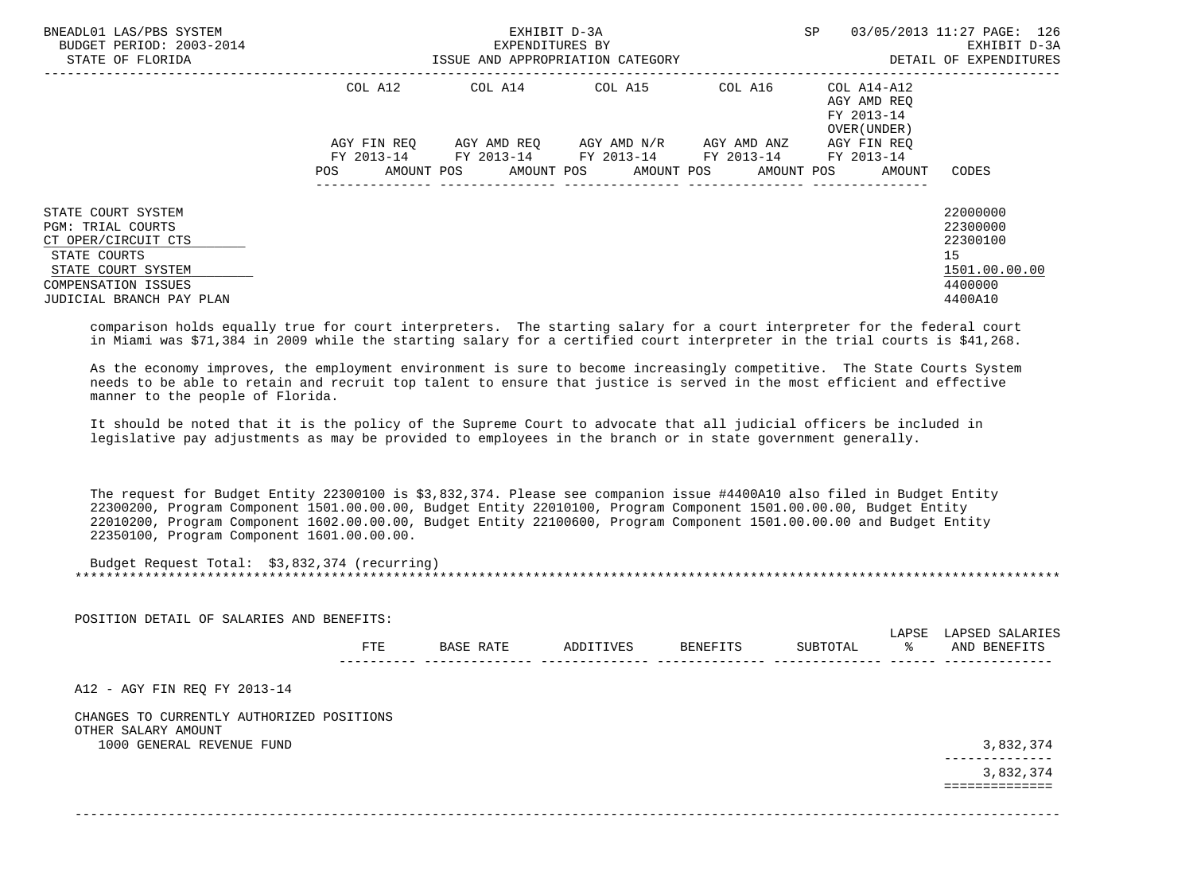BNEADL01 LAS/PBS SYSTEM — EXHIBIT D-3A — EXPENDITURES BY ISSUE AND APPROPRIATION CATEGORY — BUDGET PERIOD: 2003-2014 — STATE OF FLORIDA — SP 03/05/2013 11:27 — EXHIBIT D-3A DETAIL OF EXPENDITURES

| | COL A12 AGY FIN REQ FY 2013-14 POS AMOUNT | COL A14 AGY AMD REQ FY 2013-14 POS AMOUNT | COL A15 AGY AMD N/R FY 2013-14 POS AMOUNT | COL A16 AGY AMD ANZ FY 2013-14 POS AMOUNT | COL A14-A12 AGY AMD REQ FY 2013-14 OVER(UNDER) AGY FIN REQ FY 2013-14 POS AMOUNT | CODES |
|---|---|---|---|---|---|---|
| STATE COURT SYSTEM | | | | | | 22000000 |
| PGM: TRIAL COURTS | | | | | | 22300000 |
| CT OPER/CIRCUIT CTS | | | | | | 22300100 |
| STATE COURTS | | | | | | 15 |
| STATE COURT SYSTEM | | | | | | 1501.00.00.00 |
| COMPENSATION ISSUES | | | | | | 4400000 |
| JUDICIAL BRANCH PAY PLAN | | | | | | 4400A10 |

comparison holds equally true for court interpreters. The starting salary for a court interpreter for the federal court in Miami was $71,384 in 2009 while the starting salary for a certified court interpreter in the trial courts is $41,268.

As the economy improves, the employment environment is sure to become increasingly competitive. The State Courts System needs to be able to retain and recruit top talent to ensure that justice is served in the most efficient and effective manner to the people of Florida.

It should be noted that it is the policy of the Supreme Court to advocate that all judicial officers be included in legislative pay adjustments as may be provided to employees in the branch or in state government generally.

The request for Budget Entity 22300100 is $3,832,374. Please see companion issue #4400A10 also filed in Budget Entity 22300200, Program Component 1501.00.00.00, Budget Entity 22010100, Program Component 1501.00.00.00, Budget Entity 22010200, Program Component 1602.00.00.00, Budget Entity 22100600, Program Component 1501.00.00.00 and Budget Entity 22350100, Program Component 1601.00.00.00.

Budget Request Total: $3,832,374 (recurring)

*******************************************************************************************************************

POSITION DETAIL OF SALARIES AND BENEFITS:

| | FTE | BASE RATE | ADDITIVES | BENEFITS | SUBTOTAL | LAPSE % | LAPSED SALARIES AND BENEFITS |
|---|---|---|---|---|---|---|---|
| A12 - AGY FIN REQ FY 2013-14 | | | | | | | |
| CHANGES TO CURRENTLY AUTHORIZED POSITIONS | | | | | | | |
| OTHER SALARY AMOUNT | | | | | | | |
| 1000 GENERAL REVENUE FUND | | | | | | | 3,832,374 |
| | | | | | | | 3,832,374 |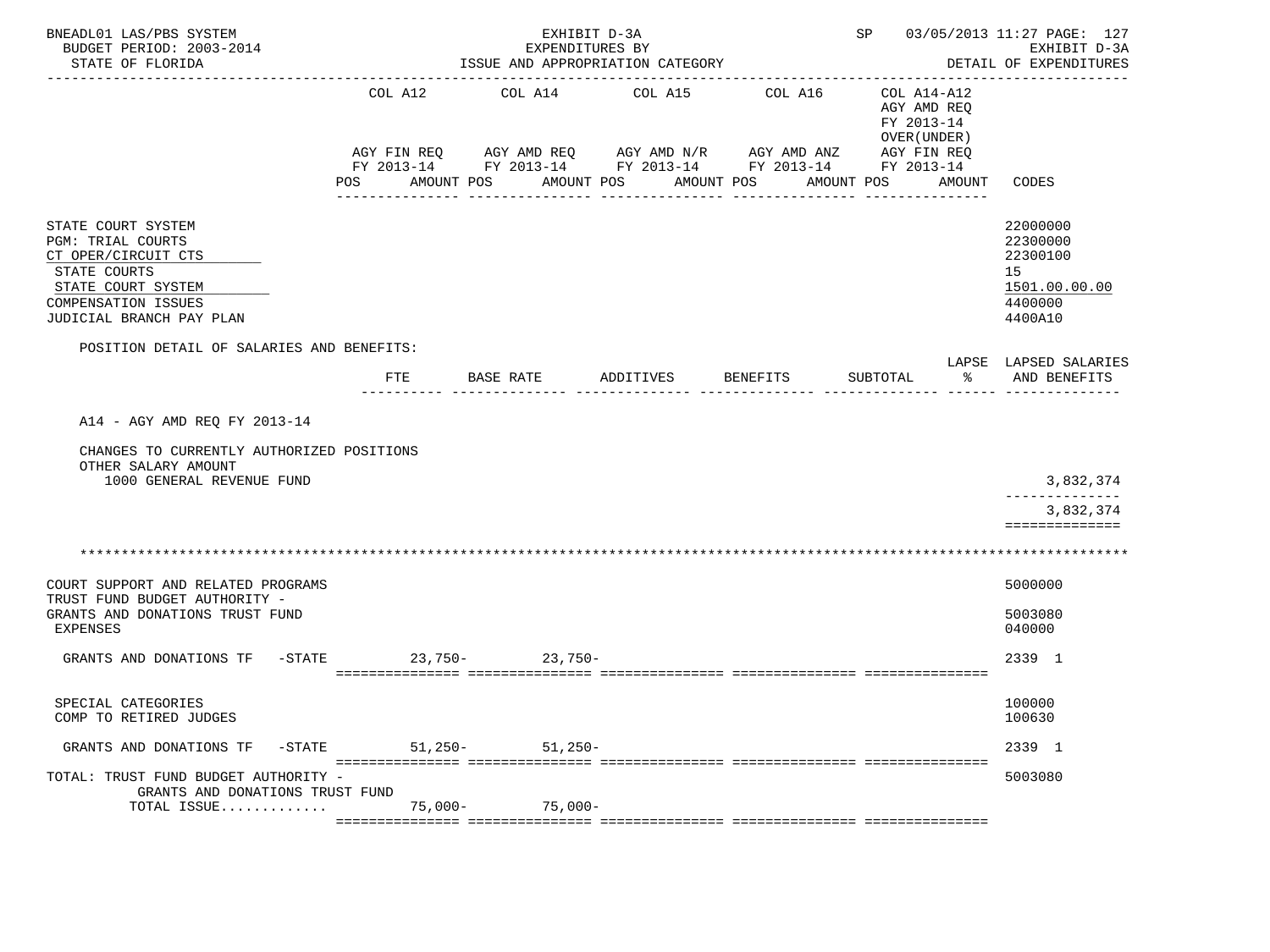BNEADL01 LAS/PBS SYSTEM — EXHIBIT D-3A — EXPENDITURES BY ISSUE AND APPROPRIATION CATEGORY
BUDGET PERIOD: 2003-2014 — STATE OF FLORIDA — SP 03/05/2013 11:27 — EXHIBIT D-3A DETAIL OF EXPENDITURES

| | COL A12 AGY FIN REQ FY 2013-14 POS AMOUNT | COL A14 AGY AMD REQ FY 2013-14 POS AMOUNT | COL A15 AGY AMD N/R FY 2013-14 POS AMOUNT | COL A16 AGY AMD ANZ FY 2013-14 POS AMOUNT | COL A14-A12 AGY AMD REQ FY 2013-14 OVER(UNDER) AGY FIN REQ FY 2013-14 POS AMOUNT | CODES |
|---|---|---|---|---|---|---|
| STATE COURT SYSTEM | | | | | | 22000000 |
| PGM: TRIAL COURTS | | | | | | 22300000 |
| CT OPER/CIRCUIT CTS | | | | | | 22300100 |
| STATE COURTS | | | | | | 15 |
| STATE COURT SYSTEM | | | | | | 1501.00.00.00 |
| COMPENSATION ISSUES | | | | | | 4400000 |
| JUDICIAL BRANCH PAY PLAN | | | | | | 4400A10 |

POSITION DETAIL OF SALARIES AND BENEFITS:

| | FTE | BASE RATE | ADDITIVES | BENEFITS | SUBTOTAL | LAPSE % | LAPSED SALARIES AND BENEFITS |
|---|---|---|---|---|---|---|---|
| A14 - AGY AMD REQ FY 2013-14 | | | | | | | |
| CHANGES TO CURRENTLY AUTHORIZED POSITIONS | | | | | | | |
| OTHER SALARY AMOUNT | | | | | | | |
| 1000 GENERAL REVENUE FUND | | | | | | | 3,832,374 |
| | | | | | | | 3,832,374 |

******************************************************************************************

| | COL A12 AGY FIN REQ FY 2013-14 POS AMOUNT | COL A14 AGY AMD REQ FY 2013-14 POS AMOUNT | COL A15 AGY AMD N/R FY 2013-14 POS AMOUNT | COL A16 AGY AMD ANZ FY 2013-14 POS AMOUNT | COL A14-A12 AGY AMD REQ FY 2013-14 OVER(UNDER) AGY FIN REQ FY 2013-14 POS AMOUNT | CODES |
|---|---|---|---|---|---|---|
| COURT SUPPORT AND RELATED PROGRAMS | | | | | | 5000000 |
| TRUST FUND BUDGET AUTHORITY - GRANTS AND DONATIONS TRUST FUND | | | | | | 5003080 |
| EXPENSES | | | | | | 040000 |
| GRANTS AND DONATIONS TF -STATE | 23,750- | 23,750- | | | | 2339 1 |
| SPECIAL CATEGORIES | | | | | | 100000 |
| COMP TO RETIRED JUDGES | | | | | | 100630 |
| GRANTS AND DONATIONS TF -STATE | 51,250- | 51,250- | | | | 2339 1 |
| TOTAL: TRUST FUND BUDGET AUTHORITY - GRANTS AND DONATIONS TRUST FUND | | | | | | 5003080 |
| TOTAL ISSUE............ | 75,000- | 75,000- | | | | |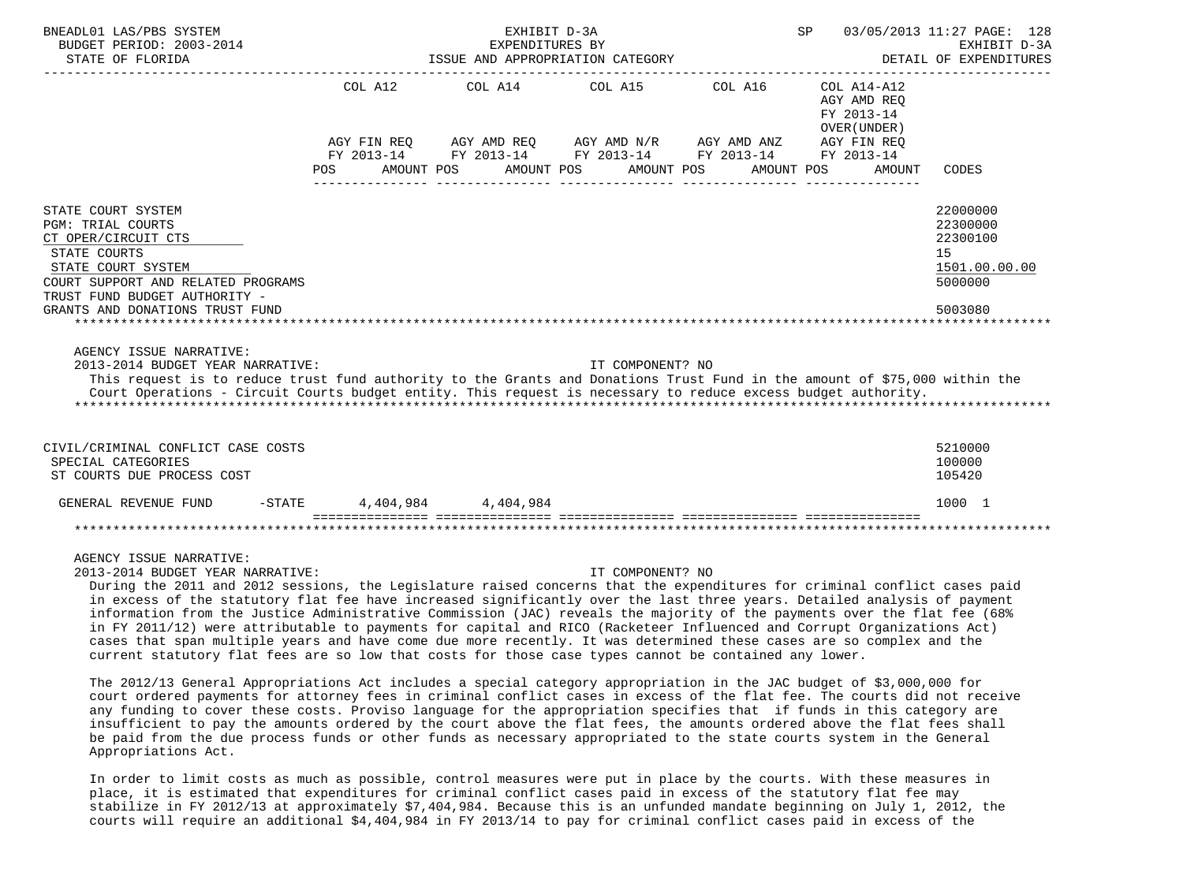BNEADL01 LAS/PBS SYSTEM — EXHIBIT D-3A — EXPENDITURES BY ISSUE AND APPROPRIATION CATEGORY — SP 03/05/2013 11:27 — EXHIBIT D-3A DETAIL OF EXPENDITURES

BUDGET PERIOD: 2003-2014

STATE OF FLORIDA

| | COL A12 AGY FIN REQ FY 2013-14 POS AMOUNT | COL A14 AGY AMD REQ FY 2013-14 POS AMOUNT | COL A15 AGY AMD N/R FY 2013-14 POS AMOUNT | COL A16 AGY AMD ANZ FY 2013-14 POS AMOUNT | COL A14-A12 AGY AMD REQ FY 2013-14 OVER(UNDER) AGY FIN REQ FY 2013-14 POS AMOUNT | CODES |
|---|---|---|---|---|---|---|
| STATE COURT SYSTEM | | | | | | 22000000 |
| PGM: TRIAL COURTS | | | | | | 22300000 |
| CT OPER/CIRCUIT CTS | | | | | | 22300100 |
| STATE COURTS | | | | | | 15 |
| STATE COURT SYSTEM | | | | | | 1501.00.00.00 |
| COURT SUPPORT AND RELATED PROGRAMS | | | | | | 5000000 |
| TRUST FUND BUDGET AUTHORITY - GRANTS AND DONATIONS TRUST FUND | | | | | | 5003080 |

AGENCY ISSUE NARRATIVE:

2013-2014 BUDGET YEAR NARRATIVE: IT COMPONENT? NO

This request is to reduce trust fund authority to the Grants and Donations Trust Fund in the amount of $75,000 within the Court Operations - Circuit Courts budget entity. This request is necessary to reduce excess budget authority.

| | COL A12 | COL A14 | COL A15 | COL A16 | COL A14-A12 | CODES |
|---|---|---|---|---|---|---|
| CIVIL/CRIMINAL CONFLICT CASE COSTS | | | | | | 5210000 |
| SPECIAL CATEGORIES | | | | | | 100000 |
| ST COURTS DUE PROCESS COST | | | | | | 105420 |
| GENERAL REVENUE FUND -STATE | 4,404,984 | 4,404,984 | | | | 1000 1 |

AGENCY ISSUE NARRATIVE:

2013-2014 BUDGET YEAR NARRATIVE: IT COMPONENT? NO

During the 2011 and 2012 sessions, the Legislature raised concerns that the expenditures for criminal conflict cases paid in excess of the statutory flat fee have increased significantly over the last three years. Detailed analysis of payment information from the Justice Administrative Commission (JAC) reveals the majority of the payments over the flat fee (68% in FY 2011/12) were attributable to payments for capital and RICO (Racketeer Influenced and Corrupt Organizations Act) cases that span multiple years and have come due more recently. It was determined these cases are so complex and the current statutory flat fees are so low that costs for those case types cannot be contained any lower.

The 2012/13 General Appropriations Act includes a special category appropriation in the JAC budget of $3,000,000 for court ordered payments for attorney fees in criminal conflict cases in excess of the flat fee. The courts did not receive any funding to cover these costs. Proviso language for the appropriation specifies that if funds in this category are insufficient to pay the amounts ordered by the court above the flat fees, the amounts ordered above the flat fees shall be paid from the due process funds or other funds as necessary appropriated to the state courts system in the General Appropriations Act.

In order to limit costs as much as possible, control measures were put in place by the courts. With these measures in place, it is estimated that expenditures for criminal conflict cases paid in excess of the statutory flat fee may stabilize in FY 2012/13 at approximately $7,404,984. Because this is an unfunded mandate beginning on July 1, 2012, the courts will require an additional $4,404,984 in FY 2013/14 to pay for criminal conflict cases paid in excess of the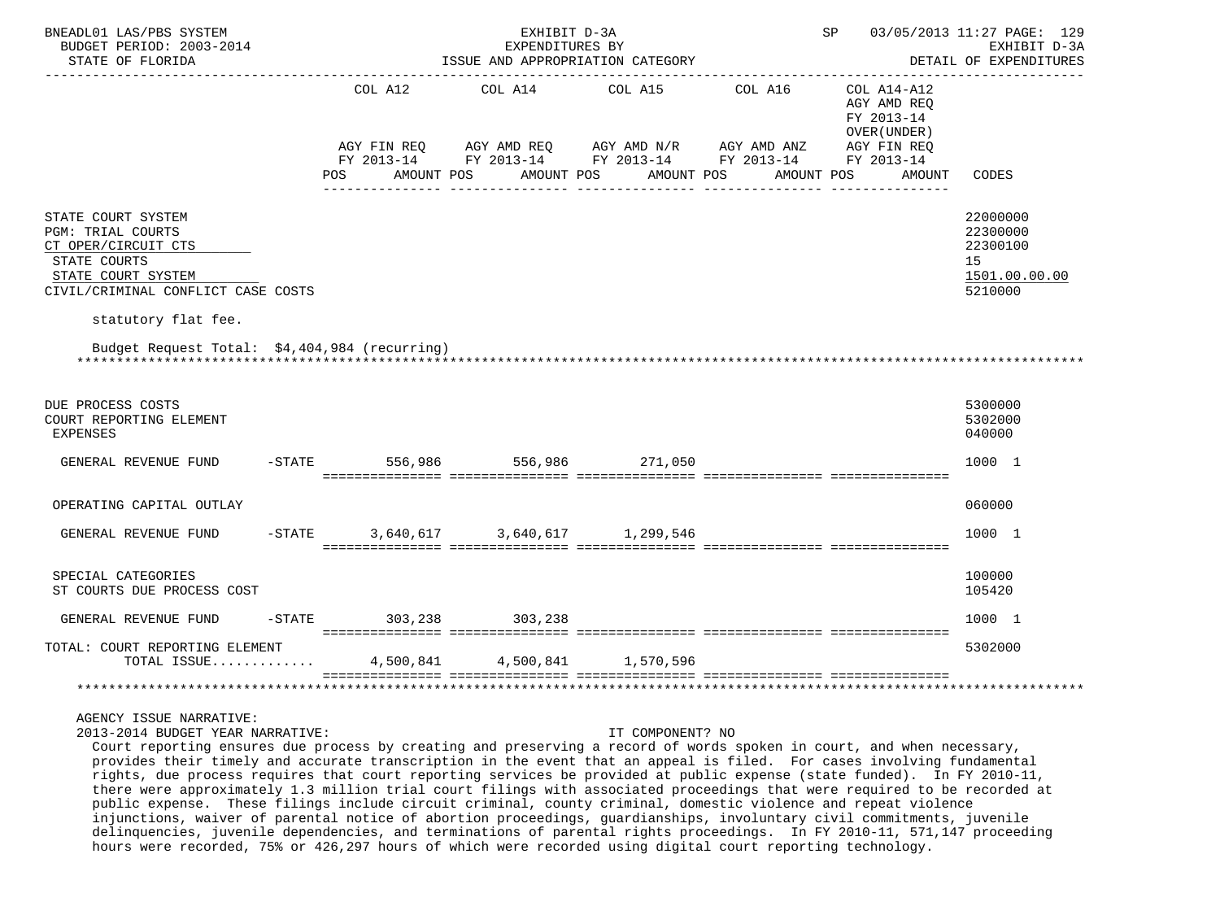STATE COURT SYSTEM — 22000000
PGM: TRIAL COURTS — 22300000
CT OPER/CIRCUIT CTS — 22300100
STATE COURTS — 15
STATE COURT SYSTEM — 1501.00.00.00
CIVIL/CRIMINAL CONFLICT CASE COSTS — 5210000

statutory flat fee.

Budget Request Total: $4,404,984 (recurring)

| | COL A12 AGY FIN REQ FY 2013-14 AMOUNT | COL A14 AGY AMD REQ FY 2013-14 AMOUNT | COL A15 AGY AMD N/R FY 2013-14 AMOUNT | COL A16 AGY AMD ANZ FY 2013-14 AMOUNT | COL A14-A12 AGY AMD REQ FY 2013-14 OVER(UNDER) AGY FIN REQ FY 2013-14 AMOUNT | CODES |
|---|---|---|---|---|---|---|
| DUE PROCESS COSTS | | | | | | 5300000 |
| COURT REPORTING ELEMENT | | | | | | 5302000 |
| EXPENSES | | | | | | 040000 |
| GENERAL REVENUE FUND -STATE | 556,986 | 556,986 | 271,050 | | | 1000 1 |
| OPERATING CAPITAL OUTLAY | | | | | | 060000 |
| GENERAL REVENUE FUND -STATE | 3,640,617 | 3,640,617 | 1,299,546 | | | 1000 1 |
| SPECIAL CATEGORIES | | | | | | 100000 |
| ST COURTS DUE PROCESS COST | | | | | | 105420 |
| GENERAL REVENUE FUND -STATE | 303,238 | 303,238 | | | | 1000 1 |
| TOTAL: COURT REPORTING ELEMENT | | | | | | 5302000 |
| TOTAL ISSUE............ | 4,500,841 | 4,500,841 | 1,570,596 | | | |

AGENCY ISSUE NARRATIVE:
2013-2014 BUDGET YEAR NARRATIVE: IT COMPONENT? NO

Court reporting ensures due process by creating and preserving a record of words spoken in court, and when necessary, provides their timely and accurate transcription in the event that an appeal is filed. For cases involving fundamental rights, due process requires that court reporting services be provided at public expense (state funded). In FY 2010-11, there were approximately 1.3 million trial court filings with associated proceedings that were required to be recorded at public expense. These filings include circuit criminal, county criminal, domestic violence and repeat violence injunctions, waiver of parental notice of abortion proceedings, guardianships, involuntary civil commitments, juvenile delinquencies, juvenile dependencies, and terminations of parental rights proceedings. In FY 2010-11, 571,147 proceeding hours were recorded, 75% or 426,297 hours of which were recorded using digital court reporting technology.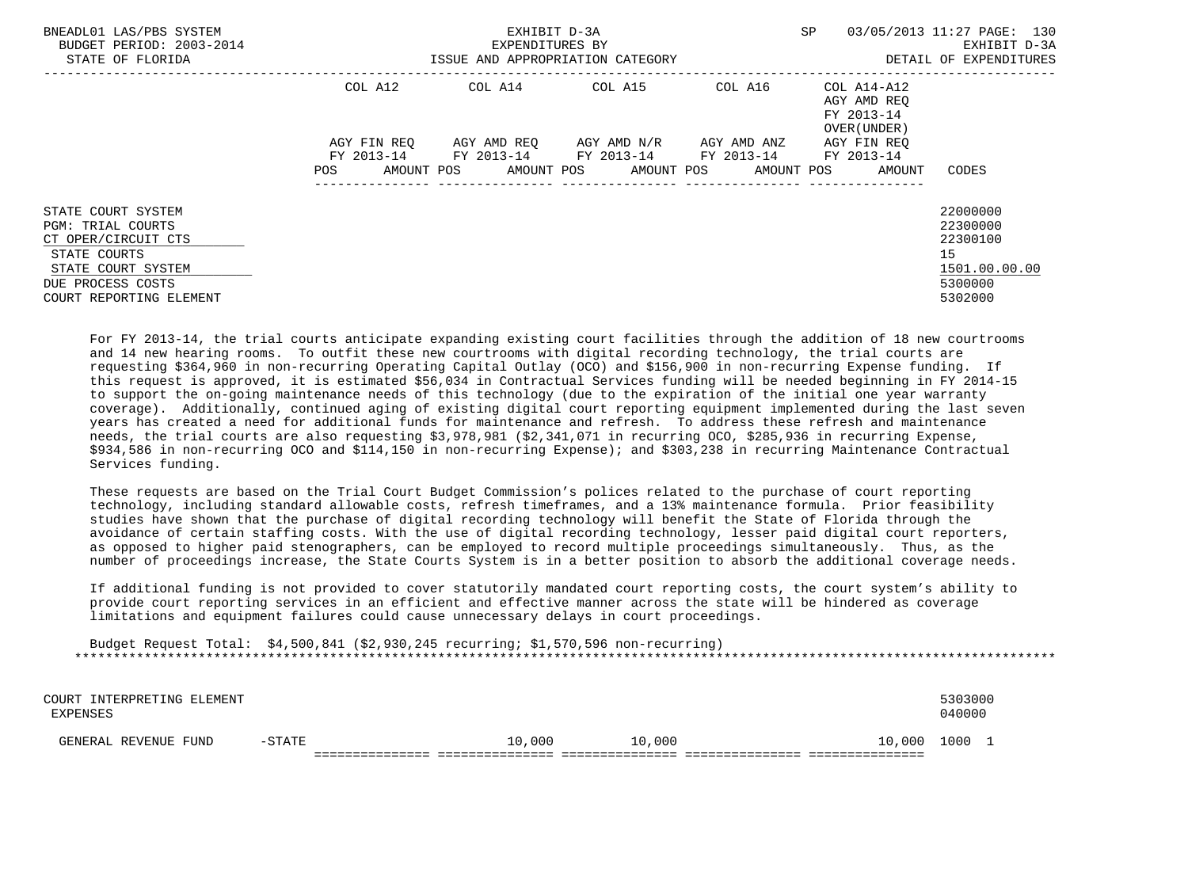| | COL A12 | | COL A14 | | COL A15 | | COL A16 | | COL A14-A12 AGY AMD REQ FY 2013-14 OVER(UNDER) | |
|---|---|---|---|---|---|---|---|---|---|---|
| | AGY FIN REQ FY 2013-14 | | AGY AMD REQ FY 2013-14 | | AGY AMD N/R FY 2013-14 | | AGY AMD ANZ FY 2013-14 | | AGY FIN REQ FY 2013-14 | |
| | POS | AMOUNT | POS | AMOUNT | POS | AMOUNT | POS | AMOUNT | POS | AMOUNT | CODES |

STATE COURT SYSTEM — 22000000
PGM: TRIAL COURTS — 22300000
CT OPER/CIRCUIT CTS — 22300100
STATE COURTS — 15
STATE COURT SYSTEM — 1501.00.00.00
DUE PROCESS COSTS — 5300000
COURT REPORTING ELEMENT — 5302000

For FY 2013-14, the trial courts anticipate expanding existing court facilities through the addition of 18 new courtrooms and 14 new hearing rooms. To outfit these new courtrooms with digital recording technology, the trial courts are requesting $364,960 in non-recurring Operating Capital Outlay (OCO) and $156,900 in non-recurring Expense funding. If this request is approved, it is estimated $56,034 in Contractual Services funding will be needed beginning in FY 2014-15 to support the on-going maintenance needs of this technology (due to the expiration of the initial one year warranty coverage). Additionally, continued aging of existing digital court reporting equipment implemented during the last seven years has created a need for additional funds for maintenance and refresh. To address these refresh and maintenance needs, the trial courts are also requesting $3,978,981 ($2,341,071 in recurring OCO, $285,936 in recurring Expense, $934,586 in non-recurring OCO and $114,150 in non-recurring Expense); and $303,238 in recurring Maintenance Contractual Services funding.

These requests are based on the Trial Court Budget Commission's polices related to the purchase of court reporting technology, including standard allowable costs, refresh timeframes, and a 13% maintenance formula. Prior feasibility studies have shown that the purchase of digital recording technology will benefit the State of Florida through the avoidance of certain staffing costs. With the use of digital recording technology, lesser paid digital court reporters, as opposed to higher paid stenographers, can be employed to record multiple proceedings simultaneously. Thus, as the number of proceedings increase, the State Courts System is in a better position to absorb the additional coverage needs.

If additional funding is not provided to cover statutorily mandated court reporting costs, the court system's ability to provide court reporting services in an efficient and effective manner across the state will be hindered as coverage limitations and equipment failures could cause unnecessary delays in court proceedings.

Budget Request Total: $4,500,841 ($2,930,245 recurring; $1,570,596 non-recurring)

*******************************************************************************************************************************

| | COL A12 POS | COL A12 AMOUNT | COL A14 POS | COL A14 AMOUNT | COL A15 POS | COL A15 AMOUNT | COL A16 POS | COL A16 AMOUNT | COL A14-A12 POS | COL A14-A12 AMOUNT | CODES |
|---|---|---|---|---|---|---|---|---|---|---|---|
| COURT INTERPRETING ELEMENT | | | | | | | | | | | 5303000 |
| EXPENSES | | | | | | | | | | | 040000 |
| GENERAL REVENUE FUND -STATE | | | | 10,000 | | 10,000 | | | | 10,000 | 1000 1 |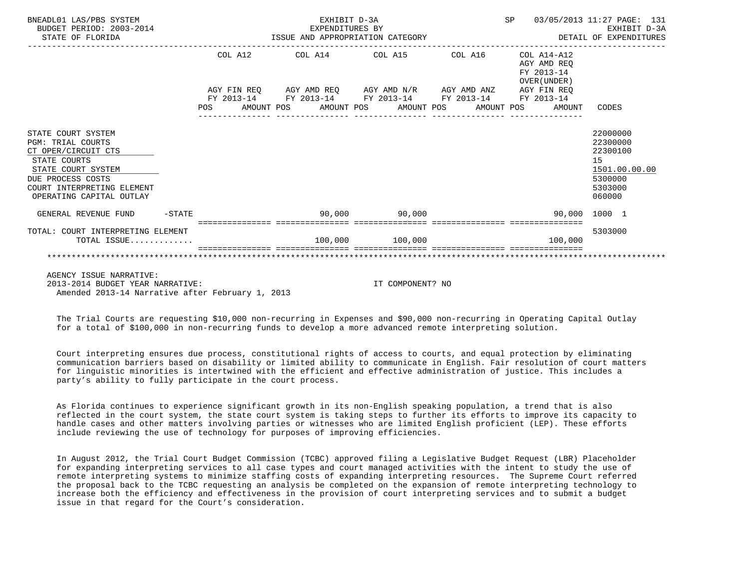BNEADL01 LAS/PBS SYSTEM — EXHIBIT D-3A — SP 03/05/2013 11:27

BUDGET PERIOD: 2003-2014 — EXPENDITURES BY — EXHIBIT D-3A

STATE OF FLORIDA — ISSUE AND APPROPRIATION CATEGORY — DETAIL OF EXPENDITURES

| | COL A12 AGY FIN REQ FY 2013-14 POS | AMOUNT | COL A14 AGY AMD REQ FY 2013-14 POS | AMOUNT | COL A15 AGY AMD N/R FY 2013-14 POS | AMOUNT | COL A16 AGY AMD ANZ FY 2013-14 POS | AMOUNT | COL A14-A12 AGY AMD REQ FY 2013-14 OVER(UNDER) AGY FIN REQ FY 2013-14 POS | AMOUNT | CODES |
|---|---|---|---|---|---|---|---|---|---|---|---|
| STATE COURT SYSTEM | | | | | | | | | | | 22000000 |
| PGM: TRIAL COURTS | | | | | | | | | | | 22300000 |
| CT OPER/CIRCUIT CTS | | | | | | | | | | | 22300100 |
| STATE COURTS | | | | | | | | | | | 15 |
| STATE COURT SYSTEM | | | | | | | | | | | 1501.00.00.00 |
| DUE PROCESS COSTS | | | | | | | | | | | 5300000 |
| COURT INTERPRETING ELEMENT | | | | | | | | | | | 5303000 |
| OPERATING CAPITAL OUTLAY | | | | | | | | | | | 060000 |
| GENERAL REVENUE FUND -STATE | | | | 90,000 | | 90,000 | | | | 90,000 | 1000 1 |
| TOTAL: COURT INTERPRETING ELEMENT | | | | | | | | | | | 5303000 |
| TOTAL ISSUE............. | | | | 100,000 | | 100,000 | | | | 100,000 | |

AGENCY ISSUE NARRATIVE:

2013-2014 BUDGET YEAR NARRATIVE: IT COMPONENT? NO

Amended 2013-14 Narrative after February 1, 2013

The Trial Courts are requesting $10,000 non-recurring in Expenses and $90,000 non-recurring in Operating Capital Outlay for a total of $100,000 in non-recurring funds to develop a more advanced remote interpreting solution.

Court interpreting ensures due process, constitutional rights of access to courts, and equal protection by eliminating communication barriers based on disability or limited ability to communicate in English. Fair resolution of court matters for linguistic minorities is intertwined with the efficient and effective administration of justice. This includes a party's ability to fully participate in the court process.

As Florida continues to experience significant growth in its non-English speaking population, a trend that is also reflected in the court system, the state court system is taking steps to further its efforts to improve its capacity to handle cases and other matters involving parties or witnesses who are limited English proficient (LEP). These efforts include reviewing the use of technology for purposes of improving efficiencies.

In August 2012, the Trial Court Budget Commission (TCBC) approved filing a Legislative Budget Request (LBR) Placeholder for expanding interpreting services to all case types and court managed activities with the intent to study the use of remote interpreting systems to minimize staffing costs of expanding interpreting resources. The Supreme Court referred the proposal back to the TCBC requesting an analysis be completed on the expansion of remote interpreting technology to increase both the efficiency and effectiveness in the provision of court interpreting services and to submit a budget issue in that regard for the Court's consideration.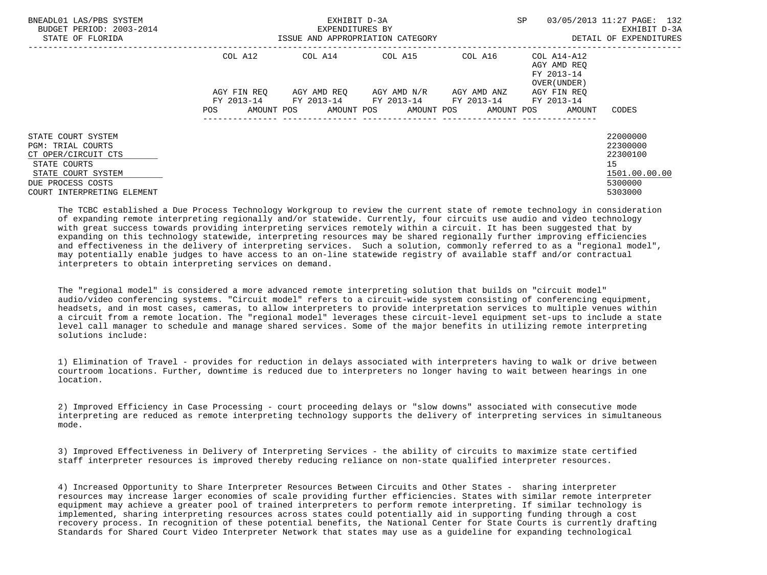| | COL A12 | | COL A14 | | COL A15 | | COL A16 | | COL A14-A12 AGY AMD REQ FY 2013-14 OVER(UNDER) | | |
|---|---|---|---|---|---|---|---|---|---|---|---|
| | AGY FIN REQ FY 2013-14 | | AGY AMD REQ FY 2013-14 | | AGY AMD N/R FY 2013-14 | | AGY AMD ANZ FY 2013-14 | | AGY FIN REQ FY 2013-14 | | |
| | POS | AMOUNT | POS | AMOUNT | POS | AMOUNT | POS | AMOUNT | POS | AMOUNT | CODES |
| STATE COURT SYSTEM | | | | | | | | | | | 22000000 |
| PGM: TRIAL COURTS | | | | | | | | | | | 22300000 |
| CT OPER/CIRCUIT CTS | | | | | | | | | | | 22300100 |
| STATE COURTS | | | | | | | | | | | 15 |
| STATE COURT SYSTEM | | | | | | | | | | | 1501.00.00.00 |
| DUE PROCESS COSTS | | | | | | | | | | | 5300000 |
| COURT INTERPRETING ELEMENT | | | | | | | | | | | 5303000 |

The TCBC established a Due Process Technology Workgroup to review the current state of remote technology in consideration of expanding remote interpreting regionally and/or statewide. Currently, four circuits use audio and video technology with great success towards providing interpreting services remotely within a circuit. It has been suggested that by expanding on this technology statewide, interpreting resources may be shared regionally further improving efficiencies and effectiveness in the delivery of interpreting services. Such a solution, commonly referred to as a "regional model", may potentially enable judges to have access to an on-line statewide registry of available staff and/or contractual interpreters to obtain interpreting services on demand.

The "regional model" is considered a more advanced remote interpreting solution that builds on "circuit model" audio/video conferencing systems. "Circuit model" refers to a circuit-wide system consisting of conferencing equipment, headsets, and in most cases, cameras, to allow interpreters to provide interpretation services to multiple venues within a circuit from a remote location. The "regional model" leverages these circuit-level equipment set-ups to include a state level call manager to schedule and manage shared services. Some of the major benefits in utilizing remote interpreting solutions include:

1) Elimination of Travel - provides for reduction in delays associated with interpreters having to walk or drive between courtroom locations. Further, downtime is reduced due to interpreters no longer having to wait between hearings in one location.

2) Improved Efficiency in Case Processing - court proceeding delays or "slow downs" associated with consecutive mode interpreting are reduced as remote interpreting technology supports the delivery of interpreting services in simultaneous mode.

3) Improved Effectiveness in Delivery of Interpreting Services - the ability of circuits to maximize state certified staff interpreter resources is improved thereby reducing reliance on non-state qualified interpreter resources.

4) Increased Opportunity to Share Interpreter Resources Between Circuits and Other States - sharing interpreter resources may increase larger economies of scale providing further efficiencies. States with similar remote interpreter equipment may achieve a greater pool of trained interpreters to perform remote interpreting. If similar technology is implemented, sharing interpreting resources across states could potentially aid in supporting funding through a cost recovery process. In recognition of these potential benefits, the National Center for State Courts is currently drafting Standards for Shared Court Video Interpreter Network that states may use as a guideline for expanding technological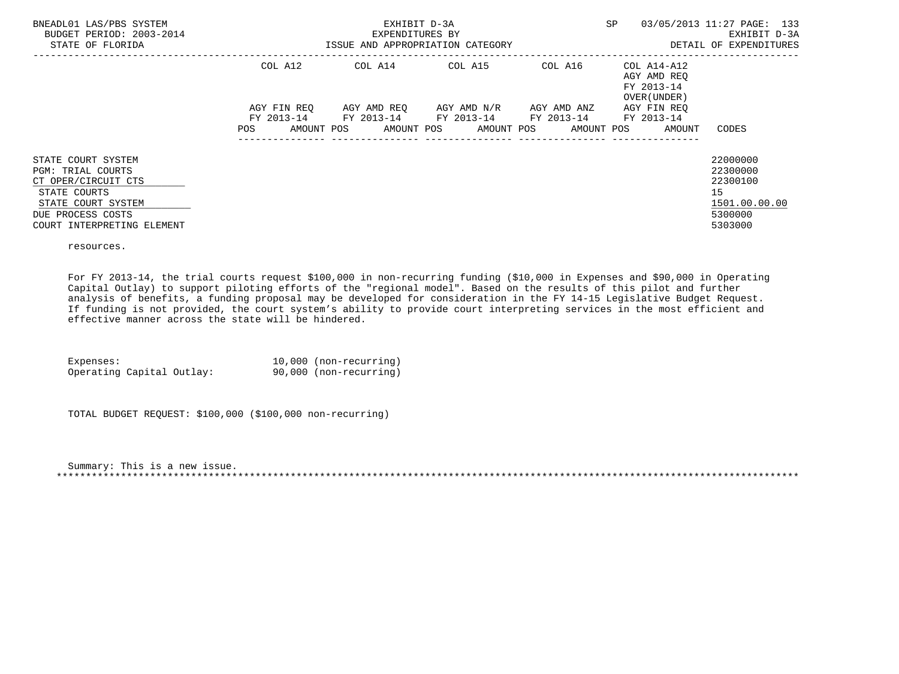BNEADL01 LAS/PBS SYSTEM — EXHIBIT D-3A — SP 03/05/2013 11:27
BUDGET PERIOD: 2003-2014 — EXPENDITURES BY — EXHIBIT D-3A
STATE OF FLORIDA — ISSUE AND APPROPRIATION CATEGORY — DETAIL OF EXPENDITURES

| | COL A12<br>AGY FIN REQ<br>FY 2013-14 | | COL A14<br>AGY AMD REQ<br>FY 2013-14 | | COL A15<br>AGY AMD N/R<br>FY 2013-14 | | COL A16<br>AGY AMD ANZ<br>FY 2013-14 | | COL A14-A12<br>AGY AMD REQ<br>FY 2013-14<br>OVER(UNDER)<br>AGY FIN REQ<br>FY 2013-14 | | |
|---|---|---|---|---|---|---|---|---|---|---|---|
| | POS | AMOUNT | POS | AMOUNT | POS | AMOUNT | POS | AMOUNT | POS | AMOUNT | CODES |
| STATE COURT SYSTEM | | | | | | | | | | | 22000000 |
| PGM: TRIAL COURTS | | | | | | | | | | | 22300000 |
| CT OPER/CIRCUIT CTS | | | | | | | | | | | 22300100 |
| STATE COURTS | | | | | | | | | | | 15 |
| STATE COURT SYSTEM | | | | | | | | | | | 1501.00.00.00 |
| DUE PROCESS COSTS | | | | | | | | | | | 5300000 |
| COURT INTERPRETING ELEMENT | | | | | | | | | | | 5303000 |

resources.

For FY 2013-14, the trial courts request $100,000 in non-recurring funding ($10,000 in Expenses and $90,000 in Operating Capital Outlay) to support piloting efforts of the "regional model". Based on the results of this pilot and further analysis of benefits, a funding proposal may be developed for consideration in the FY 14-15 Legislative Budget Request. If funding is not provided, the court system's ability to provide court interpreting services in the most efficient and effective manner across the state will be hindered.

Expenses: 10,000 (non-recurring)
Operating Capital Outlay: 90,000 (non-recurring)

TOTAL BUDGET REQUEST: $100,000 ($100,000 non-recurring)

Summary: This is a new issue.

*******************************************************************************************************************************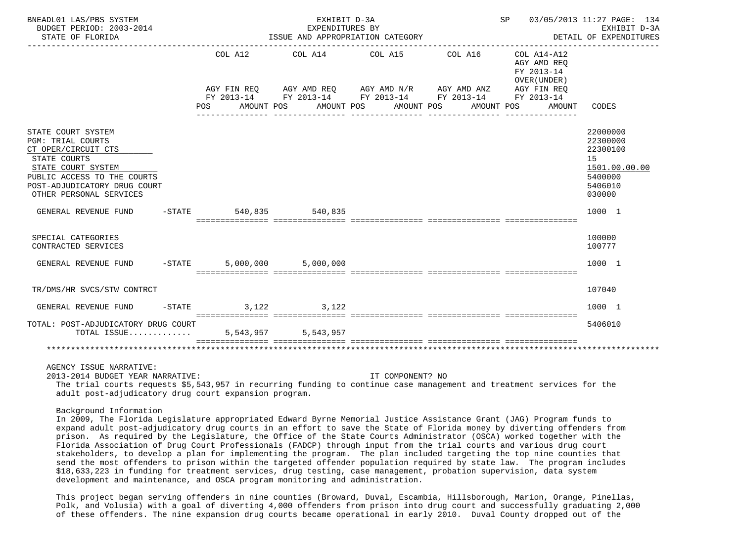| | COL A12 AGY FIN REQ FY 2013-14 POS AMOUNT | COL A14 AGY AMD REQ FY 2013-14 POS AMOUNT | COL A15 AGY AMD N/R FY 2013-14 POS AMOUNT | COL A16 AGY AMD ANZ FY 2013-14 POS AMOUNT | COL A14-A12 AGY AMD REQ FY 2013-14 OVER(UNDER) AGY FIN REQ FY 2013-14 POS AMOUNT | CODES |
|---|---|---|---|---|---|---|
| STATE COURT SYSTEM | | | | | | 22000000 |
| PGM: TRIAL COURTS | | | | | | 22300000 |
| CT OPER/CIRCUIT CTS | | | | | | 22300100 |
| STATE COURTS | | | | | | 15 |
| STATE COURT SYSTEM | | | | | | 1501.00.00.00 |
| PUBLIC ACCESS TO THE COURTS | | | | | | 5400000 |
| POST-ADJUDICATORY DRUG COURT | | | | | | 5406010 |
| OTHER PERSONAL SERVICES | | | | | | 030000 |
| GENERAL REVENUE FUND -STATE | 540,835 | 540,835 | | | | 1000 1 |
| SPECIAL CATEGORIES | | | | | | 100000 |
| CONTRACTED SERVICES | | | | | | 100777 |
| GENERAL REVENUE FUND -STATE | 5,000,000 | 5,000,000 | | | | 1000 1 |
| TR/DMS/HR SVCS/STW CONTRCT | | | | | | 107040 |
| GENERAL REVENUE FUND -STATE | 3,122 | 3,122 | | | | 1000 1 |
| TOTAL: POST-ADJUDICATORY DRUG COURT | | | | | | 5406010 |
| TOTAL ISSUE............. | 5,543,957 | 5,543,957 | | | | |

AGENCY ISSUE NARRATIVE:

2013-2014 BUDGET YEAR NARRATIVE: IT COMPONENT? NO

The trial courts requests $5,543,957 in recurring funding to continue case management and treatment services for the adult post-adjudicatory drug court expansion program.

Background Information

In 2009, The Florida Legislature appropriated Edward Byrne Memorial Justice Assistance Grant (JAG) Program funds to expand adult post-adjudicatory drug courts in an effort to save the State of Florida money by diverting offenders from prison. As required by the Legislature, the Office of the State Courts Administrator (OSCA) worked together with the Florida Association of Drug Court Professionals (FADCP) through input from the trial courts and various drug court stakeholders, to develop a plan for implementing the program. The plan included targeting the top nine counties that send the most offenders to prison within the targeted offender population required by state law. The program includes $18,633,223 in funding for treatment services, drug testing, case management, probation supervision, data system development and maintenance, and OSCA program monitoring and administration.

This project began serving offenders in nine counties (Broward, Duval, Escambia, Hillsborough, Marion, Orange, Pinellas, Polk, and Volusia) with a goal of diverting 4,000 offenders from prison into drug court and successfully graduating 2,000 of these offenders. The nine expansion drug courts became operational in early 2010. Duval County dropped out of the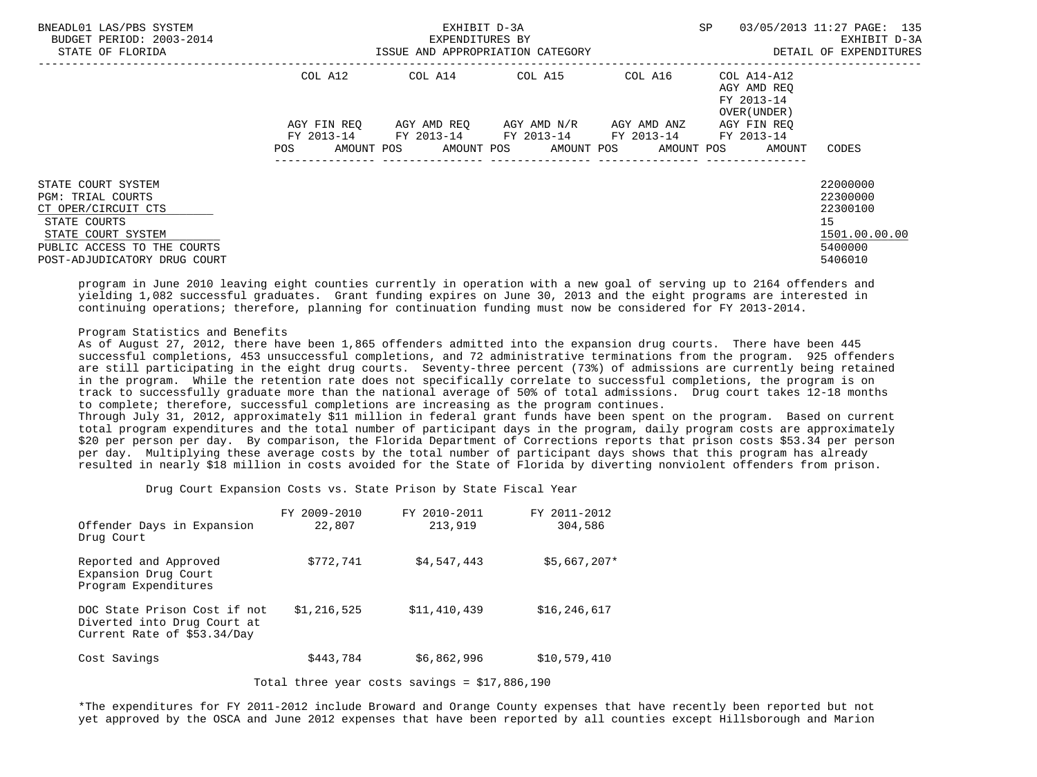| | COL A12 | COL A14 | COL A15 | COL A16 | COL A14-A12 AGY AMD REQ FY 2013-14 OVER(UNDER) | |
|---|---|---|---|---|---|---|
| | AGY FIN REQ FY 2013-14 | AGY AMD REQ FY 2013-14 | AGY AMD N/R FY 2013-14 | AGY AMD ANZ FY 2013-14 | AGY FIN REQ FY 2013-14 | |
| | POS AMOUNT | POS AMOUNT | POS AMOUNT | POS AMOUNT | POS AMOUNT | CODES |
| STATE COURT SYSTEM | | | | | | 22000000 |
| PGM: TRIAL COURTS | | | | | | 22300000 |
| CT OPER/CIRCUIT CTS | | | | | | 22300100 |
| STATE COURTS | | | | | | 15 |
| STATE COURT SYSTEM | | | | | | 1501.00.00.00 |
| PUBLIC ACCESS TO THE COURTS | | | | | | 5400000 |
| POST-ADJUDICATORY DRUG COURT | | | | | | 5406010 |

program in June 2010 leaving eight counties currently in operation with a new goal of serving up to 2164 offenders and yielding 1,082 successful graduates. Grant funding expires on June 30, 2013 and the eight programs are interested in continuing operations; therefore, planning for continuation funding must now be considered for FY 2013-2014.

Program Statistics and Benefits

As of August 27, 2012, there have been 1,865 offenders admitted into the expansion drug courts. There have been 445 successful completions, 453 unsuccessful completions, and 72 administrative terminations from the program. 925 offenders are still participating in the eight drug courts. Seventy-three percent (73%) of admissions are currently being retained in the program. While the retention rate does not specifically correlate to successful completions, the program is on track to successfully graduate more than the national average of 50% of total admissions. Drug court takes 12-18 months to complete; therefore, successful completions are increasing as the program continues.

Through July 31, 2012, approximately $11 million in federal grant funds have been spent on the program. Based on current total program expenditures and the total number of participant days in the program, daily program costs are approximately $20 per person per day. By comparison, the Florida Department of Corrections reports that prison costs $53.34 per person per day. Multiplying these average costs by the total number of participant days shows that this program has already resulted in nearly $18 million in costs avoided for the State of Florida by diverting nonviolent offenders from prison.

Drug Court Expansion Costs vs. State Prison by State Fiscal Year

| | FY 2009-2010 | FY 2010-2011 | FY 2011-2012 |
|---|---|---|---|
| Offender Days in Expansion Drug Court | 22,807 | 213,919 | 304,586 |
| Reported and Approved Expansion Drug Court Program Expenditures | $772,741 | $4,547,443 | $5,667,207* |
| DOC State Prison Cost if not Diverted into Drug Court at Current Rate of $53.34/Day | $1,216,525 | $11,410,439 | $16,246,617 |
| Cost Savings | $443,784 | $6,862,996 | $10,579,410 |

Total three year costs savings = $17,886,190

*The expenditures for FY 2011-2012 include Broward and Orange County expenses that have recently been reported but not yet approved by the OSCA and June 2012 expenses that have been reported by all counties except Hillsborough and Marion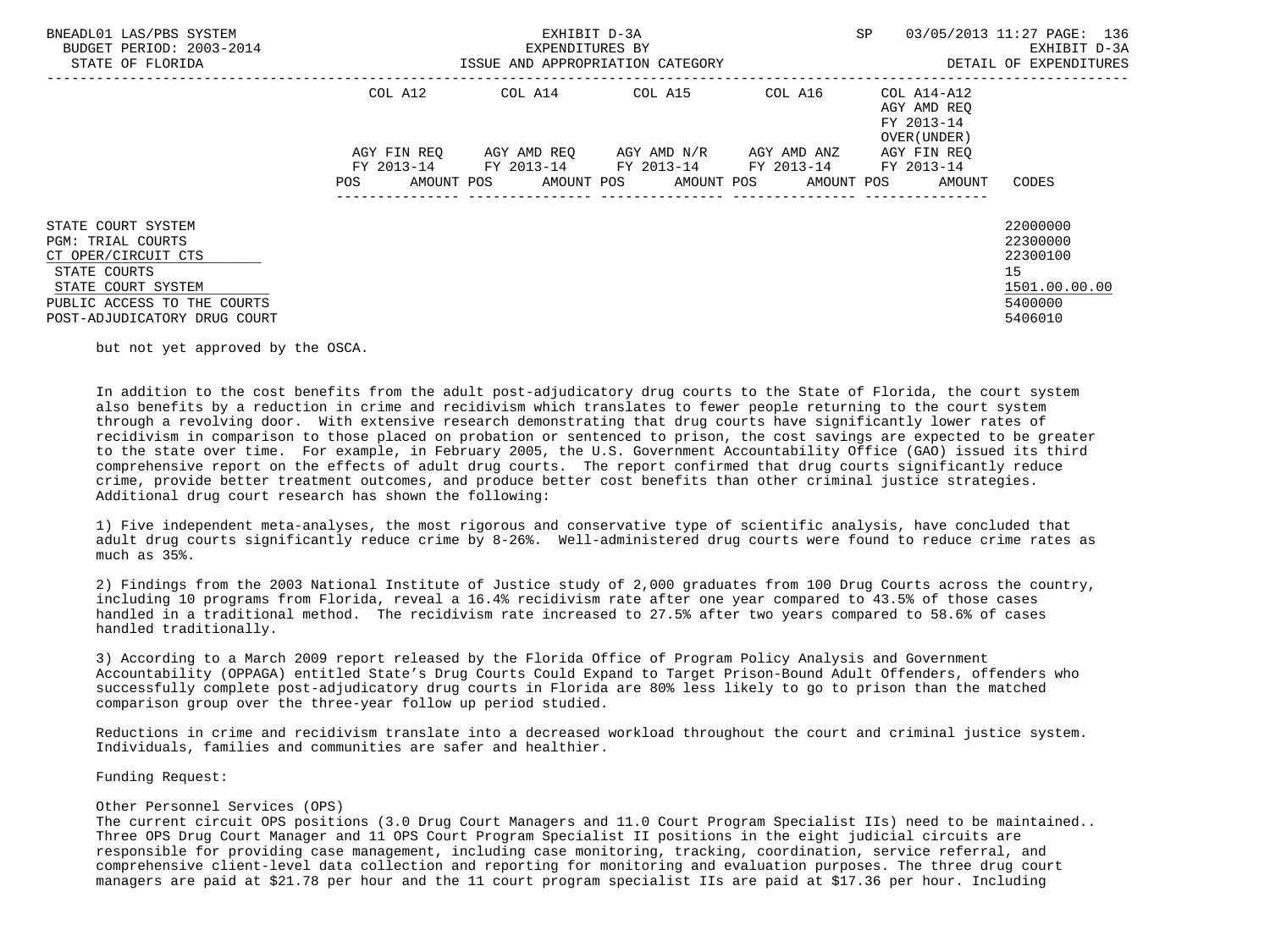| | COL A12 | COL A14 | COL A15 | COL A16 | COL A14-A12 AGY AMD REQ FY 2013-14 OVER(UNDER) | |
|---|---|---|---|---|---|---|
| | AGY FIN REQ FY 2013-14 | AGY AMD REQ FY 2013-14 | AGY AMD N/R FY 2013-14 | AGY AMD ANZ FY 2013-14 | AGY FIN REQ FY 2013-14 | |
| | POS AMOUNT | POS AMOUNT | POS AMOUNT | POS AMOUNT | POS AMOUNT | CODES |
| STATE COURT SYSTEM | | | | | | 22000000 |
| PGM: TRIAL COURTS | | | | | | 22300000 |
| CT OPER/CIRCUIT CTS | | | | | | 22300100 |
| STATE COURTS | | | | | | 15 |
| STATE COURT SYSTEM | | | | | | 1501.00.00.00 |
| PUBLIC ACCESS TO THE COURTS | | | | | | 5400000 |
| POST-ADJUDICATORY DRUG COURT | | | | | | 5406010 |

but not yet approved by the OSCA.

In addition to the cost benefits from the adult post-adjudicatory drug courts to the State of Florida, the court system also benefits by a reduction in crime and recidivism which translates to fewer people returning to the court system through a revolving door. With extensive research demonstrating that drug courts have significantly lower rates of recidivism in comparison to those placed on probation or sentenced to prison, the cost savings are expected to be greater to the state over time. For example, in February 2005, the U.S. Government Accountability Office (GAO) issued its third comprehensive report on the effects of adult drug courts. The report confirmed that drug courts significantly reduce crime, provide better treatment outcomes, and produce better cost benefits than other criminal justice strategies. Additional drug court research has shown the following:

1) Five independent meta-analyses, the most rigorous and conservative type of scientific analysis, have concluded that adult drug courts significantly reduce crime by 8-26%. Well-administered drug courts were found to reduce crime rates as much as 35%.

2) Findings from the 2003 National Institute of Justice study of 2,000 graduates from 100 Drug Courts across the country, including 10 programs from Florida, reveal a 16.4% recidivism rate after one year compared to 43.5% of those cases handled in a traditional method. The recidivism rate increased to 27.5% after two years compared to 58.6% of cases handled traditionally.

3) According to a March 2009 report released by the Florida Office of Program Policy Analysis and Government Accountability (OPPAGA) entitled State's Drug Courts Could Expand to Target Prison-Bound Adult Offenders, offenders who successfully complete post-adjudicatory drug courts in Florida are 80% less likely to go to prison than the matched comparison group over the three-year follow up period studied.

Reductions in crime and recidivism translate into a decreased workload throughout the court and criminal justice system. Individuals, families and communities are safer and healthier.

Funding Request:

Other Personnel Services (OPS)
The current circuit OPS positions (3.0 Drug Court Managers and 11.0 Court Program Specialist IIs) need to be maintained.. Three OPS Drug Court Manager and 11 OPS Court Program Specialist II positions in the eight judicial circuits are responsible for providing case management, including case monitoring, tracking, coordination, service referral, and comprehensive client-level data collection and reporting for monitoring and evaluation purposes. The three drug court managers are paid at $21.78 per hour and the 11 court program specialist IIs are paid at $17.36 per hour. Including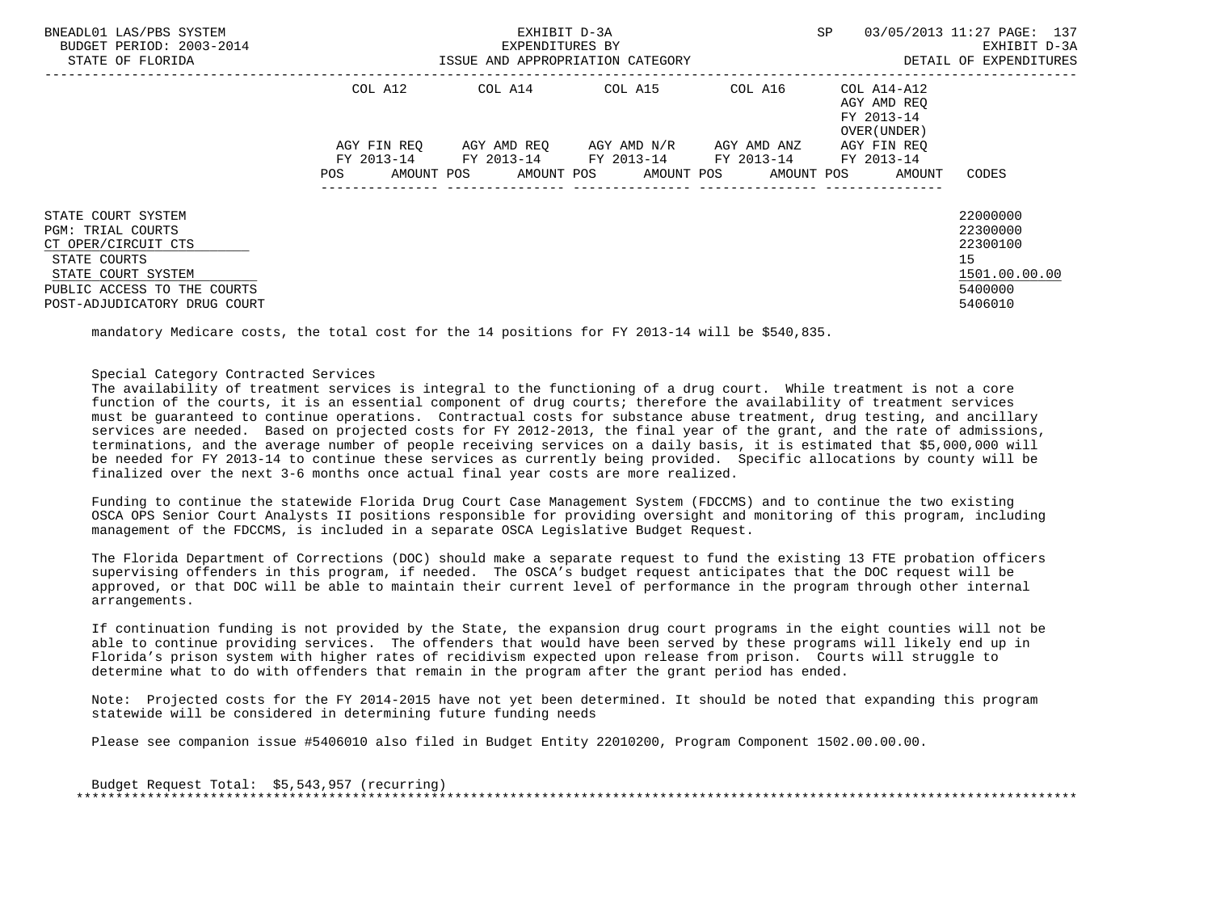| | COL A12 | | COL A14 | | COL A15 | | COL A16 | | COL A14-A12 AGY AMD REQ FY 2013-14 OVER(UNDER) | | |
|---|---|---|---|---|---|---|---|---|---|---|---|
| | AGY FIN REQ FY 2013-14 | | AGY AMD REQ FY 2013-14 | | AGY AMD N/R FY 2013-14 | | AGY AMD ANZ FY 2013-14 | | AGY FIN REQ FY 2013-14 | | |
| | POS | AMOUNT | POS | AMOUNT | POS | AMOUNT | POS | AMOUNT | POS | AMOUNT | CODES |
| STATE COURT SYSTEM | | | | | | | | | | | 22000000 |
| PGM: TRIAL COURTS | | | | | | | | | | | 22300000 |
| CT OPER/CIRCUIT CTS | | | | | | | | | | | 22300100 |
| STATE COURTS | | | | | | | | | | | 15 |
| STATE COURT SYSTEM | | | | | | | | | | | 1501.00.00.00 |
| PUBLIC ACCESS TO THE COURTS | | | | | | | | | | | 5400000 |
| POST-ADJUDICATORY DRUG COURT | | | | | | | | | | | 5406010 |

mandatory Medicare costs, the total cost for the 14 positions for FY 2013-14 will be $540,835.

Special Category Contracted Services
The availability of treatment services is integral to the functioning of a drug court. While treatment is not a core function of the courts, it is an essential component of drug courts; therefore the availability of treatment services must be guaranteed to continue operations. Contractual costs for substance abuse treatment, drug testing, and ancillary services are needed. Based on projected costs for FY 2012-2013, the final year of the grant, and the rate of admissions, terminations, and the average number of people receiving services on a daily basis, it is estimated that $5,000,000 will be needed for FY 2013-14 to continue these services as currently being provided. Specific allocations by county will be finalized over the next 3-6 months once actual final year costs are more realized.

Funding to continue the statewide Florida Drug Court Case Management System (FDCCMS) and to continue the two existing OSCA OPS Senior Court Analysts II positions responsible for providing oversight and monitoring of this program, including management of the FDCCMS, is included in a separate OSCA Legislative Budget Request.

The Florida Department of Corrections (DOC) should make a separate request to fund the existing 13 FTE probation officers supervising offenders in this program, if needed. The OSCA's budget request anticipates that the DOC request will be approved, or that DOC will be able to maintain their current level of performance in the program through other internal arrangements.

If continuation funding is not provided by the State, the expansion drug court programs in the eight counties will not be able to continue providing services. The offenders that would have been served by these programs will likely end up in Florida's prison system with higher rates of recidivism expected upon release from prison. Courts will struggle to determine what to do with offenders that remain in the program after the grant period has ended.

Note: Projected costs for the FY 2014-2015 have not yet been determined. It should be noted that expanding this program statewide will be considered in determining future funding needs

Please see companion issue #5406010 also filed in Budget Entity 22010200, Program Component 1502.00.00.00.

Budget Request Total: $5,543,957 (recurring)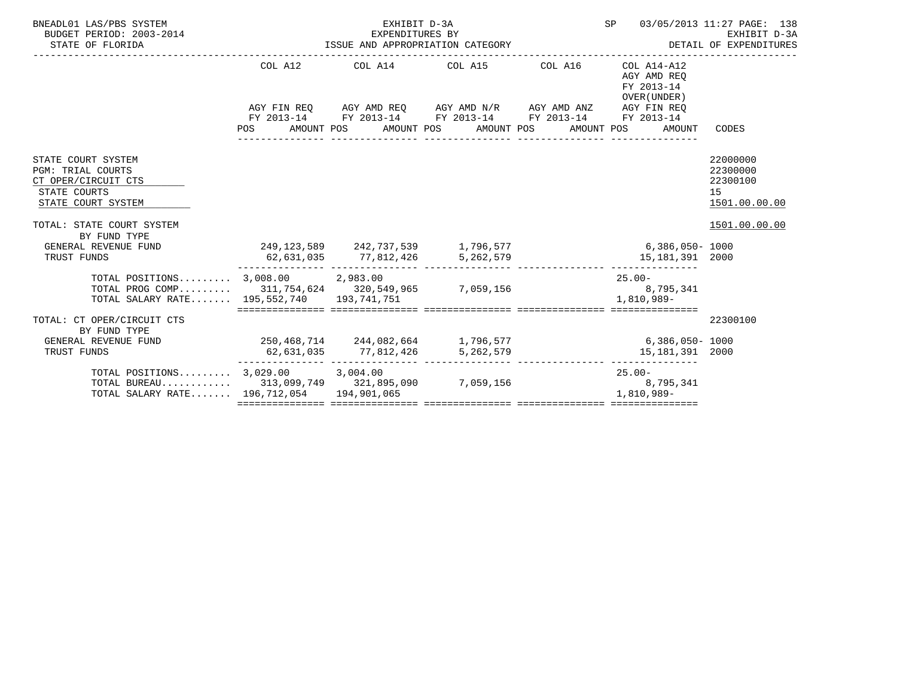BNEADL01 LAS/PBS SYSTEM
BUDGET PERIOD: 2003-2014
STATE OF FLORIDA

EXHIBIT D-3A
EXPENDITURES BY
ISSUE AND APPROPRIATION CATEGORY

SP 03/05/2013 11:27
EXHIBIT D-3A
DETAIL OF EXPENDITURES

| | COL A12 AGY FIN REQ FY 2013-14 POS AMOUNT | COL A14 AGY AMD REQ FY 2013-14 POS AMOUNT | COL A15 AGY AMD N/R FY 2013-14 POS AMOUNT | COL A16 AGY AMD ANZ FY 2013-14 POS AMOUNT | COL A14-A12 AGY AMD REQ FY 2013-14 OVER(UNDER) AGY FIN REQ FY 2013-14 POS AMOUNT | CODES |
|---|---|---|---|---|---|---|
| STATE COURT SYSTEM | | | | | | 22000000 |
| PGM: TRIAL COURTS | | | | | | 22300000 |
| CT OPER/CIRCUIT CTS | | | | | | 22300100 |
| STATE COURTS | | | | | | 15 |
| STATE COURT SYSTEM | | | | | | 1501.00.00.00 |
| TOTAL: STATE COURT SYSTEM | | | | | | 1501.00.00.00 |
| BY FUND TYPE | | | | | | |
| GENERAL REVENUE FUND | 249,123,589 | 242,737,539 | 1,796,577 | | 6,386,050- | 1000 |
| TRUST FUNDS | 62,631,035 | 77,812,426 | 5,262,579 | | 15,181,391 | 2000 |
| TOTAL POSITIONS......... | 3,008.00 | 2,983.00 | | | 25.00- | |
| TOTAL PROG COMP......... | 311,754,624 | 320,549,965 | 7,059,156 | | 8,795,341 | |
| TOTAL SALARY RATE....... | 195,552,740 | 193,741,751 | | | 1,810,989- | |
| TOTAL: CT OPER/CIRCUIT CTS | | | | | | 22300100 |
| BY FUND TYPE | | | | | | |
| GENERAL REVENUE FUND | 250,468,714 | 244,082,664 | 1,796,577 | | 6,386,050- | 1000 |
| TRUST FUNDS | 62,631,035 | 77,812,426 | 5,262,579 | | 15,181,391 | 2000 |
| TOTAL POSITIONS......... | 3,029.00 | 3,004.00 | | | 25.00- | |
| TOTAL BUREAU............ | 313,099,749 | 321,895,090 | 7,059,156 | | 8,795,341 | |
| TOTAL SALARY RATE....... | 196,712,054 | 194,901,065 | | | 1,810,989- | |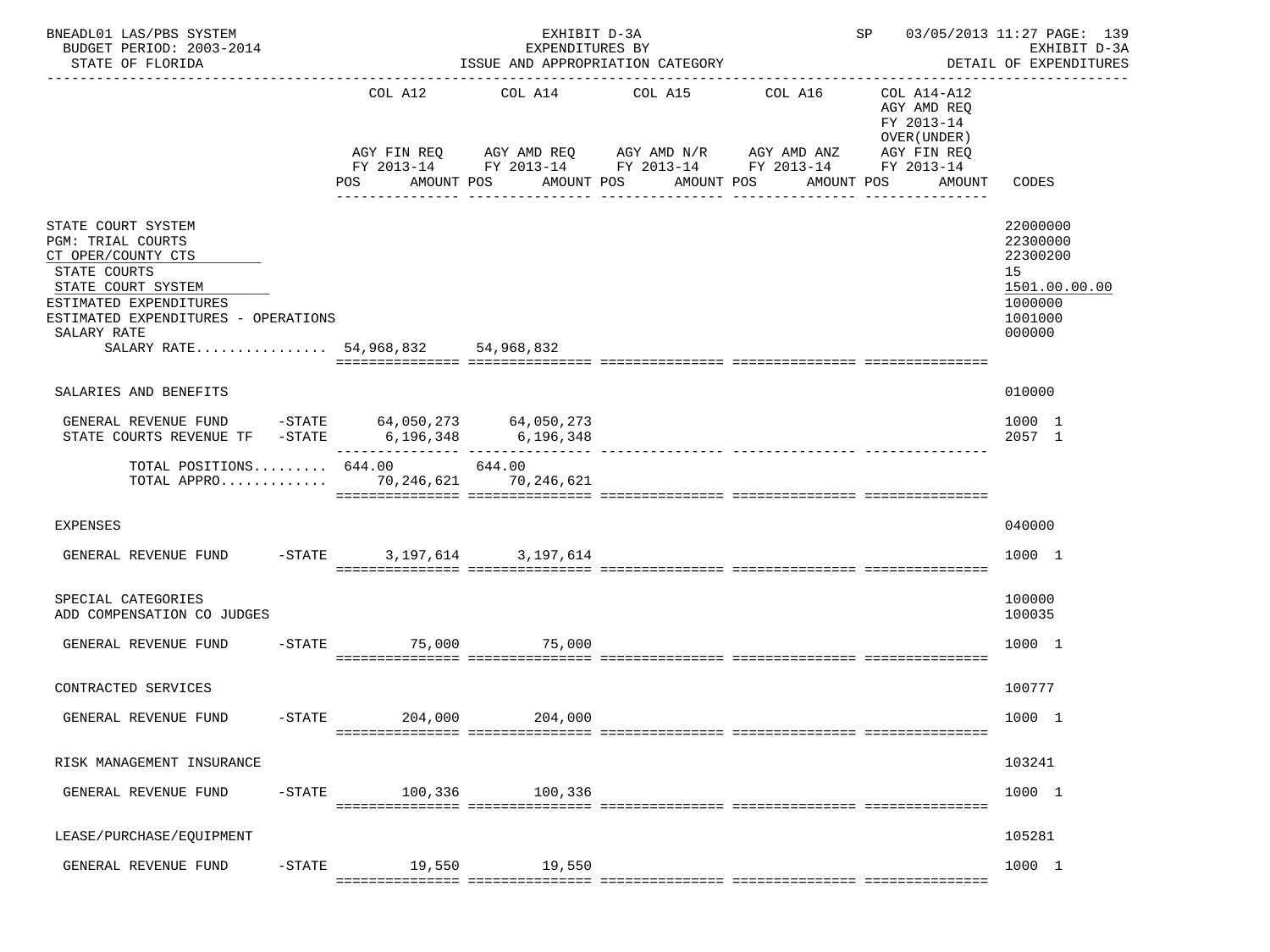BNEADL01 LAS/PBS SYSTEM — EXHIBIT D-3A — EXPENDITURES BY ISSUE AND APPROPRIATION CATEGORY — SP 03/05/2013 11:27

BUDGET PERIOD: 2003-2014 — STATE OF FLORIDA — EXHIBIT D-3A — DETAIL OF EXPENDITURES

| | COL A12 AGY FIN REQ FY 2013-14 POS AMOUNT | COL A14 AGY AMD REQ FY 2013-14 POS AMOUNT | COL A15 AGY AMD N/R FY 2013-14 POS AMOUNT | COL A16 AGY AMD ANZ FY 2013-14 POS AMOUNT | COL A14-A12 AGY AMD REQ FY 2013-14 OVER(UNDER) AGY FIN REQ FY 2013-14 POS AMOUNT | CODES |
|---|---|---|---|---|---|---|
| STATE COURT SYSTEM | | | | | | 22000000 |
| PGM: TRIAL COURTS | | | | | | 22300000 |
| CT OPER/COUNTY CTS | | | | | | 22300200 |
| STATE COURTS | | | | | | 15 |
| STATE COURT SYSTEM | | | | | | 1501.00.00.00 |
| ESTIMATED EXPENDITURES | | | | | | 1000000 |
| ESTIMATED EXPENDITURES - OPERATIONS | | | | | | 1001000 |
| SALARY RATE | | | | | | 000000 |
| SALARY RATE................ | 54,968,832 | 54,968,832 | | | | |
| SALARIES AND BENEFITS | | | | | | 010000 |
| GENERAL REVENUE FUND -STATE | 64,050,273 | 64,050,273 | | | | 1000 1 |
| STATE COURTS REVENUE TF -STATE | 6,196,348 | 6,196,348 | | | | 2057 1 |
| TOTAL POSITIONS......... | 644.00 | 644.00 | | | | |
| TOTAL APPRO............. | 70,246,621 | 70,246,621 | | | | |
| EXPENSES | | | | | | 040000 |
| GENERAL REVENUE FUND -STATE | 3,197,614 | 3,197,614 | | | | 1000 1 |
| SPECIAL CATEGORIES | | | | | | 100000 |
| ADD COMPENSATION CO JUDGES | | | | | | 100035 |
| GENERAL REVENUE FUND -STATE | 75,000 | 75,000 | | | | 1000 1 |
| CONTRACTED SERVICES | | | | | | 100777 |
| GENERAL REVENUE FUND -STATE | 204,000 | 204,000 | | | | 1000 1 |
| RISK MANAGEMENT INSURANCE | | | | | | 103241 |
| GENERAL REVENUE FUND -STATE | 100,336 | 100,336 | | | | 1000 1 |
| LEASE/PURCHASE/EQUIPMENT | | | | | | 105281 |
| GENERAL REVENUE FUND -STATE | 19,550 | 19,550 | | | | 1000 1 |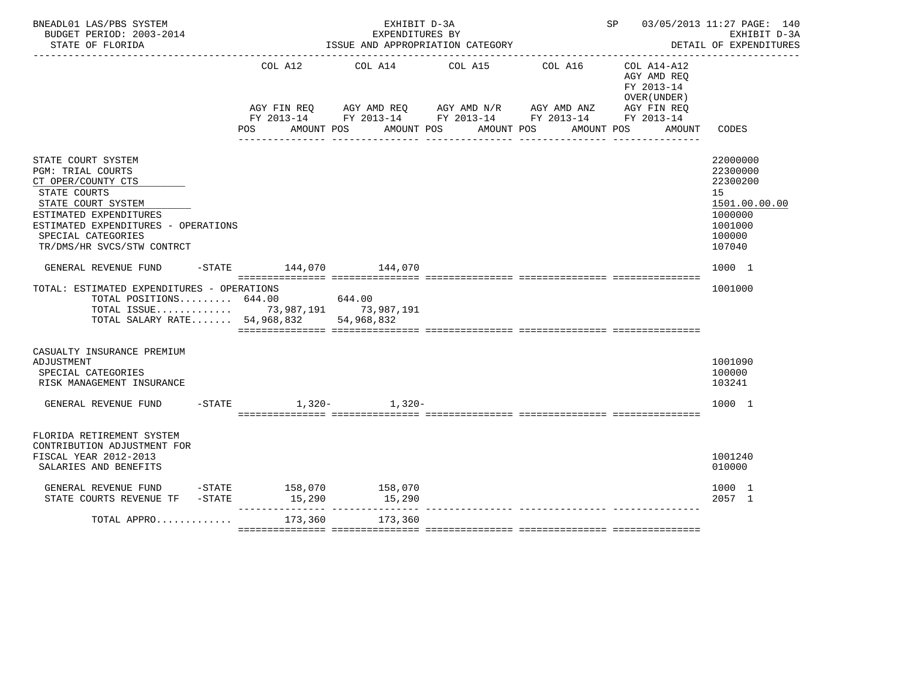BNEADL01 LAS/PBS SYSTEM — EXHIBIT D-3A — SP 03/05/2013 11:27 PAGE: 140
BUDGET PERIOD: 2003-2014 — EXPENDITURES BY — EXHIBIT D-3A
STATE OF FLORIDA — ISSUE AND APPROPRIATION CATEGORY — DETAIL OF EXPENDITURES

| | COL A12 AGY FIN REQ FY 2013-14 POS AMOUNT | COL A14 AGY AMD REQ FY 2013-14 POS AMOUNT | COL A15 AGY AMD N/R FY 2013-14 POS AMOUNT | COL A16 AGY AMD ANZ FY 2013-14 POS AMOUNT | COL A14-A12 AGY AMD REQ FY 2013-14 OVER(UNDER) AGY FIN REQ FY 2013-14 POS AMOUNT | CODES |
|---|---|---|---|---|---|---|
| STATE COURT SYSTEM | | | | | | 22000000 |
| PGM: TRIAL COURTS | | | | | | 22300000 |
| CT OPER/COUNTY CTS | | | | | | 22300200 |
| STATE COURTS | | | | | | 15 |
| STATE COURT SYSTEM | | | | | | 1501.00.00.00 |
| ESTIMATED EXPENDITURES | | | | | | 1000000 |
| ESTIMATED EXPENDITURES - OPERATIONS | | | | | | 1001000 |
| SPECIAL CATEGORIES | | | | | | 100000 |
| TR/DMS/HR SVCS/STW CONTRCT | | | | | | 107040 |
| GENERAL REVENUE FUND -STATE | 144,070 | 144,070 | | | | 1000 1 |
| TOTAL: ESTIMATED EXPENDITURES - OPERATIONS | | | | | | 1001000 |
| TOTAL POSITIONS......... | 644.00 | 644.00 | | | | |
| TOTAL ISSUE............. | 73,987,191 | 73,987,191 | | | | |
| TOTAL SALARY RATE....... | 54,968,832 | 54,968,832 | | | | |
| CASUALTY INSURANCE PREMIUM ADJUSTMENT | | | | | | 1001090 |
| SPECIAL CATEGORIES | | | | | | 100000 |
| RISK MANAGEMENT INSURANCE | | | | | | 103241 |
| GENERAL REVENUE FUND -STATE | 1,320- | 1,320- | | | | 1000 1 |
| FLORIDA RETIREMENT SYSTEM CONTRIBUTION ADJUSTMENT FOR FISCAL YEAR 2012-2013 | | | | | | 1001240 |
| SALARIES AND BENEFITS | | | | | | 010000 |
| GENERAL REVENUE FUND -STATE | 158,070 | 158,070 | | | | 1000 1 |
| STATE COURTS REVENUE TF -STATE | 15,290 | 15,290 | | | | 2057 1 |
| TOTAL APPRO............ | 173,360 | 173,360 | | | | |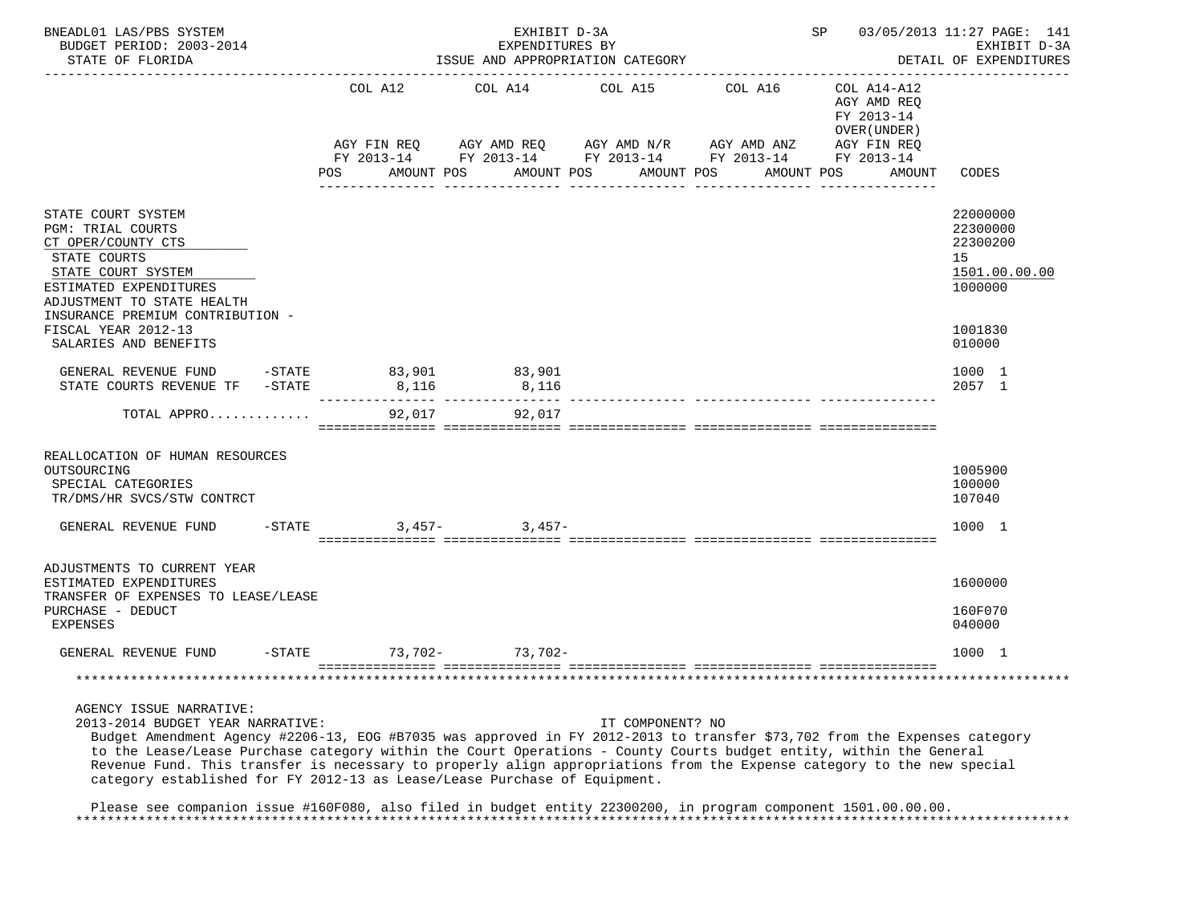BNEADL01 LAS/PBS SYSTEM — EXHIBIT D-3A — EXPENDITURES BY ISSUE AND APPROPRIATION CATEGORY — SP 03/05/2013 11:27

BUDGET PERIOD: 2003-2014 — STATE OF FLORIDA — EXHIBIT D-3A DETAIL OF EXPENDITURES

| | COL A12 AGY FIN REQ FY 2013-14 POS AMOUNT | COL A14 AGY AMD REQ FY 2013-14 POS AMOUNT | COL A15 AGY AMD N/R FY 2013-14 POS AMOUNT | COL A16 AGY AMD ANZ FY 2013-14 POS AMOUNT | COL A14-A12 AGY AMD REQ FY 2013-14 OVER(UNDER) AGY FIN REQ FY 2013-14 POS AMOUNT | CODES |
|---|---|---|---|---|---|---|
| STATE COURT SYSTEM | | | | | | 22000000 |
| PGM: TRIAL COURTS | | | | | | 22300000 |
| CT OPER/COUNTY CTS | | | | | | 22300200 |
| STATE COURTS | | | | | | 15 |
| STATE COURT SYSTEM | | | | | | 1501.00.00.00 |
| ESTIMATED EXPENDITURES | | | | | | 1000000 |
| ADJUSTMENT TO STATE HEALTH INSURANCE PREMIUM CONTRIBUTION - FISCAL YEAR 2012-13 | | | | | | 1001830 |
| SALARIES AND BENEFITS | | | | | | 010000 |
| GENERAL REVENUE FUND -STATE | 83,901 | 83,901 | | | | 1000 1 |
| STATE COURTS REVENUE TF -STATE | 8,116 | 8,116 | | | | 2057 1 |
| TOTAL APPRO............ | 92,017 | 92,017 | | | | |
| REALLOCATION OF HUMAN RESOURCES OUTSOURCING | | | | | | 1005900 |
| SPECIAL CATEGORIES | | | | | | 100000 |
| TR/DMS/HR SVCS/STW CONTRCT | | | | | | 107040 |
| GENERAL REVENUE FUND -STATE | 3,457- | 3,457- | | | | 1000 1 |
| ADJUSTMENTS TO CURRENT YEAR ESTIMATED EXPENDITURES | | | | | | 1600000 |
| TRANSFER OF EXPENSES TO LEASE/LEASE PURCHASE - DEDUCT | | | | | | 160F070 |
| EXPENSES | | | | | | 040000 |
| GENERAL REVENUE FUND -STATE | 73,702- | 73,702- | | | | 1000 1 |

AGENCY ISSUE NARRATIVE:

2013-2014 BUDGET YEAR NARRATIVE: IT COMPONENT? NO

Budget Amendment Agency #2206-13, EOG #B7035 was approved in FY 2012-2013 to transfer $73,702 from the Expenses category to the Lease/Lease Purchase category within the Court Operations - County Courts budget entity, within the General Revenue Fund. This transfer is necessary to properly align appropriations from the Expense category to the new special category established for FY 2012-13 as Lease/Lease Purchase of Equipment.

Please see companion issue #160F080, also filed in budget entity 22300200, in program component 1501.00.00.00.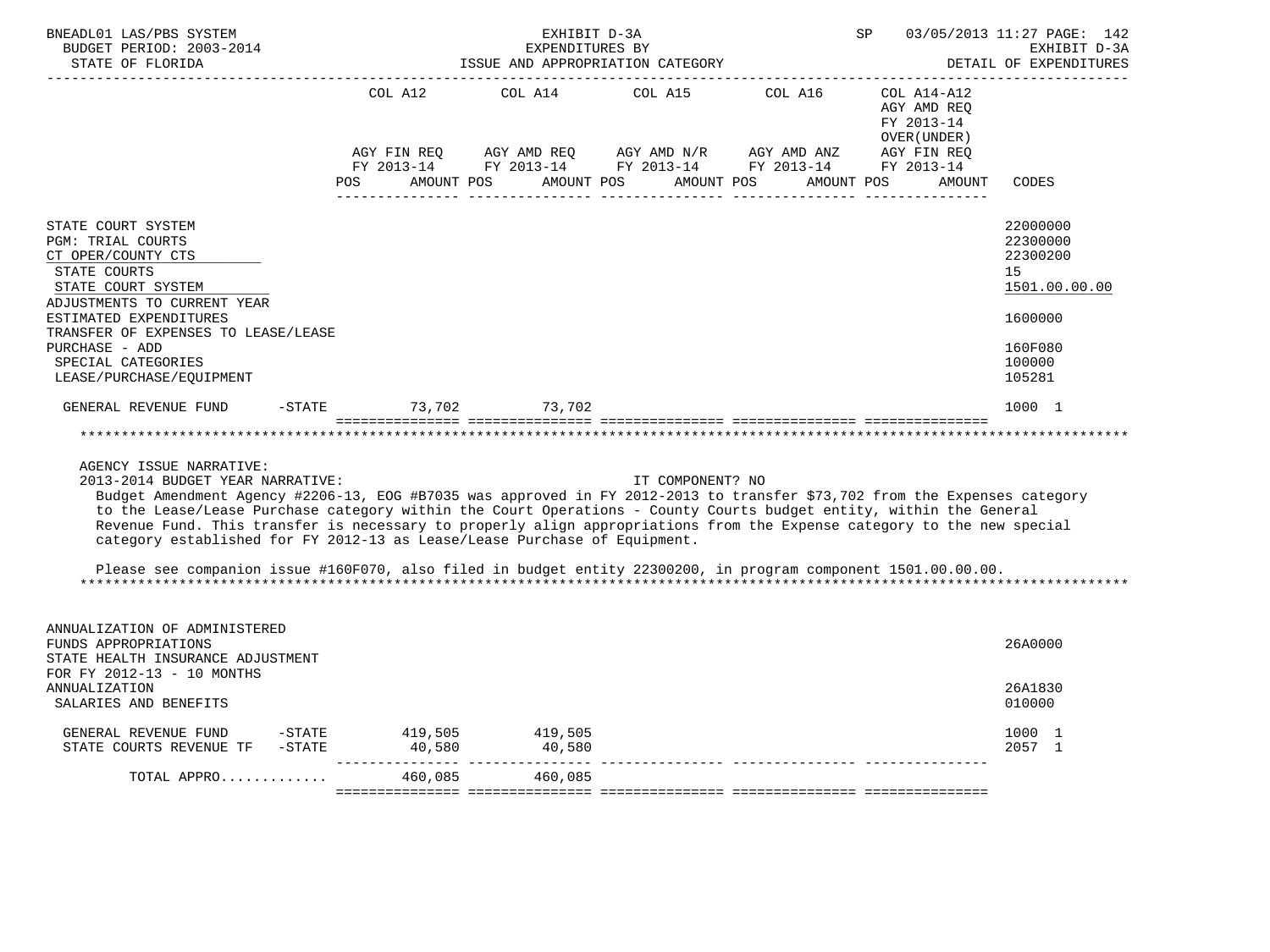BNEADL01 LAS/PBS SYSTEM — EXHIBIT D-3A — EXPENDITURES BY ISSUE AND APPROPRIATION CATEGORY — SP 03/05/2013 11:27

BUDGET PERIOD: 2003-2014 — STATE OF FLORIDA — EXHIBIT D-3A DETAIL OF EXPENDITURES

| | COL A12 AGY FIN REQ FY 2013-14 POS AMOUNT | COL A14 AGY AMD REQ FY 2013-14 POS AMOUNT | COL A15 AGY AMD N/R FY 2013-14 POS AMOUNT | COL A16 AGY AMD ANZ FY 2013-14 POS AMOUNT | COL A14-A12 AGY AMD REQ FY 2013-14 OVER(UNDER) AGY FIN REQ FY 2013-14 POS AMOUNT | CODES |
|---|---|---|---|---|---|---|
| STATE COURT SYSTEM | | | | | | 22000000 |
| PGM: TRIAL COURTS | | | | | | 22300000 |
| CT OPER/COUNTY CTS | | | | | | 22300200 |
| STATE COURTS | | | | | | 15 |
| STATE COURT SYSTEM | | | | | | 1501.00.00.00 |
| ADJUSTMENTS TO CURRENT YEAR ESTIMATED EXPENDITURES | | | | | | 1600000 |
| TRANSFER OF EXPENSES TO LEASE/LEASE PURCHASE - ADD | | | | | | 160F080 |
| SPECIAL CATEGORIES | | | | | | 100000 |
| LEASE/PURCHASE/EQUIPMENT | | | | | | 105281 |
| GENERAL REVENUE FUND -STATE | 73,702 | 73,702 | | | | 1000 1 |

AGENCY ISSUE NARRATIVE:

2013-2014 BUDGET YEAR NARRATIVE: IT COMPONENT? NO

Budget Amendment Agency #2206-13, EOG #B7035 was approved in FY 2012-2013 to transfer $73,702 from the Expenses category to the Lease/Lease Purchase category within the Court Operations - County Courts budget entity, within the General Revenue Fund. This transfer is necessary to properly align appropriations from the Expense category to the new special category established for FY 2012-13 as Lease/Lease Purchase of Equipment.

Please see companion issue #160F070, also filed in budget entity 22300200, in program component 1501.00.00.00.

| | COL A12 | COL A14 | COL A15 | COL A16 | COL A14-A12 | CODES |
|---|---|---|---|---|---|---|
| ANNUALIZATION OF ADMINISTERED FUNDS APPROPRIATIONS | | | | | | 26A0000 |
| STATE HEALTH INSURANCE ADJUSTMENT FOR FY 2012-13 - 10 MONTHS ANNUALIZATION | | | | | | 26A1830 |
| SALARIES AND BENEFITS | | | | | | 010000 |
| GENERAL REVENUE FUND -STATE | 419,505 | 419,505 | | | | 1000 1 |
| STATE COURTS REVENUE TF -STATE | 40,580 | 40,580 | | | | 2057 1 |
| TOTAL APPRO............ | 460,085 | 460,085 | | | | |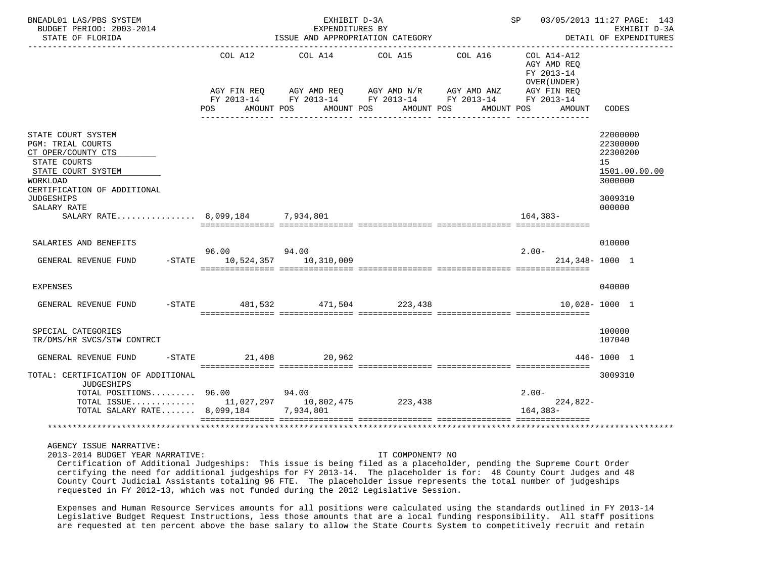BNEADL01 LAS/PBS SYSTEM — EXHIBIT D-3A — EXPENDITURES BY ISSUE AND APPROPRIATION CATEGORY
BUDGET PERIOD: 2003-2014 — STATE OF FLORIDA — SP 03/05/2013 11:27 — EXHIBIT D-3A DETAIL OF EXPENDITURES

| | COL A12 AGY FIN REQ FY 2013-14 POS | AMOUNT | COL A14 AGY AMD REQ FY 2013-14 POS | AMOUNT | COL A15 AGY AMD N/R FY 2013-14 POS | AMOUNT | COL A16 AGY AMD ANZ FY 2013-14 POS | AMOUNT | COL A14-A12 AGY AMD REQ FY 2013-14 OVER(UNDER) AGY FIN REQ FY 2013-14 POS | AMOUNT | CODES |
|---|---|---|---|---|---|---|---|---|---|---|---|
| STATE COURT SYSTEM | | | | | | | | | | | 22000000 |
| PGM: TRIAL COURTS | | | | | | | | | | | 22300000 |
| CT OPER/COUNTY CTS | | | | | | | | | | | 22300200 |
| STATE COURTS | | | | | | | | | | | 15 |
| STATE COURT SYSTEM | | | | | | | | | | | 1501.00.00.00 |
| WORKLOAD | | | | | | | | | | | 3000000 |
| CERTIFICATION OF ADDITIONAL JUDGESHIPS | | | | | | | | | | | 3009310 |
| SALARY RATE | | | | | | | | | | | 000000 |
| SALARY RATE................ | 8,099,184 | | 7,934,801 | | | | | | 164,383- | | |
| SALARIES AND BENEFITS | | | | | | | | | | | 010000 |
| GENERAL REVENUE FUND -STATE | 96.00 | 10,524,357 | 94.00 | 10,310,009 | | | | | 2.00- | 214,348- | 1000 1 |
| EXPENSES | | | | | | | | | | | 040000 |
| GENERAL REVENUE FUND -STATE | | 481,532 | | 471,504 | | 223,438 | | | | 10,028- | 1000 1 |
| SPECIAL CATEGORIES | | | | | | | | | | | 100000 |
| TR/DMS/HR SVCS/STW CONTRCT | | | | | | | | | | | 107040 |
| GENERAL REVENUE FUND -STATE | | 21,408 | | 20,962 | | | | | | 446- | 1000 1 |
| TOTAL: CERTIFICATION OF ADDITIONAL JUDGESHIPS | | | | | | | | | | | 3009310 |
| TOTAL POSITIONS......... | 96.00 | | 94.00 | | | | | | 2.00- | | |
| TOTAL ISSUE............ | | 11,027,297 | | 10,802,475 | | 223,438 | | | | 224,822- | |
| TOTAL SALARY RATE....... | 8,099,184 | | 7,934,801 | | | | | | 164,383- | | |

AGENCY ISSUE NARRATIVE:

2013-2014 BUDGET YEAR NARRATIVE: IT COMPONENT? NO

Certification of Additional Judgeships: This issue is being filed as a placeholder, pending the Supreme Court Order certifying the need for additional judgeships for FY 2013-14. The placeholder is for: 48 County Court Judges and 48 County Court Judicial Assistants totaling 96 FTE. The placeholder issue represents the total number of judgeships requested in FY 2012-13, which was not funded during the 2012 Legislative Session.

Expenses and Human Resource Services amounts for all positions were calculated using the standards outlined in FY 2013-14 Legislative Budget Request Instructions, less those amounts that are a local funding responsibility. All staff positions are requested at ten percent above the base salary to allow the State Courts System to competitively recruit and retain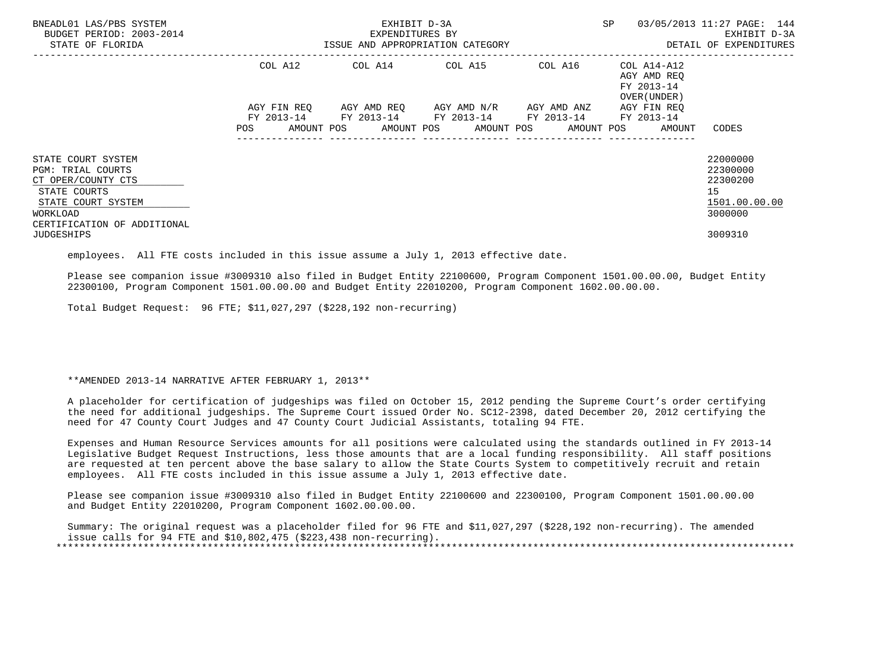| | COL A12 | | COL A14 | | COL A15 | | COL A16 | | COL A14-A12 AGY AMD REQ FY 2013-14 OVER(UNDER) | | |
|---|---|---|---|---|---|---|---|---|---|---|---|
| | AGY FIN REQ FY 2013-14 | | AGY AMD REQ FY 2013-14 | | AGY AMD N/R FY 2013-14 | | AGY AMD ANZ FY 2013-14 | | AGY FIN REQ FY 2013-14 | | |
| | POS | AMOUNT | POS | AMOUNT | POS | AMOUNT | POS | AMOUNT | POS | AMOUNT | CODES |
| STATE COURT SYSTEM | | | | | | | | | | | 22000000 |
| PGM: TRIAL COURTS | | | | | | | | | | | 22300000 |
| CT OPER/COUNTY CTS | | | | | | | | | | | 22300200 |
| STATE COURTS | | | | | | | | | | | 15 |
| STATE COURT SYSTEM | | | | | | | | | | | 1501.00.00.00 |
| WORKLOAD | | | | | | | | | | | 3000000 |
| CERTIFICATION OF ADDITIONAL JUDGESHIPS | | | | | | | | | | | 3009310 |

employees. All FTE costs included in this issue assume a July 1, 2013 effective date.

Please see companion issue #3009310 also filed in Budget Entity 22100600, Program Component 1501.00.00.00, Budget Entity 22300100, Program Component 1501.00.00.00 and Budget Entity 22010200, Program Component 1602.00.00.00.

Total Budget Request: 96 FTE; $11,027,297 ($228,192 non-recurring)

**AMENDED 2013-14 NARRATIVE AFTER FEBRUARY 1, 2013**

A placeholder for certification of judgeships was filed on October 15, 2012 pending the Supreme Court's order certifying the need for additional judgeships. The Supreme Court issued Order No. SC12-2398, dated December 20, 2012 certifying the need for 47 County Court Judges and 47 County Court Judicial Assistants, totaling 94 FTE.

Expenses and Human Resource Services amounts for all positions were calculated using the standards outlined in FY 2013-14 Legislative Budget Request Instructions, less those amounts that are a local funding responsibility. All staff positions are requested at ten percent above the base salary to allow the State Courts System to competitively recruit and retain employees. All FTE costs included in this issue assume a July 1, 2013 effective date.

Please see companion issue #3009310 also filed in Budget Entity 22100600 and 22300100, Program Component 1501.00.00.00 and Budget Entity 22010200, Program Component 1602.00.00.00.

Summary: The original request was a placeholder filed for 96 FTE and $11,027,297 ($228,192 non-recurring). The amended issue calls for 94 FTE and $10,802,475 ($223,438 non-recurring).

*******************************************************************************************************************************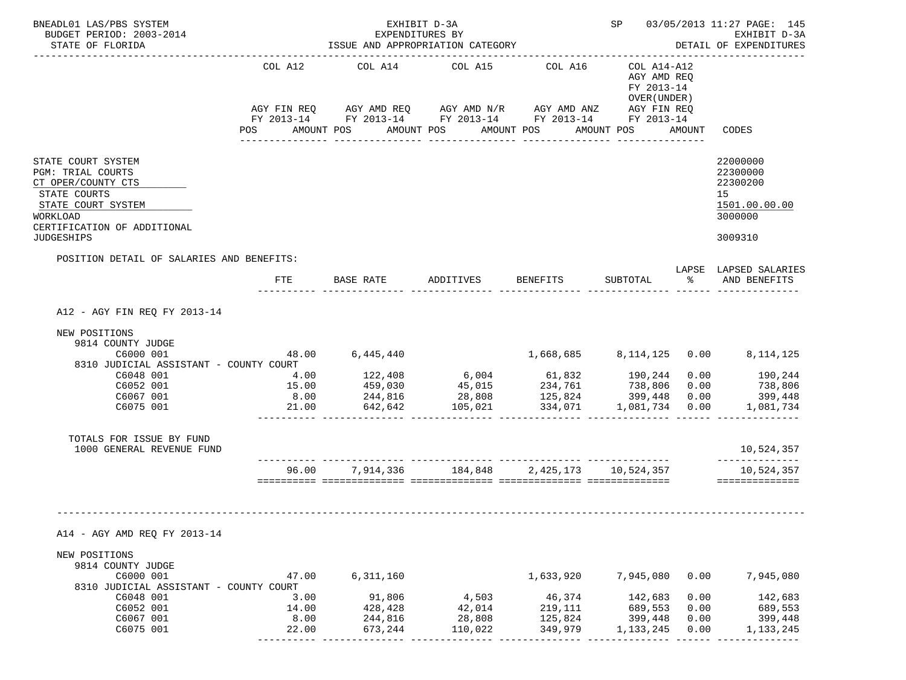BNEADL01 LAS/PBS SYSTEM — EXHIBIT D-3A — SP 03/05/2013 11:27

BUDGET PERIOD: 2003-2014 — EXPENDITURES BY ISSUE AND APPROPRIATION CATEGORY — EXHIBIT D-3A

STATE OF FLORIDA — DETAIL OF EXPENDITURES

| | COL A12 AGY FIN REQ FY 2013-14 | COL A14 AGY AMD REQ FY 2013-14 | COL A15 AGY AMD N/R FY 2013-14 | COL A16 AGY AMD ANZ FY 2013-14 | COL A14-A12 AGY AMD REQ FY 2013-14 OVER(UNDER) AGY FIN REQ FY 2013-14 | CODES |
|---|---|---|---|---|---|---|
| | POS AMOUNT | POS AMOUNT | POS AMOUNT | POS AMOUNT | POS AMOUNT | |

| | CODES |
|---|---|
| STATE COURT SYSTEM | 22000000 |
| PGM: TRIAL COURTS | 22300000 |
| CT OPER/COUNTY CTS | 22300200 |
| STATE COURTS | 15 |
| STATE COURT SYSTEM | 1501.00.00.00 |
| WORKLOAD | 3000000 |
| CERTIFICATION OF ADDITIONAL JUDGESHIPS | 3009310 |

POSITION DETAIL OF SALARIES AND BENEFITS:

| | FTE | BASE RATE | ADDITIVES | BENEFITS | SUBTOTAL | LAPSE % | LAPSED SALARIES AND BENEFITS |
|---|---|---|---|---|---|---|---|
| **A12 - AGY FIN REQ FY 2013-14** | | | | | | | |
| NEW POSITIONS | | | | | | | |
| 9814 COUNTY JUDGE | | | | | | | |
| C6000 001 | 48.00 | 6,445,440 | | 1,668,685 | 8,114,125 | 0.00 | 8,114,125 |
| 8310 JUDICIAL ASSISTANT - COUNTY COURT | | | | | | | |
| C6048 001 | 4.00 | 122,408 | 6,004 | 61,832 | 190,244 | 0.00 | 190,244 |
| C6052 001 | 15.00 | 459,030 | 45,015 | 234,761 | 738,806 | 0.00 | 738,806 |
| C6067 001 | 8.00 | 244,816 | 28,808 | 125,824 | 399,448 | 0.00 | 399,448 |
| C6075 001 | 21.00 | 642,642 | 105,021 | 334,071 | 1,081,734 | 0.00 | 1,081,734 |
| TOTALS FOR ISSUE BY FUND | | | | | | | |
| 1000 GENERAL REVENUE FUND | | | | | | | 10,524,357 |
| | 96.00 | 7,914,336 | 184,848 | 2,425,173 | 10,524,357 | | 10,524,357 |
| **A14 - AGY AMD REQ FY 2013-14** | | | | | | | |
| NEW POSITIONS | | | | | | | |
| 9814 COUNTY JUDGE | | | | | | | |
| C6000 001 | 47.00 | 6,311,160 | | 1,633,920 | 7,945,080 | 0.00 | 7,945,080 |
| 8310 JUDICIAL ASSISTANT - COUNTY COURT | | | | | | | |
| C6048 001 | 3.00 | 91,806 | 4,503 | 46,374 | 142,683 | 0.00 | 142,683 |
| C6052 001 | 14.00 | 428,428 | 42,014 | 219,111 | 689,553 | 0.00 | 689,553 |
| C6067 001 | 8.00 | 244,816 | 28,808 | 125,824 | 399,448 | 0.00 | 399,448 |
| C6075 001 | 22.00 | 673,244 | 110,022 | 349,979 | 1,133,245 | 0.00 | 1,133,245 |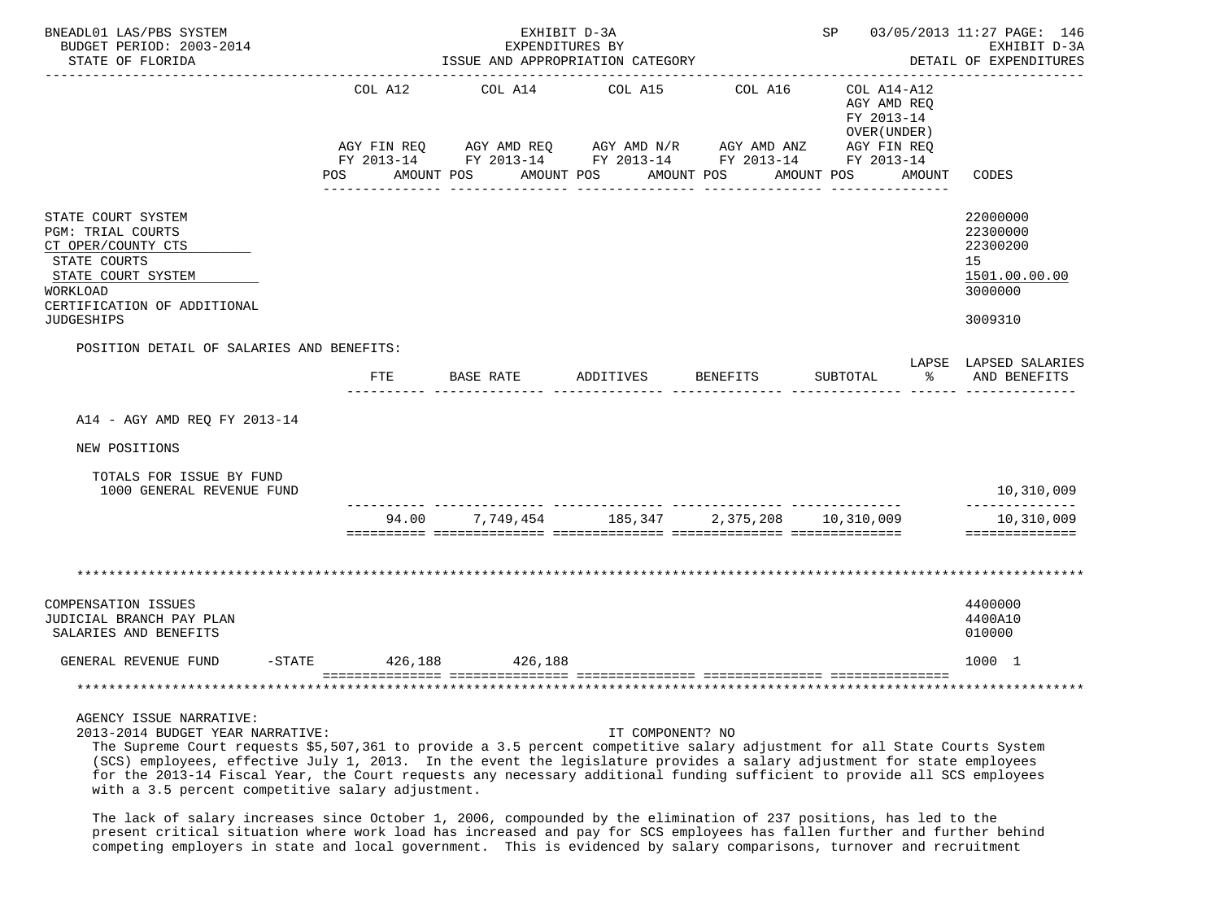BNEADL01 LAS/PBS SYSTEM — EXHIBIT D-3A — SP 03/05/2013 11:27
BUDGET PERIOD: 2003-2014 — EXPENDITURES BY — EXHIBIT D-3A
STATE OF FLORIDA — ISSUE AND APPROPRIATION CATEGORY — DETAIL OF EXPENDITURES

| | COL A12 AGY FIN REQ FY 2013-14 POS AMOUNT | COL A14 AGY AMD REQ FY 2013-14 POS AMOUNT | COL A15 AGY AMD N/R FY 2013-14 POS AMOUNT | COL A16 AGY AMD ANZ FY 2013-14 POS AMOUNT | COL A14-A12 AGY AMD REQ FY 2013-14 OVER(UNDER) AGY FIN REQ FY 2013-14 POS AMOUNT | CODES |
|---|---|---|---|---|---|---|
| STATE COURT SYSTEM | | | | | | 22000000 |
| PGM: TRIAL COURTS | | | | | | 22300000 |
| CT OPER/COUNTY CTS | | | | | | 22300200 |
| STATE COURTS | | | | | | 15 |
| STATE COURT SYSTEM | | | | | | 1501.00.00.00 |
| WORKLOAD | | | | | | 3000000 |
| CERTIFICATION OF ADDITIONAL JUDGESHIPS | | | | | | 3009310 |

POSITION DETAIL OF SALARIES AND BENEFITS:

| | FTE | BASE RATE | ADDITIVES | BENEFITS | SUBTOTAL | LAPSE % | LAPSED SALARIES AND BENEFITS |
|---|---|---|---|---|---|---|---|
| A14 - AGY AMD REQ FY 2013-14 | | | | | | | |
| NEW POSITIONS | | | | | | | |
| TOTALS FOR ISSUE BY FUND | | | | | | | |
| 1000 GENERAL REVENUE FUND | | | | | | | 10,310,009 |
| | 94.00 | 7,749,454 | 185,347 | 2,375,208 | 10,310,009 | | 10,310,009 |

| | COL A12 | COL A14 | COL A15 | COL A16 | COL A14-A12 | CODES |
|---|---|---|---|---|---|---|
| COMPENSATION ISSUES | | | | | | 4400000 |
| JUDICIAL BRANCH PAY PLAN | | | | | | 4400A10 |
| SALARIES AND BENEFITS | | | | | | 010000 |
| GENERAL REVENUE FUND -STATE | 426,188 | 426,188 | | | | 1000 1 |

AGENCY ISSUE NARRATIVE:
2013-2014 BUDGET YEAR NARRATIVE: IT COMPONENT? NO

The Supreme Court requests $5,507,361 to provide a 3.5 percent competitive salary adjustment for all State Courts System (SCS) employees, effective July 1, 2013. In the event the legislature provides a salary adjustment for state employees for the 2013-14 Fiscal Year, the Court requests any necessary additional funding sufficient to provide all SCS employees with a 3.5 percent competitive salary adjustment.

The lack of salary increases since October 1, 2006, compounded by the elimination of 237 positions, has led to the present critical situation where work load has increased and pay for SCS employees has fallen further and further behind competing employers in state and local government. This is evidenced by salary comparisons, turnover and recruitment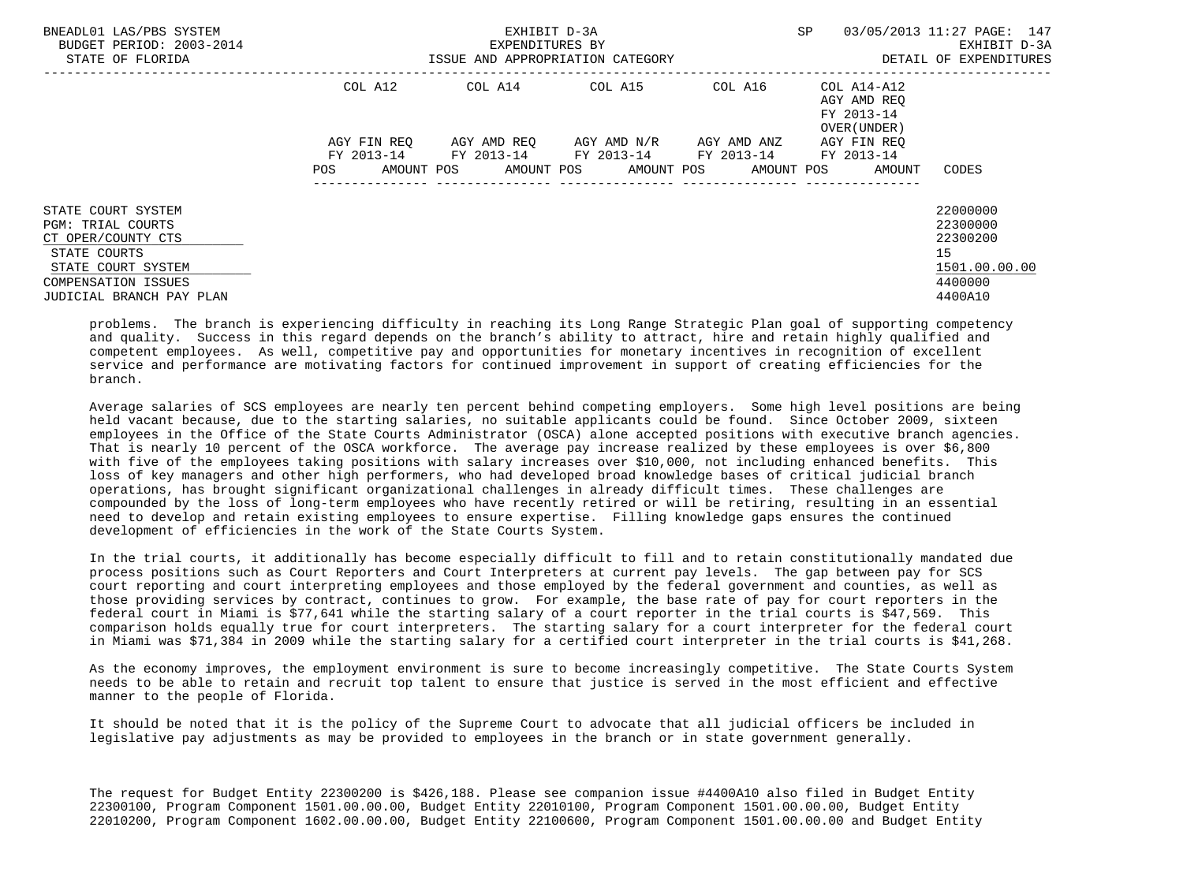| | COL A12 | COL A14 | COL A15 | COL A16 | COL A14-A12 AGY AMD REQ FY 2013-14 OVER(UNDER) | |
|---|---|---|---|---|---|---|
| | AGY FIN REQ FY 2013-14 | AGY AMD REQ FY 2013-14 | AGY AMD N/R FY 2013-14 | AGY AMD ANZ FY 2013-14 | AGY FIN REQ FY 2013-14 | |
| | POS AMOUNT | POS AMOUNT | POS AMOUNT | POS AMOUNT | POS AMOUNT | CODES |
| STATE COURT SYSTEM | | | | | | 22000000 |
| PGM: TRIAL COURTS | | | | | | 22300000 |
| CT OPER/COUNTY CTS | | | | | | 22300200 |
| STATE COURTS | | | | | | 15 |
| STATE COURT SYSTEM | | | | | | 1501.00.00.00 |
| COMPENSATION ISSUES | | | | | | 4400000 |
| JUDICIAL BRANCH PAY PLAN | | | | | | 4400A10 |

problems. The branch is experiencing difficulty in reaching its Long Range Strategic Plan goal of supporting competency and quality. Success in this regard depends on the branch's ability to attract, hire and retain highly qualified and competent employees. As well, competitive pay and opportunities for monetary incentives in recognition of excellent service and performance are motivating factors for continued improvement in support of creating efficiencies for the branch.

Average salaries of SCS employees are nearly ten percent behind competing employers. Some high level positions are being held vacant because, due to the starting salaries, no suitable applicants could be found. Since October 2009, sixteen employees in the Office of the State Courts Administrator (OSCA) alone accepted positions with executive branch agencies. That is nearly 10 percent of the OSCA workforce. The average pay increase realized by these employees is over $6,800 with five of the employees taking positions with salary increases over $10,000, not including enhanced benefits. This loss of key managers and other high performers, who had developed broad knowledge bases of critical judicial branch operations, has brought significant organizational challenges in already difficult times. These challenges are compounded by the loss of long-term employees who have recently retired or will be retiring, resulting in an essential need to develop and retain existing employees to ensure expertise. Filling knowledge gaps ensures the continued development of efficiencies in the work of the State Courts System.

In the trial courts, it additionally has become especially difficult to fill and to retain constitutionally mandated due process positions such as Court Reporters and Court Interpreters at current pay levels. The gap between pay for SCS court reporting and court interpreting employees and those employed by the federal government and counties, as well as those providing services by contract, continues to grow. For example, the base rate of pay for court reporters in the federal court in Miami is $77,641 while the starting salary of a court reporter in the trial courts is $47,569. This comparison holds equally true for court interpreters. The starting salary for a court interpreter for the federal court in Miami was $71,384 in 2009 while the starting salary for a certified court interpreter in the trial courts is $41,268.

As the economy improves, the employment environment is sure to become increasingly competitive. The State Courts System needs to be able to retain and recruit top talent to ensure that justice is served in the most efficient and effective manner to the people of Florida.

It should be noted that it is the policy of the Supreme Court to advocate that all judicial officers be included in legislative pay adjustments as may be provided to employees in the branch or in state government generally.

The request for Budget Entity 22300200 is $426,188. Please see companion issue #4400A10 also filed in Budget Entity 22300100, Program Component 1501.00.00.00, Budget Entity 22010100, Program Component 1501.00.00.00, Budget Entity 22010200, Program Component 1602.00.00.00, Budget Entity 22100600, Program Component 1501.00.00.00 and Budget Entity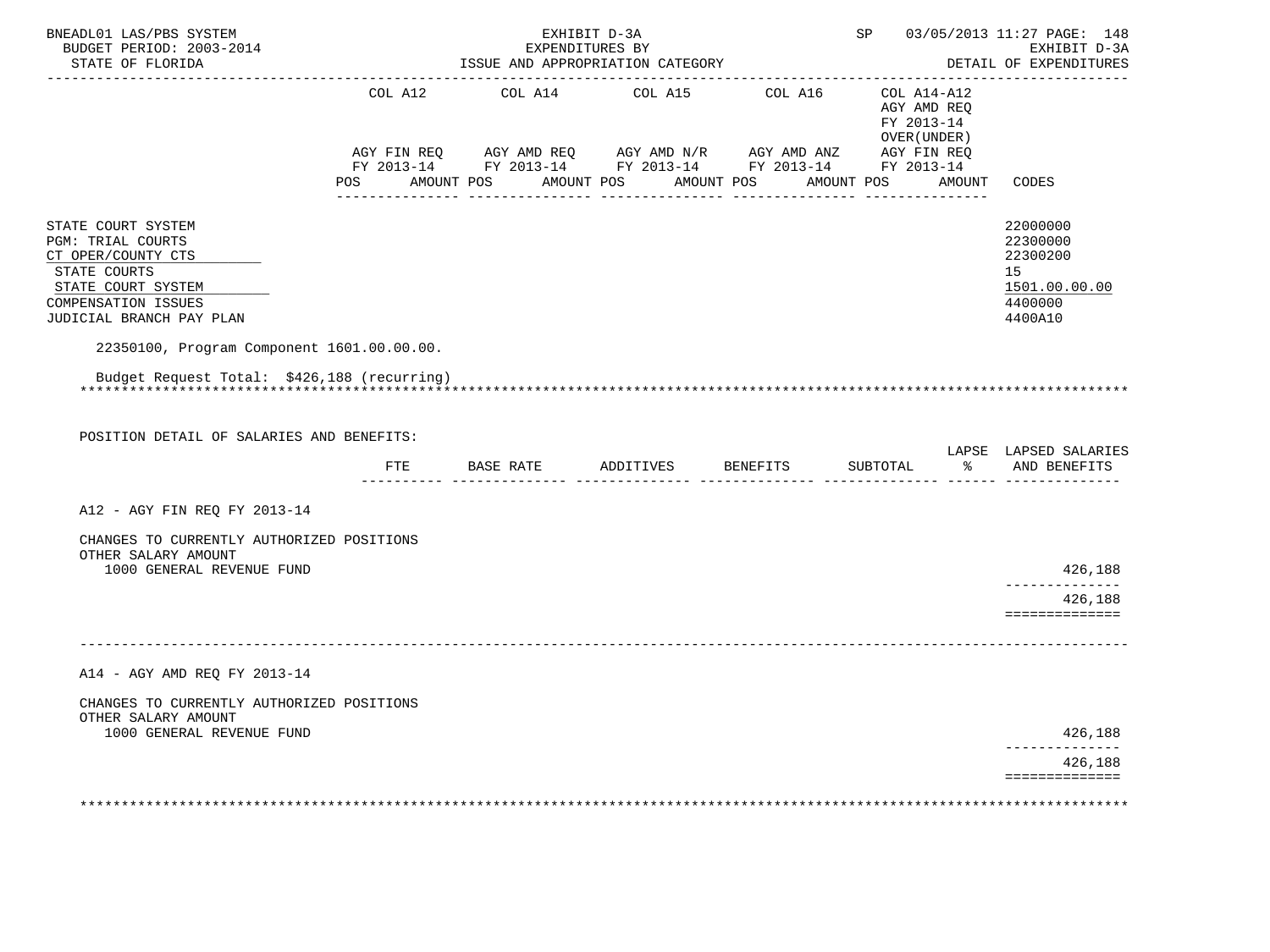BNEADL01 LAS/PBS SYSTEM
BUDGET PERIOD: 2003-2014
STATE OF FLORIDA

EXHIBIT D-3A
EXPENDITURES BY
ISSUE AND APPROPRIATION CATEGORY

SP 03/05/2013 11:27

EXHIBIT D-3A
DETAIL OF EXPENDITURES

| | COL A12 AGY FIN REQ FY 2013-14 POS AMOUNT | COL A14 AGY AMD REQ FY 2013-14 POS AMOUNT | COL A15 AGY AMD N/R FY 2013-14 POS AMOUNT | COL A16 AGY AMD ANZ FY 2013-14 POS AMOUNT | COL A14-A12 AGY AMD REQ FY 2013-14 OVER(UNDER) AGY FIN REQ FY 2013-14 POS AMOUNT | CODES |
|---|---|---|---|---|---|---|
| STATE COURT SYSTEM | | | | | | 22000000 |
| PGM: TRIAL COURTS | | | | | | 22300000 |
| CT OPER/COUNTY CTS | | | | | | 22300200 |
| STATE COURTS | | | | | | 15 |
| STATE COURT SYSTEM | | | | | | 1501.00.00.00 |
| COMPENSATION ISSUES | | | | | | 4400000 |
| JUDICIAL BRANCH PAY PLAN | | | | | | 4400A10 |

22350100, Program Component 1601.00.00.00.

Budget Request Total: $426,188 (recurring)

POSITION DETAIL OF SALARIES AND BENEFITS:

| | FTE | BASE RATE | ADDITIVES | BENEFITS | SUBTOTAL | LAPSE % | LAPSED SALARIES AND BENEFITS |
|---|---|---|---|---|---|---|---|
| **A12 - AGY FIN REQ FY 2013-14** | | | | | | | |
| CHANGES TO CURRENTLY AUTHORIZED POSITIONS | | | | | | | |
| OTHER SALARY AMOUNT | | | | | | | |
| 1000 GENERAL REVENUE FUND | | | | | | | 426,188 |
| | | | | | | | 426,188 |
| **A14 - AGY AMD REQ FY 2013-14** | | | | | | | |
| CHANGES TO CURRENTLY AUTHORIZED POSITIONS | | | | | | | |
| OTHER SALARY AMOUNT | | | | | | | |
| 1000 GENERAL REVENUE FUND | | | | | | | 426,188 |
| | | | | | | | 426,188 |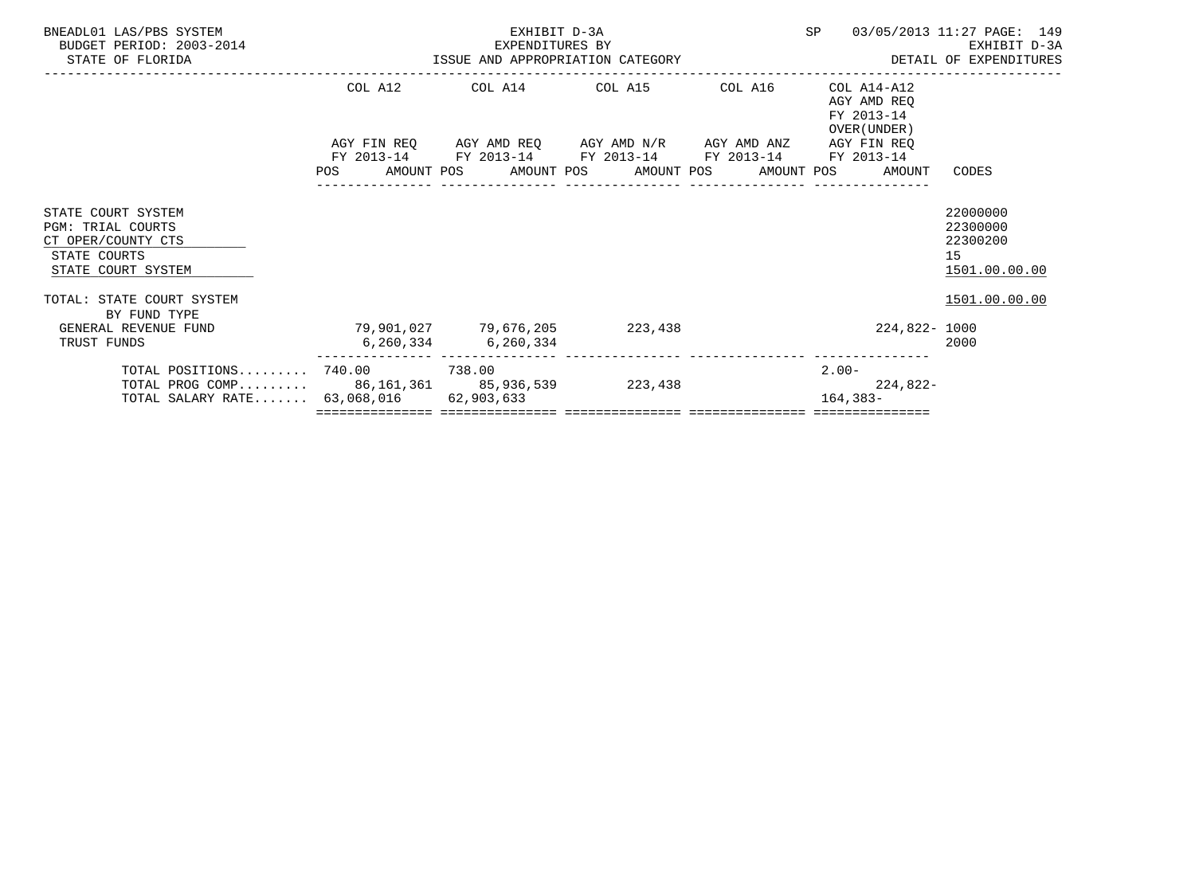BNEADL01 LAS/PBS SYSTEM
BUDGET PERIOD: 2003-2014
STATE OF FLORIDA

EXHIBIT D-3A
EXPENDITURES BY
ISSUE AND APPROPRIATION CATEGORY

SP 03/05/2013 11:27
EXHIBIT D-3A
DETAIL OF EXPENDITURES

| | COL A12 AGY FIN REQ FY 2013-14 POS AMOUNT | COL A14 AGY AMD REQ FY 2013-14 POS AMOUNT | COL A15 AGY AMD N/R FY 2013-14 POS AMOUNT | COL A16 AGY AMD ANZ FY 2013-14 POS AMOUNT | COL A14-A12 AGY AMD REQ FY 2013-14 OVER(UNDER) AGY FIN REQ FY 2013-14 POS AMOUNT | CODES |
|---|---|---|---|---|---|---|
| STATE COURT SYSTEM | | | | | | 22000000 |
| PGM: TRIAL COURTS | | | | | | 22300000 |
| CT OPER/COUNTY CTS | | | | | | 22300200 |
| STATE COURTS | | | | | | 15 |
| STATE COURT SYSTEM | | | | | | 1501.00.00.00 |
| TOTAL: STATE COURT SYSTEM | | | | | | 1501.00.00.00 |
| BY FUND TYPE | | | | | | |
| GENERAL REVENUE FUND | 79,901,027 | 79,676,205 | 223,438 | | 224,822- | 1000 |
| TRUST FUNDS | 6,260,334 | 6,260,334 | | | | 2000 |
| TOTAL POSITIONS......... | 740.00 | 738.00 | | | 2.00- | |
| TOTAL PROG COMP......... | 86,161,361 | 85,936,539 | 223,438 | | 224,822- | |
| TOTAL SALARY RATE....... | 63,068,016 | 62,903,633 | | | 164,383- | |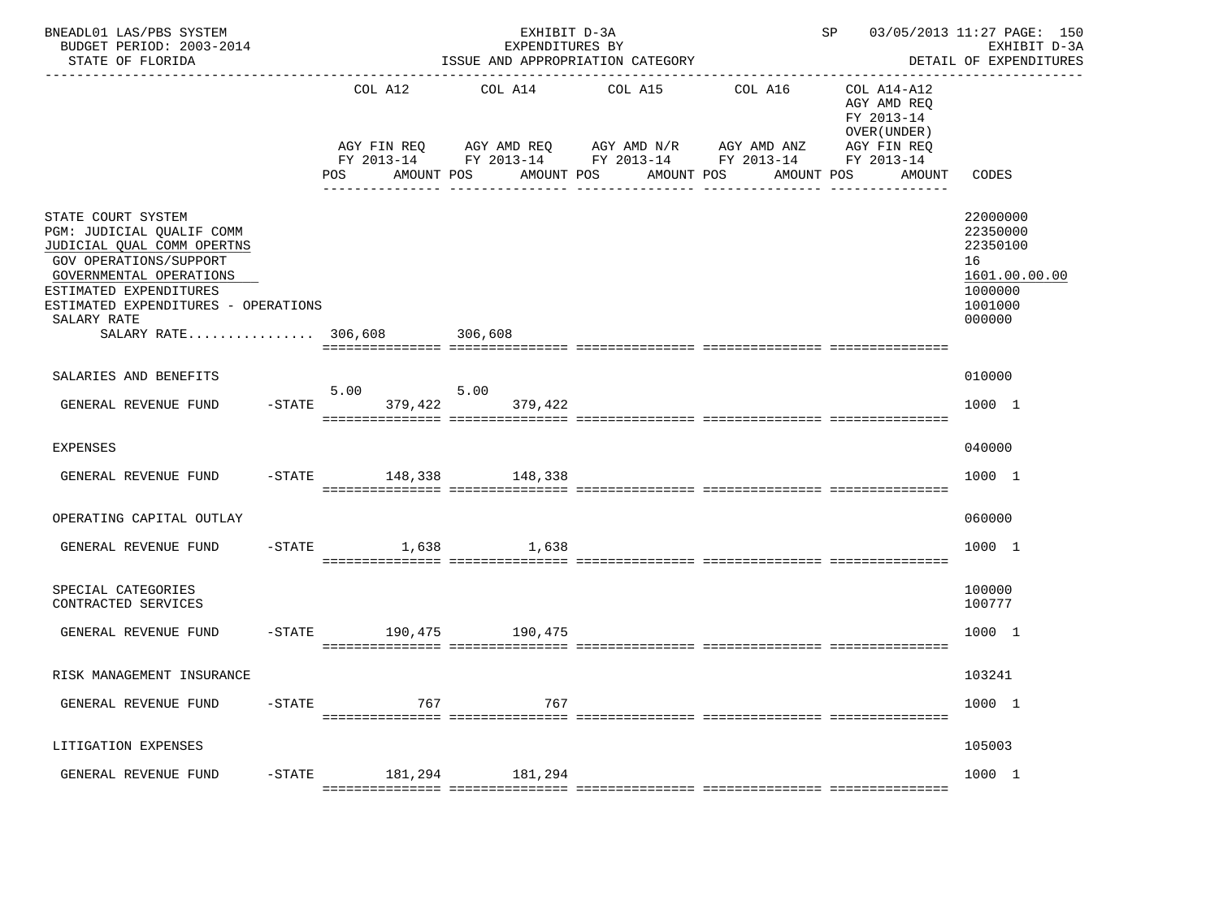BNEADL01 LAS/PBS SYSTEM | EXHIBIT D-3A | SP 03/05/2013 11:27
BUDGET PERIOD: 2003-2014 | EXPENDITURES BY | EXHIBIT D-3A
STATE OF FLORIDA | ISSUE AND APPROPRIATION CATEGORY | DETAIL OF EXPENDITURES

| | COL A12 AGY FIN REQ FY 2013-14 POS AMOUNT | COL A14 AGY AMD REQ FY 2013-14 POS AMOUNT | COL A15 AGY AMD N/R FY 2013-14 POS AMOUNT | COL A16 AGY AMD ANZ FY 2013-14 POS AMOUNT | COL A14-A12 AGY AMD REQ FY 2013-14 OVER(UNDER) AGY FIN REQ FY 2013-14 AMOUNT | CODES |
|---|---|---|---|---|---|---|
| STATE COURT SYSTEM | | | | | | 22000000 |
| PGM: JUDICIAL QUALIF COMM | | | | | | 22350000 |
| JUDICIAL QUAL COMM OPERTNS | | | | | | 22350100 |
| GOV OPERATIONS/SUPPORT | | | | | | 16 |
| GOVERNMENTAL OPERATIONS | | | | | | 1601.00.00.00 |
| ESTIMATED EXPENDITURES | | | | | | 1000000 |
| ESTIMATED EXPENDITURES - OPERATIONS | | | | | | 1001000 |
| SALARY RATE | | | | | | 000000 |
| SALARY RATE................ | 306,608 | 306,608 | | | | |
| SALARIES AND BENEFITS | | | | | | 010000 |
| GENERAL REVENUE FUND -STATE | 5.00 379,422 | 5.00 379,422 | | | | 1000 1 |
| EXPENSES | | | | | | 040000 |
| GENERAL REVENUE FUND -STATE | 148,338 | 148,338 | | | | 1000 1 |
| OPERATING CAPITAL OUTLAY | | | | | | 060000 |
| GENERAL REVENUE FUND -STATE | 1,638 | 1,638 | | | | 1000 1 |
| SPECIAL CATEGORIES | | | | | | 100000 |
| CONTRACTED SERVICES | | | | | | 100777 |
| GENERAL REVENUE FUND -STATE | 190,475 | 190,475 | | | | 1000 1 |
| RISK MANAGEMENT INSURANCE | | | | | | 103241 |
| GENERAL REVENUE FUND -STATE | 767 | 767 | | | | 1000 1 |
| LITIGATION EXPENSES | | | | | | 105003 |
| GENERAL REVENUE FUND -STATE | 181,294 | 181,294 | | | | 1000 1 |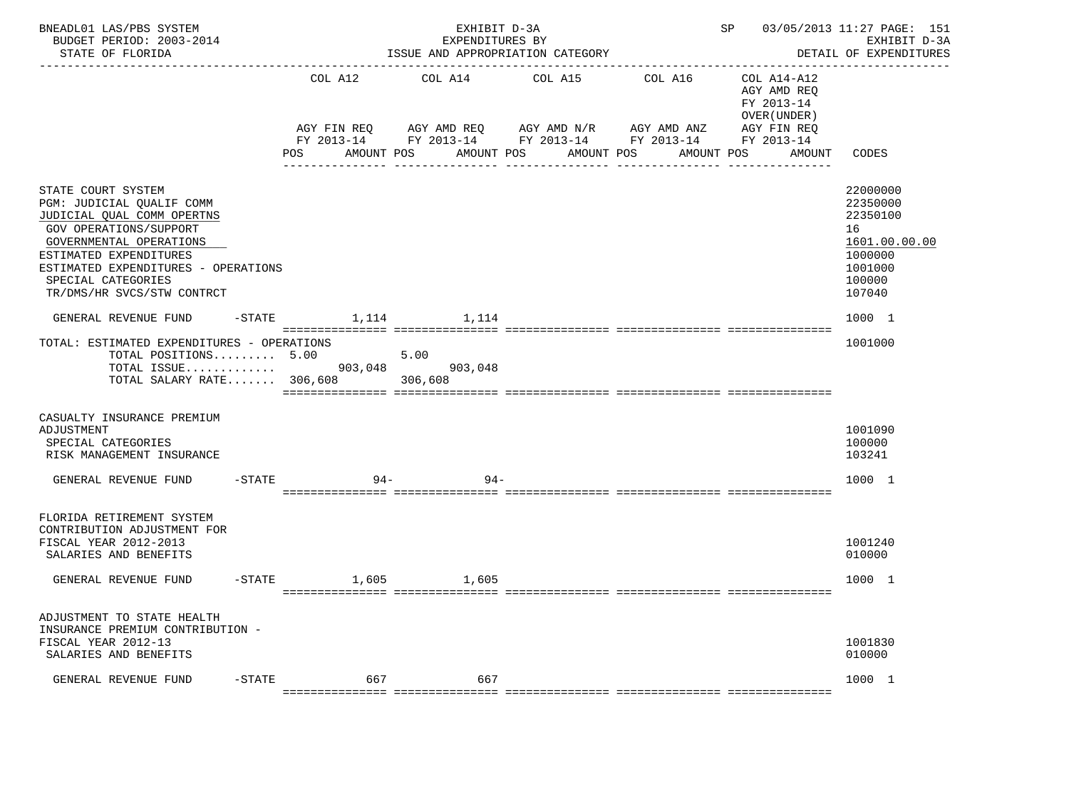BNEADL01 LAS/PBS SYSTEM — EXHIBIT D-3A — SP 03/05/2013 11:27 PAGE: 151

BUDGET PERIOD: 2003-2014 — EXPENDITURES BY — EXHIBIT D-3A

STATE OF FLORIDA — ISSUE AND APPROPRIATION CATEGORY — DETAIL OF EXPENDITURES

| | COL A12 AGY FIN REQ FY 2013-14 POS AMOUNT | COL A14 AGY AMD REQ FY 2013-14 POS AMOUNT | COL A15 AGY AMD N/R FY 2013-14 POS AMOUNT | COL A16 AGY AMD ANZ FY 2013-14 POS AMOUNT | COL A14-A12 AGY AMD REQ FY 2013-14 OVER(UNDER) AGY FIN REQ FY 2013-14 POS AMOUNT | CODES |
|---|---|---|---|---|---|---|
| STATE COURT SYSTEM | | | | | | 22000000 |
| PGM: JUDICIAL QUALIF COMM | | | | | | 22350000 |
| JUDICIAL QUAL COMM OPERTNS | | | | | | 22350100 |
| GOV OPERATIONS/SUPPORT | | | | | | 16 |
| GOVERNMENTAL OPERATIONS | | | | | | 1601.00.00.00 |
| ESTIMATED EXPENDITURES | | | | | | 1000000 |
| ESTIMATED EXPENDITURES - OPERATIONS | | | | | | 1001000 |
| SPECIAL CATEGORIES | | | | | | 100000 |
| TR/DMS/HR SVCS/STW CONTRCT | | | | | | 107040 |
| GENERAL REVENUE FUND -STATE | 1,114 | 1,114 | | | | 1000 1 |
| TOTAL: ESTIMATED EXPENDITURES - OPERATIONS | | | | | | 1001000 |
| TOTAL POSITIONS......... | 5.00 | 5.00 | | | | |
| TOTAL ISSUE............. | 903,048 | 903,048 | | | | |
| TOTAL SALARY RATE....... | 306,608 | 306,608 | | | | |
| CASUALTY INSURANCE PREMIUM ADJUSTMENT | | | | | | 1001090 |
| SPECIAL CATEGORIES | | | | | | 100000 |
| RISK MANAGEMENT INSURANCE | | | | | | 103241 |
| GENERAL REVENUE FUND -STATE | 94- | 94- | | | | 1000 1 |
| FLORIDA RETIREMENT SYSTEM CONTRIBUTION ADJUSTMENT FOR FISCAL YEAR 2012-2013 | | | | | | 1001240 |
| SALARIES AND BENEFITS | | | | | | 010000 |
| GENERAL REVENUE FUND -STATE | 1,605 | 1,605 | | | | 1000 1 |
| ADJUSTMENT TO STATE HEALTH INSURANCE PREMIUM CONTRIBUTION - FISCAL YEAR 2012-13 | | | | | | 1001830 |
| SALARIES AND BENEFITS | | | | | | 010000 |
| GENERAL REVENUE FUND -STATE | 667 | 667 | | | | 1000 1 |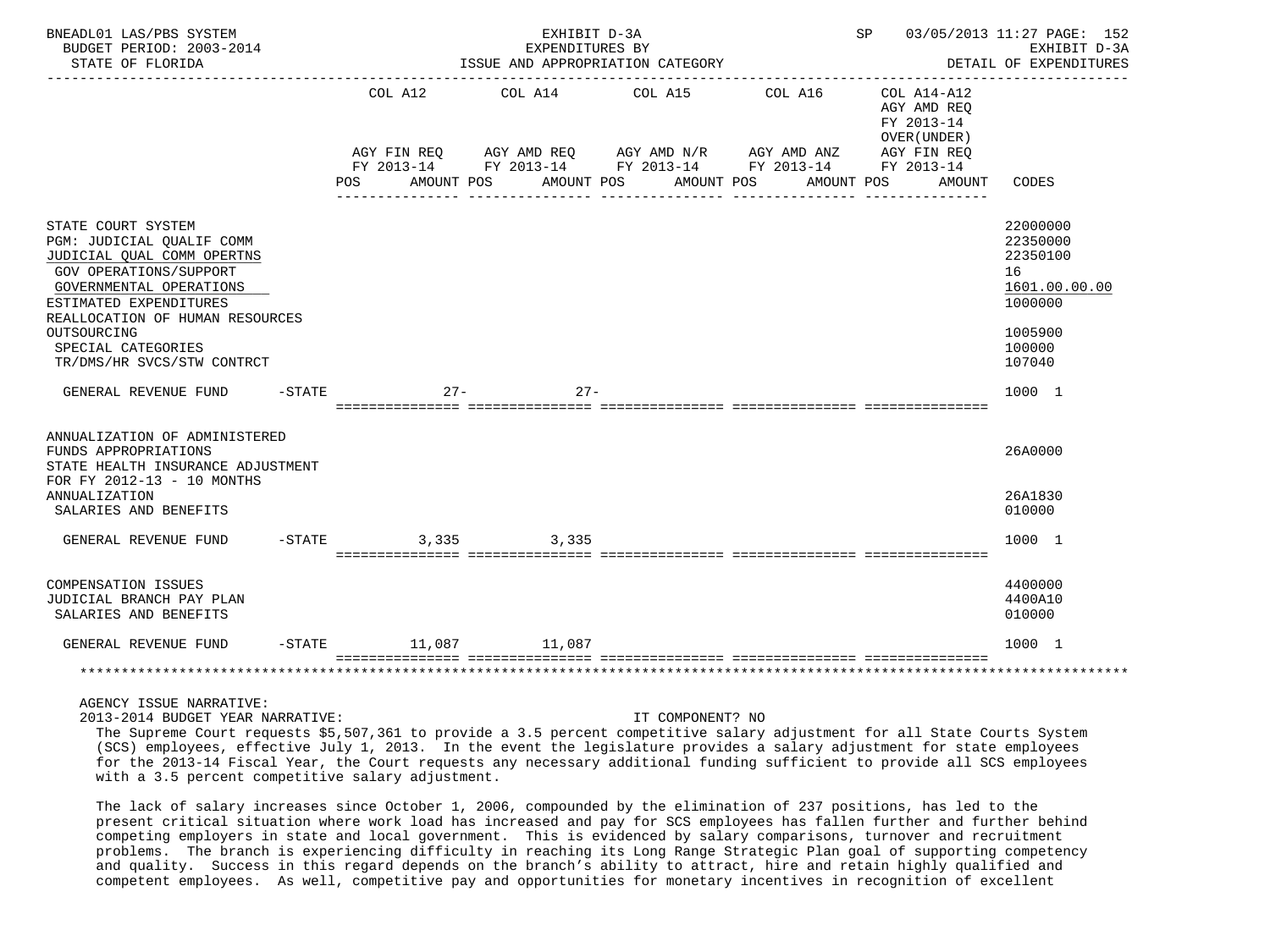BNEADL01 LAS/PBS SYSTEM — BUDGET PERIOD: 2003-2014 — STATE OF FLORIDA

EXHIBIT D-3A — EXPENDITURES BY ISSUE AND APPROPRIATION CATEGORY — DETAIL OF EXPENDITURES

SP 03/05/2013 11:27

| | COL A12 AGY FIN REQ FY 2013-14 POS AMOUNT | COL A14 AGY AMD REQ FY 2013-14 POS AMOUNT | COL A15 AGY AMD N/R FY 2013-14 POS AMOUNT | COL A16 AGY AMD ANZ FY 2013-14 POS AMOUNT | COL A14-A12 AGY AMD REQ FY 2013-14 OVER(UNDER) AGY FIN REQ FY 2013-14 POS AMOUNT | CODES |
|---|---|---|---|---|---|---|
| STATE COURT SYSTEM | | | | | | 22000000 |
| PGM: JUDICIAL QUALIF COMM | | | | | | 22350000 |
| JUDICIAL QUAL COMM OPERTNS | | | | | | 22350100 |
| GOV OPERATIONS/SUPPORT | | | | | | 16 |
| GOVERNMENTAL OPERATIONS | | | | | | 1601.00.00.00 |
| ESTIMATED EXPENDITURES | | | | | | 1000000 |
| REALLOCATION OF HUMAN RESOURCES OUTSOURCING | | | | | | 1005900 |
| SPECIAL CATEGORIES | | | | | | 100000 |
| TR/DMS/HR SVCS/STW CONTRCT | | | | | | 107040 |
| GENERAL REVENUE FUND -STATE | 27- | 27- | | | | 1000 1 |
| ANNUALIZATION OF ADMINISTERED FUNDS APPROPRIATIONS | | | | | | 26A0000 |
| STATE HEALTH INSURANCE ADJUSTMENT FOR FY 2012-13 - 10 MONTHS ANNUALIZATION | | | | | | 26A1830 |
| SALARIES AND BENEFITS | | | | | | 010000 |
| GENERAL REVENUE FUND -STATE | 3,335 | 3,335 | | | | 1000 1 |
| COMPENSATION ISSUES | | | | | | 4400000 |
| JUDICIAL BRANCH PAY PLAN | | | | | | 4400A10 |
| SALARIES AND BENEFITS | | | | | | 010000 |
| GENERAL REVENUE FUND -STATE | 11,087 | 11,087 | | | | 1000 1 |

AGENCY ISSUE NARRATIVE:

2013-2014 BUDGET YEAR NARRATIVE: IT COMPONENT? NO

The Supreme Court requests $5,507,361 to provide a 3.5 percent competitive salary adjustment for all State Courts System (SCS) employees, effective July 1, 2013. In the event the legislature provides a salary adjustment for state employees for the 2013-14 Fiscal Year, the Court requests any necessary additional funding sufficient to provide all SCS employees with a 3.5 percent competitive salary adjustment.

The lack of salary increases since October 1, 2006, compounded by the elimination of 237 positions, has led to the present critical situation where work load has increased and pay for SCS employees has fallen further and further behind competing employers in state and local government. This is evidenced by salary comparisons, turnover and recruitment problems. The branch is experiencing difficulty in reaching its Long Range Strategic Plan goal of supporting competency and quality. Success in this regard depends on the branch's ability to attract, hire and retain highly qualified and competent employees. As well, competitive pay and opportunities for monetary incentives in recognition of excellent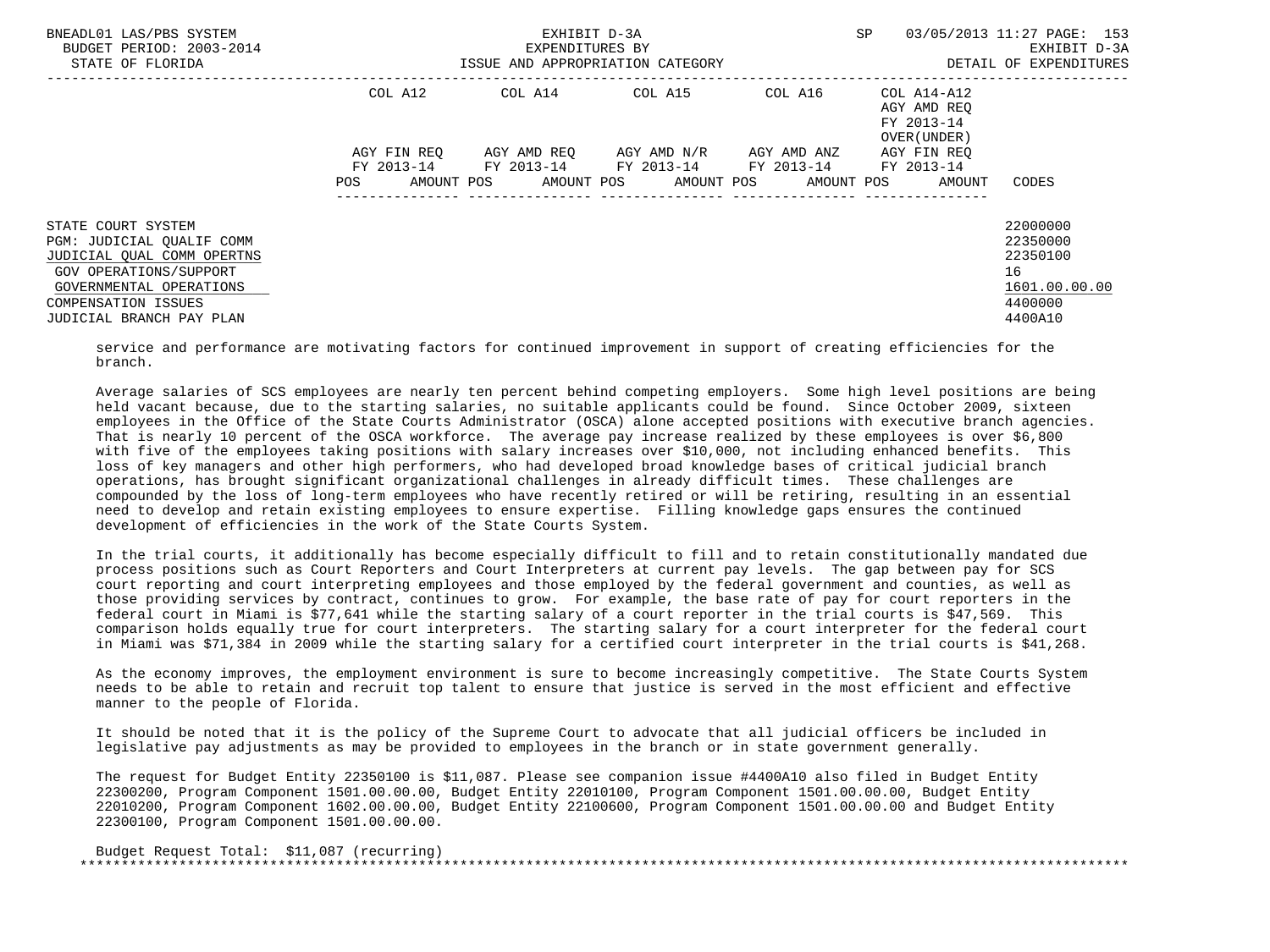| | COL A12 | | COL A14 | | COL A15 | | COL A16 | | COL A14-A12 AGY AMD REQ FY 2013-14 OVER(UNDER) | | |
|---|---|---|---|---|---|---|---|---|---|---|---|
| | AGY FIN REQ FY 2013-14 | | AGY AMD REQ FY 2013-14 | | AGY AMD N/R FY 2013-14 | | AGY AMD ANZ FY 2013-14 | | AGY FIN REQ FY 2013-14 | | |
| | POS | AMOUNT | POS | AMOUNT | POS | AMOUNT | POS | AMOUNT | POS | AMOUNT | CODES |
| STATE COURT SYSTEM | | | | | | | | | | | 22000000 |
| PGM: JUDICIAL QUALIF COMM | | | | | | | | | | | 22350000 |
| JUDICIAL QUAL COMM OPERTNS | | | | | | | | | | | 22350100 |
| GOV OPERATIONS/SUPPORT | | | | | | | | | | | 16 |
| GOVERNMENTAL OPERATIONS | | | | | | | | | | | 1601.00.00.00 |
| COMPENSATION ISSUES | | | | | | | | | | | 4400000 |
| JUDICIAL BRANCH PAY PLAN | | | | | | | | | | | 4400A10 |

service and performance are motivating factors for continued improvement in support of creating efficiencies for the branch.

Average salaries of SCS employees are nearly ten percent behind competing employers. Some high level positions are being held vacant because, due to the starting salaries, no suitable applicants could be found. Since October 2009, sixteen employees in the Office of the State Courts Administrator (OSCA) alone accepted positions with executive branch agencies. That is nearly 10 percent of the OSCA workforce. The average pay increase realized by these employees is over $6,800 with five of the employees taking positions with salary increases over $10,000, not including enhanced benefits. This loss of key managers and other high performers, who had developed broad knowledge bases of critical judicial branch operations, has brought significant organizational challenges in already difficult times. These challenges are compounded by the loss of long-term employees who have recently retired or will be retiring, resulting in an essential need to develop and retain existing employees to ensure expertise. Filling knowledge gaps ensures the continued development of efficiencies in the work of the State Courts System.

In the trial courts, it additionally has become especially difficult to fill and to retain constitutionally mandated due process positions such as Court Reporters and Court Interpreters at current pay levels. The gap between pay for SCS court reporting and court interpreting employees and those employed by the federal government and counties, as well as those providing services by contract, continues to grow. For example, the base rate of pay for court reporters in the federal court in Miami is $77,641 while the starting salary of a court reporter in the trial courts is $47,569. This comparison holds equally true for court interpreters. The starting salary for a court interpreter for the federal court in Miami was $71,384 in 2009 while the starting salary for a certified court interpreter in the trial courts is $41,268.

As the economy improves, the employment environment is sure to become increasingly competitive. The State Courts System needs to be able to retain and recruit top talent to ensure that justice is served in the most efficient and effective manner to the people of Florida.

It should be noted that it is the policy of the Supreme Court to advocate that all judicial officers be included in legislative pay adjustments as may be provided to employees in the branch or in state government generally.

The request for Budget Entity 22350100 is $11,087. Please see companion issue #4400A10 also filed in Budget Entity 22300200, Program Component 1501.00.00.00, Budget Entity 22010100, Program Component 1501.00.00.00, Budget Entity 22010200, Program Component 1602.00.00.00, Budget Entity 22100600, Program Component 1501.00.00.00 and Budget Entity 22300100, Program Component 1501.00.00.00.

Budget Request Total: $11,087 (recurring)

*******************************************************************************************************************************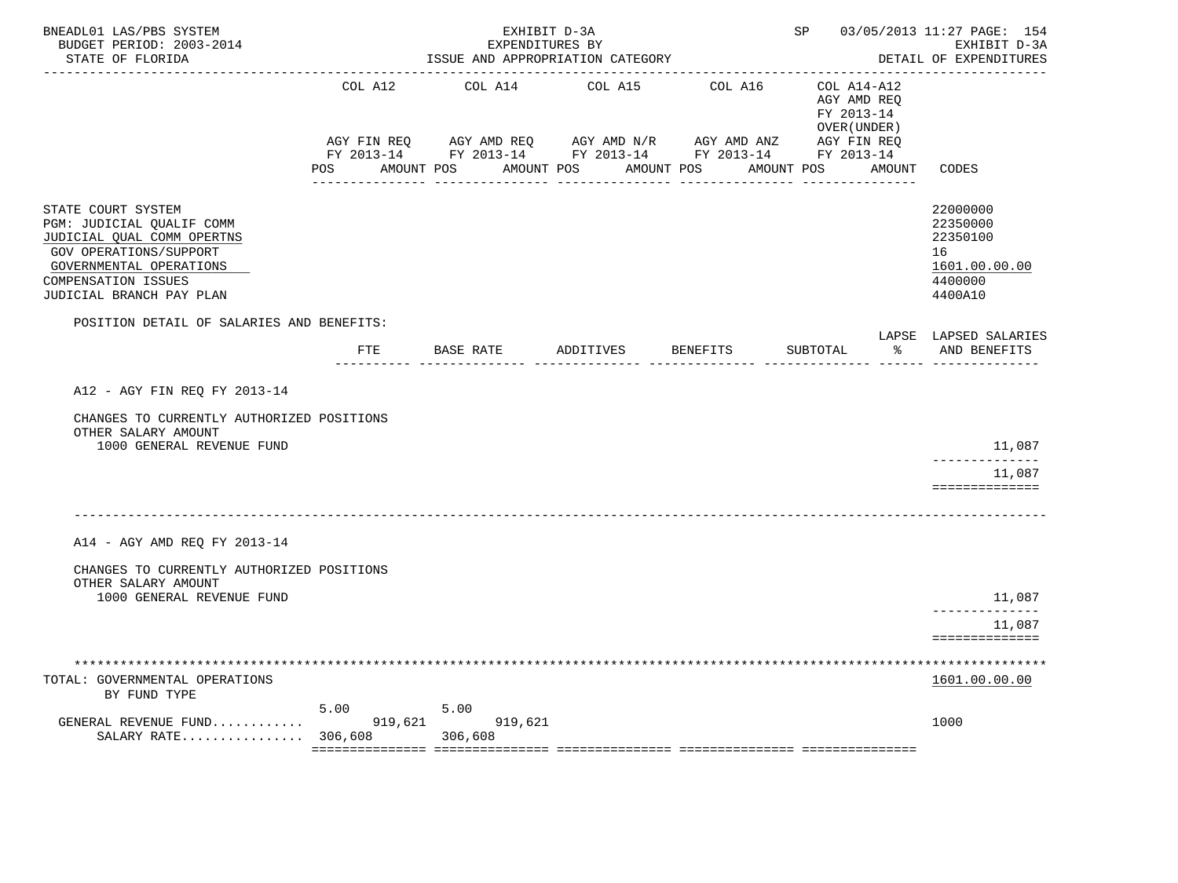BNEADL01 LAS/PBS SYSTEM — EXHIBIT D-3A — SP 03/05/2013 11:27

BUDGET PERIOD: 2003-2014 — EXPENDITURES BY — EXHIBIT D-3A

STATE OF FLORIDA — ISSUE AND APPROPRIATION CATEGORY — DETAIL OF EXPENDITURES

| | COL A12 AGY FIN REQ FY 2013-14 POS AMOUNT | COL A14 AGY AMD REQ FY 2013-14 POS AMOUNT | COL A15 AGY AMD N/R FY 2013-14 POS AMOUNT | COL A16 AGY AMD ANZ FY 2013-14 POS AMOUNT | COL A14-A12 AGY AMD REQ FY 2013-14 OVER(UNDER) AGY FIN REQ FY 2013-14 POS AMOUNT | CODES |
|---|---|---|---|---|---|---|
| STATE COURT SYSTEM | | | | | | 22000000 |
| PGM: JUDICIAL QUALIF COMM | | | | | | 22350000 |
| JUDICIAL QUAL COMM OPERTNS | | | | | | 22350100 |
| GOV OPERATIONS/SUPPORT | | | | | | 16 |
| GOVERNMENTAL OPERATIONS | | | | | | 1601.00.00.00 |
| COMPENSATION ISSUES | | | | | | 4400000 |
| JUDICIAL BRANCH PAY PLAN | | | | | | 4400A10 |

POSITION DETAIL OF SALARIES AND BENEFITS:

| | FTE | BASE RATE | ADDITIVES | BENEFITS | SUBTOTAL | LAPSE % | LAPSED SALARIES AND BENEFITS |
|---|---|---|---|---|---|---|---|
| **A12 - AGY FIN REQ FY 2013-14** | | | | | | | |
| CHANGES TO CURRENTLY AUTHORIZED POSITIONS | | | | | | | |
| OTHER SALARY AMOUNT | | | | | | | |
| 1000 GENERAL REVENUE FUND | | | | | | | 11,087 |
| | | | | | | | 11,087 |
| **A14 - AGY AMD REQ FY 2013-14** | | | | | | | |
| CHANGES TO CURRENTLY AUTHORIZED POSITIONS | | | | | | | |
| OTHER SALARY AMOUNT | | | | | | | |
| 1000 GENERAL REVENUE FUND | | | | | | | 11,087 |
| | | | | | | | 11,087 |

| TOTAL: GOVERNMENTAL OPERATIONS BY FUND TYPE | COL A12 POS | COL A12 AMOUNT | COL A14 POS | COL A14 AMOUNT | CODES |
|---|---|---|---|---|---|
| | | | | | 1601.00.00.00 |
| GENERAL REVENUE FUND............ | 5.00 | 919,621 | 5.00 | 919,621 | 1000 |
| SALARY RATE................ | | 306,608 | | 306,608 | |